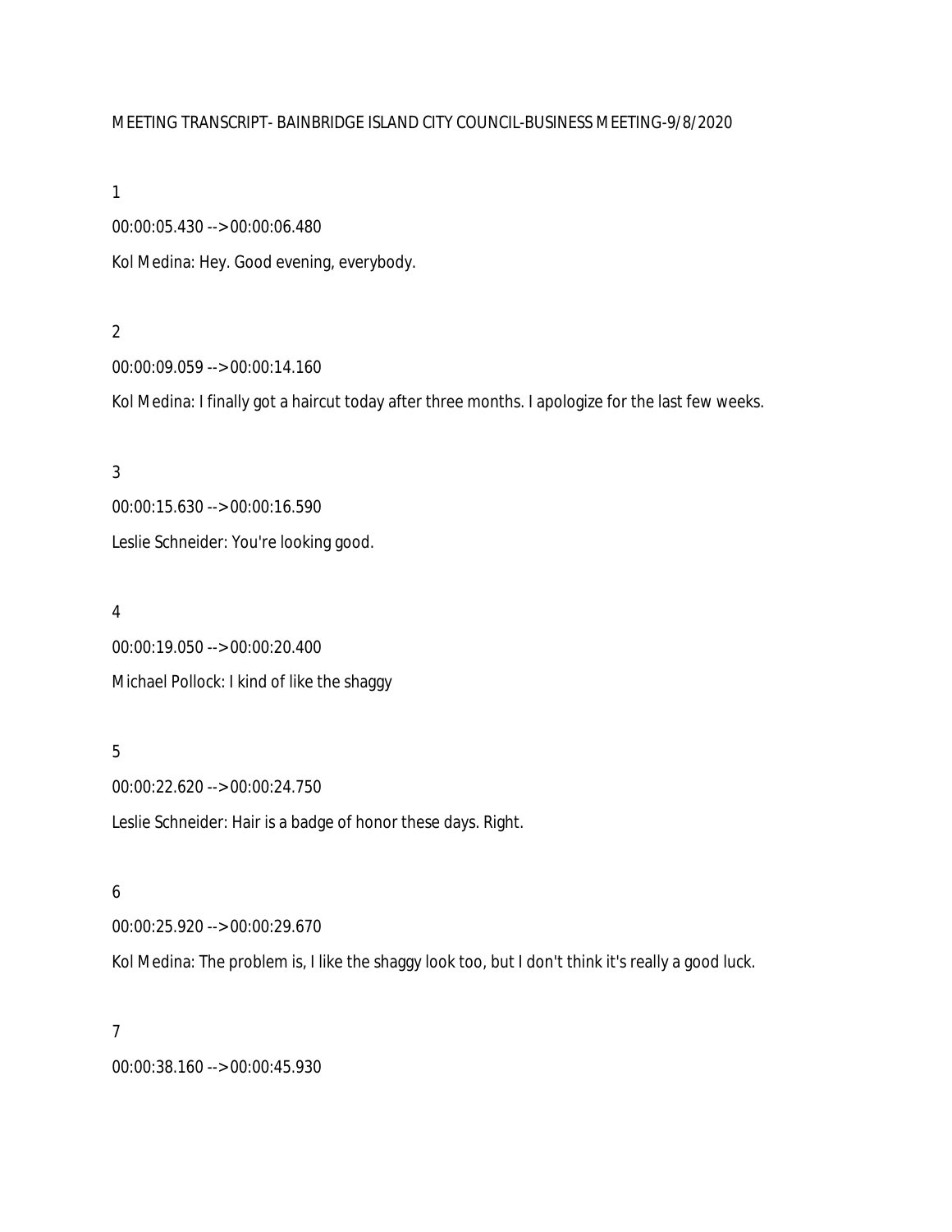MEETING TRANSCRIPT- BAINBRIDGE ISLAND CITY COUNCIL-BUSINESS MEETING-9/8/2020

1

00:00:05.430 --> 00:00:06.480

Kol Medina: Hey. Good evening, everybody.

2

00:00:09.059 --> 00:00:14.160

Kol Medina: I finally got a haircut today after three months. I apologize for the last few weeks.

3

00:00:15.630 --> 00:00:16.590

Leslie Schneider: You're looking good.

4

00:00:19.050 --> 00:00:20.400

Michael Pollock: I kind of like the shaggy

5

00:00:22.620 --> 00:00:24.750

Leslie Schneider: Hair is a badge of honor these days. Right.

6

00:00:25.920 --> 00:00:29.670

Kol Medina: The problem is, I like the shaggy look too, but I don't think it's really a good luck.

7

00:00:38.160 --> 00:00:45.930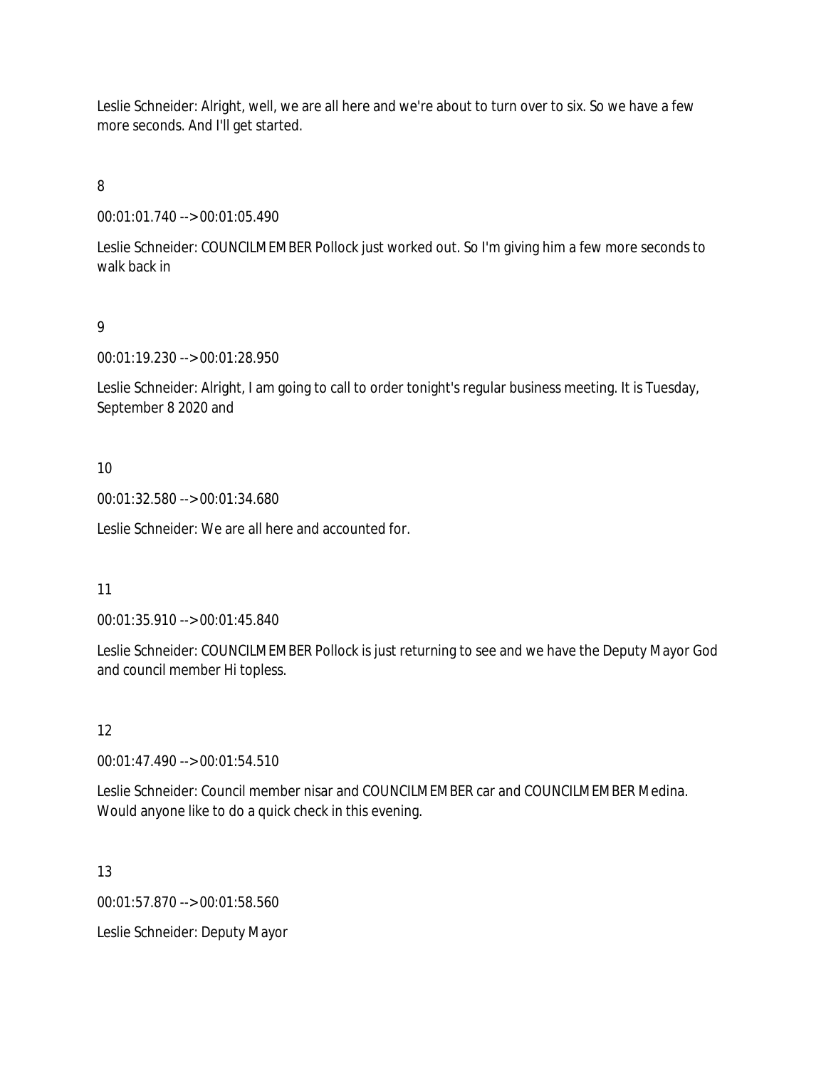Leslie Schneider: Alright, well, we are all here and we're about to turn over to six. So we have a few more seconds. And I'll get started.

8

00:01:01.740 --> 00:01:05.490

Leslie Schneider: COUNCILMEMBER Pollock just worked out. So I'm giving him a few more seconds to walk back in

9

00:01:19.230 --> 00:01:28.950

Leslie Schneider: Alright, I am going to call to order tonight's regular business meeting. It is Tuesday, September 8 2020 and

10

00:01:32.580 --> 00:01:34.680

Leslie Schneider: We are all here and accounted for.

11

00:01:35.910 --> 00:01:45.840

Leslie Schneider: COUNCILMEMBER Pollock is just returning to see and we have the Deputy Mayor God and council member Hi topless.

12

00:01:47.490 --> 00:01:54.510

Leslie Schneider: Council member nisar and COUNCILMEMBER car and COUNCILMEMBER Medina. Would anyone like to do a quick check in this evening.

13

00:01:57.870 --> 00:01:58.560

Leslie Schneider: Deputy Mayor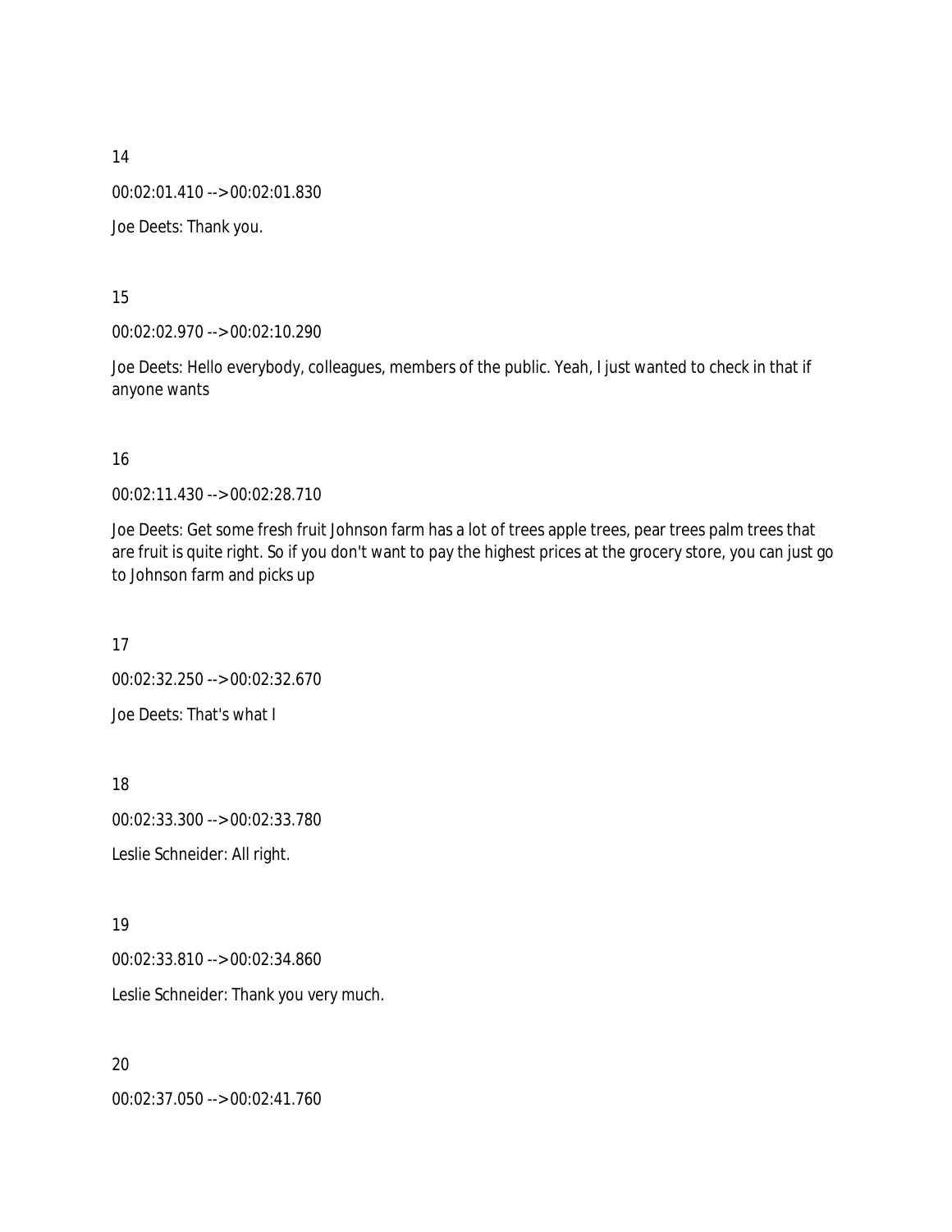14

00:02:01.410 --> 00:02:01.830

Joe Deets: Thank you.

15

00:02:02.970 --> 00:02:10.290

Joe Deets: Hello everybody, colleagues, members of the public. Yeah, I just wanted to check in that if anyone wants

16

00:02:11.430 --> 00:02:28.710

Joe Deets: Get some fresh fruit Johnson farm has a lot of trees apple trees, pear trees palm trees that are fruit is quite right. So if you don't want to pay the highest prices at the grocery store, you can just go to Johnson farm and picks up

17

00:02:32.250 --> 00:02:32.670

Joe Deets: That's what I

18

00:02:33.300 --> 00:02:33.780

Leslie Schneider: All right.

19

00:02:33.810 --> 00:02:34.860

Leslie Schneider: Thank you very much.

20

00:02:37.050 --> 00:02:41.760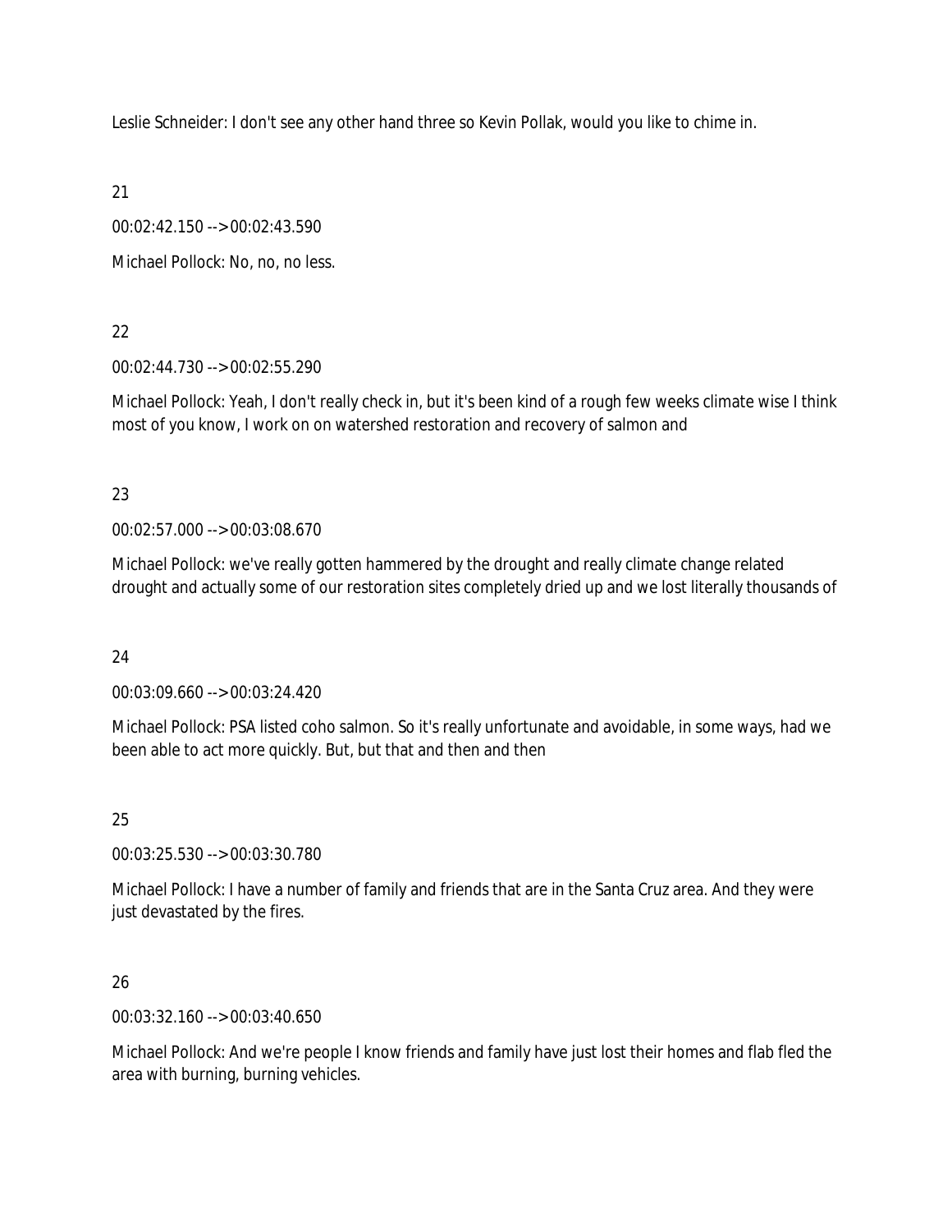Leslie Schneider: I don't see any other hand three so Kevin Pollak, would you like to chime in.

21

00:02:42.150 --> 00:02:43.590

Michael Pollock: No, no, no less.

22

00:02:44.730 --> 00:02:55.290

Michael Pollock: Yeah, I don't really check in, but it's been kind of a rough few weeks climate wise I think most of you know, I work on on watershed restoration and recovery of salmon and

23

00:02:57.000 --> 00:03:08.670

Michael Pollock: we've really gotten hammered by the drought and really climate change related drought and actually some of our restoration sites completely dried up and we lost literally thousands of

24

00:03:09.660 --> 00:03:24.420

Michael Pollock: PSA listed coho salmon. So it's really unfortunate and avoidable, in some ways, had we been able to act more quickly. But, but that and then and then

25

00:03:25.530 --> 00:03:30.780

Michael Pollock: I have a number of family and friends that are in the Santa Cruz area. And they were just devastated by the fires.

26

00:03:32.160 --> 00:03:40.650

Michael Pollock: And we're people I know friends and family have just lost their homes and flab fled the area with burning, burning vehicles.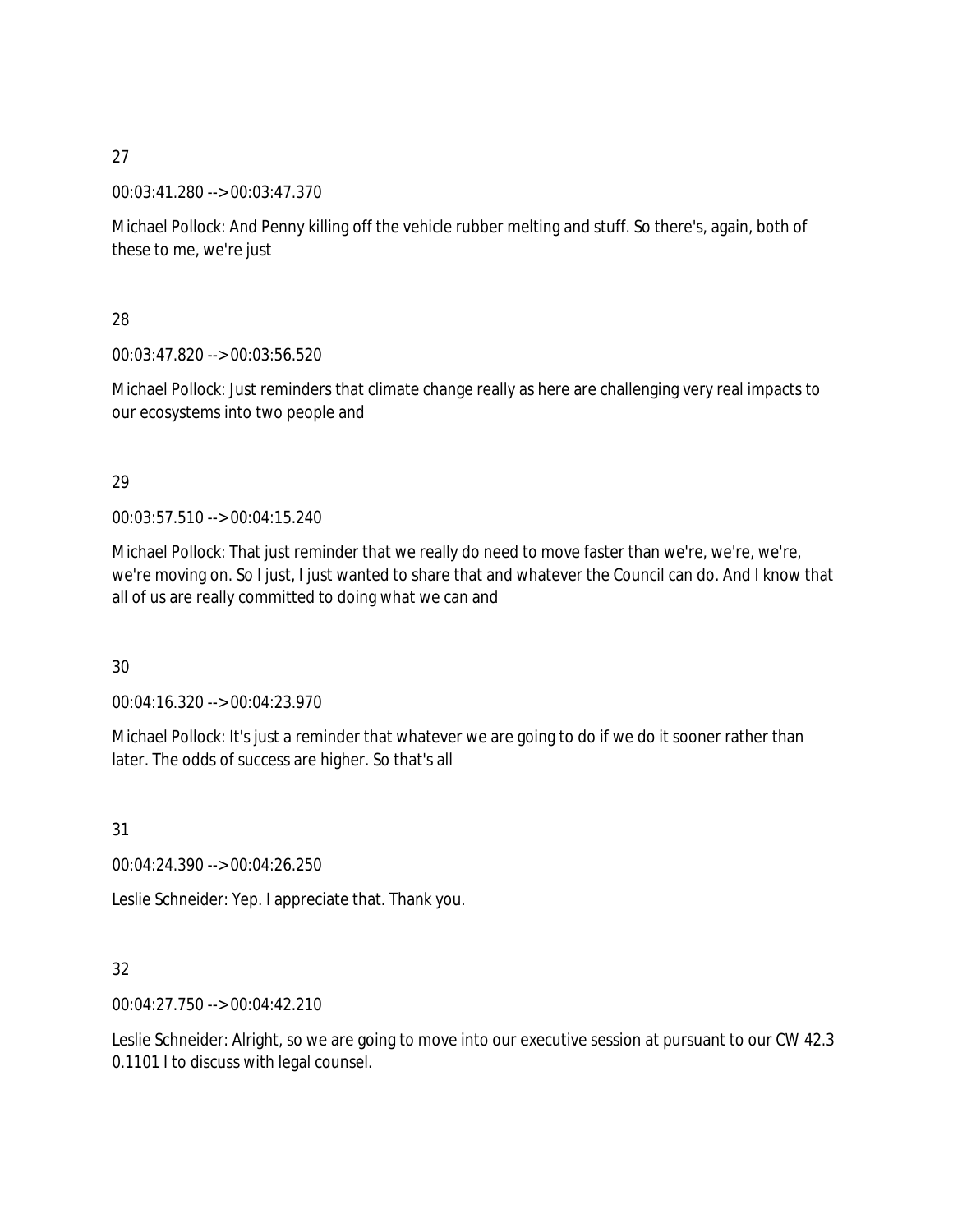27

00:03:41.280 --> 00:03:47.370

Michael Pollock: And Penny killing off the vehicle rubber melting and stuff. So there's, again, both of these to me, we're just

28

00:03:47.820 --> 00:03:56.520

Michael Pollock: Just reminders that climate change really as here are challenging very real impacts to our ecosystems into two people and

29

00:03:57.510 --> 00:04:15.240

Michael Pollock: That just reminder that we really do need to move faster than we're, we're, we're, we're moving on. So I just, I just wanted to share that and whatever the Council can do. And I know that all of us are really committed to doing what we can and

30

00:04:16.320 --> 00:04:23.970

Michael Pollock: It's just a reminder that whatever we are going to do if we do it sooner rather than later. The odds of success are higher. So that's all

31

00:04:24.390 --> 00:04:26.250

Leslie Schneider: Yep. I appreciate that. Thank you.

32

00:04:27.750 --> 00:04:42.210

Leslie Schneider: Alright, so we are going to move into our executive session at pursuant to our CW 42.3 0.1101 I to discuss with legal counsel.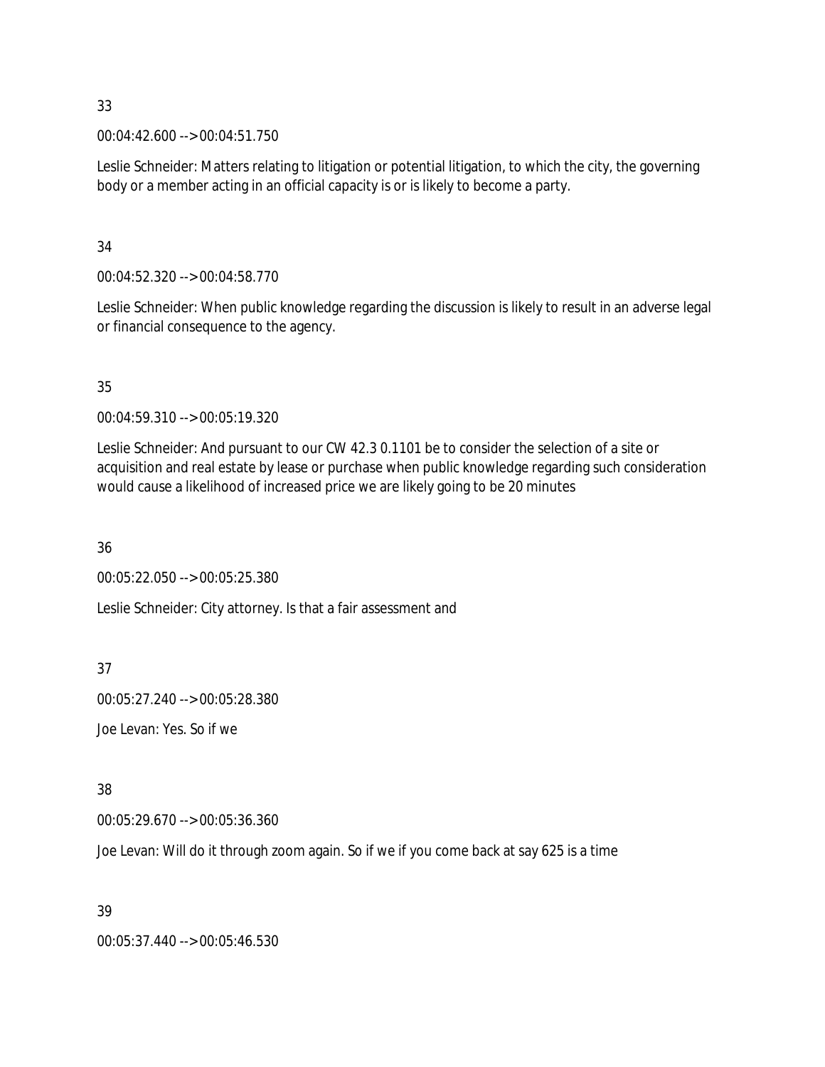33

00:04:42.600 --> 00:04:51.750

Leslie Schneider: Matters relating to litigation or potential litigation, to which the city, the governing body or a member acting in an official capacity is or is likely to become a party.

34

00:04:52.320 --> 00:04:58.770

Leslie Schneider: When public knowledge regarding the discussion is likely to result in an adverse legal or financial consequence to the agency.

35

00:04:59.310 --> 00:05:19.320

Leslie Schneider: And pursuant to our CW 42.3 0.1101 be to consider the selection of a site or acquisition and real estate by lease or purchase when public knowledge regarding such consideration would cause a likelihood of increased price we are likely going to be 20 minutes

36

00:05:22.050 --> 00:05:25.380

Leslie Schneider: City attorney. Is that a fair assessment and

37

00:05:27.240 --> 00:05:28.380

Joe Levan: Yes. So if we

38

00:05:29.670 --> 00:05:36.360

Joe Levan: Will do it through zoom again. So if we if you come back at say 625 is a time

39

00:05:37.440 --> 00:05:46.530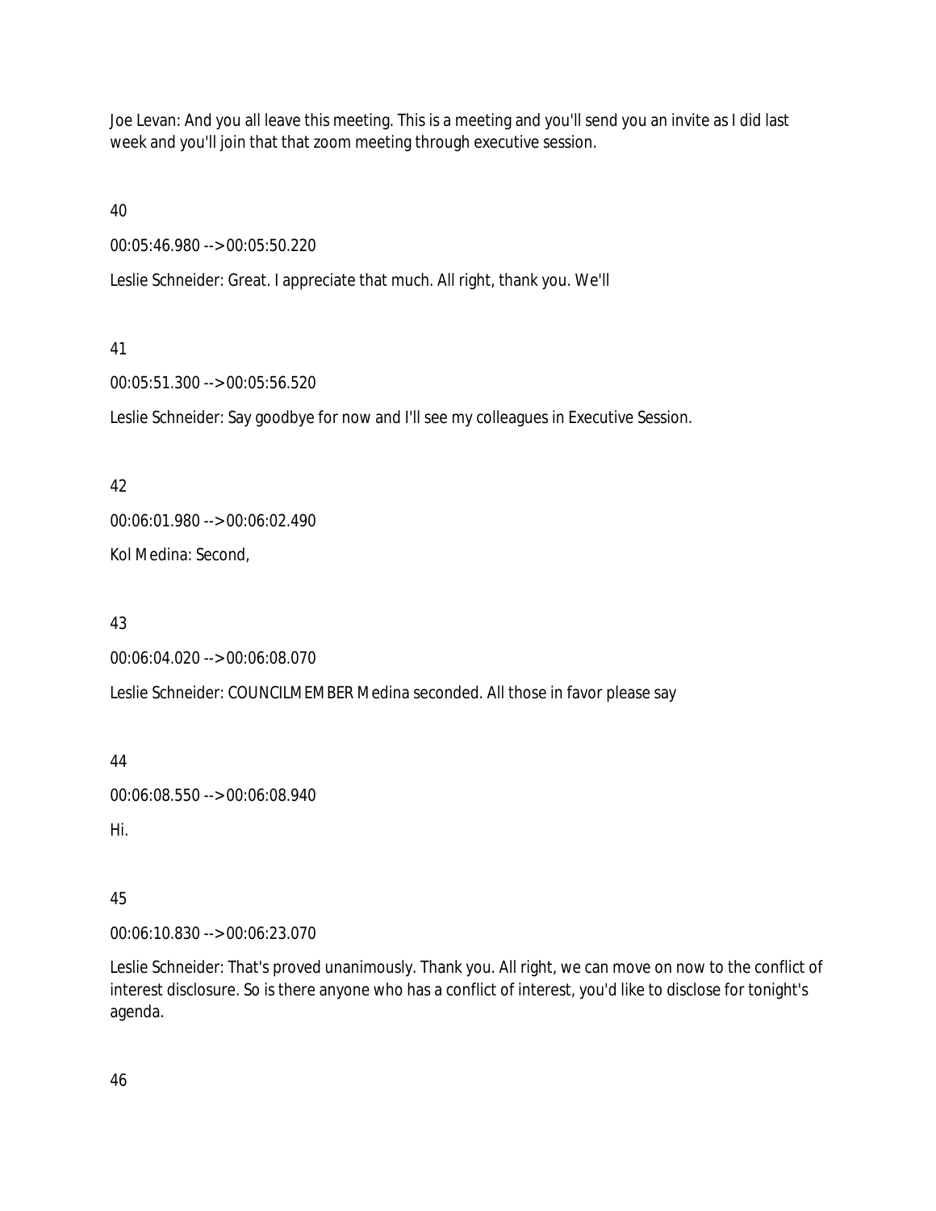Joe Levan: And you all leave this meeting. This is a meeting and you'll send you an invite as I did last week and you'll join that that zoom meeting through executive session.

40

00:05:46.980 --> 00:05:50.220

Leslie Schneider: Great. I appreciate that much. All right, thank you. We'll

41

00:05:51.300 --> 00:05:56.520

Leslie Schneider: Say goodbye for now and I'll see my colleagues in Executive Session.

42

00:06:01.980 --> 00:06:02.490

Kol Medina: Second,

43

00:06:04.020 --> 00:06:08.070

Leslie Schneider: COUNCILMEMBER Medina seconded. All those in favor please say

44

00:06:08.550 --> 00:06:08.940

Hi.

45

00:06:10.830 --> 00:06:23.070

Leslie Schneider: That's proved unanimously. Thank you. All right, we can move on now to the conflict of interest disclosure. So is there anyone who has a conflict of interest, you'd like to disclose for tonight's agenda.

46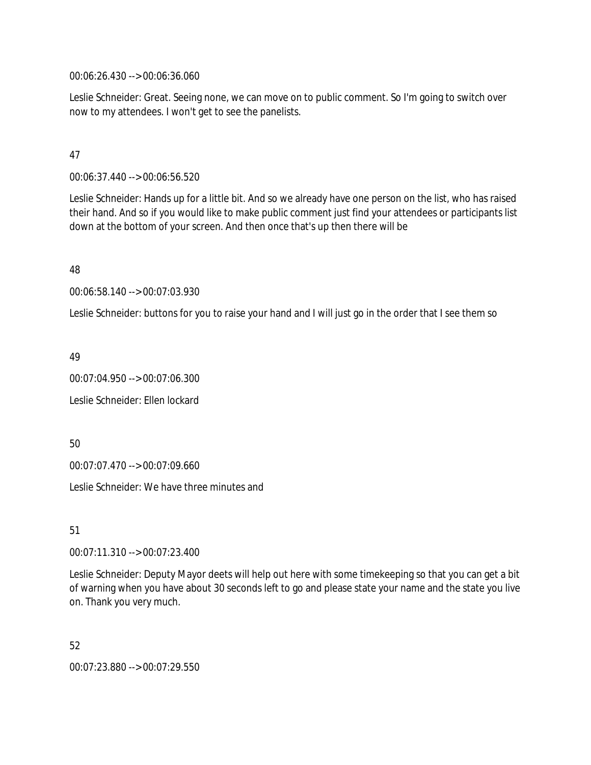00:06:26.430 --> 00:06:36.060

Leslie Schneider: Great. Seeing none, we can move on to public comment. So I'm going to switch over now to my attendees. I won't get to see the panelists.

47

00:06:37.440 --> 00:06:56.520

Leslie Schneider: Hands up for a little bit. And so we already have one person on the list, who has raised their hand. And so if you would like to make public comment just find your attendees or participants list down at the bottom of your screen. And then once that's up then there will be

48

00:06:58.140 --> 00:07:03.930

Leslie Schneider: buttons for you to raise your hand and I will just go in the order that I see them so

49

00:07:04.950 --> 00:07:06.300

Leslie Schneider: Ellen lockard

50

00:07:07.470 --> 00:07:09.660

Leslie Schneider: We have three minutes and

51

00:07:11.310 --> 00:07:23.400

Leslie Schneider: Deputy Mayor deets will help out here with some timekeeping so that you can get a bit of warning when you have about 30 seconds left to go and please state your name and the state you live on. Thank you very much.

52

00:07:23.880 --> 00:07:29.550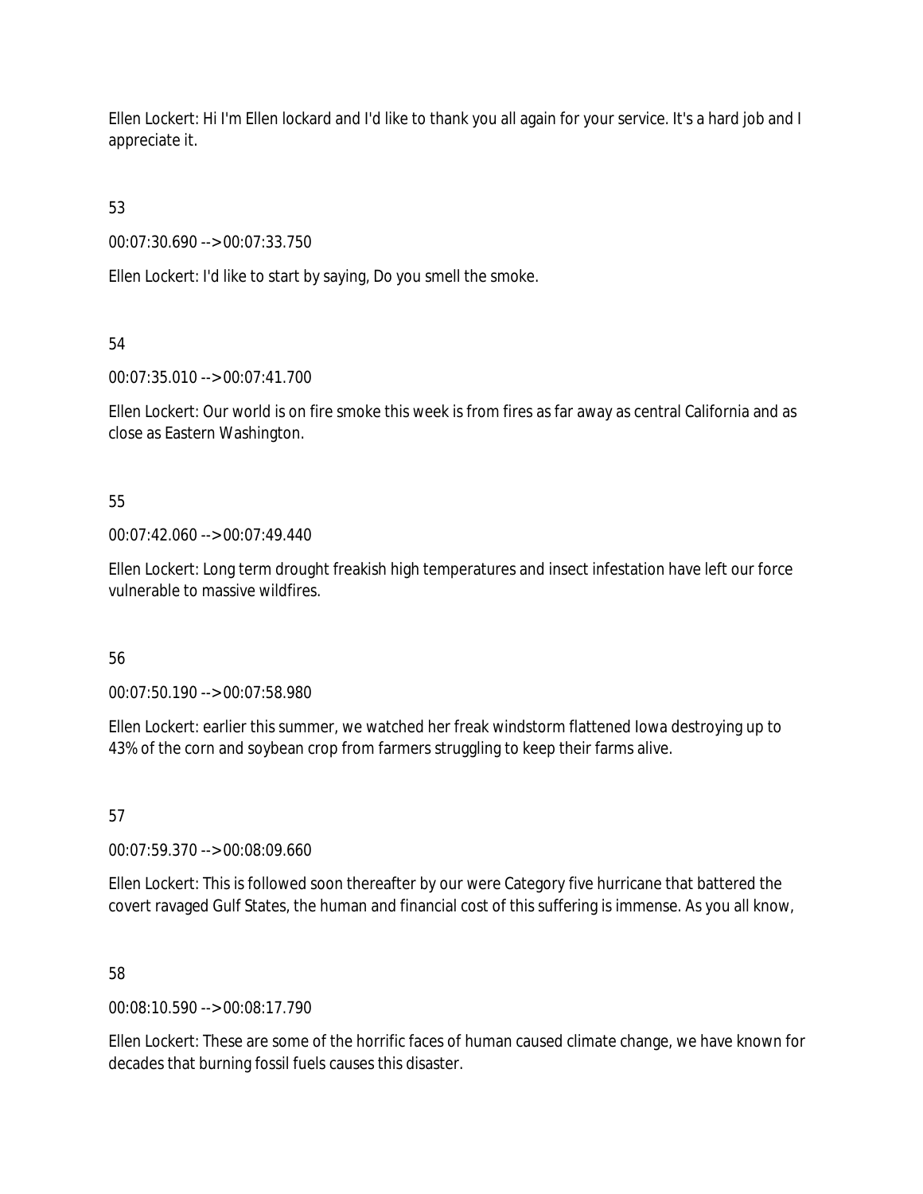Ellen Lockert: Hi I'm Ellen lockard and I'd like to thank you all again for your service. It's a hard job and I appreciate it.

53

00:07:30.690 --> 00:07:33.750

Ellen Lockert: I'd like to start by saying, Do you smell the smoke.

54

00:07:35.010 --> 00:07:41.700

Ellen Lockert: Our world is on fire smoke this week is from fires as far away as central California and as close as Eastern Washington.

55

00:07:42.060 --> 00:07:49.440

Ellen Lockert: Long term drought freakish high temperatures and insect infestation have left our force vulnerable to massive wildfires.

56

00:07:50.190 --> 00:07:58.980

Ellen Lockert: earlier this summer, we watched her freak windstorm flattened Iowa destroying up to 43% of the corn and soybean crop from farmers struggling to keep their farms alive.

57

00:07:59.370 --> 00:08:09.660

Ellen Lockert: This is followed soon thereafter by our were Category five hurricane that battered the covert ravaged Gulf States, the human and financial cost of this suffering is immense. As you all know,

58

00:08:10.590 --> 00:08:17.790

Ellen Lockert: These are some of the horrific faces of human caused climate change, we have known for decades that burning fossil fuels causes this disaster.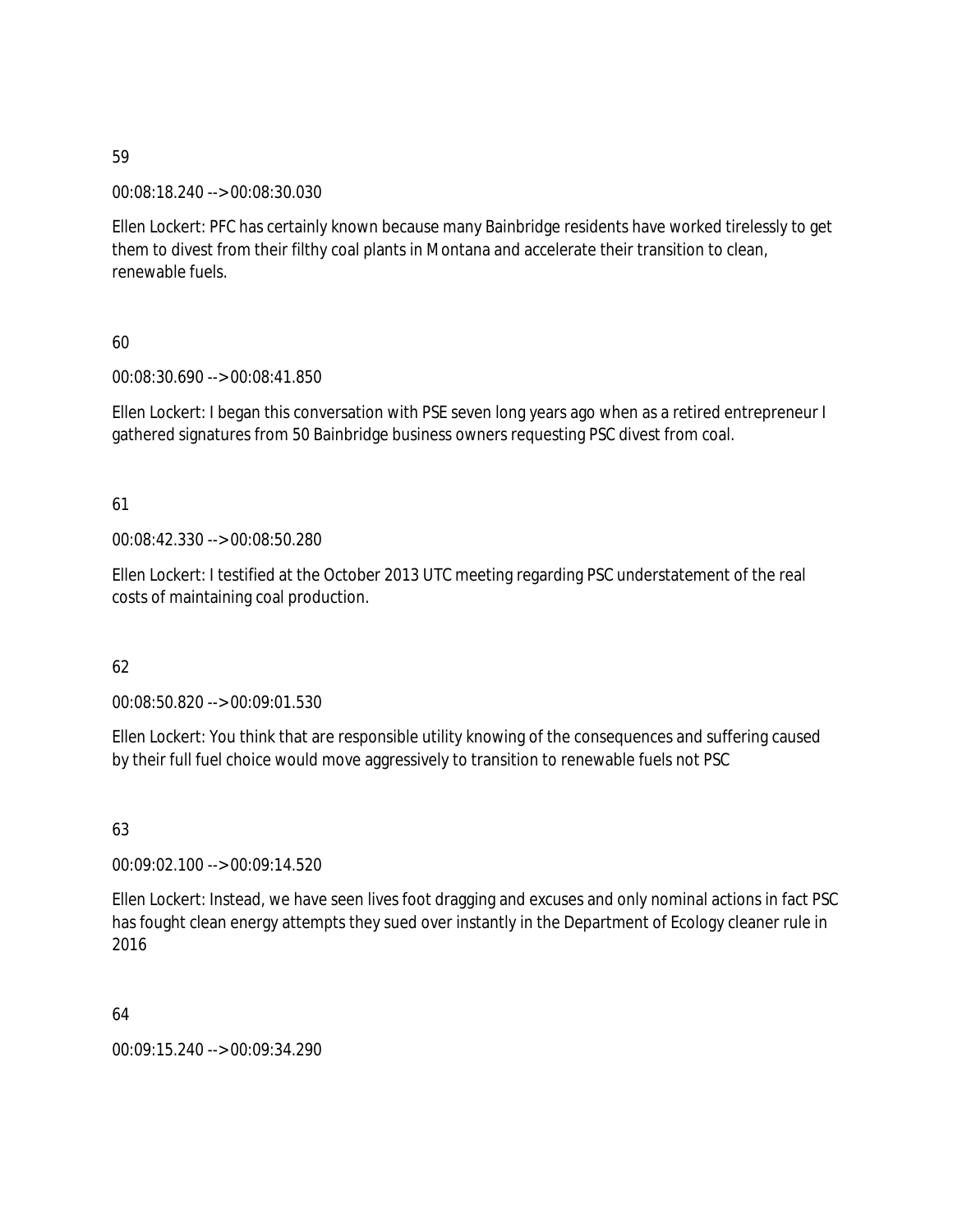59

00:08:18.240 --> 00:08:30.030

Ellen Lockert: PFC has certainly known because many Bainbridge residents have worked tirelessly to get them to divest from their filthy coal plants in Montana and accelerate their transition to clean, renewable fuels.

60

00:08:30.690 --> 00:08:41.850

Ellen Lockert: I began this conversation with PSE seven long years ago when as a retired entrepreneur I gathered signatures from 50 Bainbridge business owners requesting PSC divest from coal.

61

00:08:42.330 --> 00:08:50.280

Ellen Lockert: I testified at the October 2013 UTC meeting regarding PSC understatement of the real costs of maintaining coal production.

62

00:08:50.820 --> 00:09:01.530

Ellen Lockert: You think that are responsible utility knowing of the consequences and suffering caused by their full fuel choice would move aggressively to transition to renewable fuels not PSC

63

00:09:02.100 --> 00:09:14.520

Ellen Lockert: Instead, we have seen lives foot dragging and excuses and only nominal actions in fact PSC has fought clean energy attempts they sued over instantly in the Department of Ecology cleaner rule in 2016

64

00:09:15.240 --> 00:09:34.290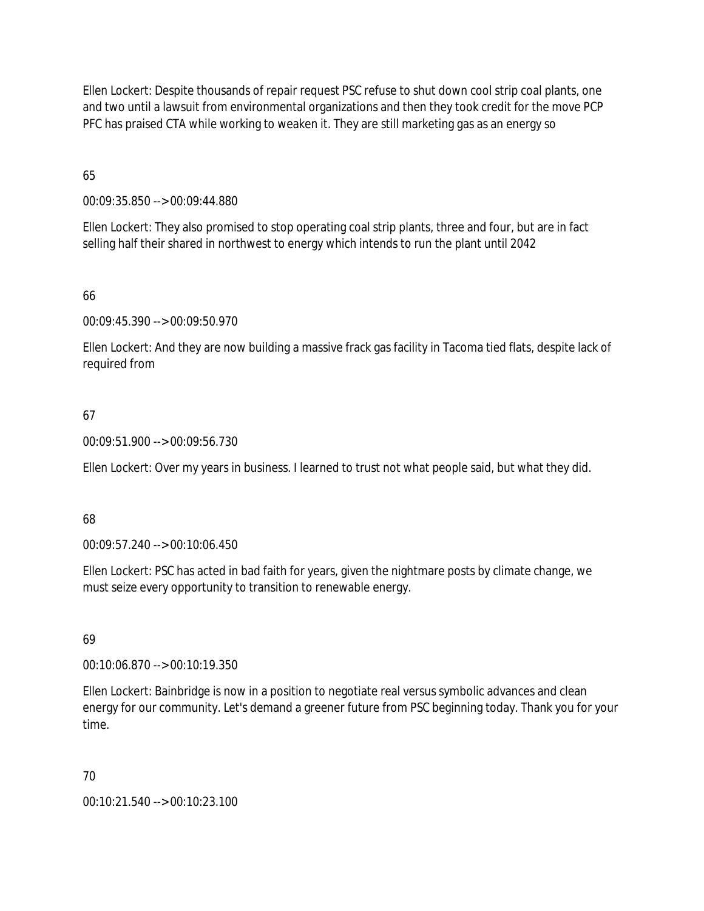Ellen Lockert: Despite thousands of repair request PSC refuse to shut down cool strip coal plants, one and two until a lawsuit from environmental organizations and then they took credit for the move PCP PFC has praised CTA while working to weaken it. They are still marketing gas as an energy so

65

00:09:35.850 --> 00:09:44.880

Ellen Lockert: They also promised to stop operating coal strip plants, three and four, but are in fact selling half their shared in northwest to energy which intends to run the plant until 2042

66

00:09:45.390 --> 00:09:50.970

Ellen Lockert: And they are now building a massive frack gas facility in Tacoma tied flats, despite lack of required from

67

00:09:51.900 --> 00:09:56.730

Ellen Lockert: Over my years in business. I learned to trust not what people said, but what they did.

68

00:09:57.240 --> 00:10:06.450

Ellen Lockert: PSC has acted in bad faith for years, given the nightmare posts by climate change, we must seize every opportunity to transition to renewable energy.

69

00:10:06.870 --> 00:10:19.350

Ellen Lockert: Bainbridge is now in a position to negotiate real versus symbolic advances and clean energy for our community. Let's demand a greener future from PSC beginning today. Thank you for your time.

70

00:10:21.540 --> 00:10:23.100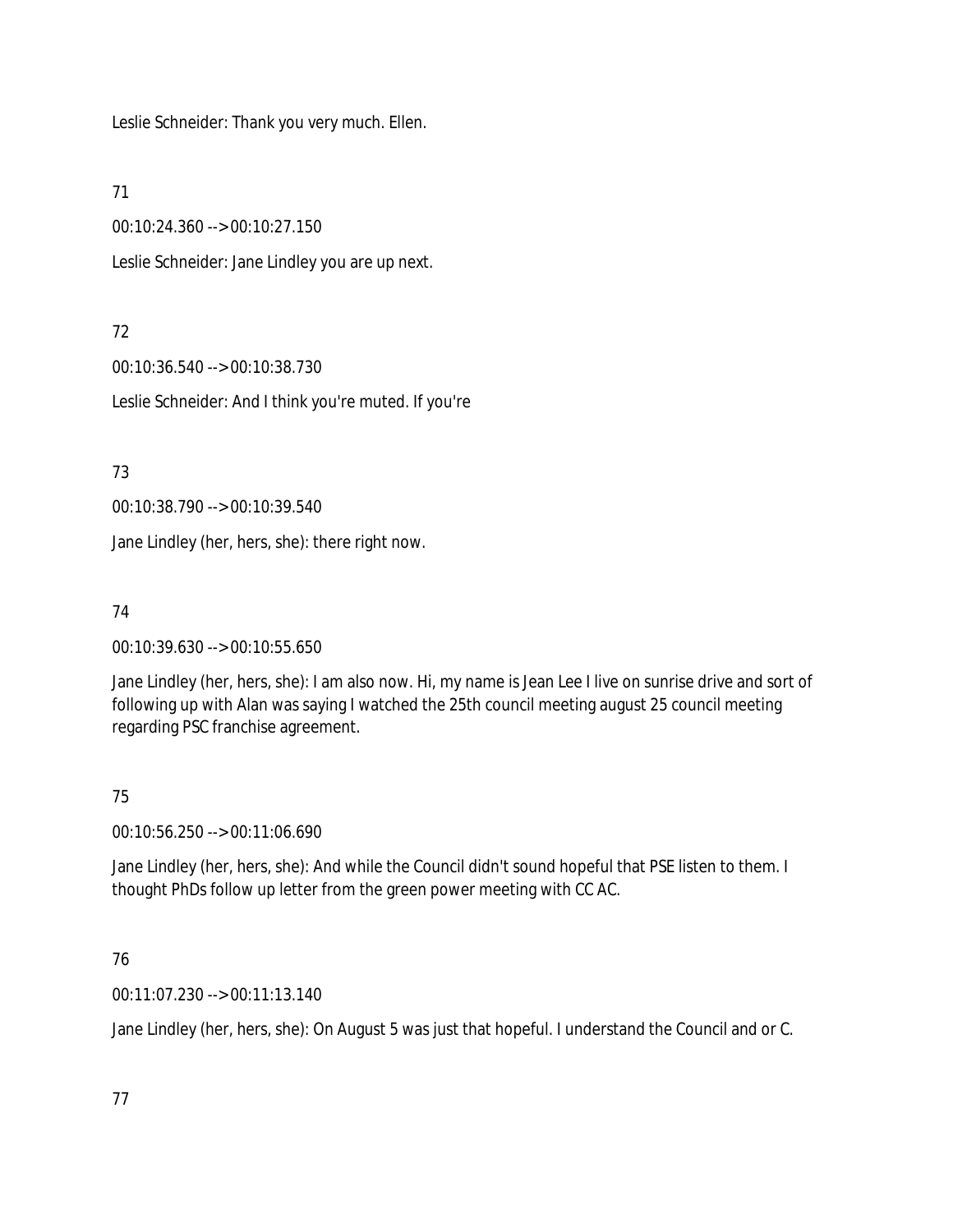Leslie Schneider: Thank you very much. Ellen.

71

00:10:24.360 --> 00:10:27.150

Leslie Schneider: Jane Lindley you are up next.

72

00:10:36.540 --> 00:10:38.730

Leslie Schneider: And I think you're muted. If you're

73

00:10:38.790 --> 00:10:39.540

Jane Lindley (her, hers, she): there right now.

74

00:10:39.630 --> 00:10:55.650

Jane Lindley (her, hers, she): I am also now. Hi, my name is Jean Lee I live on sunrise drive and sort of following up with Alan was saying I watched the 25th council meeting august 25 council meeting regarding PSC franchise agreement.

75

00:10:56.250 --> 00:11:06.690

Jane Lindley (her, hers, she): And while the Council didn't sound hopeful that PSE listen to them. I thought PhDs follow up letter from the green power meeting with CC AC.

76

00:11:07.230 --> 00:11:13.140

Jane Lindley (her, hers, she): On August 5 was just that hopeful. I understand the Council and or C.

77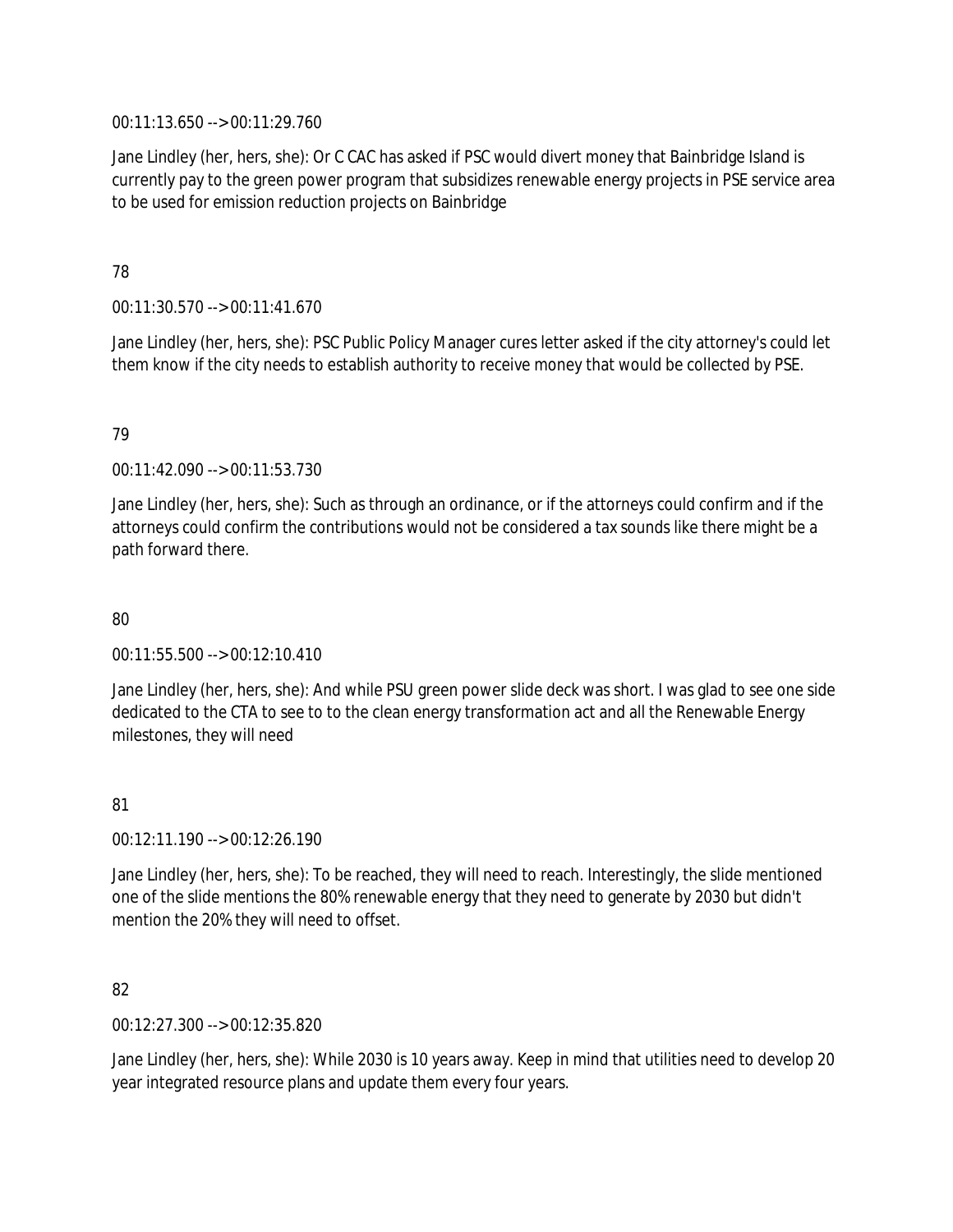00:11:13.650 --> 00:11:29.760

Jane Lindley (her, hers, she): Or C CAC has asked if PSC would divert money that Bainbridge Island is currently pay to the green power program that subsidizes renewable energy projects in PSE service area to be used for emission reduction projects on Bainbridge

78

00:11:30.570 --> 00:11:41.670

Jane Lindley (her, hers, she): PSC Public Policy Manager cures letter asked if the city attorney's could let them know if the city needs to establish authority to receive money that would be collected by PSE.

79

00:11:42.090 --> 00:11:53.730

Jane Lindley (her, hers, she): Such as through an ordinance, or if the attorneys could confirm and if the attorneys could confirm the contributions would not be considered a tax sounds like there might be a path forward there.

80

00:11:55.500 --> 00:12:10.410

Jane Lindley (her, hers, she): And while PSU green power slide deck was short. I was glad to see one side dedicated to the CTA to see to to the clean energy transformation act and all the Renewable Energy milestones, they will need

81

00:12:11.190 --> 00:12:26.190

Jane Lindley (her, hers, she): To be reached, they will need to reach. Interestingly, the slide mentioned one of the slide mentions the 80% renewable energy that they need to generate by 2030 but didn't mention the 20% they will need to offset.

82

00:12:27.300 --> 00:12:35.820

Jane Lindley (her, hers, she): While 2030 is 10 years away. Keep in mind that utilities need to develop 20 year integrated resource plans and update them every four years.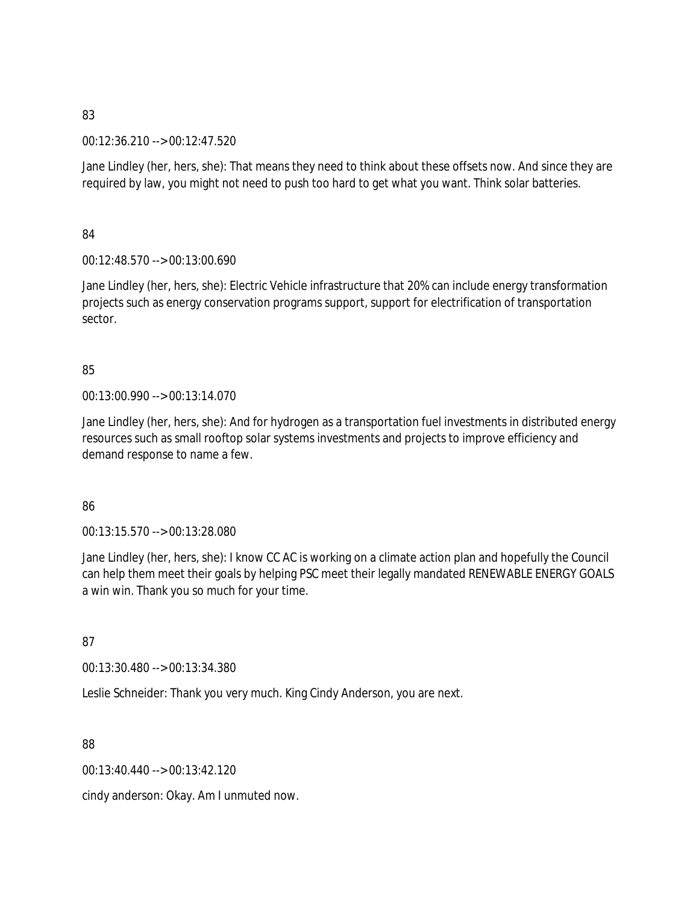83

00:12:36.210 --> 00:12:47.520

Jane Lindley (her, hers, she): That means they need to think about these offsets now. And since they are required by law, you might not need to push too hard to get what you want. Think solar batteries.

84

00:12:48.570 --> 00:13:00.690

Jane Lindley (her, hers, she): Electric Vehicle infrastructure that 20% can include energy transformation projects such as energy conservation programs support, support for electrification of transportation sector.

85

00:13:00.990 --> 00:13:14.070

Jane Lindley (her, hers, she): And for hydrogen as a transportation fuel investments in distributed energy resources such as small rooftop solar systems investments and projects to improve efficiency and demand response to name a few.

86

00:13:15.570 --> 00:13:28.080

Jane Lindley (her, hers, she): I know CC AC is working on a climate action plan and hopefully the Council can help them meet their goals by helping PSC meet their legally mandated RENEWABLE ENERGY GOALS a win win. Thank you so much for your time.

87

00:13:30.480 --> 00:13:34.380

Leslie Schneider: Thank you very much. King Cindy Anderson, you are next.

88

00:13:40.440 --> 00:13:42.120

cindy anderson: Okay. Am I unmuted now.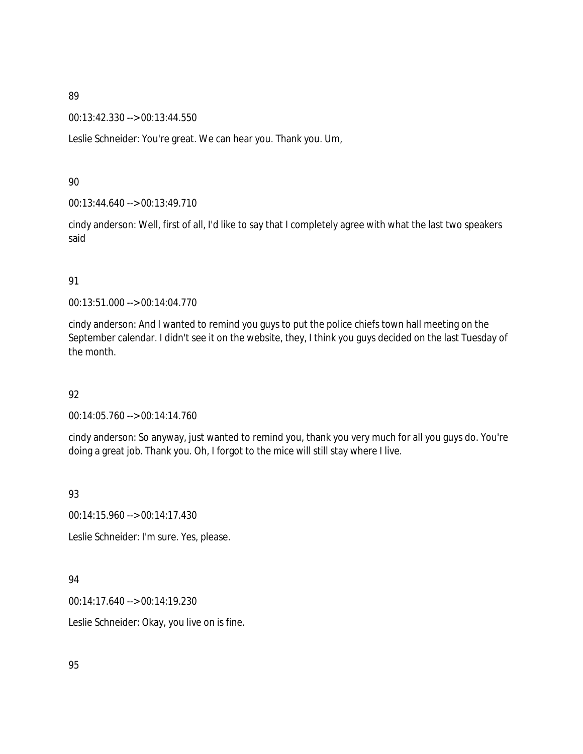89

00:13:42.330 --> 00:13:44.550

Leslie Schneider: You're great. We can hear you. Thank you. Um,

90

00:13:44.640 --> 00:13:49.710

cindy anderson: Well, first of all, I'd like to say that I completely agree with what the last two speakers said

91

00:13:51.000 --> 00:14:04.770

cindy anderson: And I wanted to remind you guys to put the police chiefs town hall meeting on the September calendar. I didn't see it on the website, they, I think you guys decided on the last Tuesday of the month.

92

00:14:05.760 --> 00:14:14.760

cindy anderson: So anyway, just wanted to remind you, thank you very much for all you guys do. You're doing a great job. Thank you. Oh, I forgot to the mice will still stay where I live.

93

00:14:15.960 --> 00:14:17.430

Leslie Schneider: I'm sure. Yes, please.

94

00:14:17.640 --> 00:14:19.230

Leslie Schneider: Okay, you live on is fine.

95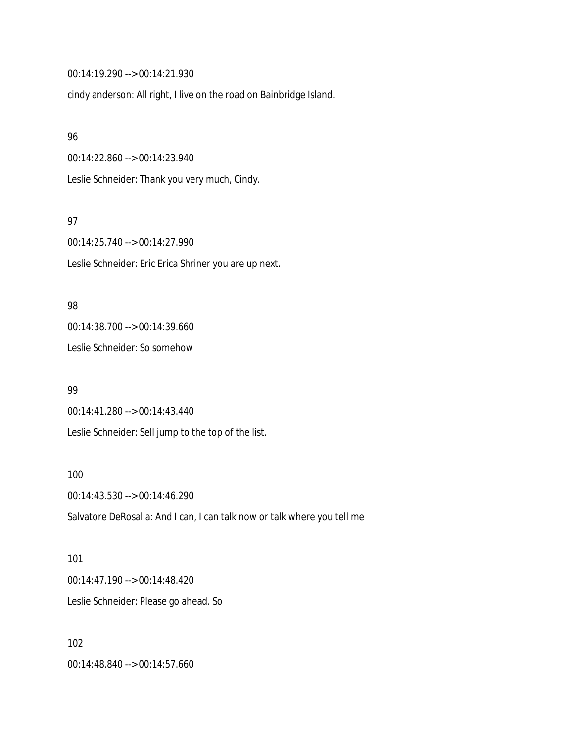00:14:19.290 --> 00:14:21.930

cindy anderson: All right, I live on the road on Bainbridge Island.

96

00:14:22.860 --> 00:14:23.940

Leslie Schneider: Thank you very much, Cindy.

97

00:14:25.740 --> 00:14:27.990

Leslie Schneider: Eric Erica Shriner you are up next.

98

00:14:38.700 --> 00:14:39.660

Leslie Schneider: So somehow

99

00:14:41.280 --> 00:14:43.440

Leslie Schneider: Sell jump to the top of the list.

100

00:14:43.530 --> 00:14:46.290

Salvatore DeRosalia: And I can, I can talk now or talk where you tell me

101

00:14:47.190 --> 00:14:48.420

Leslie Schneider: Please go ahead. So

102

00:14:48.840 --> 00:14:57.660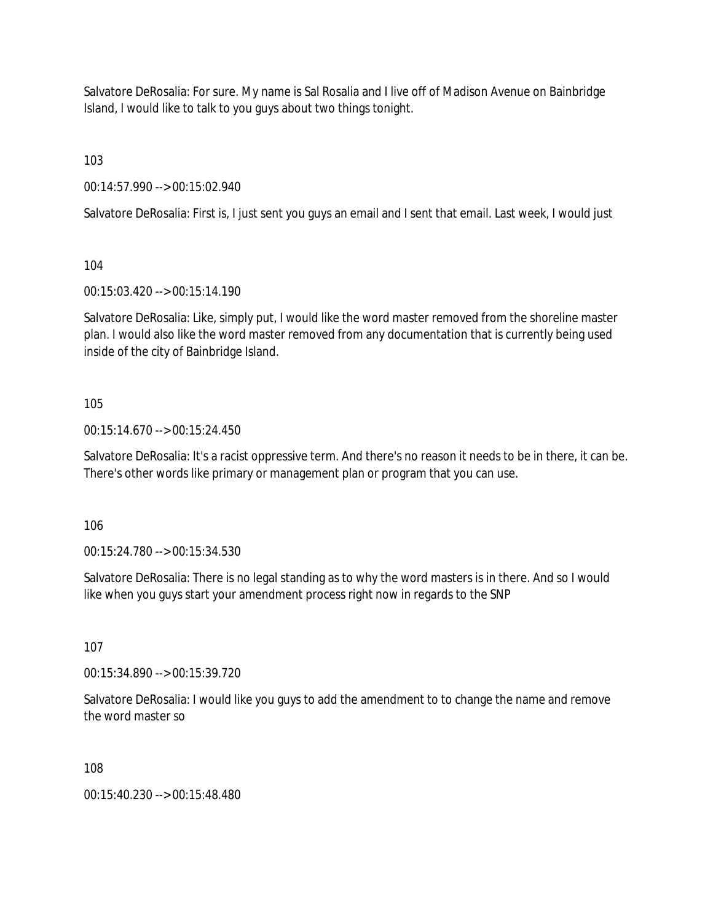Salvatore DeRosalia: For sure. My name is Sal Rosalia and I live off of Madison Avenue on Bainbridge Island, I would like to talk to you guys about two things tonight.

103

00:14:57.990 --> 00:15:02.940

Salvatore DeRosalia: First is, I just sent you guys an email and I sent that email. Last week, I would just

104

00:15:03.420 --> 00:15:14.190

Salvatore DeRosalia: Like, simply put, I would like the word master removed from the shoreline master plan. I would also like the word master removed from any documentation that is currently being used inside of the city of Bainbridge Island.

105

00:15:14.670 --> 00:15:24.450

Salvatore DeRosalia: It's a racist oppressive term. And there's no reason it needs to be in there, it can be. There's other words like primary or management plan or program that you can use.

106

00:15:24.780 --> 00:15:34.530

Salvatore DeRosalia: There is no legal standing as to why the word masters is in there. And so I would like when you guys start your amendment process right now in regards to the SNP

107

00:15:34.890 --> 00:15:39.720

Salvatore DeRosalia: I would like you guys to add the amendment to to change the name and remove the word master so

108

00:15:40.230 --> 00:15:48.480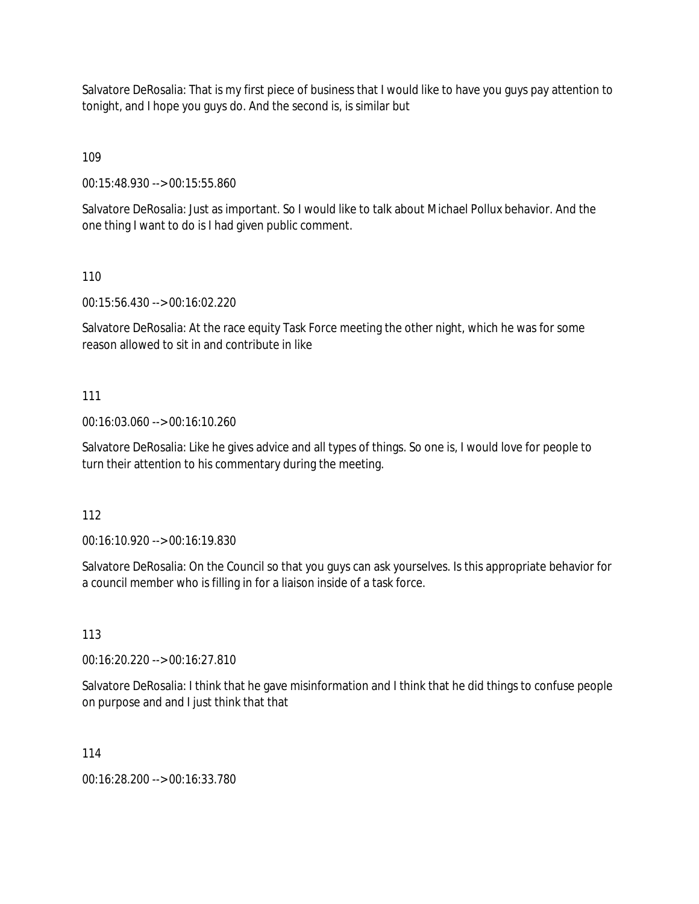Salvatore DeRosalia: That is my first piece of business that I would like to have you guys pay attention to tonight, and I hope you guys do. And the second is, is similar but

109

00:15:48.930 --> 00:15:55.860

Salvatore DeRosalia: Just as important. So I would like to talk about Michael Pollux behavior. And the one thing I want to do is I had given public comment.

110

00:15:56.430 --> 00:16:02.220

Salvatore DeRosalia: At the race equity Task Force meeting the other night, which he was for some reason allowed to sit in and contribute in like

111

00:16:03.060 --> 00:16:10.260

Salvatore DeRosalia: Like he gives advice and all types of things. So one is, I would love for people to turn their attention to his commentary during the meeting.

112

00:16:10.920 --> 00:16:19.830

Salvatore DeRosalia: On the Council so that you guys can ask yourselves. Is this appropriate behavior for a council member who is filling in for a liaison inside of a task force.

113

00:16:20.220 --> 00:16:27.810

Salvatore DeRosalia: I think that he gave misinformation and I think that he did things to confuse people on purpose and and I just think that that

114

00:16:28.200 --> 00:16:33.780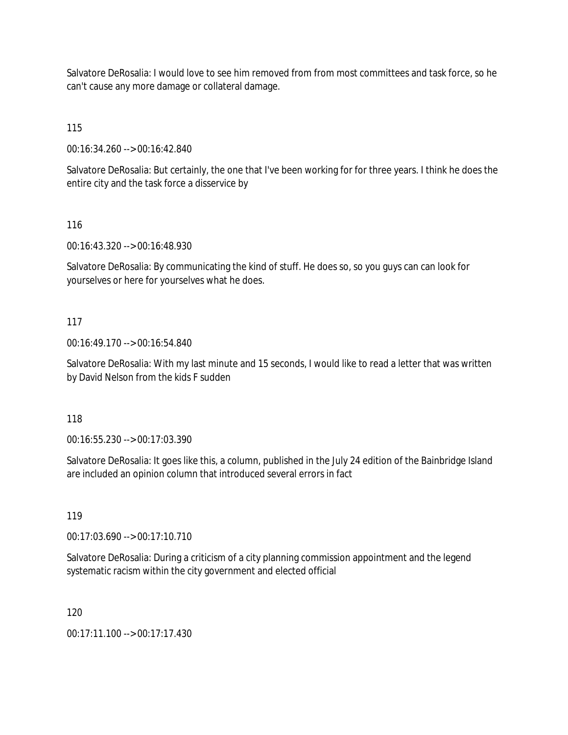Salvatore DeRosalia: I would love to see him removed from from most committees and task force, so he can't cause any more damage or collateral damage.

115

00:16:34.260 --> 00:16:42.840

Salvatore DeRosalia: But certainly, the one that I've been working for for three years. I think he does the entire city and the task force a disservice by

116

00:16:43.320 --> 00:16:48.930

Salvatore DeRosalia: By communicating the kind of stuff. He does so, so you guys can can look for yourselves or here for yourselves what he does.

117

00:16:49.170 --> 00:16:54.840

Salvatore DeRosalia: With my last minute and 15 seconds, I would like to read a letter that was written by David Nelson from the kids F sudden

118

00:16:55.230 --> 00:17:03.390

Salvatore DeRosalia: It goes like this, a column, published in the July 24 edition of the Bainbridge Island are included an opinion column that introduced several errors in fact

119

00:17:03.690 --> 00:17:10.710

Salvatore DeRosalia: During a criticism of a city planning commission appointment and the legend systematic racism within the city government and elected official

120

00:17:11.100 --> 00:17:17.430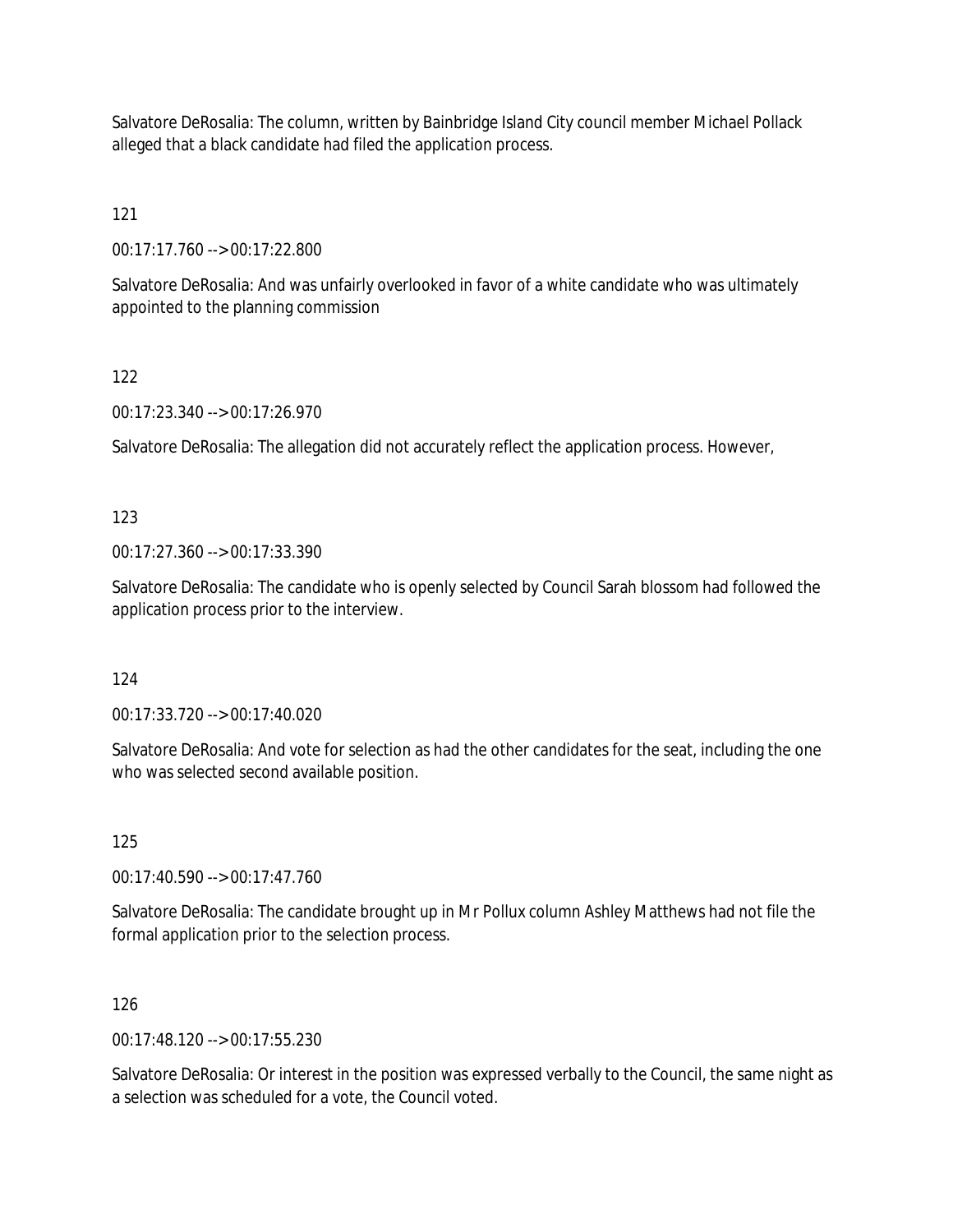Salvatore DeRosalia: The column, written by Bainbridge Island City council member Michael Pollack alleged that a black candidate had filed the application process.

121

00:17:17.760 --> 00:17:22.800

Salvatore DeRosalia: And was unfairly overlooked in favor of a white candidate who was ultimately appointed to the planning commission

122

00:17:23.340 --> 00:17:26.970

Salvatore DeRosalia: The allegation did not accurately reflect the application process. However,

123

00:17:27.360 --> 00:17:33.390

Salvatore DeRosalia: The candidate who is openly selected by Council Sarah blossom had followed the application process prior to the interview.

124

00:17:33.720 --> 00:17:40.020

Salvatore DeRosalia: And vote for selection as had the other candidates for the seat, including the one who was selected second available position.

125

00:17:40.590 --> 00:17:47.760

Salvatore DeRosalia: The candidate brought up in Mr Pollux column Ashley Matthews had not file the formal application prior to the selection process.

126

00:17:48.120 --> 00:17:55.230

Salvatore DeRosalia: Or interest in the position was expressed verbally to the Council, the same night as a selection was scheduled for a vote, the Council voted.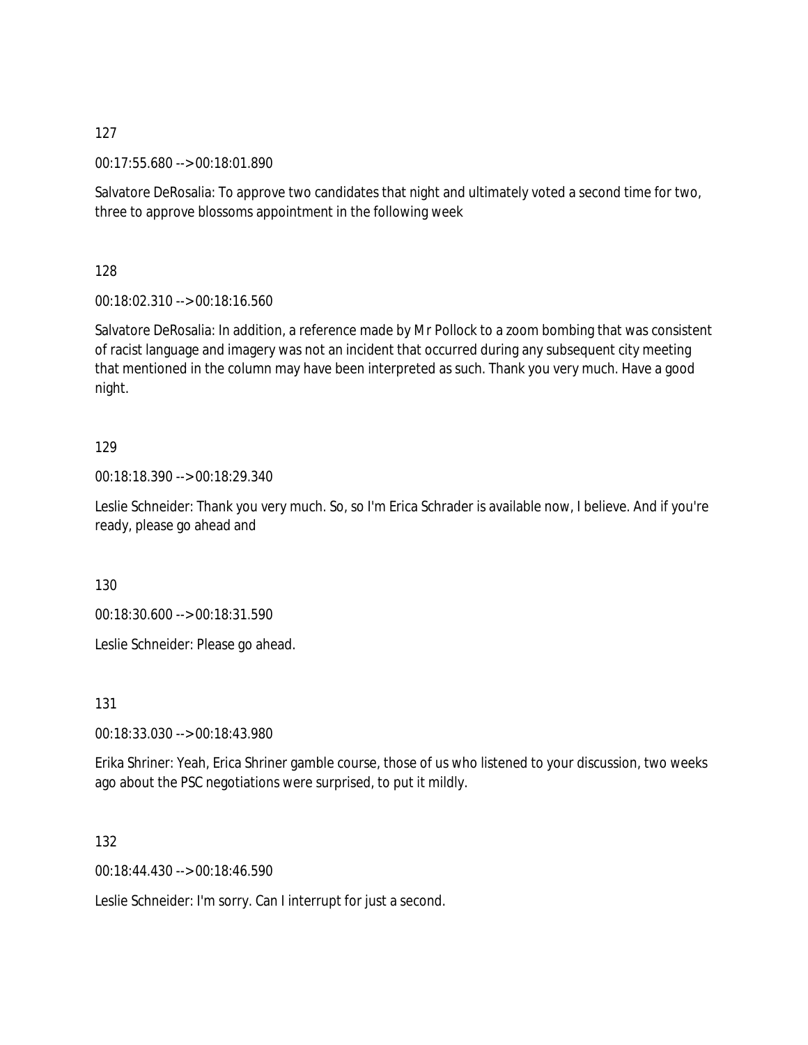127

00:17:55.680 --> 00:18:01.890

Salvatore DeRosalia: To approve two candidates that night and ultimately voted a second time for two, three to approve blossoms appointment in the following week

128

00:18:02.310 --> 00:18:16.560

Salvatore DeRosalia: In addition, a reference made by Mr Pollock to a zoom bombing that was consistent of racist language and imagery was not an incident that occurred during any subsequent city meeting that mentioned in the column may have been interpreted as such. Thank you very much. Have a good night.

129

00:18:18.390 --> 00:18:29.340

Leslie Schneider: Thank you very much. So, so I'm Erica Schrader is available now, I believe. And if you're ready, please go ahead and

130

00:18:30.600 --> 00:18:31.590

Leslie Schneider: Please go ahead.

131

00:18:33.030 --> 00:18:43.980

Erika Shriner: Yeah, Erica Shriner gamble course, those of us who listened to your discussion, two weeks ago about the PSC negotiations were surprised, to put it mildly.

132

00:18:44.430 --> 00:18:46.590

Leslie Schneider: I'm sorry. Can I interrupt for just a second.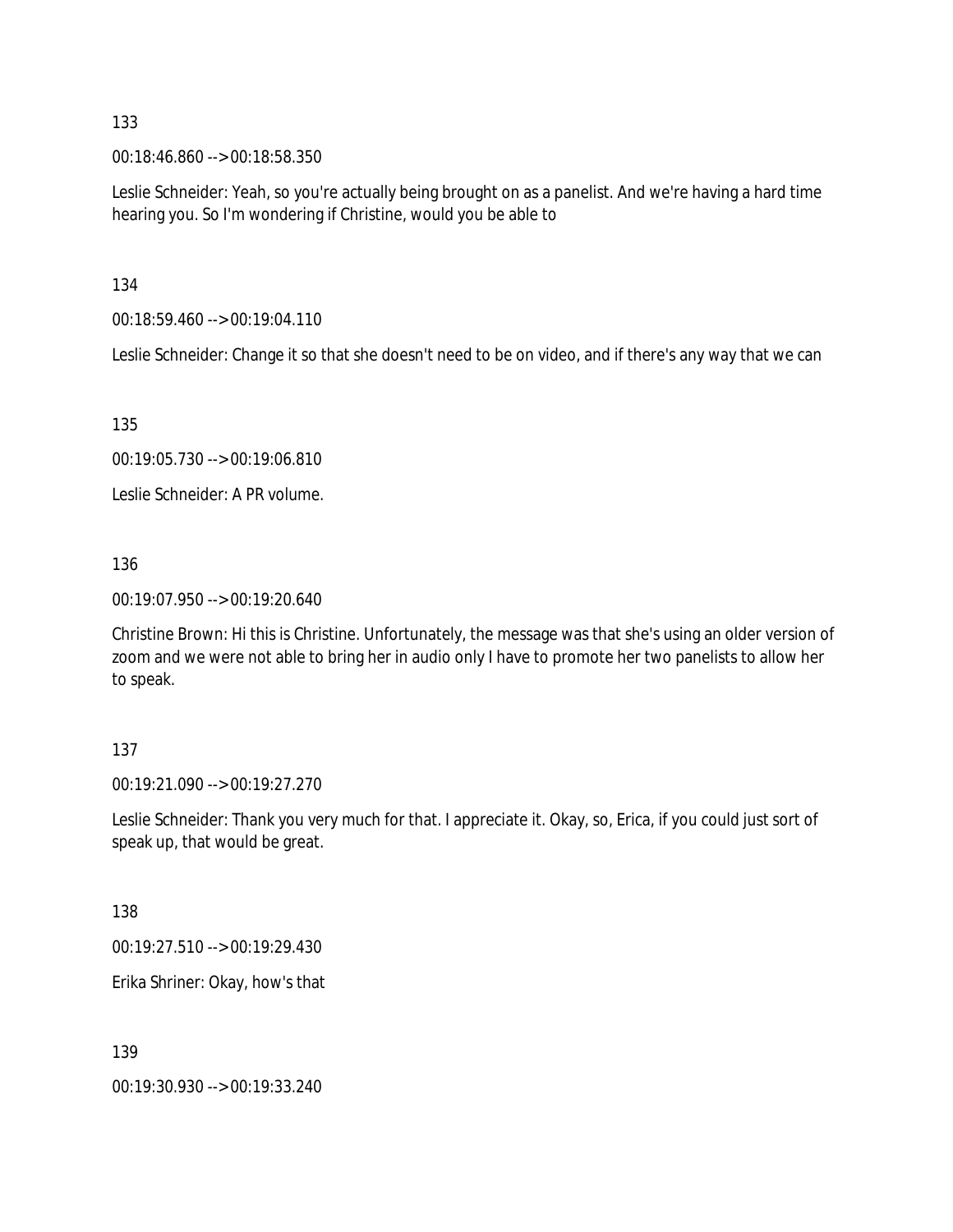133

00:18:46.860 --> 00:18:58.350

Leslie Schneider: Yeah, so you're actually being brought on as a panelist. And we're having a hard time hearing you. So I'm wondering if Christine, would you be able to

134

00:18:59.460 --> 00:19:04.110

Leslie Schneider: Change it so that she doesn't need to be on video, and if there's any way that we can

135

00:19:05.730 --> 00:19:06.810

Leslie Schneider: A PR volume.

136

00:19:07.950 --> 00:19:20.640

Christine Brown: Hi this is Christine. Unfortunately, the message was that she's using an older version of zoom and we were not able to bring her in audio only I have to promote her two panelists to allow her to speak.

137

00:19:21.090 --> 00:19:27.270

Leslie Schneider: Thank you very much for that. I appreciate it. Okay, so, Erica, if you could just sort of speak up, that would be great.

138

00:19:27.510 --> 00:19:29.430

Erika Shriner: Okay, how's that

139

00:19:30.930 --> 00:19:33.240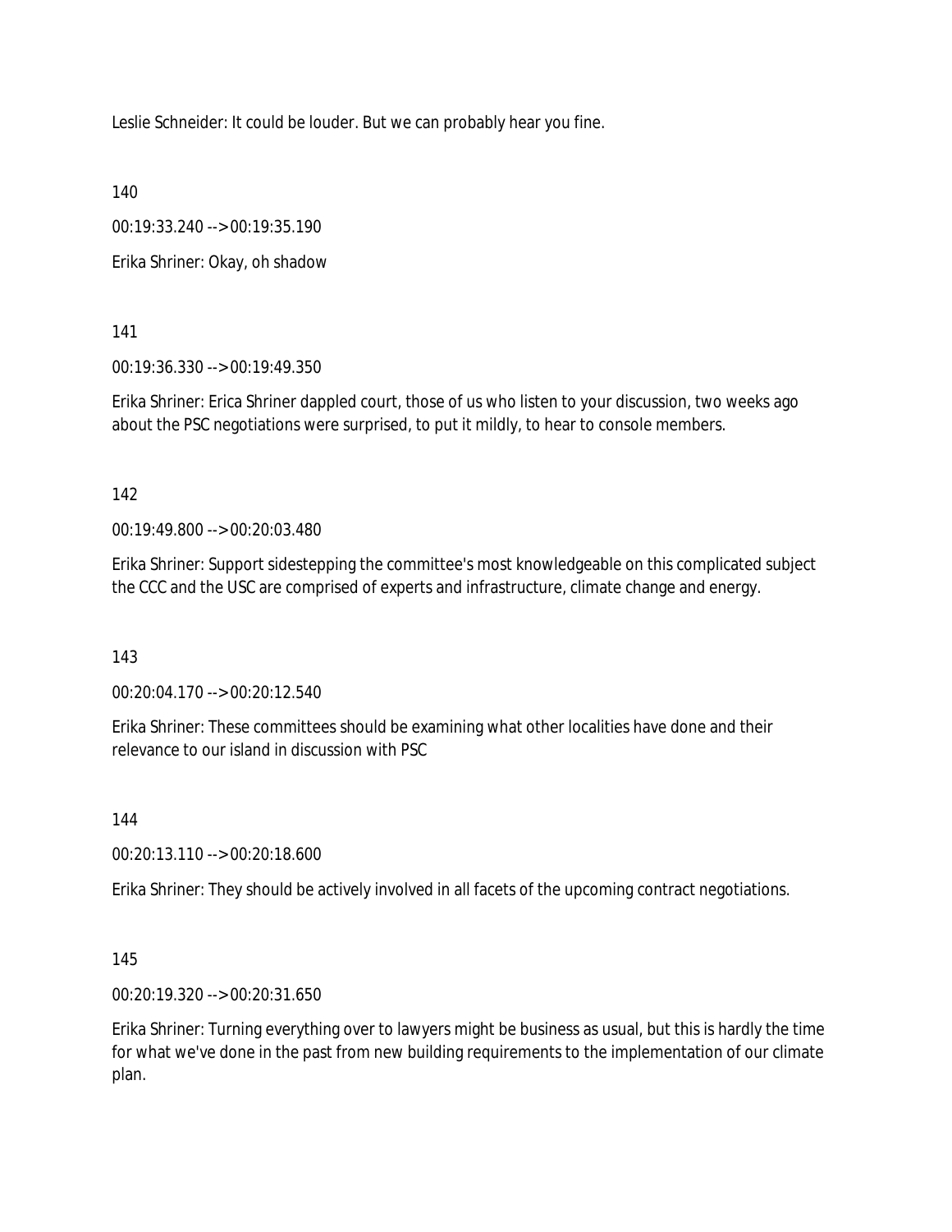Leslie Schneider: It could be louder. But we can probably hear you fine.

140

00:19:33.240 --> 00:19:35.190

Erika Shriner: Okay, oh shadow

141

00:19:36.330 --> 00:19:49.350

Erika Shriner: Erica Shriner dappled court, those of us who listen to your discussion, two weeks ago about the PSC negotiations were surprised, to put it mildly, to hear to console members.

142

00:19:49.800 --> 00:20:03.480

Erika Shriner: Support sidestepping the committee's most knowledgeable on this complicated subject the CCC and the USC are comprised of experts and infrastructure, climate change and energy.

143

00:20:04.170 --> 00:20:12.540

Erika Shriner: These committees should be examining what other localities have done and their relevance to our island in discussion with PSC

144

00:20:13.110 --> 00:20:18.600

Erika Shriner: They should be actively involved in all facets of the upcoming contract negotiations.

145

00:20:19.320 --> 00:20:31.650

Erika Shriner: Turning everything over to lawyers might be business as usual, but this is hardly the time for what we've done in the past from new building requirements to the implementation of our climate plan.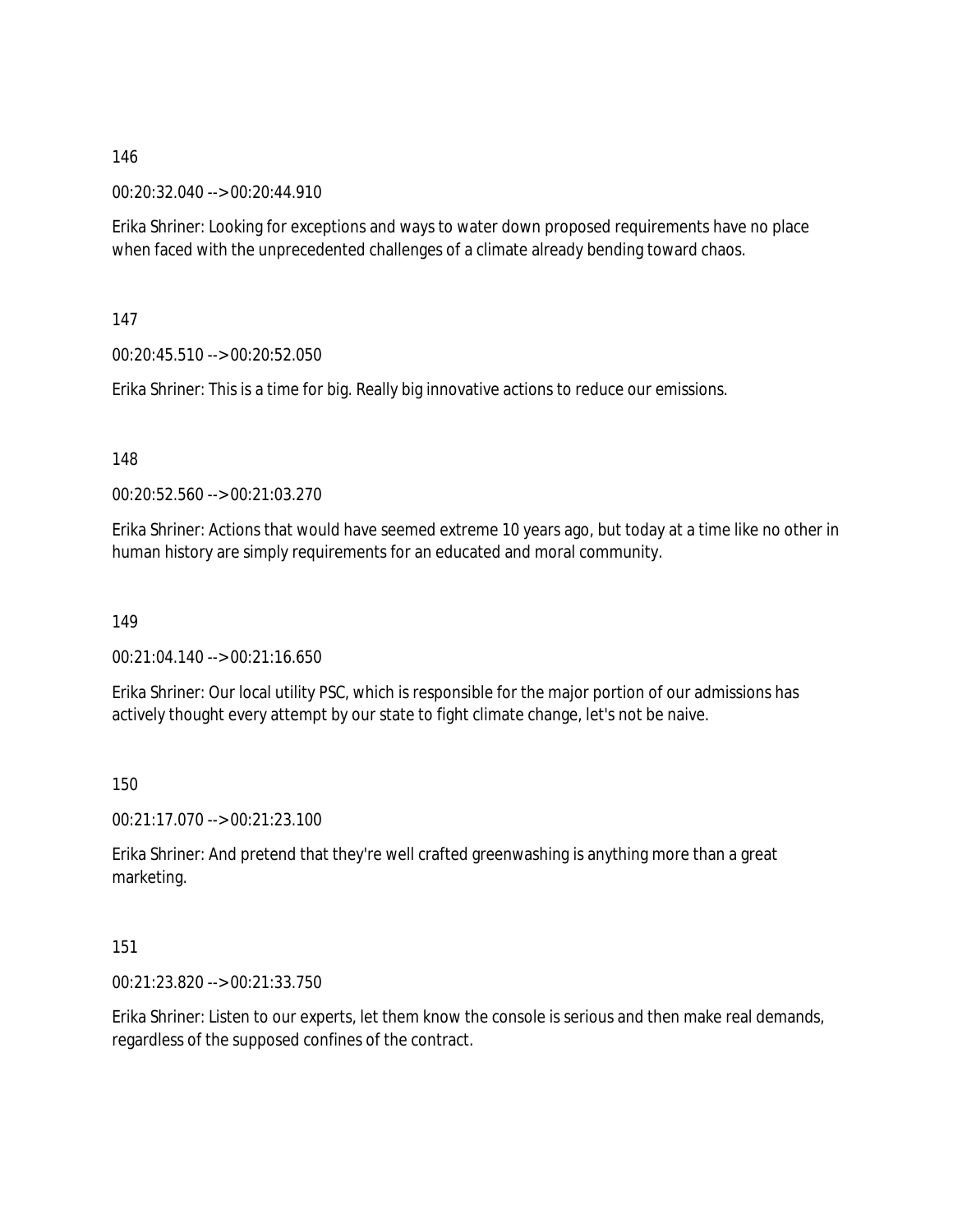146

00:20:32.040 --> 00:20:44.910

Erika Shriner: Looking for exceptions and ways to water down proposed requirements have no place when faced with the unprecedented challenges of a climate already bending toward chaos.

147

00:20:45.510 --> 00:20:52.050

Erika Shriner: This is a time for big. Really big innovative actions to reduce our emissions.

148

00:20:52.560 --> 00:21:03.270

Erika Shriner: Actions that would have seemed extreme 10 years ago, but today at a time like no other in human history are simply requirements for an educated and moral community.

149

00:21:04.140 --> 00:21:16.650

Erika Shriner: Our local utility PSC, which is responsible for the major portion of our admissions has actively thought every attempt by our state to fight climate change, let's not be naive.

150

00:21:17.070 --> 00:21:23.100

Erika Shriner: And pretend that they're well crafted greenwashing is anything more than a great marketing.

151

00:21:23.820 --> 00:21:33.750

Erika Shriner: Listen to our experts, let them know the console is serious and then make real demands, regardless of the supposed confines of the contract.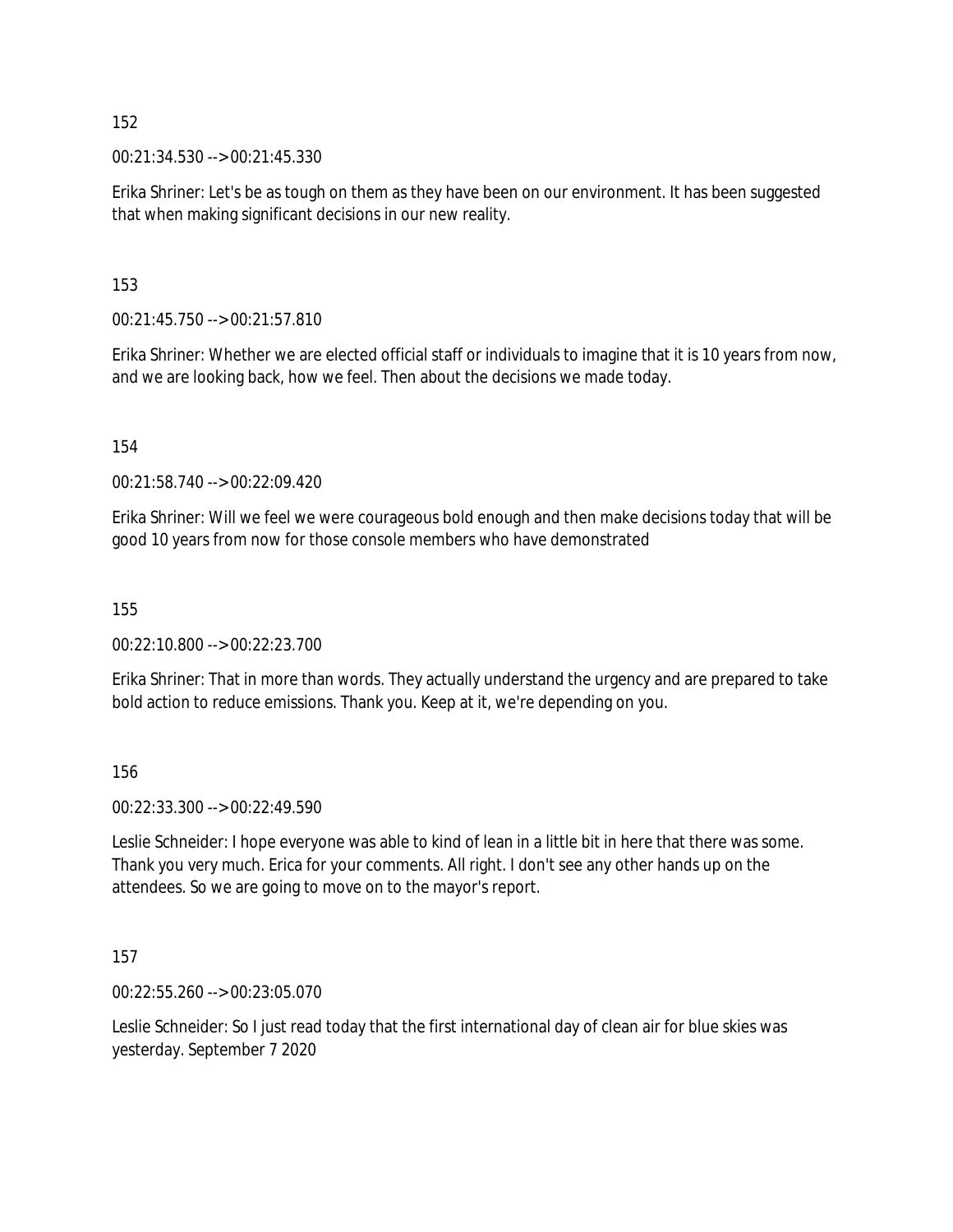152

00:21:34.530 --> 00:21:45.330

Erika Shriner: Let's be as tough on them as they have been on our environment. It has been suggested that when making significant decisions in our new reality.

153

00:21:45.750 --> 00:21:57.810

Erika Shriner: Whether we are elected official staff or individuals to imagine that it is 10 years from now, and we are looking back, how we feel. Then about the decisions we made today.

154

00:21:58.740 --> 00:22:09.420

Erika Shriner: Will we feel we were courageous bold enough and then make decisions today that will be good 10 years from now for those console members who have demonstrated

155

00:22:10.800 --> 00:22:23.700

Erika Shriner: That in more than words. They actually understand the urgency and are prepared to take bold action to reduce emissions. Thank you. Keep at it, we're depending on you.

156

00:22:33.300 --> 00:22:49.590

Leslie Schneider: I hope everyone was able to kind of lean in a little bit in here that there was some. Thank you very much. Erica for your comments. All right. I don't see any other hands up on the attendees. So we are going to move on to the mayor's report.

157

00:22:55.260 --> 00:23:05.070

Leslie Schneider: So I just read today that the first international day of clean air for blue skies was yesterday. September 7 2020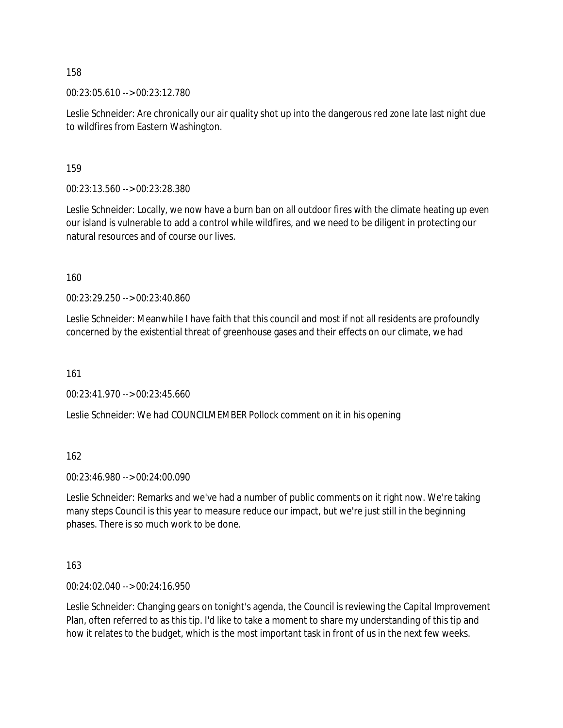158

00:23:05.610 --> 00:23:12.780

Leslie Schneider: Are chronically our air quality shot up into the dangerous red zone late last night due to wildfires from Eastern Washington.

159

00:23:13.560 --> 00:23:28.380

Leslie Schneider: Locally, we now have a burn ban on all outdoor fires with the climate heating up even our island is vulnerable to add a control while wildfires, and we need to be diligent in protecting our natural resources and of course our lives.

160

00:23:29.250 --> 00:23:40.860

Leslie Schneider: Meanwhile I have faith that this council and most if not all residents are profoundly concerned by the existential threat of greenhouse gases and their effects on our climate, we had

161

00:23:41.970 --> 00:23:45.660

Leslie Schneider: We had COUNCILMEMBER Pollock comment on it in his opening

162

00:23:46.980 --> 00:24:00.090

Leslie Schneider: Remarks and we've had a number of public comments on it right now. We're taking many steps Council is this year to measure reduce our impact, but we're just still in the beginning phases. There is so much work to be done.

163

00:24:02.040 --> 00:24:16.950

Leslie Schneider: Changing gears on tonight's agenda, the Council is reviewing the Capital Improvement Plan, often referred to as this tip. I'd like to take a moment to share my understanding of this tip and how it relates to the budget, which is the most important task in front of us in the next few weeks.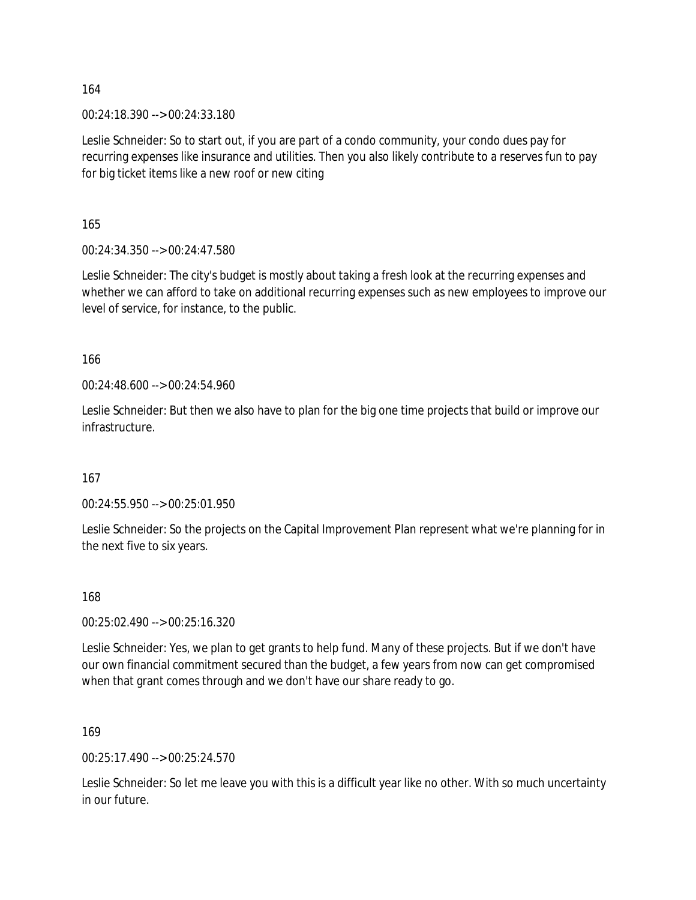164

00:24:18.390 --> 00:24:33.180

Leslie Schneider: So to start out, if you are part of a condo community, your condo dues pay for recurring expenses like insurance and utilities. Then you also likely contribute to a reserves fun to pay for big ticket items like a new roof or new citing

165

00:24:34.350 --> 00:24:47.580

Leslie Schneider: The city's budget is mostly about taking a fresh look at the recurring expenses and whether we can afford to take on additional recurring expenses such as new employees to improve our level of service, for instance, to the public.

166

00:24:48.600 --> 00:24:54.960

Leslie Schneider: But then we also have to plan for the big one time projects that build or improve our infrastructure.

167

00:24:55.950 --> 00:25:01.950

Leslie Schneider: So the projects on the Capital Improvement Plan represent what we're planning for in the next five to six years.

168

00:25:02.490 --> 00:25:16.320

Leslie Schneider: Yes, we plan to get grants to help fund. Many of these projects. But if we don't have our own financial commitment secured than the budget, a few years from now can get compromised when that grant comes through and we don't have our share ready to go.

169

00:25:17.490 --> 00:25:24.570

Leslie Schneider: So let me leave you with this is a difficult year like no other. With so much uncertainty in our future.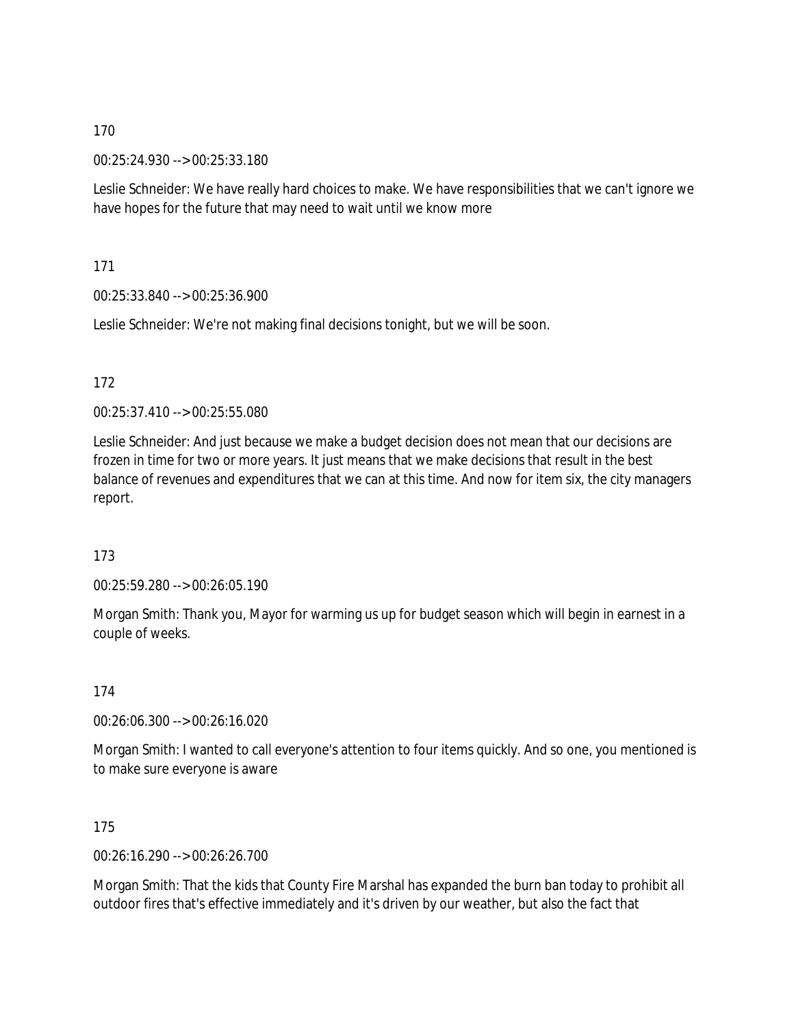170

00:25:24.930 --> 00:25:33.180

Leslie Schneider: We have really hard choices to make. We have responsibilities that we can't ignore we have hopes for the future that may need to wait until we know more

171

00:25:33.840 --> 00:25:36.900

Leslie Schneider: We're not making final decisions tonight, but we will be soon.

172

00:25:37.410 --> 00:25:55.080

Leslie Schneider: And just because we make a budget decision does not mean that our decisions are frozen in time for two or more years. It just means that we make decisions that result in the best balance of revenues and expenditures that we can at this time. And now for item six, the city managers report.

173

00:25:59.280 --> 00:26:05.190

Morgan Smith: Thank you, Mayor for warming us up for budget season which will begin in earnest in a couple of weeks.

174

00:26:06.300 --> 00:26:16.020

Morgan Smith: I wanted to call everyone's attention to four items quickly. And so one, you mentioned is to make sure everyone is aware

175

00:26:16.290 --> 00:26:26.700

Morgan Smith: That the kids that County Fire Marshal has expanded the burn ban today to prohibit all outdoor fires that's effective immediately and it's driven by our weather, but also the fact that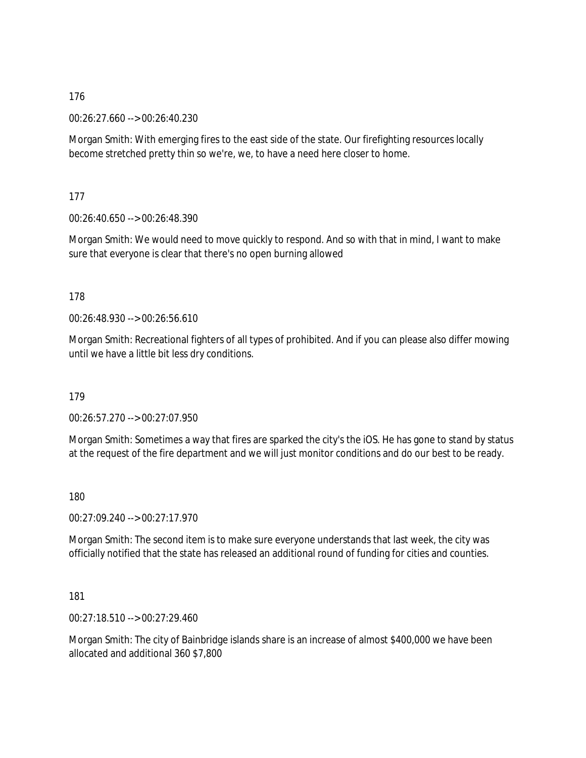176

00:26:27.660 --> 00:26:40.230

Morgan Smith: With emerging fires to the east side of the state. Our firefighting resources locally become stretched pretty thin so we're, we, to have a need here closer to home.

177

00:26:40.650 --> 00:26:48.390

Morgan Smith: We would need to move quickly to respond. And so with that in mind, I want to make sure that everyone is clear that there's no open burning allowed

178

00:26:48.930 --> 00:26:56.610

Morgan Smith: Recreational fighters of all types of prohibited. And if you can please also differ mowing until we have a little bit less dry conditions.

179

00:26:57.270 --> 00:27:07.950

Morgan Smith: Sometimes a way that fires are sparked the city's the iOS. He has gone to stand by status at the request of the fire department and we will just monitor conditions and do our best to be ready.

180

00:27:09.240 --> 00:27:17.970

Morgan Smith: The second item is to make sure everyone understands that last week, the city was officially notified that the state has released an additional round of funding for cities and counties.

181

00:27:18.510 --> 00:27:29.460

Morgan Smith: The city of Bainbridge islands share is an increase of almost $400,000 we have been allocated and additional 360 $7,800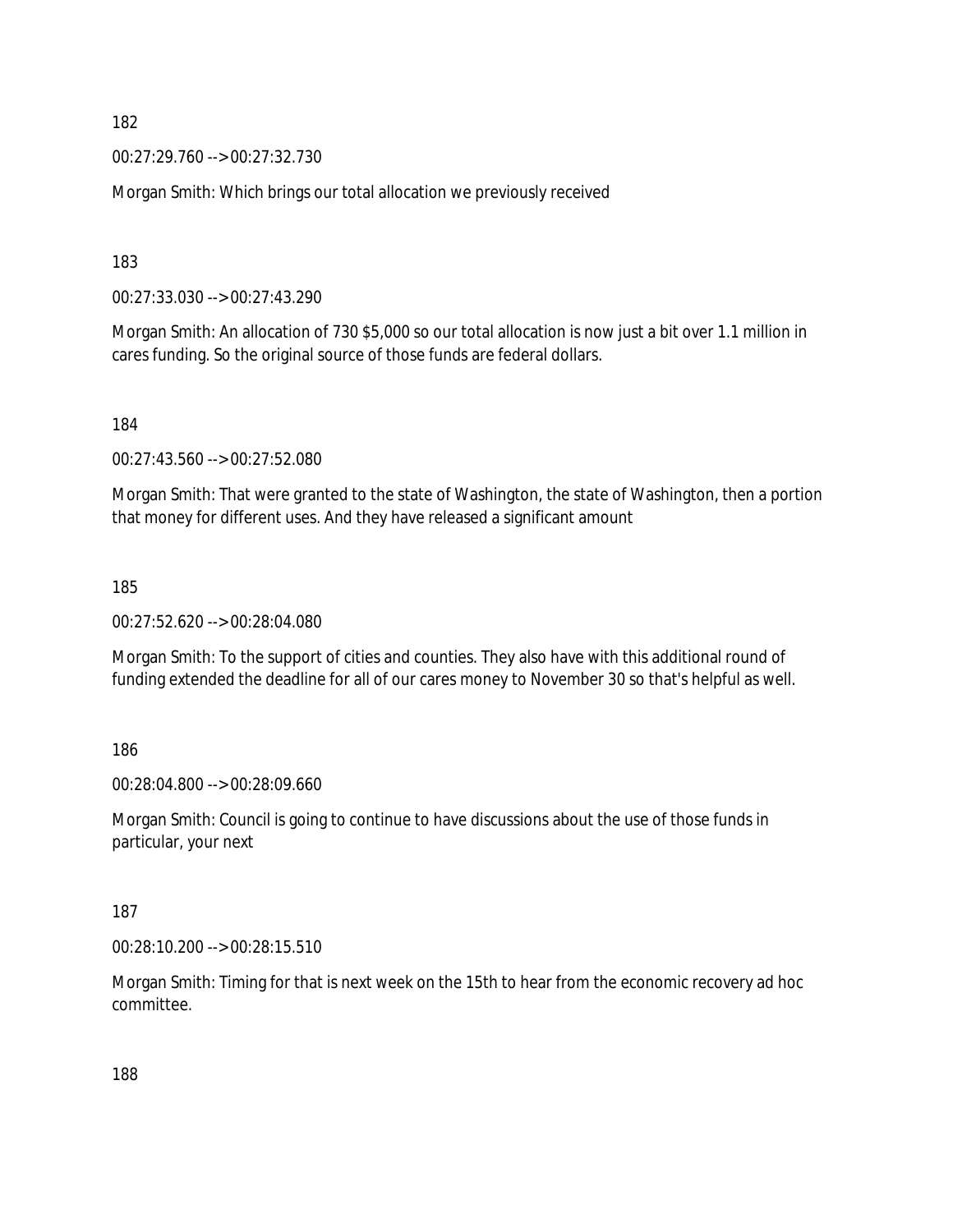182

00:27:29.760 --> 00:27:32.730

Morgan Smith: Which brings our total allocation we previously received

183

00:27:33.030 --> 00:27:43.290

Morgan Smith: An allocation of 730 $5,000 so our total allocation is now just a bit over 1.1 million in cares funding. So the original source of those funds are federal dollars.

184

00:27:43.560 --> 00:27:52.080

Morgan Smith: That were granted to the state of Washington, the state of Washington, then a portion that money for different uses. And they have released a significant amount

185

00:27:52.620 --> 00:28:04.080

Morgan Smith: To the support of cities and counties. They also have with this additional round of funding extended the deadline for all of our cares money to November 30 so that's helpful as well.

186

00:28:04.800 --> 00:28:09.660

Morgan Smith: Council is going to continue to have discussions about the use of those funds in particular, your next

187

00:28:10.200 --> 00:28:15.510

Morgan Smith: Timing for that is next week on the 15th to hear from the economic recovery ad hoc committee.

188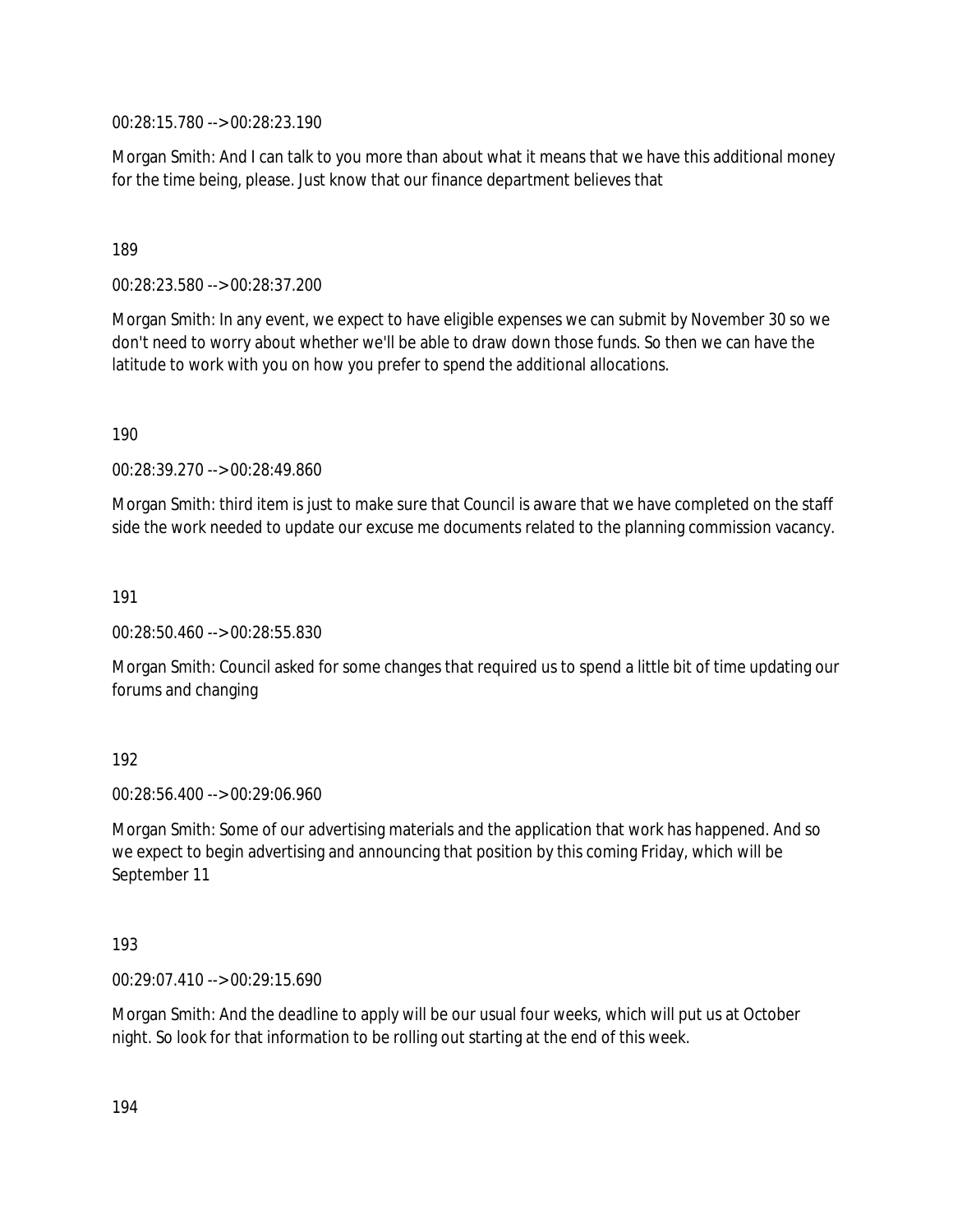00:28:15.780 --> 00:28:23.190

Morgan Smith: And I can talk to you more than about what it means that we have this additional money for the time being, please. Just know that our finance department believes that

189

00:28:23.580 --> 00:28:37.200

Morgan Smith: In any event, we expect to have eligible expenses we can submit by November 30 so we don't need to worry about whether we'll be able to draw down those funds. So then we can have the latitude to work with you on how you prefer to spend the additional allocations.

190

00:28:39.270 --> 00:28:49.860

Morgan Smith: third item is just to make sure that Council is aware that we have completed on the staff side the work needed to update our excuse me documents related to the planning commission vacancy.

191

00:28:50.460 --> 00:28:55.830

Morgan Smith: Council asked for some changes that required us to spend a little bit of time updating our forums and changing

192

00:28:56.400 --> 00:29:06.960

Morgan Smith: Some of our advertising materials and the application that work has happened. And so we expect to begin advertising and announcing that position by this coming Friday, which will be September 11

193

00:29:07.410 --> 00:29:15.690

Morgan Smith: And the deadline to apply will be our usual four weeks, which will put us at October night. So look for that information to be rolling out starting at the end of this week.

194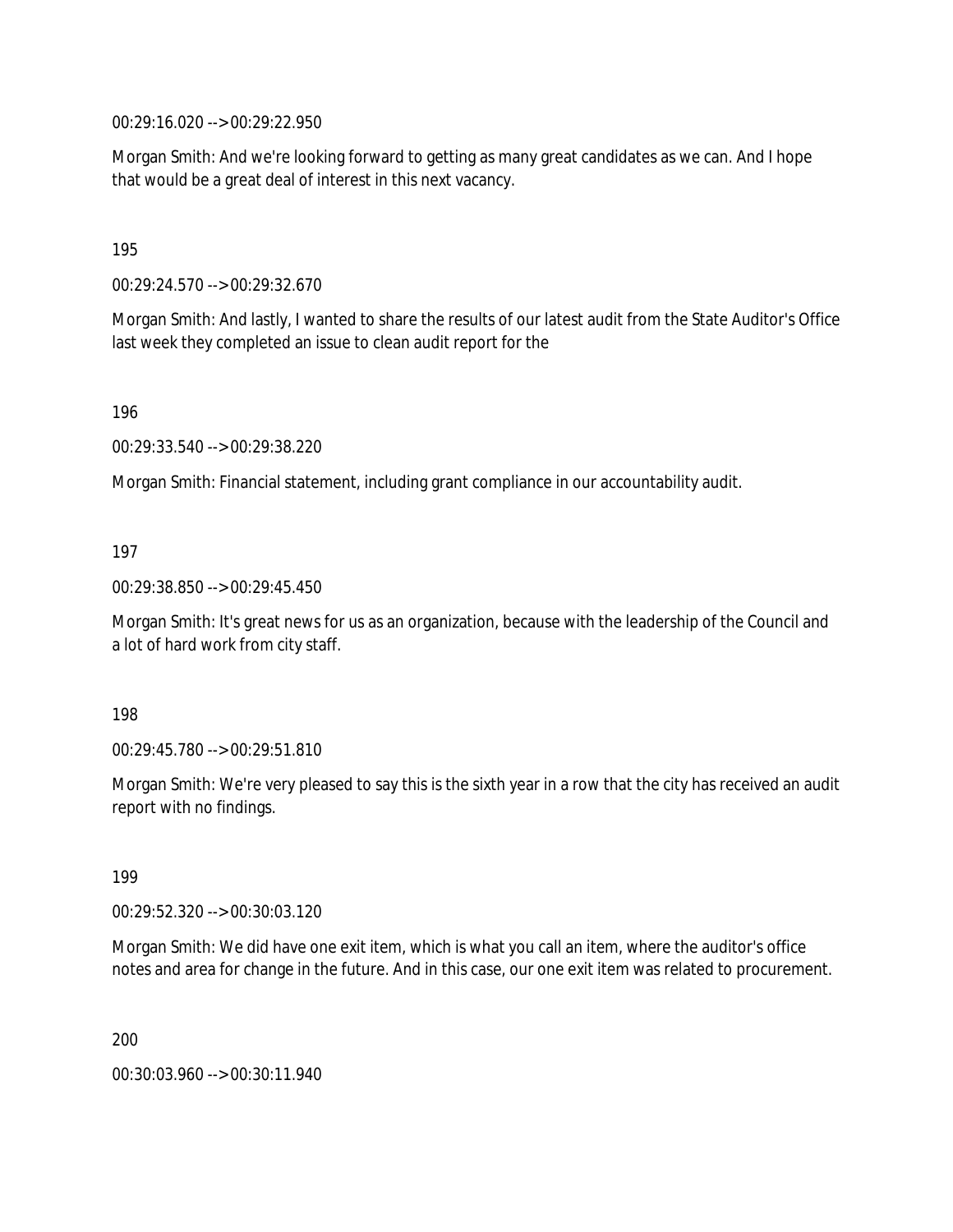00:29:16.020 --> 00:29:22.950

Morgan Smith: And we're looking forward to getting as many great candidates as we can. And I hope that would be a great deal of interest in this next vacancy.

195

00:29:24.570 --> 00:29:32.670

Morgan Smith: And lastly, I wanted to share the results of our latest audit from the State Auditor's Office last week they completed an issue to clean audit report for the

196

00:29:33.540 --> 00:29:38.220

Morgan Smith: Financial statement, including grant compliance in our accountability audit.

197

00:29:38.850 --> 00:29:45.450

Morgan Smith: It's great news for us as an organization, because with the leadership of the Council and a lot of hard work from city staff.

198

00:29:45.780 --> 00:29:51.810

Morgan Smith: We're very pleased to say this is the sixth year in a row that the city has received an audit report with no findings.

199

00:29:52.320 --> 00:30:03.120

Morgan Smith: We did have one exit item, which is what you call an item, where the auditor's office notes and area for change in the future. And in this case, our one exit item was related to procurement.

200

00:30:03.960 --> 00:30:11.940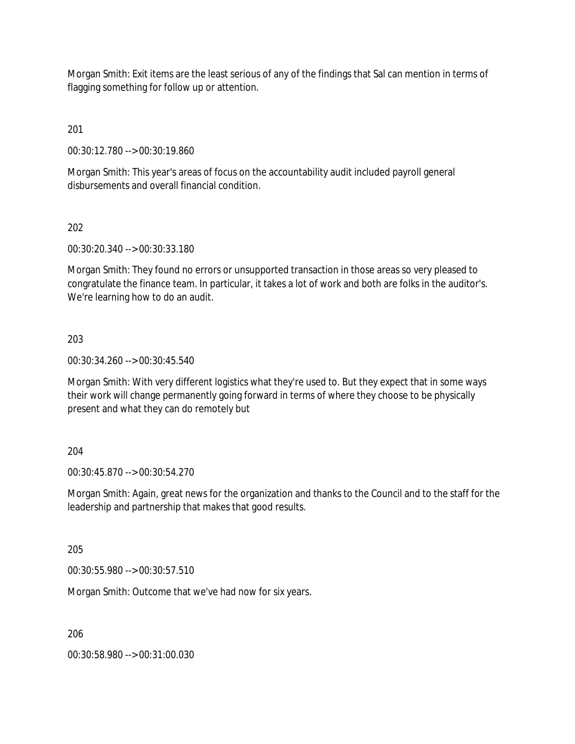Morgan Smith: Exit items are the least serious of any of the findings that Sal can mention in terms of flagging something for follow up or attention.

201

00:30:12.780 --> 00:30:19.860

Morgan Smith: This year's areas of focus on the accountability audit included payroll general disbursements and overall financial condition.

202

00:30:20.340 --> 00:30:33.180

Morgan Smith: They found no errors or unsupported transaction in those areas so very pleased to congratulate the finance team. In particular, it takes a lot of work and both are folks in the auditor's. We're learning how to do an audit.

203

00:30:34.260 --> 00:30:45.540

Morgan Smith: With very different logistics what they're used to. But they expect that in some ways their work will change permanently going forward in terms of where they choose to be physically present and what they can do remotely but

204

00:30:45.870 --> 00:30:54.270

Morgan Smith: Again, great news for the organization and thanks to the Council and to the staff for the leadership and partnership that makes that good results.

205

00:30:55.980 --> 00:30:57.510

Morgan Smith: Outcome that we've had now for six years.

206

00:30:58.980 --> 00:31:00.030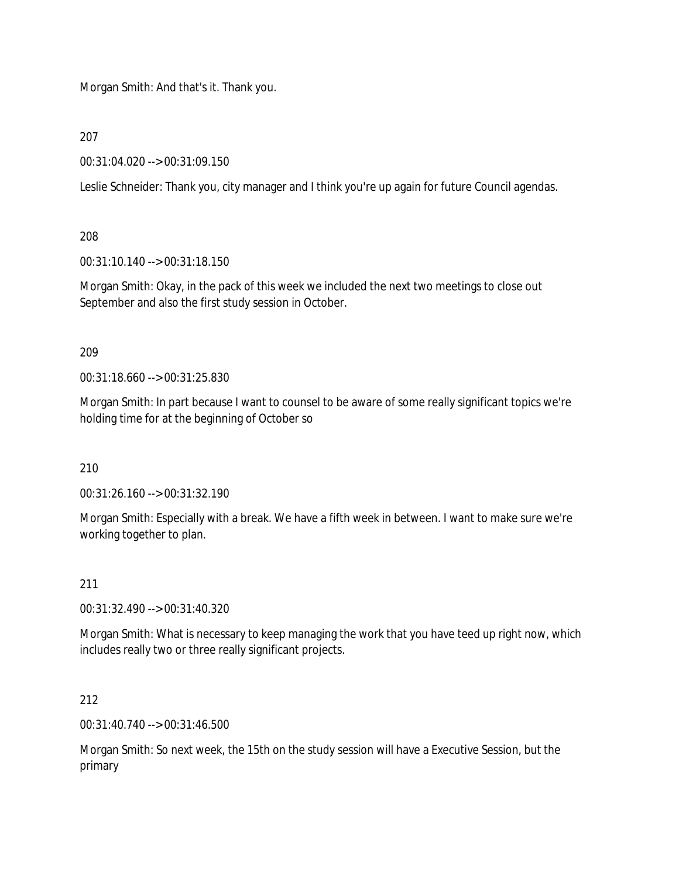Morgan Smith: And that's it. Thank you.

207

00:31:04.020 --> 00:31:09.150

Leslie Schneider: Thank you, city manager and I think you're up again for future Council agendas.

208

00:31:10.140 --> 00:31:18.150

Morgan Smith: Okay, in the pack of this week we included the next two meetings to close out September and also the first study session in October.

209

00:31:18.660 --> 00:31:25.830

Morgan Smith: In part because I want to counsel to be aware of some really significant topics we're holding time for at the beginning of October so

210

00:31:26.160 --> 00:31:32.190

Morgan Smith: Especially with a break. We have a fifth week in between. I want to make sure we're working together to plan.

211

00:31:32.490 --> 00:31:40.320

Morgan Smith: What is necessary to keep managing the work that you have teed up right now, which includes really two or three really significant projects.

212

00:31:40.740 --> 00:31:46.500

Morgan Smith: So next week, the 15th on the study session will have a Executive Session, but the primary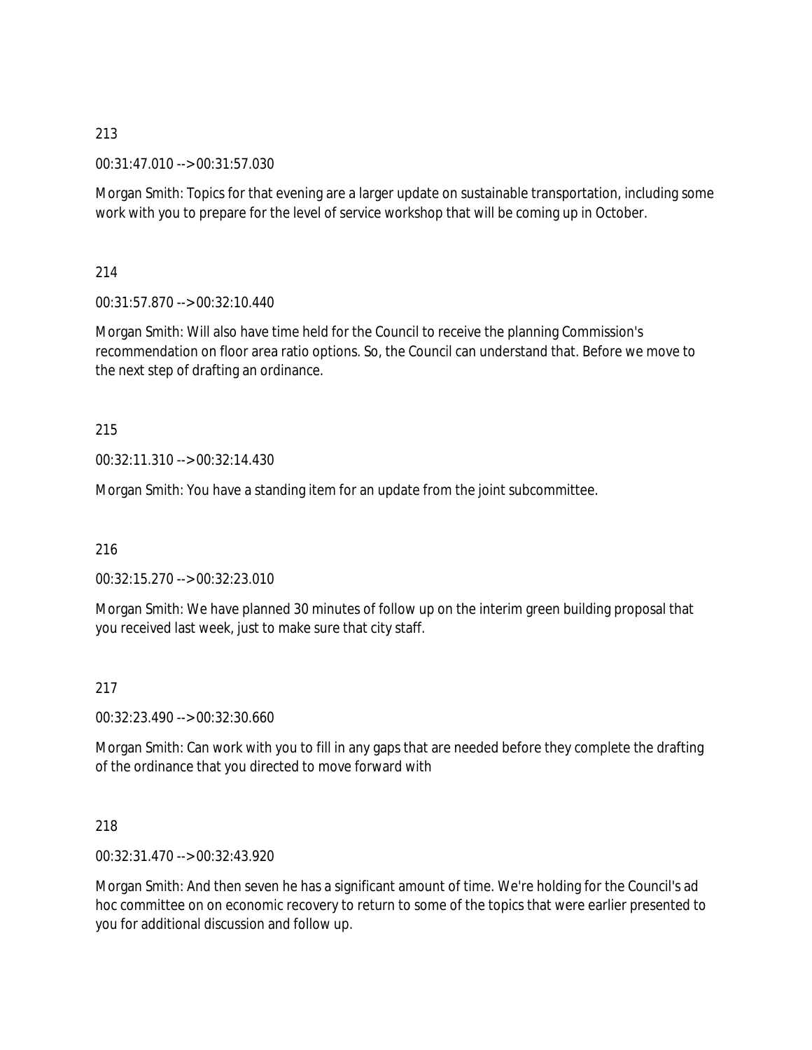213

00:31:47.010 --> 00:31:57.030

Morgan Smith: Topics for that evening are a larger update on sustainable transportation, including some work with you to prepare for the level of service workshop that will be coming up in October.

214

00:31:57.870 --> 00:32:10.440

Morgan Smith: Will also have time held for the Council to receive the planning Commission's recommendation on floor area ratio options. So, the Council can understand that. Before we move to the next step of drafting an ordinance.

215

00:32:11.310 --> 00:32:14.430

Morgan Smith: You have a standing item for an update from the joint subcommittee.

216

00:32:15.270 --> 00:32:23.010

Morgan Smith: We have planned 30 minutes of follow up on the interim green building proposal that you received last week, just to make sure that city staff.

217

00:32:23.490 --> 00:32:30.660

Morgan Smith: Can work with you to fill in any gaps that are needed before they complete the drafting of the ordinance that you directed to move forward with

218

00:32:31.470 --> 00:32:43.920

Morgan Smith: And then seven he has a significant amount of time. We're holding for the Council's ad hoc committee on on economic recovery to return to some of the topics that were earlier presented to you for additional discussion and follow up.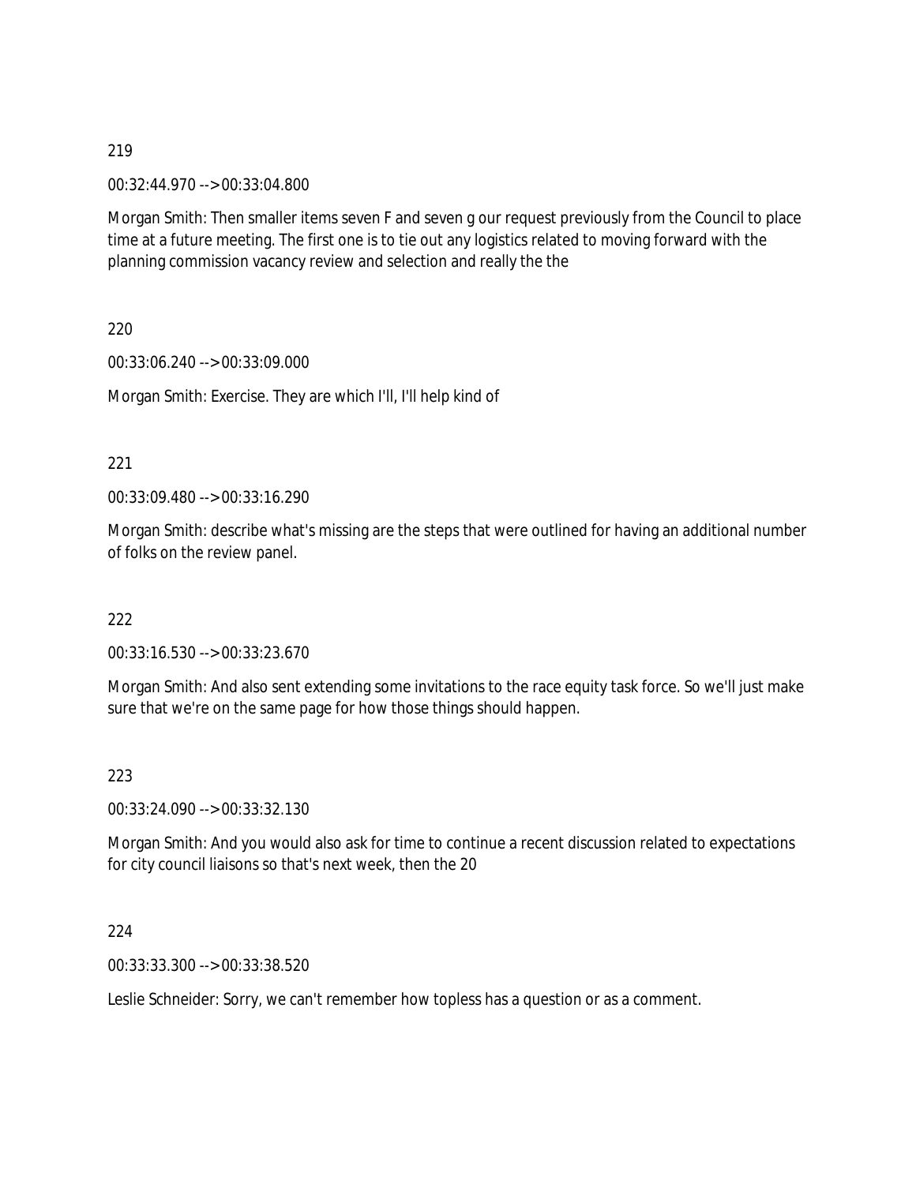219

00:32:44.970 --> 00:33:04.800

Morgan Smith: Then smaller items seven F and seven g our request previously from the Council to place time at a future meeting. The first one is to tie out any logistics related to moving forward with the planning commission vacancy review and selection and really the the

220

00:33:06.240 --> 00:33:09.000

Morgan Smith: Exercise. They are which I'll, I'll help kind of

221

00:33:09.480 --> 00:33:16.290

Morgan Smith: describe what's missing are the steps that were outlined for having an additional number of folks on the review panel.

222

00:33:16.530 --> 00:33:23.670

Morgan Smith: And also sent extending some invitations to the race equity task force. So we'll just make sure that we're on the same page for how those things should happen.

223

00:33:24.090 --> 00:33:32.130

Morgan Smith: And you would also ask for time to continue a recent discussion related to expectations for city council liaisons so that's next week, then the 20

224

00:33:33.300 --> 00:33:38.520

Leslie Schneider: Sorry, we can't remember how topless has a question or as a comment.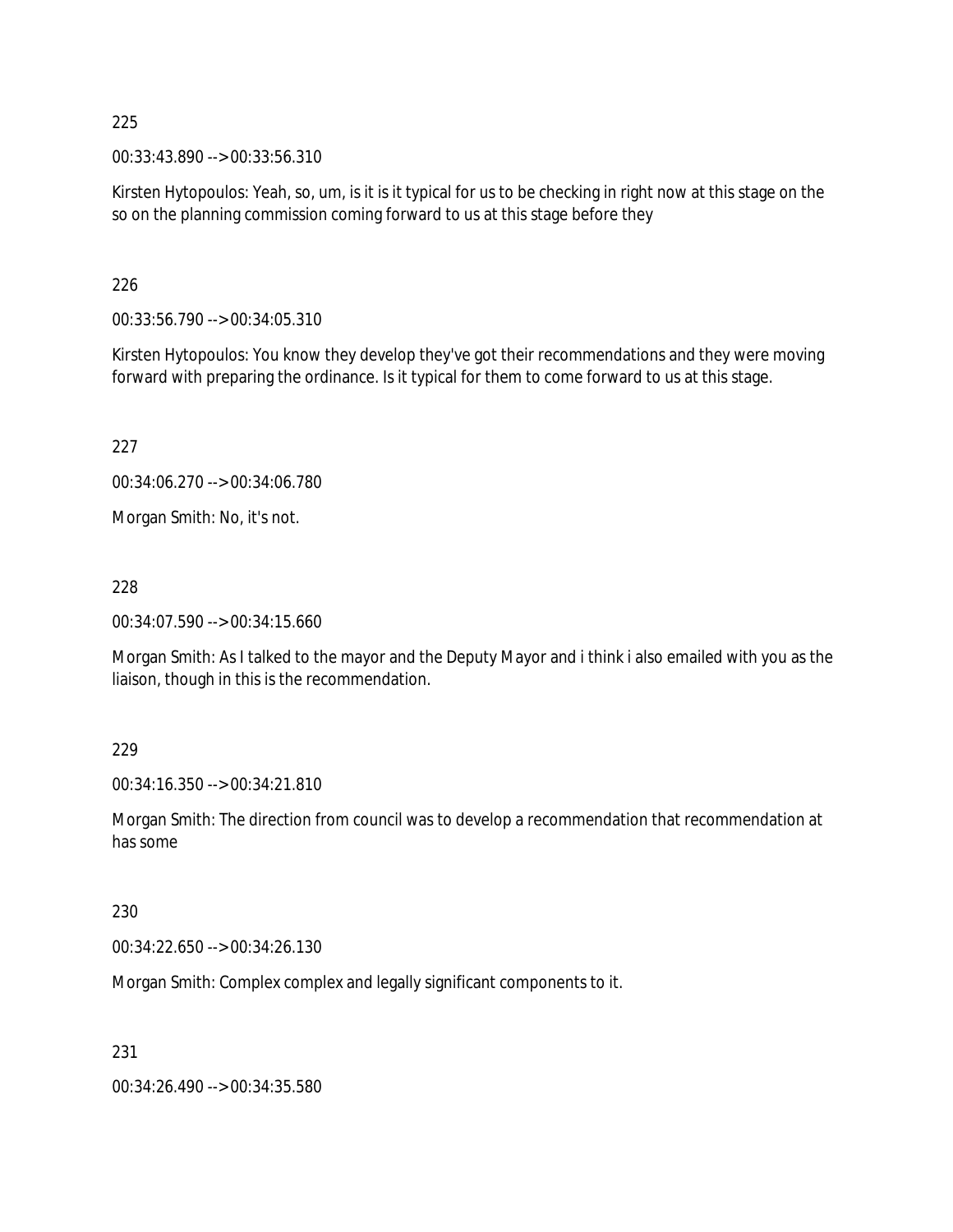225

00:33:43.890 --> 00:33:56.310

Kirsten Hytopoulos: Yeah, so, um, is it is it typical for us to be checking in right now at this stage on the so on the planning commission coming forward to us at this stage before they

226

00:33:56.790 --> 00:34:05.310

Kirsten Hytopoulos: You know they develop they've got their recommendations and they were moving forward with preparing the ordinance. Is it typical for them to come forward to us at this stage.

227

00:34:06.270 --> 00:34:06.780

Morgan Smith: No, it's not.

228

00:34:07.590 --> 00:34:15.660

Morgan Smith: As I talked to the mayor and the Deputy Mayor and i think i also emailed with you as the liaison, though in this is the recommendation.

229

00:34:16.350 --> 00:34:21.810

Morgan Smith: The direction from council was to develop a recommendation that recommendation at has some

230

00:34:22.650 --> 00:34:26.130

Morgan Smith: Complex complex and legally significant components to it.

231

00:34:26.490 --> 00:34:35.580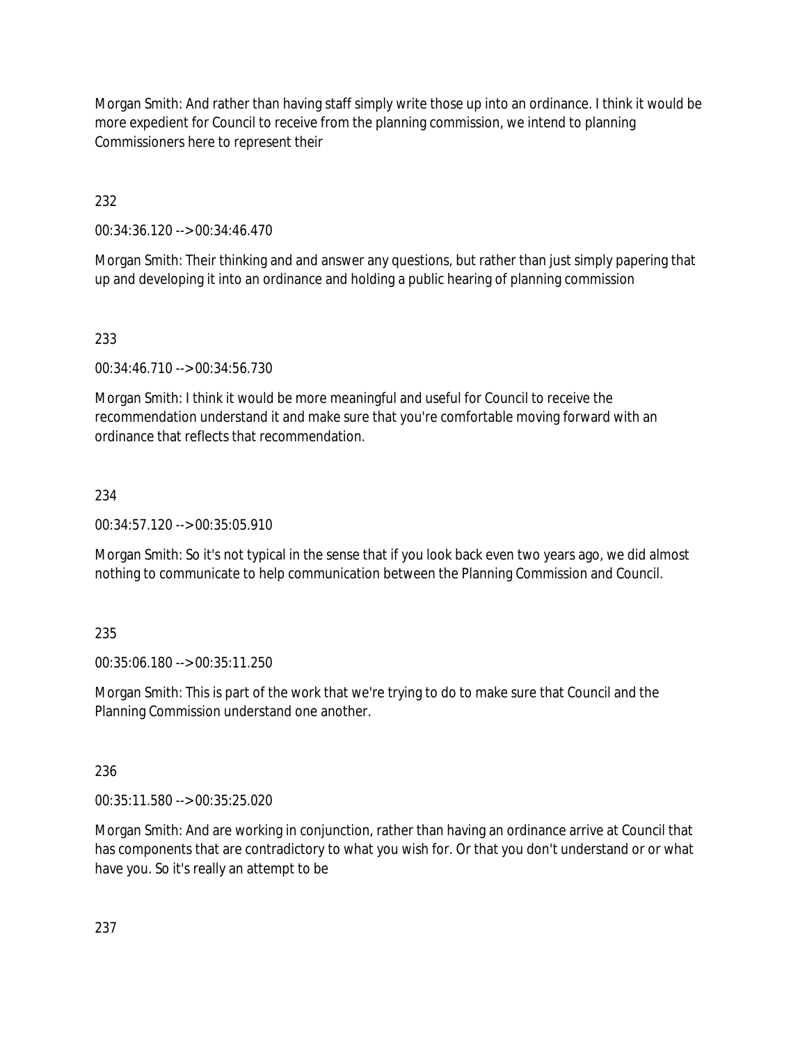Morgan Smith: And rather than having staff simply write those up into an ordinance. I think it would be more expedient for Council to receive from the planning commission, we intend to planning Commissioners here to represent their

232

00:34:36.120 --> 00:34:46.470

Morgan Smith: Their thinking and and answer any questions, but rather than just simply papering that up and developing it into an ordinance and holding a public hearing of planning commission

233

00:34:46.710 --> 00:34:56.730

Morgan Smith: I think it would be more meaningful and useful for Council to receive the recommendation understand it and make sure that you're comfortable moving forward with an ordinance that reflects that recommendation.

234

00:34:57.120 --> 00:35:05.910

Morgan Smith: So it's not typical in the sense that if you look back even two years ago, we did almost nothing to communicate to help communication between the Planning Commission and Council.

235

00:35:06.180 --> 00:35:11.250

Morgan Smith: This is part of the work that we're trying to do to make sure that Council and the Planning Commission understand one another.

236

00:35:11.580 --> 00:35:25.020

Morgan Smith: And are working in conjunction, rather than having an ordinance arrive at Council that has components that are contradictory to what you wish for. Or that you don't understand or or what have you. So it's really an attempt to be

237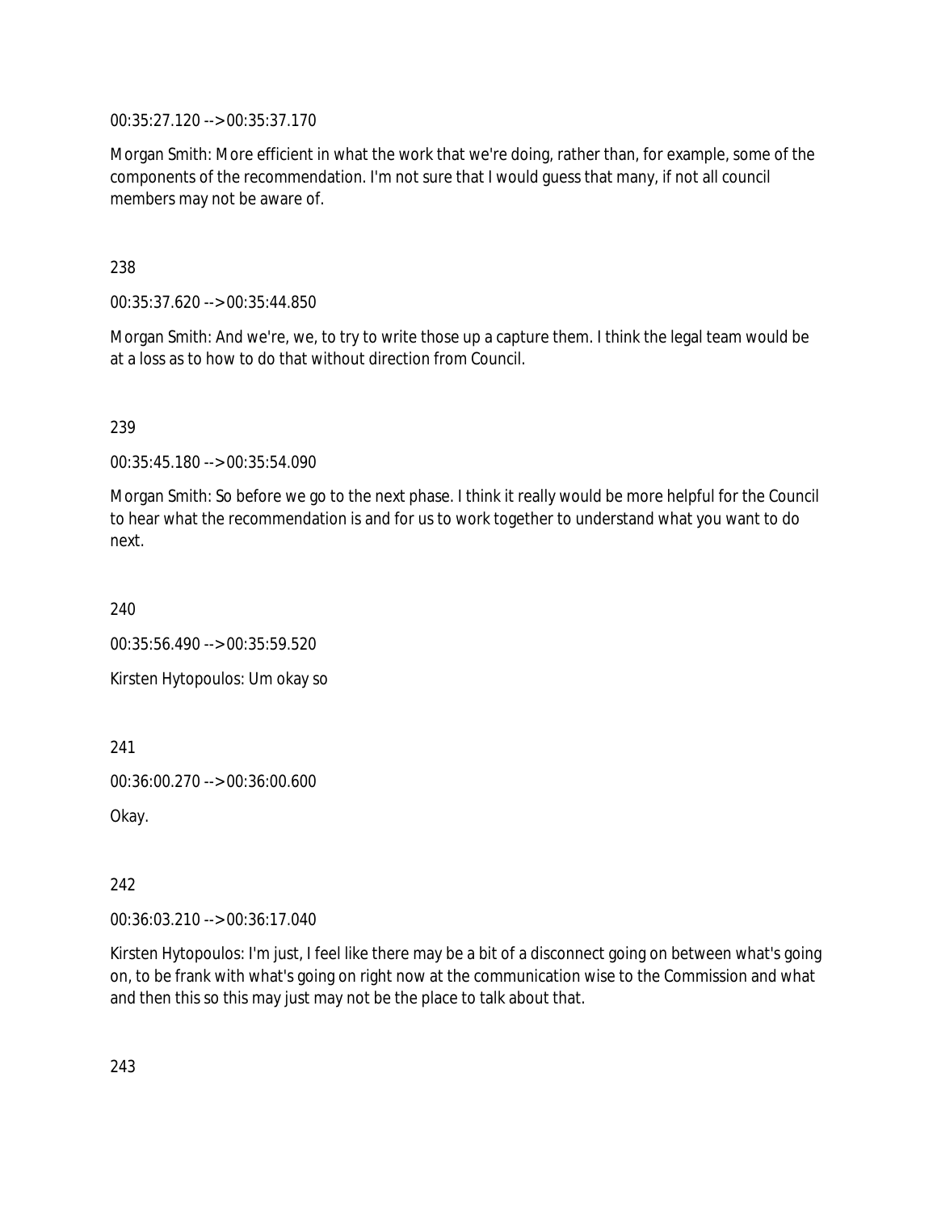00:35:27.120 --> 00:35:37.170

Morgan Smith: More efficient in what the work that we're doing, rather than, for example, some of the components of the recommendation. I'm not sure that I would guess that many, if not all council members may not be aware of.

238

00:35:37.620 --> 00:35:44.850

Morgan Smith: And we're, we, to try to write those up a capture them. I think the legal team would be at a loss as to how to do that without direction from Council.

239

00:35:45.180 --> 00:35:54.090

Morgan Smith: So before we go to the next phase. I think it really would be more helpful for the Council to hear what the recommendation is and for us to work together to understand what you want to do next.

240

00:35:56.490 --> 00:35:59.520

Kirsten Hytopoulos: Um okay so

241

00:36:00.270 --> 00:36:00.600

Okay.

242

00:36:03.210 --> 00:36:17.040

Kirsten Hytopoulos: I'm just, I feel like there may be a bit of a disconnect going on between what's going on, to be frank with what's going on right now at the communication wise to the Commission and what and then this so this may just may not be the place to talk about that.

243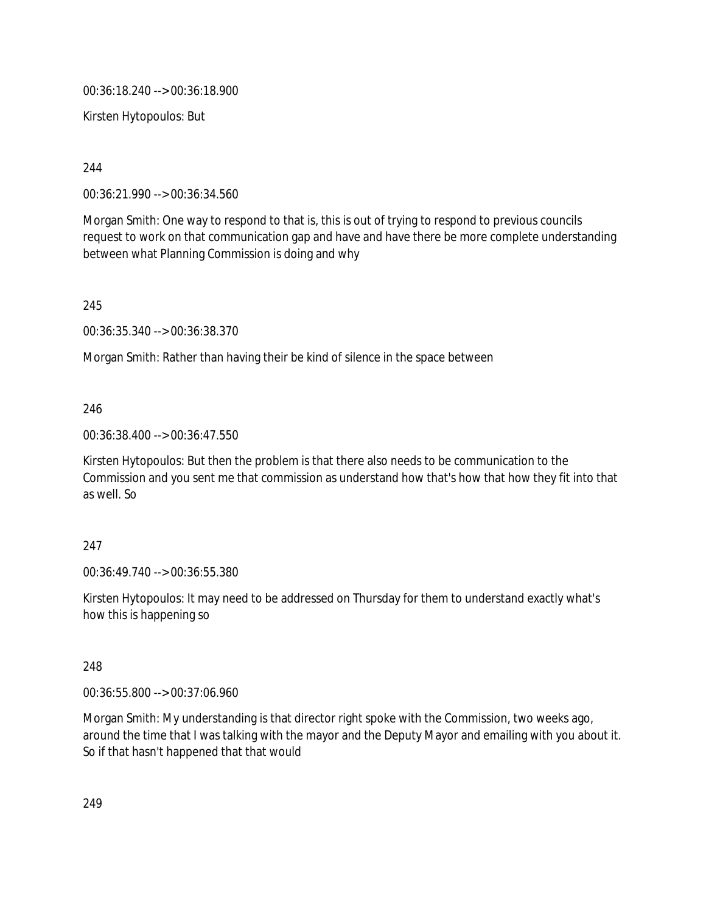00:36:18.240 --> 00:36:18.900

Kirsten Hytopoulos: But

244

00:36:21.990 --> 00:36:34.560

Morgan Smith: One way to respond to that is, this is out of trying to respond to previous councils request to work on that communication gap and have and have there be more complete understanding between what Planning Commission is doing and why

245

00:36:35.340 --> 00:36:38.370

Morgan Smith: Rather than having their be kind of silence in the space between

246

00:36:38.400 --> 00:36:47.550

Kirsten Hytopoulos: But then the problem is that there also needs to be communication to the Commission and you sent me that commission as understand how that's how that how they fit into that as well. So

247

00:36:49.740 --> 00:36:55.380

Kirsten Hytopoulos: It may need to be addressed on Thursday for them to understand exactly what's how this is happening so

248

00:36:55.800 --> 00:37:06.960

Morgan Smith: My understanding is that director right spoke with the Commission, two weeks ago, around the time that I was talking with the mayor and the Deputy Mayor and emailing with you about it. So if that hasn't happened that that would

249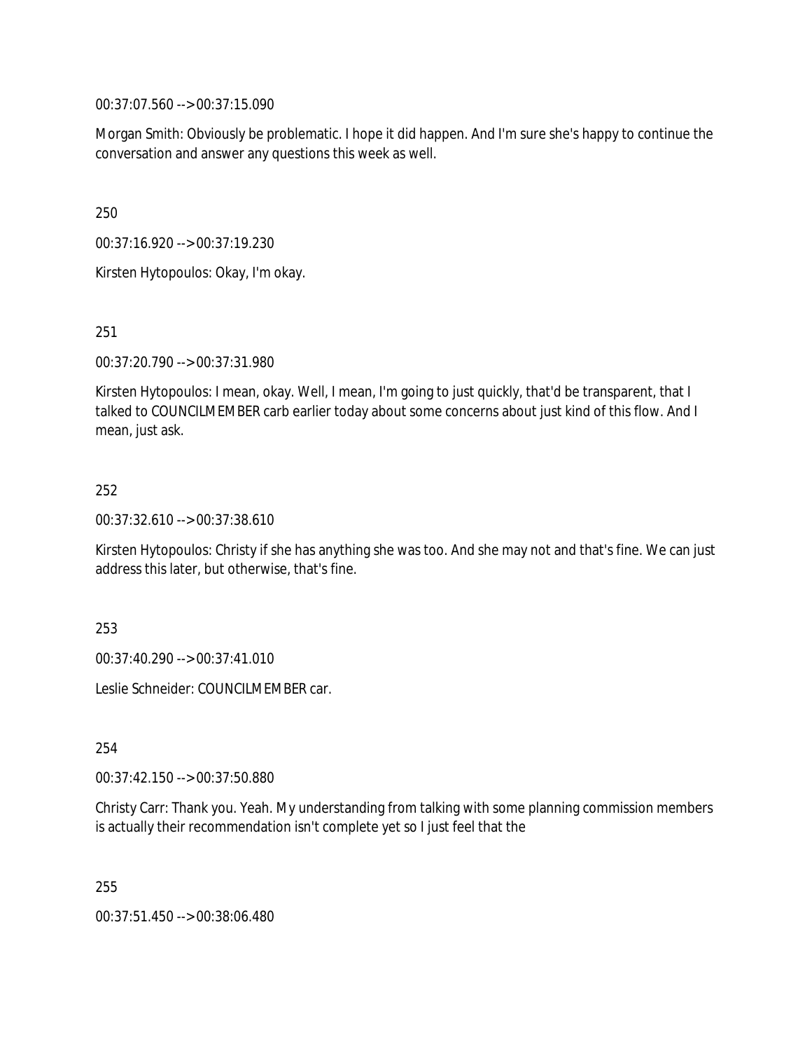00:37:07.560 --> 00:37:15.090

Morgan Smith: Obviously be problematic. I hope it did happen. And I'm sure she's happy to continue the conversation and answer any questions this week as well.

250

00:37:16.920 --> 00:37:19.230

Kirsten Hytopoulos: Okay, I'm okay.

251

00:37:20.790 --> 00:37:31.980

Kirsten Hytopoulos: I mean, okay. Well, I mean, I'm going to just quickly, that'd be transparent, that I talked to COUNCILMEMBER carb earlier today about some concerns about just kind of this flow. And I mean, just ask.

252

00:37:32.610 --> 00:37:38.610

Kirsten Hytopoulos: Christy if she has anything she was too. And she may not and that's fine. We can just address this later, but otherwise, that's fine.

253

00:37:40.290 --> 00:37:41.010

Leslie Schneider: COUNCILMEMBER car.

254

00:37:42.150 --> 00:37:50.880

Christy Carr: Thank you. Yeah. My understanding from talking with some planning commission members is actually their recommendation isn't complete yet so I just feel that the

255

00:37:51.450 --> 00:38:06.480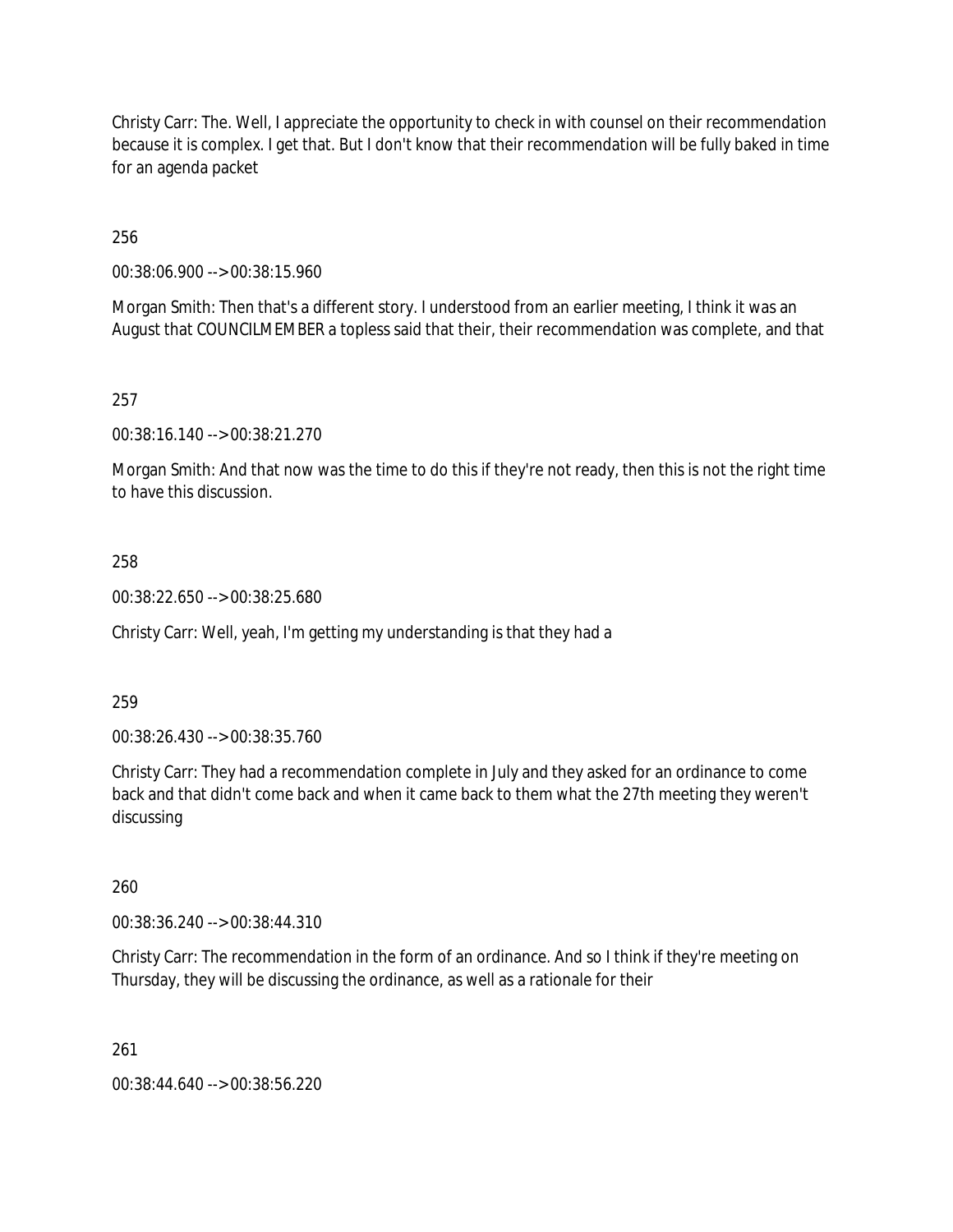Christy Carr: The. Well, I appreciate the opportunity to check in with counsel on their recommendation because it is complex. I get that. But I don't know that their recommendation will be fully baked in time for an agenda packet

256

00:38:06.900 --> 00:38:15.960

Morgan Smith: Then that's a different story. I understood from an earlier meeting, I think it was an August that COUNCILMEMBER a topless said that their, their recommendation was complete, and that

257

00:38:16.140 --> 00:38:21.270

Morgan Smith: And that now was the time to do this if they're not ready, then this is not the right time to have this discussion.

258

00:38:22.650 --> 00:38:25.680

Christy Carr: Well, yeah, I'm getting my understanding is that they had a

259

00:38:26.430 --> 00:38:35.760

Christy Carr: They had a recommendation complete in July and they asked for an ordinance to come back and that didn't come back and when it came back to them what the 27th meeting they weren't discussing

260

00:38:36.240 --> 00:38:44.310

Christy Carr: The recommendation in the form of an ordinance. And so I think if they're meeting on Thursday, they will be discussing the ordinance, as well as a rationale for their

261

00:38:44.640 --> 00:38:56.220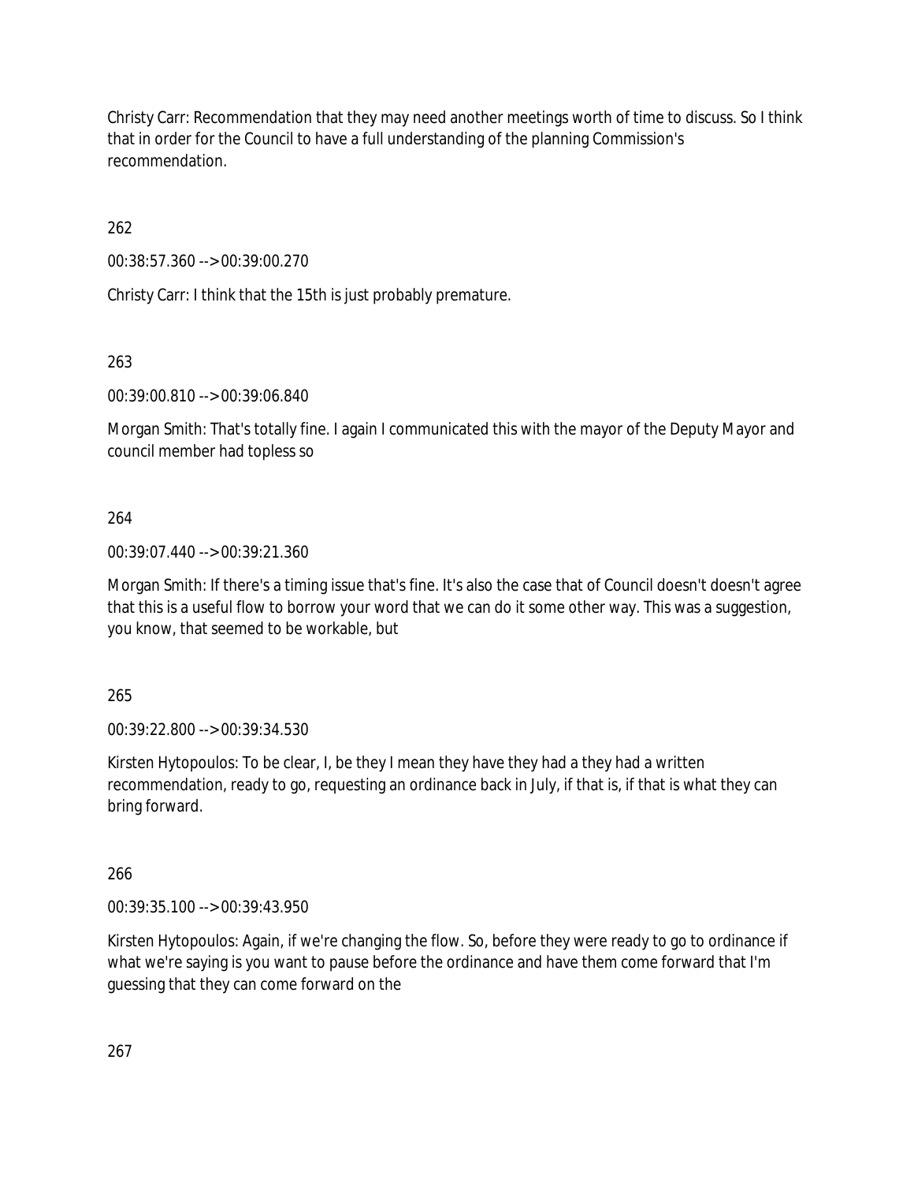Christy Carr: Recommendation that they may need another meetings worth of time to discuss. So I think that in order for the Council to have a full understanding of the planning Commission's recommendation.

262

00:38:57.360 --> 00:39:00.270

Christy Carr: I think that the 15th is just probably premature.

263

00:39:00.810 --> 00:39:06.840

Morgan Smith: That's totally fine. I again I communicated this with the mayor of the Deputy Mayor and council member had topless so

264

00:39:07.440 --> 00:39:21.360

Morgan Smith: If there's a timing issue that's fine. It's also the case that of Council doesn't doesn't agree that this is a useful flow to borrow your word that we can do it some other way. This was a suggestion, you know, that seemed to be workable, but

265

00:39:22.800 --> 00:39:34.530

Kirsten Hytopoulos: To be clear, I, be they I mean they have they had a they had a written recommendation, ready to go, requesting an ordinance back in July, if that is, if that is what they can bring forward.

266

00:39:35.100 --> 00:39:43.950

Kirsten Hytopoulos: Again, if we're changing the flow. So, before they were ready to go to ordinance if what we're saying is you want to pause before the ordinance and have them come forward that I'm guessing that they can come forward on the

267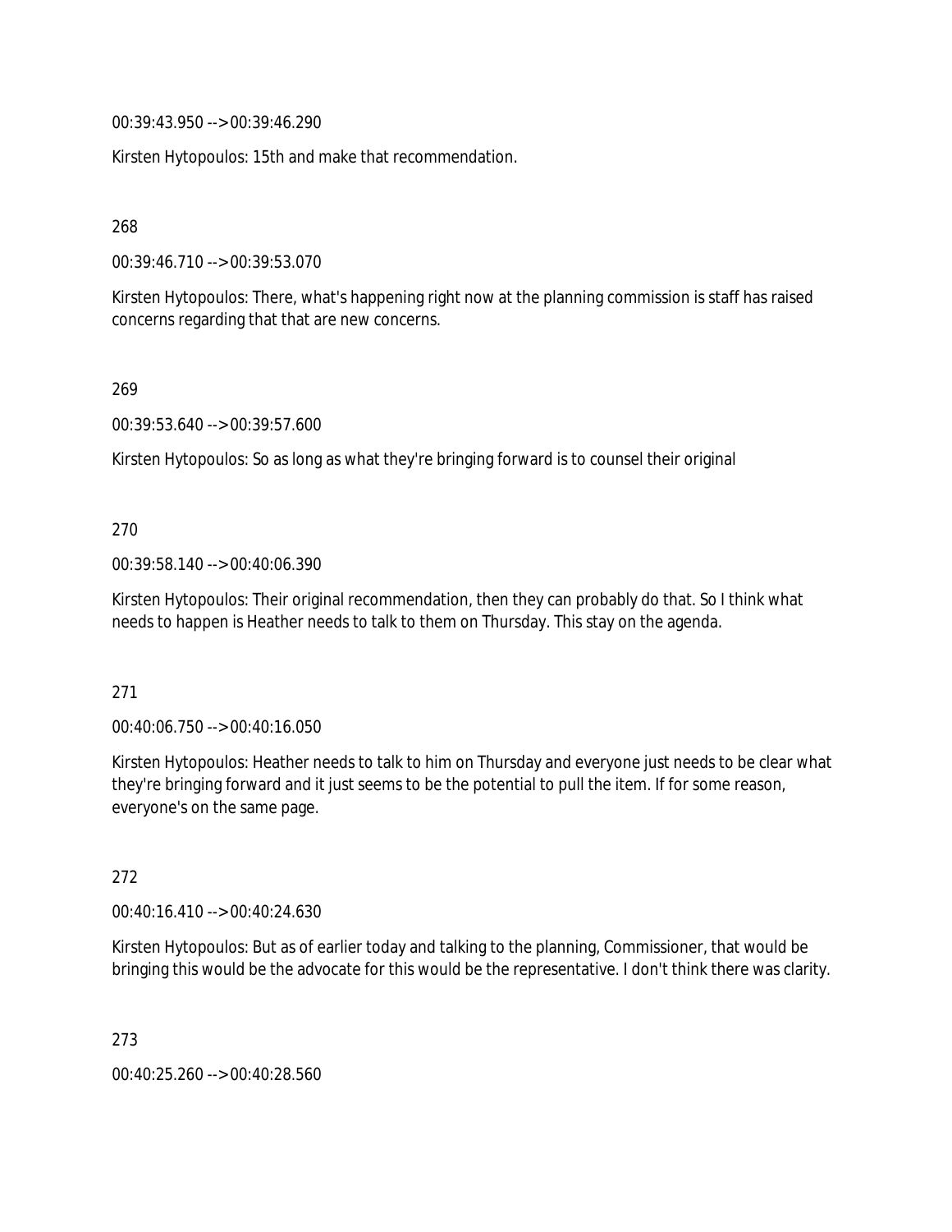00:39:43.950 --> 00:39:46.290

Kirsten Hytopoulos: 15th and make that recommendation.

268

00:39:46.710 --> 00:39:53.070

Kirsten Hytopoulos: There, what's happening right now at the planning commission is staff has raised concerns regarding that that are new concerns.

269

00:39:53.640 --> 00:39:57.600

Kirsten Hytopoulos: So as long as what they're bringing forward is to counsel their original

270

00:39:58.140 --> 00:40:06.390

Kirsten Hytopoulos: Their original recommendation, then they can probably do that. So I think what needs to happen is Heather needs to talk to them on Thursday. This stay on the agenda.

271

00:40:06.750 --> 00:40:16.050

Kirsten Hytopoulos: Heather needs to talk to him on Thursday and everyone just needs to be clear what they're bringing forward and it just seems to be the potential to pull the item. If for some reason, everyone's on the same page.

272

00:40:16.410 --> 00:40:24.630

Kirsten Hytopoulos: But as of earlier today and talking to the planning, Commissioner, that would be bringing this would be the advocate for this would be the representative. I don't think there was clarity.

273

00:40:25.260 --> 00:40:28.560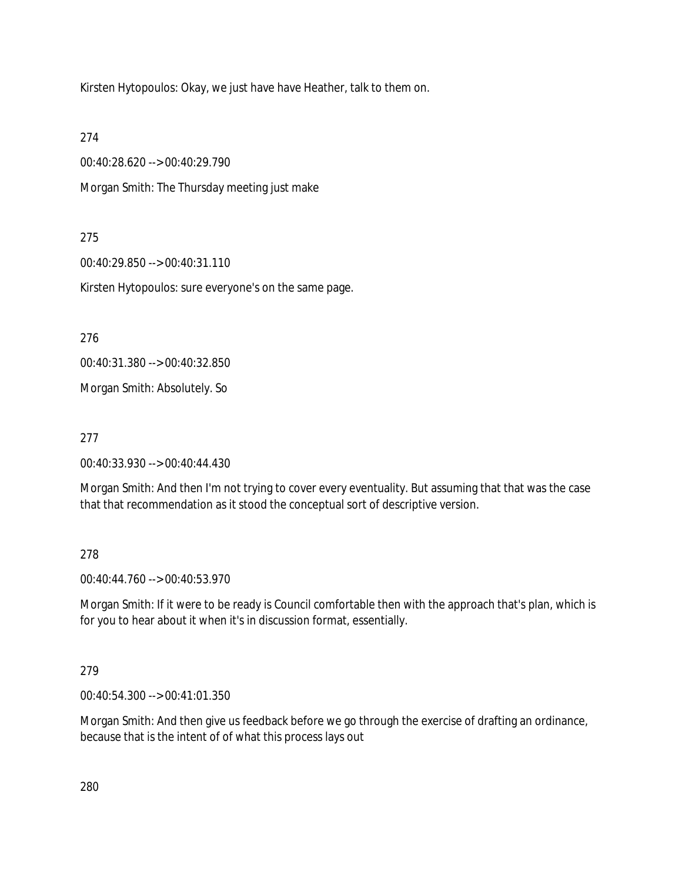Kirsten Hytopoulos: Okay, we just have have Heather, talk to them on.

274

00:40:28.620 --> 00:40:29.790

Morgan Smith: The Thursday meeting just make

275

00:40:29.850 --> 00:40:31.110

Kirsten Hytopoulos: sure everyone's on the same page.

276

00:40:31.380 --> 00:40:32.850

Morgan Smith: Absolutely. So

277

00:40:33.930 --> 00:40:44.430

Morgan Smith: And then I'm not trying to cover every eventuality. But assuming that that was the case that that recommendation as it stood the conceptual sort of descriptive version.

278

00:40:44.760 --> 00:40:53.970

Morgan Smith: If it were to be ready is Council comfortable then with the approach that's plan, which is for you to hear about it when it's in discussion format, essentially.

279

00:40:54.300 --> 00:41:01.350

Morgan Smith: And then give us feedback before we go through the exercise of drafting an ordinance, because that is the intent of of what this process lays out

280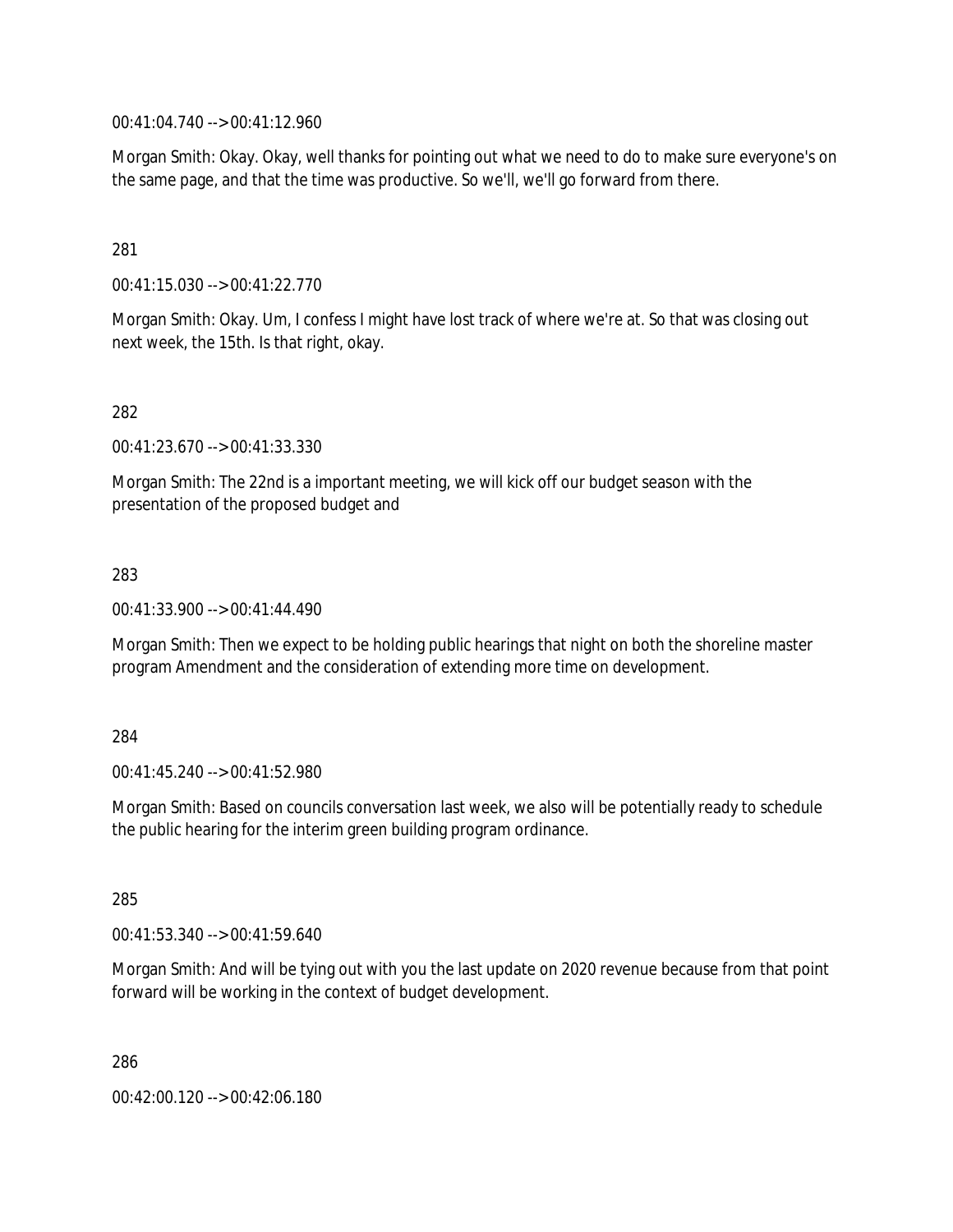00:41:04.740 --> 00:41:12.960

Morgan Smith: Okay. Okay, well thanks for pointing out what we need to do to make sure everyone's on the same page, and that the time was productive. So we'll, we'll go forward from there.

281

00:41:15.030 --> 00:41:22.770

Morgan Smith: Okay. Um, I confess I might have lost track of where we're at. So that was closing out next week, the 15th. Is that right, okay.

282

00:41:23.670 --> 00:41:33.330

Morgan Smith: The 22nd is a important meeting, we will kick off our budget season with the presentation of the proposed budget and

283

00:41:33.900 --> 00:41:44.490

Morgan Smith: Then we expect to be holding public hearings that night on both the shoreline master program Amendment and the consideration of extending more time on development.

284

00:41:45.240 --> 00:41:52.980

Morgan Smith: Based on councils conversation last week, we also will be potentially ready to schedule the public hearing for the interim green building program ordinance.

285

00:41:53.340 --> 00:41:59.640

Morgan Smith: And will be tying out with you the last update on 2020 revenue because from that point forward will be working in the context of budget development.

286

00:42:00.120 --> 00:42:06.180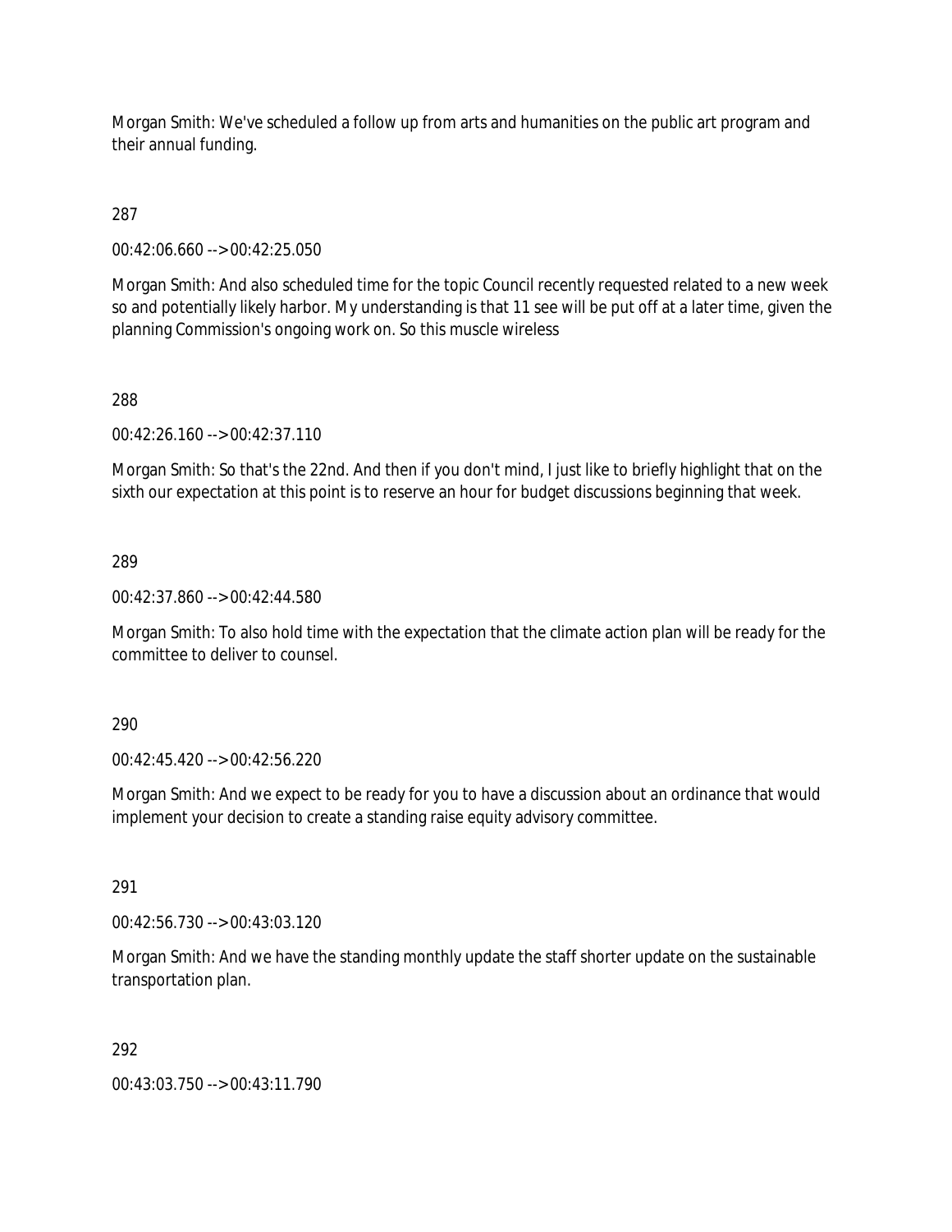Morgan Smith: We've scheduled a follow up from arts and humanities on the public art program and their annual funding.

287

00:42:06.660 --> 00:42:25.050

Morgan Smith: And also scheduled time for the topic Council recently requested related to a new week so and potentially likely harbor. My understanding is that 11 see will be put off at a later time, given the planning Commission's ongoing work on. So this muscle wireless

288

00:42:26.160 --> 00:42:37.110

Morgan Smith: So that's the 22nd. And then if you don't mind, I just like to briefly highlight that on the sixth our expectation at this point is to reserve an hour for budget discussions beginning that week.

289

00:42:37.860 --> 00:42:44.580

Morgan Smith: To also hold time with the expectation that the climate action plan will be ready for the committee to deliver to counsel.

290

00:42:45.420 --> 00:42:56.220

Morgan Smith: And we expect to be ready for you to have a discussion about an ordinance that would implement your decision to create a standing raise equity advisory committee.

291

00:42:56.730 --> 00:43:03.120

Morgan Smith: And we have the standing monthly update the staff shorter update on the sustainable transportation plan.

292

00:43:03.750 --> 00:43:11.790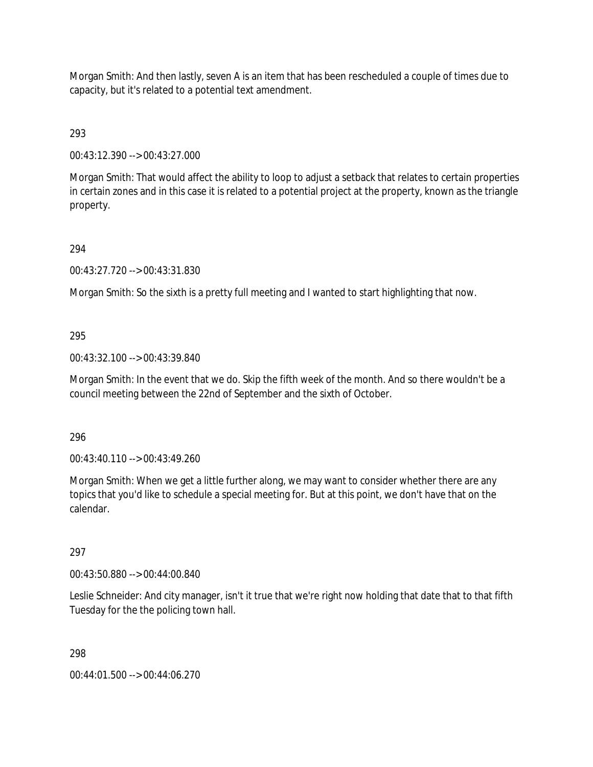Morgan Smith: And then lastly, seven A is an item that has been rescheduled a couple of times due to capacity, but it's related to a potential text amendment.

293

00:43:12.390 --> 00:43:27.000

Morgan Smith: That would affect the ability to loop to adjust a setback that relates to certain properties in certain zones and in this case it is related to a potential project at the property, known as the triangle property.

294

00:43:27.720 --> 00:43:31.830

Morgan Smith: So the sixth is a pretty full meeting and I wanted to start highlighting that now.

295

00:43:32.100 --> 00:43:39.840

Morgan Smith: In the event that we do. Skip the fifth week of the month. And so there wouldn't be a council meeting between the 22nd of September and the sixth of October.

296

00:43:40.110 --> 00:43:49.260

Morgan Smith: When we get a little further along, we may want to consider whether there are any topics that you'd like to schedule a special meeting for. But at this point, we don't have that on the calendar.

297

00:43:50.880 --> 00:44:00.840

Leslie Schneider: And city manager, isn't it true that we're right now holding that date that to that fifth Tuesday for the the policing town hall.

298

00:44:01.500 --> 00:44:06.270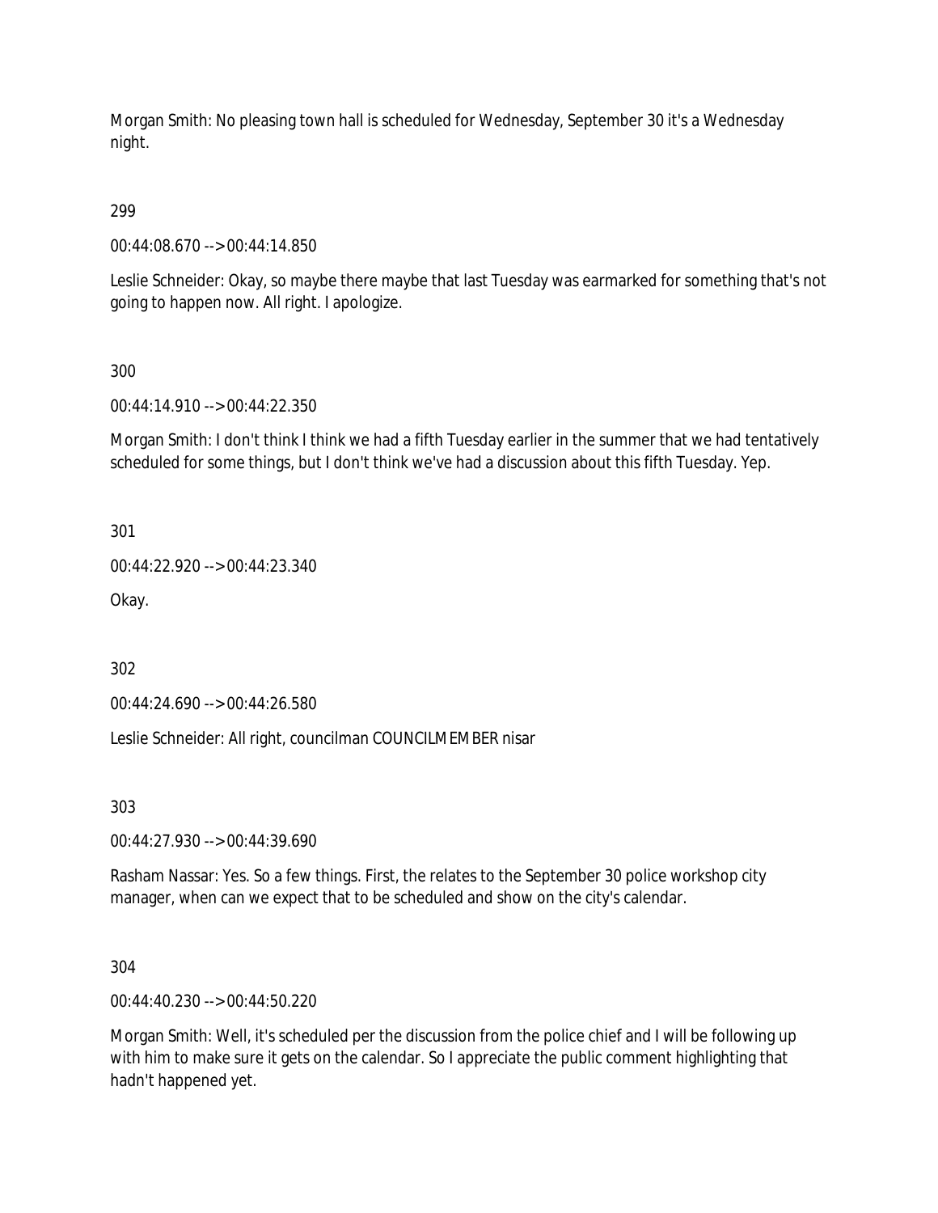Morgan Smith: No pleasing town hall is scheduled for Wednesday, September 30 it's a Wednesday night.

299

00:44:08.670 --> 00:44:14.850

Leslie Schneider: Okay, so maybe there maybe that last Tuesday was earmarked for something that's not going to happen now. All right. I apologize.

300

00:44:14.910 --> 00:44:22.350

Morgan Smith: I don't think I think we had a fifth Tuesday earlier in the summer that we had tentatively scheduled for some things, but I don't think we've had a discussion about this fifth Tuesday. Yep.

301

00:44:22.920 --> 00:44:23.340

Okay.

302

00:44:24.690 --> 00:44:26.580

Leslie Schneider: All right, councilman COUNCILMEMBER nisar

303

00:44:27.930 --> 00:44:39.690

Rasham Nassar: Yes. So a few things. First, the relates to the September 30 police workshop city manager, when can we expect that to be scheduled and show on the city's calendar.

304

00:44:40.230 --> 00:44:50.220

Morgan Smith: Well, it's scheduled per the discussion from the police chief and I will be following up with him to make sure it gets on the calendar. So I appreciate the public comment highlighting that hadn't happened yet.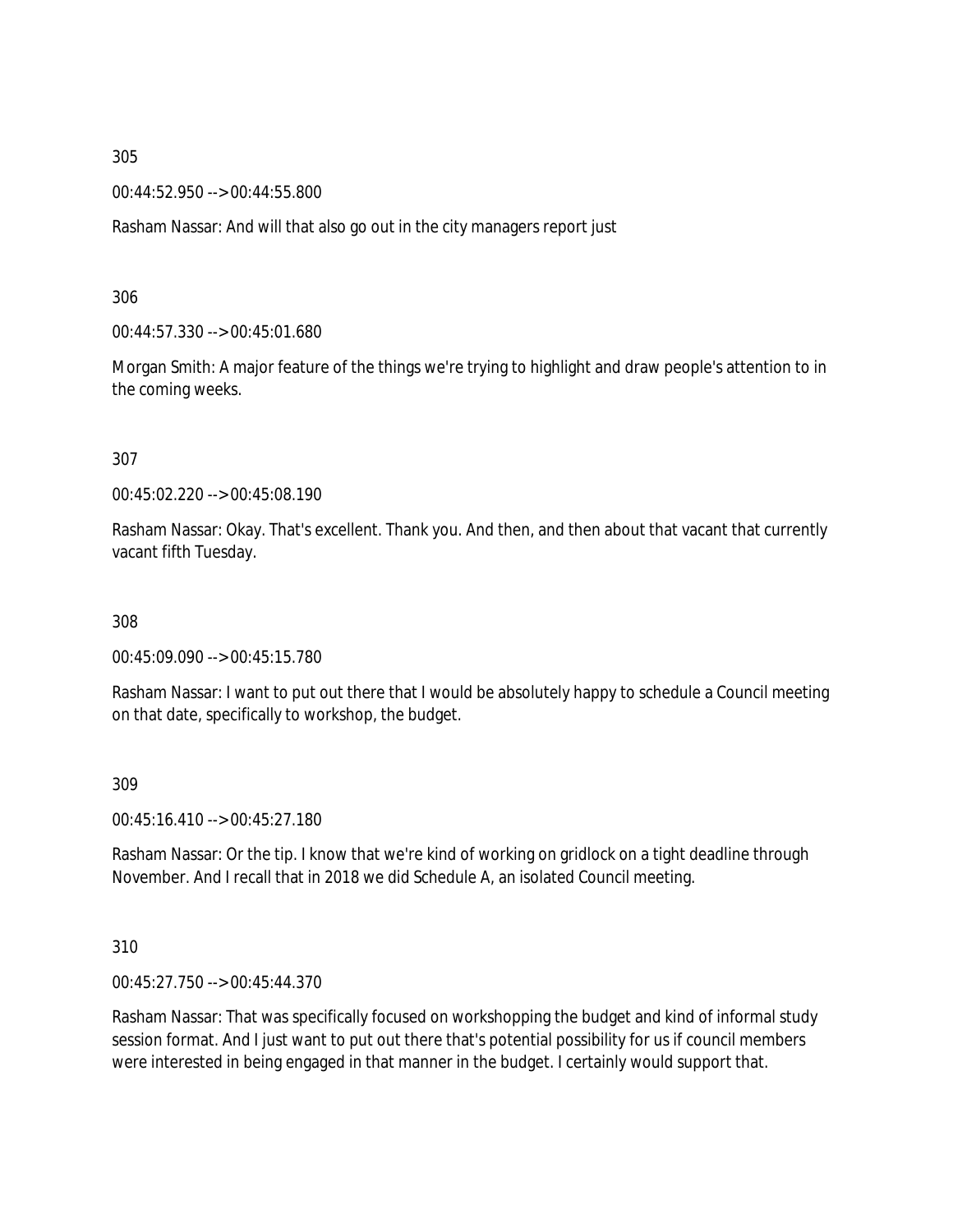305

00:44:52.950 --> 00:44:55.800

Rasham Nassar: And will that also go out in the city managers report just

306

00:44:57.330 --> 00:45:01.680

Morgan Smith: A major feature of the things we're trying to highlight and draw people's attention to in the coming weeks.

307

00:45:02.220 --> 00:45:08.190

Rasham Nassar: Okay. That's excellent. Thank you. And then, and then about that vacant that currently vacant fifth Tuesday.

308

00:45:09.090 --> 00:45:15.780

Rasham Nassar: I want to put out there that I would be absolutely happy to schedule a Council meeting on that date, specifically to workshop, the budget.

309

00:45:16.410 --> 00:45:27.180

Rasham Nassar: Or the tip. I know that we're kind of working on gridlock on a tight deadline through November. And I recall that in 2018 we did Schedule A, an isolated Council meeting.

310

00:45:27.750 --> 00:45:44.370

Rasham Nassar: That was specifically focused on workshopping the budget and kind of informal study session format. And I just want to put out there that's potential possibility for us if council members were interested in being engaged in that manner in the budget. I certainly would support that.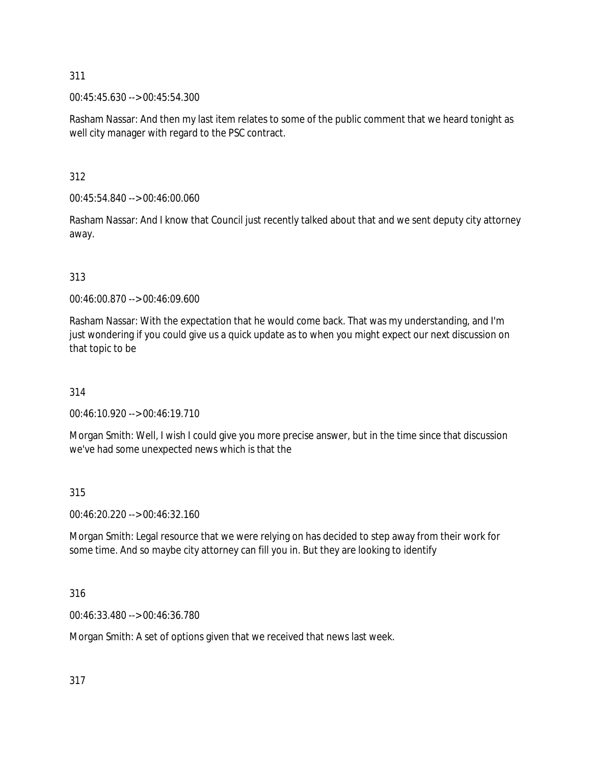311

00:45:45.630 --> 00:45:54.300

Rasham Nassar: And then my last item relates to some of the public comment that we heard tonight as well city manager with regard to the PSC contract.

312

00:45:54.840 --> 00:46:00.060

Rasham Nassar: And I know that Council just recently talked about that and we sent deputy city attorney away.

313

00:46:00.870 --> 00:46:09.600

Rasham Nassar: With the expectation that he would come back. That was my understanding, and I'm just wondering if you could give us a quick update as to when you might expect our next discussion on that topic to be

314

00:46:10.920 --> 00:46:19.710

Morgan Smith: Well, I wish I could give you more precise answer, but in the time since that discussion we've had some unexpected news which is that the

315

00:46:20.220 --> 00:46:32.160

Morgan Smith: Legal resource that we were relying on has decided to step away from their work for some time. And so maybe city attorney can fill you in. But they are looking to identify

316

00:46:33.480 --> 00:46:36.780

Morgan Smith: A set of options given that we received that news last week.

317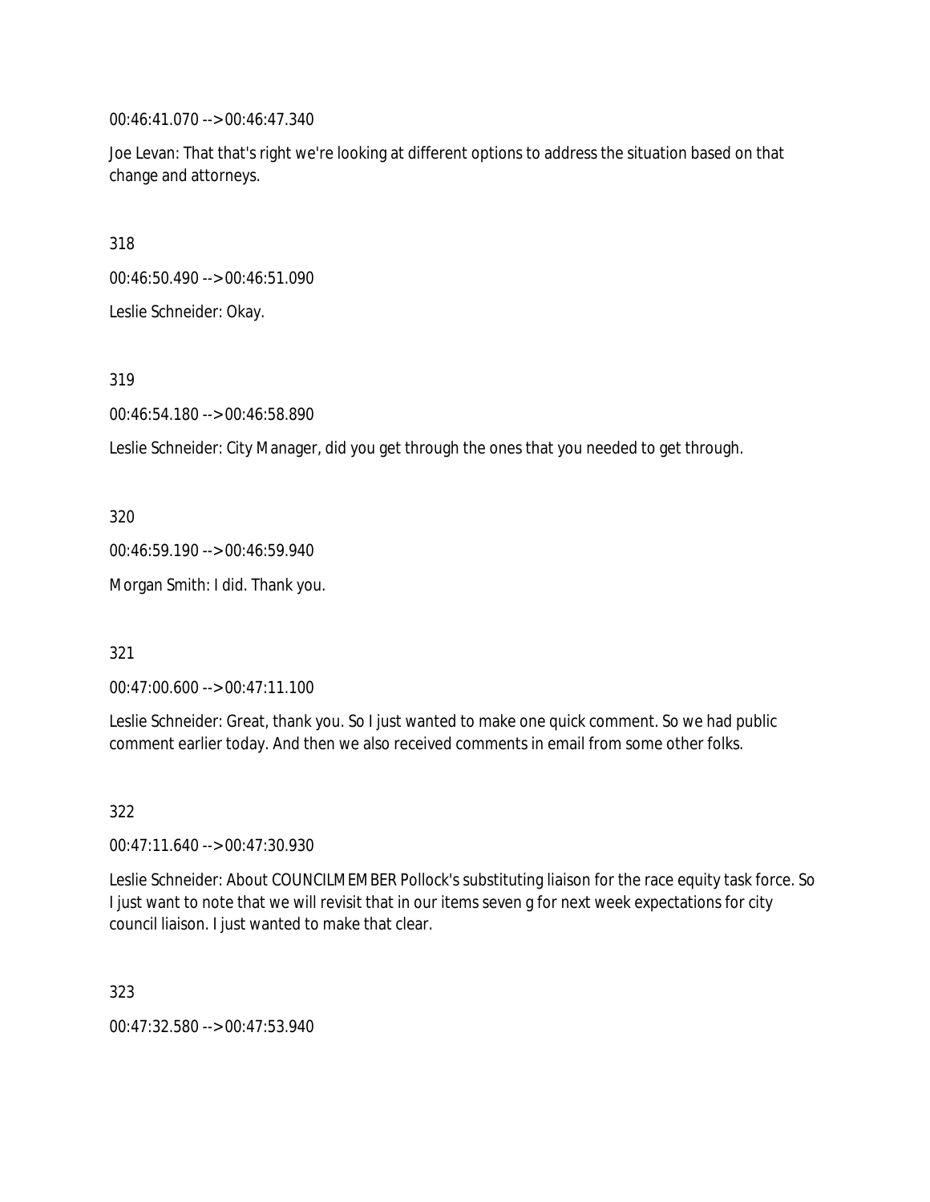00:46:41.070 --> 00:46:47.340

Joe Levan: That that's right we're looking at different options to address the situation based on that change and attorneys.

318

00:46:50.490 --> 00:46:51.090

Leslie Schneider: Okay.

319

00:46:54.180 --> 00:46:58.890

Leslie Schneider: City Manager, did you get through the ones that you needed to get through.

320

00:46:59.190 --> 00:46:59.940

Morgan Smith: I did. Thank you.

321

00:47:00.600 --> 00:47:11.100

Leslie Schneider: Great, thank you. So I just wanted to make one quick comment. So we had public comment earlier today. And then we also received comments in email from some other folks.

322

00:47:11.640 --> 00:47:30.930

Leslie Schneider: About COUNCILMEMBER Pollock's substituting liaison for the race equity task force. So I just want to note that we will revisit that in our items seven g for next week expectations for city council liaison. I just wanted to make that clear.

323

00:47:32.580 --> 00:47:53.940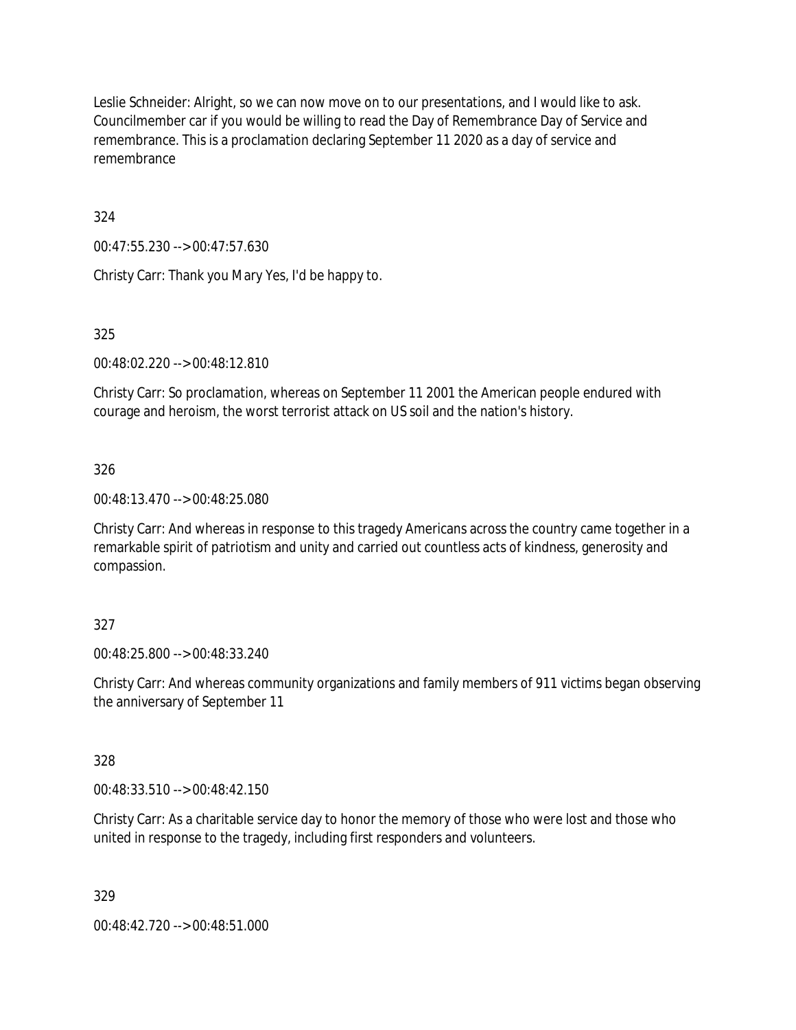Leslie Schneider: Alright, so we can now move on to our presentations, and I would like to ask. Councilmember car if you would be willing to read the Day of Remembrance Day of Service and remembrance. This is a proclamation declaring September 11 2020 as a day of service and remembrance

324

00:47:55.230 --> 00:47:57.630

Christy Carr: Thank you Mary Yes, I'd be happy to.

325

00:48:02.220 --> 00:48:12.810

Christy Carr: So proclamation, whereas on September 11 2001 the American people endured with courage and heroism, the worst terrorist attack on US soil and the nation's history.

326

00:48:13.470 --> 00:48:25.080

Christy Carr: And whereas in response to this tragedy Americans across the country came together in a remarkable spirit of patriotism and unity and carried out countless acts of kindness, generosity and compassion.

327

00:48:25.800 --> 00:48:33.240

Christy Carr: And whereas community organizations and family members of 911 victims began observing the anniversary of September 11

328

00:48:33.510 --> 00:48:42.150

Christy Carr: As a charitable service day to honor the memory of those who were lost and those who united in response to the tragedy, including first responders and volunteers.

329

00:48:42.720 --> 00:48:51.000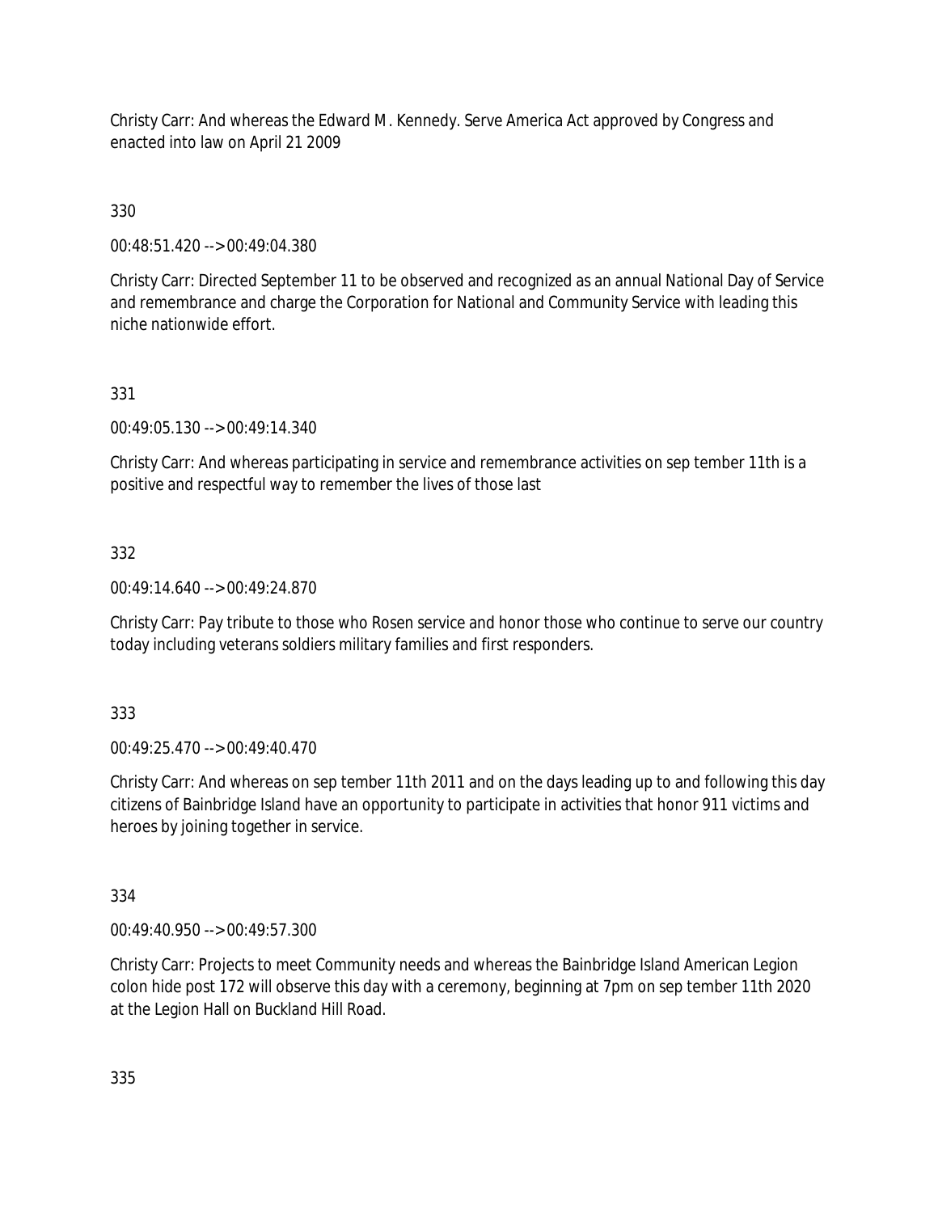Christy Carr: And whereas the Edward M. Kennedy. Serve America Act approved by Congress and enacted into law on April 21 2009

330

00:48:51.420 --> 00:49:04.380

Christy Carr: Directed September 11 to be observed and recognized as an annual National Day of Service and remembrance and charge the Corporation for National and Community Service with leading this niche nationwide effort.

331

00:49:05.130 --> 00:49:14.340

Christy Carr: And whereas participating in service and remembrance activities on sep tember 11th is a positive and respectful way to remember the lives of those last

332

00:49:14.640 --> 00:49:24.870

Christy Carr: Pay tribute to those who Rosen service and honor those who continue to serve our country today including veterans soldiers military families and first responders.

333

00:49:25.470 --> 00:49:40.470

Christy Carr: And whereas on sep tember 11th 2011 and on the days leading up to and following this day citizens of Bainbridge Island have an opportunity to participate in activities that honor 911 victims and heroes by joining together in service.

334

00:49:40.950 --> 00:49:57.300

Christy Carr: Projects to meet Community needs and whereas the Bainbridge Island American Legion colon hide post 172 will observe this day with a ceremony, beginning at 7pm on sep tember 11th 2020 at the Legion Hall on Buckland Hill Road.

335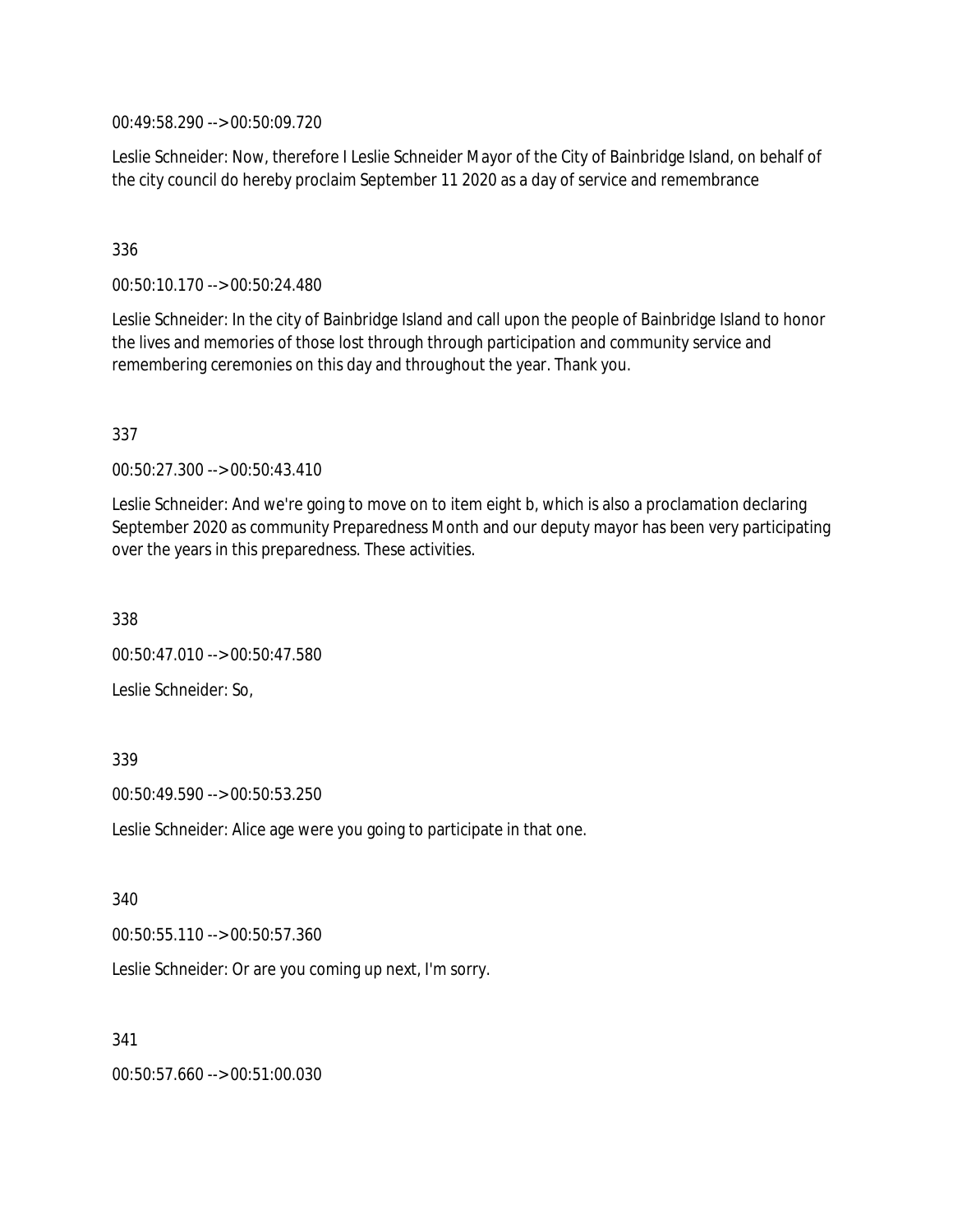00:49:58.290 --> 00:50:09.720

Leslie Schneider: Now, therefore I Leslie Schneider Mayor of the City of Bainbridge Island, on behalf of the city council do hereby proclaim September 11 2020 as a day of service and remembrance

336

00:50:10.170 --> 00:50:24.480

Leslie Schneider: In the city of Bainbridge Island and call upon the people of Bainbridge Island to honor the lives and memories of those lost through through participation and community service and remembering ceremonies on this day and throughout the year. Thank you.

337

00:50:27.300 --> 00:50:43.410

Leslie Schneider: And we're going to move on to item eight b, which is also a proclamation declaring September 2020 as community Preparedness Month and our deputy mayor has been very participating over the years in this preparedness. These activities.

338

00:50:47.010 --> 00:50:47.580

Leslie Schneider: So,

339

00:50:49.590 --> 00:50:53.250

Leslie Schneider: Alice age were you going to participate in that one.

340

00:50:55.110 --> 00:50:57.360

Leslie Schneider: Or are you coming up next, I'm sorry.

341

00:50:57.660 --> 00:51:00.030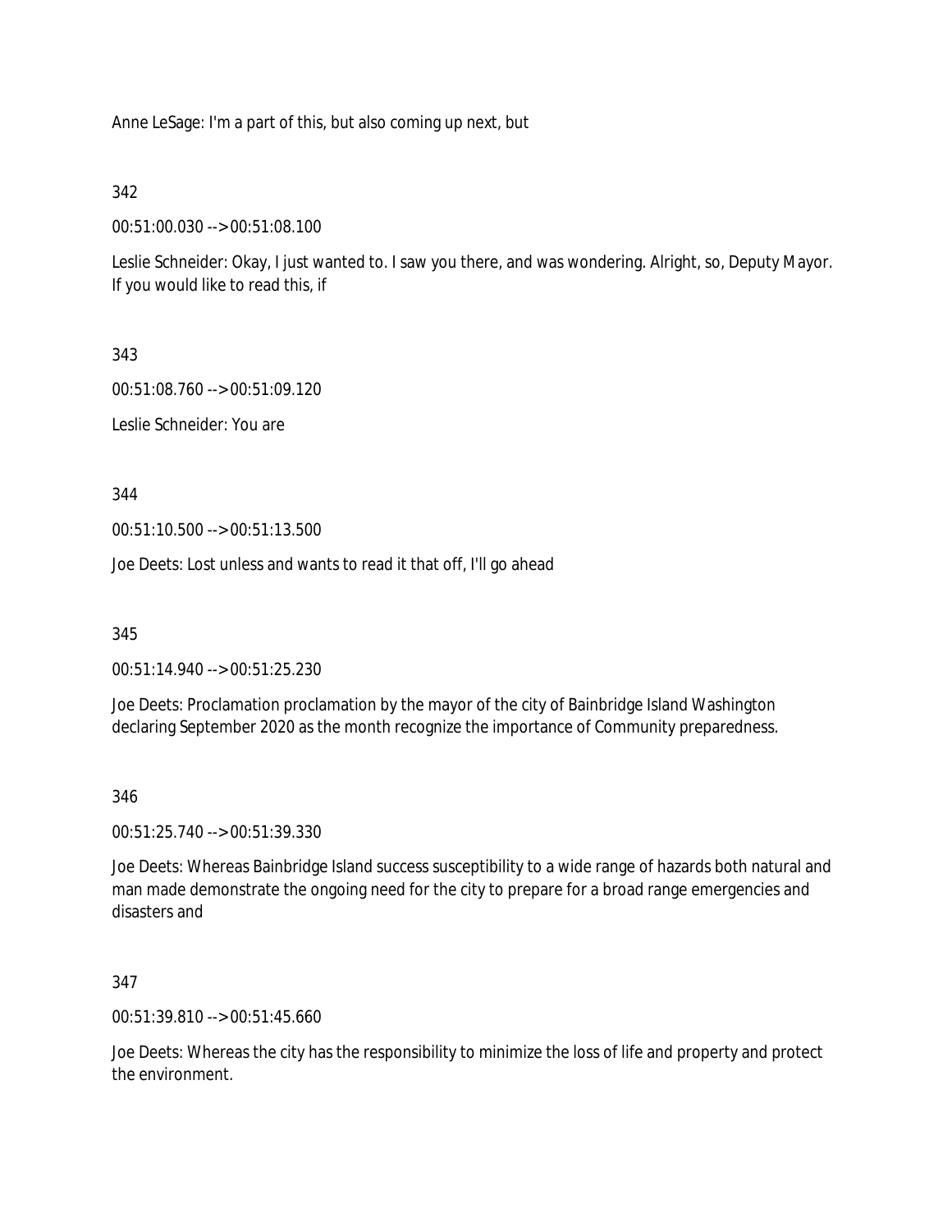Anne LeSage: I'm a part of this, but also coming up next, but

342

00:51:00.030 --> 00:51:08.100

Leslie Schneider: Okay, I just wanted to. I saw you there, and was wondering. Alright, so, Deputy Mayor. If you would like to read this, if

343

00:51:08.760 --> 00:51:09.120

Leslie Schneider: You are

344

00:51:10.500 --> 00:51:13.500

Joe Deets: Lost unless and wants to read it that off, I'll go ahead

345

00:51:14.940 --> 00:51:25.230

Joe Deets: Proclamation proclamation by the mayor of the city of Bainbridge Island Washington declaring September 2020 as the month recognize the importance of Community preparedness.

346

00:51:25.740 --> 00:51:39.330

Joe Deets: Whereas Bainbridge Island success susceptibility to a wide range of hazards both natural and man made demonstrate the ongoing need for the city to prepare for a broad range emergencies and disasters and

347

00:51:39.810 --> 00:51:45.660

Joe Deets: Whereas the city has the responsibility to minimize the loss of life and property and protect the environment.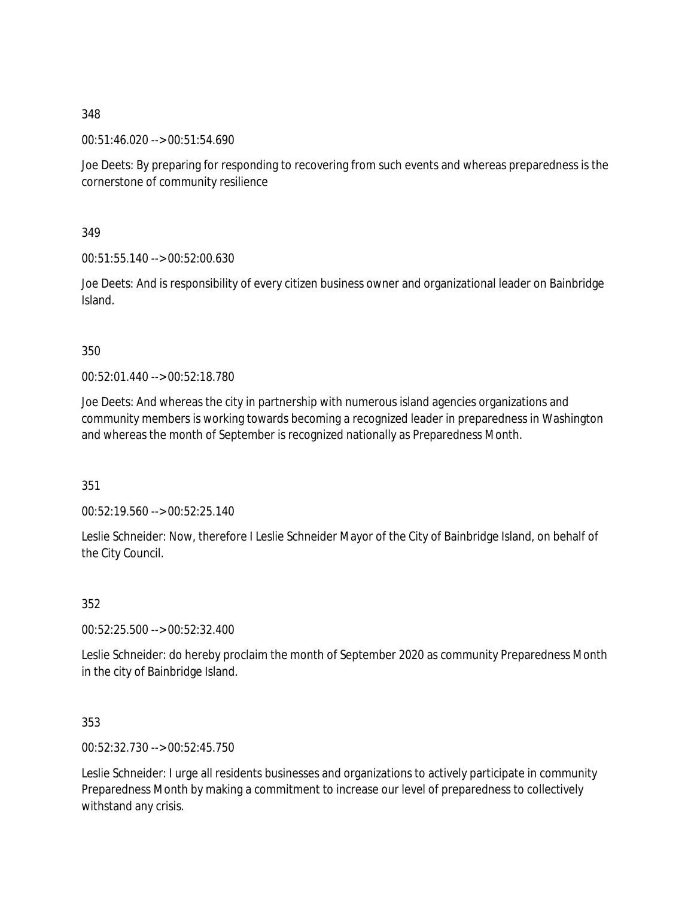348

00:51:46.020 --> 00:51:54.690

Joe Deets: By preparing for responding to recovering from such events and whereas preparedness is the cornerstone of community resilience

349

00:51:55.140 --> 00:52:00.630

Joe Deets: And is responsibility of every citizen business owner and organizational leader on Bainbridge Island.

350

00:52:01.440 --> 00:52:18.780

Joe Deets: And whereas the city in partnership with numerous island agencies organizations and community members is working towards becoming a recognized leader in preparedness in Washington and whereas the month of September is recognized nationally as Preparedness Month.

351

00:52:19.560 --> 00:52:25.140

Leslie Schneider: Now, therefore I Leslie Schneider Mayor of the City of Bainbridge Island, on behalf of the City Council.

352

00:52:25.500 --> 00:52:32.400

Leslie Schneider: do hereby proclaim the month of September 2020 as community Preparedness Month in the city of Bainbridge Island.

353

00:52:32.730 --> 00:52:45.750

Leslie Schneider: I urge all residents businesses and organizations to actively participate in community Preparedness Month by making a commitment to increase our level of preparedness to collectively withstand any crisis.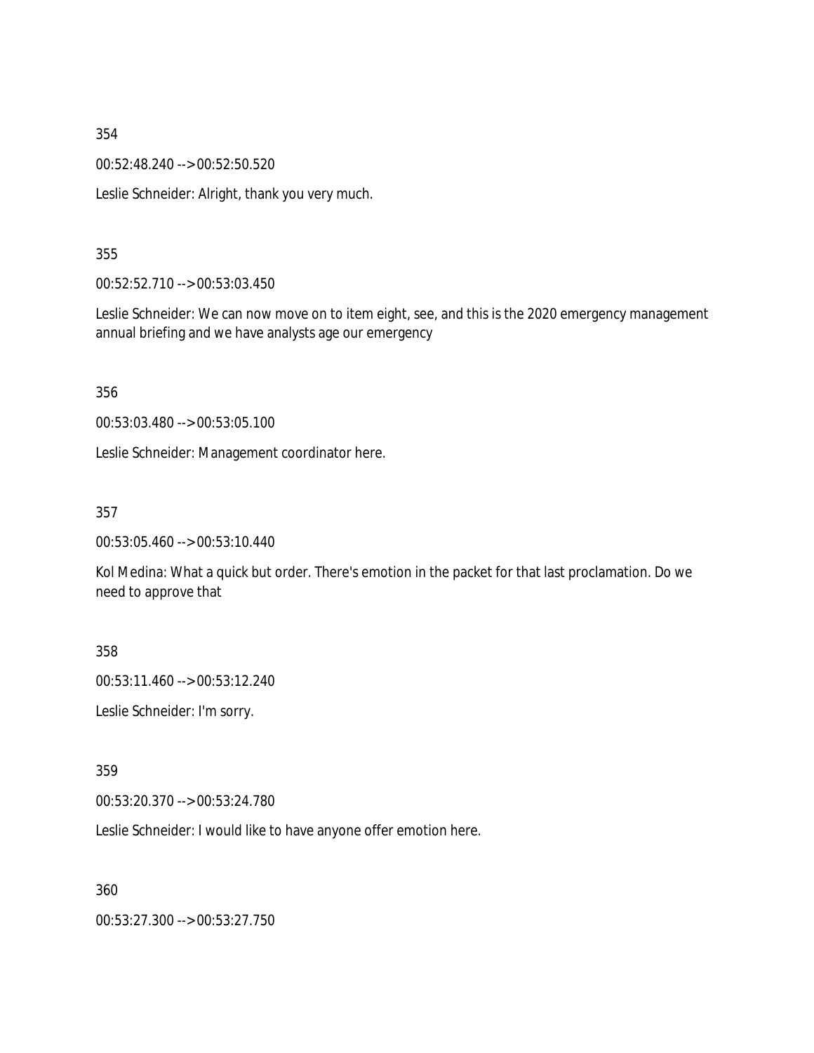354

00:52:48.240 --> 00:52:50.520

Leslie Schneider: Alright, thank you very much.

355

00:52:52.710 --> 00:53:03.450

Leslie Schneider: We can now move on to item eight, see, and this is the 2020 emergency management annual briefing and we have analysts age our emergency

356

00:53:03.480 --> 00:53:05.100

Leslie Schneider: Management coordinator here.

357

00:53:05.460 --> 00:53:10.440

Kol Medina: What a quick but order. There's emotion in the packet for that last proclamation. Do we need to approve that

358

00:53:11.460 --> 00:53:12.240

Leslie Schneider: I'm sorry.

359

00:53:20.370 --> 00:53:24.780

Leslie Schneider: I would like to have anyone offer emotion here.

360

00:53:27.300 --> 00:53:27.750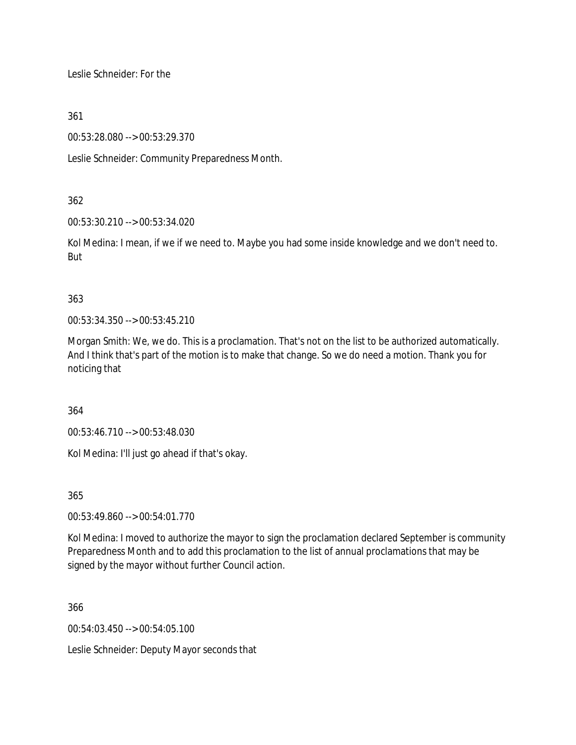Leslie Schneider: For the

361

00:53:28.080 --> 00:53:29.370

Leslie Schneider: Community Preparedness Month.

362

00:53:30.210 --> 00:53:34.020

Kol Medina: I mean, if we if we need to. Maybe you had some inside knowledge and we don't need to. But

363

00:53:34.350 --> 00:53:45.210

Morgan Smith: We, we do. This is a proclamation. That's not on the list to be authorized automatically. And I think that's part of the motion is to make that change. So we do need a motion. Thank you for noticing that

364

00:53:46.710 --> 00:53:48.030

Kol Medina: I'll just go ahead if that's okay.

365

00:53:49.860 --> 00:54:01.770

Kol Medina: I moved to authorize the mayor to sign the proclamation declared September is community Preparedness Month and to add this proclamation to the list of annual proclamations that may be signed by the mayor without further Council action.

366

00:54:03.450 --> 00:54:05.100

Leslie Schneider: Deputy Mayor seconds that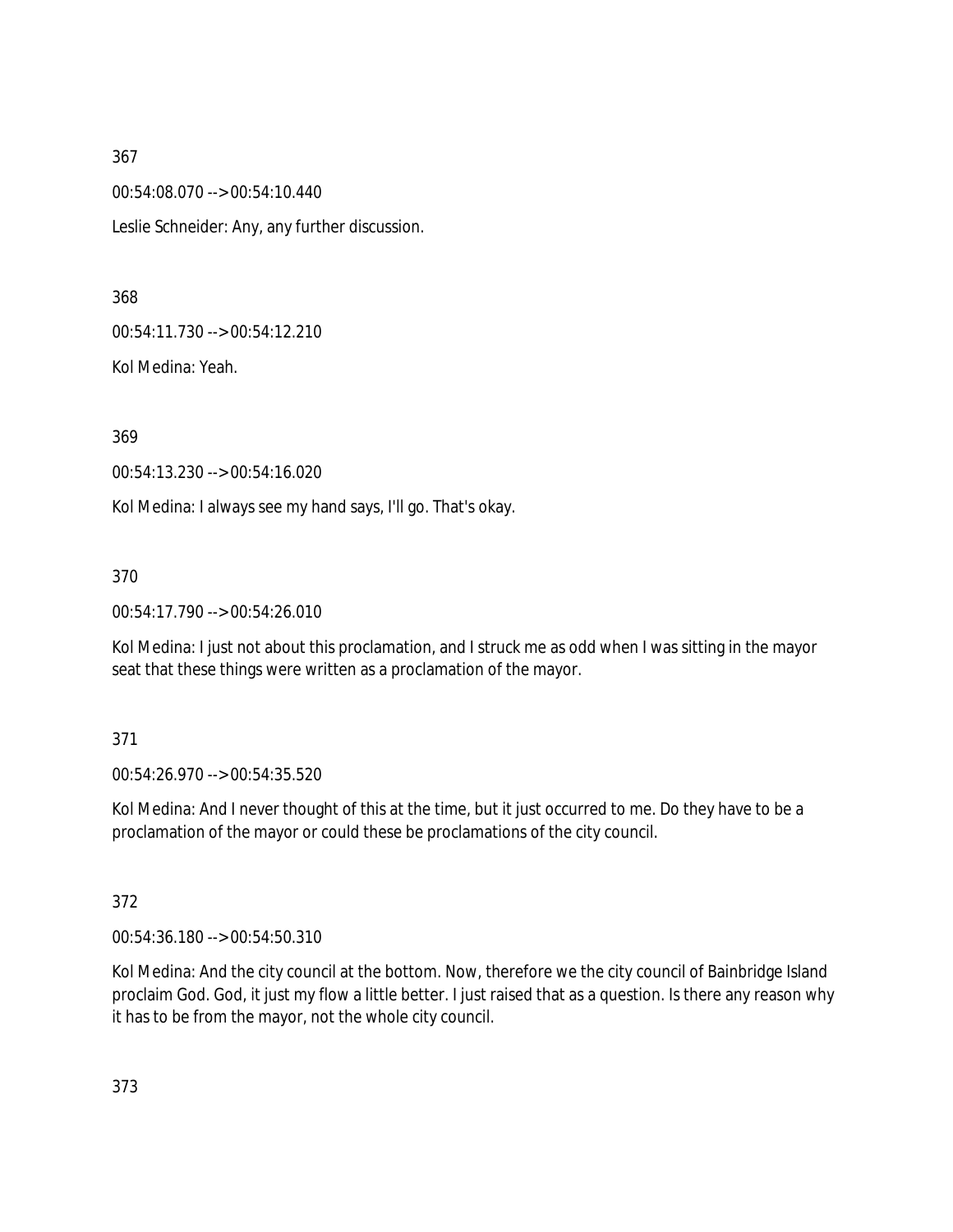367

00:54:08.070 --> 00:54:10.440

Leslie Schneider: Any, any further discussion.

368

00:54:11.730 --> 00:54:12.210

Kol Medina: Yeah.

369

00:54:13.230 --> 00:54:16.020

Kol Medina: I always see my hand says, I'll go. That's okay.

370

00:54:17.790 --> 00:54:26.010

Kol Medina: I just not about this proclamation, and I struck me as odd when I was sitting in the mayor seat that these things were written as a proclamation of the mayor.

371

00:54:26.970 --> 00:54:35.520

Kol Medina: And I never thought of this at the time, but it just occurred to me. Do they have to be a proclamation of the mayor or could these be proclamations of the city council.

372

00:54:36.180 --> 00:54:50.310

Kol Medina: And the city council at the bottom. Now, therefore we the city council of Bainbridge Island proclaim God. God, it just my flow a little better. I just raised that as a question. Is there any reason why it has to be from the mayor, not the whole city council.

373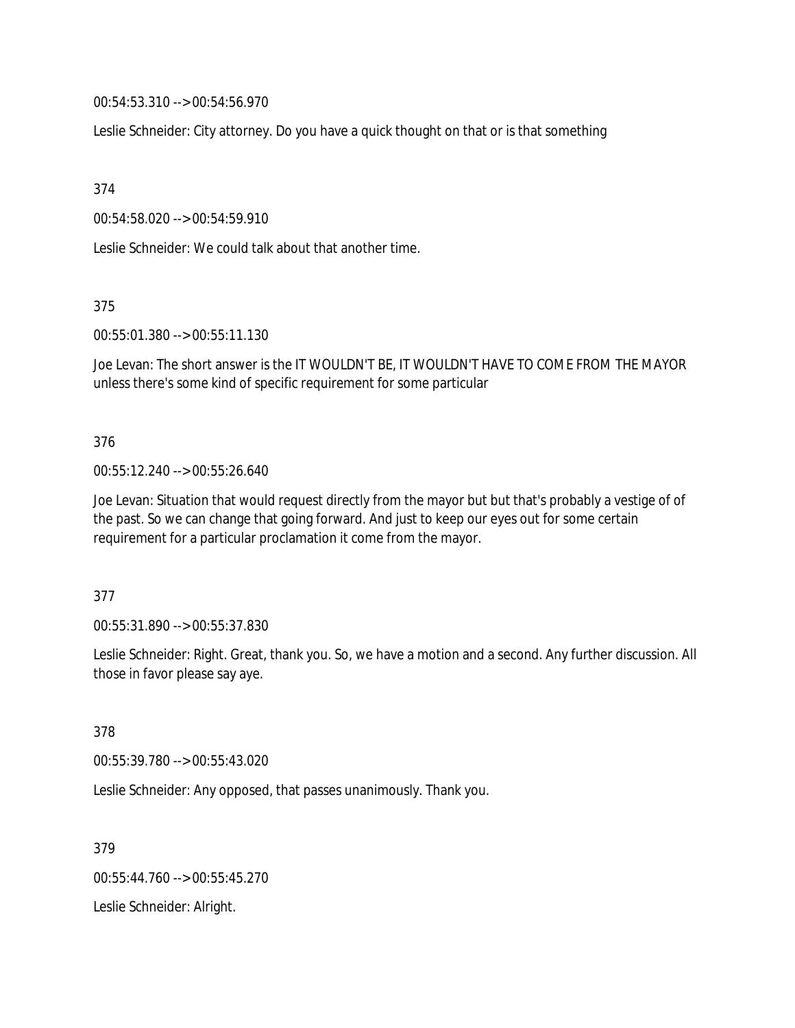00:54:53.310 --> 00:54:56.970

Leslie Schneider: City attorney. Do you have a quick thought on that or is that something

374

00:54:58.020 --> 00:54:59.910

Leslie Schneider: We could talk about that another time.

375

00:55:01.380 --> 00:55:11.130

Joe Levan: The short answer is the IT WOULDN'T BE, IT WOULDN'T HAVE TO COME FROM THE MAYOR unless there's some kind of specific requirement for some particular

376

00:55:12.240 --> 00:55:26.640

Joe Levan: Situation that would request directly from the mayor but but that's probably a vestige of of the past. So we can change that going forward. And just to keep our eyes out for some certain requirement for a particular proclamation it come from the mayor.

377

00:55:31.890 --> 00:55:37.830

Leslie Schneider: Right. Great, thank you. So, we have a motion and a second. Any further discussion. All those in favor please say aye.

378

00:55:39.780 --> 00:55:43.020

Leslie Schneider: Any opposed, that passes unanimously. Thank you.

379

00:55:44.760 --> 00:55:45.270

Leslie Schneider: Alright.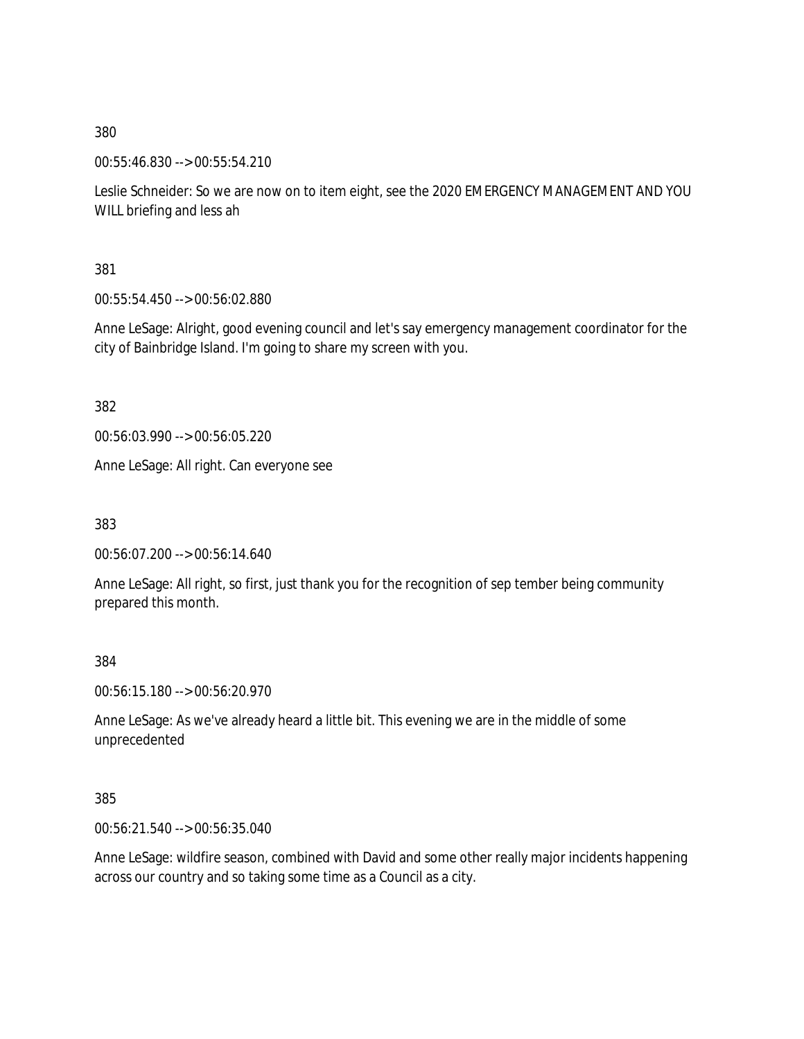380

00:55:46.830 --> 00:55:54.210

Leslie Schneider: So we are now on to item eight, see the 2020 EMERGENCY MANAGEMENT AND YOU WILL briefing and less ah

381

00:55:54.450 --> 00:56:02.880

Anne LeSage: Alright, good evening council and let's say emergency management coordinator for the city of Bainbridge Island. I'm going to share my screen with you.

382

00:56:03.990 --> 00:56:05.220

Anne LeSage: All right. Can everyone see

383

00:56:07.200 --> 00:56:14.640

Anne LeSage: All right, so first, just thank you for the recognition of sep tember being community prepared this month.

384

00:56:15.180 --> 00:56:20.970

Anne LeSage: As we've already heard a little bit. This evening we are in the middle of some unprecedented

385

00:56:21.540 --> 00:56:35.040

Anne LeSage: wildfire season, combined with David and some other really major incidents happening across our country and so taking some time as a Council as a city.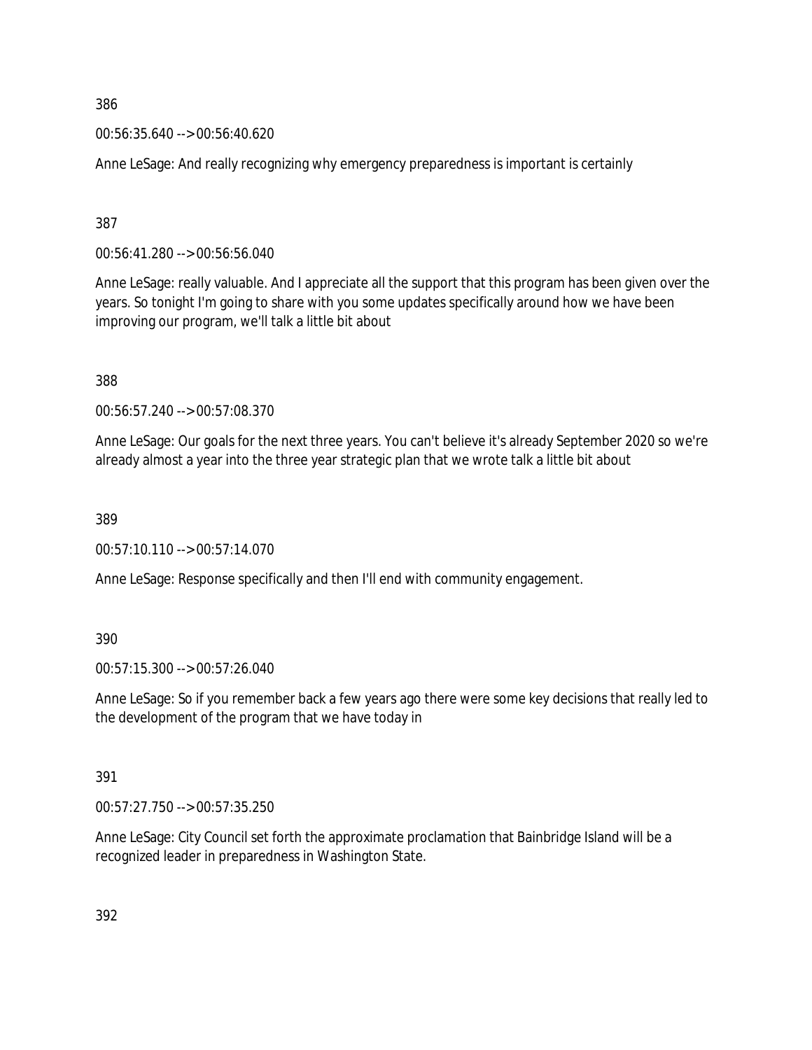386

00:56:35.640 --> 00:56:40.620

Anne LeSage: And really recognizing why emergency preparedness is important is certainly

387

00:56:41.280 --> 00:56:56.040

Anne LeSage: really valuable. And I appreciate all the support that this program has been given over the years. So tonight I'm going to share with you some updates specifically around how we have been improving our program, we'll talk a little bit about

388

00:56:57.240 --> 00:57:08.370

Anne LeSage: Our goals for the next three years. You can't believe it's already September 2020 so we're already almost a year into the three year strategic plan that we wrote talk a little bit about

389

00:57:10.110 --> 00:57:14.070

Anne LeSage: Response specifically and then I'll end with community engagement.

390

00:57:15.300 --> 00:57:26.040

Anne LeSage: So if you remember back a few years ago there were some key decisions that really led to the development of the program that we have today in

391

00:57:27.750 --> 00:57:35.250

Anne LeSage: City Council set forth the approximate proclamation that Bainbridge Island will be a recognized leader in preparedness in Washington State.

392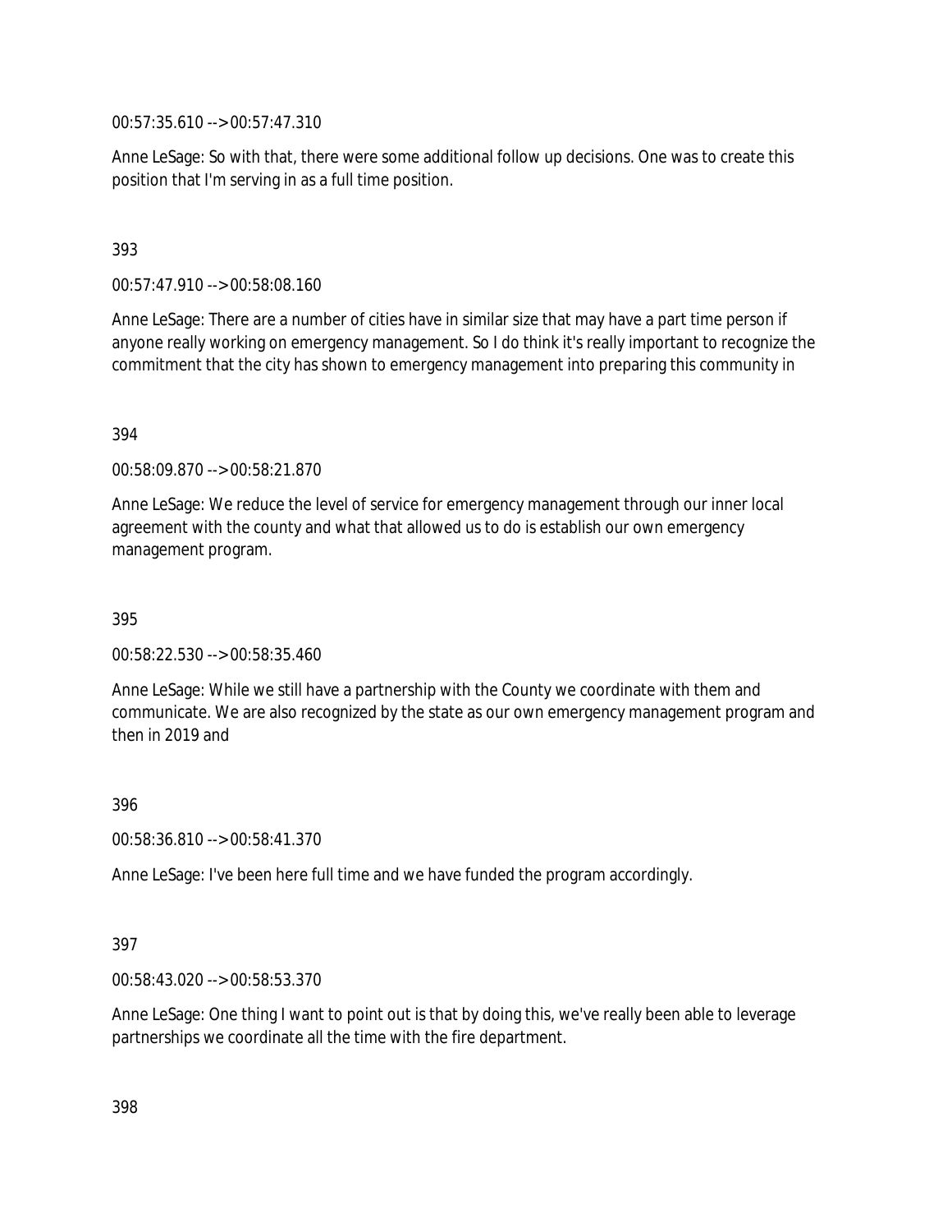00:57:35.610 --> 00:57:47.310

Anne LeSage: So with that, there were some additional follow up decisions. One was to create this position that I'm serving in as a full time position.

393

00:57:47.910 --> 00:58:08.160

Anne LeSage: There are a number of cities have in similar size that may have a part time person if anyone really working on emergency management. So I do think it's really important to recognize the commitment that the city has shown to emergency management into preparing this community in

394

00:58:09.870 --> 00:58:21.870

Anne LeSage: We reduce the level of service for emergency management through our inner local agreement with the county and what that allowed us to do is establish our own emergency management program.

395

00:58:22.530 --> 00:58:35.460

Anne LeSage: While we still have a partnership with the County we coordinate with them and communicate. We are also recognized by the state as our own emergency management program and then in 2019 and

396

00:58:36.810 --> 00:58:41.370

Anne LeSage: I've been here full time and we have funded the program accordingly.

397

00:58:43.020 --> 00:58:53.370

Anne LeSage: One thing I want to point out is that by doing this, we've really been able to leverage partnerships we coordinate all the time with the fire department.

398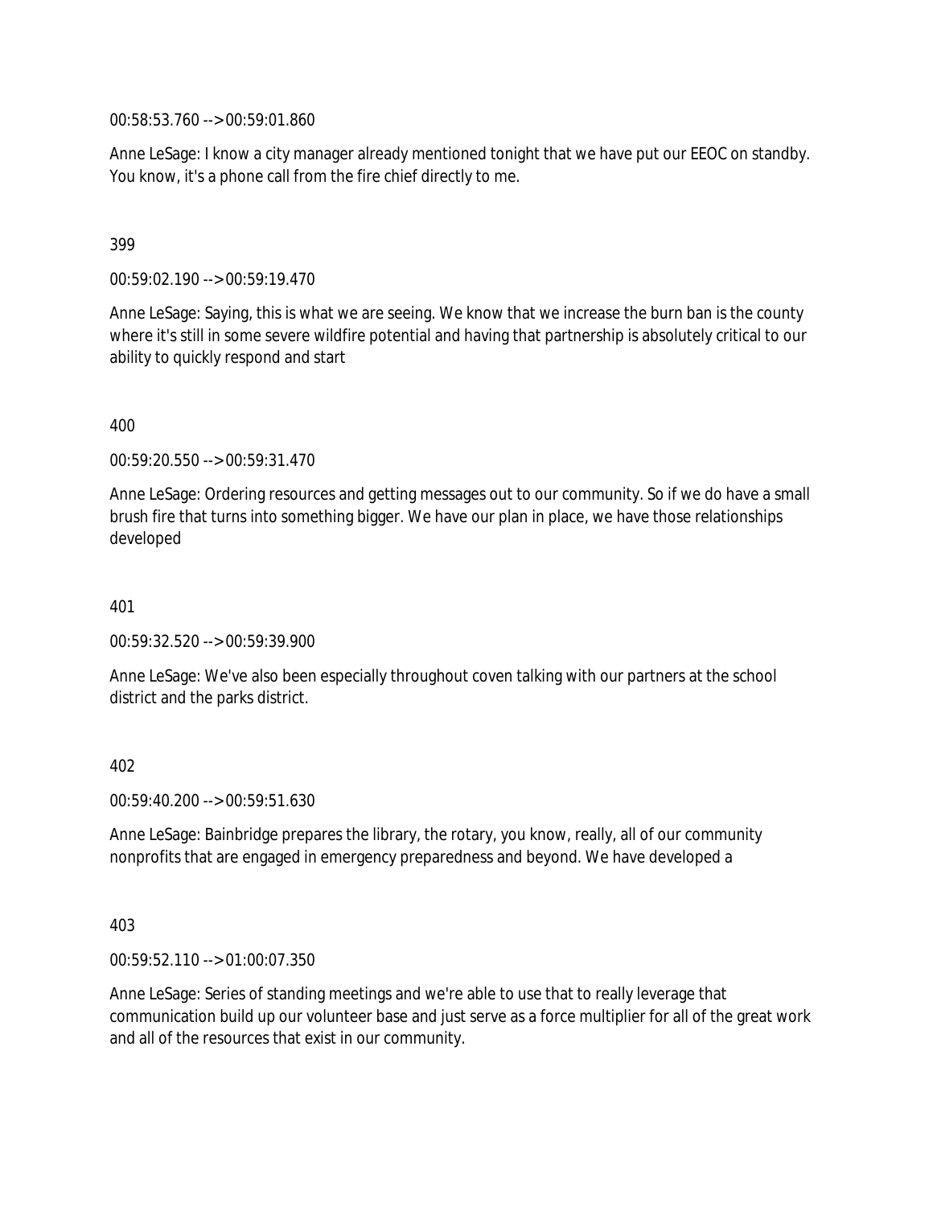00:58:53.760 --> 00:59:01.860

Anne LeSage: I know a city manager already mentioned tonight that we have put our EEOC on standby. You know, it's a phone call from the fire chief directly to me.

399

00:59:02.190 --> 00:59:19.470

Anne LeSage: Saying, this is what we are seeing. We know that we increase the burn ban is the county where it's still in some severe wildfire potential and having that partnership is absolutely critical to our ability to quickly respond and start

400

00:59:20.550 --> 00:59:31.470

Anne LeSage: Ordering resources and getting messages out to our community. So if we do have a small brush fire that turns into something bigger. We have our plan in place, we have those relationships developed

401

00:59:32.520 --> 00:59:39.900

Anne LeSage: We've also been especially throughout coven talking with our partners at the school district and the parks district.

402

00:59:40.200 --> 00:59:51.630

Anne LeSage: Bainbridge prepares the library, the rotary, you know, really, all of our community nonprofits that are engaged in emergency preparedness and beyond. We have developed a

403

00:59:52.110 --> 01:00:07.350

Anne LeSage: Series of standing meetings and we're able to use that to really leverage that communication build up our volunteer base and just serve as a force multiplier for all of the great work and all of the resources that exist in our community.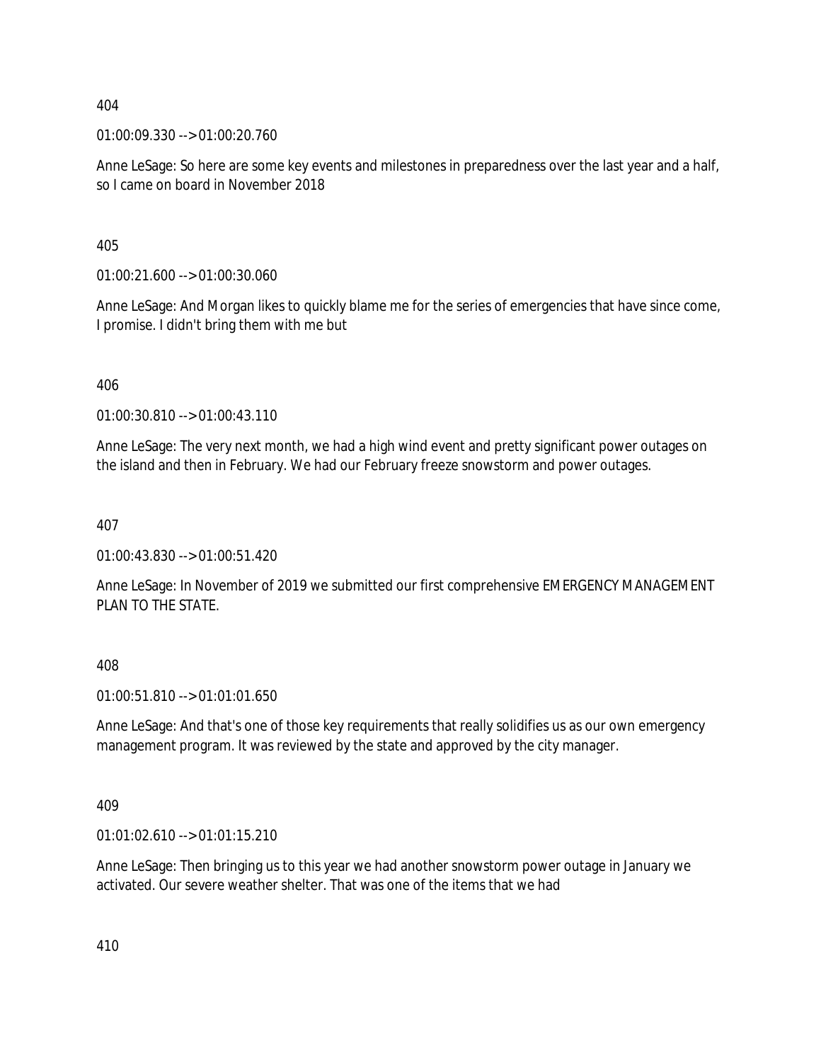404

01:00:09.330 --> 01:00:20.760

Anne LeSage: So here are some key events and milestones in preparedness over the last year and a half, so I came on board in November 2018

405

01:00:21.600 --> 01:00:30.060

Anne LeSage: And Morgan likes to quickly blame me for the series of emergencies that have since come, I promise. I didn't bring them with me but

406

01:00:30.810 --> 01:00:43.110

Anne LeSage: The very next month, we had a high wind event and pretty significant power outages on the island and then in February. We had our February freeze snowstorm and power outages.

407

01:00:43.830 --> 01:00:51.420

Anne LeSage: In November of 2019 we submitted our first comprehensive EMERGENCY MANAGEMENT PLAN TO THE STATE.

408

01:00:51.810 --> 01:01:01.650

Anne LeSage: And that's one of those key requirements that really solidifies us as our own emergency management program. It was reviewed by the state and approved by the city manager.

409

01:01:02.610 --> 01:01:15.210

Anne LeSage: Then bringing us to this year we had another snowstorm power outage in January we activated. Our severe weather shelter. That was one of the items that we had

410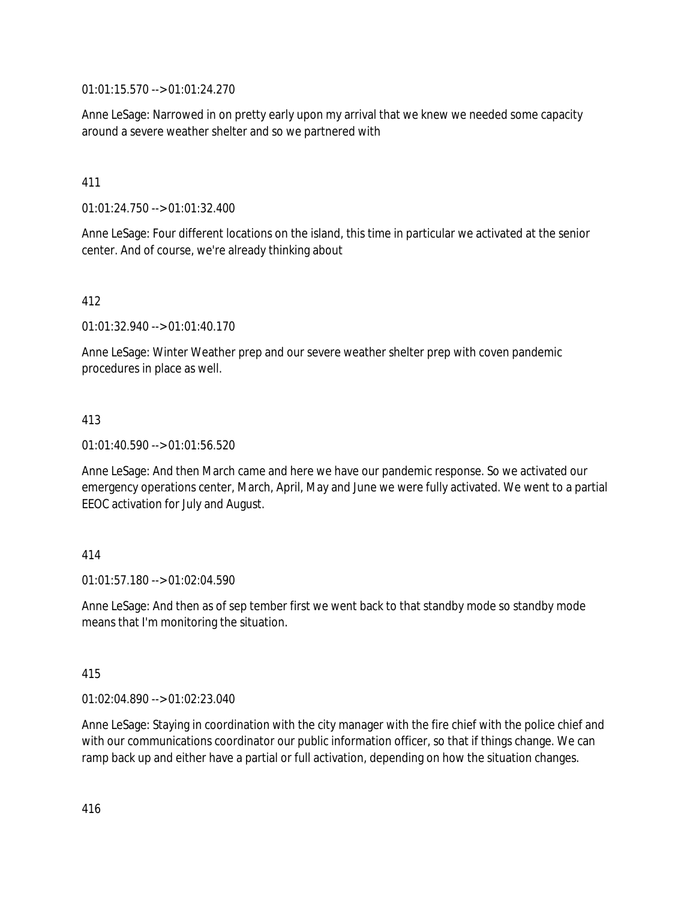01:01:15.570 --> 01:01:24.270

Anne LeSage: Narrowed in on pretty early upon my arrival that we knew we needed some capacity around a severe weather shelter and so we partnered with

411

01:01:24.750 --> 01:01:32.400

Anne LeSage: Four different locations on the island, this time in particular we activated at the senior center. And of course, we're already thinking about

412

01:01:32.940 --> 01:01:40.170

Anne LeSage: Winter Weather prep and our severe weather shelter prep with coven pandemic procedures in place as well.

413

01:01:40.590 --> 01:01:56.520

Anne LeSage: And then March came and here we have our pandemic response. So we activated our emergency operations center, March, April, May and June we were fully activated. We went to a partial EEOC activation for July and August.

414

01:01:57.180 --> 01:02:04.590

Anne LeSage: And then as of sep tember first we went back to that standby mode so standby mode means that I'm monitoring the situation.

415

01:02:04.890 --> 01:02:23.040

Anne LeSage: Staying in coordination with the city manager with the fire chief with the police chief and with our communications coordinator our public information officer, so that if things change. We can ramp back up and either have a partial or full activation, depending on how the situation changes.

416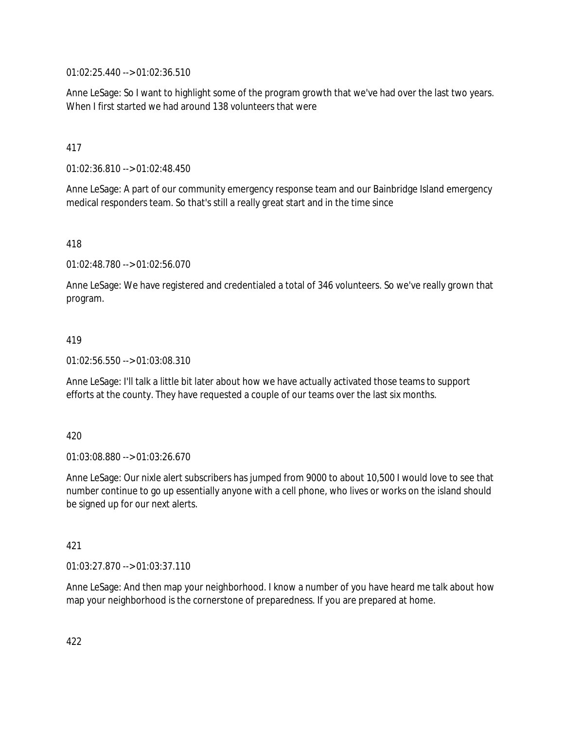01:02:25.440 --> 01:02:36.510

Anne LeSage: So I want to highlight some of the program growth that we've had over the last two years. When I first started we had around 138 volunteers that were

417

01:02:36.810 --> 01:02:48.450

Anne LeSage: A part of our community emergency response team and our Bainbridge Island emergency medical responders team. So that's still a really great start and in the time since

418

01:02:48.780 --> 01:02:56.070

Anne LeSage: We have registered and credentialed a total of 346 volunteers. So we've really grown that program.

419

01:02:56.550 --> 01:03:08.310

Anne LeSage: I'll talk a little bit later about how we have actually activated those teams to support efforts at the county. They have requested a couple of our teams over the last six months.

420

01:03:08.880 --> 01:03:26.670

Anne LeSage: Our nixle alert subscribers has jumped from 9000 to about 10,500 I would love to see that number continue to go up essentially anyone with a cell phone, who lives or works on the island should be signed up for our next alerts.

421

01:03:27.870 --> 01:03:37.110

Anne LeSage: And then map your neighborhood. I know a number of you have heard me talk about how map your neighborhood is the cornerstone of preparedness. If you are prepared at home.

422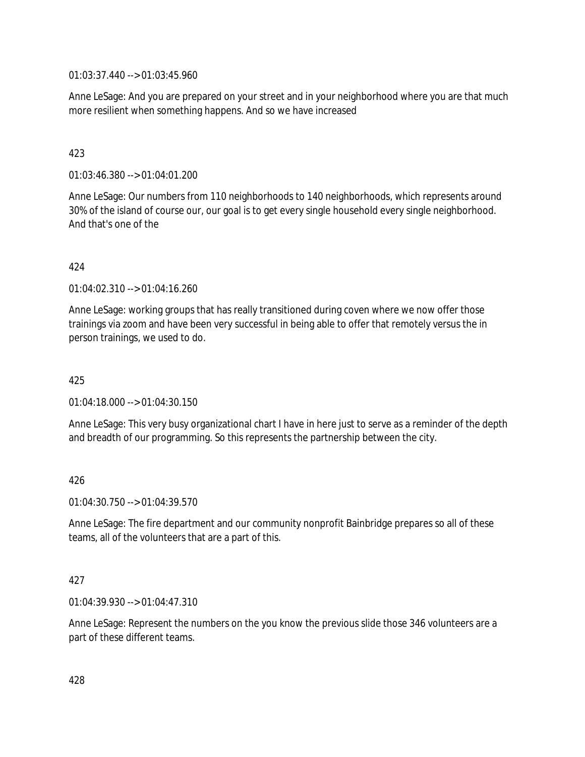01:03:37.440 --> 01:03:45.960

Anne LeSage: And you are prepared on your street and in your neighborhood where you are that much more resilient when something happens. And so we have increased

423

01:03:46.380 --> 01:04:01.200

Anne LeSage: Our numbers from 110 neighborhoods to 140 neighborhoods, which represents around 30% of the island of course our, our goal is to get every single household every single neighborhood. And that's one of the

424

01:04:02.310 --> 01:04:16.260

Anne LeSage: working groups that has really transitioned during coven where we now offer those trainings via zoom and have been very successful in being able to offer that remotely versus the in person trainings, we used to do.

425

01:04:18.000 --> 01:04:30.150

Anne LeSage: This very busy organizational chart I have in here just to serve as a reminder of the depth and breadth of our programming. So this represents the partnership between the city.

426

01:04:30.750 --> 01:04:39.570

Anne LeSage: The fire department and our community nonprofit Bainbridge prepares so all of these teams, all of the volunteers that are a part of this.

427

01:04:39.930 --> 01:04:47.310

Anne LeSage: Represent the numbers on the you know the previous slide those 346 volunteers are a part of these different teams.

428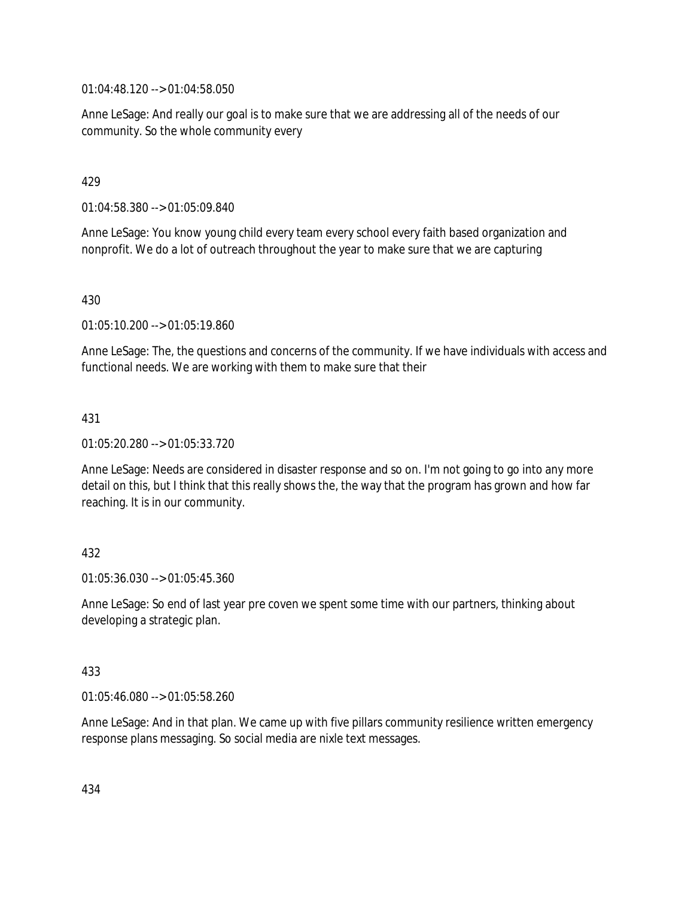01:04:48.120 --> 01:04:58.050

Anne LeSage: And really our goal is to make sure that we are addressing all of the needs of our community. So the whole community every

429

01:04:58.380 --> 01:05:09.840

Anne LeSage: You know young child every team every school every faith based organization and nonprofit. We do a lot of outreach throughout the year to make sure that we are capturing

430

01:05:10.200 --> 01:05:19.860

Anne LeSage: The, the questions and concerns of the community. If we have individuals with access and functional needs. We are working with them to make sure that their

431

01:05:20.280 --> 01:05:33.720

Anne LeSage: Needs are considered in disaster response and so on. I'm not going to go into any more detail on this, but I think that this really shows the, the way that the program has grown and how far reaching. It is in our community.

432

01:05:36.030 --> 01:05:45.360

Anne LeSage: So end of last year pre coven we spent some time with our partners, thinking about developing a strategic plan.

433

01:05:46.080 --> 01:05:58.260

Anne LeSage: And in that plan. We came up with five pillars community resilience written emergency response plans messaging. So social media are nixle text messages.

434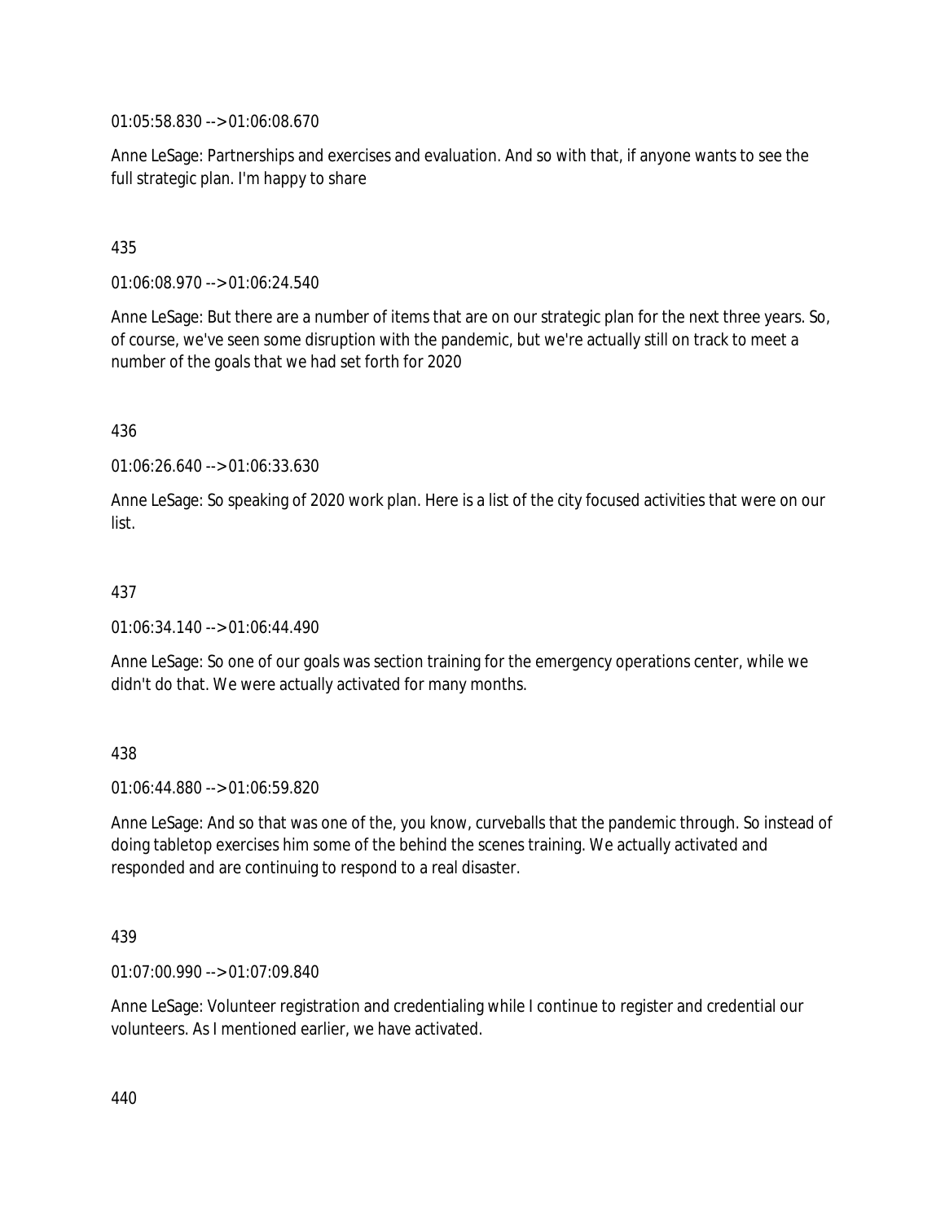01:05:58.830 --> 01:06:08.670

Anne LeSage: Partnerships and exercises and evaluation. And so with that, if anyone wants to see the full strategic plan. I'm happy to share

435

01:06:08.970 --> 01:06:24.540

Anne LeSage: But there are a number of items that are on our strategic plan for the next three years. So, of course, we've seen some disruption with the pandemic, but we're actually still on track to meet a number of the goals that we had set forth for 2020

436

01:06:26.640 --> 01:06:33.630

Anne LeSage: So speaking of 2020 work plan. Here is a list of the city focused activities that were on our list.

437

01:06:34.140 --> 01:06:44.490

Anne LeSage: So one of our goals was section training for the emergency operations center, while we didn't do that. We were actually activated for many months.

438

01:06:44.880 --> 01:06:59.820

Anne LeSage: And so that was one of the, you know, curveballs that the pandemic through. So instead of doing tabletop exercises him some of the behind the scenes training. We actually activated and responded and are continuing to respond to a real disaster.

439

01:07:00.990 --> 01:07:09.840

Anne LeSage: Volunteer registration and credentialing while I continue to register and credential our volunteers. As I mentioned earlier, we have activated.

440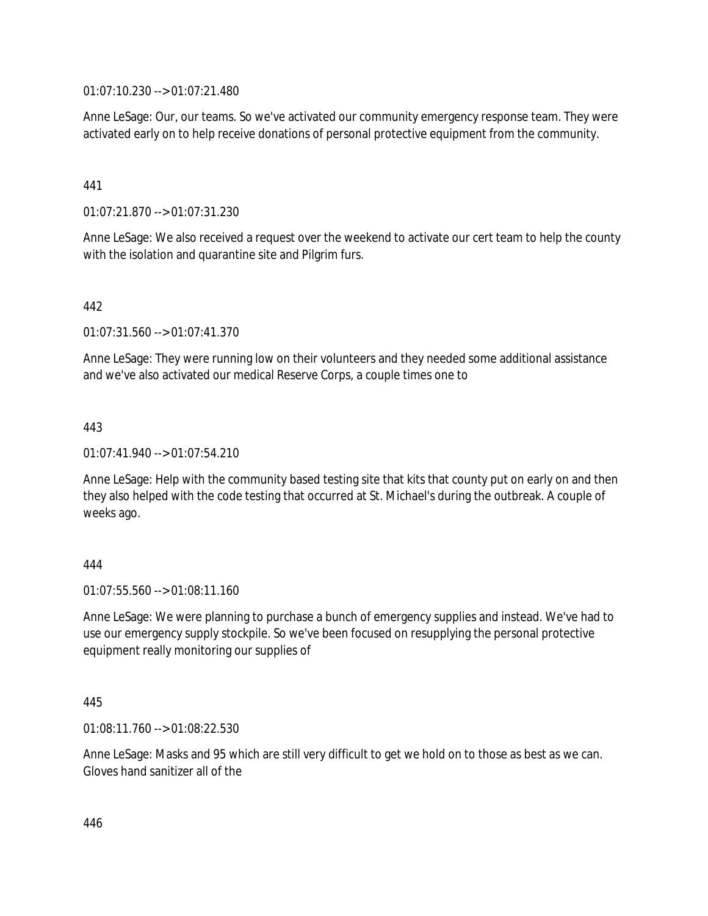01:07:10.230 --> 01:07:21.480

Anne LeSage: Our, our teams. So we've activated our community emergency response team. They were activated early on to help receive donations of personal protective equipment from the community.

441

01:07:21.870 --> 01:07:31.230

Anne LeSage: We also received a request over the weekend to activate our cert team to help the county with the isolation and quarantine site and Pilgrim furs.

442

01:07:31.560 --> 01:07:41.370

Anne LeSage: They were running low on their volunteers and they needed some additional assistance and we've also activated our medical Reserve Corps, a couple times one to

443

01:07:41.940 --> 01:07:54.210

Anne LeSage: Help with the community based testing site that kits that county put on early on and then they also helped with the code testing that occurred at St. Michael's during the outbreak. A couple of weeks ago.

444

01:07:55.560 --> 01:08:11.160

Anne LeSage: We were planning to purchase a bunch of emergency supplies and instead. We've had to use our emergency supply stockpile. So we've been focused on resupplying the personal protective equipment really monitoring our supplies of

445

01:08:11.760 --> 01:08:22.530

Anne LeSage: Masks and 95 which are still very difficult to get we hold on to those as best as we can. Gloves hand sanitizer all of the

446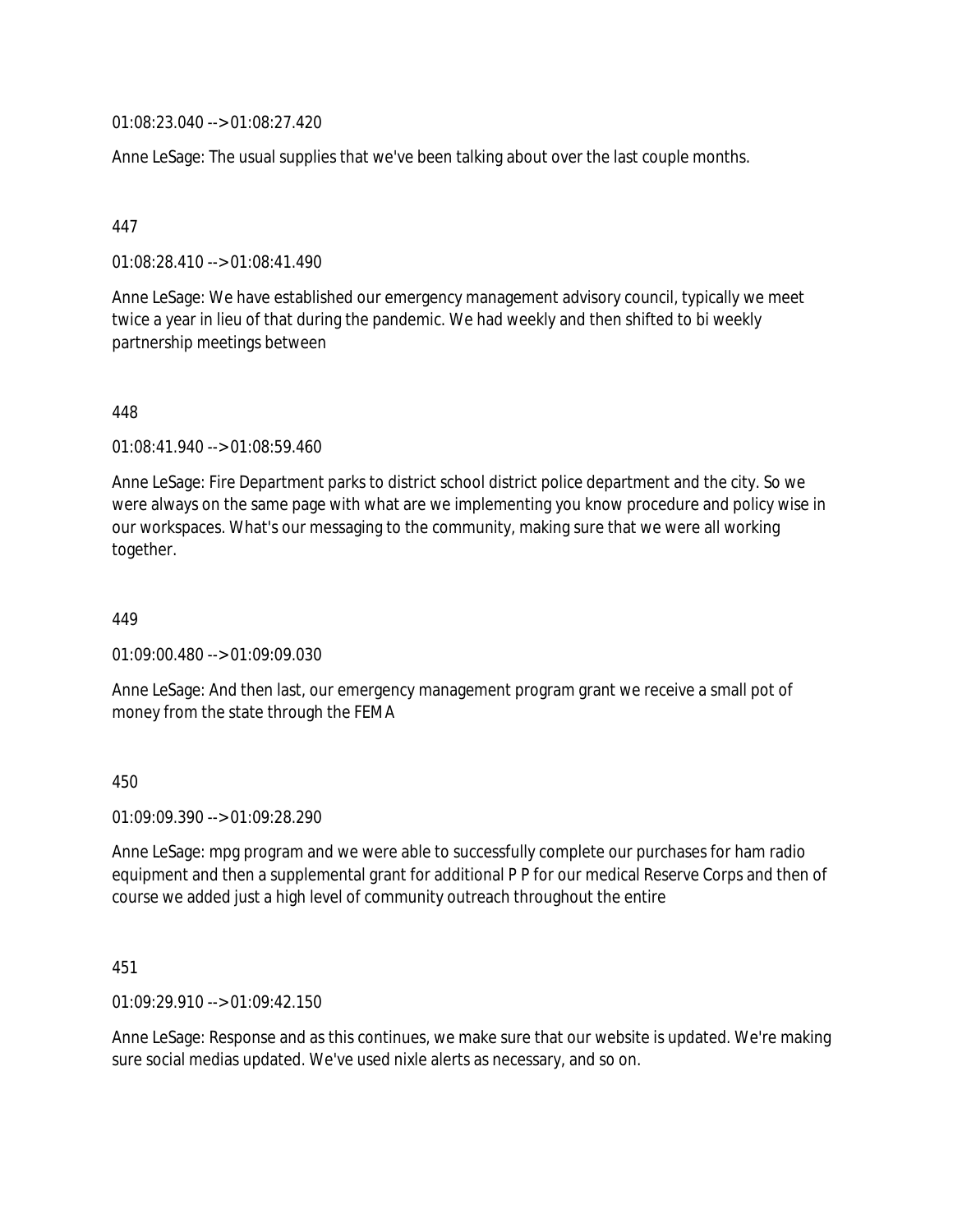01:08:23.040 --> 01:08:27.420

Anne LeSage: The usual supplies that we've been talking about over the last couple months.

447

01:08:28.410 --> 01:08:41.490

Anne LeSage: We have established our emergency management advisory council, typically we meet twice a year in lieu of that during the pandemic. We had weekly and then shifted to bi weekly partnership meetings between

448

01:08:41.940 --> 01:08:59.460

Anne LeSage: Fire Department parks to district school district police department and the city. So we were always on the same page with what are we implementing you know procedure and policy wise in our workspaces. What's our messaging to the community, making sure that we were all working together.

449

01:09:00.480 --> 01:09:09.030

Anne LeSage: And then last, our emergency management program grant we receive a small pot of money from the state through the FEMA

450

01:09:09.390 --> 01:09:28.290

Anne LeSage: mpg program and we were able to successfully complete our purchases for ham radio equipment and then a supplemental grant for additional P P for our medical Reserve Corps and then of course we added just a high level of community outreach throughout the entire

451

01:09:29.910 --> 01:09:42.150

Anne LeSage: Response and as this continues, we make sure that our website is updated. We're making sure social medias updated. We've used nixle alerts as necessary, and so on.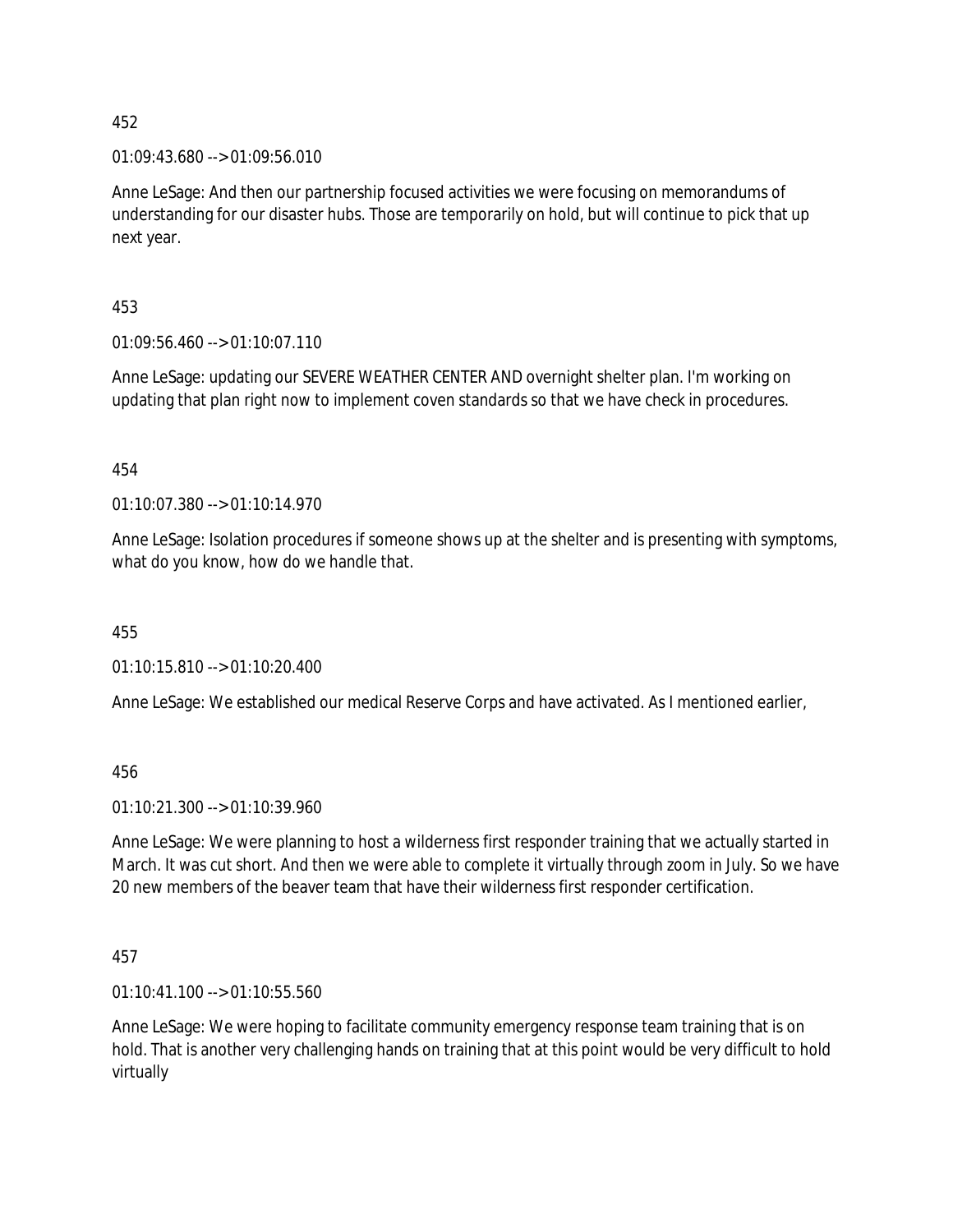452

01:09:43.680 --> 01:09:56.010

Anne LeSage: And then our partnership focused activities we were focusing on memorandums of understanding for our disaster hubs. Those are temporarily on hold, but will continue to pick that up next year.

453

01:09:56.460 --> 01:10:07.110

Anne LeSage: updating our SEVERE WEATHER CENTER AND overnight shelter plan. I'm working on updating that plan right now to implement coven standards so that we have check in procedures.

454

01:10:07.380 --> 01:10:14.970

Anne LeSage: Isolation procedures if someone shows up at the shelter and is presenting with symptoms, what do you know, how do we handle that.

455

01:10:15.810 --> 01:10:20.400

Anne LeSage: We established our medical Reserve Corps and have activated. As I mentioned earlier,

456

01:10:21.300 --> 01:10:39.960

Anne LeSage: We were planning to host a wilderness first responder training that we actually started in March. It was cut short. And then we were able to complete it virtually through zoom in July. So we have 20 new members of the beaver team that have their wilderness first responder certification.

457

01:10:41.100 --> 01:10:55.560

Anne LeSage: We were hoping to facilitate community emergency response team training that is on hold. That is another very challenging hands on training that at this point would be very difficult to hold virtually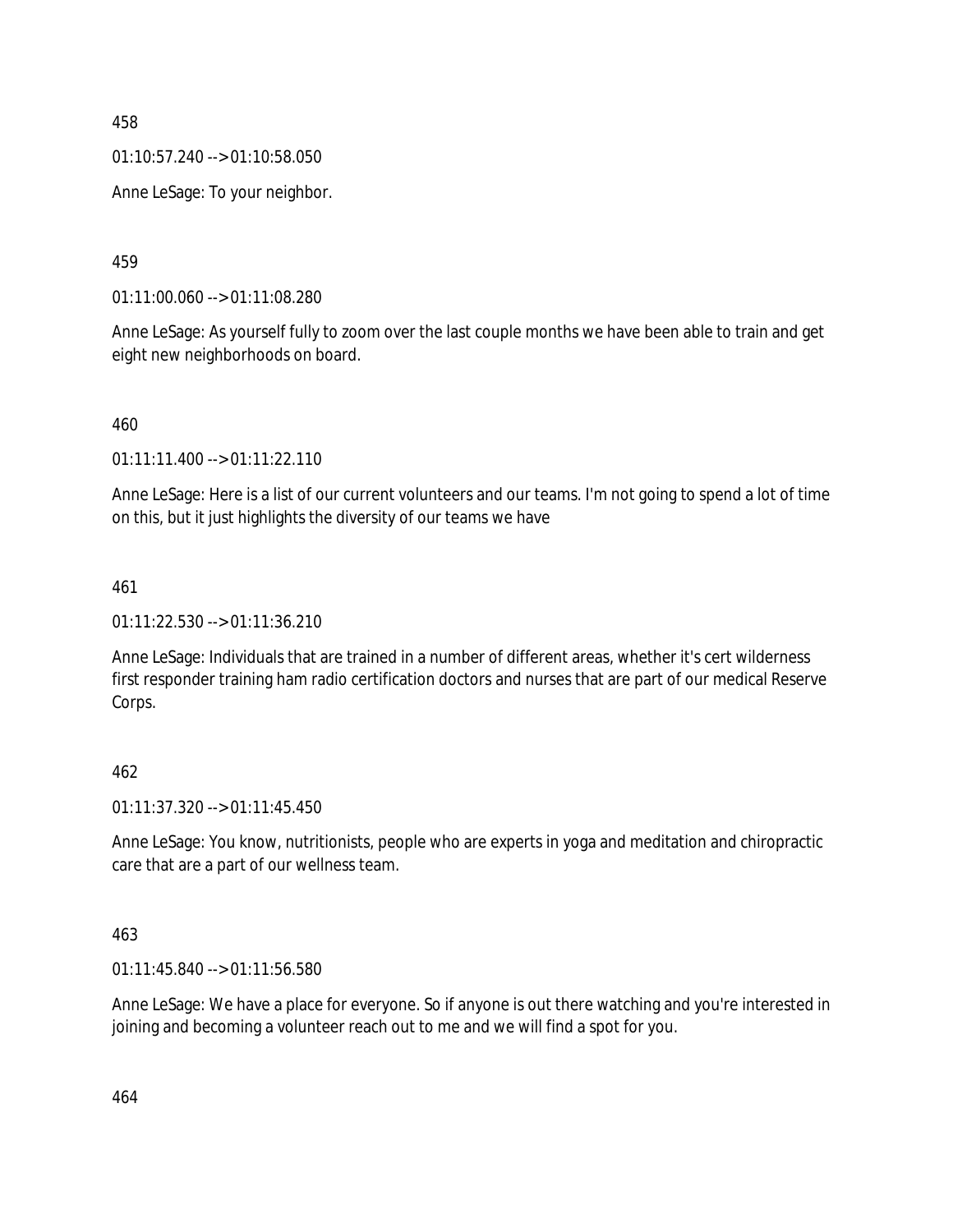458

01:10:57.240 --> 01:10:58.050

Anne LeSage: To your neighbor.

459

01:11:00.060 --> 01:11:08.280

Anne LeSage: As yourself fully to zoom over the last couple months we have been able to train and get eight new neighborhoods on board.

460

01:11:11.400 --> 01:11:22.110

Anne LeSage: Here is a list of our current volunteers and our teams. I'm not going to spend a lot of time on this, but it just highlights the diversity of our teams we have

461

01:11:22.530 --> 01:11:36.210

Anne LeSage: Individuals that are trained in a number of different areas, whether it's cert wilderness first responder training ham radio certification doctors and nurses that are part of our medical Reserve Corps.

462

01:11:37.320 --> 01:11:45.450

Anne LeSage: You know, nutritionists, people who are experts in yoga and meditation and chiropractic care that are a part of our wellness team.

463

01:11:45.840 --> 01:11:56.580

Anne LeSage: We have a place for everyone. So if anyone is out there watching and you're interested in joining and becoming a volunteer reach out to me and we will find a spot for you.

464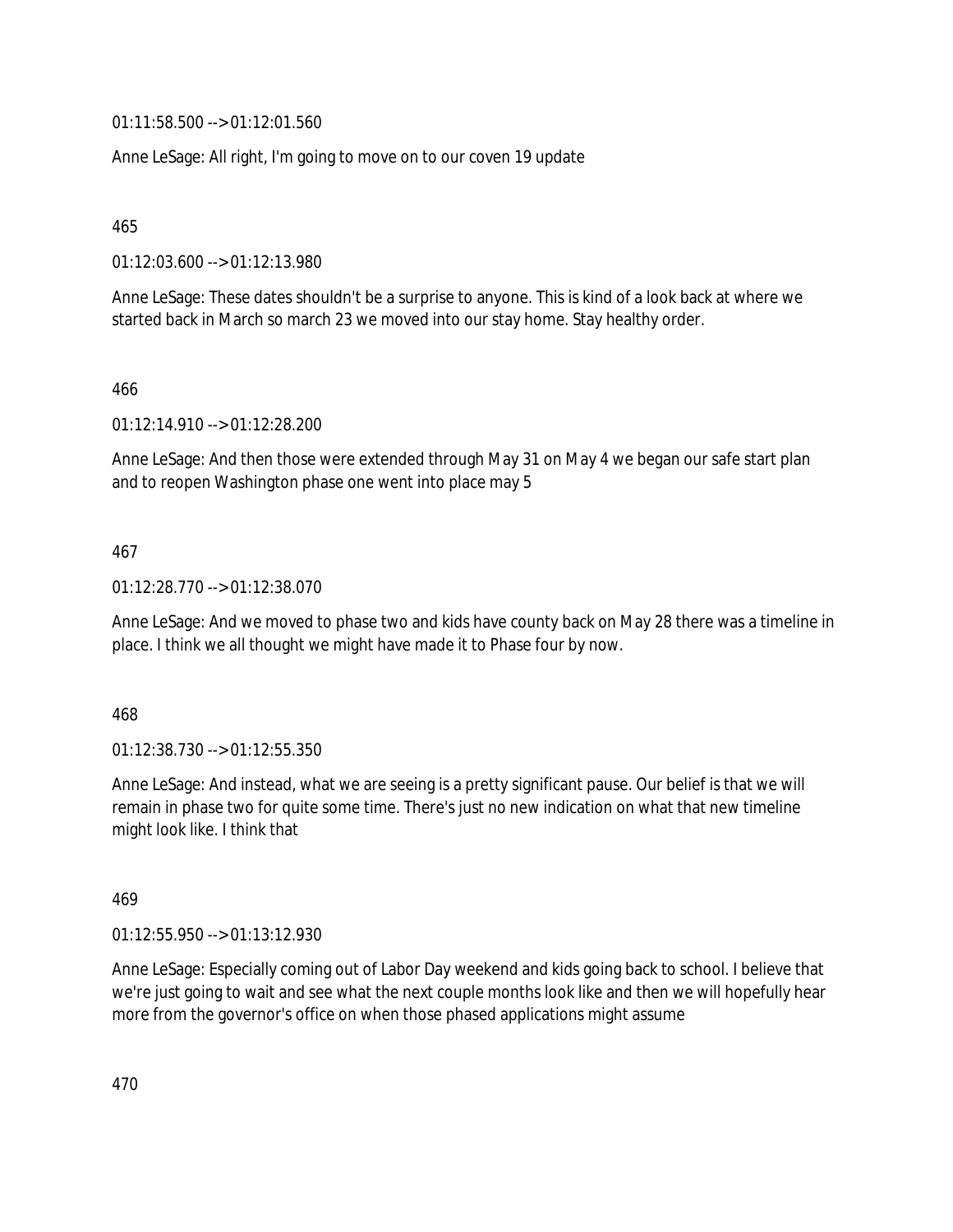01:11:58.500 --> 01:12:01.560

Anne LeSage: All right, I'm going to move on to our coven 19 update

465

01:12:03.600 --> 01:12:13.980

Anne LeSage: These dates shouldn't be a surprise to anyone. This is kind of a look back at where we started back in March so march 23 we moved into our stay home. Stay healthy order.

466

01:12:14.910 --> 01:12:28.200

Anne LeSage: And then those were extended through May 31 on May 4 we began our safe start plan and to reopen Washington phase one went into place may 5

467

01:12:28.770 --> 01:12:38.070

Anne LeSage: And we moved to phase two and kids have county back on May 28 there was a timeline in place. I think we all thought we might have made it to Phase four by now.

468

01:12:38.730 --> 01:12:55.350

Anne LeSage: And instead, what we are seeing is a pretty significant pause. Our belief is that we will remain in phase two for quite some time. There's just no new indication on what that new timeline might look like. I think that

469

01:12:55.950 --> 01:13:12.930

Anne LeSage: Especially coming out of Labor Day weekend and kids going back to school. I believe that we're just going to wait and see what the next couple months look like and then we will hopefully hear more from the governor's office on when those phased applications might assume

470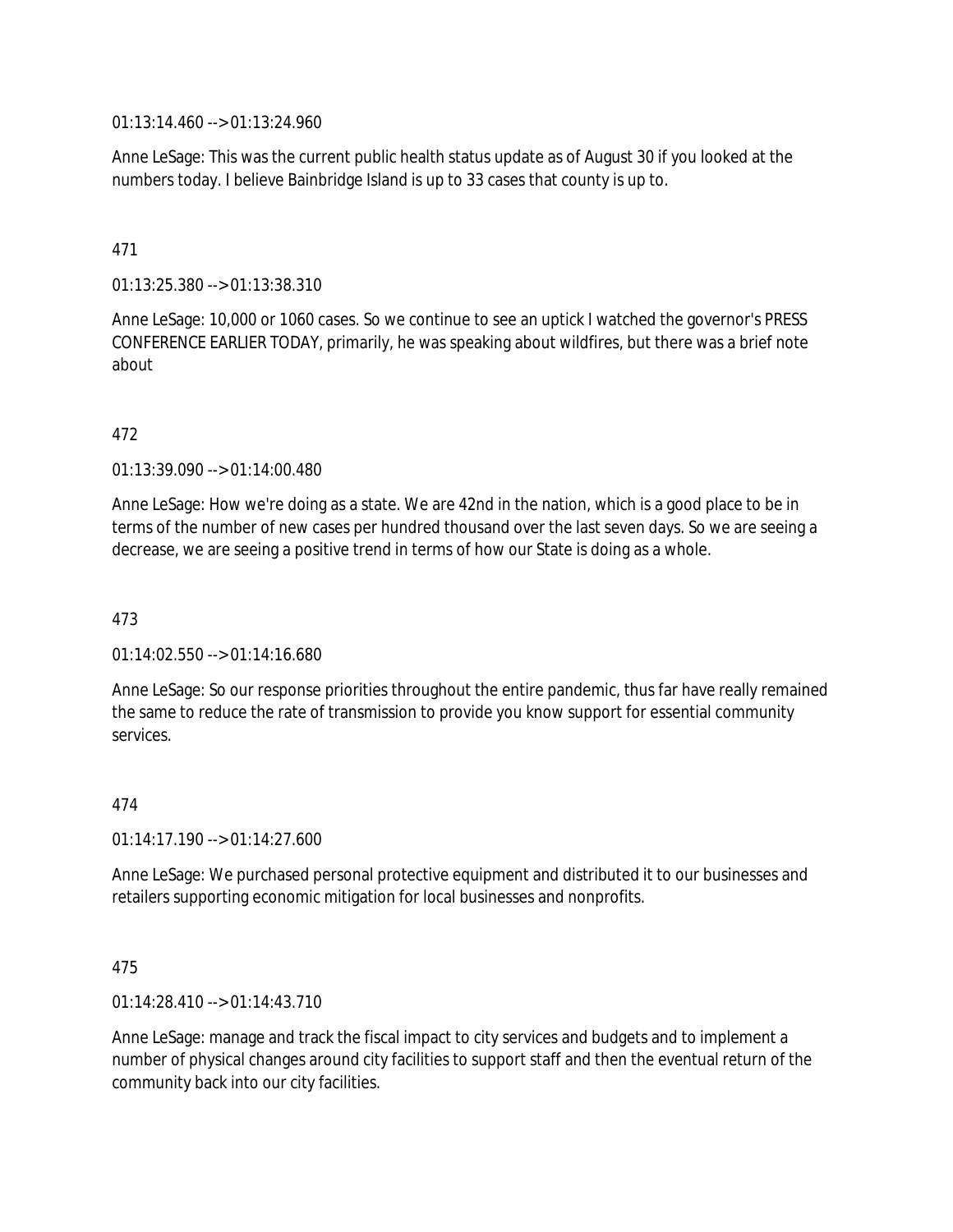01:13:14.460 --> 01:13:24.960

Anne LeSage: This was the current public health status update as of August 30 if you looked at the numbers today. I believe Bainbridge Island is up to 33 cases that county is up to.

471

01:13:25.380 --> 01:13:38.310

Anne LeSage: 10,000 or 1060 cases. So we continue to see an uptick I watched the governor's PRESS CONFERENCE EARLIER TODAY, primarily, he was speaking about wildfires, but there was a brief note about

472

01:13:39.090 --> 01:14:00.480

Anne LeSage: How we're doing as a state. We are 42nd in the nation, which is a good place to be in terms of the number of new cases per hundred thousand over the last seven days. So we are seeing a decrease, we are seeing a positive trend in terms of how our State is doing as a whole.

473

01:14:02.550 --> 01:14:16.680

Anne LeSage: So our response priorities throughout the entire pandemic, thus far have really remained the same to reduce the rate of transmission to provide you know support for essential community services.

474

01:14:17.190 --> 01:14:27.600

Anne LeSage: We purchased personal protective equipment and distributed it to our businesses and retailers supporting economic mitigation for local businesses and nonprofits.

475

01:14:28.410 --> 01:14:43.710

Anne LeSage: manage and track the fiscal impact to city services and budgets and to implement a number of physical changes around city facilities to support staff and then the eventual return of the community back into our city facilities.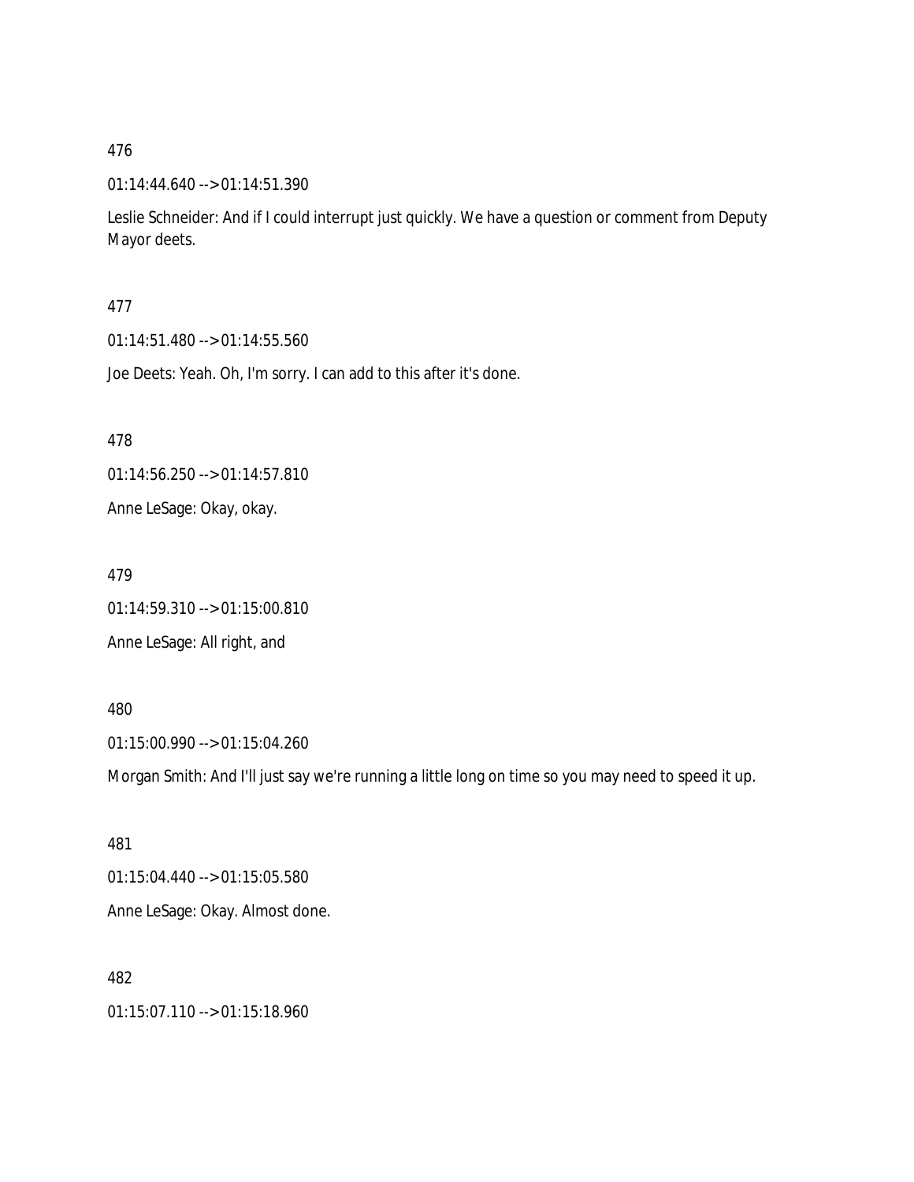476

01:14:44.640 --> 01:14:51.390

Leslie Schneider: And if I could interrupt just quickly. We have a question or comment from Deputy Mayor deets.

477

01:14:51.480 --> 01:14:55.560

Joe Deets: Yeah. Oh, I'm sorry. I can add to this after it's done.

478

01:14:56.250 --> 01:14:57.810

Anne LeSage: Okay, okay.

479

01:14:59.310 --> 01:15:00.810

Anne LeSage: All right, and

480

01:15:00.990 --> 01:15:04.260

Morgan Smith: And I'll just say we're running a little long on time so you may need to speed it up.

481

01:15:04.440 --> 01:15:05.580

Anne LeSage: Okay. Almost done.

482

01:15:07.110 --> 01:15:18.960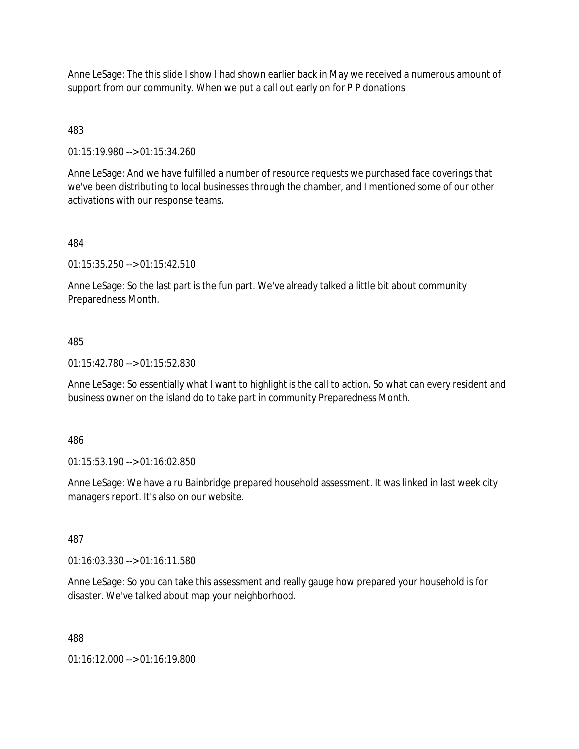Anne LeSage: The this slide I show I had shown earlier back in May we received a numerous amount of support from our community. When we put a call out early on for P P donations

483

01:15:19.980 --> 01:15:34.260

Anne LeSage: And we have fulfilled a number of resource requests we purchased face coverings that we've been distributing to local businesses through the chamber, and I mentioned some of our other activations with our response teams.

484

01:15:35.250 --> 01:15:42.510

Anne LeSage: So the last part is the fun part. We've already talked a little bit about community Preparedness Month.

485

01:15:42.780 --> 01:15:52.830

Anne LeSage: So essentially what I want to highlight is the call to action. So what can every resident and business owner on the island do to take part in community Preparedness Month.

486

01:15:53.190 --> 01:16:02.850

Anne LeSage: We have a ru Bainbridge prepared household assessment. It was linked in last week city managers report. It's also on our website.

487

01:16:03.330 --> 01:16:11.580

Anne LeSage: So you can take this assessment and really gauge how prepared your household is for disaster. We've talked about map your neighborhood.

488

01:16:12.000 --> 01:16:19.800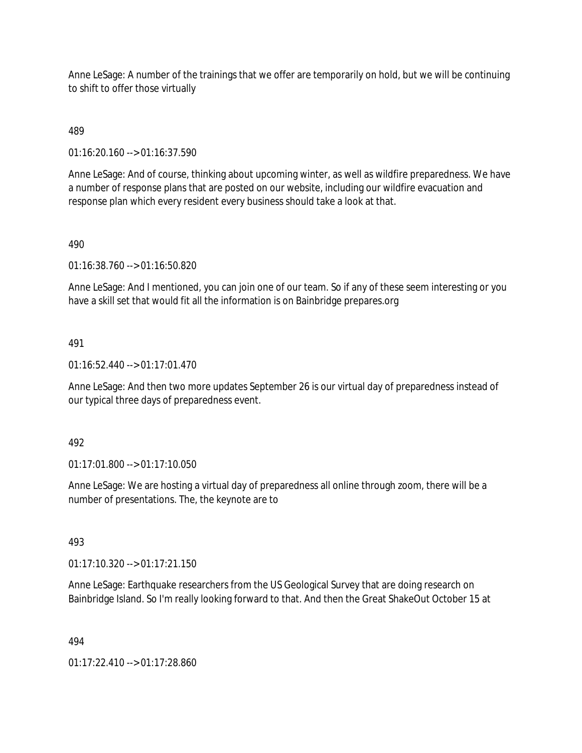Anne LeSage: A number of the trainings that we offer are temporarily on hold, but we will be continuing to shift to offer those virtually

489

01:16:20.160 --> 01:16:37.590

Anne LeSage: And of course, thinking about upcoming winter, as well as wildfire preparedness. We have a number of response plans that are posted on our website, including our wildfire evacuation and response plan which every resident every business should take a look at that.

490

01:16:38.760 --> 01:16:50.820

Anne LeSage: And I mentioned, you can join one of our team. So if any of these seem interesting or you have a skill set that would fit all the information is on Bainbridge prepares.org

491

01:16:52.440 --> 01:17:01.470

Anne LeSage: And then two more updates September 26 is our virtual day of preparedness instead of our typical three days of preparedness event.

492

01:17:01.800 --> 01:17:10.050

Anne LeSage: We are hosting a virtual day of preparedness all online through zoom, there will be a number of presentations. The, the keynote are to

493

01:17:10.320 --> 01:17:21.150

Anne LeSage: Earthquake researchers from the US Geological Survey that are doing research on Bainbridge Island. So I'm really looking forward to that. And then the Great ShakeOut October 15 at

494

01:17:22.410 --> 01:17:28.860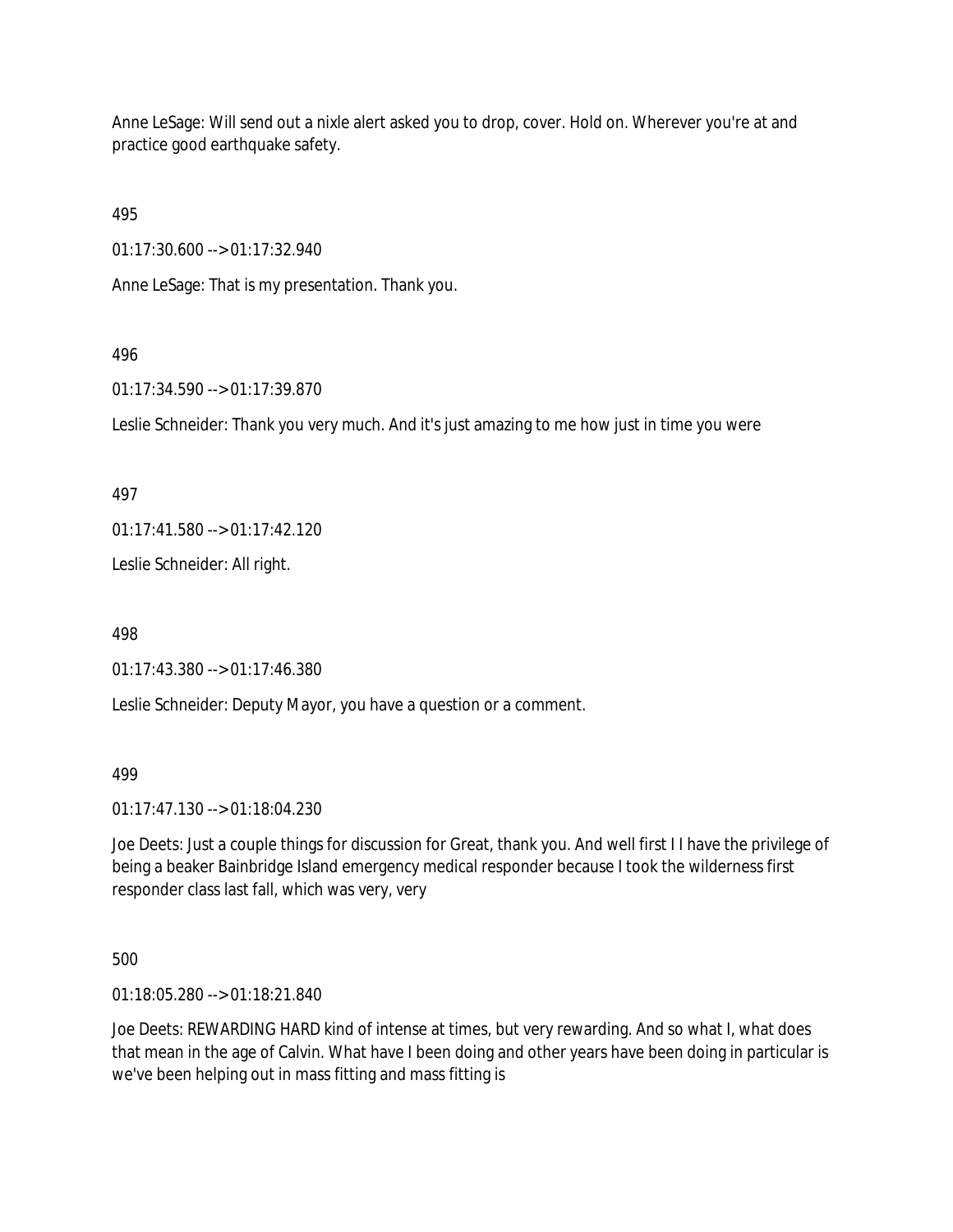Anne LeSage: Will send out a nixle alert asked you to drop, cover. Hold on. Wherever you're at and practice good earthquake safety.

495

01:17:30.600 --> 01:17:32.940

Anne LeSage: That is my presentation. Thank you.

496

01:17:34.590 --> 01:17:39.870

Leslie Schneider: Thank you very much. And it's just amazing to me how just in time you were

497

01:17:41.580 --> 01:17:42.120

Leslie Schneider: All right.

498

01:17:43.380 --> 01:17:46.380

Leslie Schneider: Deputy Mayor, you have a question or a comment.

499

01:17:47.130 --> 01:18:04.230

Joe Deets: Just a couple things for discussion for Great, thank you. And well first I I have the privilege of being a beaker Bainbridge Island emergency medical responder because I took the wilderness first responder class last fall, which was very, very

500

01:18:05.280 --> 01:18:21.840

Joe Deets: REWARDING HARD kind of intense at times, but very rewarding. And so what I, what does that mean in the age of Calvin. What have I been doing and other years have been doing in particular is we've been helping out in mass fitting and mass fitting is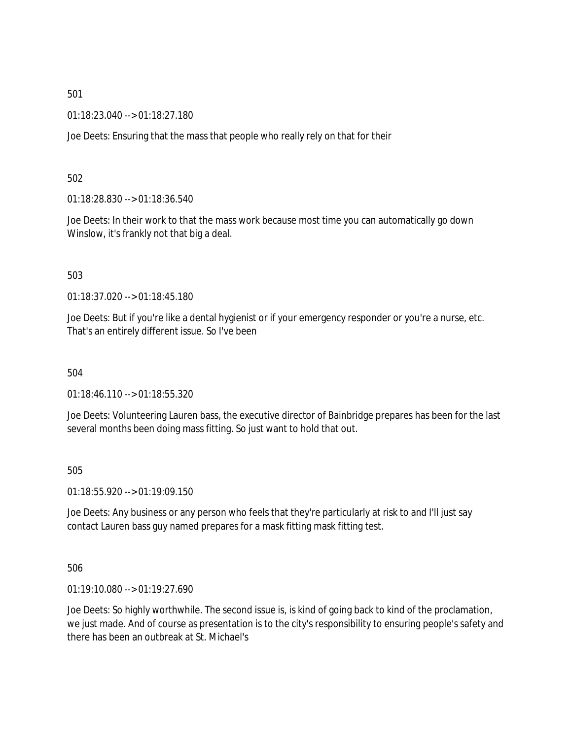501

01:18:23.040 --> 01:18:27.180

Joe Deets: Ensuring that the mass that people who really rely on that for their

502

01:18:28.830 --> 01:18:36.540

Joe Deets: In their work to that the mass work because most time you can automatically go down Winslow, it's frankly not that big a deal.

503

01:18:37.020 --> 01:18:45.180

Joe Deets: But if you're like a dental hygienist or if your emergency responder or you're a nurse, etc. That's an entirely different issue. So I've been

504

01:18:46.110 --> 01:18:55.320

Joe Deets: Volunteering Lauren bass, the executive director of Bainbridge prepares has been for the last several months been doing mass fitting. So just want to hold that out.

505

01:18:55.920 --> 01:19:09.150

Joe Deets: Any business or any person who feels that they're particularly at risk to and I'll just say contact Lauren bass guy named prepares for a mask fitting mask fitting test.

506

01:19:10.080 --> 01:19:27.690

Joe Deets: So highly worthwhile. The second issue is, is kind of going back to kind of the proclamation, we just made. And of course as presentation is to the city's responsibility to ensuring people's safety and there has been an outbreak at St. Michael's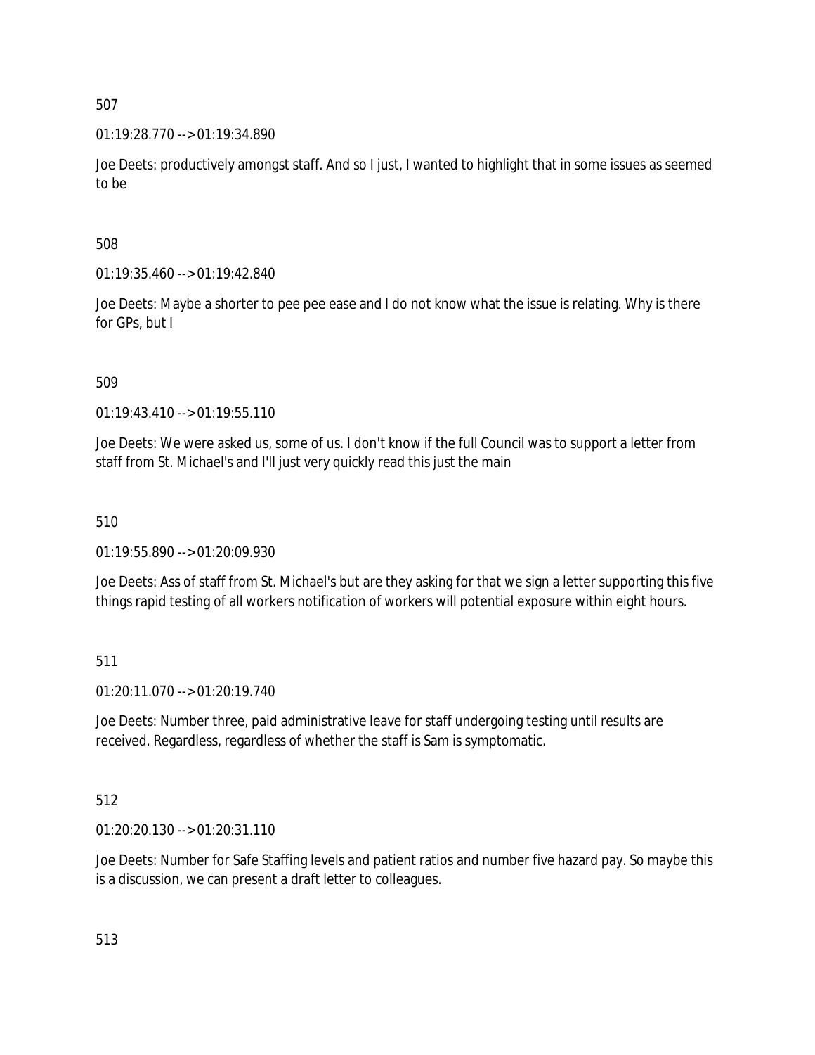507

01:19:28.770 --> 01:19:34.890

Joe Deets: productively amongst staff. And so I just, I wanted to highlight that in some issues as seemed to be

508

01:19:35.460 --> 01:19:42.840

Joe Deets: Maybe a shorter to pee pee ease and I do not know what the issue is relating. Why is there for GPs, but I

509

01:19:43.410 --> 01:19:55.110

Joe Deets: We were asked us, some of us. I don't know if the full Council was to support a letter from staff from St. Michael's and I'll just very quickly read this just the main

510

01:19:55.890 --> 01:20:09.930

Joe Deets: Ass of staff from St. Michael's but are they asking for that we sign a letter supporting this five things rapid testing of all workers notification of workers will potential exposure within eight hours.

511

01:20:11.070 --> 01:20:19.740

Joe Deets: Number three, paid administrative leave for staff undergoing testing until results are received. Regardless, regardless of whether the staff is Sam is symptomatic.

512

01:20:20.130 --> 01:20:31.110

Joe Deets: Number for Safe Staffing levels and patient ratios and number five hazard pay. So maybe this is a discussion, we can present a draft letter to colleagues.

513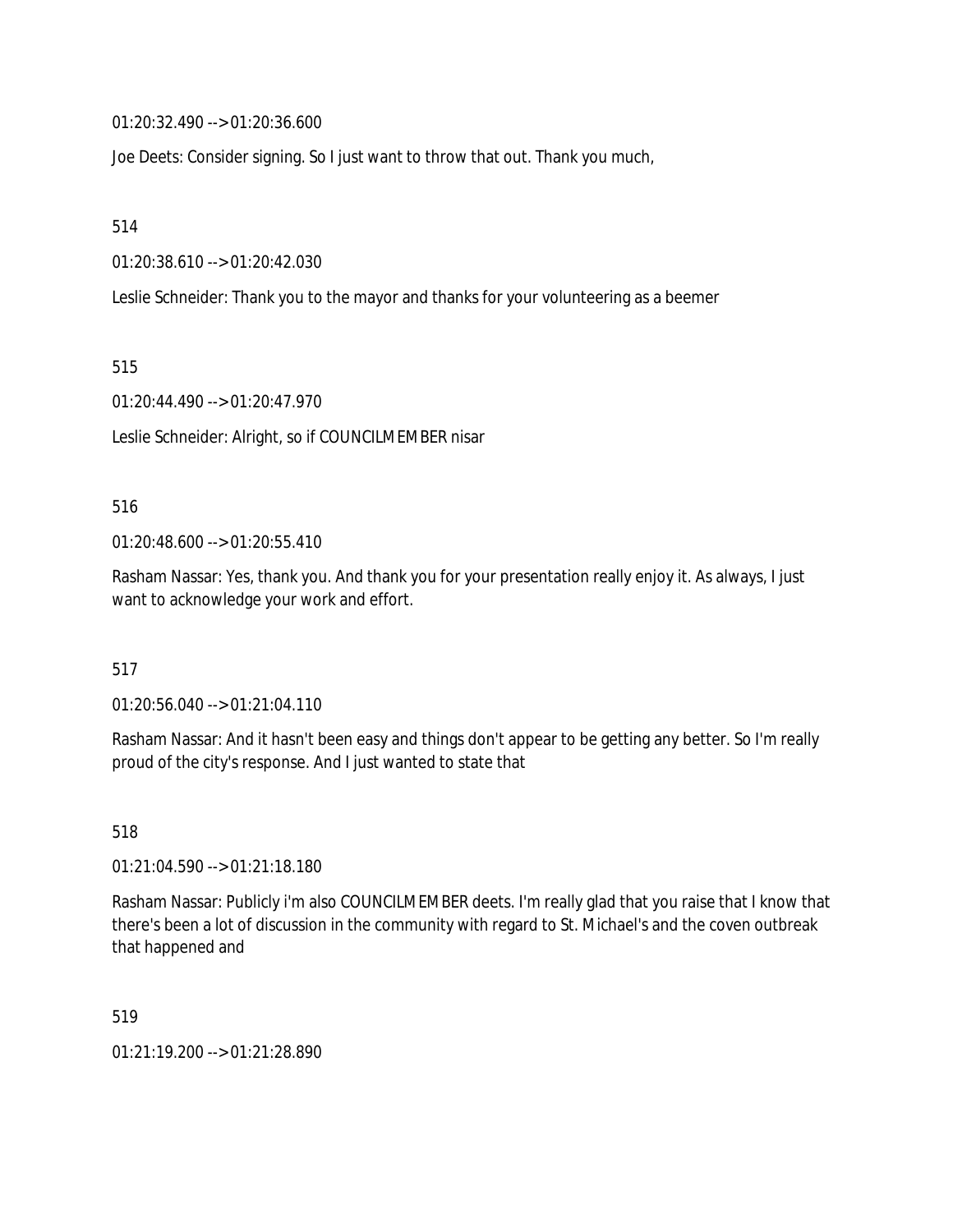01:20:32.490 --> 01:20:36.600

Joe Deets: Consider signing. So I just want to throw that out. Thank you much,

514

01:20:38.610 --> 01:20:42.030

Leslie Schneider: Thank you to the mayor and thanks for your volunteering as a beemer

515

01:20:44.490 --> 01:20:47.970

Leslie Schneider: Alright, so if COUNCILMEMBER nisar

516

01:20:48.600 --> 01:20:55.410

Rasham Nassar: Yes, thank you. And thank you for your presentation really enjoy it. As always, I just want to acknowledge your work and effort.

517

01:20:56.040 --> 01:21:04.110

Rasham Nassar: And it hasn't been easy and things don't appear to be getting any better. So I'm really proud of the city's response. And I just wanted to state that

518

01:21:04.590 --> 01:21:18.180

Rasham Nassar: Publicly i'm also COUNCILMEMBER deets. I'm really glad that you raise that I know that there's been a lot of discussion in the community with regard to St. Michael's and the coven outbreak that happened and

519

01:21:19.200 --> 01:21:28.890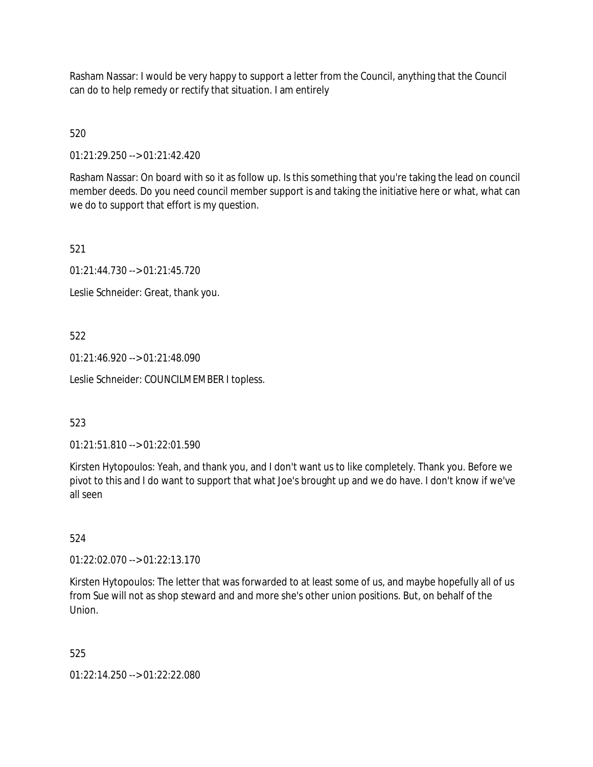Rasham Nassar: I would be very happy to support a letter from the Council, anything that the Council can do to help remedy or rectify that situation. I am entirely

520

01:21:29.250 --> 01:21:42.420

Rasham Nassar: On board with so it as follow up. Is this something that you're taking the lead on council member deeds. Do you need council member support is and taking the initiative here or what, what can we do to support that effort is my question.

521

01:21:44.730 --> 01:21:45.720

Leslie Schneider: Great, thank you.

522

01:21:46.920 --> 01:21:48.090

Leslie Schneider: COUNCILMEMBER I topless.

523

01:21:51.810 --> 01:22:01.590

Kirsten Hytopoulos: Yeah, and thank you, and I don't want us to like completely. Thank you. Before we pivot to this and I do want to support that what Joe's brought up and we do have. I don't know if we've all seen

524

01:22:02.070 --> 01:22:13.170

Kirsten Hytopoulos: The letter that was forwarded to at least some of us, and maybe hopefully all of us from Sue will not as shop steward and and more she's other union positions. But, on behalf of the Union.

525

01:22:14.250 --> 01:22:22.080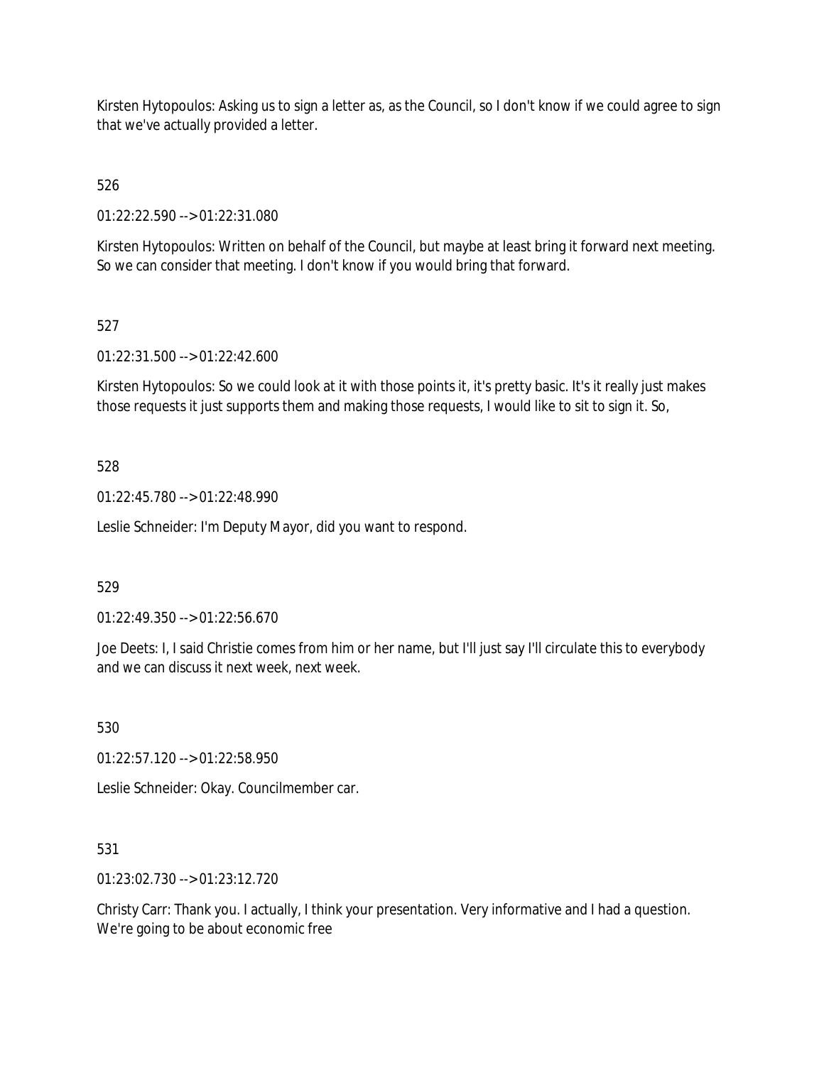Kirsten Hytopoulos: Asking us to sign a letter as, as the Council, so I don't know if we could agree to sign that we've actually provided a letter.

526

01:22:22.590 --> 01:22:31.080

Kirsten Hytopoulos: Written on behalf of the Council, but maybe at least bring it forward next meeting. So we can consider that meeting. I don't know if you would bring that forward.

527

01:22:31.500 --> 01:22:42.600

Kirsten Hytopoulos: So we could look at it with those points it, it's pretty basic. It's it really just makes those requests it just supports them and making those requests, I would like to sit to sign it. So,

528

01:22:45.780 --> 01:22:48.990

Leslie Schneider: I'm Deputy Mayor, did you want to respond.

529

01:22:49.350 --> 01:22:56.670

Joe Deets: I, I said Christie comes from him or her name, but I'll just say I'll circulate this to everybody and we can discuss it next week, next week.

530

01:22:57.120 --> 01:22:58.950

Leslie Schneider: Okay. Councilmember car.

531

01:23:02.730 --> 01:23:12.720

Christy Carr: Thank you. I actually, I think your presentation. Very informative and I had a question. We're going to be about economic free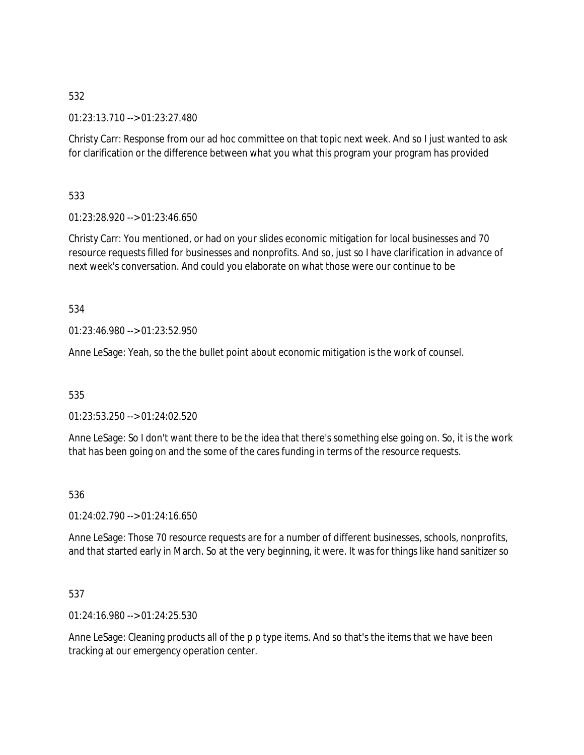532

01:23:13.710 --> 01:23:27.480

Christy Carr: Response from our ad hoc committee on that topic next week. And so I just wanted to ask for clarification or the difference between what you what this program your program has provided

533

01:23:28.920 --> 01:23:46.650

Christy Carr: You mentioned, or had on your slides economic mitigation for local businesses and 70 resource requests filled for businesses and nonprofits. And so, just so I have clarification in advance of next week's conversation. And could you elaborate on what those were our continue to be

534

01:23:46.980 --> 01:23:52.950

Anne LeSage: Yeah, so the the bullet point about economic mitigation is the work of counsel.

535

01:23:53.250 --> 01:24:02.520

Anne LeSage: So I don't want there to be the idea that there's something else going on. So, it is the work that has been going on and the some of the cares funding in terms of the resource requests.

536

01:24:02.790 --> 01:24:16.650

Anne LeSage: Those 70 resource requests are for a number of different businesses, schools, nonprofits, and that started early in March. So at the very beginning, it were. It was for things like hand sanitizer so

537

01:24:16.980 --> 01:24:25.530

Anne LeSage: Cleaning products all of the p p type items. And so that's the items that we have been tracking at our emergency operation center.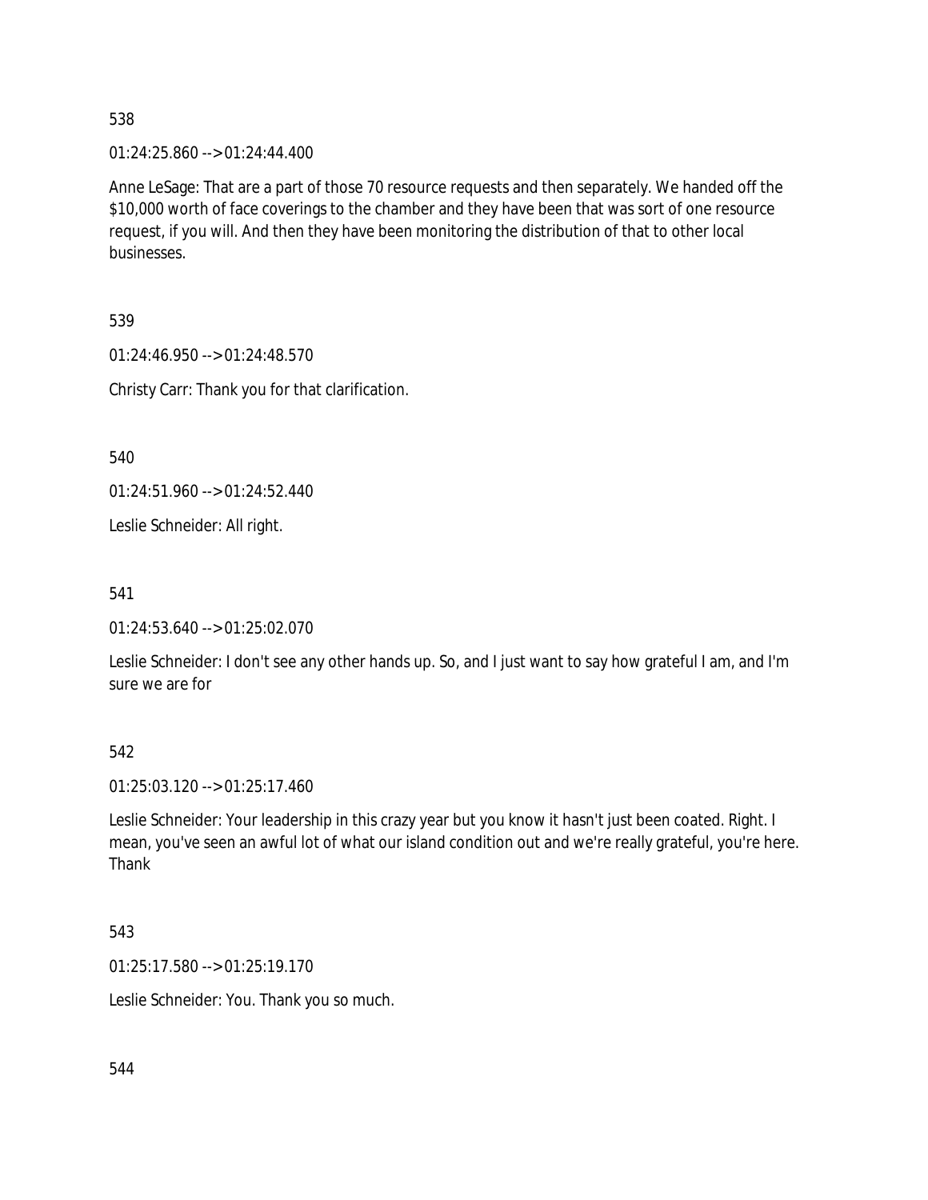538

01:24:25.860 --> 01:24:44.400

Anne LeSage: That are a part of those 70 resource requests and then separately. We handed off the $10,000 worth of face coverings to the chamber and they have been that was sort of one resource request, if you will. And then they have been monitoring the distribution of that to other local businesses.

539

01:24:46.950 --> 01:24:48.570

Christy Carr: Thank you for that clarification.

540

01:24:51.960 --> 01:24:52.440

Leslie Schneider: All right.

541

01:24:53.640 --> 01:25:02.070

Leslie Schneider: I don't see any other hands up. So, and I just want to say how grateful I am, and I'm sure we are for

542

01:25:03.120 --> 01:25:17.460

Leslie Schneider: Your leadership in this crazy year but you know it hasn't just been coated. Right. I mean, you've seen an awful lot of what our island condition out and we're really grateful, you're here. Thank

543

01:25:17.580 --> 01:25:19.170

Leslie Schneider: You. Thank you so much.

544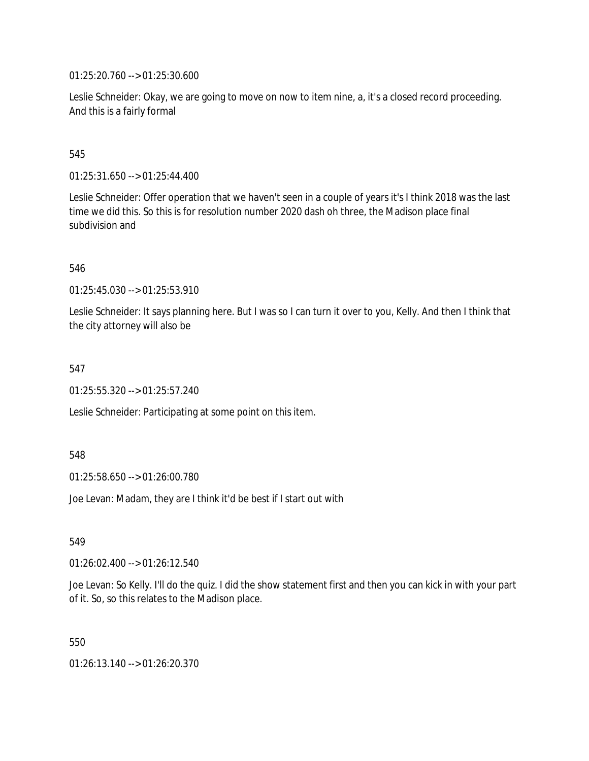01:25:20.760 --> 01:25:30.600

Leslie Schneider: Okay, we are going to move on now to item nine, a, it's a closed record proceeding. And this is a fairly formal

545

01:25:31.650 --> 01:25:44.400

Leslie Schneider: Offer operation that we haven't seen in a couple of years it's I think 2018 was the last time we did this. So this is for resolution number 2020 dash oh three, the Madison place final subdivision and

546

01:25:45.030 --> 01:25:53.910

Leslie Schneider: It says planning here. But I was so I can turn it over to you, Kelly. And then I think that the city attorney will also be

547

01:25:55.320 --> 01:25:57.240

Leslie Schneider: Participating at some point on this item.

548

01:25:58.650 --> 01:26:00.780

Joe Levan: Madam, they are I think it'd be best if I start out with

549

01:26:02.400 --> 01:26:12.540

Joe Levan: So Kelly. I'll do the quiz. I did the show statement first and then you can kick in with your part of it. So, so this relates to the Madison place.

550

01:26:13.140 --> 01:26:20.370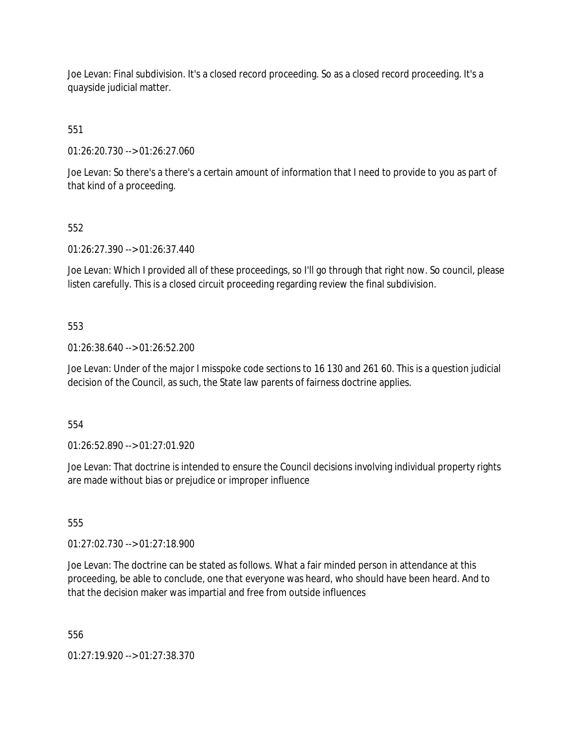Joe Levan: Final subdivision. It's a closed record proceeding. So as a closed record proceeding. It's a quayside judicial matter.

551

01:26:20.730 --> 01:26:27.060

Joe Levan: So there's a there's a certain amount of information that I need to provide to you as part of that kind of a proceeding.

552

01:26:27.390 --> 01:26:37.440

Joe Levan: Which I provided all of these proceedings, so I'll go through that right now. So council, please listen carefully. This is a closed circuit proceeding regarding review the final subdivision.

553

01:26:38.640 --> 01:26:52.200

Joe Levan: Under of the major I misspoke code sections to 16 130 and 261 60. This is a question judicial decision of the Council, as such, the State law parents of fairness doctrine applies.

554

01:26:52.890 --> 01:27:01.920

Joe Levan: That doctrine is intended to ensure the Council decisions involving individual property rights are made without bias or prejudice or improper influence

555

01:27:02.730 --> 01:27:18.900

Joe Levan: The doctrine can be stated as follows. What a fair minded person in attendance at this proceeding, be able to conclude, one that everyone was heard, who should have been heard. And to that the decision maker was impartial and free from outside influences

556

01:27:19.920 --> 01:27:38.370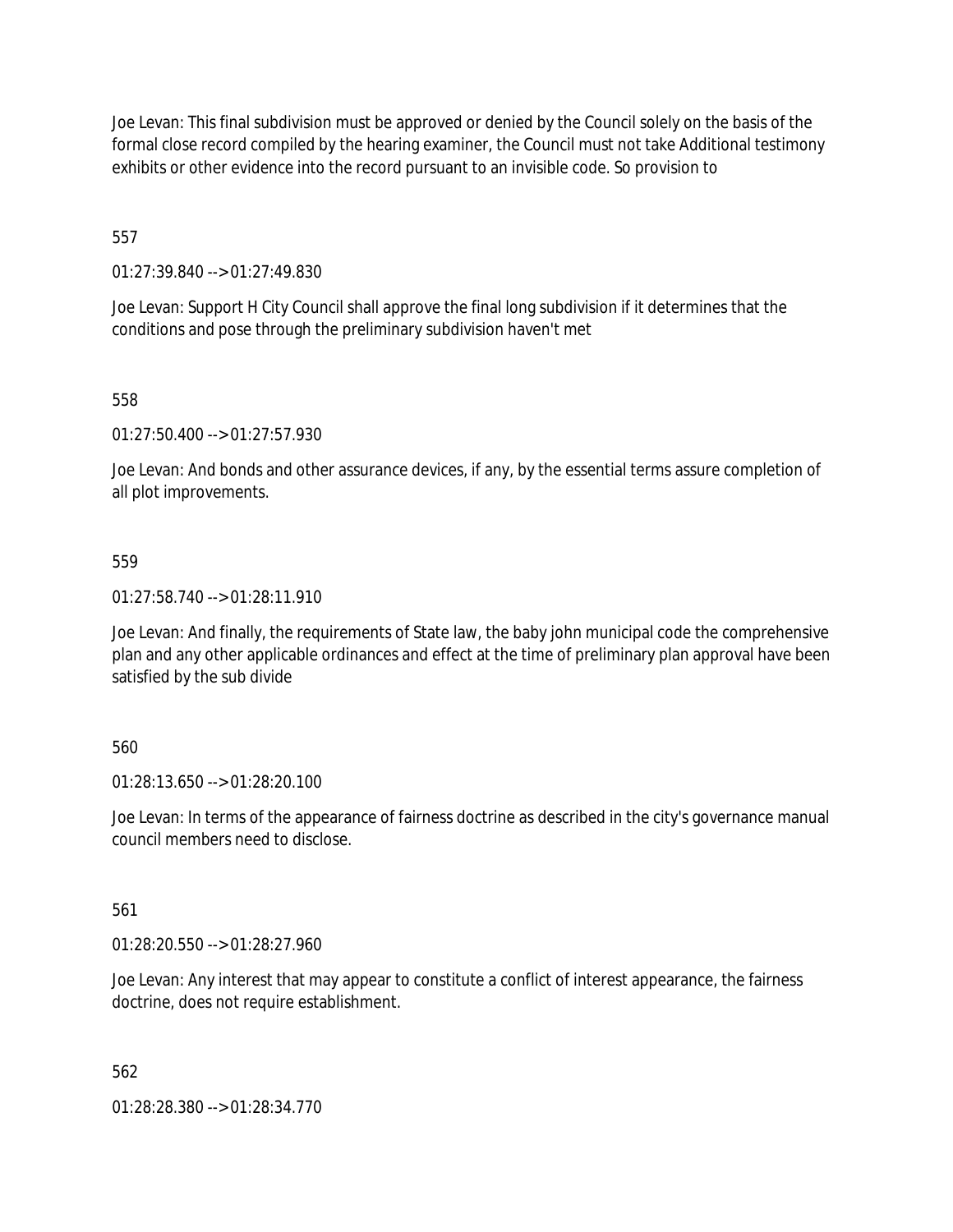Joe Levan: This final subdivision must be approved or denied by the Council solely on the basis of the formal close record compiled by the hearing examiner, the Council must not take Additional testimony exhibits or other evidence into the record pursuant to an invisible code. So provision to

557

01:27:39.840 --> 01:27:49.830

Joe Levan: Support H City Council shall approve the final long subdivision if it determines that the conditions and pose through the preliminary subdivision haven't met

558

01:27:50.400 --> 01:27:57.930

Joe Levan: And bonds and other assurance devices, if any, by the essential terms assure completion of all plot improvements.

559

01:27:58.740 --> 01:28:11.910

Joe Levan: And finally, the requirements of State law, the baby john municipal code the comprehensive plan and any other applicable ordinances and effect at the time of preliminary plan approval have been satisfied by the sub divide

560

01:28:13.650 --> 01:28:20.100

Joe Levan: In terms of the appearance of fairness doctrine as described in the city's governance manual council members need to disclose.

561

01:28:20.550 --> 01:28:27.960

Joe Levan: Any interest that may appear to constitute a conflict of interest appearance, the fairness doctrine, does not require establishment.

562

01:28:28.380 --> 01:28:34.770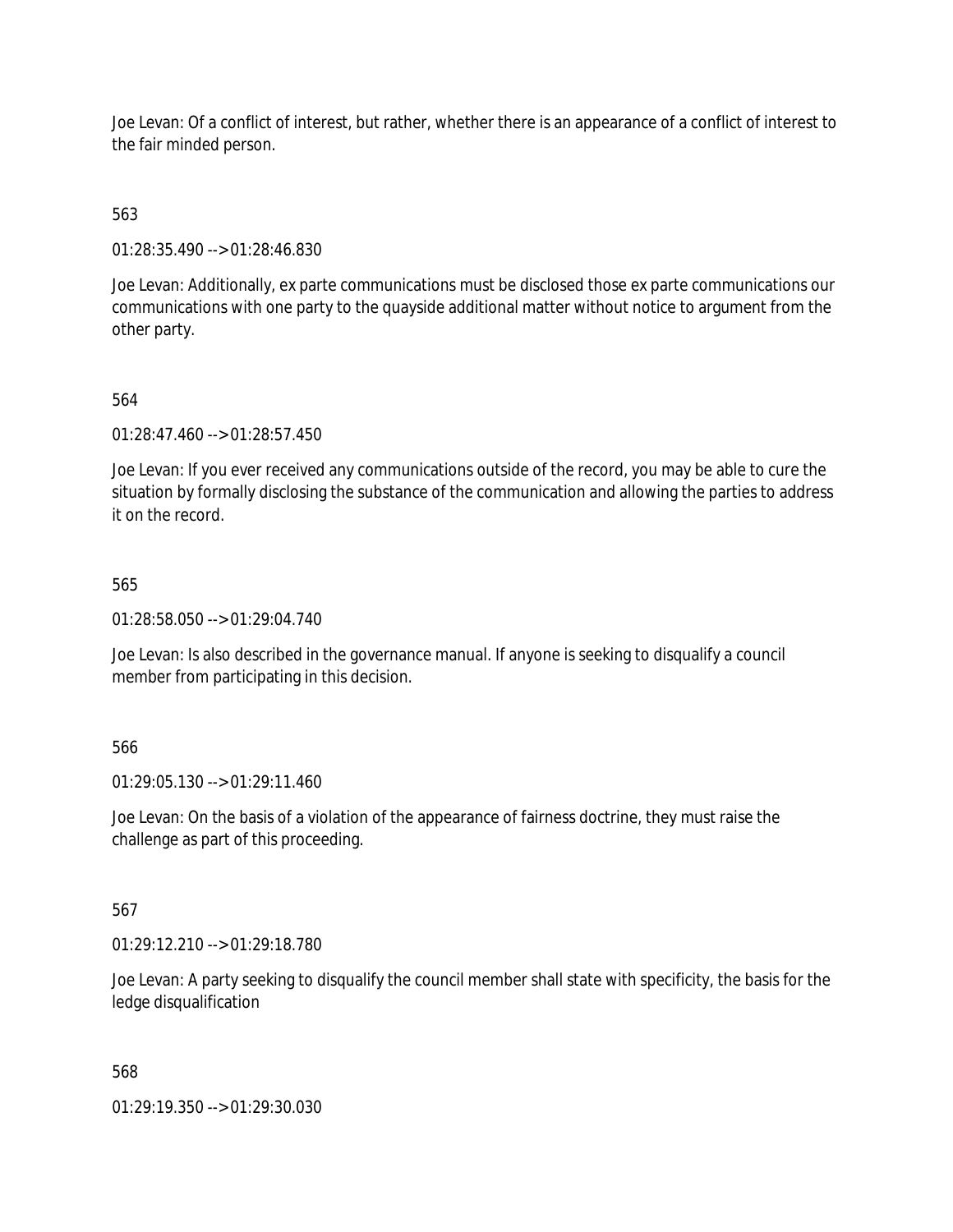Joe Levan: Of a conflict of interest, but rather, whether there is an appearance of a conflict of interest to the fair minded person.

563

01:28:35.490 --> 01:28:46.830

Joe Levan: Additionally, ex parte communications must be disclosed those ex parte communications our communications with one party to the quayside additional matter without notice to argument from the other party.

564

01:28:47.460 --> 01:28:57.450

Joe Levan: If you ever received any communications outside of the record, you may be able to cure the situation by formally disclosing the substance of the communication and allowing the parties to address it on the record.

565

01:28:58.050 --> 01:29:04.740

Joe Levan: Is also described in the governance manual. If anyone is seeking to disqualify a council member from participating in this decision.

566

01:29:05.130 --> 01:29:11.460

Joe Levan: On the basis of a violation of the appearance of fairness doctrine, they must raise the challenge as part of this proceeding.

567

01:29:12.210 --> 01:29:18.780

Joe Levan: A party seeking to disqualify the council member shall state with specificity, the basis for the ledge disqualification

568

01:29:19.350 --> 01:29:30.030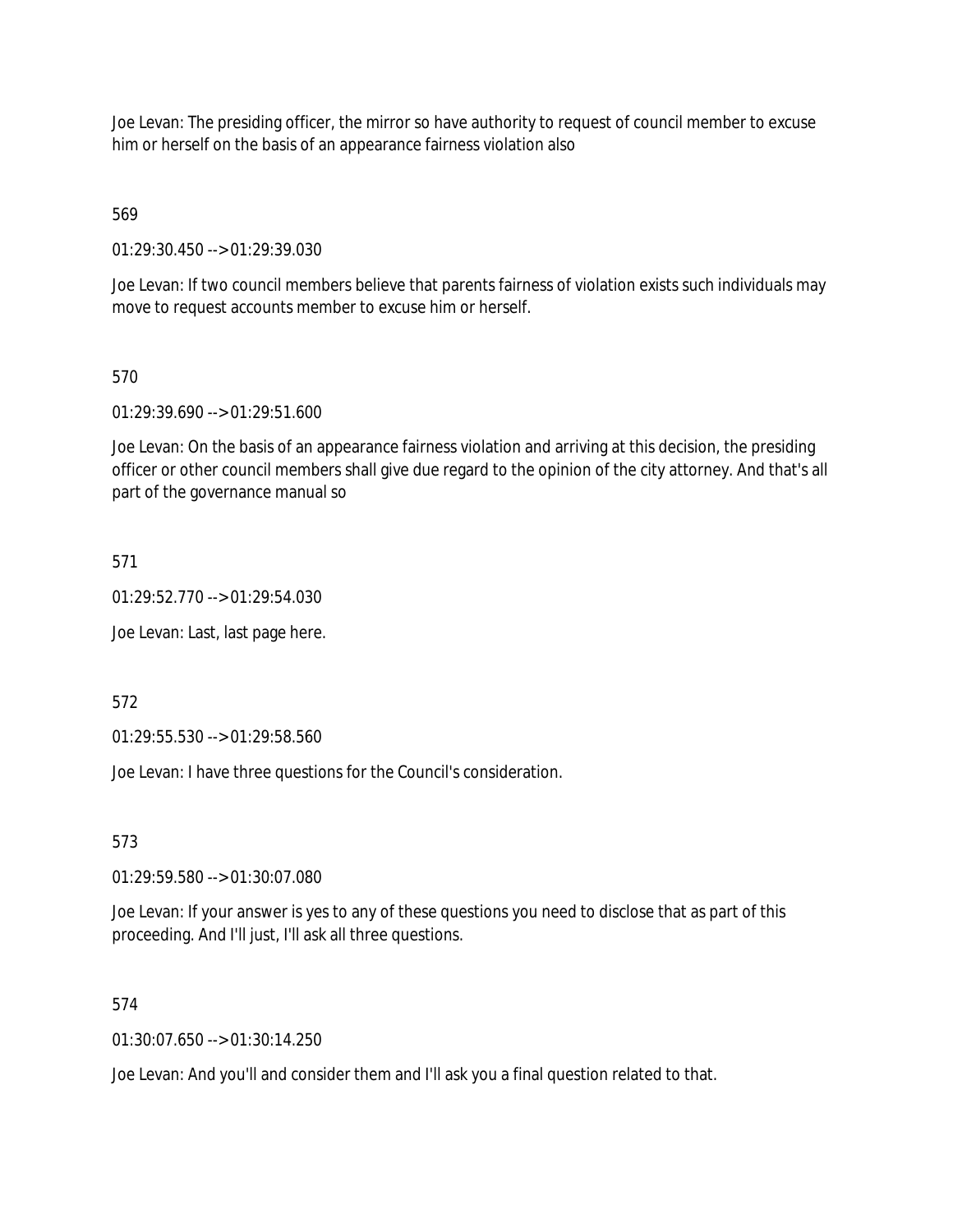Joe Levan: The presiding officer, the mirror so have authority to request of council member to excuse him or herself on the basis of an appearance fairness violation also

569

01:29:30.450 --> 01:29:39.030

Joe Levan: If two council members believe that parents fairness of violation exists such individuals may move to request accounts member to excuse him or herself.

570

01:29:39.690 --> 01:29:51.600

Joe Levan: On the basis of an appearance fairness violation and arriving at this decision, the presiding officer or other council members shall give due regard to the opinion of the city attorney. And that's all part of the governance manual so

571

01:29:52.770 --> 01:29:54.030

Joe Levan: Last, last page here.

572

01:29:55.530 --> 01:29:58.560

Joe Levan: I have three questions for the Council's consideration.

573

01:29:59.580 --> 01:30:07.080

Joe Levan: If your answer is yes to any of these questions you need to disclose that as part of this proceeding. And I'll just, I'll ask all three questions.

574

01:30:07.650 --> 01:30:14.250

Joe Levan: And you'll and consider them and I'll ask you a final question related to that.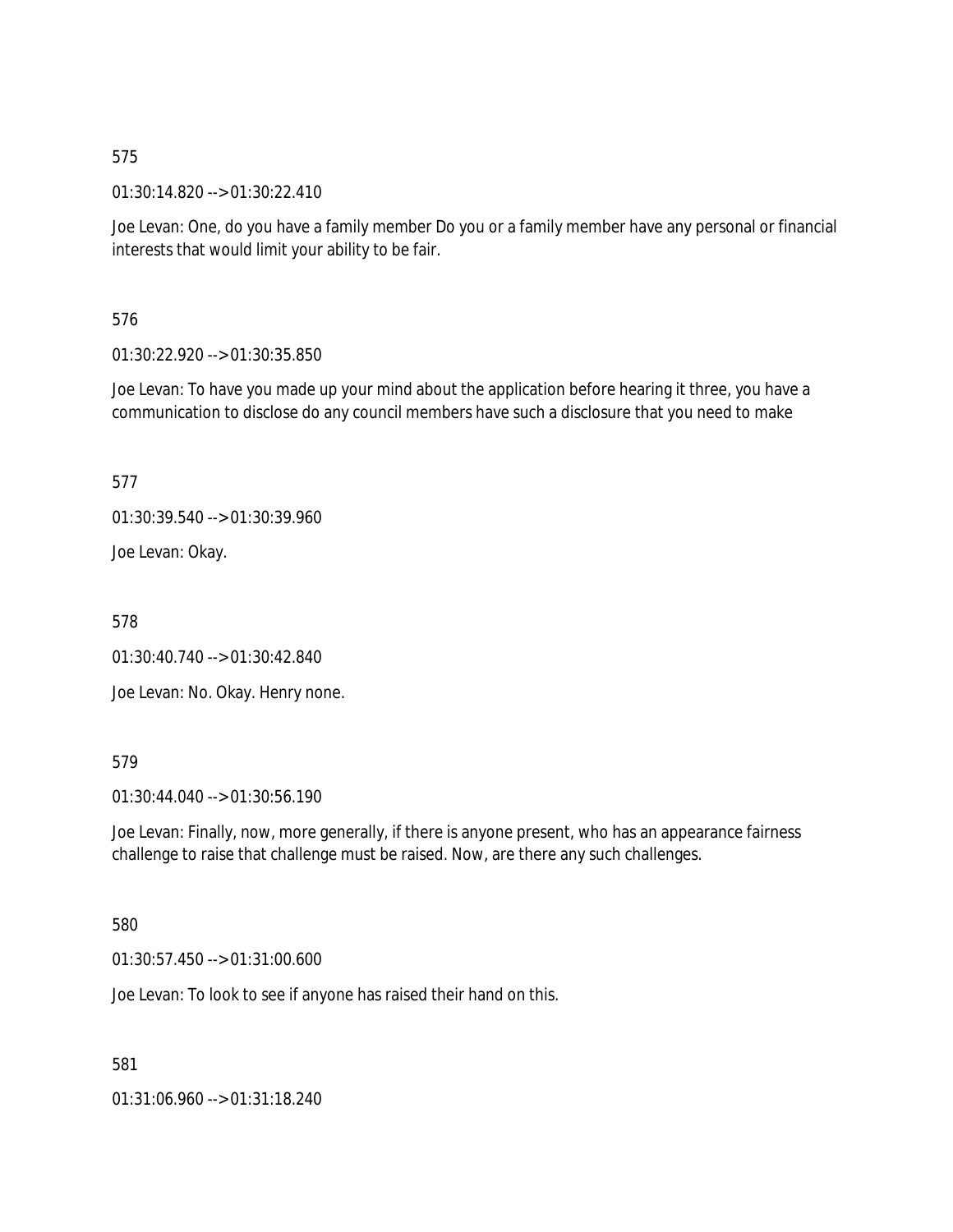575

01:30:14.820 --> 01:30:22.410

Joe Levan: One, do you have a family member Do you or a family member have any personal or financial interests that would limit your ability to be fair.

576

01:30:22.920 --> 01:30:35.850

Joe Levan: To have you made up your mind about the application before hearing it three, you have a communication to disclose do any council members have such a disclosure that you need to make

577

01:30:39.540 --> 01:30:39.960

Joe Levan: Okay.

578

01:30:40.740 --> 01:30:42.840

Joe Levan: No. Okay. Henry none.

579

01:30:44.040 --> 01:30:56.190

Joe Levan: Finally, now, more generally, if there is anyone present, who has an appearance fairness challenge to raise that challenge must be raised. Now, are there any such challenges.

580

01:30:57.450 --> 01:31:00.600

Joe Levan: To look to see if anyone has raised their hand on this.

581

01:31:06.960 --> 01:31:18.240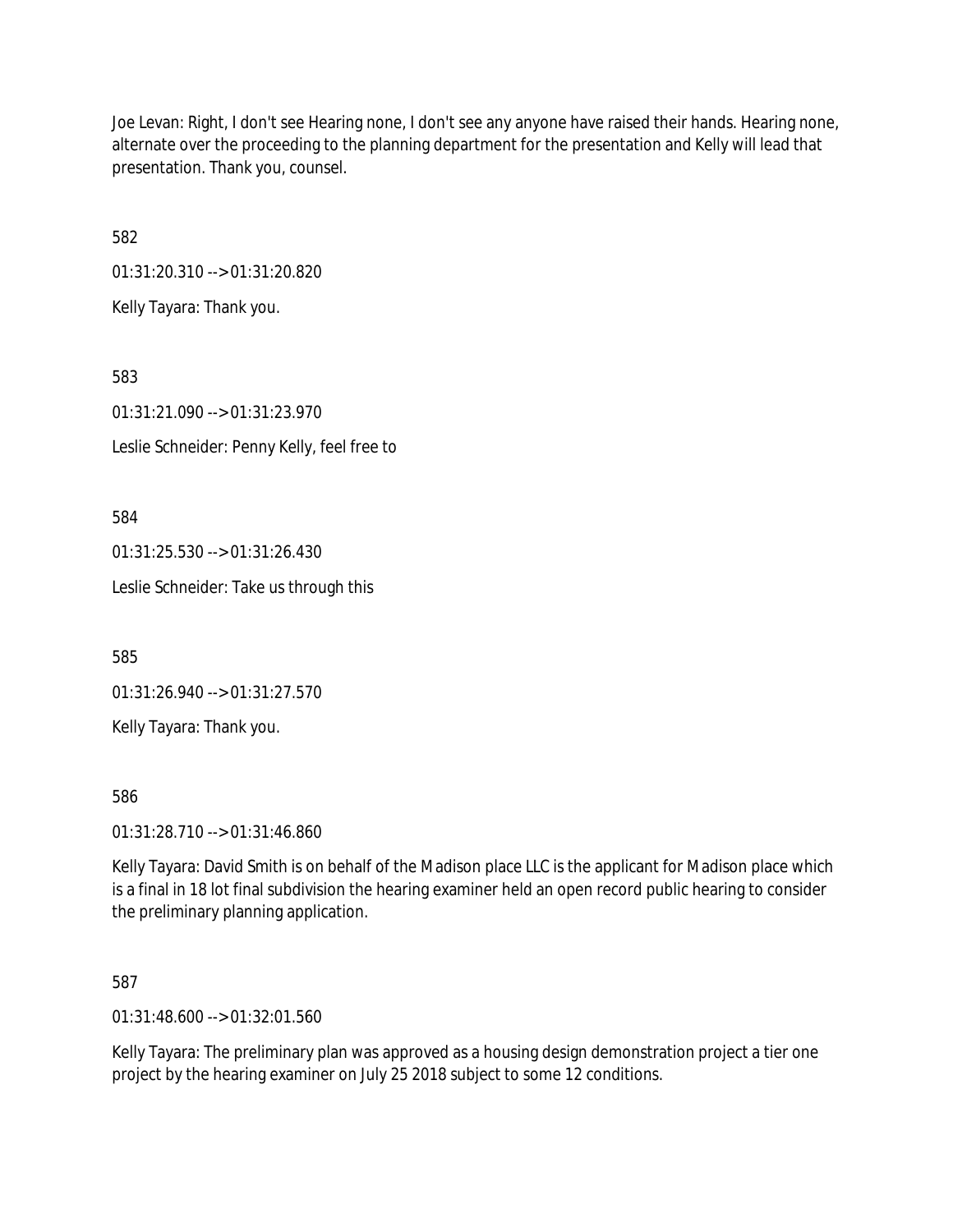Joe Levan: Right, I don't see Hearing none, I don't see any anyone have raised their hands. Hearing none, alternate over the proceeding to the planning department for the presentation and Kelly will lead that presentation. Thank you, counsel.

582

01:31:20.310 --> 01:31:20.820

Kelly Tayara: Thank you.

583

01:31:21.090 --> 01:31:23.970

Leslie Schneider: Penny Kelly, feel free to

584

01:31:25.530 --> 01:31:26.430

Leslie Schneider: Take us through this

585

01:31:26.940 --> 01:31:27.570

Kelly Tayara: Thank you.

586

01:31:28.710 --> 01:31:46.860

Kelly Tayara: David Smith is on behalf of the Madison place LLC is the applicant for Madison place which is a final in 18 lot final subdivision the hearing examiner held an open record public hearing to consider the preliminary planning application.

587

01:31:48.600 --> 01:32:01.560

Kelly Tayara: The preliminary plan was approved as a housing design demonstration project a tier one project by the hearing examiner on July 25 2018 subject to some 12 conditions.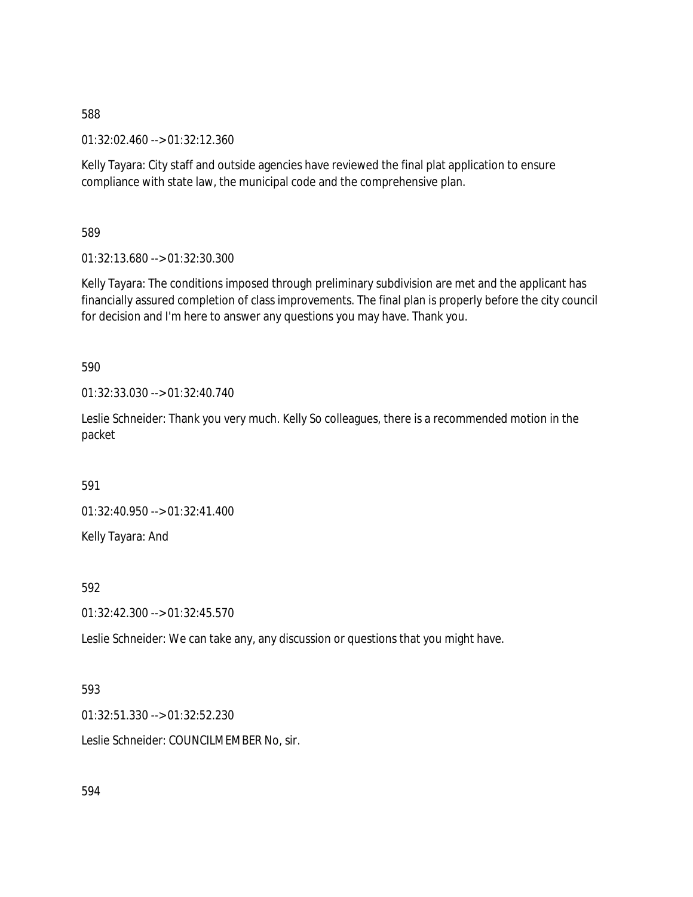588

01:32:02.460 --> 01:32:12.360

Kelly Tayara: City staff and outside agencies have reviewed the final plat application to ensure compliance with state law, the municipal code and the comprehensive plan.

589

01:32:13.680 --> 01:32:30.300

Kelly Tayara: The conditions imposed through preliminary subdivision are met and the applicant has financially assured completion of class improvements. The final plan is properly before the city council for decision and I'm here to answer any questions you may have. Thank you.

590

01:32:33.030 --> 01:32:40.740

Leslie Schneider: Thank you very much. Kelly So colleagues, there is a recommended motion in the packet

591

01:32:40.950 --> 01:32:41.400

Kelly Tayara: And

592

01:32:42.300 --> 01:32:45.570

Leslie Schneider: We can take any, any discussion or questions that you might have.

593

01:32:51.330 --> 01:32:52.230

Leslie Schneider: COUNCILMEMBER No, sir.

594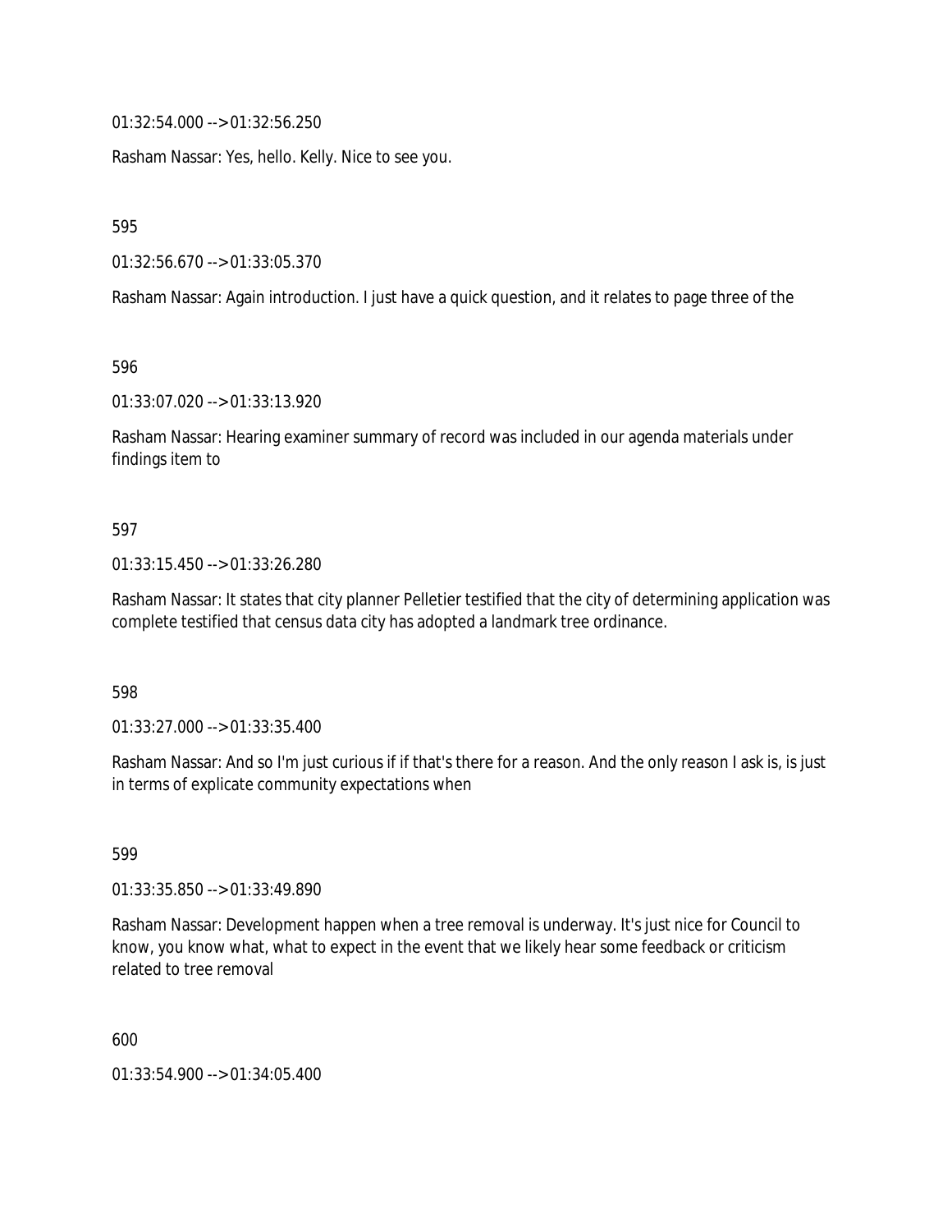01:32:54.000 --> 01:32:56.250

Rasham Nassar: Yes, hello. Kelly. Nice to see you.

595

01:32:56.670 --> 01:33:05.370

Rasham Nassar: Again introduction. I just have a quick question, and it relates to page three of the

596

01:33:07.020 --> 01:33:13.920

Rasham Nassar: Hearing examiner summary of record was included in our agenda materials under findings item to

597

01:33:15.450 --> 01:33:26.280

Rasham Nassar: It states that city planner Pelletier testified that the city of determining application was complete testified that census data city has adopted a landmark tree ordinance.

598

01:33:27.000 --> 01:33:35.400

Rasham Nassar: And so I'm just curious if if that's there for a reason. And the only reason I ask is, is just in terms of explicate community expectations when

599

01:33:35.850 --> 01:33:49.890

Rasham Nassar: Development happen when a tree removal is underway. It's just nice for Council to know, you know what, what to expect in the event that we likely hear some feedback or criticism related to tree removal

600

01:33:54.900 --> 01:34:05.400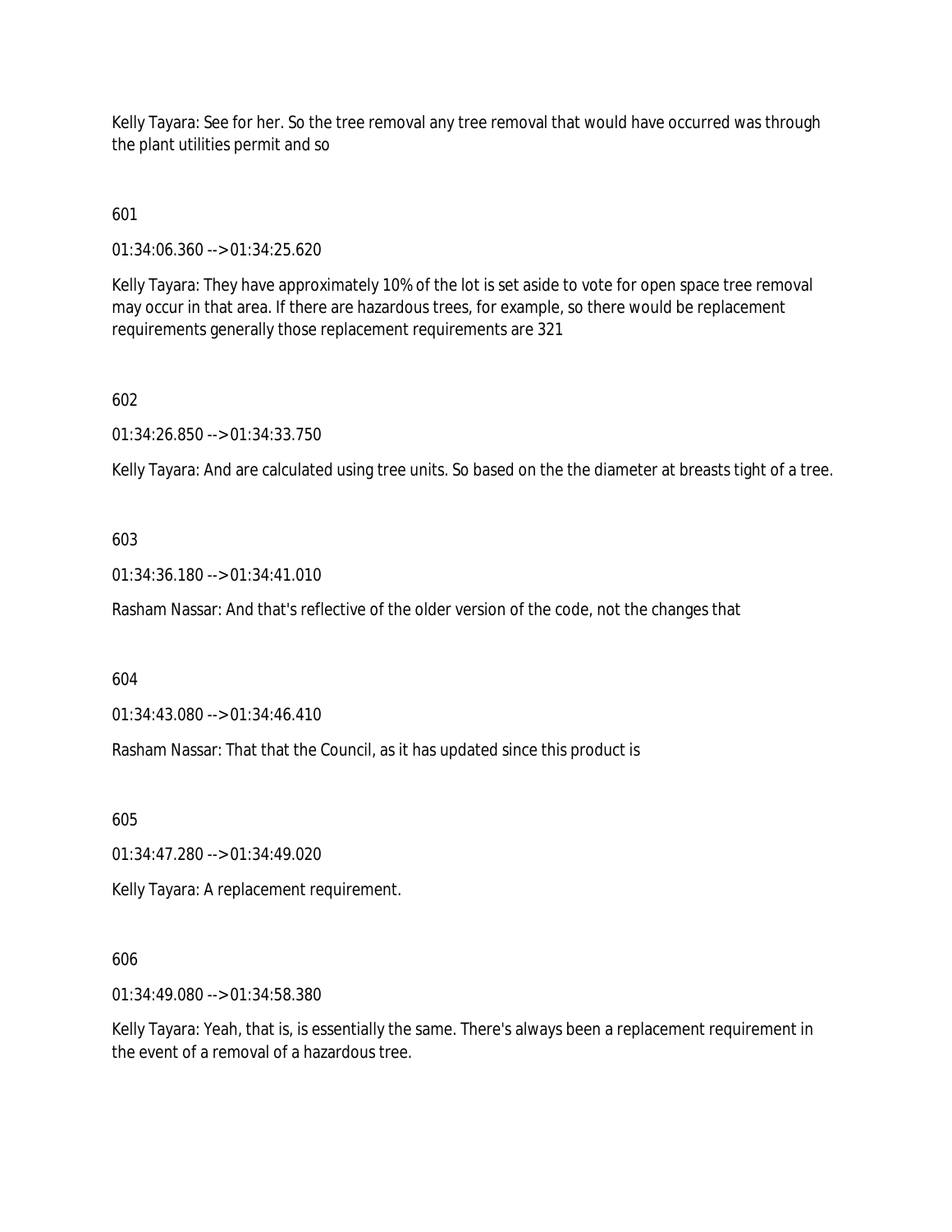Kelly Tayara: See for her. So the tree removal any tree removal that would have occurred was through the plant utilities permit and so

601

01:34:06.360 --> 01:34:25.620

Kelly Tayara: They have approximately 10% of the lot is set aside to vote for open space tree removal may occur in that area. If there are hazardous trees, for example, so there would be replacement requirements generally those replacement requirements are 321

602

01:34:26.850 --> 01:34:33.750

Kelly Tayara: And are calculated using tree units. So based on the the diameter at breasts tight of a tree.

603

01:34:36.180 --> 01:34:41.010

Rasham Nassar: And that's reflective of the older version of the code, not the changes that

604

01:34:43.080 --> 01:34:46.410

Rasham Nassar: That that the Council, as it has updated since this product is

605

01:34:47.280 --> 01:34:49.020

Kelly Tayara: A replacement requirement.

606

01:34:49.080 --> 01:34:58.380

Kelly Tayara: Yeah, that is, is essentially the same. There's always been a replacement requirement in the event of a removal of a hazardous tree.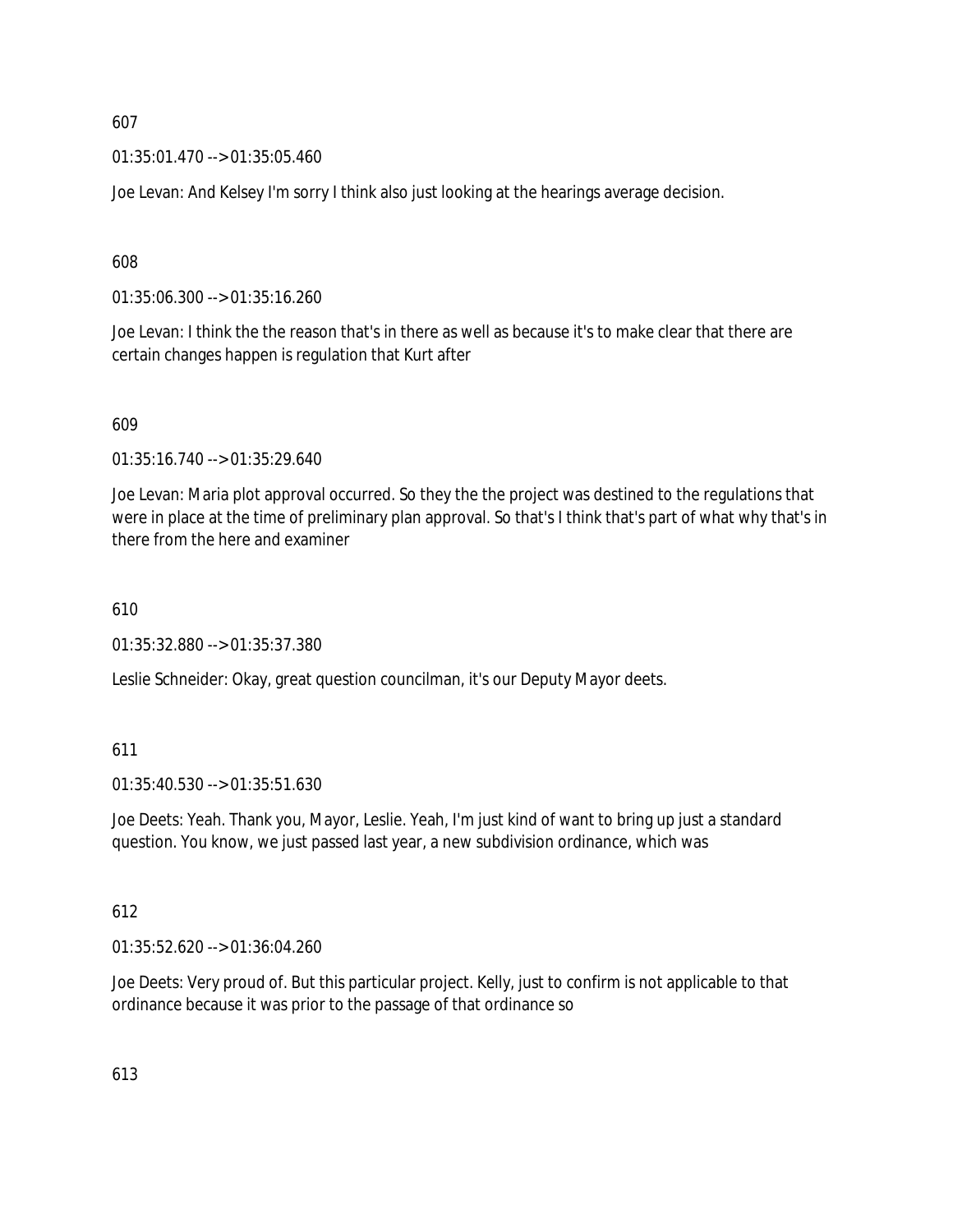607

01:35:01.470 --> 01:35:05.460

Joe Levan: And Kelsey I'm sorry I think also just looking at the hearings average decision.

608

01:35:06.300 --> 01:35:16.260

Joe Levan: I think the the reason that's in there as well as because it's to make clear that there are certain changes happen is regulation that Kurt after

609

01:35:16.740 --> 01:35:29.640

Joe Levan: Maria plot approval occurred. So they the the project was destined to the regulations that were in place at the time of preliminary plan approval. So that's I think that's part of what why that's in there from the here and examiner

610

01:35:32.880 --> 01:35:37.380

Leslie Schneider: Okay, great question councilman, it's our Deputy Mayor deets.

611

01:35:40.530 --> 01:35:51.630

Joe Deets: Yeah. Thank you, Mayor, Leslie. Yeah, I'm just kind of want to bring up just a standard question. You know, we just passed last year, a new subdivision ordinance, which was

612

01:35:52.620 --> 01:36:04.260

Joe Deets: Very proud of. But this particular project. Kelly, just to confirm is not applicable to that ordinance because it was prior to the passage of that ordinance so

613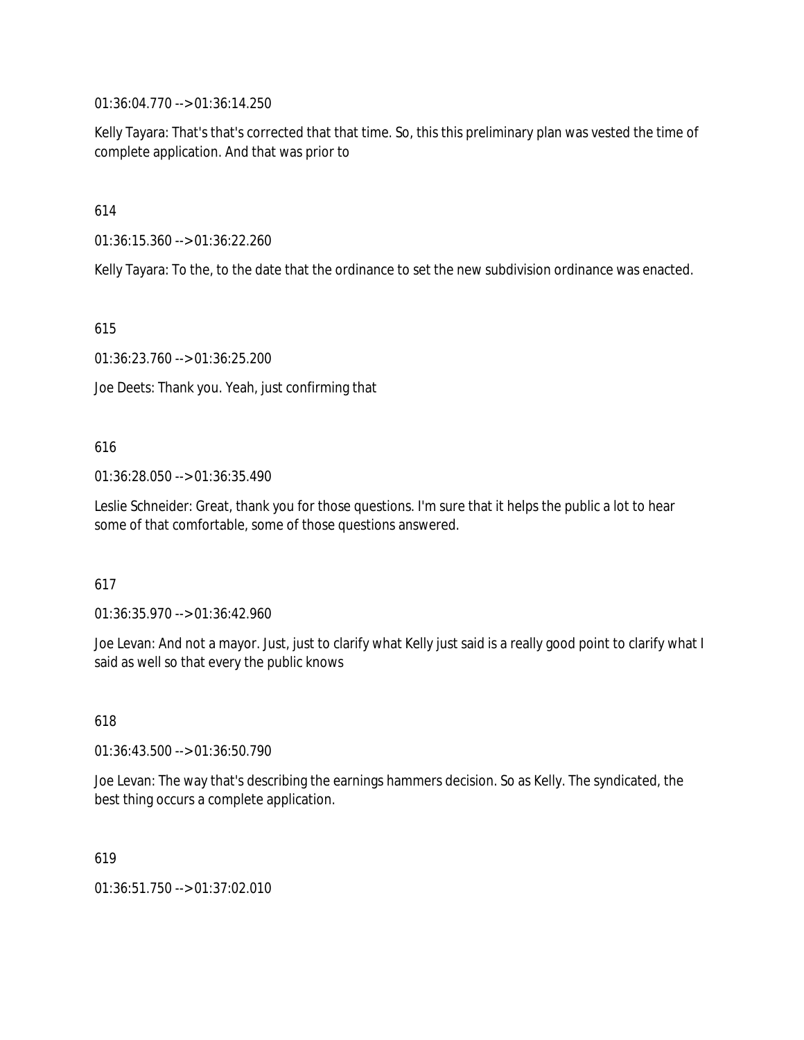01:36:04.770 --> 01:36:14.250

Kelly Tayara: That's that's corrected that that time. So, this this preliminary plan was vested the time of complete application. And that was prior to

614

01:36:15.360 --> 01:36:22.260

Kelly Tayara: To the, to the date that the ordinance to set the new subdivision ordinance was enacted.

615

01:36:23.760 --> 01:36:25.200

Joe Deets: Thank you. Yeah, just confirming that

616

01:36:28.050 --> 01:36:35.490

Leslie Schneider: Great, thank you for those questions. I'm sure that it helps the public a lot to hear some of that comfortable, some of those questions answered.

617

01:36:35.970 --> 01:36:42.960

Joe Levan: And not a mayor. Just, just to clarify what Kelly just said is a really good point to clarify what I said as well so that every the public knows

618

01:36:43.500 --> 01:36:50.790

Joe Levan: The way that's describing the earnings hammers decision. So as Kelly. The syndicated, the best thing occurs a complete application.

619

01:36:51.750 --> 01:37:02.010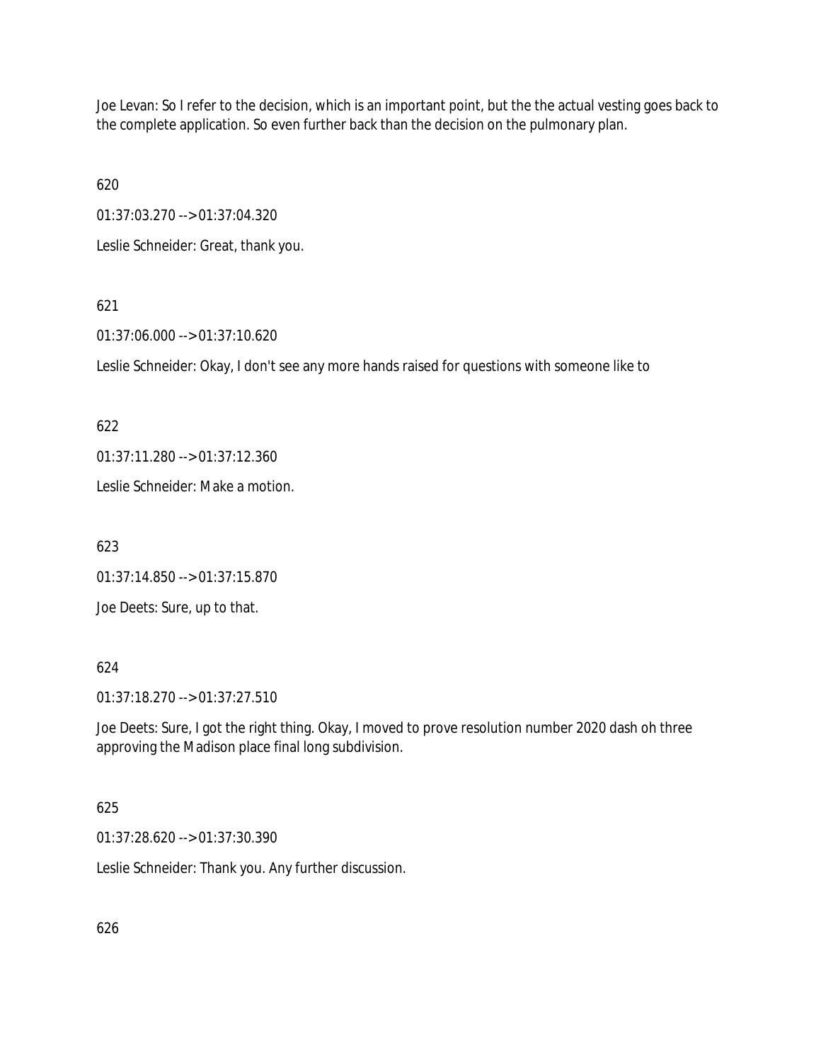Joe Levan: So I refer to the decision, which is an important point, but the the actual vesting goes back to the complete application. So even further back than the decision on the pulmonary plan.

620

01:37:03.270 --> 01:37:04.320

Leslie Schneider: Great, thank you.

621

01:37:06.000 --> 01:37:10.620

Leslie Schneider: Okay, I don't see any more hands raised for questions with someone like to

622

01:37:11.280 --> 01:37:12.360

Leslie Schneider: Make a motion.

623

01:37:14.850 --> 01:37:15.870

Joe Deets: Sure, up to that.

624

01:37:18.270 --> 01:37:27.510

Joe Deets: Sure, I got the right thing. Okay, I moved to prove resolution number 2020 dash oh three approving the Madison place final long subdivision.

625

01:37:28.620 --> 01:37:30.390

Leslie Schneider: Thank you. Any further discussion.

626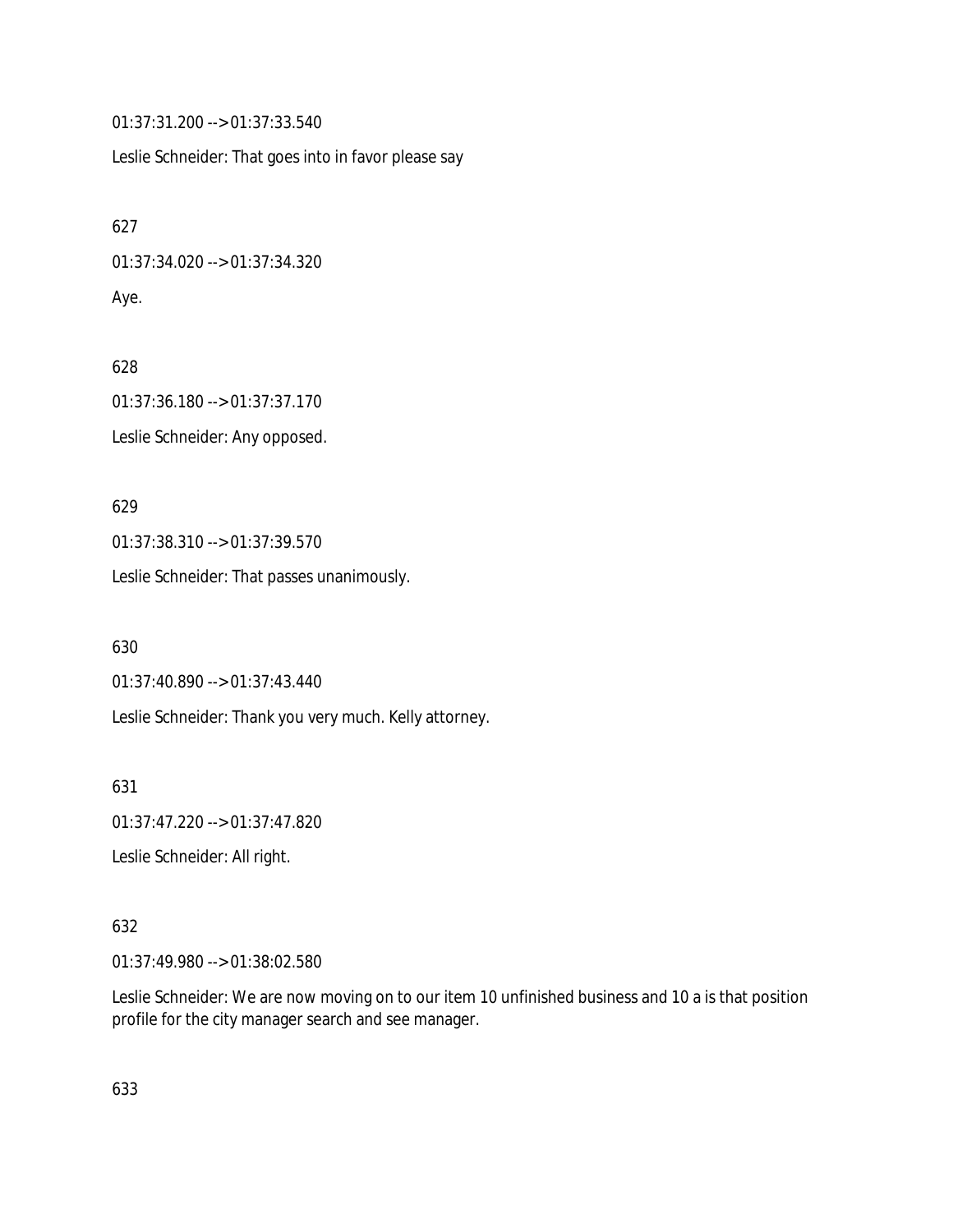01:37:31.200 --> 01:37:33.540

Leslie Schneider: That goes into in favor please say

627

01:37:34.020 --> 01:37:34.320

Aye.

628

01:37:36.180 --> 01:37:37.170

Leslie Schneider: Any opposed.

629

01:37:38.310 --> 01:37:39.570

Leslie Schneider: That passes unanimously.

630

01:37:40.890 --> 01:37:43.440

Leslie Schneider: Thank you very much. Kelly attorney.

631

01:37:47.220 --> 01:37:47.820

Leslie Schneider: All right.

632

01:37:49.980 --> 01:38:02.580

Leslie Schneider: We are now moving on to our item 10 unfinished business and 10 a is that position profile for the city manager search and see manager.

633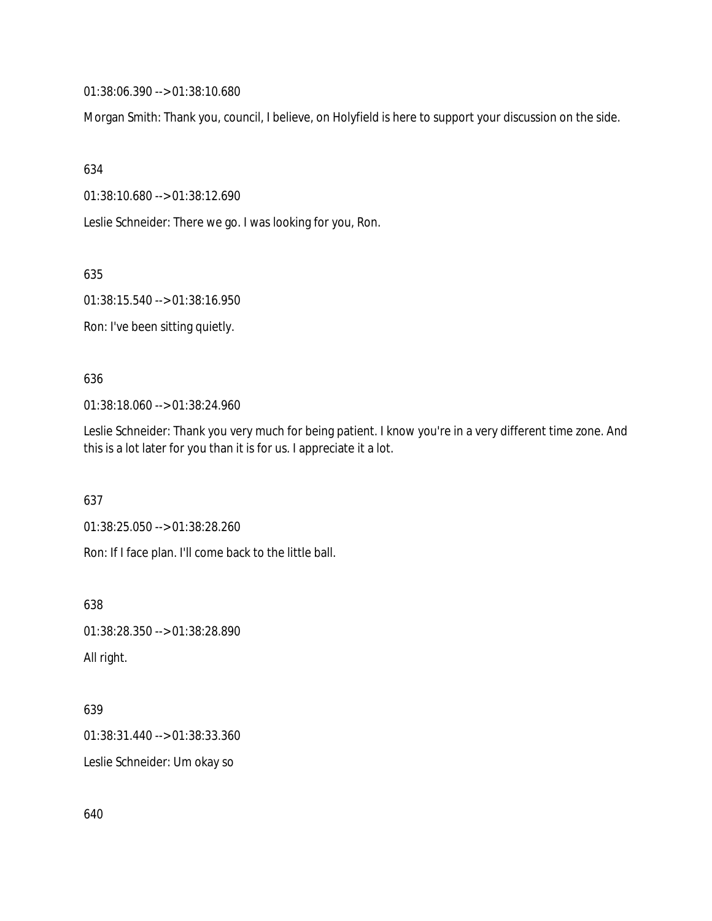01:38:06.390 --> 01:38:10.680

Morgan Smith: Thank you, council, I believe, on Holyfield is here to support your discussion on the side.

634

01:38:10.680 --> 01:38:12.690

Leslie Schneider: There we go. I was looking for you, Ron.

635

01:38:15.540 --> 01:38:16.950

Ron: I've been sitting quietly.

636

01:38:18.060 --> 01:38:24.960

Leslie Schneider: Thank you very much for being patient. I know you're in a very different time zone. And this is a lot later for you than it is for us. I appreciate it a lot.

637

01:38:25.050 --> 01:38:28.260

Ron: If I face plan. I'll come back to the little ball.

638

01:38:28.350 --> 01:38:28.890

All right.

639

01:38:31.440 --> 01:38:33.360

Leslie Schneider: Um okay so

640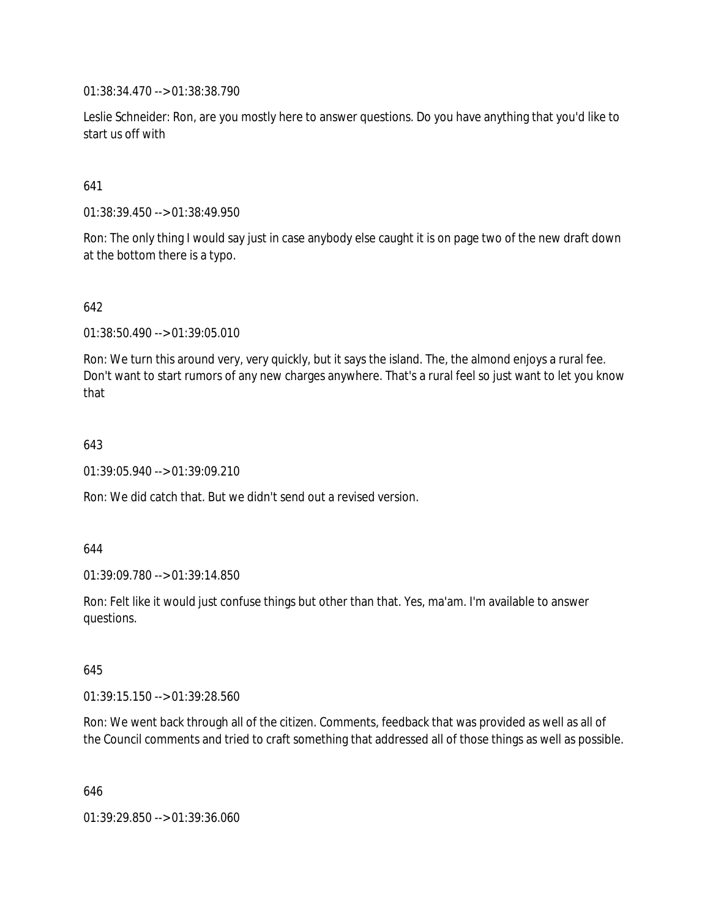01:38:34.470 --> 01:38:38.790

Leslie Schneider: Ron, are you mostly here to answer questions. Do you have anything that you'd like to start us off with

641

01:38:39.450 --> 01:38:49.950

Ron: The only thing I would say just in case anybody else caught it is on page two of the new draft down at the bottom there is a typo.

642

01:38:50.490 --> 01:39:05.010

Ron: We turn this around very, very quickly, but it says the island. The, the almond enjoys a rural fee. Don't want to start rumors of any new charges anywhere. That's a rural feel so just want to let you know that

643

01:39:05.940 --> 01:39:09.210

Ron: We did catch that. But we didn't send out a revised version.

644

01:39:09.780 --> 01:39:14.850

Ron: Felt like it would just confuse things but other than that. Yes, ma'am. I'm available to answer questions.

645

01:39:15.150 --> 01:39:28.560

Ron: We went back through all of the citizen. Comments, feedback that was provided as well as all of the Council comments and tried to craft something that addressed all of those things as well as possible.

646

01:39:29.850 --> 01:39:36.060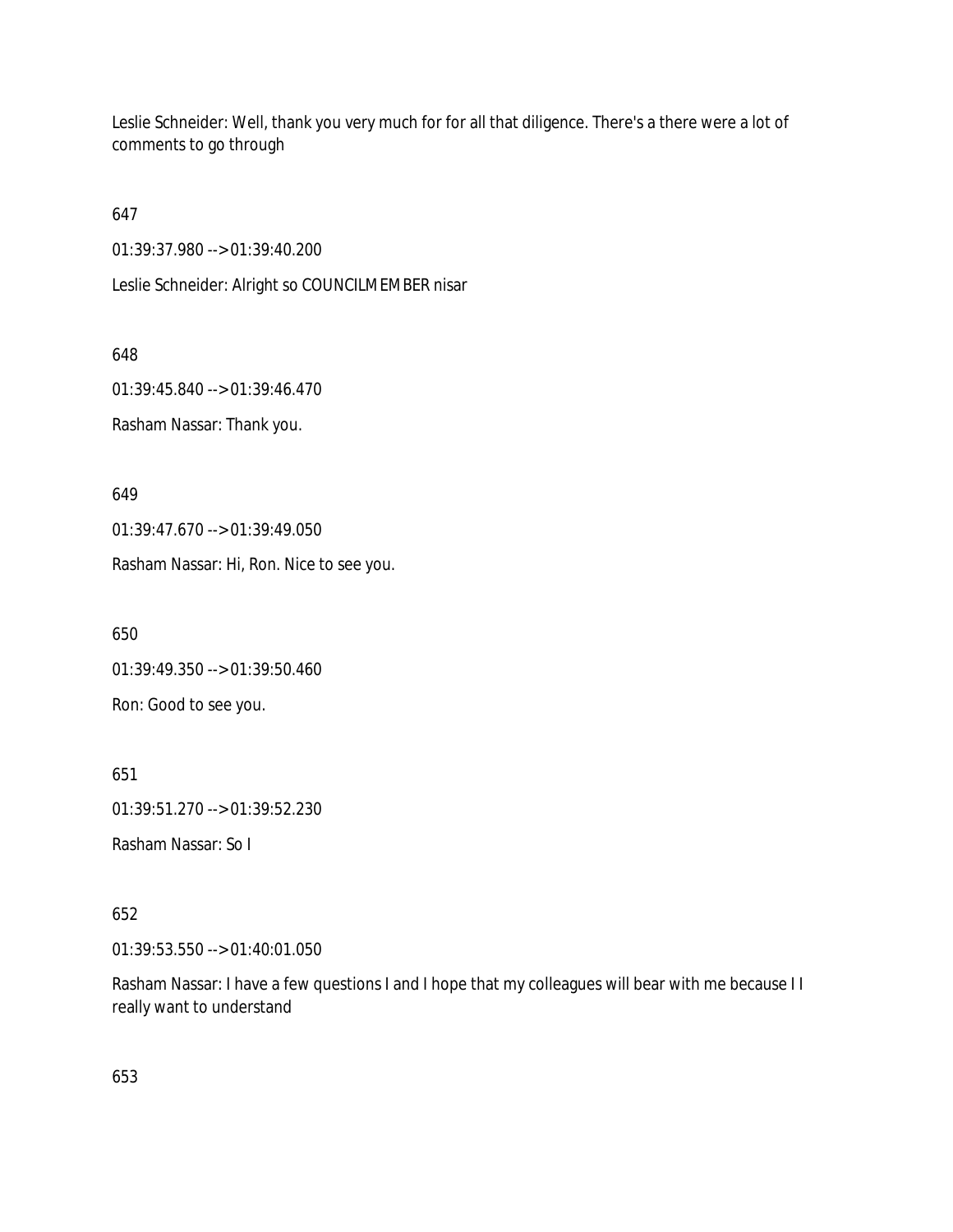Leslie Schneider: Well, thank you very much for for all that diligence. There's a there were a lot of comments to go through

647

01:39:37.980 --> 01:39:40.200

Leslie Schneider: Alright so COUNCILMEMBER nisar

648

01:39:45.840 --> 01:39:46.470

Rasham Nassar: Thank you.

649

01:39:47.670 --> 01:39:49.050

Rasham Nassar: Hi, Ron. Nice to see you.

650

01:39:49.350 --> 01:39:50.460

Ron: Good to see you.

651

01:39:51.270 --> 01:39:52.230

Rasham Nassar: So I

652

01:39:53.550 --> 01:40:01.050

Rasham Nassar: I have a few questions I and I hope that my colleagues will bear with me because I I really want to understand

653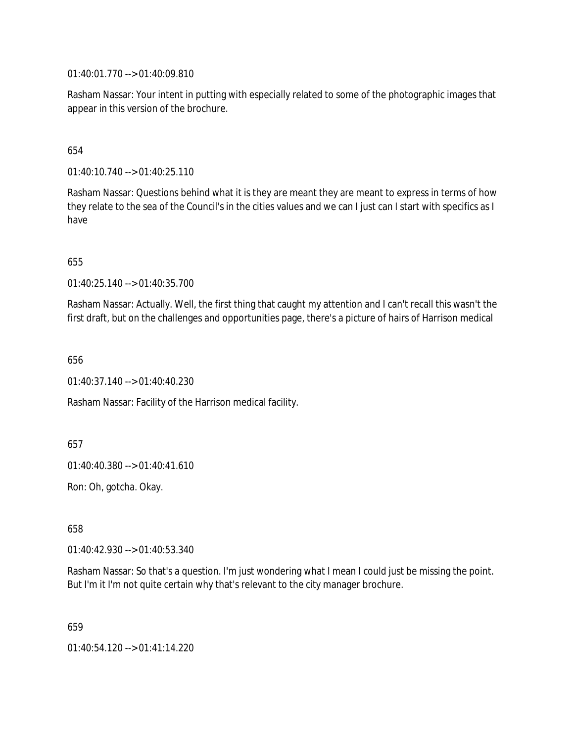01:40:01.770 --> 01:40:09.810

Rasham Nassar: Your intent in putting with especially related to some of the photographic images that appear in this version of the brochure.

654

01:40:10.740 --> 01:40:25.110

Rasham Nassar: Questions behind what it is they are meant they are meant to express in terms of how they relate to the sea of the Council's in the cities values and we can I just can I start with specifics as I have

655

01:40:25.140 --> 01:40:35.700

Rasham Nassar: Actually. Well, the first thing that caught my attention and I can't recall this wasn't the first draft, but on the challenges and opportunities page, there's a picture of hairs of Harrison medical

656

01:40:37.140 --> 01:40:40.230

Rasham Nassar: Facility of the Harrison medical facility.

657

01:40:40.380 --> 01:40:41.610

Ron: Oh, gotcha. Okay.

658

01:40:42.930 --> 01:40:53.340

Rasham Nassar: So that's a question. I'm just wondering what I mean I could just be missing the point. But I'm it I'm not quite certain why that's relevant to the city manager brochure.

659

01:40:54.120 --> 01:41:14.220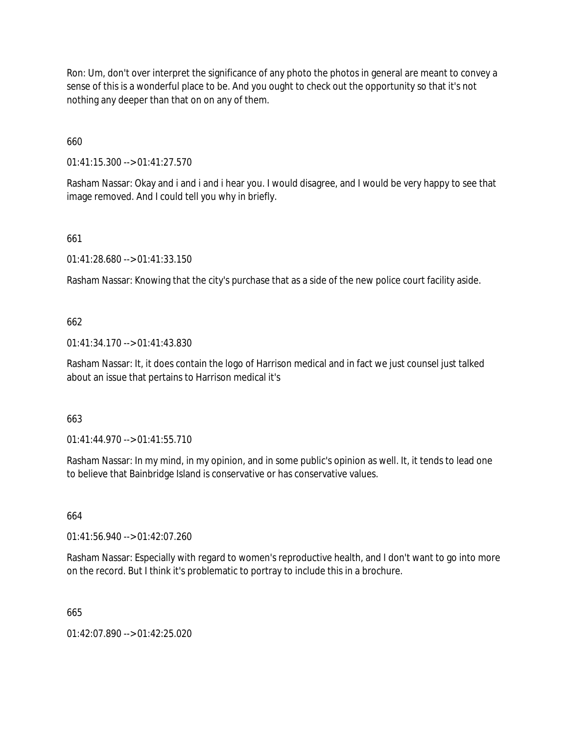Ron: Um, don't over interpret the significance of any photo the photos in general are meant to convey a sense of this is a wonderful place to be. And you ought to check out the opportunity so that it's not nothing any deeper than that on on any of them.

660

01:41:15.300 --> 01:41:27.570

Rasham Nassar: Okay and i and i and i hear you. I would disagree, and I would be very happy to see that image removed. And I could tell you why in briefly.

661

01:41:28.680 --> 01:41:33.150

Rasham Nassar: Knowing that the city's purchase that as a side of the new police court facility aside.

662

01:41:34.170 --> 01:41:43.830

Rasham Nassar: It, it does contain the logo of Harrison medical and in fact we just counsel just talked about an issue that pertains to Harrison medical it's

663

01:41:44.970 --> 01:41:55.710

Rasham Nassar: In my mind, in my opinion, and in some public's opinion as well. It, it tends to lead one to believe that Bainbridge Island is conservative or has conservative values.

664

01:41:56.940 --> 01:42:07.260

Rasham Nassar: Especially with regard to women's reproductive health, and I don't want to go into more on the record. But I think it's problematic to portray to include this in a brochure.

665

01:42:07.890 --> 01:42:25.020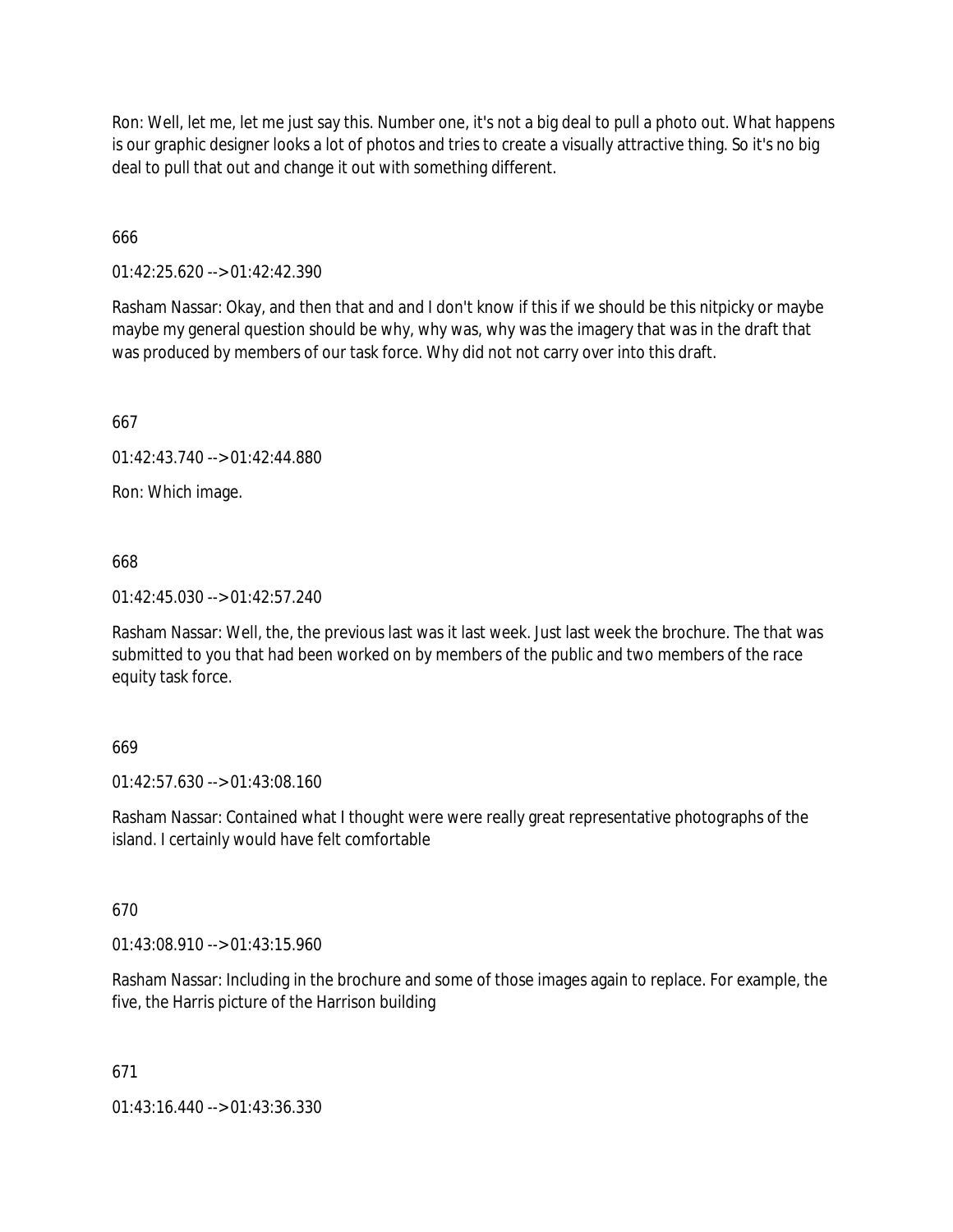Ron: Well, let me, let me just say this. Number one, it's not a big deal to pull a photo out. What happens is our graphic designer looks a lot of photos and tries to create a visually attractive thing. So it's no big deal to pull that out and change it out with something different.

666

01:42:25.620 --> 01:42:42.390

Rasham Nassar: Okay, and then that and and I don't know if this if we should be this nitpicky or maybe maybe my general question should be why, why was, why was the imagery that was in the draft that was produced by members of our task force. Why did not not carry over into this draft.

667

01:42:43.740 --> 01:42:44.880

Ron: Which image.

668

01:42:45.030 --> 01:42:57.240

Rasham Nassar: Well, the, the previous last was it last week. Just last week the brochure. The that was submitted to you that had been worked on by members of the public and two members of the race equity task force.

669

01:42:57.630 --> 01:43:08.160

Rasham Nassar: Contained what I thought were were really great representative photographs of the island. I certainly would have felt comfortable

670

01:43:08.910 --> 01:43:15.960

Rasham Nassar: Including in the brochure and some of those images again to replace. For example, the five, the Harris picture of the Harrison building

671

01:43:16.440 --> 01:43:36.330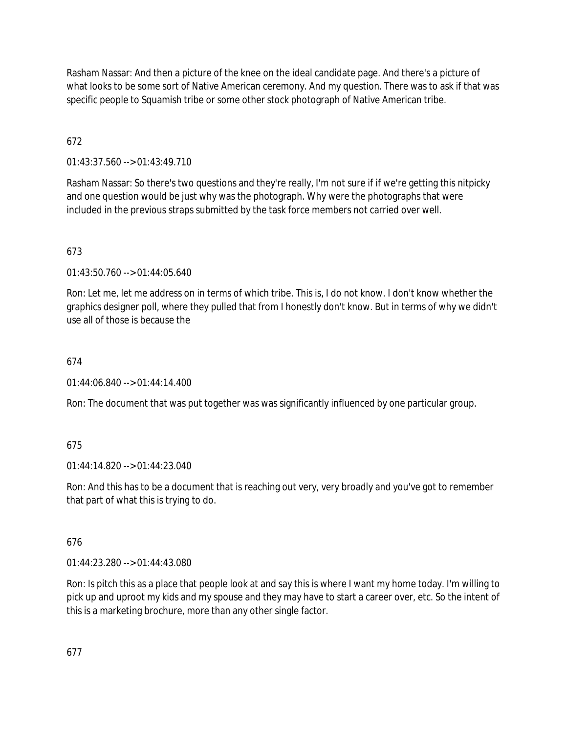Rasham Nassar: And then a picture of the knee on the ideal candidate page. And there's a picture of what looks to be some sort of Native American ceremony. And my question. There was to ask if that was specific people to Squamish tribe or some other stock photograph of Native American tribe.

672

01:43:37.560 --> 01:43:49.710

Rasham Nassar: So there's two questions and they're really, I'm not sure if if we're getting this nitpicky and one question would be just why was the photograph. Why were the photographs that were included in the previous straps submitted by the task force members not carried over well.

673

01:43:50.760 --> 01:44:05.640

Ron: Let me, let me address on in terms of which tribe. This is, I do not know. I don't know whether the graphics designer poll, where they pulled that from I honestly don't know. But in terms of why we didn't use all of those is because the

674

01:44:06.840 --> 01:44:14.400

Ron: The document that was put together was was significantly influenced by one particular group.

675

01:44:14.820 --> 01:44:23.040

Ron: And this has to be a document that is reaching out very, very broadly and you've got to remember that part of what this is trying to do.

676

01:44:23.280 --> 01:44:43.080

Ron: Is pitch this as a place that people look at and say this is where I want my home today. I'm willing to pick up and uproot my kids and my spouse and they may have to start a career over, etc. So the intent of this is a marketing brochure, more than any other single factor.

677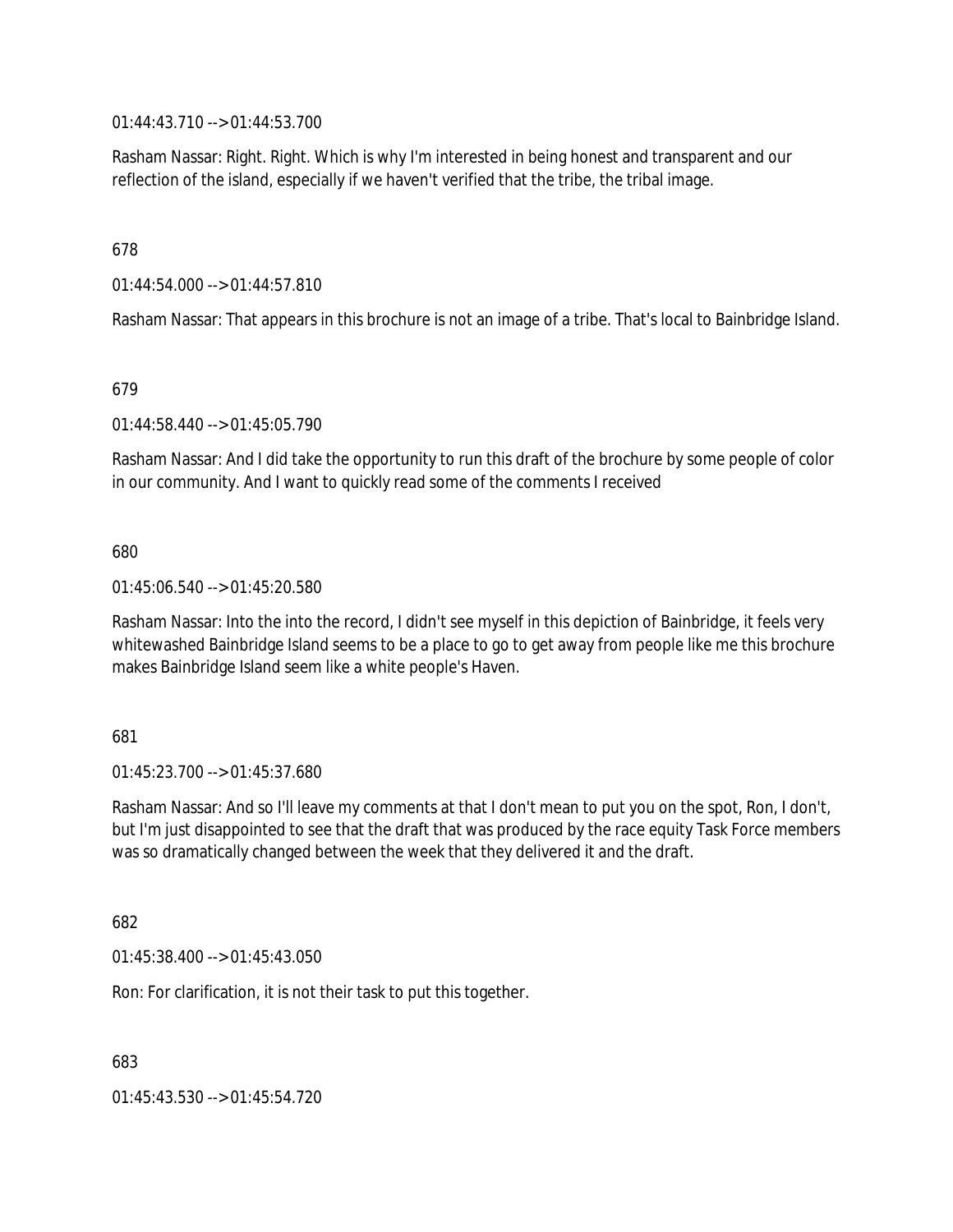01:44:43.710 --> 01:44:53.700

Rasham Nassar: Right. Right. Which is why I'm interested in being honest and transparent and our reflection of the island, especially if we haven't verified that the tribe, the tribal image.

678

01:44:54.000 --> 01:44:57.810

Rasham Nassar: That appears in this brochure is not an image of a tribe. That's local to Bainbridge Island.

679

01:44:58.440 --> 01:45:05.790

Rasham Nassar: And I did take the opportunity to run this draft of the brochure by some people of color in our community. And I want to quickly read some of the comments I received

680

01:45:06.540 --> 01:45:20.580

Rasham Nassar: Into the into the record, I didn't see myself in this depiction of Bainbridge, it feels very whitewashed Bainbridge Island seems to be a place to go to get away from people like me this brochure makes Bainbridge Island seem like a white people's Haven.

681

01:45:23.700 --> 01:45:37.680

Rasham Nassar: And so I'll leave my comments at that I don't mean to put you on the spot, Ron, I don't, but I'm just disappointed to see that the draft that was produced by the race equity Task Force members was so dramatically changed between the week that they delivered it and the draft.

682

01:45:38.400 --> 01:45:43.050

Ron: For clarification, it is not their task to put this together.

683

01:45:43.530 --> 01:45:54.720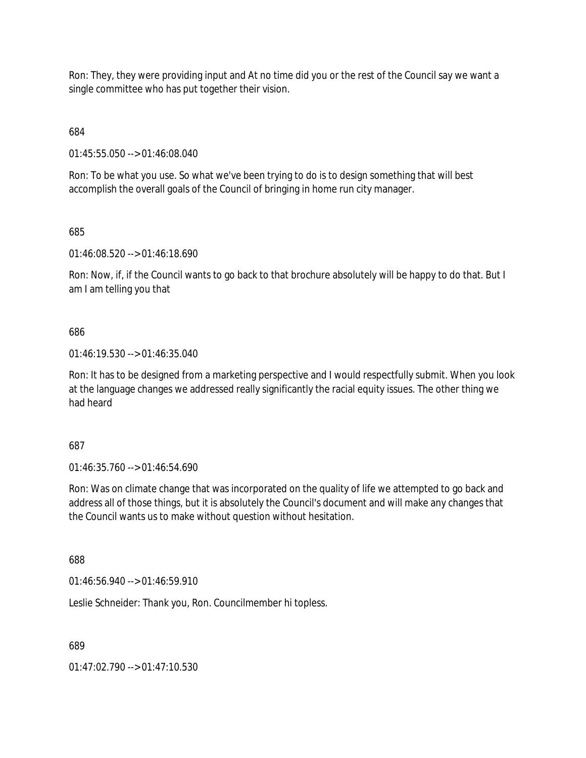Ron: They, they were providing input and At no time did you or the rest of the Council say we want a single committee who has put together their vision.

684

01:45:55.050 --> 01:46:08.040

Ron: To be what you use. So what we've been trying to do is to design something that will best accomplish the overall goals of the Council of bringing in home run city manager.

685

01:46:08.520 --> 01:46:18.690

Ron: Now, if, if the Council wants to go back to that brochure absolutely will be happy to do that. But I am I am telling you that

686

01:46:19.530 --> 01:46:35.040

Ron: It has to be designed from a marketing perspective and I would respectfully submit. When you look at the language changes we addressed really significantly the racial equity issues. The other thing we had heard

687

01:46:35.760 --> 01:46:54.690

Ron: Was on climate change that was incorporated on the quality of life we attempted to go back and address all of those things, but it is absolutely the Council's document and will make any changes that the Council wants us to make without question without hesitation.

688

01:46:56.940 --> 01:46:59.910

Leslie Schneider: Thank you, Ron. Councilmember hi topless.

689

01:47:02.790 --> 01:47:10.530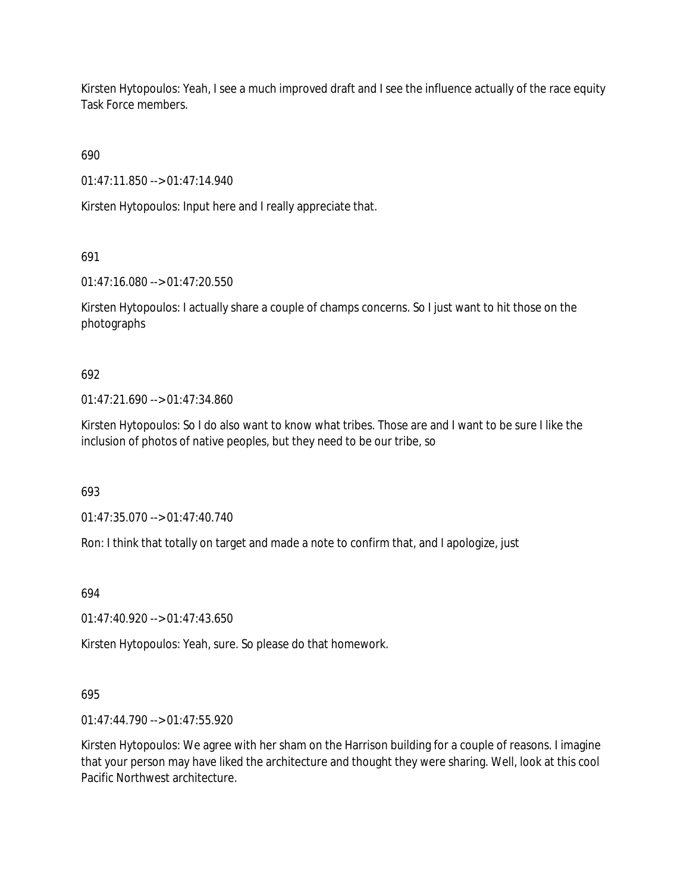Kirsten Hytopoulos: Yeah, I see a much improved draft and I see the influence actually of the race equity Task Force members.

690

01:47:11.850 --> 01:47:14.940

Kirsten Hytopoulos: Input here and I really appreciate that.

691

01:47:16.080 --> 01:47:20.550

Kirsten Hytopoulos: I actually share a couple of champs concerns. So I just want to hit those on the photographs

692

01:47:21.690 --> 01:47:34.860

Kirsten Hytopoulos: So I do also want to know what tribes. Those are and I want to be sure I like the inclusion of photos of native peoples, but they need to be our tribe, so

693

01:47:35.070 --> 01:47:40.740

Ron: I think that totally on target and made a note to confirm that, and I apologize, just

694

01:47:40.920 --> 01:47:43.650

Kirsten Hytopoulos: Yeah, sure. So please do that homework.

695

01:47:44.790 --> 01:47:55.920

Kirsten Hytopoulos: We agree with her sham on the Harrison building for a couple of reasons. I imagine that your person may have liked the architecture and thought they were sharing. Well, look at this cool Pacific Northwest architecture.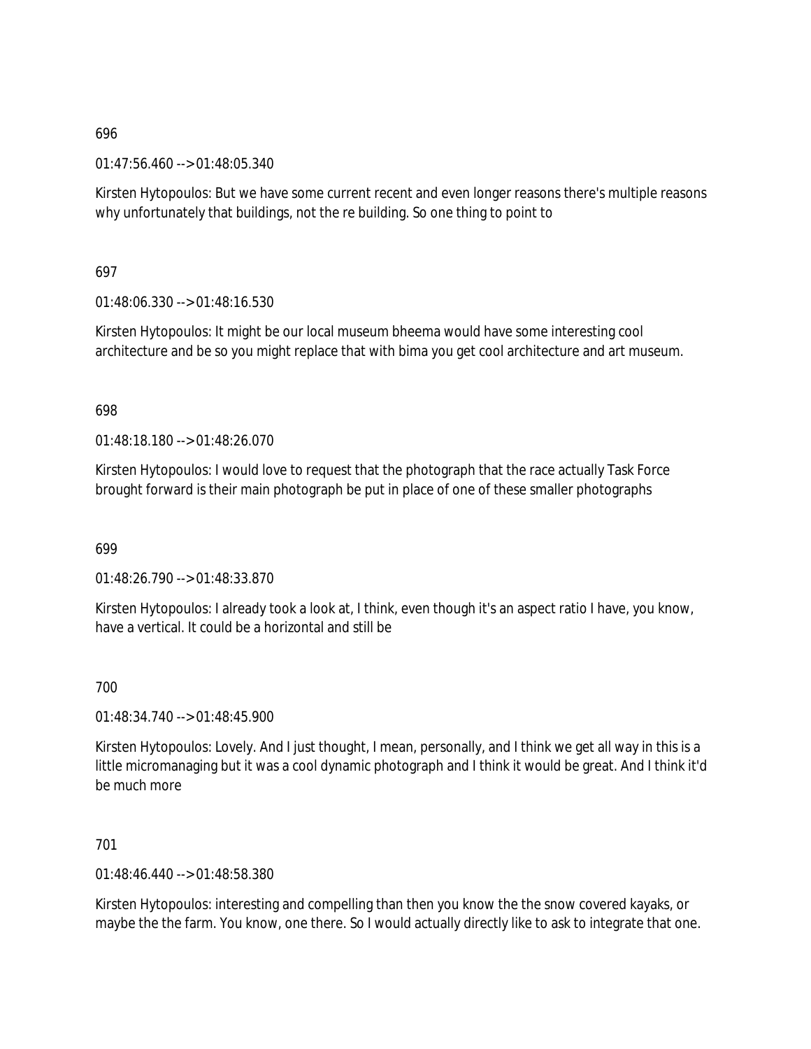696

01:47:56.460 --> 01:48:05.340

Kirsten Hytopoulos: But we have some current recent and even longer reasons there's multiple reasons why unfortunately that buildings, not the re building. So one thing to point to

697

01:48:06.330 --> 01:48:16.530

Kirsten Hytopoulos: It might be our local museum bheema would have some interesting cool architecture and be so you might replace that with bima you get cool architecture and art museum.

698

01:48:18.180 --> 01:48:26.070

Kirsten Hytopoulos: I would love to request that the photograph that the race actually Task Force brought forward is their main photograph be put in place of one of these smaller photographs

699

01:48:26.790 --> 01:48:33.870

Kirsten Hytopoulos: I already took a look at, I think, even though it's an aspect ratio I have, you know, have a vertical. It could be a horizontal and still be

700

01:48:34.740 --> 01:48:45.900

Kirsten Hytopoulos: Lovely. And I just thought, I mean, personally, and I think we get all way in this is a little micromanaging but it was a cool dynamic photograph and I think it would be great. And I think it'd be much more

701

01:48:46.440 --> 01:48:58.380

Kirsten Hytopoulos: interesting and compelling than then you know the the snow covered kayaks, or maybe the the farm. You know, one there. So I would actually directly like to ask to integrate that one.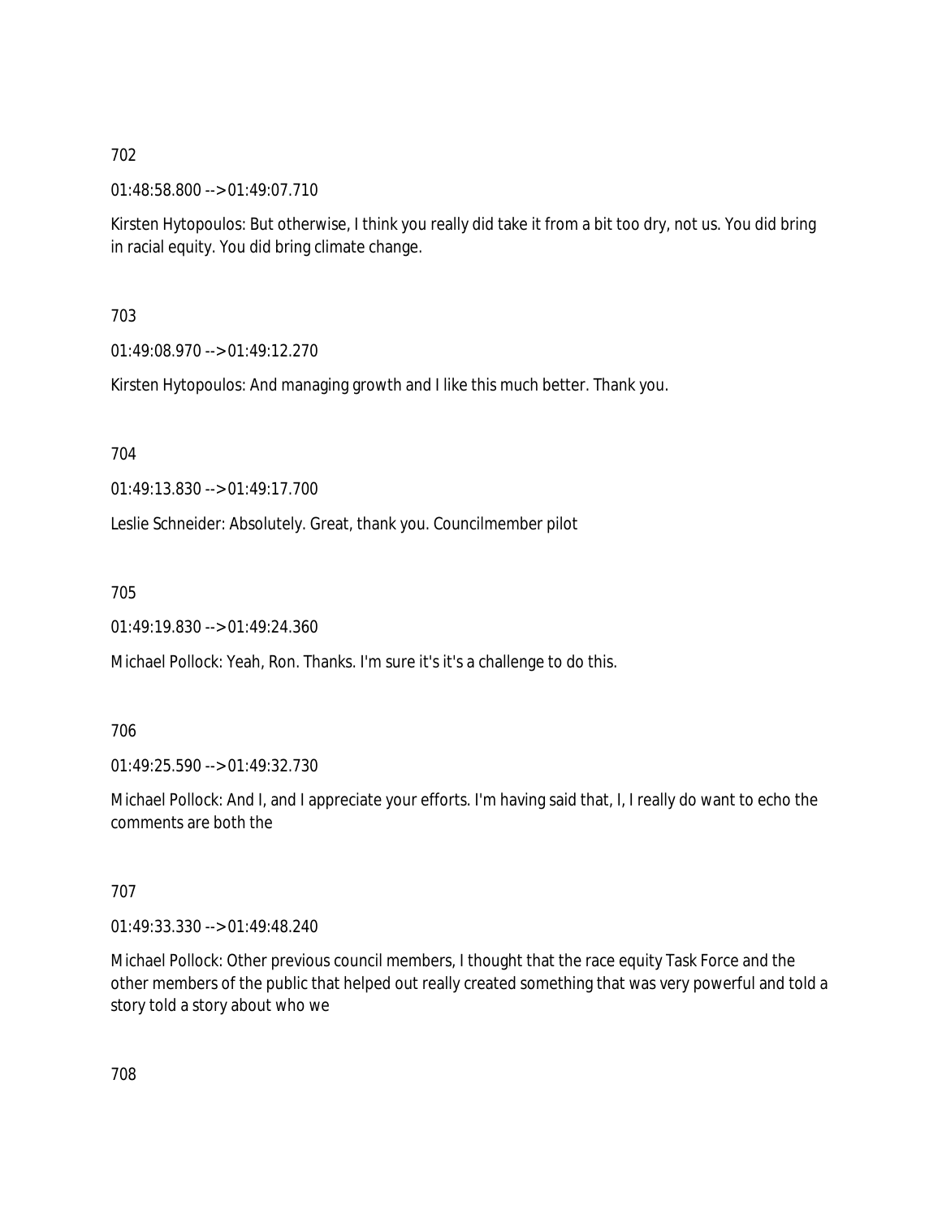702

01:48:58.800 --> 01:49:07.710

Kirsten Hytopoulos: But otherwise, I think you really did take it from a bit too dry, not us. You did bring in racial equity. You did bring climate change.

703

01:49:08.970 --> 01:49:12.270

Kirsten Hytopoulos: And managing growth and I like this much better. Thank you.

704

01:49:13.830 --> 01:49:17.700

Leslie Schneider: Absolutely. Great, thank you. Councilmember pilot

705

01:49:19.830 --> 01:49:24.360

Michael Pollock: Yeah, Ron. Thanks. I'm sure it's it's a challenge to do this.

706

01:49:25.590 --> 01:49:32.730

Michael Pollock: And I, and I appreciate your efforts. I'm having said that, I, I really do want to echo the comments are both the

707

01:49:33.330 --> 01:49:48.240

Michael Pollock: Other previous council members, I thought that the race equity Task Force and the other members of the public that helped out really created something that was very powerful and told a story told a story about who we

708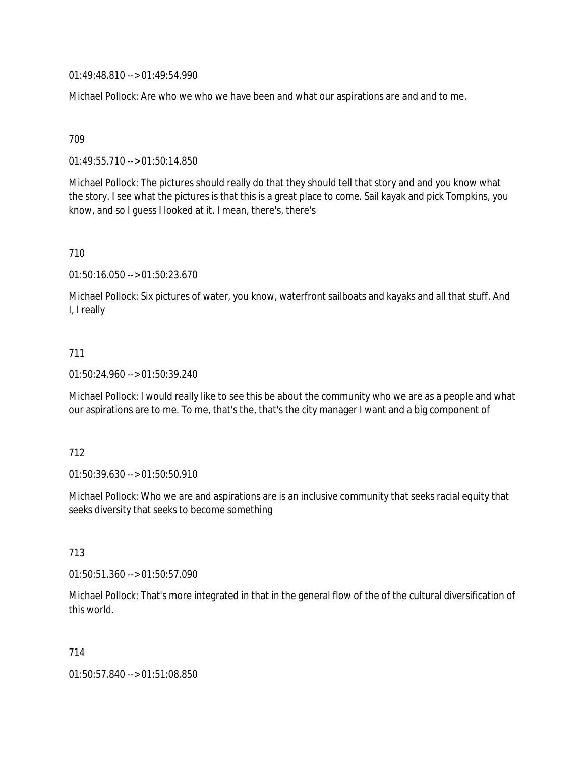01:49:48.810 --> 01:49:54.990

Michael Pollock: Are who we who we have been and what our aspirations are and and to me.

709

01:49:55.710 --> 01:50:14.850

Michael Pollock: The pictures should really do that they should tell that story and and you know what the story. I see what the pictures is that this is a great place to come. Sail kayak and pick Tompkins, you know, and so I guess I looked at it. I mean, there's, there's

710

01:50:16.050 --> 01:50:23.670

Michael Pollock: Six pictures of water, you know, waterfront sailboats and kayaks and all that stuff. And I, I really

711

01:50:24.960 --> 01:50:39.240

Michael Pollock: I would really like to see this be about the community who we are as a people and what our aspirations are to me. To me, that's the, that's the city manager I want and a big component of

712

01:50:39.630 --> 01:50:50.910

Michael Pollock: Who we are and aspirations are is an inclusive community that seeks racial equity that seeks diversity that seeks to become something

713

01:50:51.360 --> 01:50:57.090

Michael Pollock: That's more integrated in that in the general flow of the of the cultural diversification of this world.

714

01:50:57.840 --> 01:51:08.850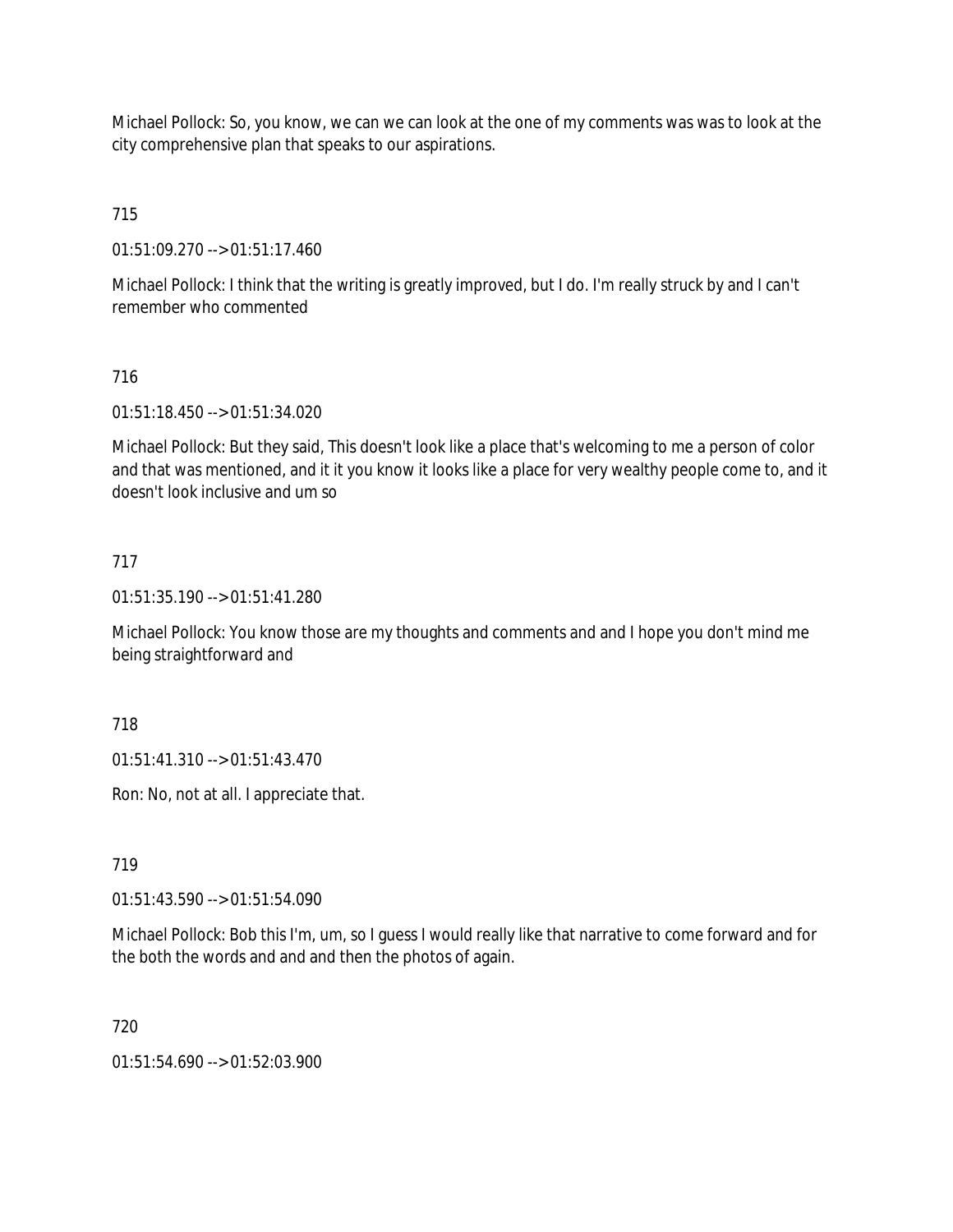Michael Pollock: So, you know, we can we can look at the one of my comments was was to look at the city comprehensive plan that speaks to our aspirations.

715

01:51:09.270 --> 01:51:17.460

Michael Pollock: I think that the writing is greatly improved, but I do. I'm really struck by and I can't remember who commented

716

01:51:18.450 --> 01:51:34.020

Michael Pollock: But they said, This doesn't look like a place that's welcoming to me a person of color and that was mentioned, and it it you know it looks like a place for very wealthy people come to, and it doesn't look inclusive and um so

717

01:51:35.190 --> 01:51:41.280

Michael Pollock: You know those are my thoughts and comments and and I hope you don't mind me being straightforward and

718

01:51:41.310 --> 01:51:43.470

Ron: No, not at all. I appreciate that.

719

01:51:43.590 --> 01:51:54.090

Michael Pollock: Bob this I'm, um, so I guess I would really like that narrative to come forward and for the both the words and and and then the photos of again.

720

01:51:54.690 --> 01:52:03.900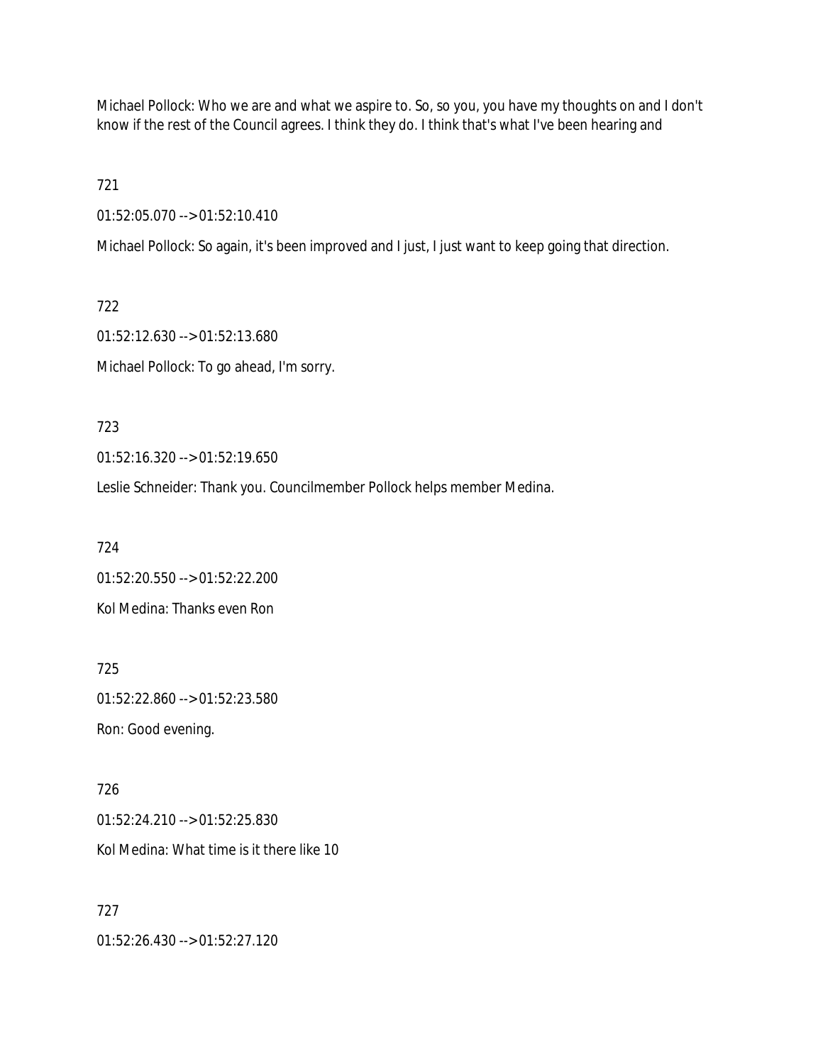Michael Pollock: Who we are and what we aspire to. So, so you, you have my thoughts on and I don't know if the rest of the Council agrees. I think they do. I think that's what I've been hearing and

721

01:52:05.070 --> 01:52:10.410

Michael Pollock: So again, it's been improved and I just, I just want to keep going that direction.

722

01:52:12.630 --> 01:52:13.680

Michael Pollock: To go ahead, I'm sorry.

723

01:52:16.320 --> 01:52:19.650

Leslie Schneider: Thank you. Councilmember Pollock helps member Medina.

724

01:52:20.550 --> 01:52:22.200

Kol Medina: Thanks even Ron

725

01:52:22.860 --> 01:52:23.580

Ron: Good evening.

726

01:52:24.210 --> 01:52:25.830

Kol Medina: What time is it there like 10

727

01:52:26.430 --> 01:52:27.120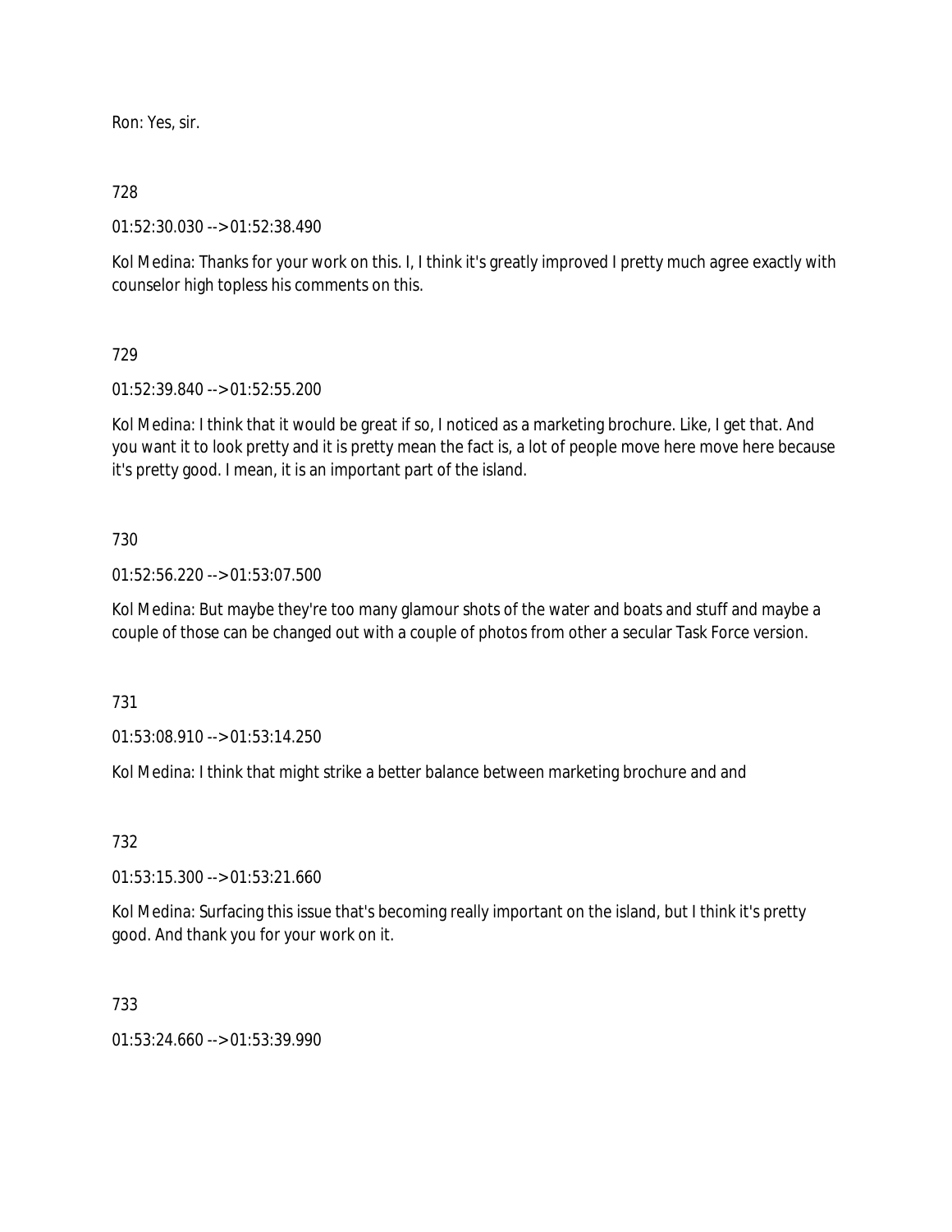Ron: Yes, sir.

728

01:52:30.030 --> 01:52:38.490

Kol Medina: Thanks for your work on this. I, I think it's greatly improved I pretty much agree exactly with counselor high topless his comments on this.

729

01:52:39.840 --> 01:52:55.200

Kol Medina: I think that it would be great if so, I noticed as a marketing brochure. Like, I get that. And you want it to look pretty and it is pretty mean the fact is, a lot of people move here move here because it's pretty good. I mean, it is an important part of the island.

730

01:52:56.220 --> 01:53:07.500

Kol Medina: But maybe they're too many glamour shots of the water and boats and stuff and maybe a couple of those can be changed out with a couple of photos from other a secular Task Force version.

731

01:53:08.910 --> 01:53:14.250

Kol Medina: I think that might strike a better balance between marketing brochure and and

732

01:53:15.300 --> 01:53:21.660

Kol Medina: Surfacing this issue that's becoming really important on the island, but I think it's pretty good. And thank you for your work on it.

733

01:53:24.660 --> 01:53:39.990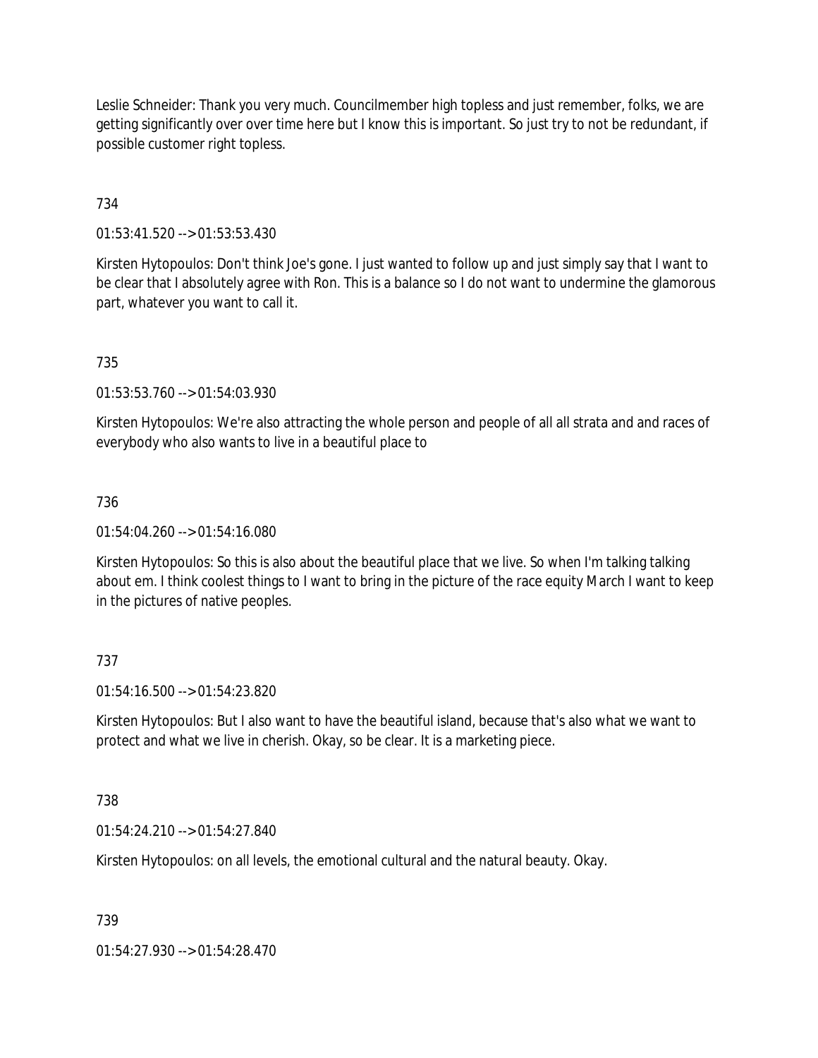Leslie Schneider: Thank you very much. Councilmember high topless and just remember, folks, we are getting significantly over over time here but I know this is important. So just try to not be redundant, if possible customer right topless.

734

01:53:41.520 --> 01:53:53.430

Kirsten Hytopoulos: Don't think Joe's gone. I just wanted to follow up and just simply say that I want to be clear that I absolutely agree with Ron. This is a balance so I do not want to undermine the glamorous part, whatever you want to call it.

735

01:53:53.760 --> 01:54:03.930

Kirsten Hytopoulos: We're also attracting the whole person and people of all all strata and and races of everybody who also wants to live in a beautiful place to

736

01:54:04.260 --> 01:54:16.080

Kirsten Hytopoulos: So this is also about the beautiful place that we live. So when I'm talking talking about em. I think coolest things to I want to bring in the picture of the race equity March I want to keep in the pictures of native peoples.

737

01:54:16.500 --> 01:54:23.820

Kirsten Hytopoulos: But I also want to have the beautiful island, because that's also what we want to protect and what we live in cherish. Okay, so be clear. It is a marketing piece.

738

01:54:24.210 --> 01:54:27.840

Kirsten Hytopoulos: on all levels, the emotional cultural and the natural beauty. Okay.

739

01:54:27.930 --> 01:54:28.470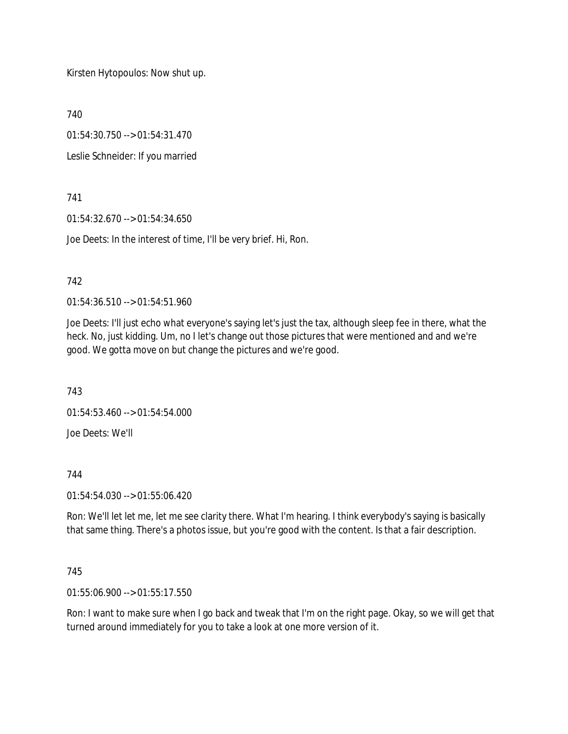Kirsten Hytopoulos: Now shut up.

740

01:54:30.750 --> 01:54:31.470

Leslie Schneider: If you married

741

01:54:32.670 --> 01:54:34.650

Joe Deets: In the interest of time, I'll be very brief. Hi, Ron.

742

01:54:36.510 --> 01:54:51.960

Joe Deets: I'll just echo what everyone's saying let's just the tax, although sleep fee in there, what the heck. No, just kidding. Um, no I let's change out those pictures that were mentioned and and we're good. We gotta move on but change the pictures and we're good.

743

01:54:53.460 --> 01:54:54.000

Joe Deets: We'll

744

01:54:54.030 --> 01:55:06.420

Ron: We'll let let me, let me see clarity there. What I'm hearing. I think everybody's saying is basically that same thing. There's a photos issue, but you're good with the content. Is that a fair description.

745

01:55:06.900 --> 01:55:17.550

Ron: I want to make sure when I go back and tweak that I'm on the right page. Okay, so we will get that turned around immediately for you to take a look at one more version of it.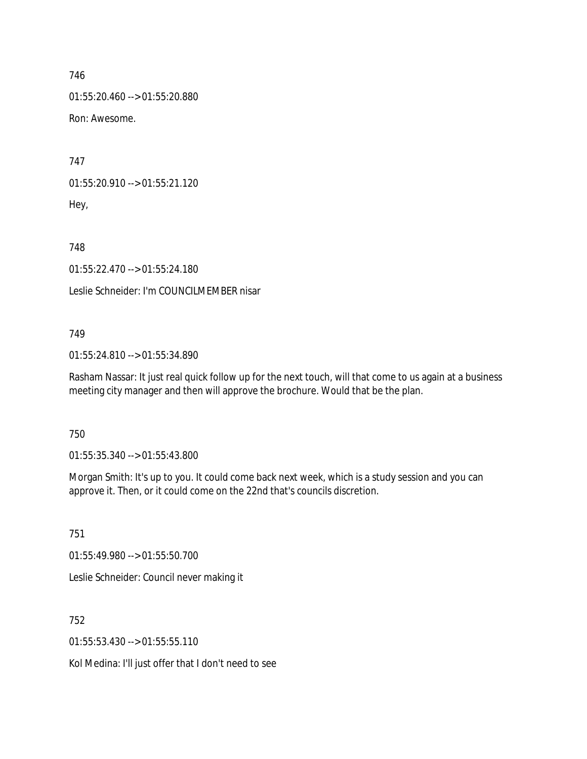746

01:55:20.460 --> 01:55:20.880

Ron: Awesome.

747

01:55:20.910 --> 01:55:21.120

Hey,

748

01:55:22.470 --> 01:55:24.180

Leslie Schneider: I'm COUNCILMEMBER nisar

749

01:55:24.810 --> 01:55:34.890

Rasham Nassar: It just real quick follow up for the next touch, will that come to us again at a business meeting city manager and then will approve the brochure. Would that be the plan.

750

01:55:35.340 --> 01:55:43.800

Morgan Smith: It's up to you. It could come back next week, which is a study session and you can approve it. Then, or it could come on the 22nd that's councils discretion.

751

01:55:49.980 --> 01:55:50.700

Leslie Schneider: Council never making it

752

01:55:53.430 --> 01:55:55.110

Kol Medina: I'll just offer that I don't need to see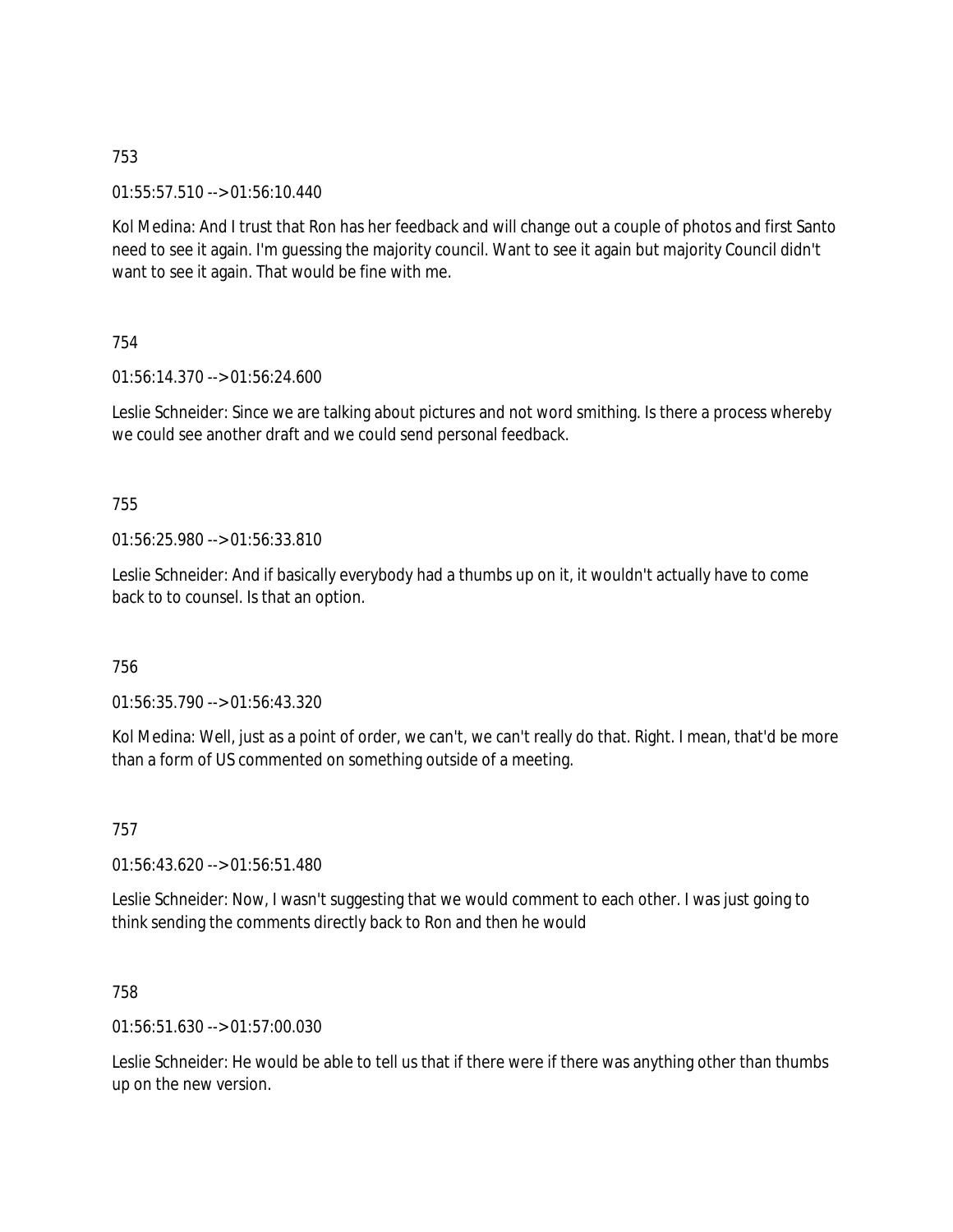753

01:55:57.510 --> 01:56:10.440

Kol Medina: And I trust that Ron has her feedback and will change out a couple of photos and first Santo need to see it again. I'm guessing the majority council. Want to see it again but majority Council didn't want to see it again. That would be fine with me.

754

01:56:14.370 --> 01:56:24.600

Leslie Schneider: Since we are talking about pictures and not word smithing. Is there a process whereby we could see another draft and we could send personal feedback.

755

01:56:25.980 --> 01:56:33.810

Leslie Schneider: And if basically everybody had a thumbs up on it, it wouldn't actually have to come back to to counsel. Is that an option.

756

01:56:35.790 --> 01:56:43.320

Kol Medina: Well, just as a point of order, we can't, we can't really do that. Right. I mean, that'd be more than a form of US commented on something outside of a meeting.

757

01:56:43.620 --> 01:56:51.480

Leslie Schneider: Now, I wasn't suggesting that we would comment to each other. I was just going to think sending the comments directly back to Ron and then he would

758

01:56:51.630 --> 01:57:00.030

Leslie Schneider: He would be able to tell us that if there were if there was anything other than thumbs up on the new version.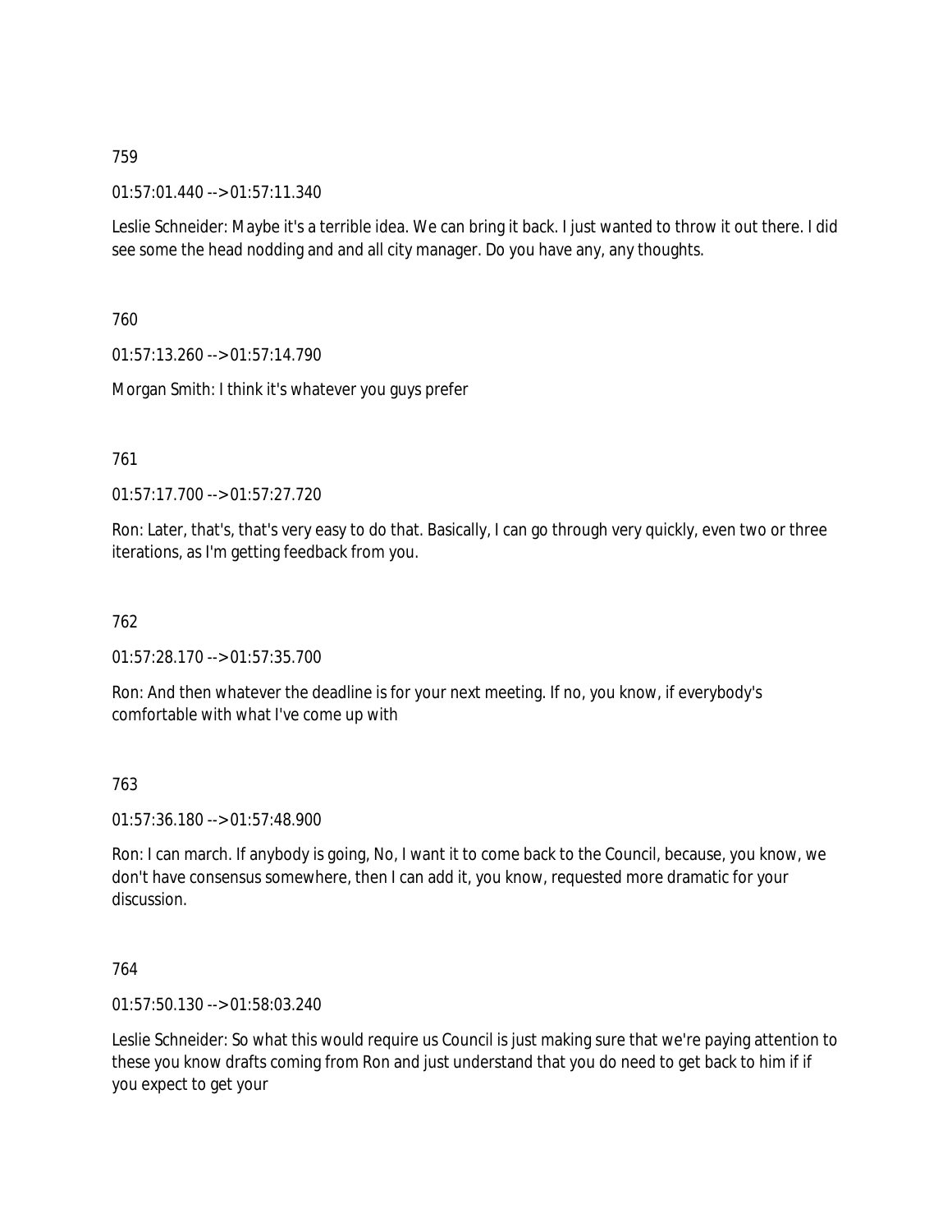759

01:57:01.440 --> 01:57:11.340

Leslie Schneider: Maybe it's a terrible idea. We can bring it back. I just wanted to throw it out there. I did see some the head nodding and and all city manager. Do you have any, any thoughts.

760

01:57:13.260 --> 01:57:14.790

Morgan Smith: I think it's whatever you guys prefer

761

01:57:17.700 --> 01:57:27.720

Ron: Later, that's, that's very easy to do that. Basically, I can go through very quickly, even two or three iterations, as I'm getting feedback from you.

762

01:57:28.170 --> 01:57:35.700

Ron: And then whatever the deadline is for your next meeting. If no, you know, if everybody's comfortable with what I've come up with

763

01:57:36.180 --> 01:57:48.900

Ron: I can march. If anybody is going, No, I want it to come back to the Council, because, you know, we don't have consensus somewhere, then I can add it, you know, requested more dramatic for your discussion.

764

01:57:50.130 --> 01:58:03.240

Leslie Schneider: So what this would require us Council is just making sure that we're paying attention to these you know drafts coming from Ron and just understand that you do need to get back to him if if you expect to get your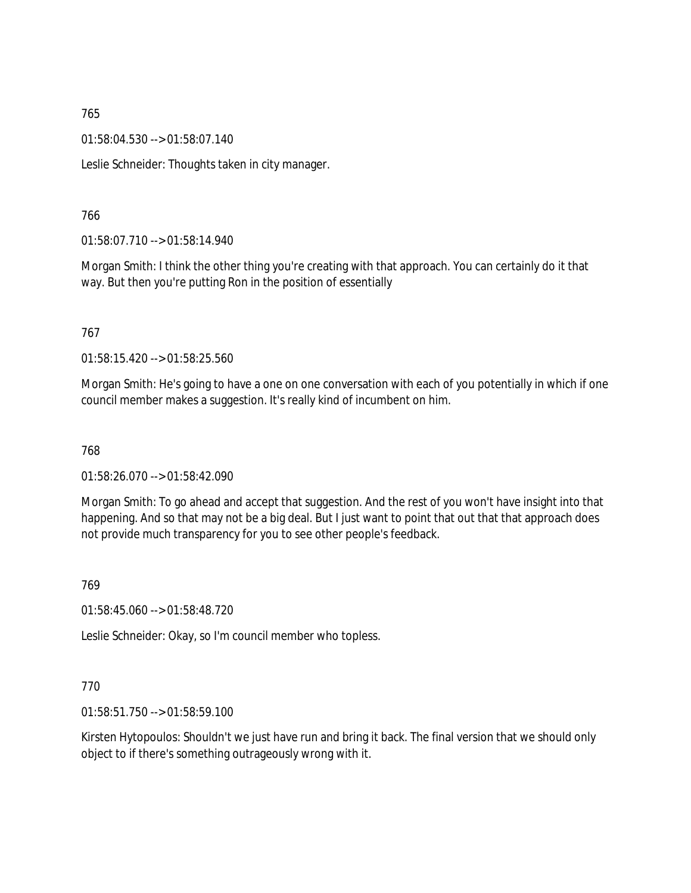765

01:58:04.530 --> 01:58:07.140

Leslie Schneider: Thoughts taken in city manager.

766

01:58:07.710 --> 01:58:14.940

Morgan Smith: I think the other thing you're creating with that approach. You can certainly do it that way. But then you're putting Ron in the position of essentially

767

01:58:15.420 --> 01:58:25.560

Morgan Smith: He's going to have a one on one conversation with each of you potentially in which if one council member makes a suggestion. It's really kind of incumbent on him.

768

01:58:26.070 --> 01:58:42.090

Morgan Smith: To go ahead and accept that suggestion. And the rest of you won't have insight into that happening. And so that may not be a big deal. But I just want to point that out that that approach does not provide much transparency for you to see other people's feedback.

769

01:58:45.060 --> 01:58:48.720

Leslie Schneider: Okay, so I'm council member who topless.

770

01:58:51.750 --> 01:58:59.100

Kirsten Hytopoulos: Shouldn't we just have run and bring it back. The final version that we should only object to if there's something outrageously wrong with it.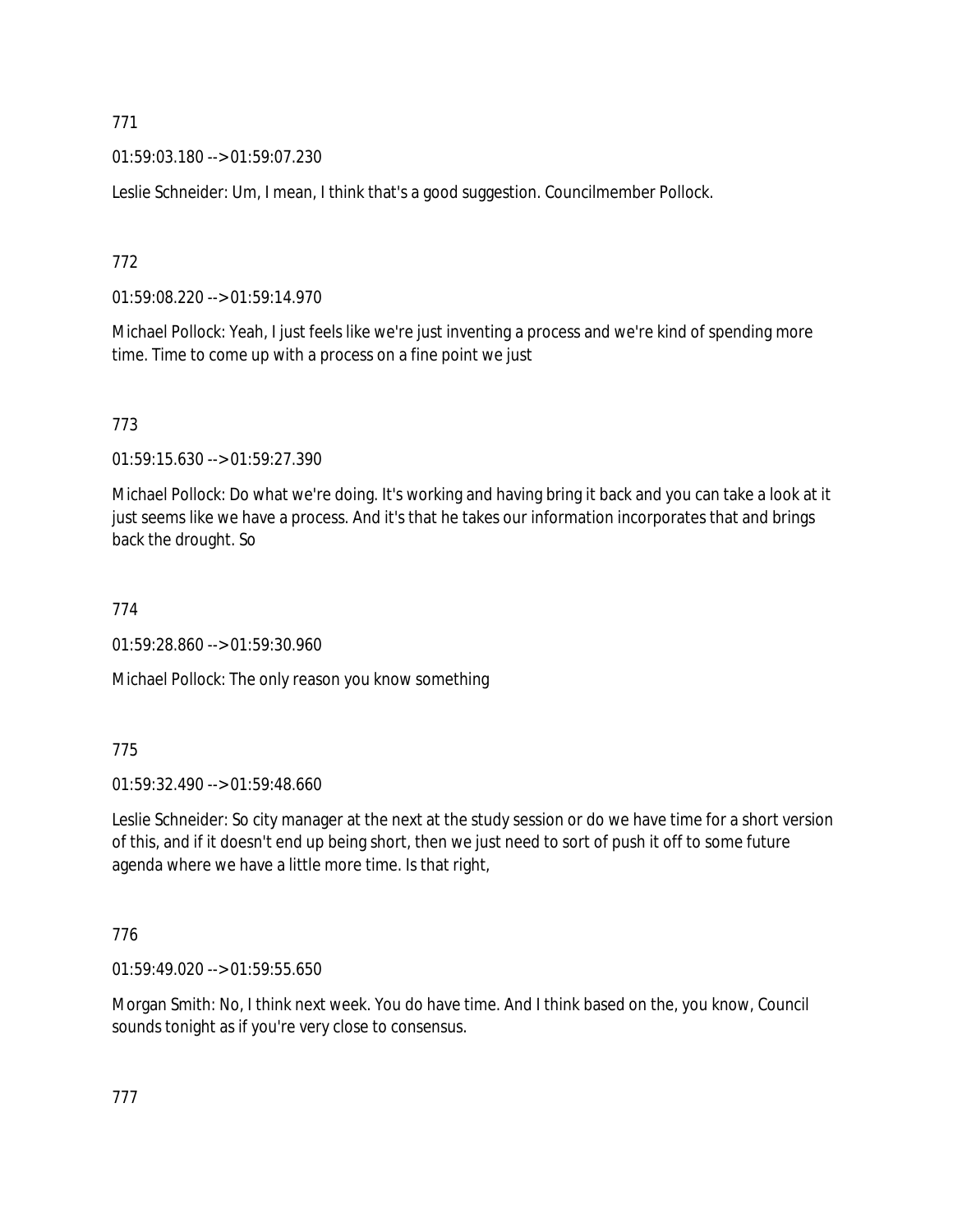771

01:59:03.180 --> 01:59:07.230

Leslie Schneider: Um, I mean, I think that's a good suggestion. Councilmember Pollock.

772

01:59:08.220 --> 01:59:14.970

Michael Pollock: Yeah, I just feels like we're just inventing a process and we're kind of spending more time. Time to come up with a process on a fine point we just

773

01:59:15.630 --> 01:59:27.390

Michael Pollock: Do what we're doing. It's working and having bring it back and you can take a look at it just seems like we have a process. And it's that he takes our information incorporates that and brings back the drought. So

774

01:59:28.860 --> 01:59:30.960

Michael Pollock: The only reason you know something

775

01:59:32.490 --> 01:59:48.660

Leslie Schneider: So city manager at the next at the study session or do we have time for a short version of this, and if it doesn't end up being short, then we just need to sort of push it off to some future agenda where we have a little more time. Is that right,

776

01:59:49.020 --> 01:59:55.650

Morgan Smith: No, I think next week. You do have time. And I think based on the, you know, Council sounds tonight as if you're very close to consensus.

777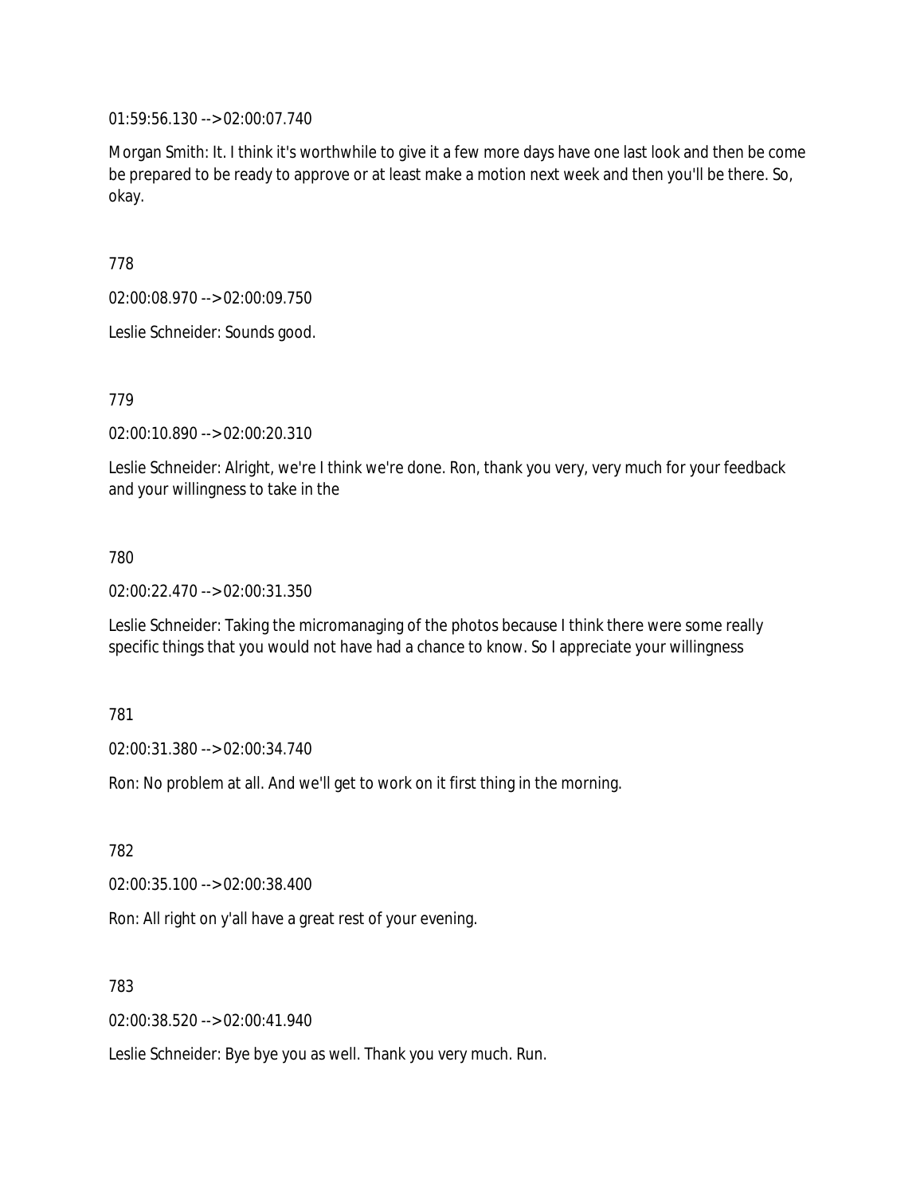01:59:56.130 --> 02:00:07.740

Morgan Smith: It. I think it's worthwhile to give it a few more days have one last look and then be come be prepared to be ready to approve or at least make a motion next week and then you'll be there. So, okay.

778

02:00:08.970 --> 02:00:09.750

Leslie Schneider: Sounds good.

779

02:00:10.890 --> 02:00:20.310

Leslie Schneider: Alright, we're I think we're done. Ron, thank you very, very much for your feedback and your willingness to take in the

780

02:00:22.470 --> 02:00:31.350

Leslie Schneider: Taking the micromanaging of the photos because I think there were some really specific things that you would not have had a chance to know. So I appreciate your willingness

781

02:00:31.380 --> 02:00:34.740

Ron: No problem at all. And we'll get to work on it first thing in the morning.

782

02:00:35.100 --> 02:00:38.400

Ron: All right on y'all have a great rest of your evening.

783

02:00:38.520 --> 02:00:41.940

Leslie Schneider: Bye bye you as well. Thank you very much. Run.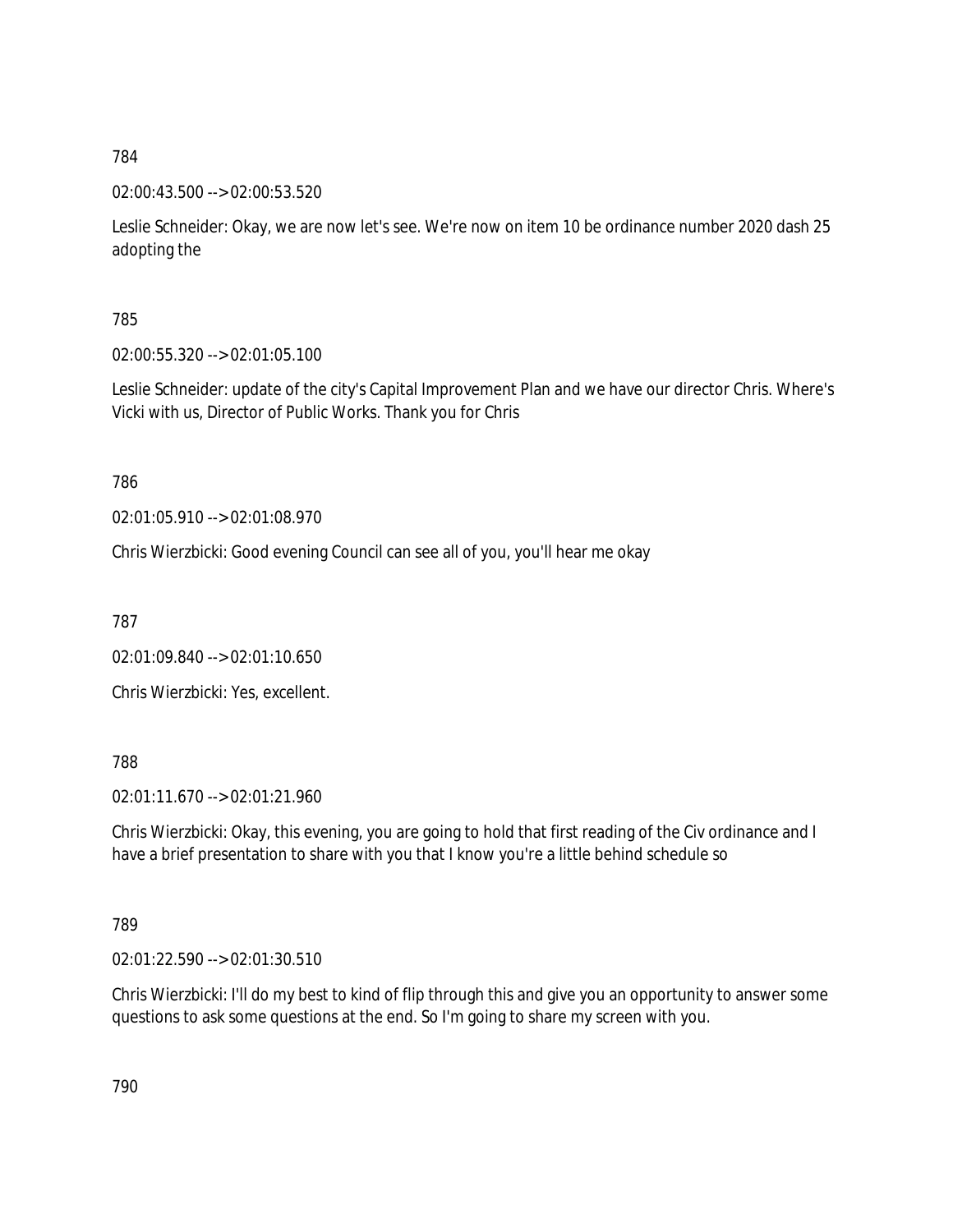784

02:00:43.500 --> 02:00:53.520

Leslie Schneider: Okay, we are now let's see. We're now on item 10 be ordinance number 2020 dash 25 adopting the

785

02:00:55.320 --> 02:01:05.100

Leslie Schneider: update of the city's Capital Improvement Plan and we have our director Chris. Where's Vicki with us, Director of Public Works. Thank you for Chris

786

02:01:05.910 --> 02:01:08.970

Chris Wierzbicki: Good evening Council can see all of you, you'll hear me okay

787

02:01:09.840 --> 02:01:10.650

Chris Wierzbicki: Yes, excellent.

788

02:01:11.670 --> 02:01:21.960

Chris Wierzbicki: Okay, this evening, you are going to hold that first reading of the Civ ordinance and I have a brief presentation to share with you that I know you're a little behind schedule so

789

02:01:22.590 --> 02:01:30.510

Chris Wierzbicki: I'll do my best to kind of flip through this and give you an opportunity to answer some questions to ask some questions at the end. So I'm going to share my screen with you.

790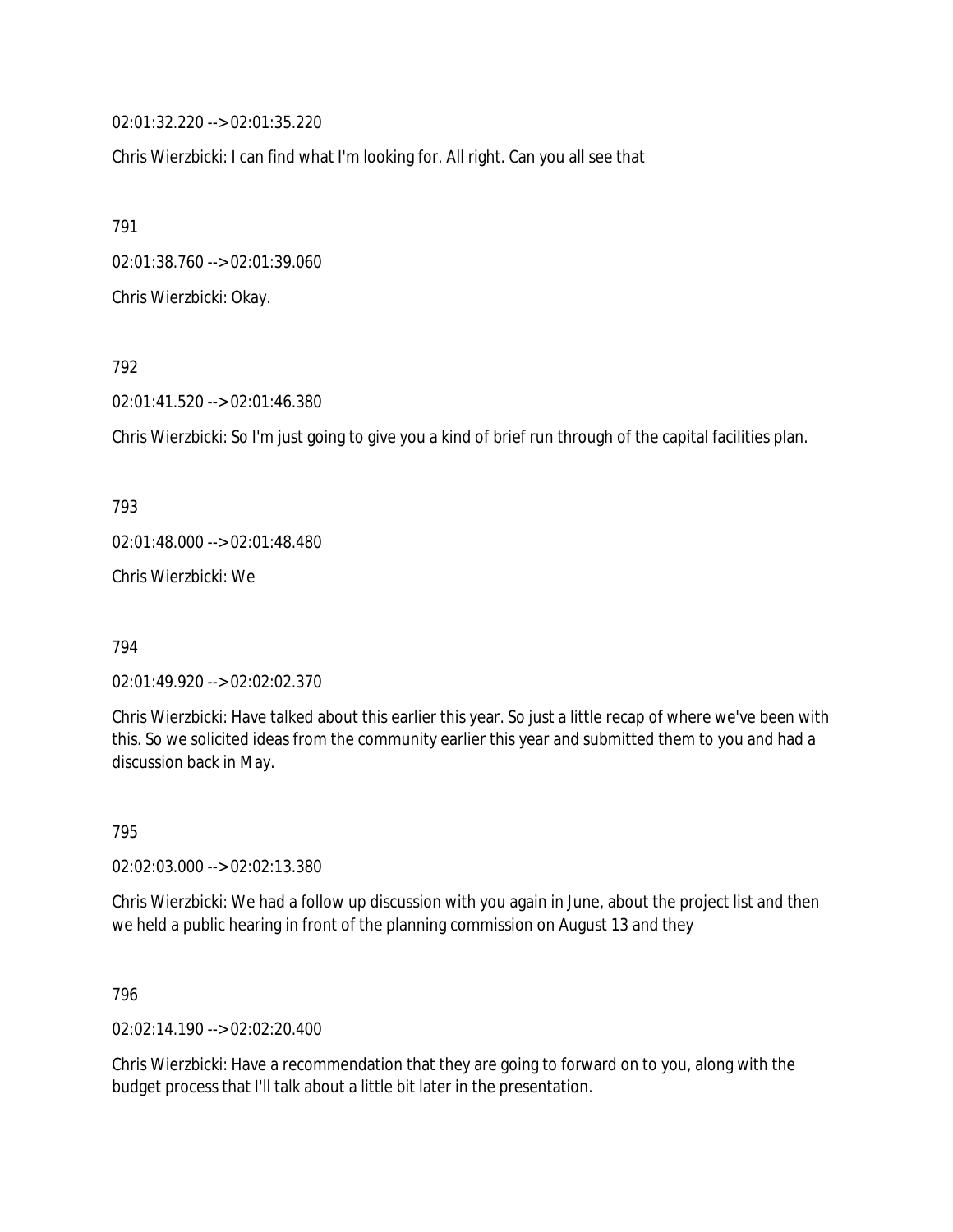02:01:32.220 --> 02:01:35.220

Chris Wierzbicki: I can find what I'm looking for. All right. Can you all see that

791

02:01:38.760 --> 02:01:39.060

Chris Wierzbicki: Okay.

792

02:01:41.520 --> 02:01:46.380

Chris Wierzbicki: So I'm just going to give you a kind of brief run through of the capital facilities plan.

793

02:01:48.000 --> 02:01:48.480

Chris Wierzbicki: We

794

02:01:49.920 --> 02:02:02.370

Chris Wierzbicki: Have talked about this earlier this year. So just a little recap of where we've been with this. So we solicited ideas from the community earlier this year and submitted them to you and had a discussion back in May.

795

02:02:03.000 --> 02:02:13.380

Chris Wierzbicki: We had a follow up discussion with you again in June, about the project list and then we held a public hearing in front of the planning commission on August 13 and they

796

02:02:14.190 --> 02:02:20.400

Chris Wierzbicki: Have a recommendation that they are going to forward on to you, along with the budget process that I'll talk about a little bit later in the presentation.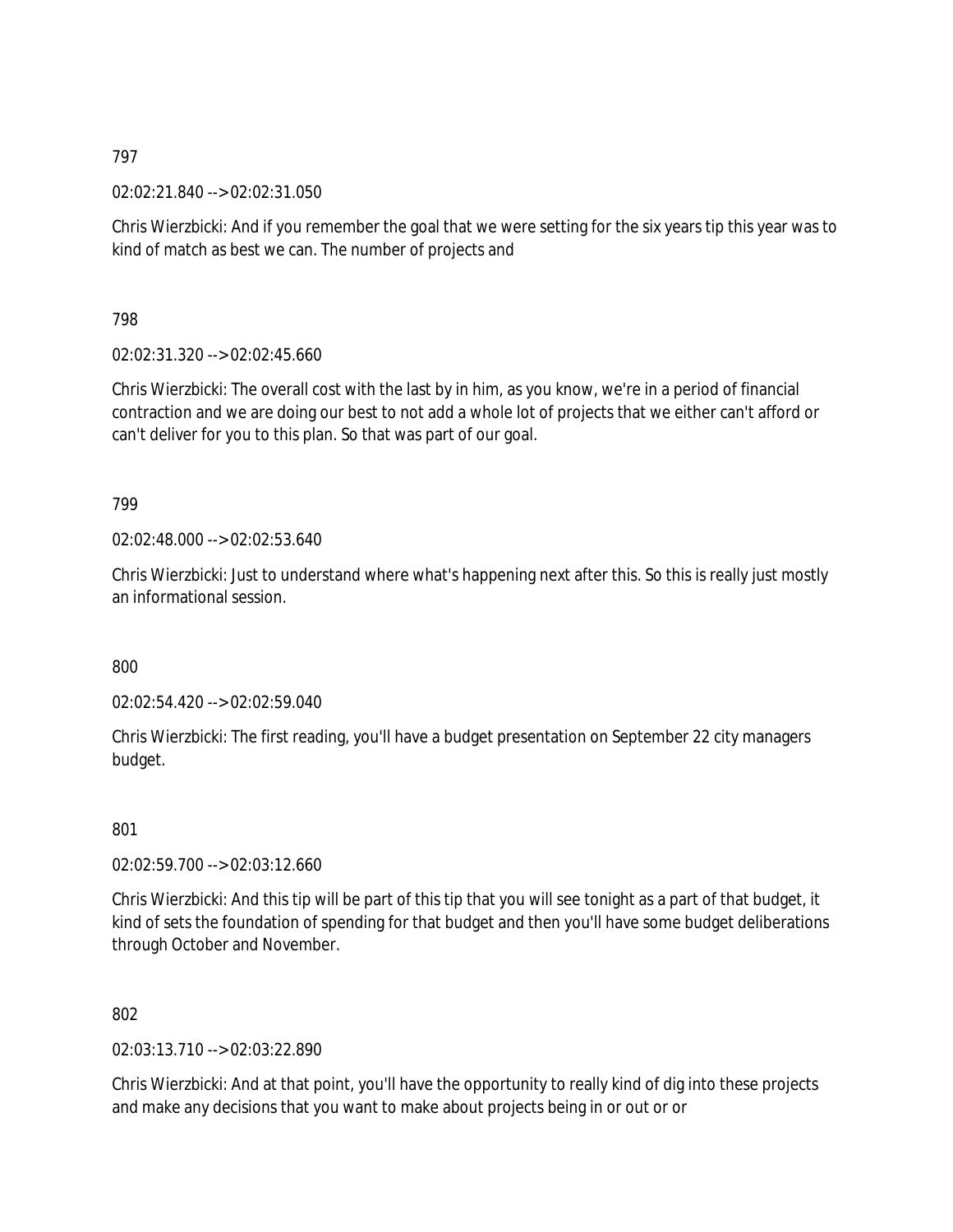797

02:02:21.840 --> 02:02:31.050

Chris Wierzbicki: And if you remember the goal that we were setting for the six years tip this year was to kind of match as best we can. The number of projects and

798

02:02:31.320 --> 02:02:45.660

Chris Wierzbicki: The overall cost with the last by in him, as you know, we're in a period of financial contraction and we are doing our best to not add a whole lot of projects that we either can't afford or can't deliver for you to this plan. So that was part of our goal.

799

02:02:48.000 --> 02:02:53.640

Chris Wierzbicki: Just to understand where what's happening next after this. So this is really just mostly an informational session.

800

02:02:54.420 --> 02:02:59.040

Chris Wierzbicki: The first reading, you'll have a budget presentation on September 22 city managers budget.

801

02:02:59.700 --> 02:03:12.660

Chris Wierzbicki: And this tip will be part of this tip that you will see tonight as a part of that budget, it kind of sets the foundation of spending for that budget and then you'll have some budget deliberations through October and November.

802

02:03:13.710 --> 02:03:22.890

Chris Wierzbicki: And at that point, you'll have the opportunity to really kind of dig into these projects and make any decisions that you want to make about projects being in or out or or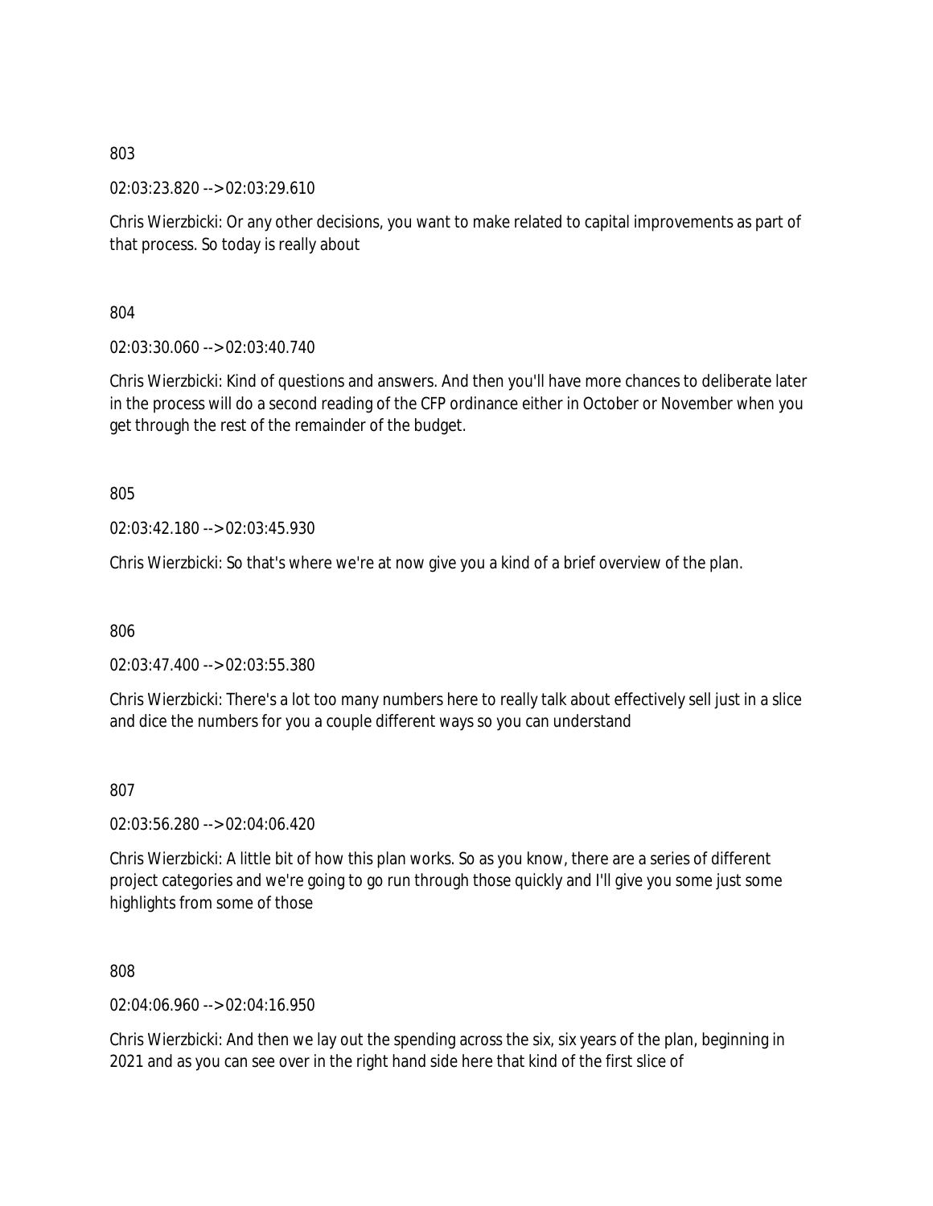803

02:03:23.820 --> 02:03:29.610

Chris Wierzbicki: Or any other decisions, you want to make related to capital improvements as part of that process. So today is really about

804

02:03:30.060 --> 02:03:40.740

Chris Wierzbicki: Kind of questions and answers. And then you'll have more chances to deliberate later in the process will do a second reading of the CFP ordinance either in October or November when you get through the rest of the remainder of the budget.

805

02:03:42.180 --> 02:03:45.930

Chris Wierzbicki: So that's where we're at now give you a kind of a brief overview of the plan.

806

02:03:47.400 --> 02:03:55.380

Chris Wierzbicki: There's a lot too many numbers here to really talk about effectively sell just in a slice and dice the numbers for you a couple different ways so you can understand

807

02:03:56.280 --> 02:04:06.420

Chris Wierzbicki: A little bit of how this plan works. So as you know, there are a series of different project categories and we're going to go run through those quickly and I'll give you some just some highlights from some of those

808

02:04:06.960 --> 02:04:16.950

Chris Wierzbicki: And then we lay out the spending across the six, six years of the plan, beginning in 2021 and as you can see over in the right hand side here that kind of the first slice of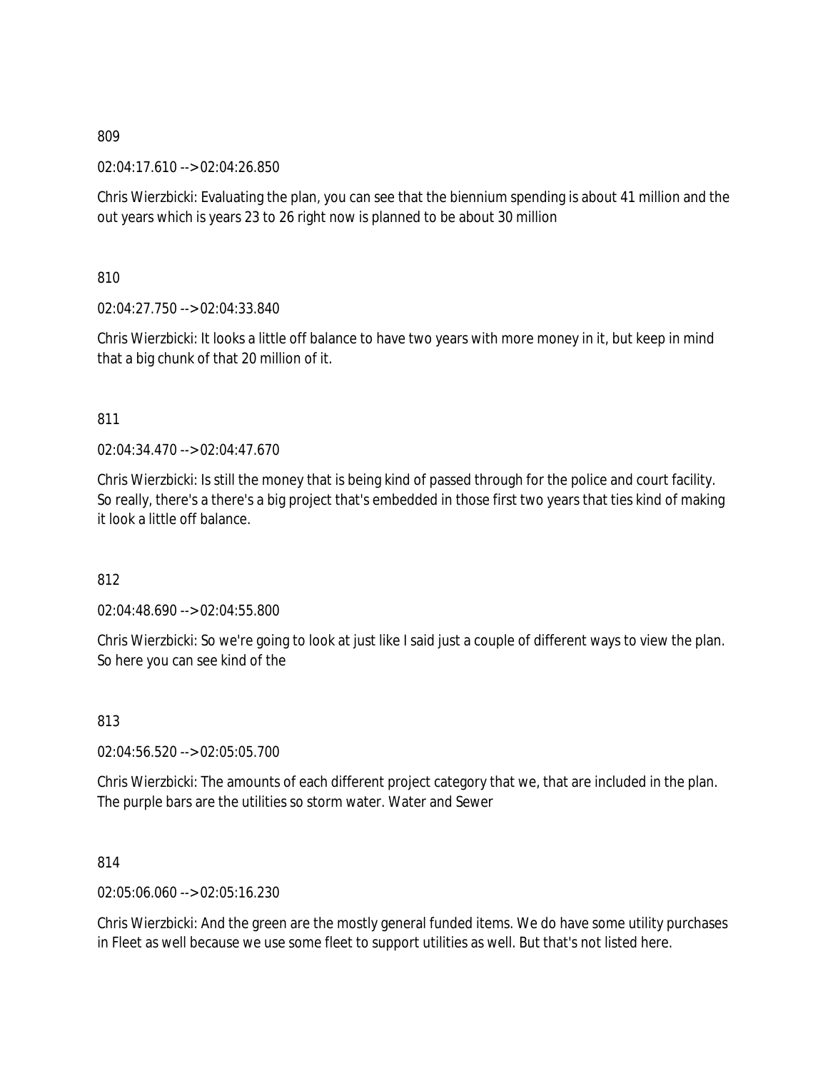809

02:04:17.610 --> 02:04:26.850

Chris Wierzbicki: Evaluating the plan, you can see that the biennium spending is about 41 million and the out years which is years 23 to 26 right now is planned to be about 30 million

810

02:04:27.750 --> 02:04:33.840

Chris Wierzbicki: It looks a little off balance to have two years with more money in it, but keep in mind that a big chunk of that 20 million of it.

811

02:04:34.470 --> 02:04:47.670

Chris Wierzbicki: Is still the money that is being kind of passed through for the police and court facility. So really, there's a there's a big project that's embedded in those first two years that ties kind of making it look a little off balance.

812

02:04:48.690 --> 02:04:55.800

Chris Wierzbicki: So we're going to look at just like I said just a couple of different ways to view the plan. So here you can see kind of the

813

02:04:56.520 --> 02:05:05.700

Chris Wierzbicki: The amounts of each different project category that we, that are included in the plan. The purple bars are the utilities so storm water. Water and Sewer

814

02:05:06.060 --> 02:05:16.230

Chris Wierzbicki: And the green are the mostly general funded items. We do have some utility purchases in Fleet as well because we use some fleet to support utilities as well. But that's not listed here.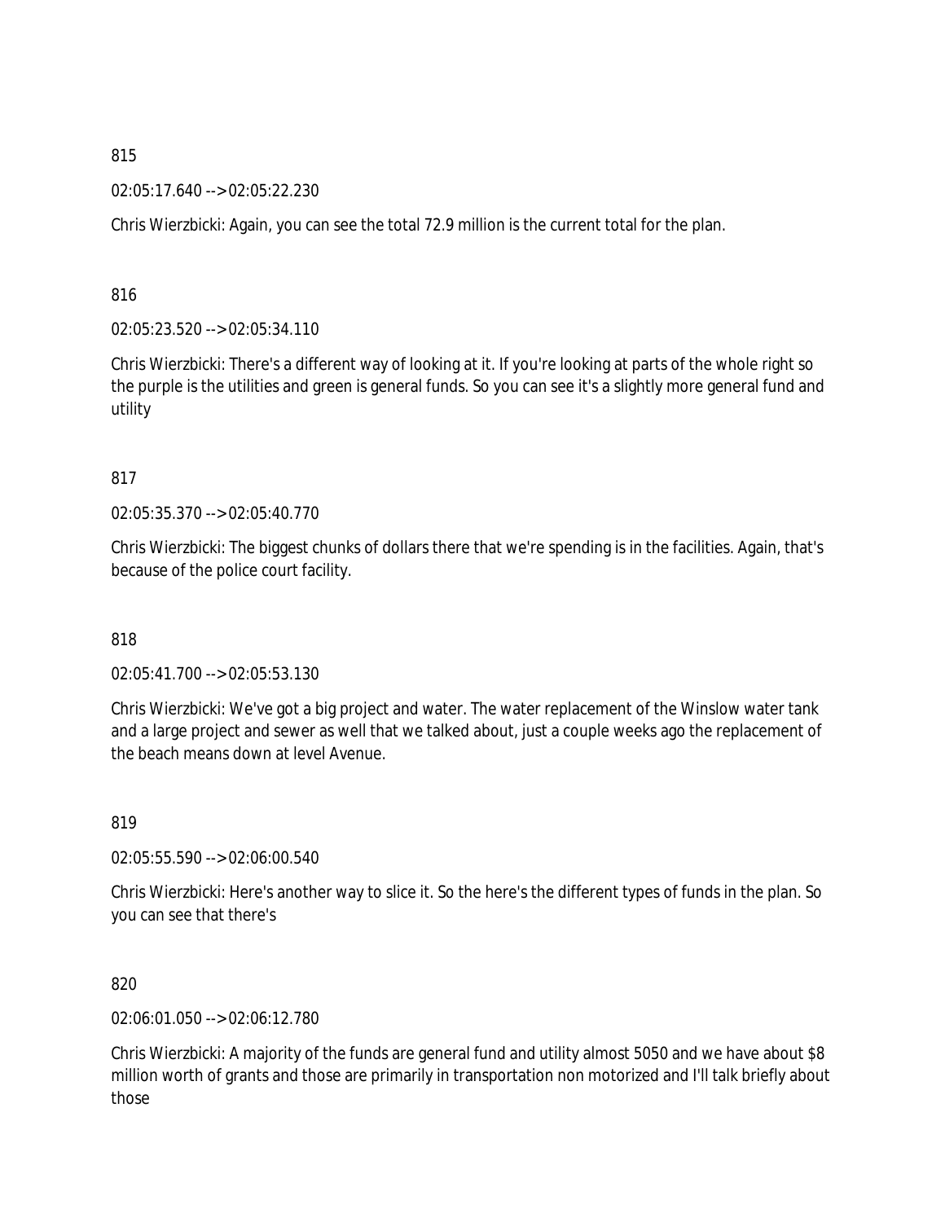815

02:05:17.640 --> 02:05:22.230

Chris Wierzbicki: Again, you can see the total 72.9 million is the current total for the plan.

816

02:05:23.520 --> 02:05:34.110

Chris Wierzbicki: There's a different way of looking at it. If you're looking at parts of the whole right so the purple is the utilities and green is general funds. So you can see it's a slightly more general fund and utility

817

02:05:35.370 --> 02:05:40.770

Chris Wierzbicki: The biggest chunks of dollars there that we're spending is in the facilities. Again, that's because of the police court facility.

818

02:05:41.700 --> 02:05:53.130

Chris Wierzbicki: We've got a big project and water. The water replacement of the Winslow water tank and a large project and sewer as well that we talked about, just a couple weeks ago the replacement of the beach means down at level Avenue.

819

02:05:55.590 --> 02:06:00.540

Chris Wierzbicki: Here's another way to slice it. So the here's the different types of funds in the plan. So you can see that there's

820

02:06:01.050 --> 02:06:12.780

Chris Wierzbicki: A majority of the funds are general fund and utility almost 5050 and we have about $8 million worth of grants and those are primarily in transportation non motorized and I'll talk briefly about those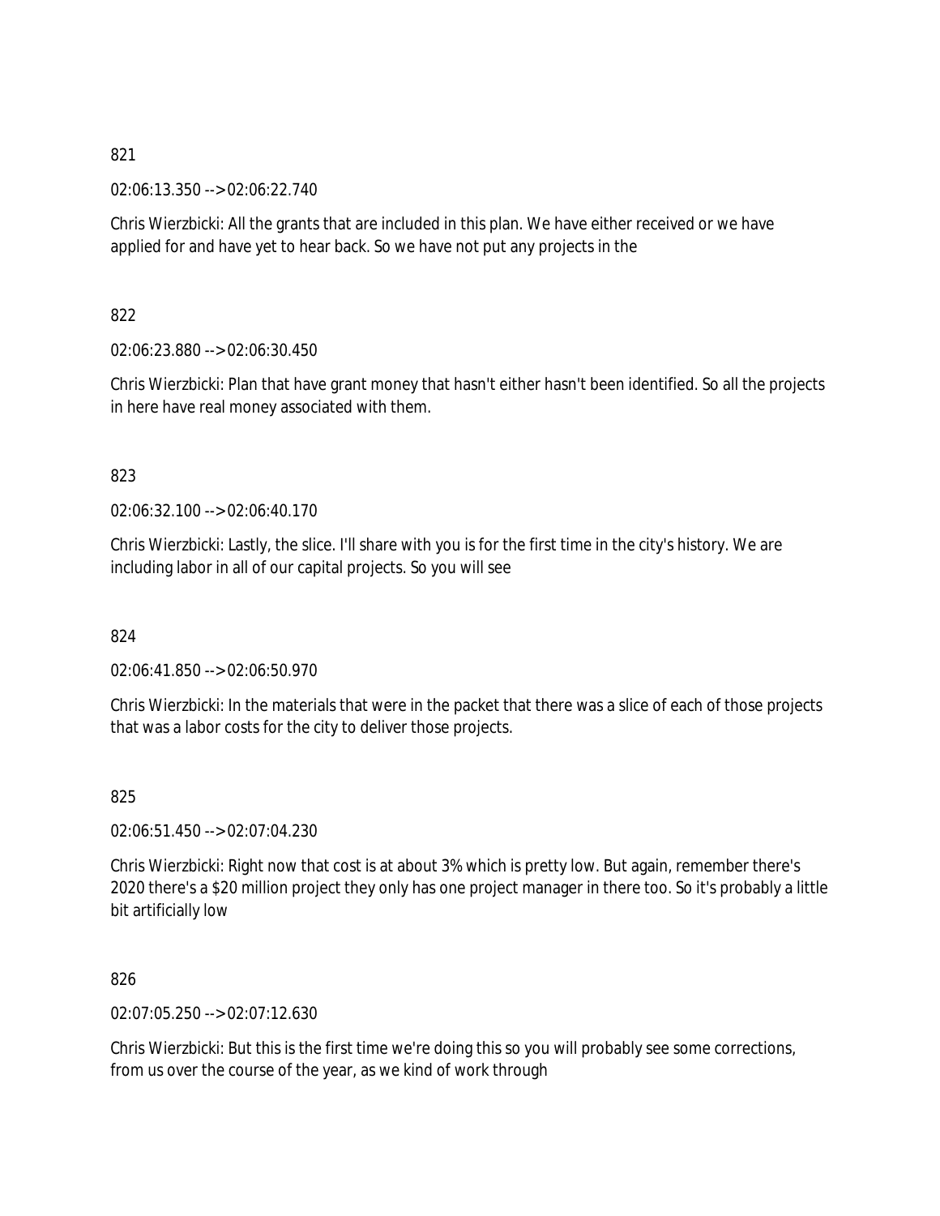821

02:06:13.350 --> 02:06:22.740

Chris Wierzbicki: All the grants that are included in this plan. We have either received or we have applied for and have yet to hear back. So we have not put any projects in the

822

02:06:23.880 --> 02:06:30.450

Chris Wierzbicki: Plan that have grant money that hasn't either hasn't been identified. So all the projects in here have real money associated with them.

823

02:06:32.100 --> 02:06:40.170

Chris Wierzbicki: Lastly, the slice. I'll share with you is for the first time in the city's history. We are including labor in all of our capital projects. So you will see

824

02:06:41.850 --> 02:06:50.970

Chris Wierzbicki: In the materials that were in the packet that there was a slice of each of those projects that was a labor costs for the city to deliver those projects.

825

02:06:51.450 --> 02:07:04.230

Chris Wierzbicki: Right now that cost is at about 3% which is pretty low. But again, remember there's 2020 there's a $20 million project they only has one project manager in there too. So it's probably a little bit artificially low

826

02:07:05.250 --> 02:07:12.630

Chris Wierzbicki: But this is the first time we're doing this so you will probably see some corrections, from us over the course of the year, as we kind of work through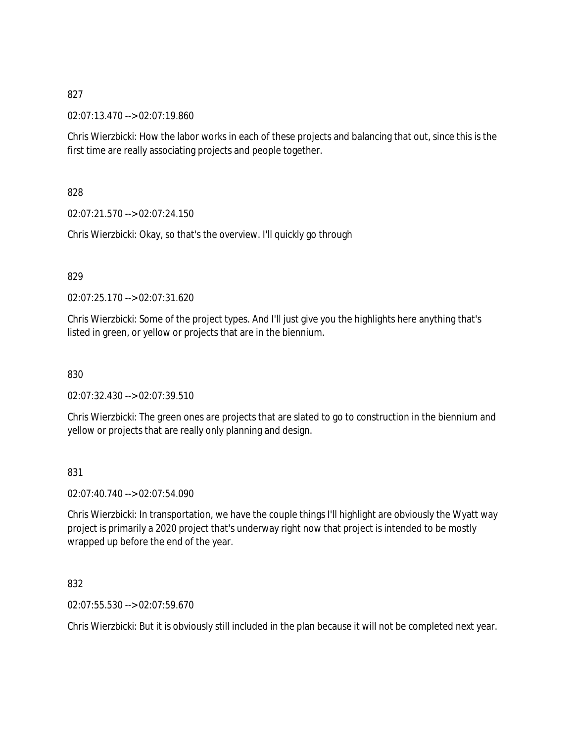827

02:07:13.470 --> 02:07:19.860

Chris Wierzbicki: How the labor works in each of these projects and balancing that out, since this is the first time are really associating projects and people together.

828

02:07:21.570 --> 02:07:24.150

Chris Wierzbicki: Okay, so that's the overview. I'll quickly go through

829

02:07:25.170 --> 02:07:31.620

Chris Wierzbicki: Some of the project types. And I'll just give you the highlights here anything that's listed in green, or yellow or projects that are in the biennium.

830

02:07:32.430 --> 02:07:39.510

Chris Wierzbicki: The green ones are projects that are slated to go to construction in the biennium and yellow or projects that are really only planning and design.

831

02:07:40.740 --> 02:07:54.090

Chris Wierzbicki: In transportation, we have the couple things I'll highlight are obviously the Wyatt way project is primarily a 2020 project that's underway right now that project is intended to be mostly wrapped up before the end of the year.

832

02:07:55.530 --> 02:07:59.670

Chris Wierzbicki: But it is obviously still included in the plan because it will not be completed next year.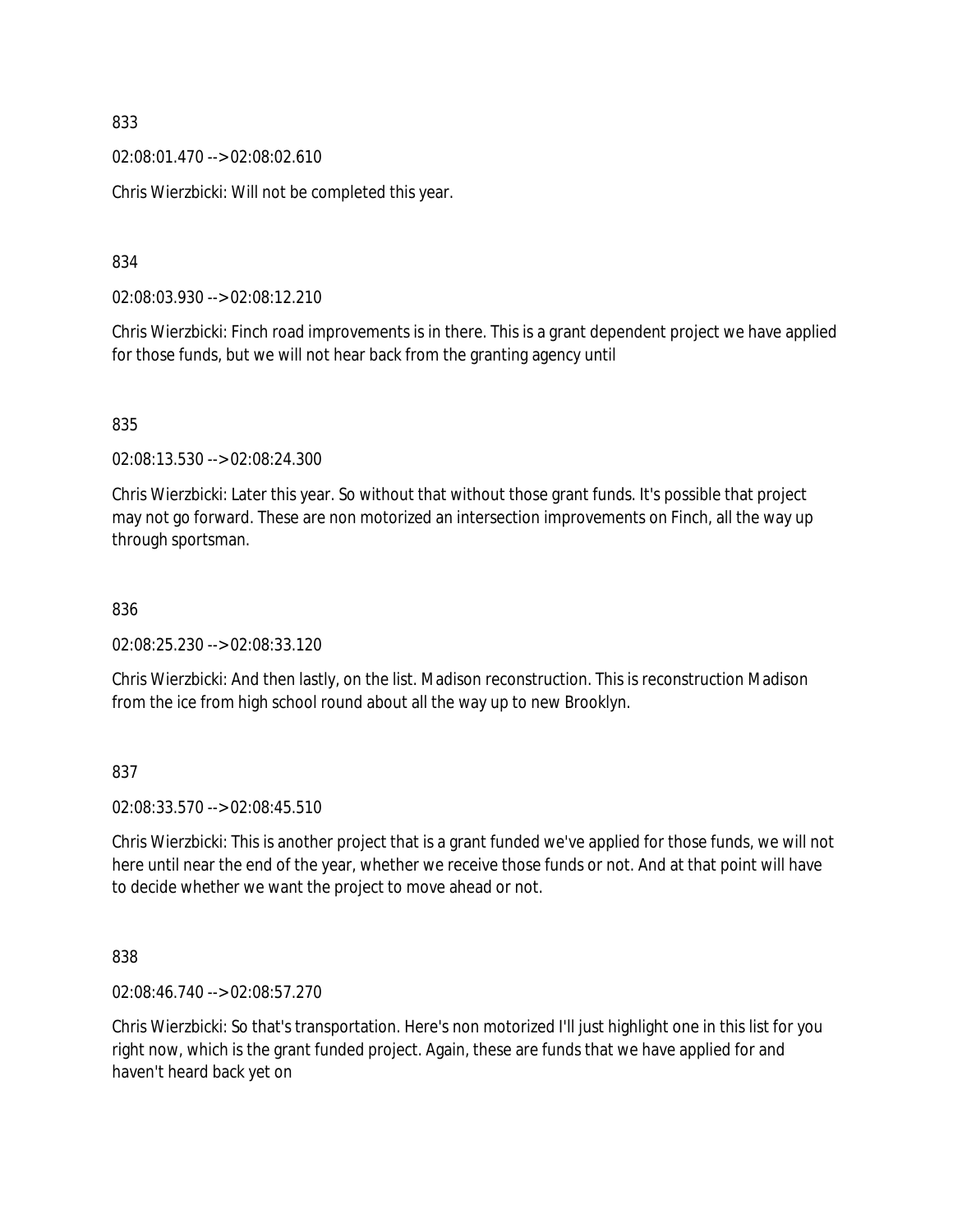833

02:08:01.470 --> 02:08:02.610

Chris Wierzbicki: Will not be completed this year.

834

02:08:03.930 --> 02:08:12.210

Chris Wierzbicki: Finch road improvements is in there. This is a grant dependent project we have applied for those funds, but we will not hear back from the granting agency until

835

02:08:13.530 --> 02:08:24.300

Chris Wierzbicki: Later this year. So without that without those grant funds. It's possible that project may not go forward. These are non motorized an intersection improvements on Finch, all the way up through sportsman.

836

02:08:25.230 --> 02:08:33.120

Chris Wierzbicki: And then lastly, on the list. Madison reconstruction. This is reconstruction Madison from the ice from high school round about all the way up to new Brooklyn.

837

02:08:33.570 --> 02:08:45.510

Chris Wierzbicki: This is another project that is a grant funded we've applied for those funds, we will not here until near the end of the year, whether we receive those funds or not. And at that point will have to decide whether we want the project to move ahead or not.

838

02:08:46.740 --> 02:08:57.270

Chris Wierzbicki: So that's transportation. Here's non motorized I'll just highlight one in this list for you right now, which is the grant funded project. Again, these are funds that we have applied for and haven't heard back yet on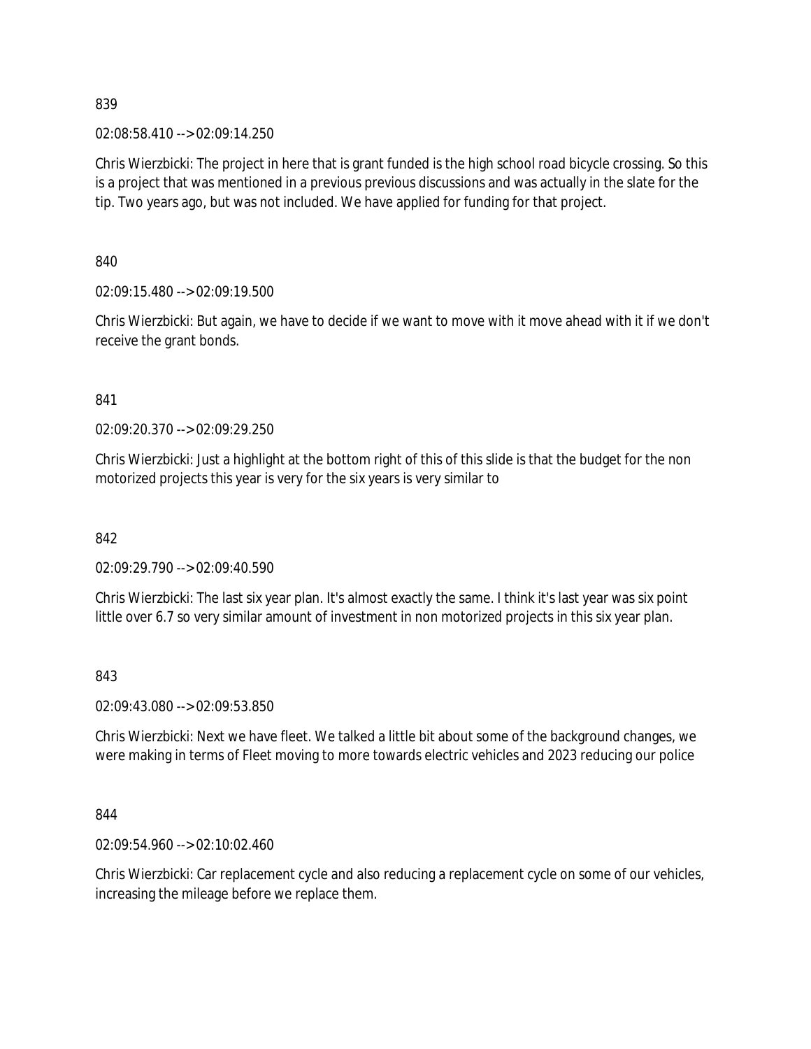839

02:08:58.410 --> 02:09:14.250

Chris Wierzbicki: The project in here that is grant funded is the high school road bicycle crossing. So this is a project that was mentioned in a previous previous discussions and was actually in the slate for the tip. Two years ago, but was not included. We have applied for funding for that project.

840

02:09:15.480 --> 02:09:19.500

Chris Wierzbicki: But again, we have to decide if we want to move with it move ahead with it if we don't receive the grant bonds.

841

02:09:20.370 --> 02:09:29.250

Chris Wierzbicki: Just a highlight at the bottom right of this of this slide is that the budget for the non motorized projects this year is very for the six years is very similar to

842

02:09:29.790 --> 02:09:40.590

Chris Wierzbicki: The last six year plan. It's almost exactly the same. I think it's last year was six point little over 6.7 so very similar amount of investment in non motorized projects in this six year plan.

843

02:09:43.080 --> 02:09:53.850

Chris Wierzbicki: Next we have fleet. We talked a little bit about some of the background changes, we were making in terms of Fleet moving to more towards electric vehicles and 2023 reducing our police

844

02:09:54.960 --> 02:10:02.460

Chris Wierzbicki: Car replacement cycle and also reducing a replacement cycle on some of our vehicles, increasing the mileage before we replace them.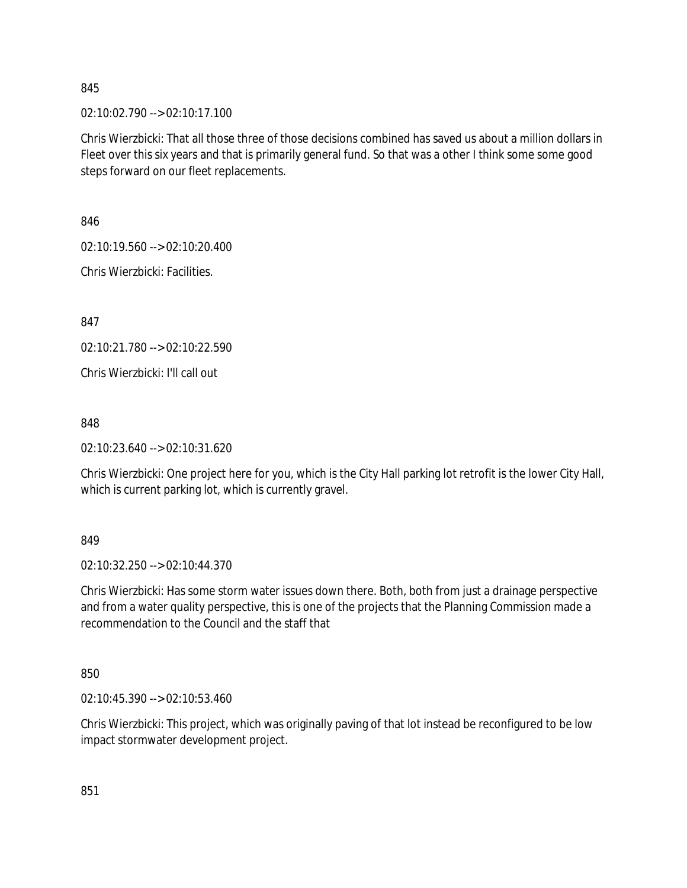845

02:10:02.790 --> 02:10:17.100

Chris Wierzbicki: That all those three of those decisions combined has saved us about a million dollars in Fleet over this six years and that is primarily general fund. So that was a other I think some some good steps forward on our fleet replacements.

846

02:10:19.560 --> 02:10:20.400

Chris Wierzbicki: Facilities.

847

02:10:21.780 --> 02:10:22.590

Chris Wierzbicki: I'll call out

848

02:10:23.640 --> 02:10:31.620

Chris Wierzbicki: One project here for you, which is the City Hall parking lot retrofit is the lower City Hall, which is current parking lot, which is currently gravel.

849

02:10:32.250 --> 02:10:44.370

Chris Wierzbicki: Has some storm water issues down there. Both, both from just a drainage perspective and from a water quality perspective, this is one of the projects that the Planning Commission made a recommendation to the Council and the staff that

850

02:10:45.390 --> 02:10:53.460

Chris Wierzbicki: This project, which was originally paving of that lot instead be reconfigured to be low impact stormwater development project.

851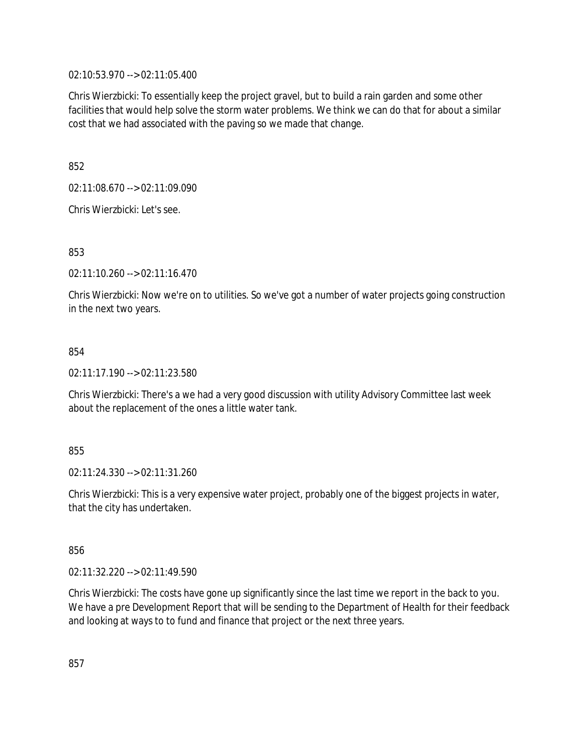02:10:53.970 --> 02:11:05.400

Chris Wierzbicki: To essentially keep the project gravel, but to build a rain garden and some other facilities that would help solve the storm water problems. We think we can do that for about a similar cost that we had associated with the paving so we made that change.

852

02:11:08.670 --> 02:11:09.090

Chris Wierzbicki: Let's see.

853

02:11:10.260 --> 02:11:16.470

Chris Wierzbicki: Now we're on to utilities. So we've got a number of water projects going construction in the next two years.

854

02:11:17.190 --> 02:11:23.580

Chris Wierzbicki: There's a we had a very good discussion with utility Advisory Committee last week about the replacement of the ones a little water tank.

855

02:11:24.330 --> 02:11:31.260

Chris Wierzbicki: This is a very expensive water project, probably one of the biggest projects in water, that the city has undertaken.

856

02:11:32.220 --> 02:11:49.590

Chris Wierzbicki: The costs have gone up significantly since the last time we report in the back to you. We have a pre Development Report that will be sending to the Department of Health for their feedback and looking at ways to to fund and finance that project or the next three years.

857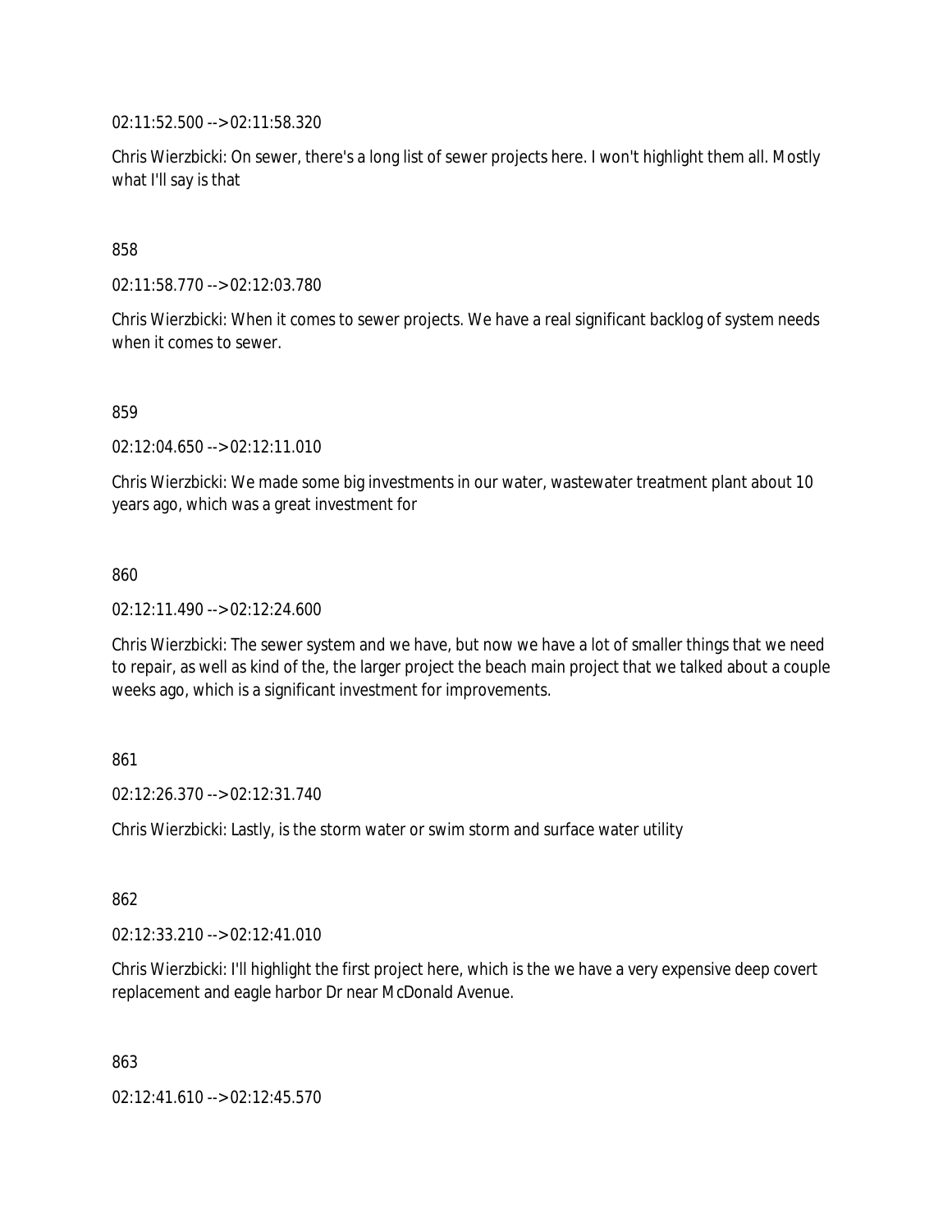02:11:52.500 --> 02:11:58.320

Chris Wierzbicki: On sewer, there's a long list of sewer projects here. I won't highlight them all. Mostly what I'll say is that

858

02:11:58.770 --> 02:12:03.780

Chris Wierzbicki: When it comes to sewer projects. We have a real significant backlog of system needs when it comes to sewer.

859

02:12:04.650 --> 02:12:11.010

Chris Wierzbicki: We made some big investments in our water, wastewater treatment plant about 10 years ago, which was a great investment for

860

02:12:11.490 --> 02:12:24.600

Chris Wierzbicki: The sewer system and we have, but now we have a lot of smaller things that we need to repair, as well as kind of the, the larger project the beach main project that we talked about a couple weeks ago, which is a significant investment for improvements.

861

02:12:26.370 --> 02:12:31.740

Chris Wierzbicki: Lastly, is the storm water or swim storm and surface water utility

862

02:12:33.210 --> 02:12:41.010

Chris Wierzbicki: I'll highlight the first project here, which is the we have a very expensive deep covert replacement and eagle harbor Dr near McDonald Avenue.

863

02:12:41.610 --> 02:12:45.570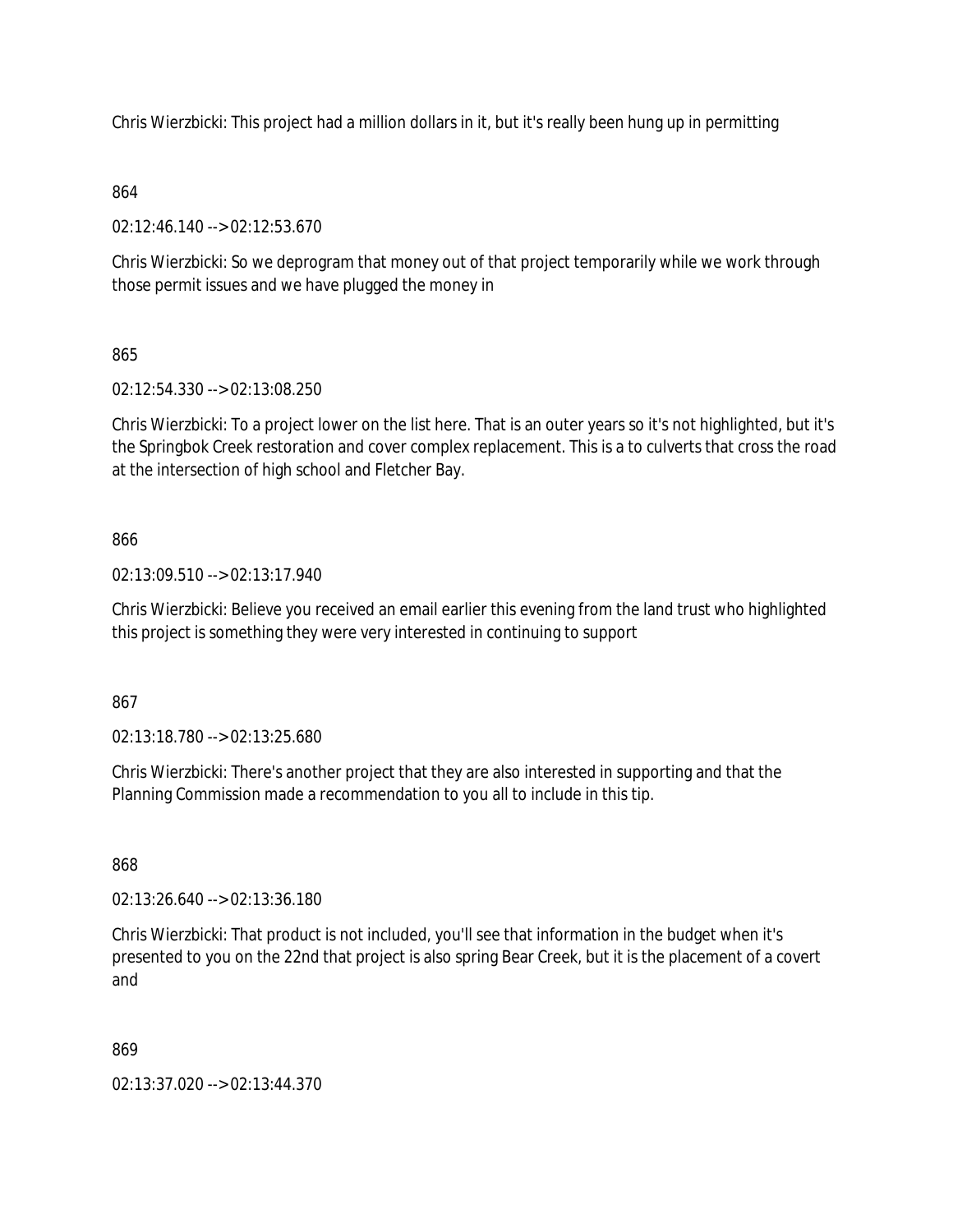Chris Wierzbicki: This project had a million dollars in it, but it's really been hung up in permitting

864

02:12:46.140 --> 02:12:53.670

Chris Wierzbicki: So we deprogram that money out of that project temporarily while we work through those permit issues and we have plugged the money in

865

02:12:54.330 --> 02:13:08.250

Chris Wierzbicki: To a project lower on the list here. That is an outer years so it's not highlighted, but it's the Springbok Creek restoration and cover complex replacement. This is a to culverts that cross the road at the intersection of high school and Fletcher Bay.

866

02:13:09.510 --> 02:13:17.940

Chris Wierzbicki: Believe you received an email earlier this evening from the land trust who highlighted this project is something they were very interested in continuing to support

867

02:13:18.780 --> 02:13:25.680

Chris Wierzbicki: There's another project that they are also interested in supporting and that the Planning Commission made a recommendation to you all to include in this tip.

868

02:13:26.640 --> 02:13:36.180

Chris Wierzbicki: That product is not included, you'll see that information in the budget when it's presented to you on the 22nd that project is also spring Bear Creek, but it is the placement of a covert and

869

02:13:37.020 --> 02:13:44.370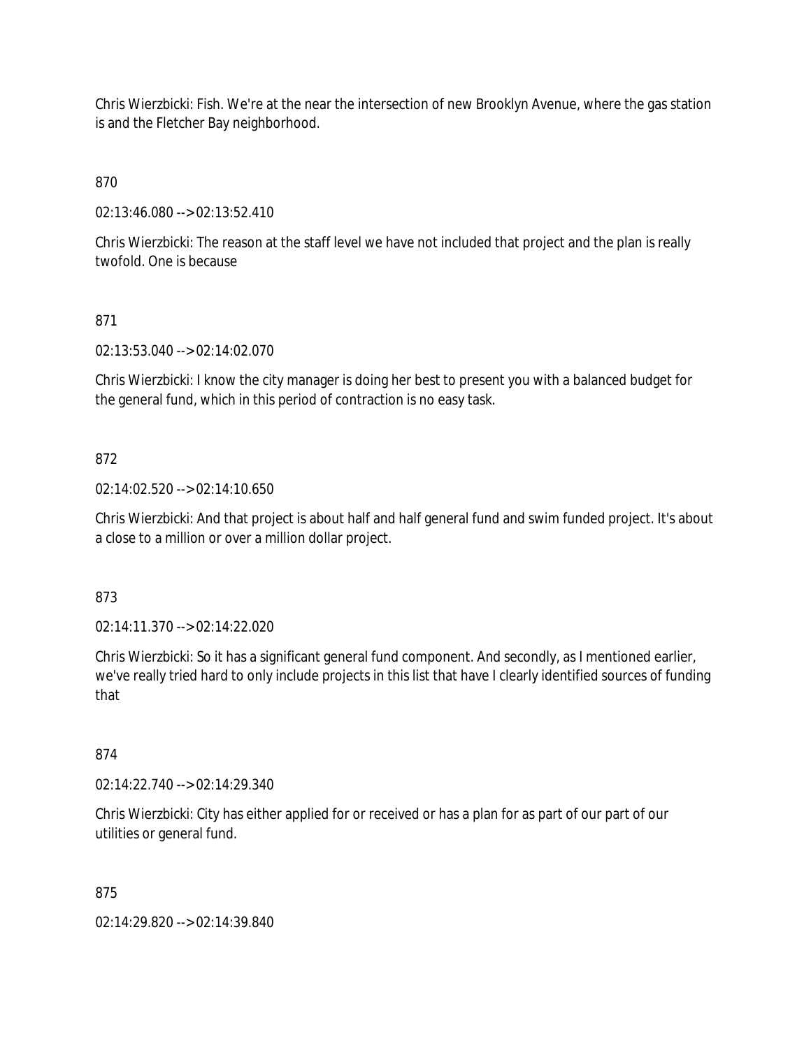Chris Wierzbicki: Fish. We're at the near the intersection of new Brooklyn Avenue, where the gas station is and the Fletcher Bay neighborhood.

870

02:13:46.080 --> 02:13:52.410

Chris Wierzbicki: The reason at the staff level we have not included that project and the plan is really twofold. One is because

871

02:13:53.040 --> 02:14:02.070

Chris Wierzbicki: I know the city manager is doing her best to present you with a balanced budget for the general fund, which in this period of contraction is no easy task.

872

02:14:02.520 --> 02:14:10.650

Chris Wierzbicki: And that project is about half and half general fund and swim funded project. It's about a close to a million or over a million dollar project.

873

02:14:11.370 --> 02:14:22.020

Chris Wierzbicki: So it has a significant general fund component. And secondly, as I mentioned earlier, we've really tried hard to only include projects in this list that have I clearly identified sources of funding that

874

02:14:22.740 --> 02:14:29.340

Chris Wierzbicki: City has either applied for or received or has a plan for as part of our part of our utilities or general fund.

875

02:14:29.820 --> 02:14:39.840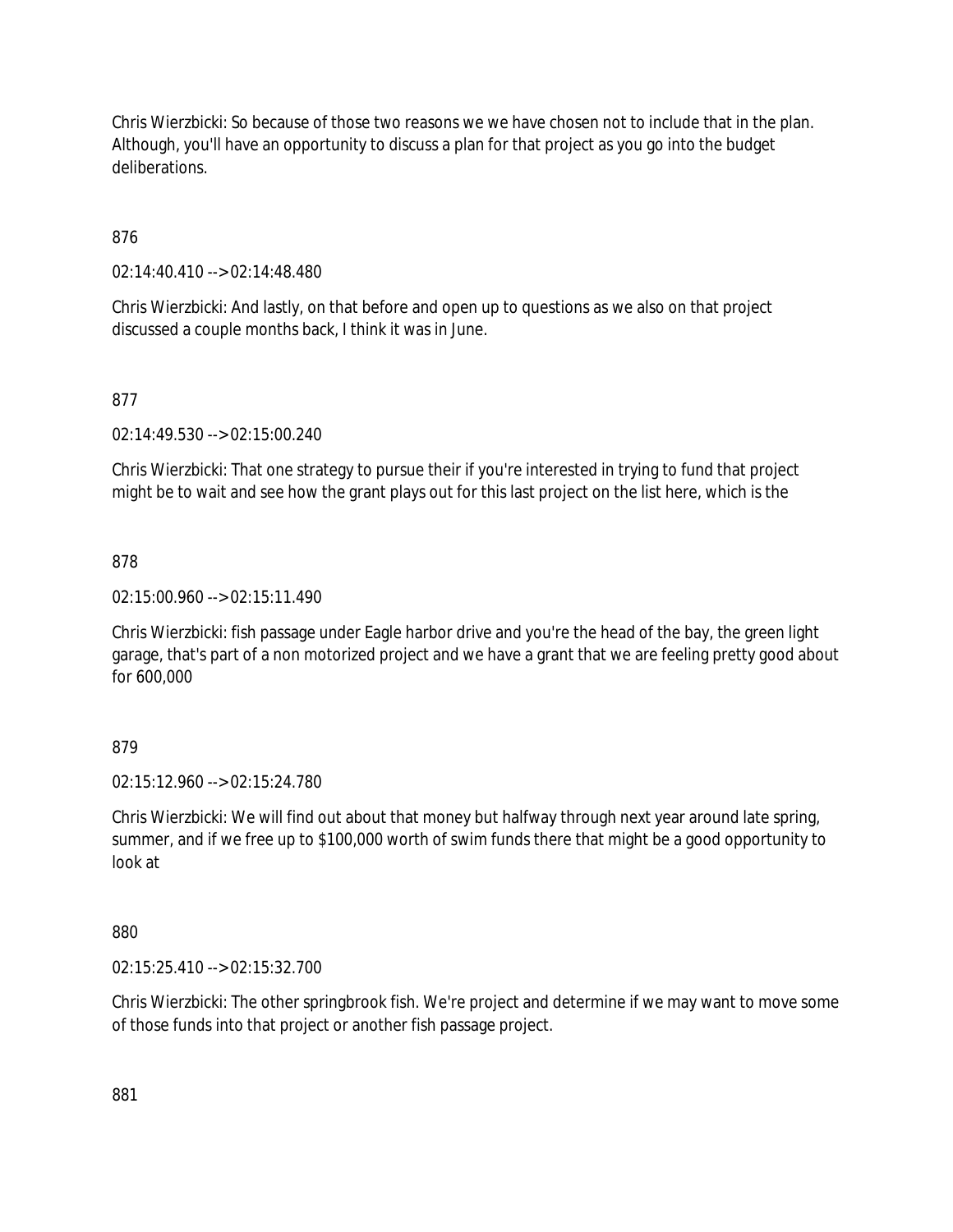Chris Wierzbicki: So because of those two reasons we we have chosen not to include that in the plan. Although, you'll have an opportunity to discuss a plan for that project as you go into the budget deliberations.

876

02:14:40.410 --> 02:14:48.480

Chris Wierzbicki: And lastly, on that before and open up to questions as we also on that project discussed a couple months back, I think it was in June.

877

02:14:49.530 --> 02:15:00.240

Chris Wierzbicki: That one strategy to pursue their if you're interested in trying to fund that project might be to wait and see how the grant plays out for this last project on the list here, which is the

878

02:15:00.960 --> 02:15:11.490

Chris Wierzbicki: fish passage under Eagle harbor drive and you're the head of the bay, the green light garage, that's part of a non motorized project and we have a grant that we are feeling pretty good about for 600,000

879

02:15:12.960 --> 02:15:24.780

Chris Wierzbicki: We will find out about that money but halfway through next year around late spring, summer, and if we free up to $100,000 worth of swim funds there that might be a good opportunity to look at

880

02:15:25.410 --> 02:15:32.700

Chris Wierzbicki: The other springbrook fish. We're project and determine if we may want to move some of those funds into that project or another fish passage project.

881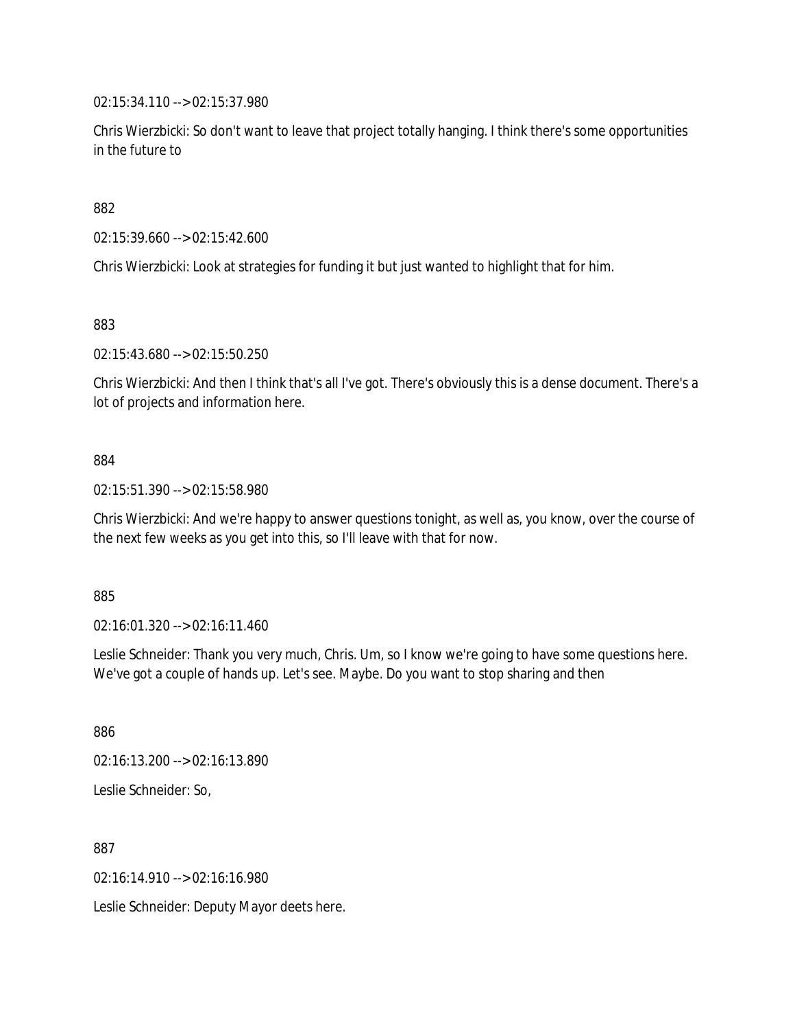02:15:34.110 --> 02:15:37.980

Chris Wierzbicki: So don't want to leave that project totally hanging. I think there's some opportunities in the future to

882

02:15:39.660 --> 02:15:42.600

Chris Wierzbicki: Look at strategies for funding it but just wanted to highlight that for him.

883

02:15:43.680 --> 02:15:50.250

Chris Wierzbicki: And then I think that's all I've got. There's obviously this is a dense document. There's a lot of projects and information here.

884

02:15:51.390 --> 02:15:58.980

Chris Wierzbicki: And we're happy to answer questions tonight, as well as, you know, over the course of the next few weeks as you get into this, so I'll leave with that for now.

885

02:16:01.320 --> 02:16:11.460

Leslie Schneider: Thank you very much, Chris. Um, so I know we're going to have some questions here. We've got a couple of hands up. Let's see. Maybe. Do you want to stop sharing and then

886

02:16:13.200 --> 02:16:13.890

Leslie Schneider: So,

887

02:16:14.910 --> 02:16:16.980

Leslie Schneider: Deputy Mayor deets here.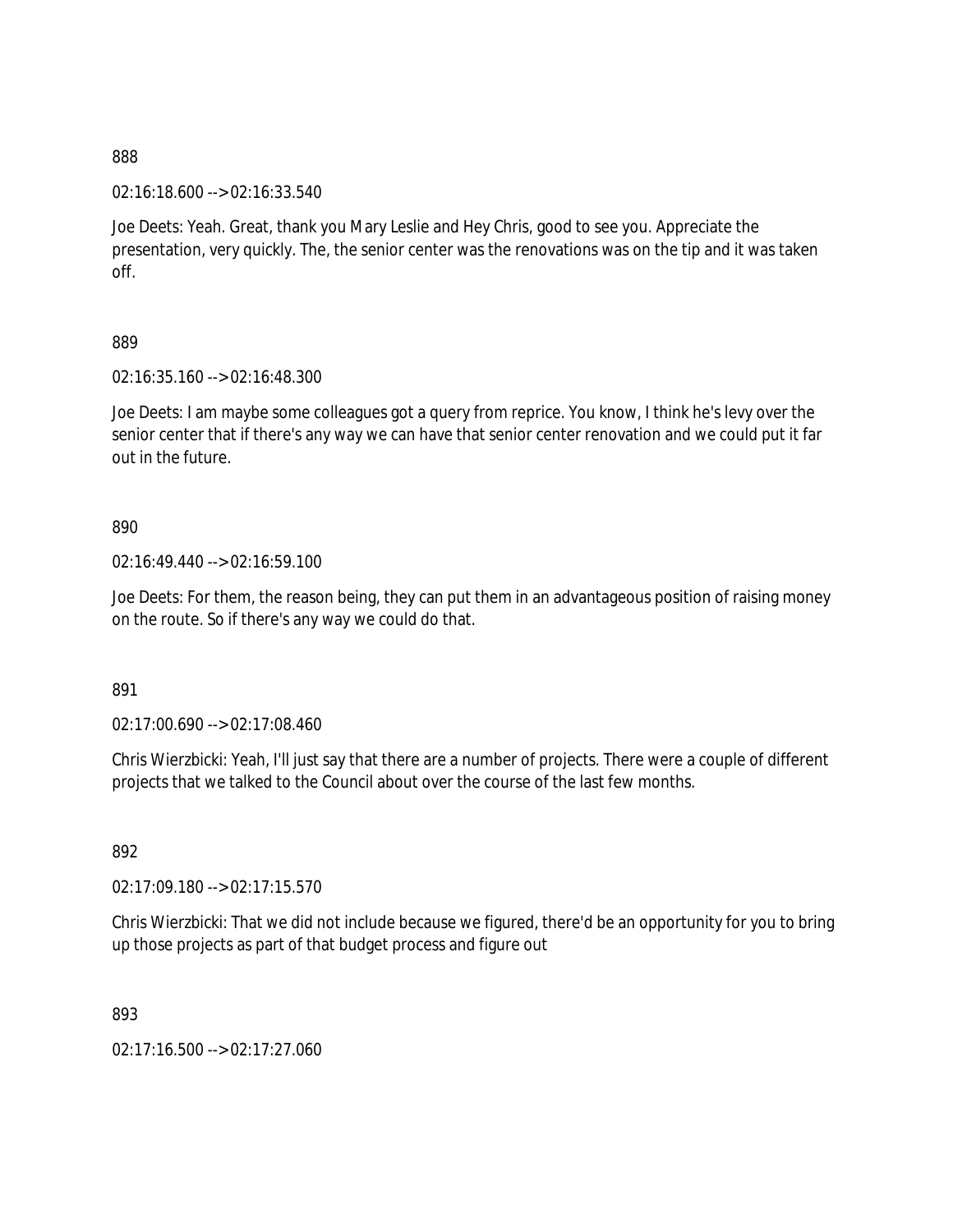888

02:16:18.600 --> 02:16:33.540

Joe Deets: Yeah. Great, thank you Mary Leslie and Hey Chris, good to see you. Appreciate the presentation, very quickly. The, the senior center was the renovations was on the tip and it was taken off.

889

02:16:35.160 --> 02:16:48.300

Joe Deets: I am maybe some colleagues got a query from reprice. You know, I think he's levy over the senior center that if there's any way we can have that senior center renovation and we could put it far out in the future.

890

02:16:49.440 --> 02:16:59.100

Joe Deets: For them, the reason being, they can put them in an advantageous position of raising money on the route. So if there's any way we could do that.

891

02:17:00.690 --> 02:17:08.460

Chris Wierzbicki: Yeah, I'll just say that there are a number of projects. There were a couple of different projects that we talked to the Council about over the course of the last few months.

892

02:17:09.180 --> 02:17:15.570

Chris Wierzbicki: That we did not include because we figured, there'd be an opportunity for you to bring up those projects as part of that budget process and figure out

893

02:17:16.500 --> 02:17:27.060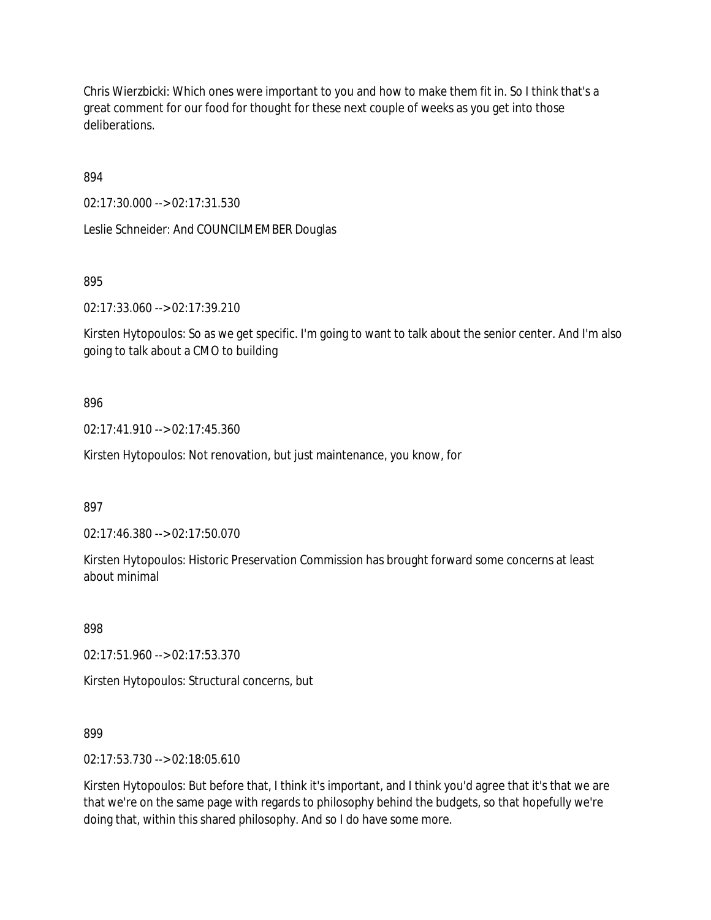Chris Wierzbicki: Which ones were important to you and how to make them fit in. So I think that's a great comment for our food for thought for these next couple of weeks as you get into those deliberations.

894

02:17:30.000 --> 02:17:31.530

Leslie Schneider: And COUNCILMEMBER Douglas

895

02:17:33.060 --> 02:17:39.210

Kirsten Hytopoulos: So as we get specific. I'm going to want to talk about the senior center. And I'm also going to talk about a CMO to building

896

02:17:41.910 --> 02:17:45.360

Kirsten Hytopoulos: Not renovation, but just maintenance, you know, for

897

02:17:46.380 --> 02:17:50.070

Kirsten Hytopoulos: Historic Preservation Commission has brought forward some concerns at least about minimal

898

02:17:51.960 --> 02:17:53.370

Kirsten Hytopoulos: Structural concerns, but

899

02:17:53.730 --> 02:18:05.610

Kirsten Hytopoulos: But before that, I think it's important, and I think you'd agree that it's that we are that we're on the same page with regards to philosophy behind the budgets, so that hopefully we're doing that, within this shared philosophy. And so I do have some more.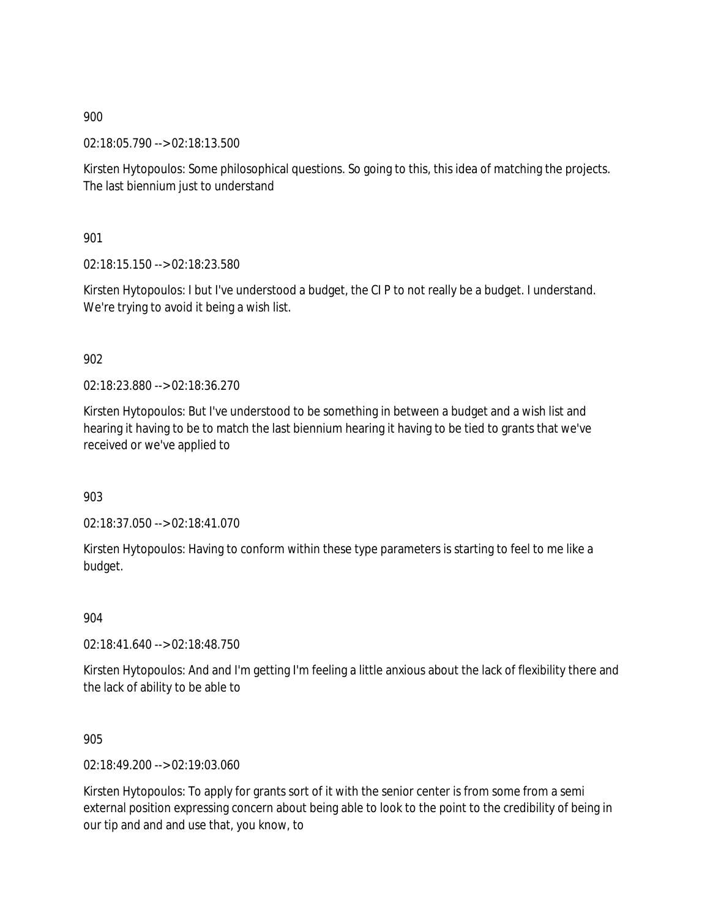900

02:18:05.790 --> 02:18:13.500

Kirsten Hytopoulos: Some philosophical questions. So going to this, this idea of matching the projects. The last biennium just to understand

901

02:18:15.150 --> 02:18:23.580

Kirsten Hytopoulos: I but I've understood a budget, the CI P to not really be a budget. I understand. We're trying to avoid it being a wish list.

902

02:18:23.880 --> 02:18:36.270

Kirsten Hytopoulos: But I've understood to be something in between a budget and a wish list and hearing it having to be to match the last biennium hearing it having to be tied to grants that we've received or we've applied to

903

02:18:37.050 --> 02:18:41.070

Kirsten Hytopoulos: Having to conform within these type parameters is starting to feel to me like a budget.

904

02:18:41.640 --> 02:18:48.750

Kirsten Hytopoulos: And and I'm getting I'm feeling a little anxious about the lack of flexibility there and the lack of ability to be able to

905

02:18:49.200 --> 02:19:03.060

Kirsten Hytopoulos: To apply for grants sort of it with the senior center is from some from a semi external position expressing concern about being able to look to the point to the credibility of being in our tip and and and use that, you know, to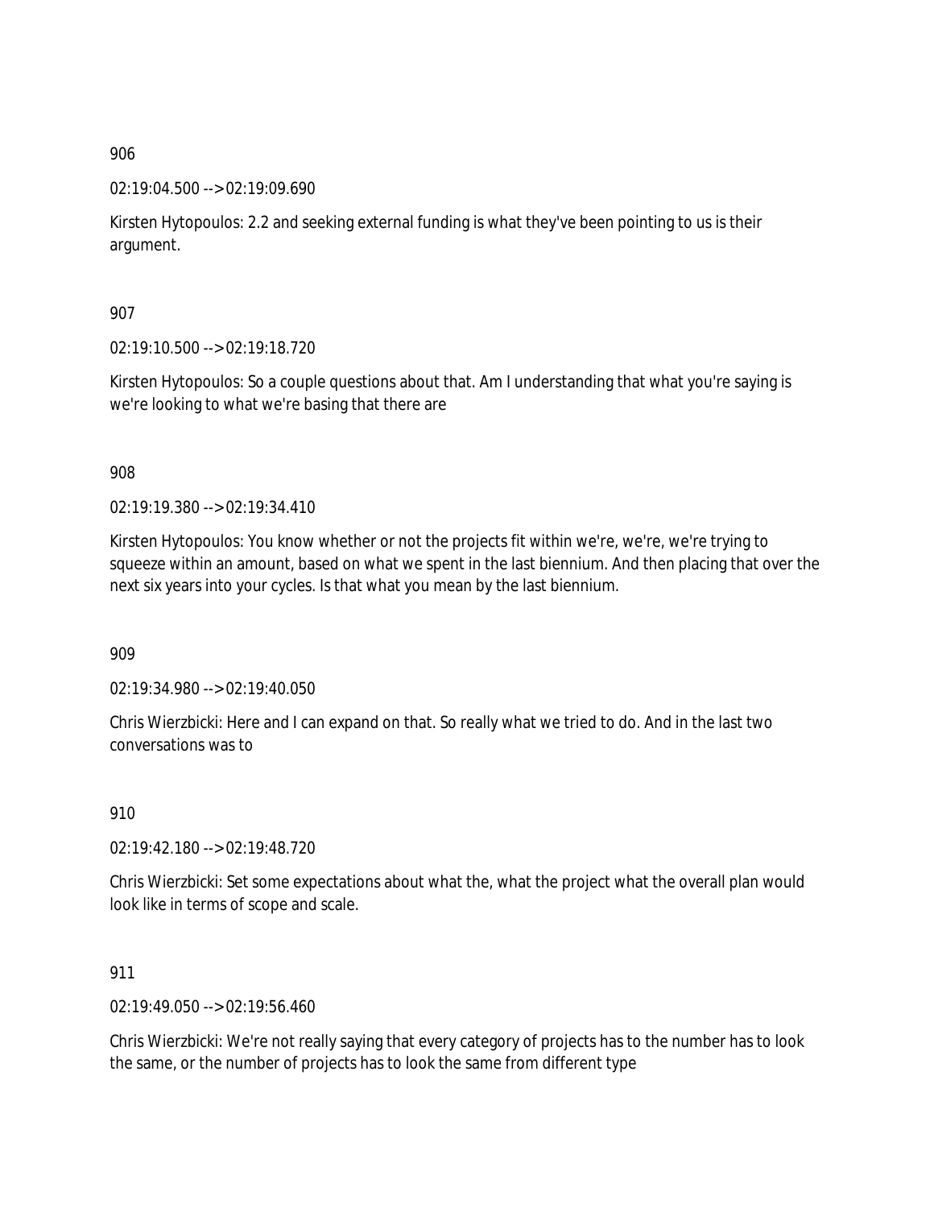906

02:19:04.500 --> 02:19:09.690

Kirsten Hytopoulos: 2.2 and seeking external funding is what they've been pointing to us is their argument.

907

02:19:10.500 --> 02:19:18.720

Kirsten Hytopoulos: So a couple questions about that. Am I understanding that what you're saying is we're looking to what we're basing that there are

908

02:19:19.380 --> 02:19:34.410

Kirsten Hytopoulos: You know whether or not the projects fit within we're, we're, we're trying to squeeze within an amount, based on what we spent in the last biennium. And then placing that over the next six years into your cycles. Is that what you mean by the last biennium.

909

02:19:34.980 --> 02:19:40.050

Chris Wierzbicki: Here and I can expand on that. So really what we tried to do. And in the last two conversations was to

910

02:19:42.180 --> 02:19:48.720

Chris Wierzbicki: Set some expectations about what the, what the project what the overall plan would look like in terms of scope and scale.

911

02:19:49.050 --> 02:19:56.460

Chris Wierzbicki: We're not really saying that every category of projects has to the number has to look the same, or the number of projects has to look the same from different type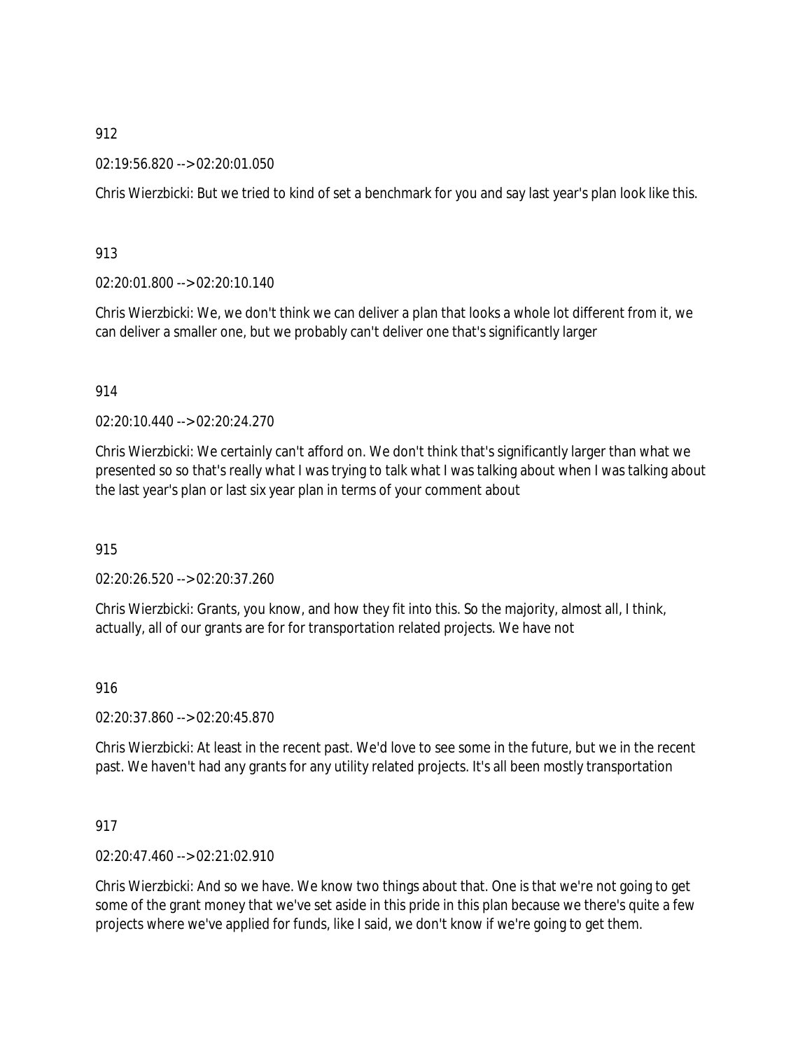912

02:19:56.820 --> 02:20:01.050

Chris Wierzbicki: But we tried to kind of set a benchmark for you and say last year's plan look like this.

913

02:20:01.800 --> 02:20:10.140

Chris Wierzbicki: We, we don't think we can deliver a plan that looks a whole lot different from it, we can deliver a smaller one, but we probably can't deliver one that's significantly larger

914

02:20:10.440 --> 02:20:24.270

Chris Wierzbicki: We certainly can't afford on. We don't think that's significantly larger than what we presented so so that's really what I was trying to talk what I was talking about when I was talking about the last year's plan or last six year plan in terms of your comment about

915

02:20:26.520 --> 02:20:37.260

Chris Wierzbicki: Grants, you know, and how they fit into this. So the majority, almost all, I think, actually, all of our grants are for for transportation related projects. We have not

916

02:20:37.860 --> 02:20:45.870

Chris Wierzbicki: At least in the recent past. We'd love to see some in the future, but we in the recent past. We haven't had any grants for any utility related projects. It's all been mostly transportation

917

02:20:47.460 --> 02:21:02.910

Chris Wierzbicki: And so we have. We know two things about that. One is that we're not going to get some of the grant money that we've set aside in this pride in this plan because we there's quite a few projects where we've applied for funds, like I said, we don't know if we're going to get them.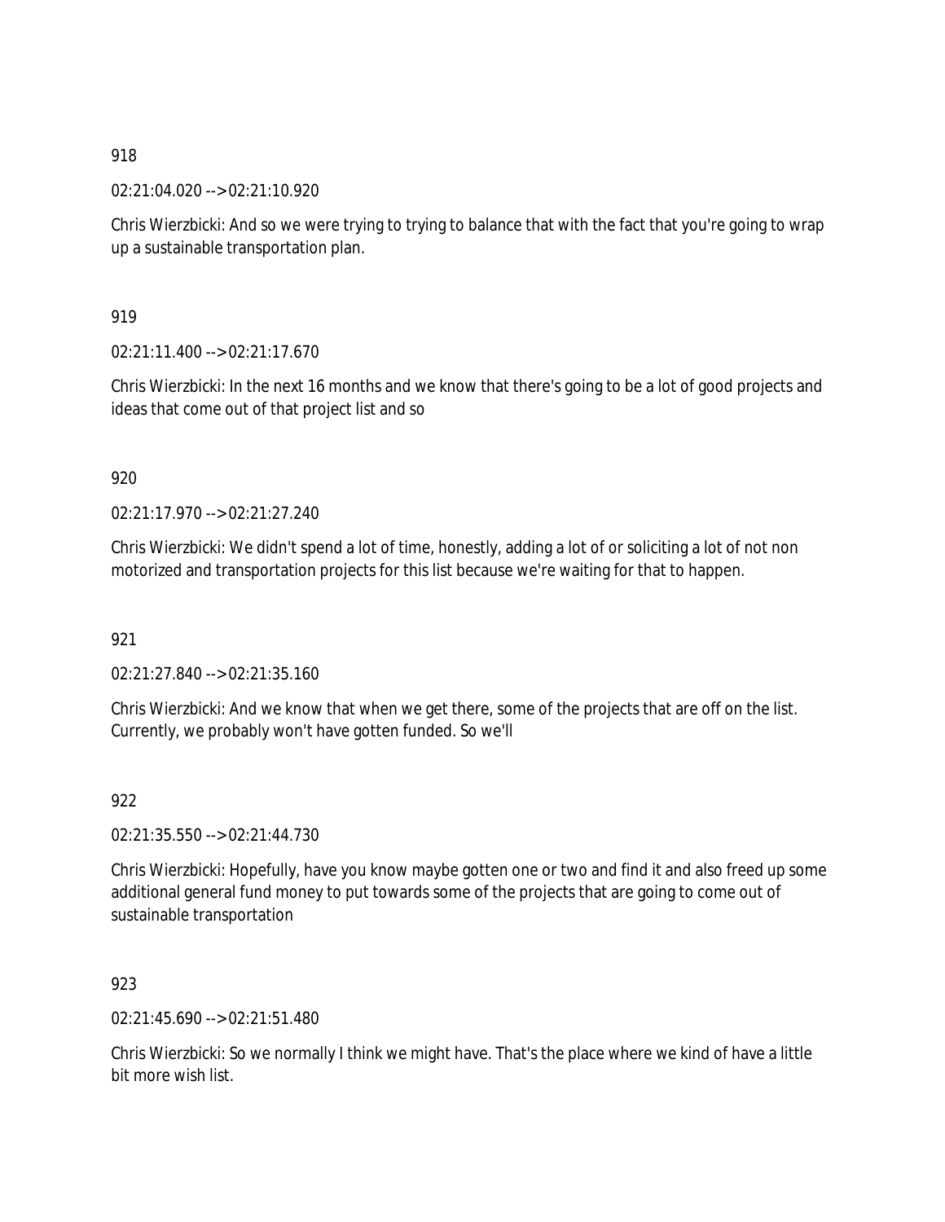918

02:21:04.020 --> 02:21:10.920

Chris Wierzbicki: And so we were trying to trying to balance that with the fact that you're going to wrap up a sustainable transportation plan.

919

02:21:11.400 --> 02:21:17.670

Chris Wierzbicki: In the next 16 months and we know that there's going to be a lot of good projects and ideas that come out of that project list and so

920

02:21:17.970 --> 02:21:27.240

Chris Wierzbicki: We didn't spend a lot of time, honestly, adding a lot of or soliciting a lot of not non motorized and transportation projects for this list because we're waiting for that to happen.

921

02:21:27.840 --> 02:21:35.160

Chris Wierzbicki: And we know that when we get there, some of the projects that are off on the list. Currently, we probably won't have gotten funded. So we'll

922

02:21:35.550 --> 02:21:44.730

Chris Wierzbicki: Hopefully, have you know maybe gotten one or two and find it and also freed up some additional general fund money to put towards some of the projects that are going to come out of sustainable transportation

923

02:21:45.690 --> 02:21:51.480

Chris Wierzbicki: So we normally I think we might have. That's the place where we kind of have a little bit more wish list.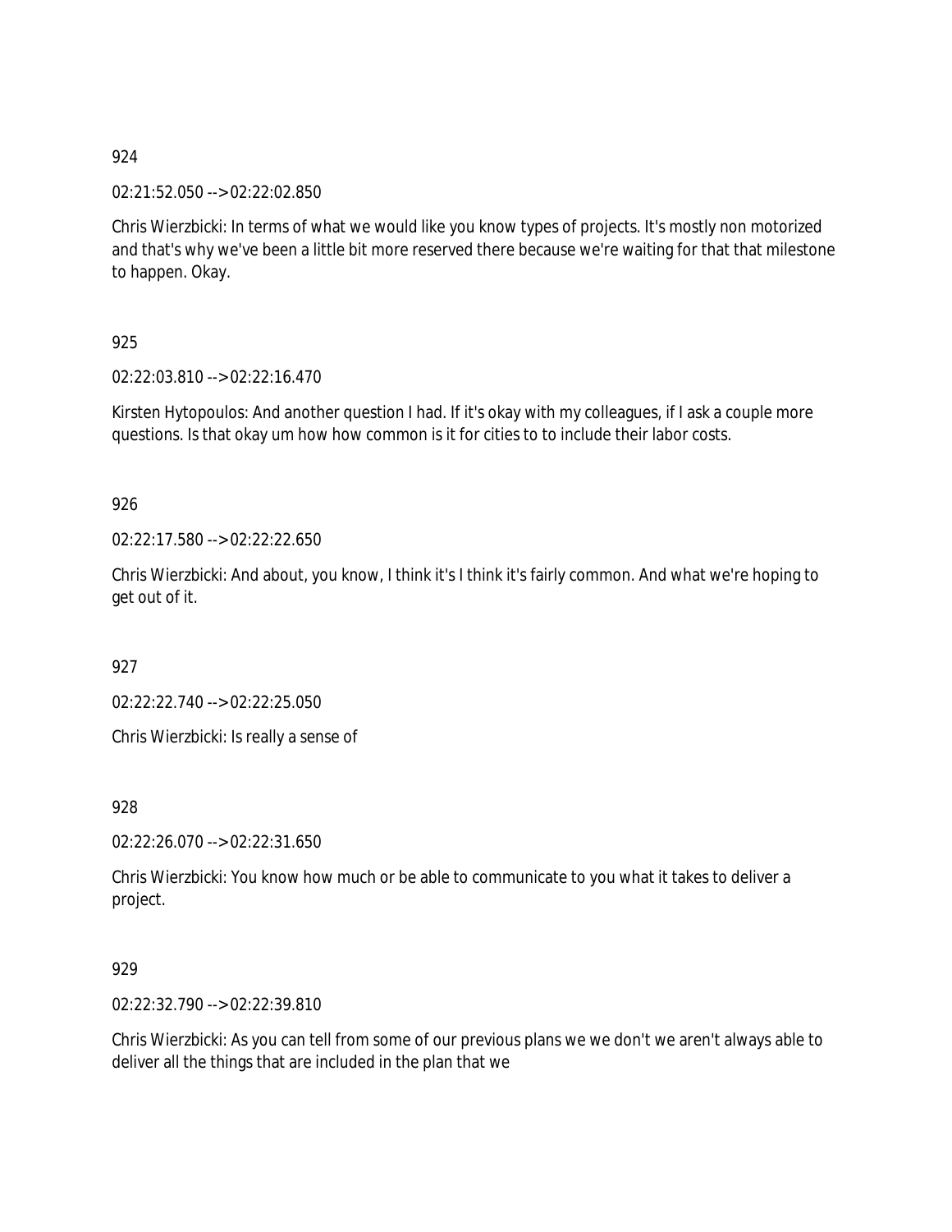924

02:21:52.050 --> 02:22:02.850

Chris Wierzbicki: In terms of what we would like you know types of projects. It's mostly non motorized and that's why we've been a little bit more reserved there because we're waiting for that that milestone to happen. Okay.

925

02:22:03.810 --> 02:22:16.470

Kirsten Hytopoulos: And another question I had. If it's okay with my colleagues, if I ask a couple more questions. Is that okay um how how common is it for cities to to include their labor costs.

926

02:22:17.580 --> 02:22:22.650

Chris Wierzbicki: And about, you know, I think it's I think it's fairly common. And what we're hoping to get out of it.

927

02:22:22.740 --> 02:22:25.050

Chris Wierzbicki: Is really a sense of

928

02:22:26.070 --> 02:22:31.650

Chris Wierzbicki: You know how much or be able to communicate to you what it takes to deliver a project.

929

02:22:32.790 --> 02:22:39.810

Chris Wierzbicki: As you can tell from some of our previous plans we we don't we aren't always able to deliver all the things that are included in the plan that we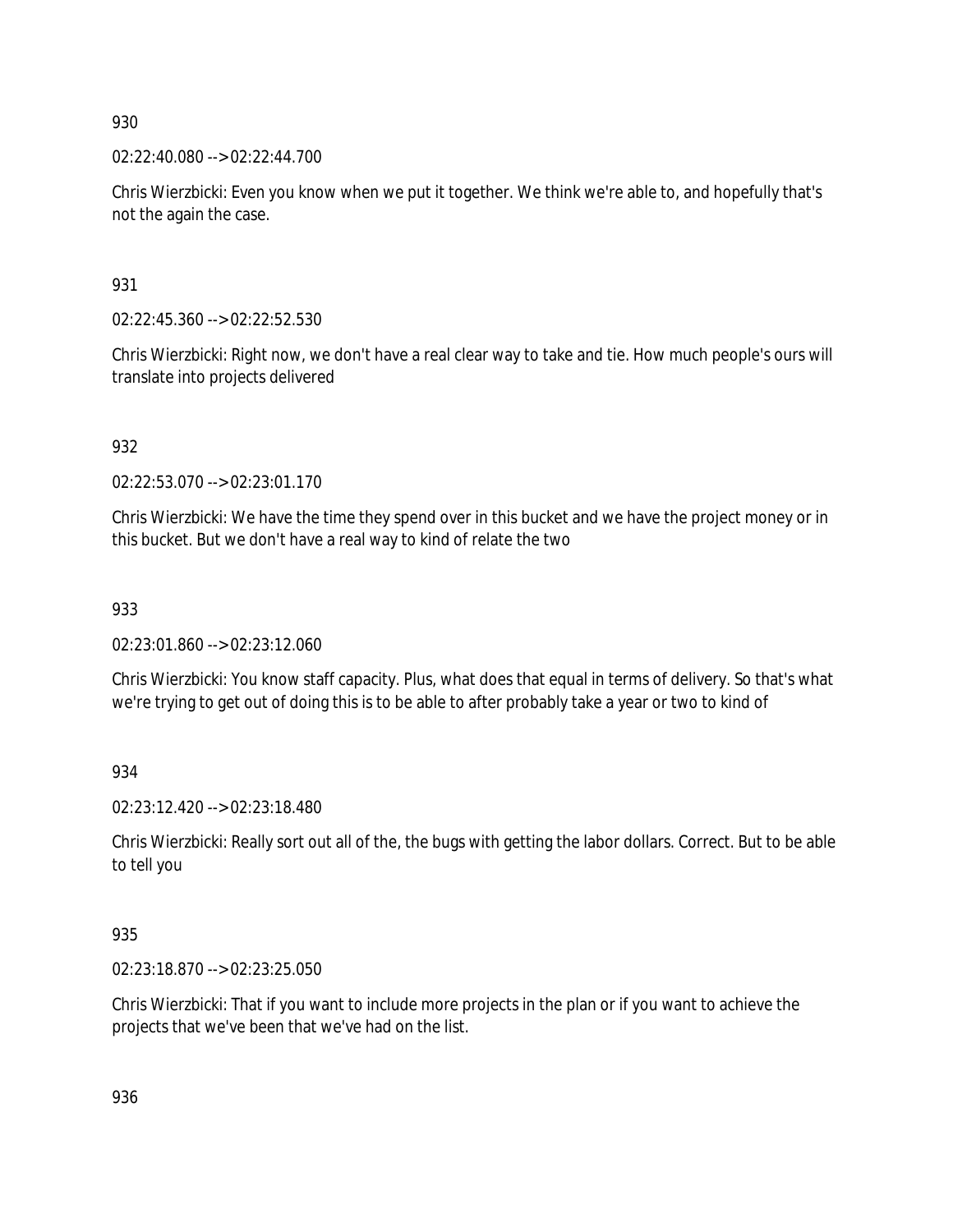930

02:22:40.080 --> 02:22:44.700

Chris Wierzbicki: Even you know when we put it together. We think we're able to, and hopefully that's not the again the case.

931

02:22:45.360 --> 02:22:52.530

Chris Wierzbicki: Right now, we don't have a real clear way to take and tie. How much people's ours will translate into projects delivered

932

02:22:53.070 --> 02:23:01.170

Chris Wierzbicki: We have the time they spend over in this bucket and we have the project money or in this bucket. But we don't have a real way to kind of relate the two

933

02:23:01.860 --> 02:23:12.060

Chris Wierzbicki: You know staff capacity. Plus, what does that equal in terms of delivery. So that's what we're trying to get out of doing this is to be able to after probably take a year or two to kind of

934

02:23:12.420 --> 02:23:18.480

Chris Wierzbicki: Really sort out all of the, the bugs with getting the labor dollars. Correct. But to be able to tell you

935

02:23:18.870 --> 02:23:25.050

Chris Wierzbicki: That if you want to include more projects in the plan or if you want to achieve the projects that we've been that we've had on the list.

936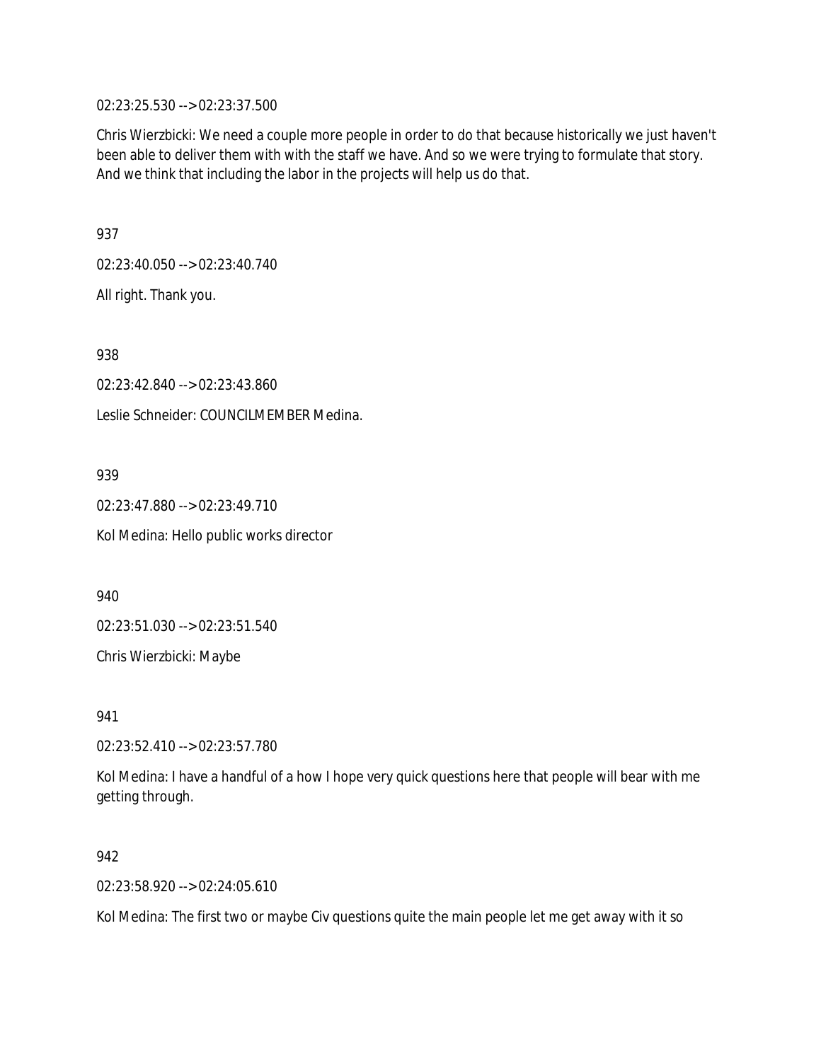02:23:25.530 --> 02:23:37.500

Chris Wierzbicki: We need a couple more people in order to do that because historically we just haven't been able to deliver them with with the staff we have. And so we were trying to formulate that story. And we think that including the labor in the projects will help us do that.

937

02:23:40.050 --> 02:23:40.740

All right. Thank you.

938

02:23:42.840 --> 02:23:43.860

Leslie Schneider: COUNCILMEMBER Medina.

939

02:23:47.880 --> 02:23:49.710

Kol Medina: Hello public works director

940

02:23:51.030 --> 02:23:51.540

Chris Wierzbicki: Maybe

941

02:23:52.410 --> 02:23:57.780

Kol Medina: I have a handful of a how I hope very quick questions here that people will bear with me getting through.

942

02:23:58.920 --> 02:24:05.610

Kol Medina: The first two or maybe Civ questions quite the main people let me get away with it so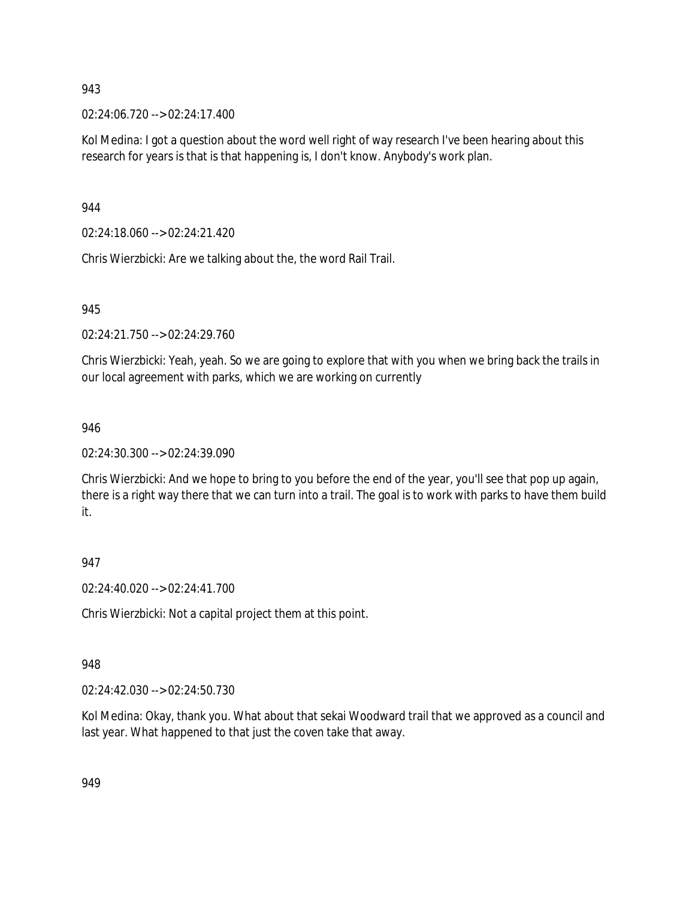943

02:24:06.720 --> 02:24:17.400

Kol Medina: I got a question about the word well right of way research I've been hearing about this research for years is that is that happening is, I don't know. Anybody's work plan.

944

02:24:18.060 --> 02:24:21.420

Chris Wierzbicki: Are we talking about the, the word Rail Trail.

945

02:24:21.750 --> 02:24:29.760

Chris Wierzbicki: Yeah, yeah. So we are going to explore that with you when we bring back the trails in our local agreement with parks, which we are working on currently

946

02:24:30.300 --> 02:24:39.090

Chris Wierzbicki: And we hope to bring to you before the end of the year, you'll see that pop up again, there is a right way there that we can turn into a trail. The goal is to work with parks to have them build it.

947

02:24:40.020 --> 02:24:41.700

Chris Wierzbicki: Not a capital project them at this point.

948

02:24:42.030 --> 02:24:50.730

Kol Medina: Okay, thank you. What about that sekai Woodward trail that we approved as a council and last year. What happened to that just the coven take that away.

949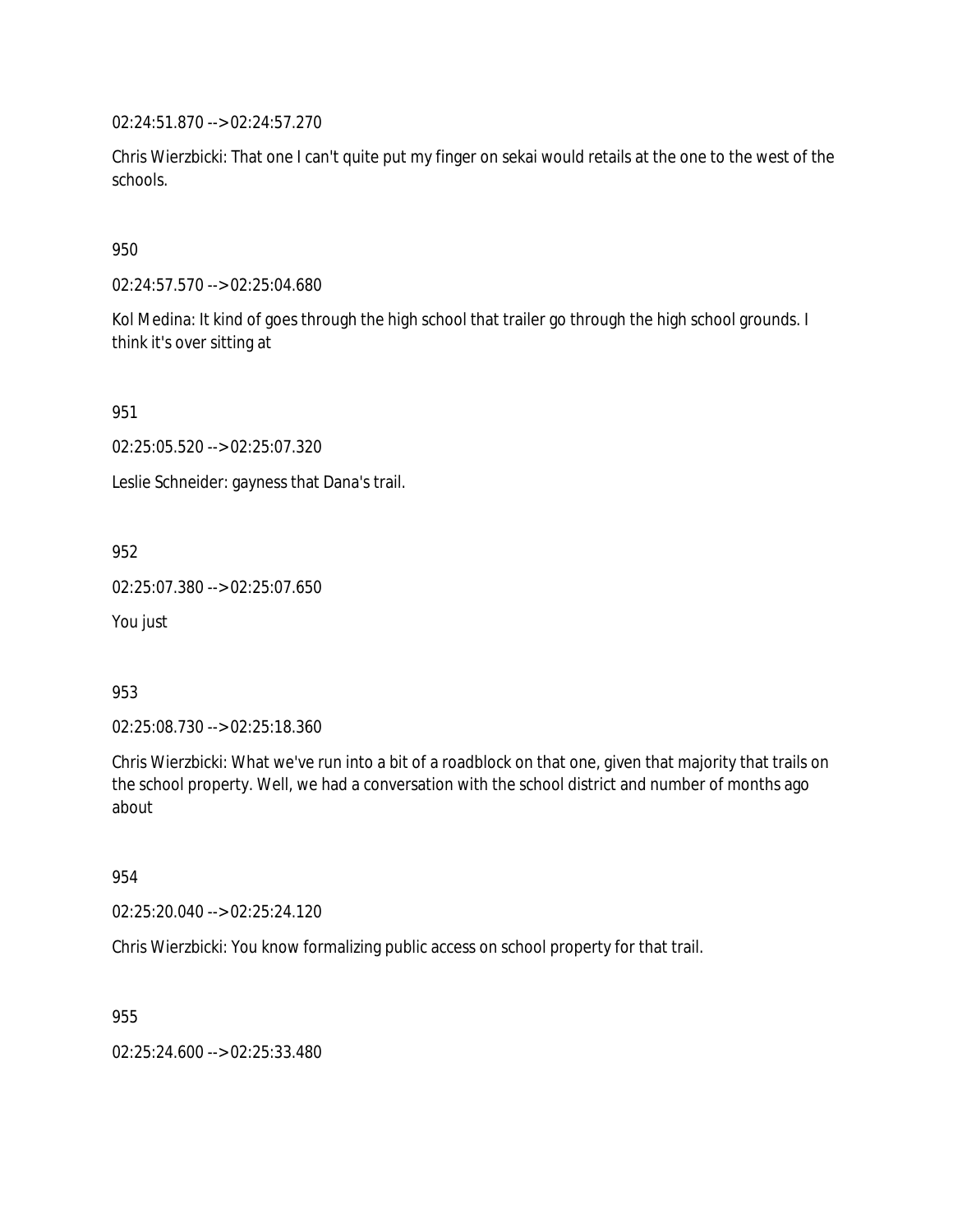02:24:51.870 --> 02:24:57.270

Chris Wierzbicki: That one I can't quite put my finger on sekai would retails at the one to the west of the schools.

950

02:24:57.570 --> 02:25:04.680

Kol Medina: It kind of goes through the high school that trailer go through the high school grounds. I think it's over sitting at

951

02:25:05.520 --> 02:25:07.320

Leslie Schneider: gayness that Dana's trail.

952

02:25:07.380 --> 02:25:07.650

You just

953

02:25:08.730 --> 02:25:18.360

Chris Wierzbicki: What we've run into a bit of a roadblock on that one, given that majority that trails on the school property. Well, we had a conversation with the school district and number of months ago about

954

02:25:20.040 --> 02:25:24.120

Chris Wierzbicki: You know formalizing public access on school property for that trail.

955

02:25:24.600 --> 02:25:33.480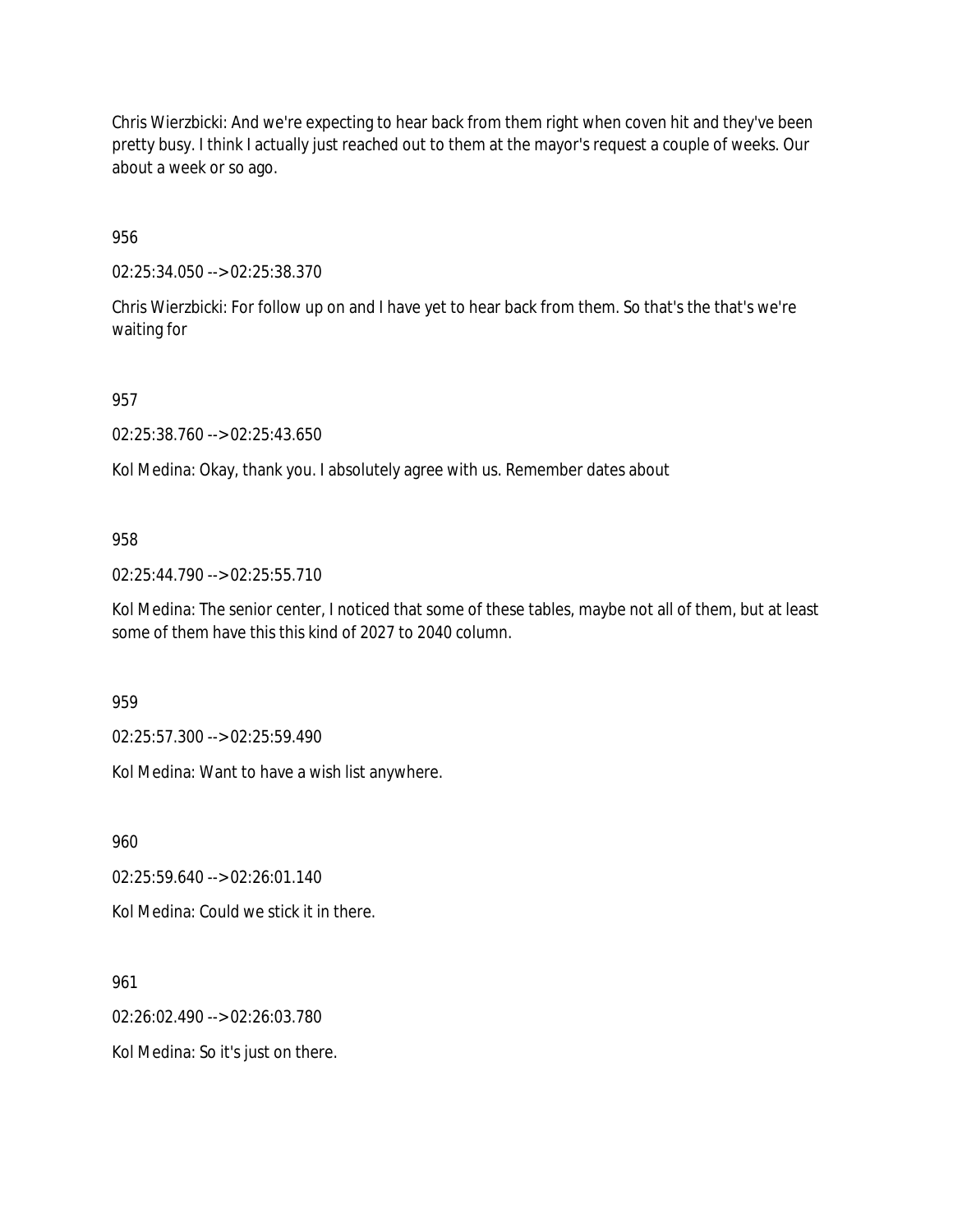Chris Wierzbicki: And we're expecting to hear back from them right when coven hit and they've been pretty busy. I think I actually just reached out to them at the mayor's request a couple of weeks. Our about a week or so ago.

956

02:25:34.050 --> 02:25:38.370

Chris Wierzbicki: For follow up on and I have yet to hear back from them. So that's the that's we're waiting for

957

02:25:38.760 --> 02:25:43.650

Kol Medina: Okay, thank you. I absolutely agree with us. Remember dates about

958

02:25:44.790 --> 02:25:55.710

Kol Medina: The senior center, I noticed that some of these tables, maybe not all of them, but at least some of them have this this kind of 2027 to 2040 column.

959

02:25:57.300 --> 02:25:59.490

Kol Medina: Want to have a wish list anywhere.

960

02:25:59.640 --> 02:26:01.140

Kol Medina: Could we stick it in there.

961

02:26:02.490 --> 02:26:03.780

Kol Medina: So it's just on there.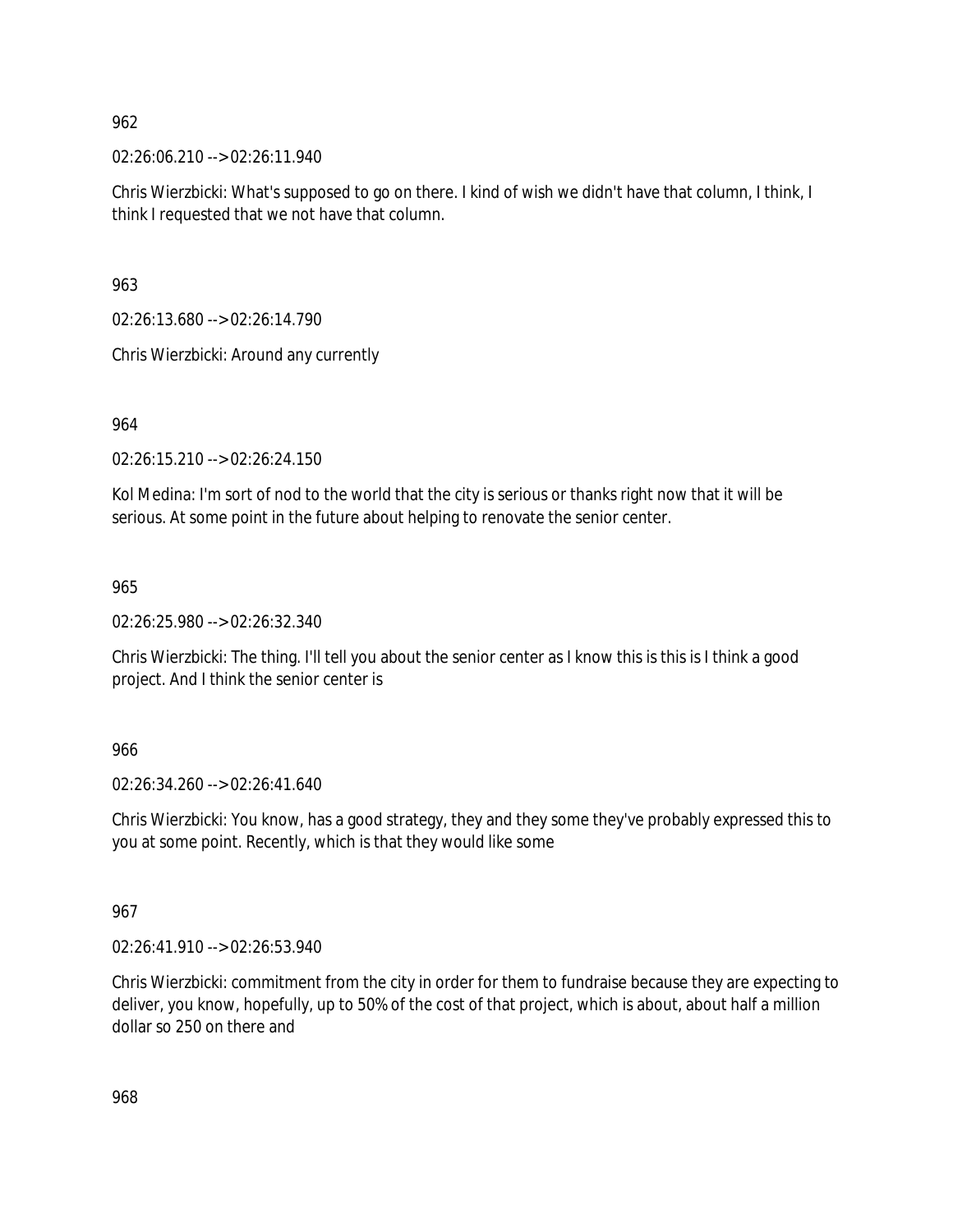962

02:26:06.210 --> 02:26:11.940

Chris Wierzbicki: What's supposed to go on there. I kind of wish we didn't have that column, I think, I think I requested that we not have that column.

963

02:26:13.680 --> 02:26:14.790

Chris Wierzbicki: Around any currently

964

02:26:15.210 --> 02:26:24.150

Kol Medina: I'm sort of nod to the world that the city is serious or thanks right now that it will be serious. At some point in the future about helping to renovate the senior center.

965

02:26:25.980 --> 02:26:32.340

Chris Wierzbicki: The thing. I'll tell you about the senior center as I know this is this is I think a good project. And I think the senior center is

966

02:26:34.260 --> 02:26:41.640

Chris Wierzbicki: You know, has a good strategy, they and they some they've probably expressed this to you at some point. Recently, which is that they would like some

967

02:26:41.910 --> 02:26:53.940

Chris Wierzbicki: commitment from the city in order for them to fundraise because they are expecting to deliver, you know, hopefully, up to 50% of the cost of that project, which is about, about half a million dollar so 250 on there and

968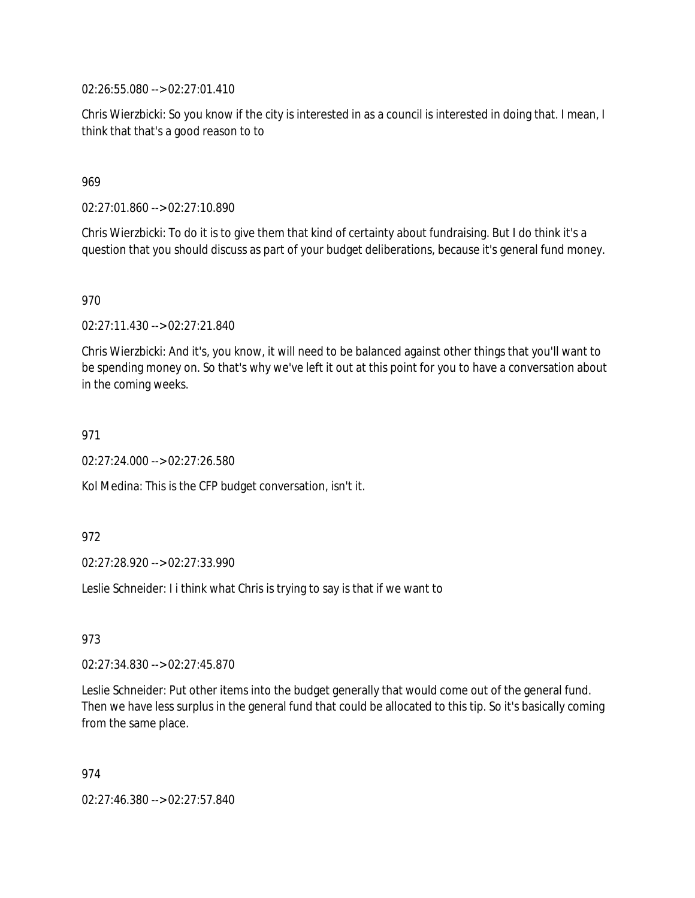02:26:55.080 --> 02:27:01.410

Chris Wierzbicki: So you know if the city is interested in as a council is interested in doing that. I mean, I think that that's a good reason to to

969

02:27:01.860 --> 02:27:10.890

Chris Wierzbicki: To do it is to give them that kind of certainty about fundraising. But I do think it's a question that you should discuss as part of your budget deliberations, because it's general fund money.

970

02:27:11.430 --> 02:27:21.840

Chris Wierzbicki: And it's, you know, it will need to be balanced against other things that you'll want to be spending money on. So that's why we've left it out at this point for you to have a conversation about in the coming weeks.

971

02:27:24.000 --> 02:27:26.580

Kol Medina: This is the CFP budget conversation, isn't it.

972

02:27:28.920 --> 02:27:33.990

Leslie Schneider: I i think what Chris is trying to say is that if we want to

973

02:27:34.830 --> 02:27:45.870

Leslie Schneider: Put other items into the budget generally that would come out of the general fund. Then we have less surplus in the general fund that could be allocated to this tip. So it's basically coming from the same place.

974

02:27:46.380 --> 02:27:57.840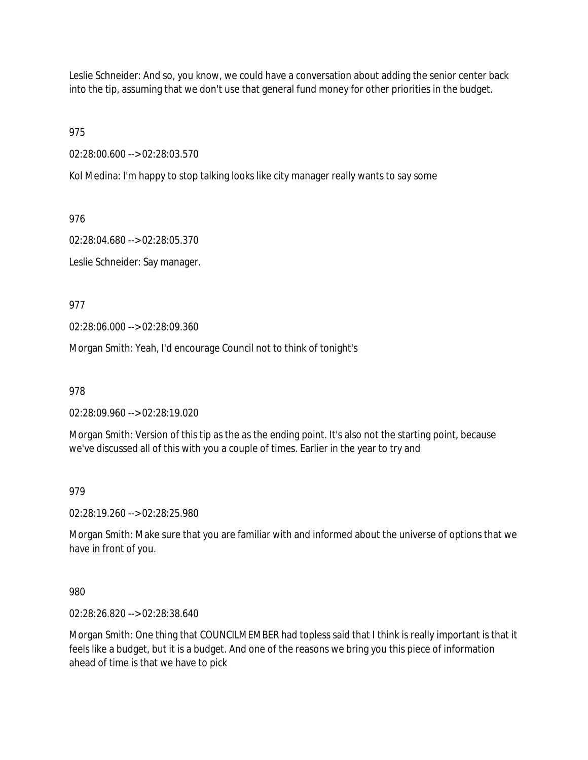Leslie Schneider: And so, you know, we could have a conversation about adding the senior center back into the tip, assuming that we don't use that general fund money for other priorities in the budget.

975

02:28:00.600 --> 02:28:03.570

Kol Medina: I'm happy to stop talking looks like city manager really wants to say some

976

02:28:04.680 --> 02:28:05.370

Leslie Schneider: Say manager.

977

02:28:06.000 --> 02:28:09.360

Morgan Smith: Yeah, I'd encourage Council not to think of tonight's

978

02:28:09.960 --> 02:28:19.020

Morgan Smith: Version of this tip as the as the ending point. It's also not the starting point, because we've discussed all of this with you a couple of times. Earlier in the year to try and

979

02:28:19.260 --> 02:28:25.980

Morgan Smith: Make sure that you are familiar with and informed about the universe of options that we have in front of you.

980

02:28:26.820 --> 02:28:38.640

Morgan Smith: One thing that COUNCILMEMBER had topless said that I think is really important is that it feels like a budget, but it is a budget. And one of the reasons we bring you this piece of information ahead of time is that we have to pick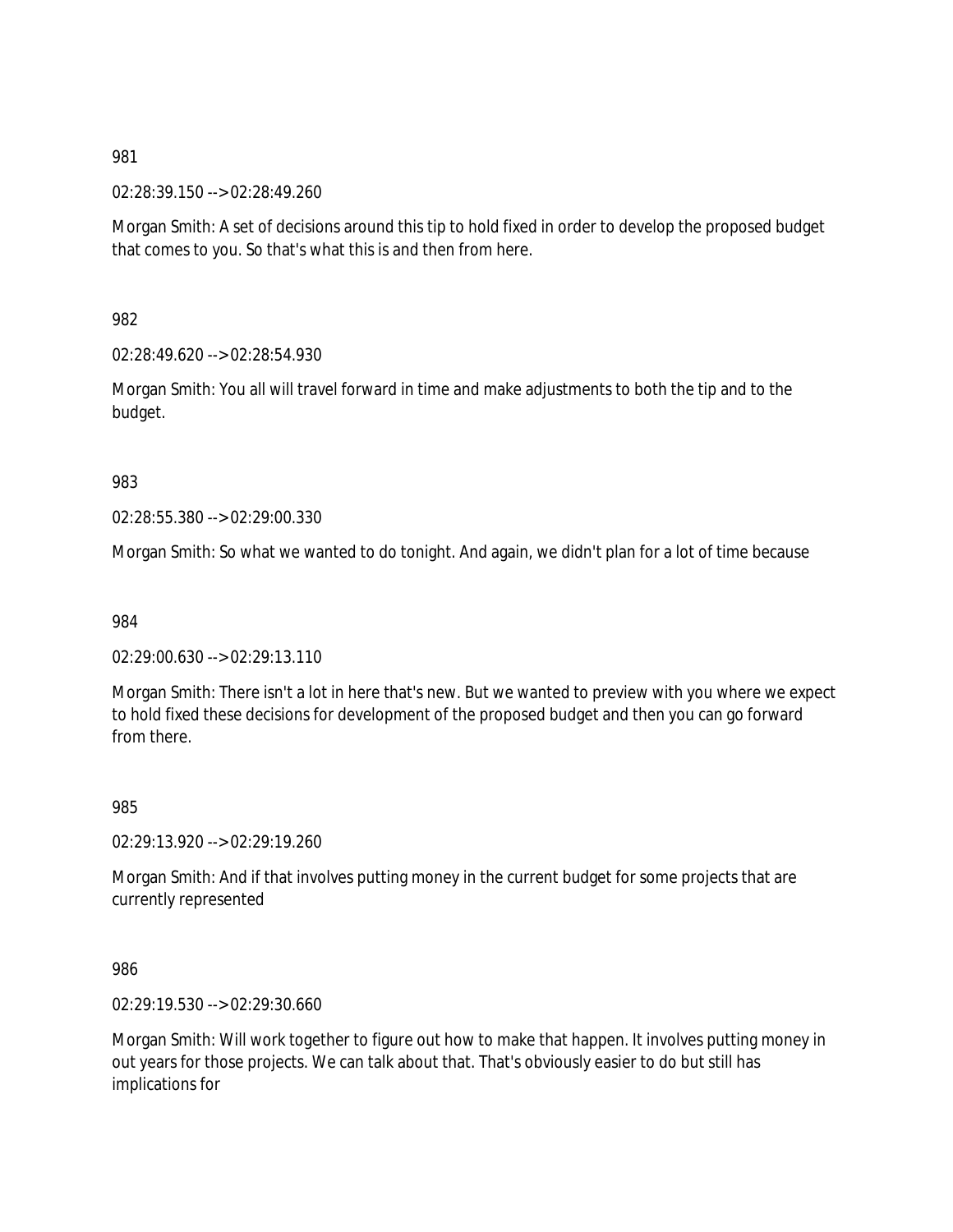981

02:28:39.150 --> 02:28:49.260

Morgan Smith: A set of decisions around this tip to hold fixed in order to develop the proposed budget that comes to you. So that's what this is and then from here.

982

02:28:49.620 --> 02:28:54.930

Morgan Smith: You all will travel forward in time and make adjustments to both the tip and to the budget.

983

02:28:55.380 --> 02:29:00.330

Morgan Smith: So what we wanted to do tonight. And again, we didn't plan for a lot of time because

984

02:29:00.630 --> 02:29:13.110

Morgan Smith: There isn't a lot in here that's new. But we wanted to preview with you where we expect to hold fixed these decisions for development of the proposed budget and then you can go forward from there.

985

02:29:13.920 --> 02:29:19.260

Morgan Smith: And if that involves putting money in the current budget for some projects that are currently represented

986

02:29:19.530 --> 02:29:30.660

Morgan Smith: Will work together to figure out how to make that happen. It involves putting money in out years for those projects. We can talk about that. That's obviously easier to do but still has implications for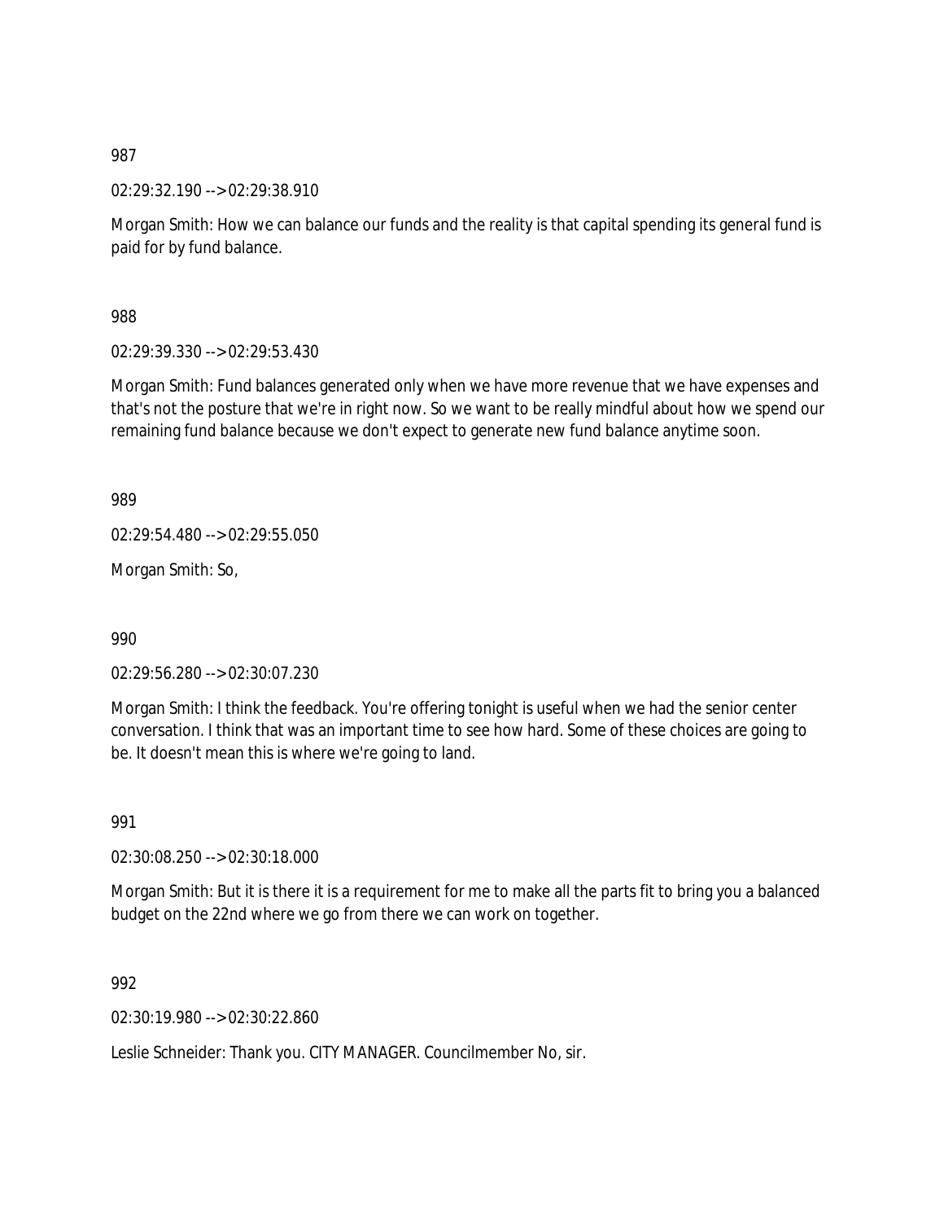987

02:29:32.190 --> 02:29:38.910

Morgan Smith: How we can balance our funds and the reality is that capital spending its general fund is paid for by fund balance.

988

02:29:39.330 --> 02:29:53.430

Morgan Smith: Fund balances generated only when we have more revenue that we have expenses and that's not the posture that we're in right now. So we want to be really mindful about how we spend our remaining fund balance because we don't expect to generate new fund balance anytime soon.

989

02:29:54.480 --> 02:29:55.050

Morgan Smith: So,

990

02:29:56.280 --> 02:30:07.230

Morgan Smith: I think the feedback. You're offering tonight is useful when we had the senior center conversation. I think that was an important time to see how hard. Some of these choices are going to be. It doesn't mean this is where we're going to land.

991

02:30:08.250 --> 02:30:18.000

Morgan Smith: But it is there it is a requirement for me to make all the parts fit to bring you a balanced budget on the 22nd where we go from there we can work on together.

992

02:30:19.980 --> 02:30:22.860

Leslie Schneider: Thank you. CITY MANAGER. Councilmember No, sir.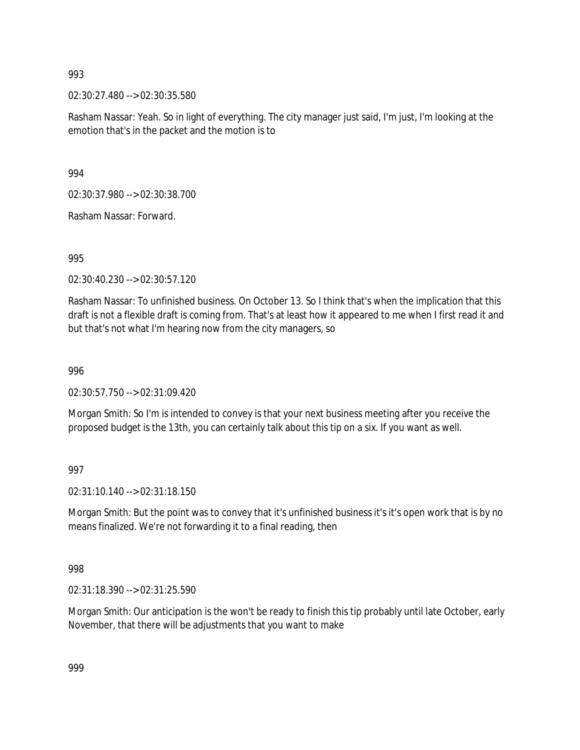993

02:30:27.480 --> 02:30:35.580

Rasham Nassar: Yeah. So in light of everything. The city manager just said, I'm just, I'm looking at the emotion that's in the packet and the motion is to

994

02:30:37.980 --> 02:30:38.700

Rasham Nassar: Forward.

995

02:30:40.230 --> 02:30:57.120

Rasham Nassar: To unfinished business. On October 13. So I think that's when the implication that this draft is not a flexible draft is coming from. That's at least how it appeared to me when I first read it and but that's not what I'm hearing now from the city managers, so

996

02:30:57.750 --> 02:31:09.420

Morgan Smith: So I'm is intended to convey is that your next business meeting after you receive the proposed budget is the 13th, you can certainly talk about this tip on a six. If you want as well.

997

02:31:10.140 --> 02:31:18.150

Morgan Smith: But the point was to convey that it's unfinished business it's it's open work that is by no means finalized. We're not forwarding it to a final reading, then

998

02:31:18.390 --> 02:31:25.590

Morgan Smith: Our anticipation is the won't be ready to finish this tip probably until late October, early November, that there will be adjustments that you want to make

999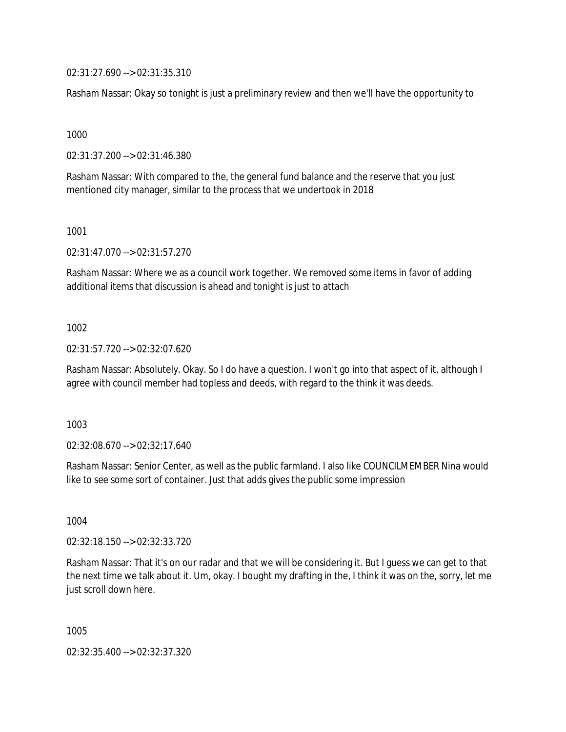02:31:27.690 --> 02:31:35.310

Rasham Nassar: Okay so tonight is just a preliminary review and then we'll have the opportunity to

1000

02:31:37.200 --> 02:31:46.380

Rasham Nassar: With compared to the, the general fund balance and the reserve that you just mentioned city manager, similar to the process that we undertook in 2018

1001

02:31:47.070 --> 02:31:57.270

Rasham Nassar: Where we as a council work together. We removed some items in favor of adding additional items that discussion is ahead and tonight is just to attach

1002

02:31:57.720 --> 02:32:07.620

Rasham Nassar: Absolutely. Okay. So I do have a question. I won't go into that aspect of it, although I agree with council member had topless and deeds, with regard to the think it was deeds.

1003

02:32:08.670 --> 02:32:17.640

Rasham Nassar: Senior Center, as well as the public farmland. I also like COUNCILMEMBER Nina would like to see some sort of container. Just that adds gives the public some impression

1004

02:32:18.150 --> 02:32:33.720

Rasham Nassar: That it's on our radar and that we will be considering it. But I guess we can get to that the next time we talk about it. Um, okay. I bought my drafting in the, I think it was on the, sorry, let me just scroll down here.

1005

02:32:35.400 --> 02:32:37.320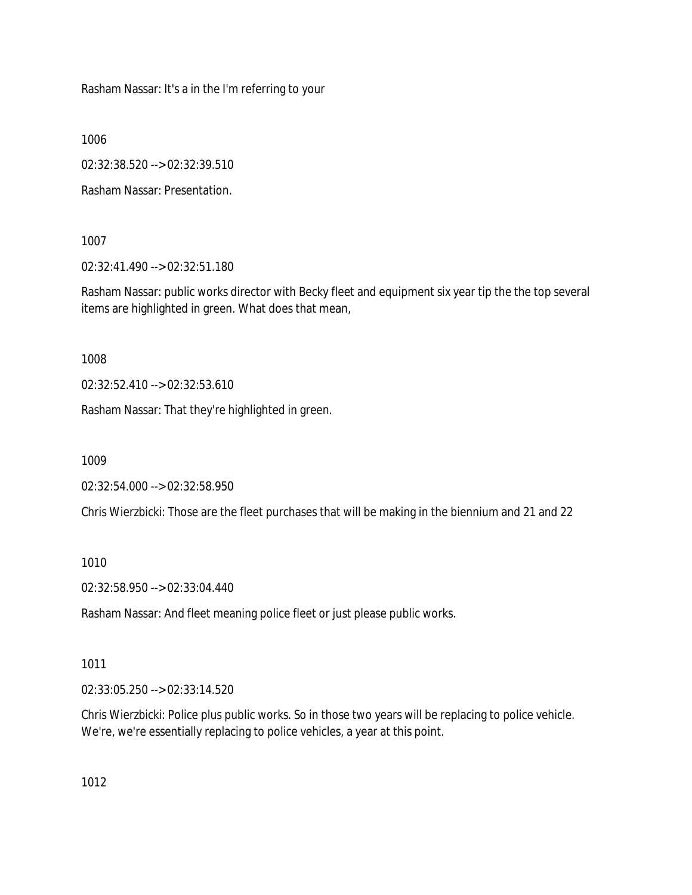Rasham Nassar: It's a in the I'm referring to your

1006

02:32:38.520 --> 02:32:39.510

Rasham Nassar: Presentation.

1007

02:32:41.490 --> 02:32:51.180

Rasham Nassar: public works director with Becky fleet and equipment six year tip the the top several items are highlighted in green. What does that mean,

1008

02:32:52.410 --> 02:32:53.610

Rasham Nassar: That they're highlighted in green.

1009

02:32:54.000 --> 02:32:58.950

Chris Wierzbicki: Those are the fleet purchases that will be making in the biennium and 21 and 22

1010

02:32:58.950 --> 02:33:04.440

Rasham Nassar: And fleet meaning police fleet or just please public works.

1011

02:33:05.250 --> 02:33:14.520

Chris Wierzbicki: Police plus public works. So in those two years will be replacing to police vehicle. We're, we're essentially replacing to police vehicles, a year at this point.

1012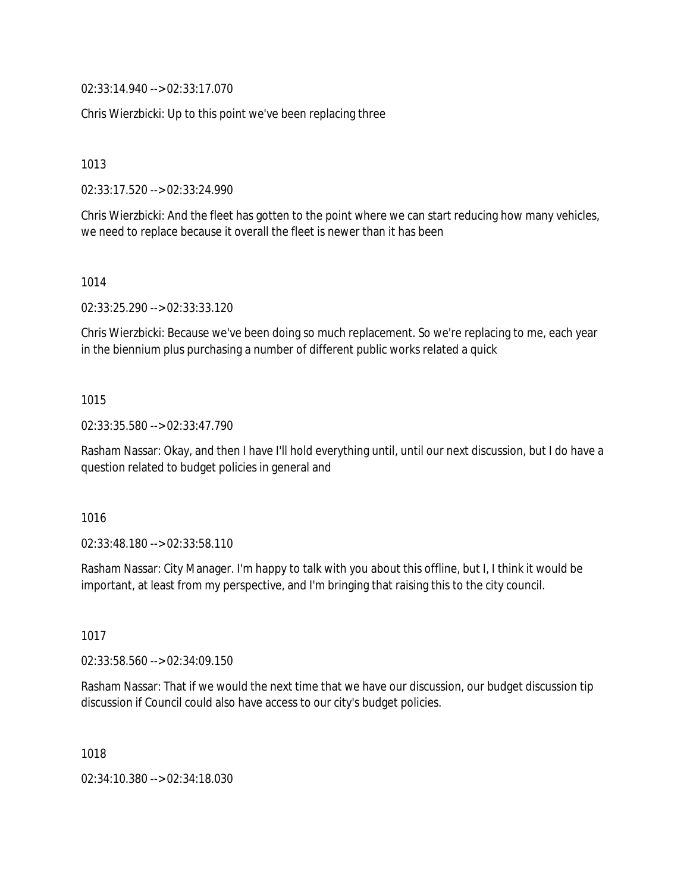02:33:14.940 --> 02:33:17.070

Chris Wierzbicki: Up to this point we've been replacing three

1013

02:33:17.520 --> 02:33:24.990

Chris Wierzbicki: And the fleet has gotten to the point where we can start reducing how many vehicles, we need to replace because it overall the fleet is newer than it has been

1014

02:33:25.290 --> 02:33:33.120

Chris Wierzbicki: Because we've been doing so much replacement. So we're replacing to me, each year in the biennium plus purchasing a number of different public works related a quick

1015

02:33:35.580 --> 02:33:47.790

Rasham Nassar: Okay, and then I have I'll hold everything until, until our next discussion, but I do have a question related to budget policies in general and

1016

02:33:48.180 --> 02:33:58.110

Rasham Nassar: City Manager. I'm happy to talk with you about this offline, but I, I think it would be important, at least from my perspective, and I'm bringing that raising this to the city council.

1017

02:33:58.560 --> 02:34:09.150

Rasham Nassar: That if we would the next time that we have our discussion, our budget discussion tip discussion if Council could also have access to our city's budget policies.

1018

02:34:10.380 --> 02:34:18.030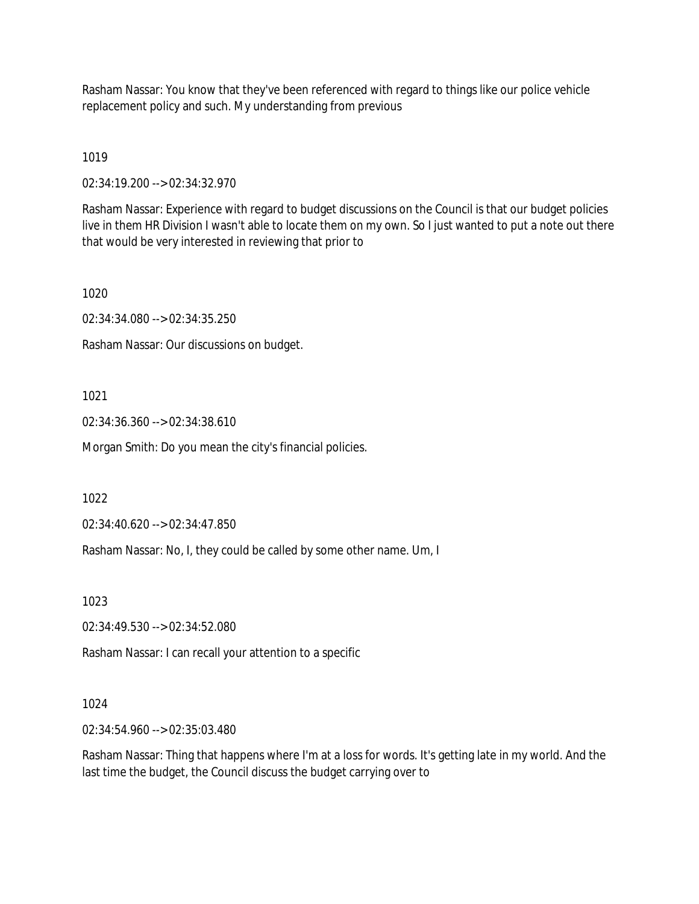Rasham Nassar: You know that they've been referenced with regard to things like our police vehicle replacement policy and such. My understanding from previous

1019

02:34:19.200 --> 02:34:32.970

Rasham Nassar: Experience with regard to budget discussions on the Council is that our budget policies live in them HR Division I wasn't able to locate them on my own. So I just wanted to put a note out there that would be very interested in reviewing that prior to

1020

02:34:34.080 --> 02:34:35.250

Rasham Nassar: Our discussions on budget.

1021

02:34:36.360 --> 02:34:38.610

Morgan Smith: Do you mean the city's financial policies.

1022

02:34:40.620 --> 02:34:47.850

Rasham Nassar: No, I, they could be called by some other name. Um, I

1023

02:34:49.530 --> 02:34:52.080

Rasham Nassar: I can recall your attention to a specific

1024

02:34:54.960 --> 02:35:03.480

Rasham Nassar: Thing that happens where I'm at a loss for words. It's getting late in my world. And the last time the budget, the Council discuss the budget carrying over to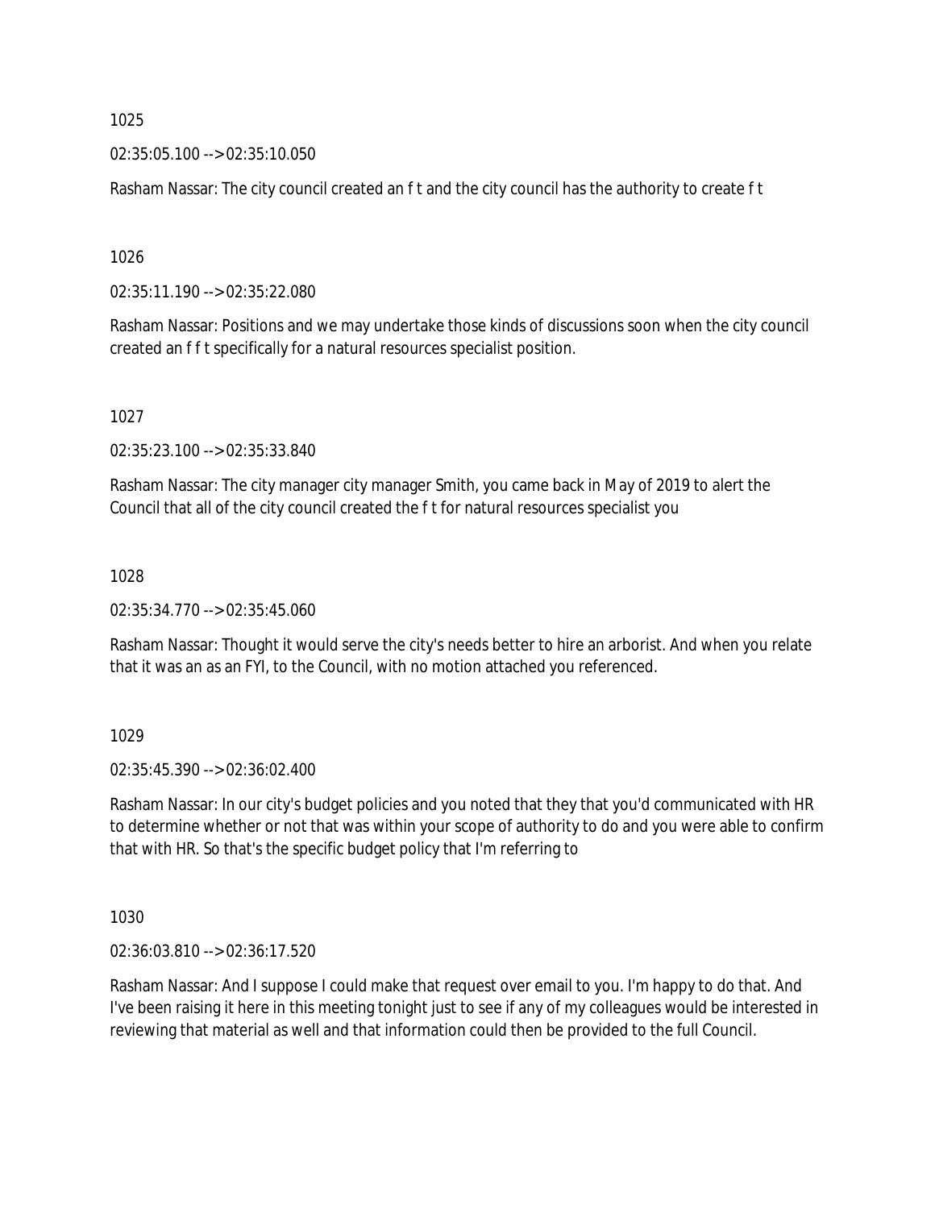1025

02:35:05.100 --> 02:35:10.050

Rasham Nassar: The city council created an f t and the city council has the authority to create f t

1026

02:35:11.190 --> 02:35:22.080

Rasham Nassar: Positions and we may undertake those kinds of discussions soon when the city council created an f f t specifically for a natural resources specialist position.

1027

02:35:23.100 --> 02:35:33.840

Rasham Nassar: The city manager city manager Smith, you came back in May of 2019 to alert the Council that all of the city council created the f t for natural resources specialist you

1028

02:35:34.770 --> 02:35:45.060

Rasham Nassar: Thought it would serve the city's needs better to hire an arborist. And when you relate that it was an as an FYI, to the Council, with no motion attached you referenced.

1029

02:35:45.390 --> 02:36:02.400

Rasham Nassar: In our city's budget policies and you noted that they that you'd communicated with HR to determine whether or not that was within your scope of authority to do and you were able to confirm that with HR. So that's the specific budget policy that I'm referring to

1030

02:36:03.810 --> 02:36:17.520

Rasham Nassar: And I suppose I could make that request over email to you. I'm happy to do that. And I've been raising it here in this meeting tonight just to see if any of my colleagues would be interested in reviewing that material as well and that information could then be provided to the full Council.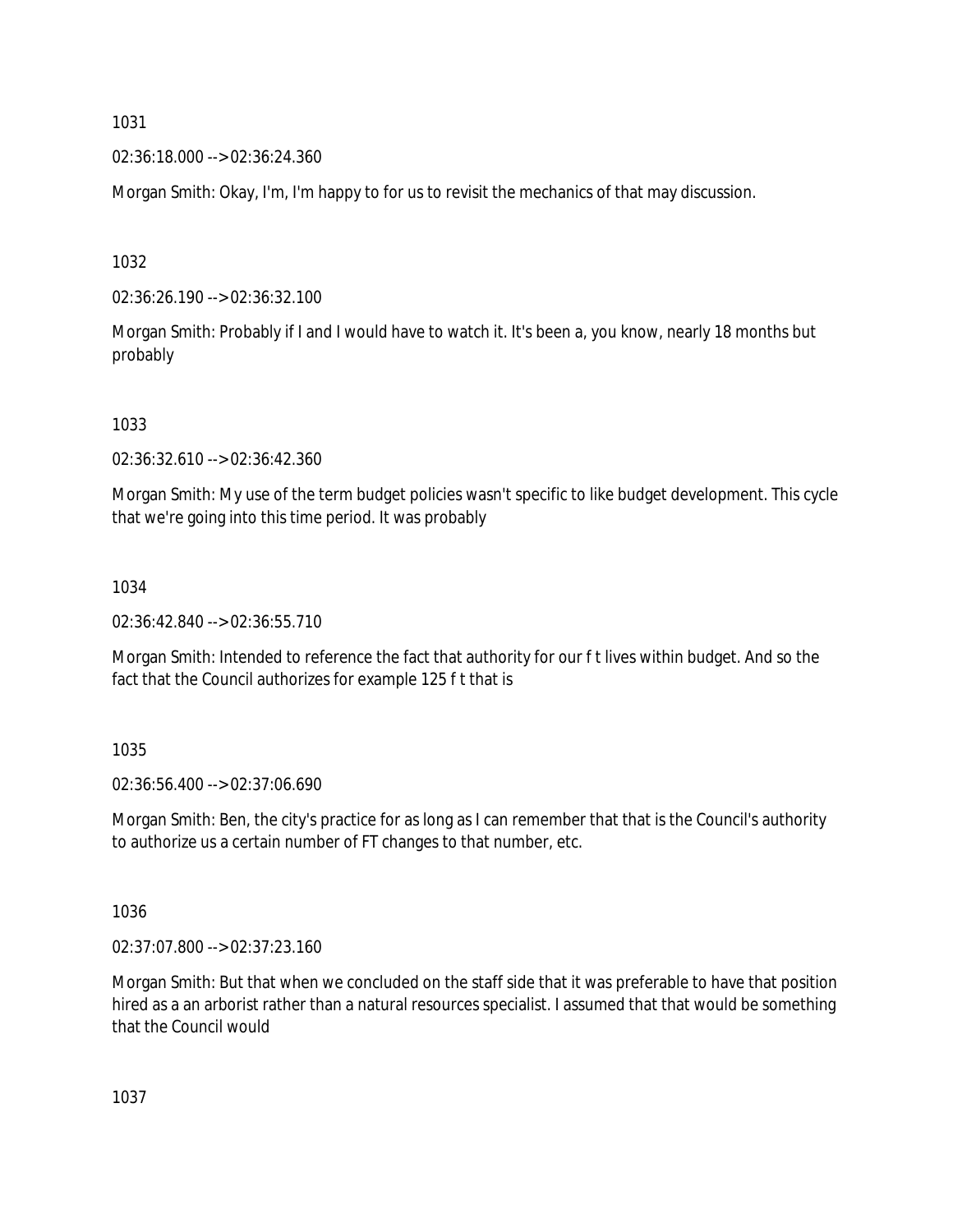1031

02:36:18.000 --> 02:36:24.360

Morgan Smith: Okay, I'm, I'm happy to for us to revisit the mechanics of that may discussion.

1032

02:36:26.190 --> 02:36:32.100

Morgan Smith: Probably if I and I would have to watch it. It's been a, you know, nearly 18 months but probably

1033

02:36:32.610 --> 02:36:42.360

Morgan Smith: My use of the term budget policies wasn't specific to like budget development. This cycle that we're going into this time period. It was probably

1034

02:36:42.840 --> 02:36:55.710

Morgan Smith: Intended to reference the fact that authority for our f t lives within budget. And so the fact that the Council authorizes for example 125 f t that is

1035

02:36:56.400 --> 02:37:06.690

Morgan Smith: Ben, the city's practice for as long as I can remember that that is the Council's authority to authorize us a certain number of FT changes to that number, etc.

1036

02:37:07.800 --> 02:37:23.160

Morgan Smith: But that when we concluded on the staff side that it was preferable to have that position hired as a an arborist rather than a natural resources specialist. I assumed that that would be something that the Council would

1037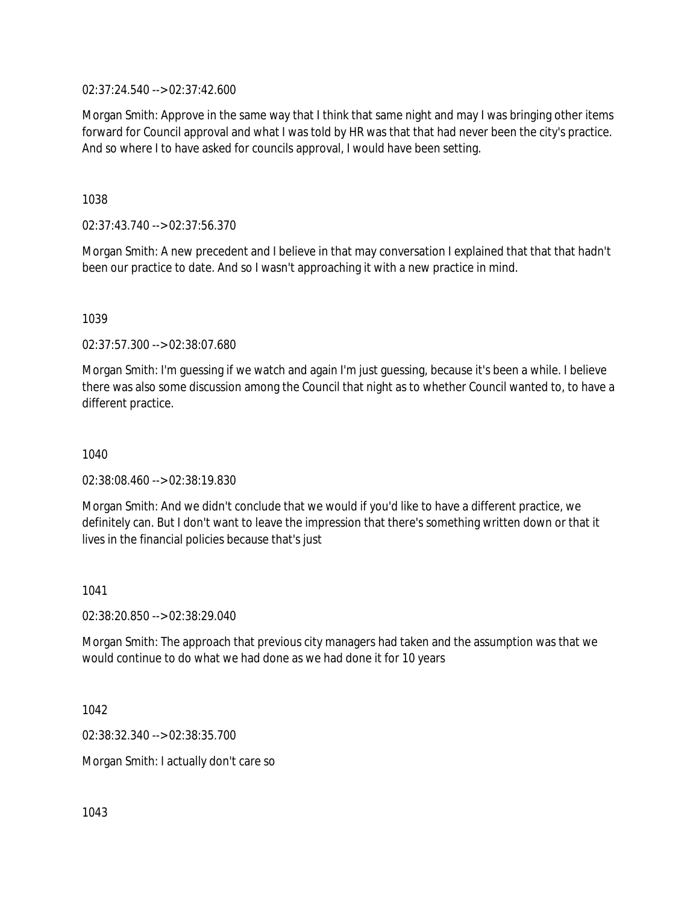02:37:24.540 --> 02:37:42.600

Morgan Smith: Approve in the same way that I think that same night and may I was bringing other items forward for Council approval and what I was told by HR was that that had never been the city's practice. And so where I to have asked for councils approval, I would have been setting.

1038

02:37:43.740 --> 02:37:56.370

Morgan Smith: A new precedent and I believe in that may conversation I explained that that that hadn't been our practice to date. And so I wasn't approaching it with a new practice in mind.

1039

02:37:57.300 --> 02:38:07.680

Morgan Smith: I'm guessing if we watch and again I'm just guessing, because it's been a while. I believe there was also some discussion among the Council that night as to whether Council wanted to, to have a different practice.

1040

02:38:08.460 --> 02:38:19.830

Morgan Smith: And we didn't conclude that we would if you'd like to have a different practice, we definitely can. But I don't want to leave the impression that there's something written down or that it lives in the financial policies because that's just

1041

02:38:20.850 --> 02:38:29.040

Morgan Smith: The approach that previous city managers had taken and the assumption was that we would continue to do what we had done as we had done it for 10 years

1042

02:38:32.340 --> 02:38:35.700

Morgan Smith: I actually don't care so

1043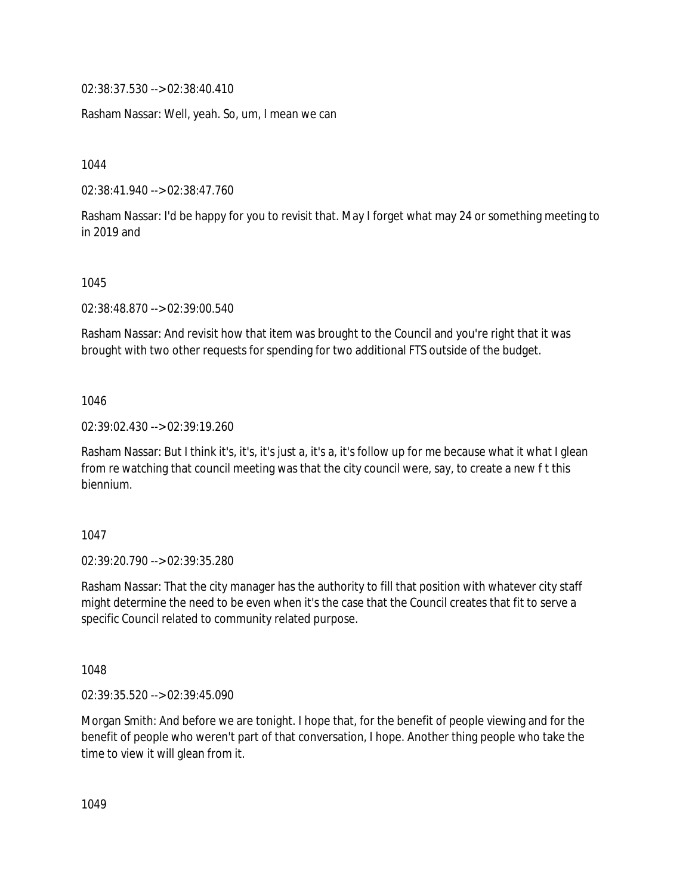02:38:37.530 --> 02:38:40.410

Rasham Nassar: Well, yeah. So, um, I mean we can

1044

02:38:41.940 --> 02:38:47.760

Rasham Nassar: I'd be happy for you to revisit that. May I forget what may 24 or something meeting to in 2019 and

1045

02:38:48.870 --> 02:39:00.540

Rasham Nassar: And revisit how that item was brought to the Council and you're right that it was brought with two other requests for spending for two additional FTS outside of the budget.

1046

02:39:02.430 --> 02:39:19.260

Rasham Nassar: But I think it's, it's, it's just a, it's a, it's follow up for me because what it what I glean from re watching that council meeting was that the city council were, say, to create a new f t this biennium.

1047

02:39:20.790 --> 02:39:35.280

Rasham Nassar: That the city manager has the authority to fill that position with whatever city staff might determine the need to be even when it's the case that the Council creates that fit to serve a specific Council related to community related purpose.

1048

02:39:35.520 --> 02:39:45.090

Morgan Smith: And before we are tonight. I hope that, for the benefit of people viewing and for the benefit of people who weren't part of that conversation, I hope. Another thing people who take the time to view it will glean from it.

1049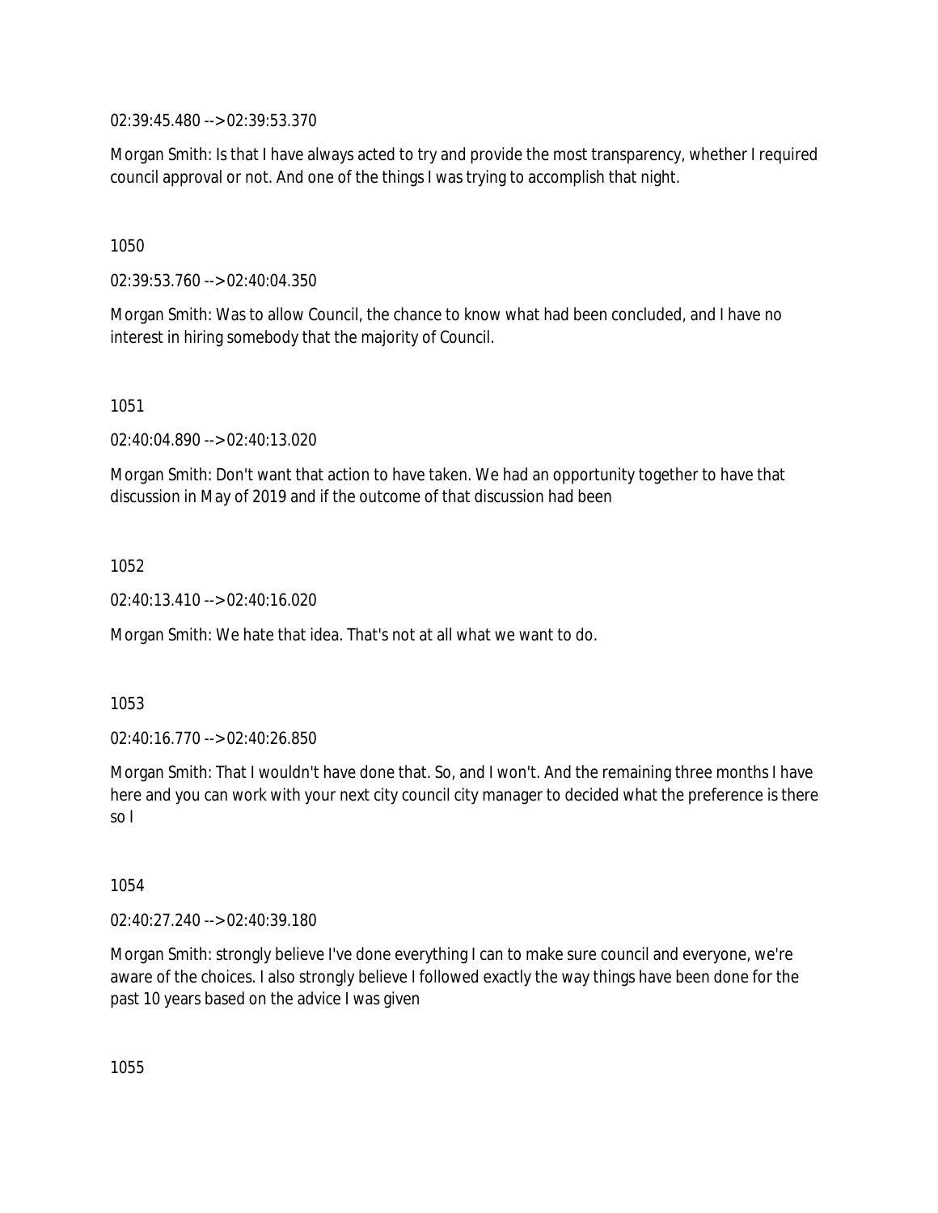02:39:45.480 --> 02:39:53.370

Morgan Smith: Is that I have always acted to try and provide the most transparency, whether I required council approval or not. And one of the things I was trying to accomplish that night.

1050

02:39:53.760 --> 02:40:04.350

Morgan Smith: Was to allow Council, the chance to know what had been concluded, and I have no interest in hiring somebody that the majority of Council.

1051

02:40:04.890 --> 02:40:13.020

Morgan Smith: Don't want that action to have taken. We had an opportunity together to have that discussion in May of 2019 and if the outcome of that discussion had been

1052

02:40:13.410 --> 02:40:16.020

Morgan Smith: We hate that idea. That's not at all what we want to do.

1053

02:40:16.770 --> 02:40:26.850

Morgan Smith: That I wouldn't have done that. So, and I won't. And the remaining three months I have here and you can work with your next city council city manager to decided what the preference is there so I

1054

02:40:27.240 --> 02:40:39.180

Morgan Smith: strongly believe I've done everything I can to make sure council and everyone, we're aware of the choices. I also strongly believe I followed exactly the way things have been done for the past 10 years based on the advice I was given

1055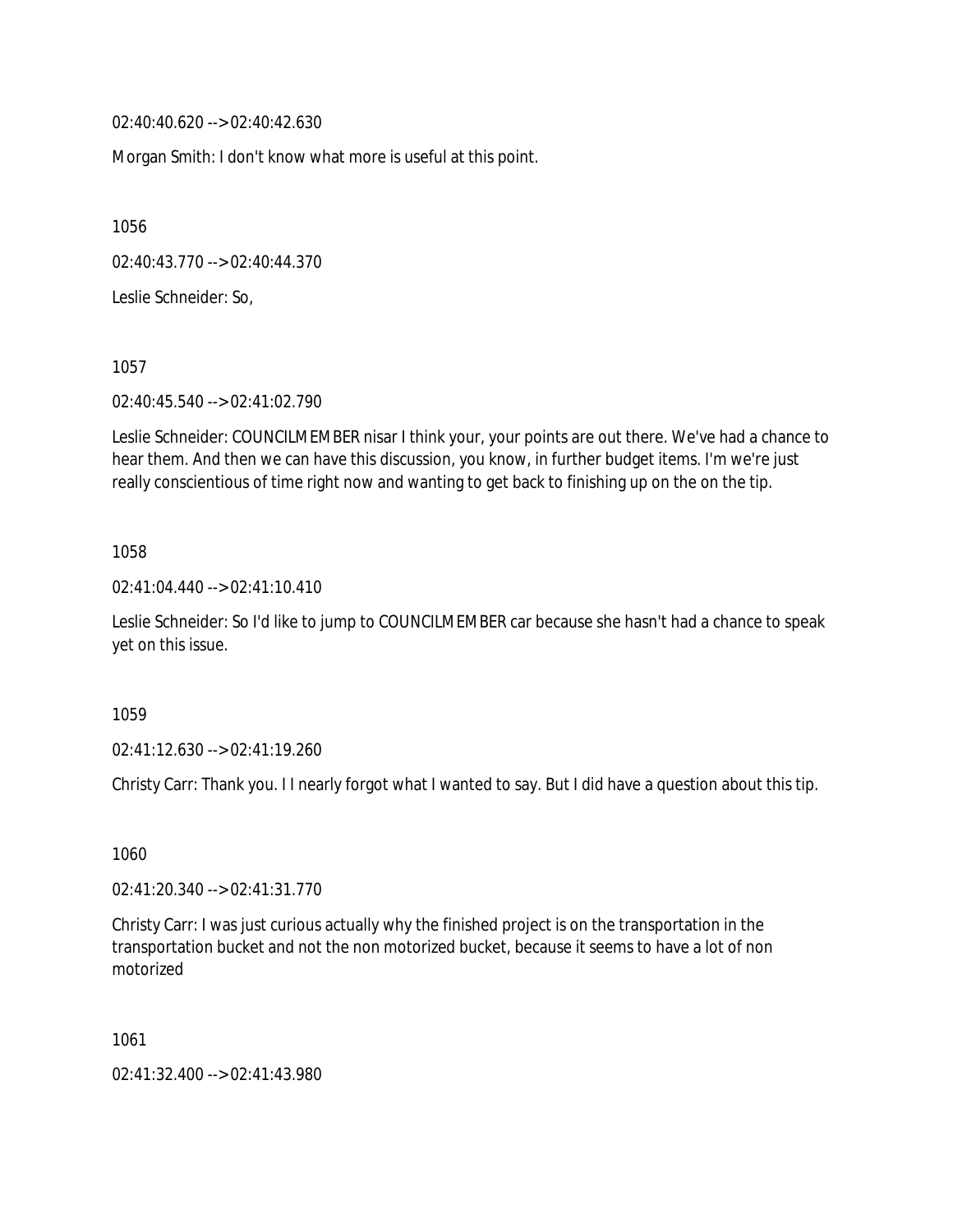02:40:40.620 --> 02:40:42.630

Morgan Smith: I don't know what more is useful at this point.

1056

02:40:43.770 --> 02:40:44.370

Leslie Schneider: So,

1057

02:40:45.540 --> 02:41:02.790

Leslie Schneider: COUNCILMEMBER nisar I think your, your points are out there. We've had a chance to hear them. And then we can have this discussion, you know, in further budget items. I'm we're just really conscientious of time right now and wanting to get back to finishing up on the on the tip.

1058

02:41:04.440 --> 02:41:10.410

Leslie Schneider: So I'd like to jump to COUNCILMEMBER car because she hasn't had a chance to speak yet on this issue.

1059

02:41:12.630 --> 02:41:19.260

Christy Carr: Thank you. I I nearly forgot what I wanted to say. But I did have a question about this tip.

1060

02:41:20.340 --> 02:41:31.770

Christy Carr: I was just curious actually why the finished project is on the transportation in the transportation bucket and not the non motorized bucket, because it seems to have a lot of non motorized

1061

02:41:32.400 --> 02:41:43.980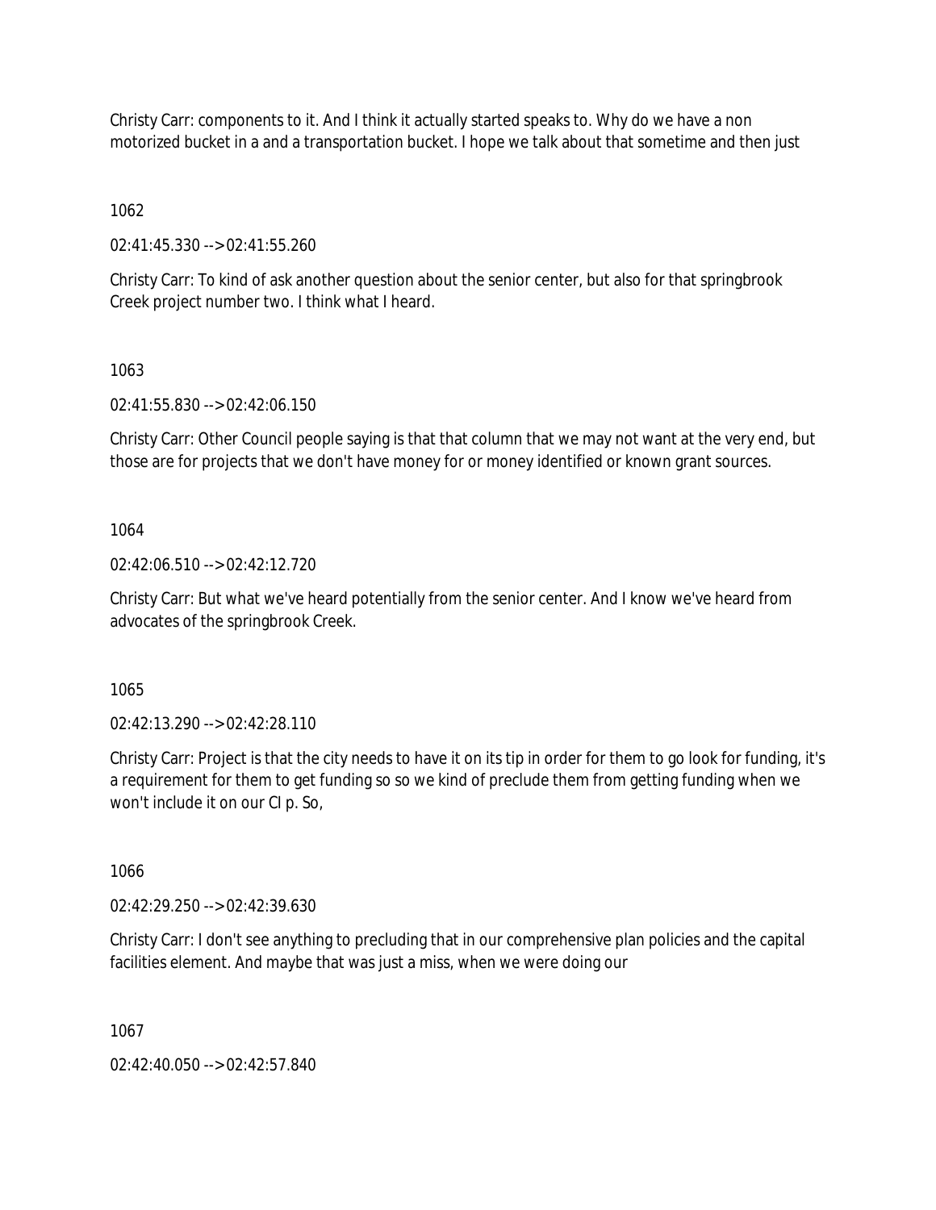Christy Carr: components to it. And I think it actually started speaks to. Why do we have a non motorized bucket in a and a transportation bucket. I hope we talk about that sometime and then just

1062

02:41:45.330 --> 02:41:55.260

Christy Carr: To kind of ask another question about the senior center, but also for that springbrook Creek project number two. I think what I heard.

1063

02:41:55.830 --> 02:42:06.150

Christy Carr: Other Council people saying is that that column that we may not want at the very end, but those are for projects that we don't have money for or money identified or known grant sources.

1064

02:42:06.510 --> 02:42:12.720

Christy Carr: But what we've heard potentially from the senior center. And I know we've heard from advocates of the springbrook Creek.

1065

02:42:13.290 --> 02:42:28.110

Christy Carr: Project is that the city needs to have it on its tip in order for them to go look for funding, it's a requirement for them to get funding so so we kind of preclude them from getting funding when we won't include it on our CI p. So,

1066

02:42:29.250 --> 02:42:39.630

Christy Carr: I don't see anything to precluding that in our comprehensive plan policies and the capital facilities element. And maybe that was just a miss, when we were doing our

1067

02:42:40.050 --> 02:42:57.840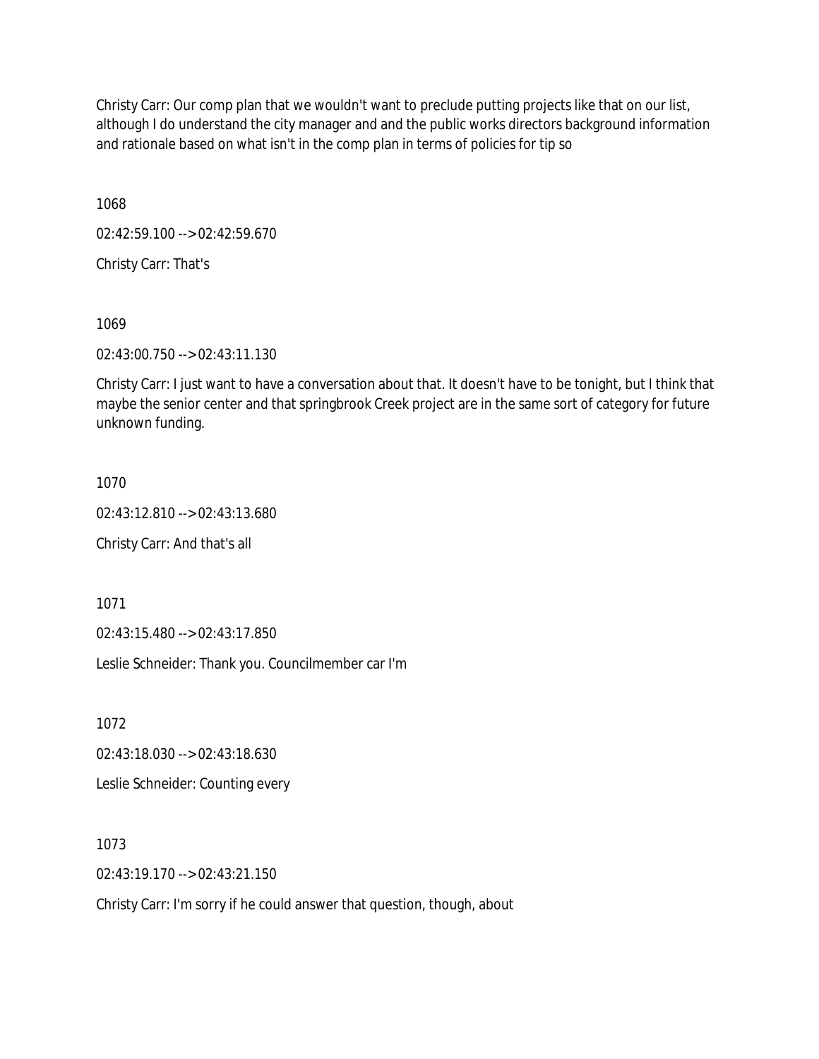Christy Carr: Our comp plan that we wouldn't want to preclude putting projects like that on our list, although I do understand the city manager and and the public works directors background information and rationale based on what isn't in the comp plan in terms of policies for tip so

1068

02:42:59.100 --> 02:42:59.670

Christy Carr: That's

1069

02:43:00.750 --> 02:43:11.130

Christy Carr: I just want to have a conversation about that. It doesn't have to be tonight, but I think that maybe the senior center and that springbrook Creek project are in the same sort of category for future unknown funding.

1070

02:43:12.810 --> 02:43:13.680

Christy Carr: And that's all

1071

02:43:15.480 --> 02:43:17.850

Leslie Schneider: Thank you. Councilmember car I'm

1072

02:43:18.030 --> 02:43:18.630

Leslie Schneider: Counting every

1073

02:43:19.170 --> 02:43:21.150

Christy Carr: I'm sorry if he could answer that question, though, about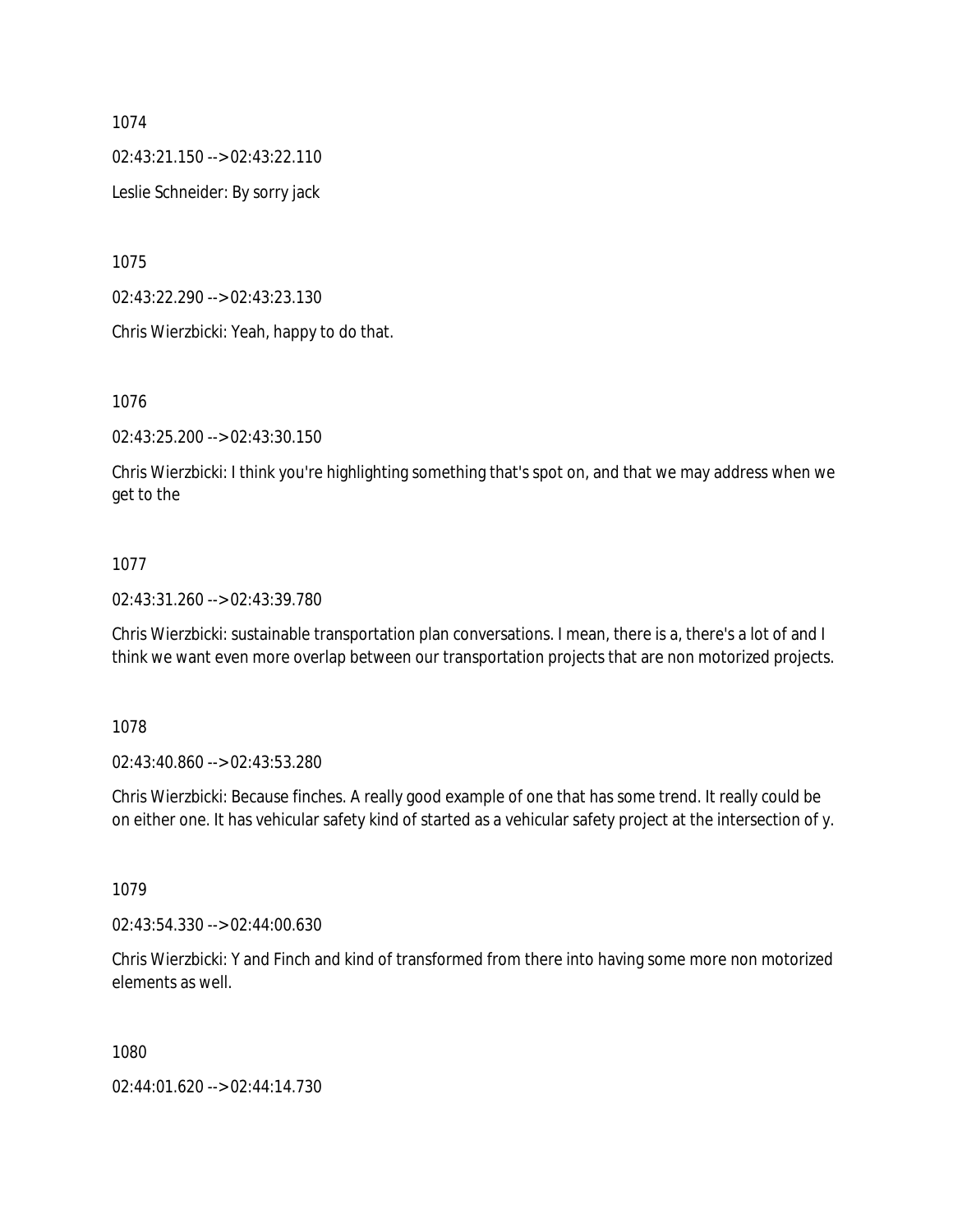1074

02:43:21.150 --> 02:43:22.110

Leslie Schneider: By sorry jack

1075

02:43:22.290 --> 02:43:23.130

Chris Wierzbicki: Yeah, happy to do that.

1076

02:43:25.200 --> 02:43:30.150

Chris Wierzbicki: I think you're highlighting something that's spot on, and that we may address when we get to the

1077

02:43:31.260 --> 02:43:39.780

Chris Wierzbicki: sustainable transportation plan conversations. I mean, there is a, there's a lot of and I think we want even more overlap between our transportation projects that are non motorized projects.

1078

02:43:40.860 --> 02:43:53.280

Chris Wierzbicki: Because finches. A really good example of one that has some trend. It really could be on either one. It has vehicular safety kind of started as a vehicular safety project at the intersection of y.

1079

02:43:54.330 --> 02:44:00.630

Chris Wierzbicki: Y and Finch and kind of transformed from there into having some more non motorized elements as well.

1080

02:44:01.620 --> 02:44:14.730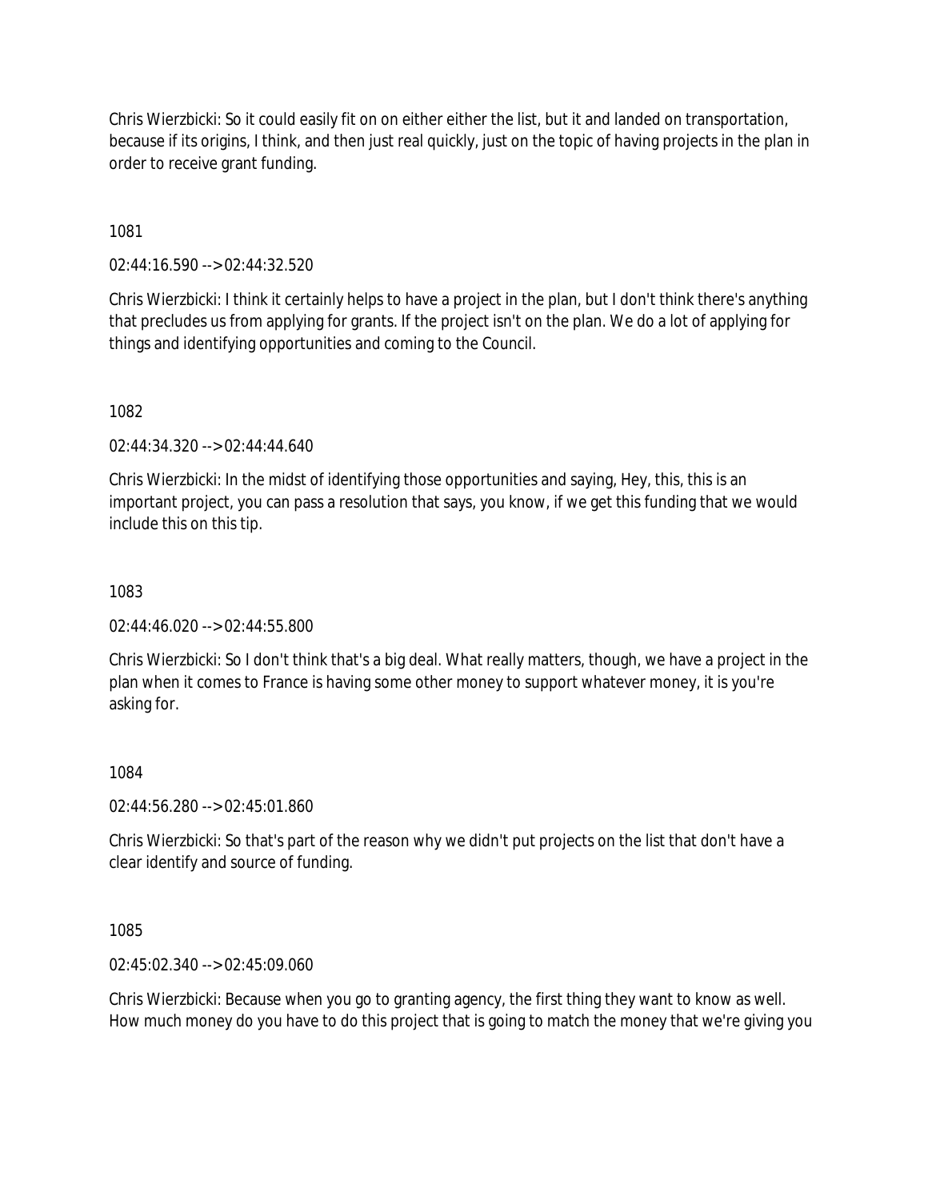Chris Wierzbicki: So it could easily fit on on either either the list, but it and landed on transportation, because if its origins, I think, and then just real quickly, just on the topic of having projects in the plan in order to receive grant funding.

1081

02:44:16.590 --> 02:44:32.520

Chris Wierzbicki: I think it certainly helps to have a project in the plan, but I don't think there's anything that precludes us from applying for grants. If the project isn't on the plan. We do a lot of applying for things and identifying opportunities and coming to the Council.

1082

02:44:34.320 --> 02:44:44.640

Chris Wierzbicki: In the midst of identifying those opportunities and saying, Hey, this, this is an important project, you can pass a resolution that says, you know, if we get this funding that we would include this on this tip.

1083

02:44:46.020 --> 02:44:55.800

Chris Wierzbicki: So I don't think that's a big deal. What really matters, though, we have a project in the plan when it comes to France is having some other money to support whatever money, it is you're asking for.

1084

02:44:56.280 --> 02:45:01.860

Chris Wierzbicki: So that's part of the reason why we didn't put projects on the list that don't have a clear identify and source of funding.

1085

02:45:02.340 --> 02:45:09.060

Chris Wierzbicki: Because when you go to granting agency, the first thing they want to know as well. How much money do you have to do this project that is going to match the money that we're giving you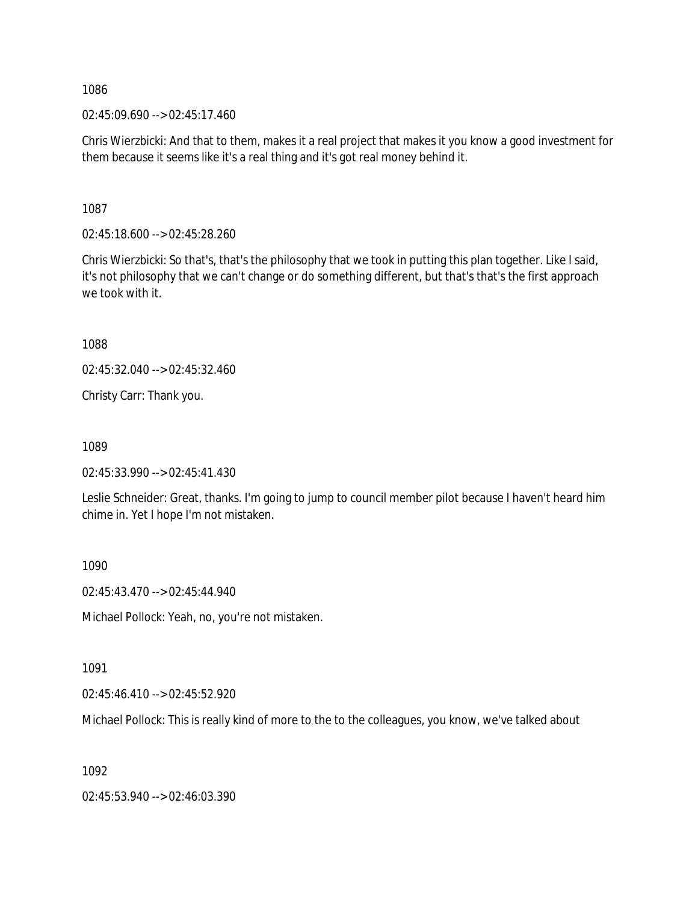1086

02:45:09.690 --> 02:45:17.460

Chris Wierzbicki: And that to them, makes it a real project that makes it you know a good investment for them because it seems like it's a real thing and it's got real money behind it.

1087

02:45:18.600 --> 02:45:28.260

Chris Wierzbicki: So that's, that's the philosophy that we took in putting this plan together. Like I said, it's not philosophy that we can't change or do something different, but that's that's the first approach we took with it.

1088

02:45:32.040 --> 02:45:32.460

Christy Carr: Thank you.

1089

02:45:33.990 --> 02:45:41.430

Leslie Schneider: Great, thanks. I'm going to jump to council member pilot because I haven't heard him chime in. Yet I hope I'm not mistaken.

1090

02:45:43.470 --> 02:45:44.940

Michael Pollock: Yeah, no, you're not mistaken.

1091

02:45:46.410 --> 02:45:52.920

Michael Pollock: This is really kind of more to the to the colleagues, you know, we've talked about

1092

02:45:53.940 --> 02:46:03.390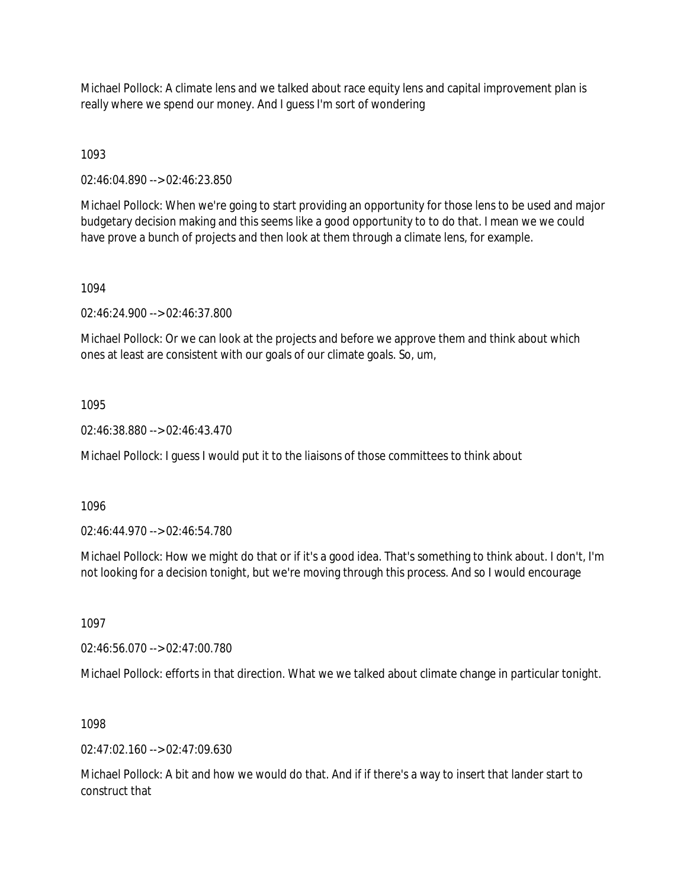Michael Pollock: A climate lens and we talked about race equity lens and capital improvement plan is really where we spend our money. And I guess I'm sort of wondering

1093

02:46:04.890 --> 02:46:23.850

Michael Pollock: When we're going to start providing an opportunity for those lens to be used and major budgetary decision making and this seems like a good opportunity to to do that. I mean we we could have prove a bunch of projects and then look at them through a climate lens, for example.

1094

02:46:24.900 --> 02:46:37.800

Michael Pollock: Or we can look at the projects and before we approve them and think about which ones at least are consistent with our goals of our climate goals. So, um,

1095

02:46:38.880 --> 02:46:43.470

Michael Pollock: I guess I would put it to the liaisons of those committees to think about

1096

02:46:44.970 --> 02:46:54.780

Michael Pollock: How we might do that or if it's a good idea. That's something to think about. I don't, I'm not looking for a decision tonight, but we're moving through this process. And so I would encourage

1097

02:46:56.070 --> 02:47:00.780

Michael Pollock: efforts in that direction. What we we talked about climate change in particular tonight.

1098

02:47:02.160 --> 02:47:09.630

Michael Pollock: A bit and how we would do that. And if if there's a way to insert that lander start to construct that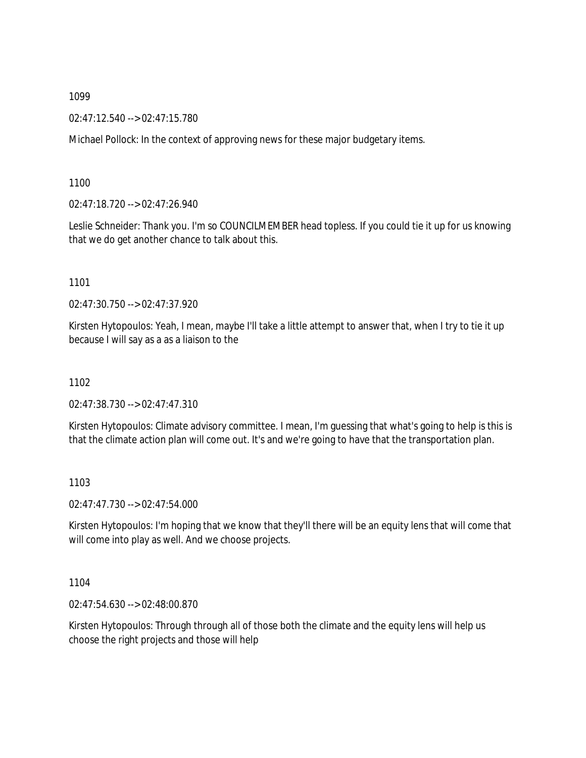1099

02:47:12.540 --> 02:47:15.780

Michael Pollock: In the context of approving news for these major budgetary items.

1100

02:47:18.720 --> 02:47:26.940

Leslie Schneider: Thank you. I'm so COUNCILMEMBER head topless. If you could tie it up for us knowing that we do get another chance to talk about this.

1101

02:47:30.750 --> 02:47:37.920

Kirsten Hytopoulos: Yeah, I mean, maybe I'll take a little attempt to answer that, when I try to tie it up because I will say as a as a liaison to the

1102

02:47:38.730 --> 02:47:47.310

Kirsten Hytopoulos: Climate advisory committee. I mean, I'm guessing that what's going to help is this is that the climate action plan will come out. It's and we're going to have that the transportation plan.

1103

02:47:47.730 --> 02:47:54.000

Kirsten Hytopoulos: I'm hoping that we know that they'll there will be an equity lens that will come that will come into play as well. And we choose projects.

1104

02:47:54.630 --> 02:48:00.870

Kirsten Hytopoulos: Through through all of those both the climate and the equity lens will help us choose the right projects and those will help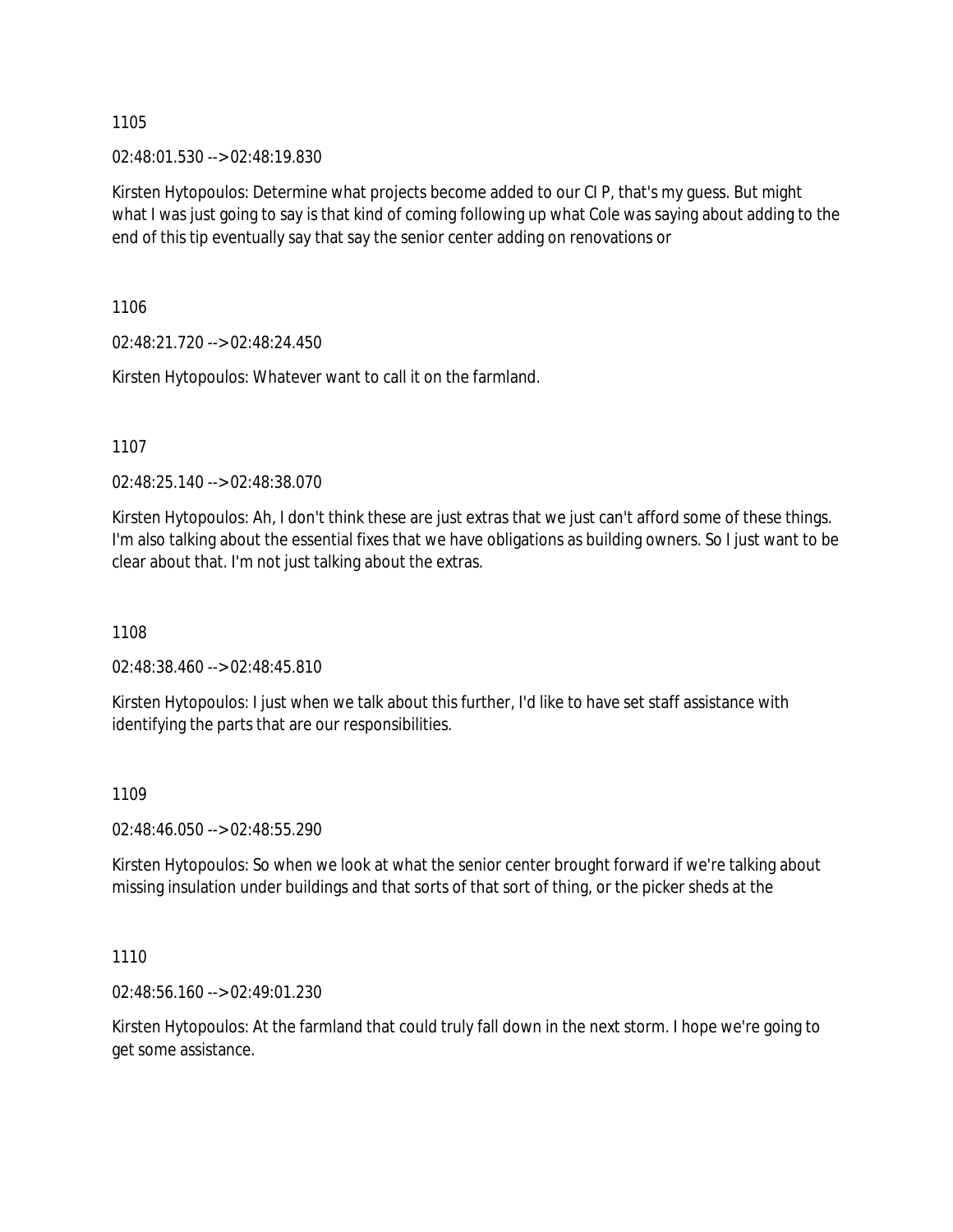1105

02:48:01.530 --> 02:48:19.830

Kirsten Hytopoulos: Determine what projects become added to our CI P, that's my guess. But might what I was just going to say is that kind of coming following up what Cole was saying about adding to the end of this tip eventually say that say the senior center adding on renovations or

1106

02:48:21.720 --> 02:48:24.450

Kirsten Hytopoulos: Whatever want to call it on the farmland.

1107

02:48:25.140 --> 02:48:38.070

Kirsten Hytopoulos: Ah, I don't think these are just extras that we just can't afford some of these things. I'm also talking about the essential fixes that we have obligations as building owners. So I just want to be clear about that. I'm not just talking about the extras.

1108

02:48:38.460 --> 02:48:45.810

Kirsten Hytopoulos: I just when we talk about this further, I'd like to have set staff assistance with identifying the parts that are our responsibilities.

1109

02:48:46.050 --> 02:48:55.290

Kirsten Hytopoulos: So when we look at what the senior center brought forward if we're talking about missing insulation under buildings and that sorts of that sort of thing, or the picker sheds at the

1110

02:48:56.160 --> 02:49:01.230

Kirsten Hytopoulos: At the farmland that could truly fall down in the next storm. I hope we're going to get some assistance.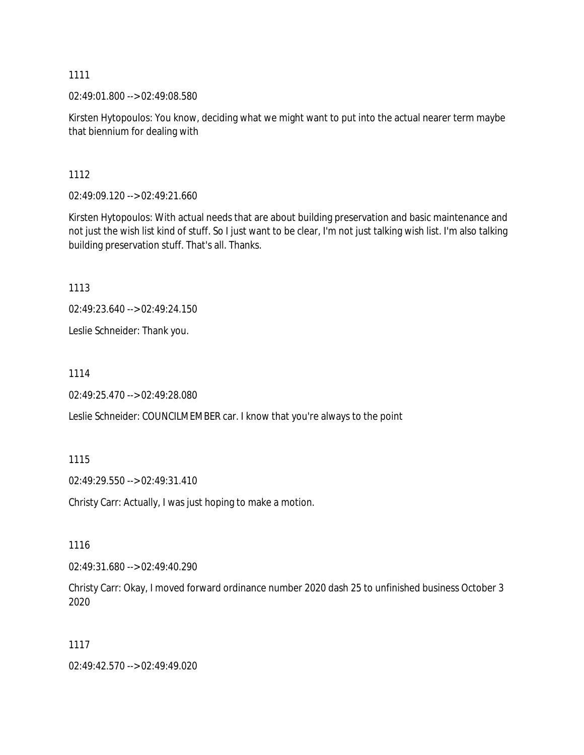1111

02:49:01.800 --> 02:49:08.580

Kirsten Hytopoulos: You know, deciding what we might want to put into the actual nearer term maybe that biennium for dealing with

1112

02:49:09.120 --> 02:49:21.660

Kirsten Hytopoulos: With actual needs that are about building preservation and basic maintenance and not just the wish list kind of stuff. So I just want to be clear, I'm not just talking wish list. I'm also talking building preservation stuff. That's all. Thanks.

1113

02:49:23.640 --> 02:49:24.150

Leslie Schneider: Thank you.

1114

02:49:25.470 --> 02:49:28.080

Leslie Schneider: COUNCILMEMBER car. I know that you're always to the point

1115

02:49:29.550 --> 02:49:31.410

Christy Carr: Actually, I was just hoping to make a motion.

1116

02:49:31.680 --> 02:49:40.290

Christy Carr: Okay, I moved forward ordinance number 2020 dash 25 to unfinished business October 3 2020

1117

02:49:42.570 --> 02:49:49.020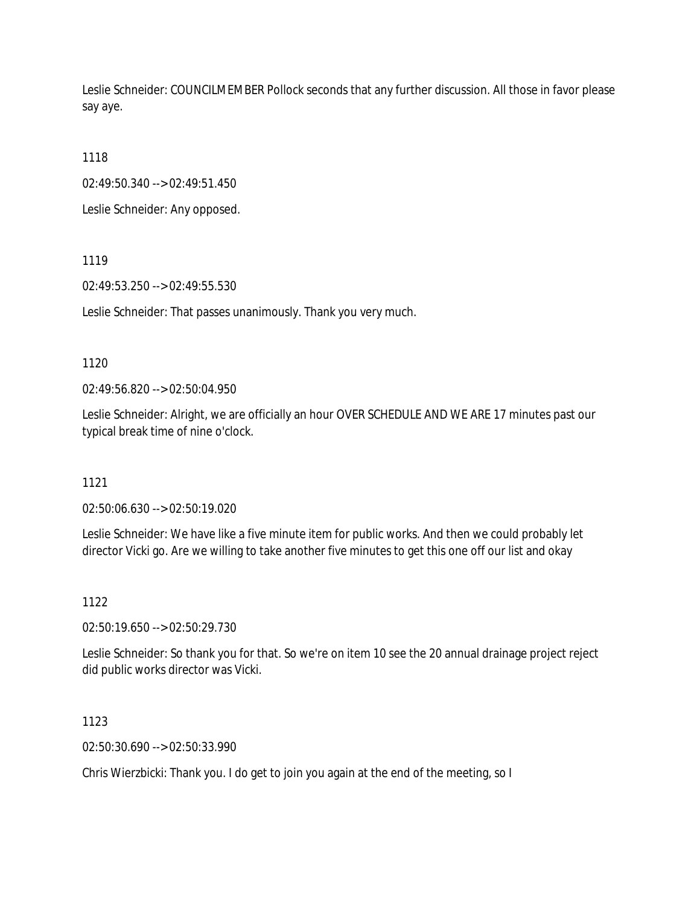Leslie Schneider: COUNCILMEMBER Pollock seconds that any further discussion. All those in favor please say aye.

1118

02:49:50.340 --> 02:49:51.450

Leslie Schneider: Any opposed.

1119

02:49:53.250 --> 02:49:55.530

Leslie Schneider: That passes unanimously. Thank you very much.

1120

02:49:56.820 --> 02:50:04.950

Leslie Schneider: Alright, we are officially an hour OVER SCHEDULE AND WE ARE 17 minutes past our typical break time of nine o'clock.

1121

02:50:06.630 --> 02:50:19.020

Leslie Schneider: We have like a five minute item for public works. And then we could probably let director Vicki go. Are we willing to take another five minutes to get this one off our list and okay

1122

02:50:19.650 --> 02:50:29.730

Leslie Schneider: So thank you for that. So we're on item 10 see the 20 annual drainage project reject did public works director was Vicki.

1123

02:50:30.690 --> 02:50:33.990

Chris Wierzbicki: Thank you. I do get to join you again at the end of the meeting, so I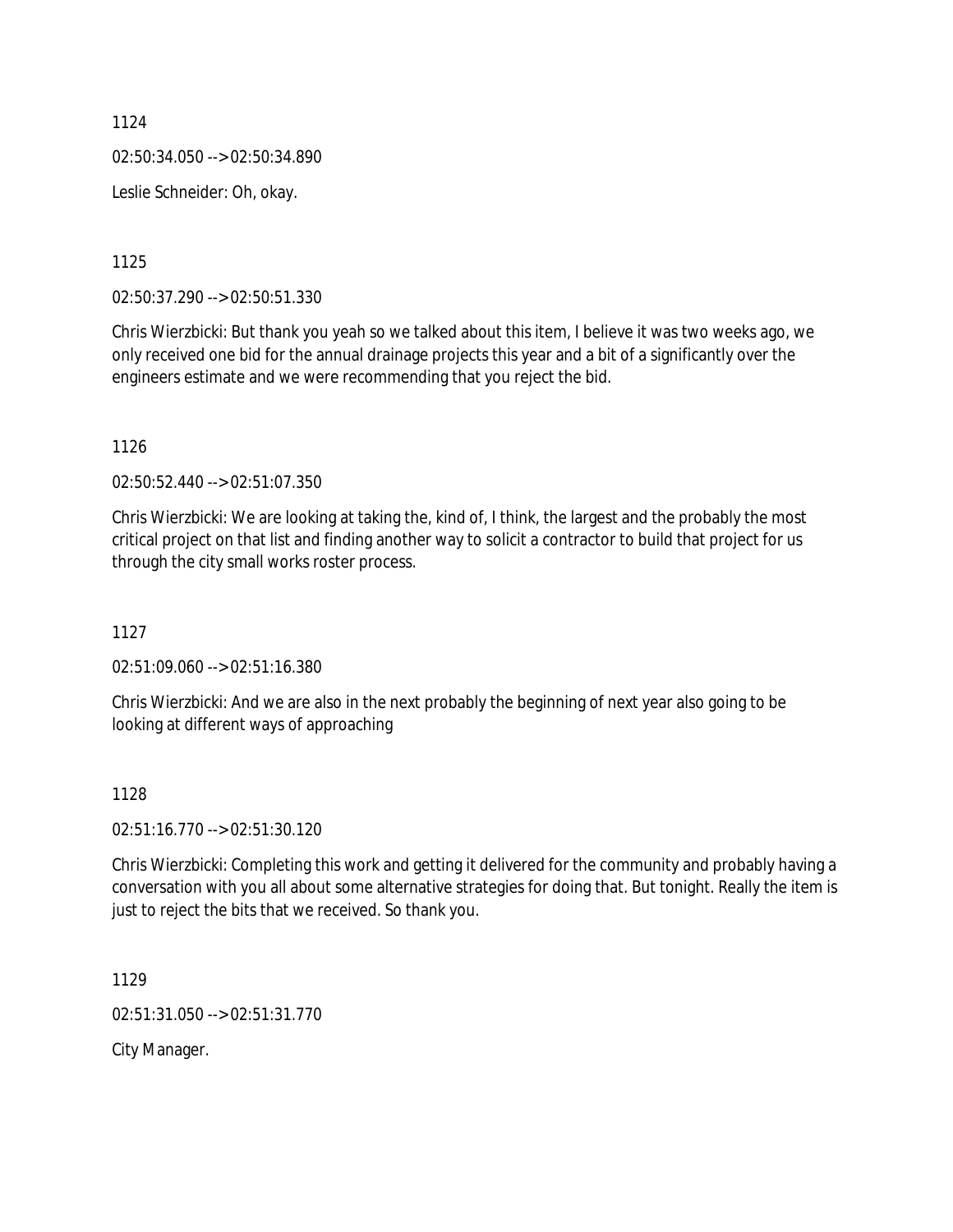1124

02:50:34.050 --> 02:50:34.890

Leslie Schneider: Oh, okay.

1125

02:50:37.290 --> 02:50:51.330

Chris Wierzbicki: But thank you yeah so we talked about this item, I believe it was two weeks ago, we only received one bid for the annual drainage projects this year and a bit of a significantly over the engineers estimate and we were recommending that you reject the bid.

1126

02:50:52.440 --> 02:51:07.350

Chris Wierzbicki: We are looking at taking the, kind of, I think, the largest and the probably the most critical project on that list and finding another way to solicit a contractor to build that project for us through the city small works roster process.

1127

02:51:09.060 --> 02:51:16.380

Chris Wierzbicki: And we are also in the next probably the beginning of next year also going to be looking at different ways of approaching

1128

02:51:16.770 --> 02:51:30.120

Chris Wierzbicki: Completing this work and getting it delivered for the community and probably having a conversation with you all about some alternative strategies for doing that. But tonight. Really the item is just to reject the bits that we received. So thank you.

1129

02:51:31.050 --> 02:51:31.770

City Manager.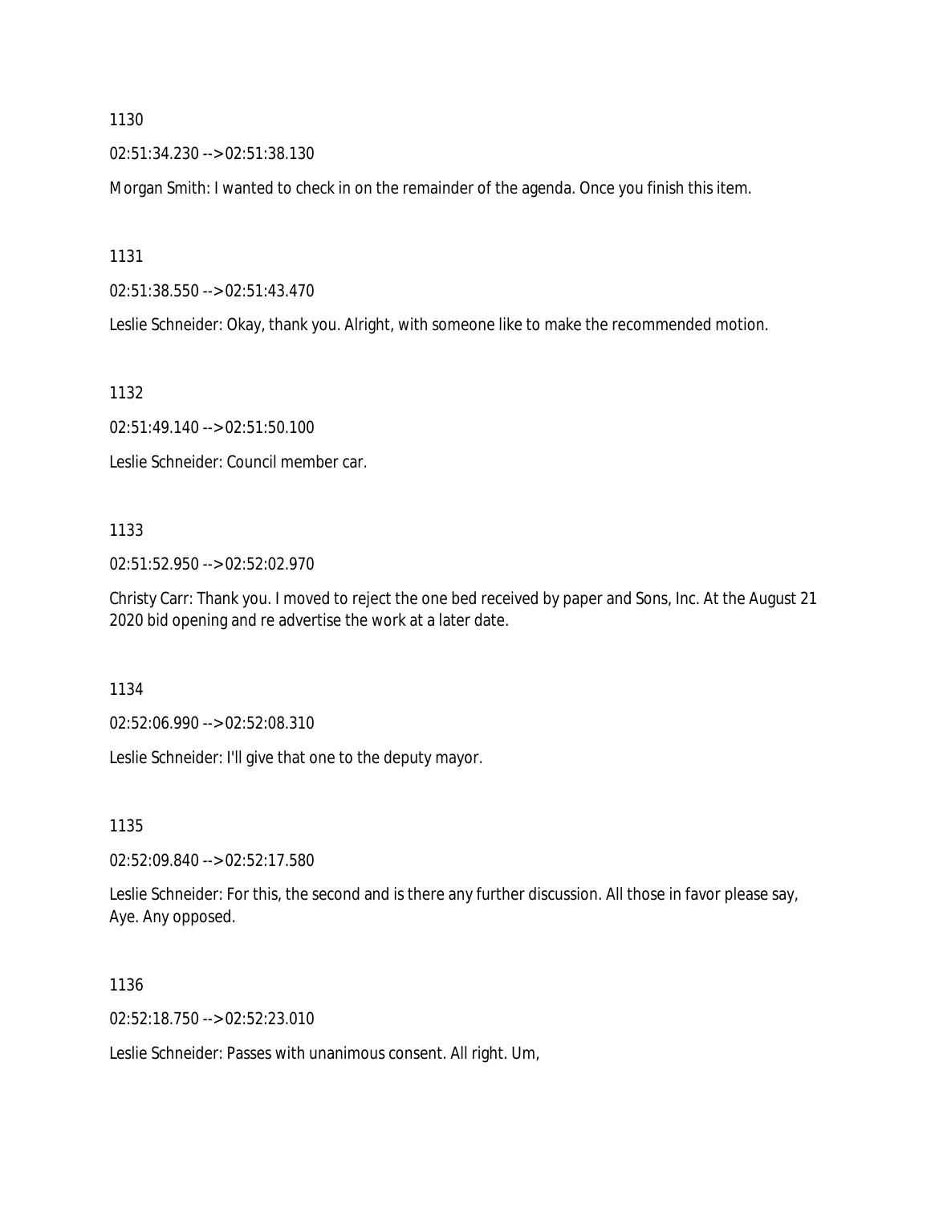1130

02:51:34.230 --> 02:51:38.130

Morgan Smith: I wanted to check in on the remainder of the agenda. Once you finish this item.

1131

02:51:38.550 --> 02:51:43.470

Leslie Schneider: Okay, thank you. Alright, with someone like to make the recommended motion.

1132

02:51:49.140 --> 02:51:50.100

Leslie Schneider: Council member car.

1133

02:51:52.950 --> 02:52:02.970

Christy Carr: Thank you. I moved to reject the one bed received by paper and Sons, Inc. At the August 21 2020 bid opening and re advertise the work at a later date.

1134

02:52:06.990 --> 02:52:08.310

Leslie Schneider: I'll give that one to the deputy mayor.

1135

02:52:09.840 --> 02:52:17.580

Leslie Schneider: For this, the second and is there any further discussion. All those in favor please say, Aye. Any opposed.

1136

02:52:18.750 --> 02:52:23.010

Leslie Schneider: Passes with unanimous consent. All right. Um,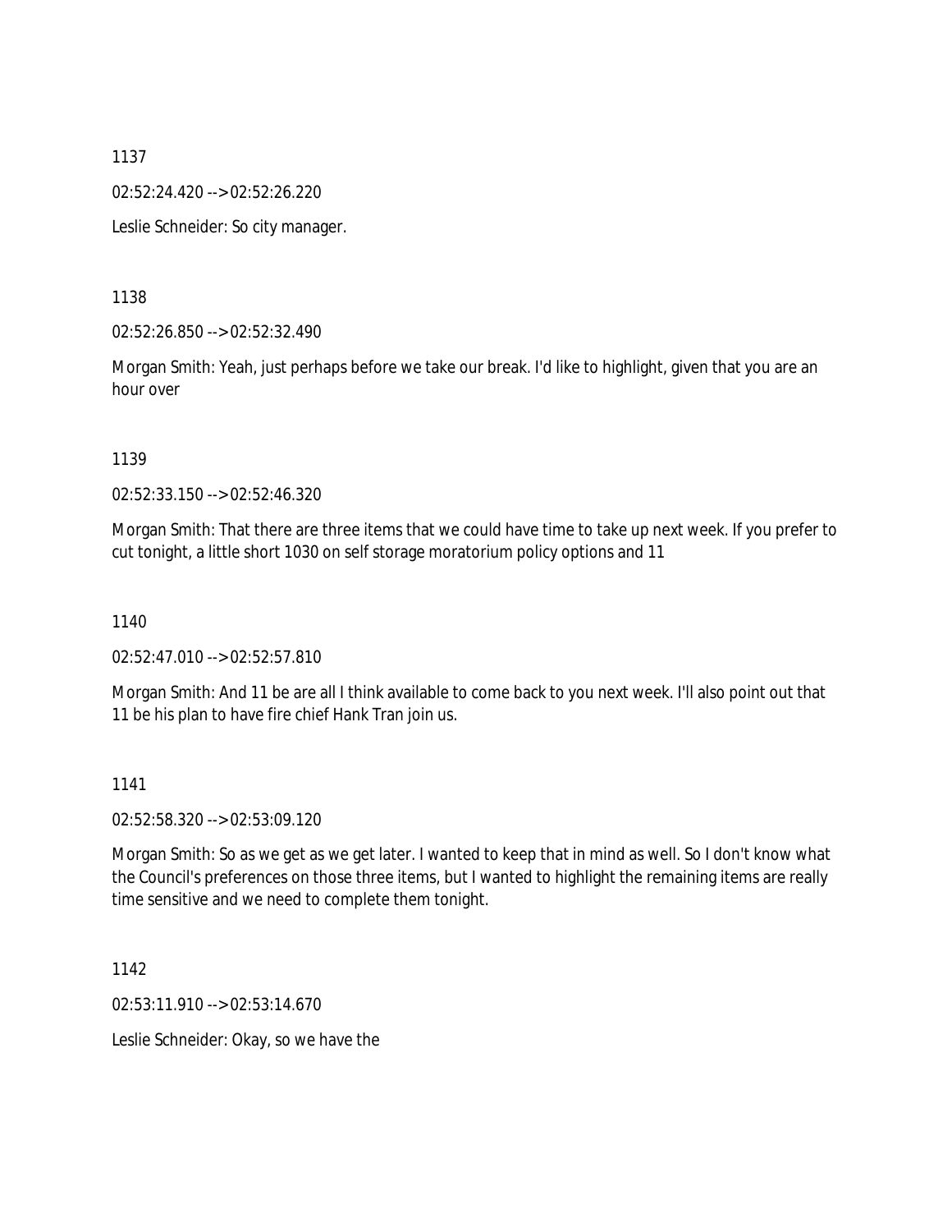1137

02:52:24.420 --> 02:52:26.220

Leslie Schneider: So city manager.

1138

02:52:26.850 --> 02:52:32.490

Morgan Smith: Yeah, just perhaps before we take our break. I'd like to highlight, given that you are an hour over

1139

02:52:33.150 --> 02:52:46.320

Morgan Smith: That there are three items that we could have time to take up next week. If you prefer to cut tonight, a little short 1030 on self storage moratorium policy options and 11

1140

02:52:47.010 --> 02:52:57.810

Morgan Smith: And 11 be are all I think available to come back to you next week. I'll also point out that 11 be his plan to have fire chief Hank Tran join us.

1141

02:52:58.320 --> 02:53:09.120

Morgan Smith: So as we get as we get later. I wanted to keep that in mind as well. So I don't know what the Council's preferences on those three items, but I wanted to highlight the remaining items are really time sensitive and we need to complete them tonight.

1142

02:53:11.910 --> 02:53:14.670

Leslie Schneider: Okay, so we have the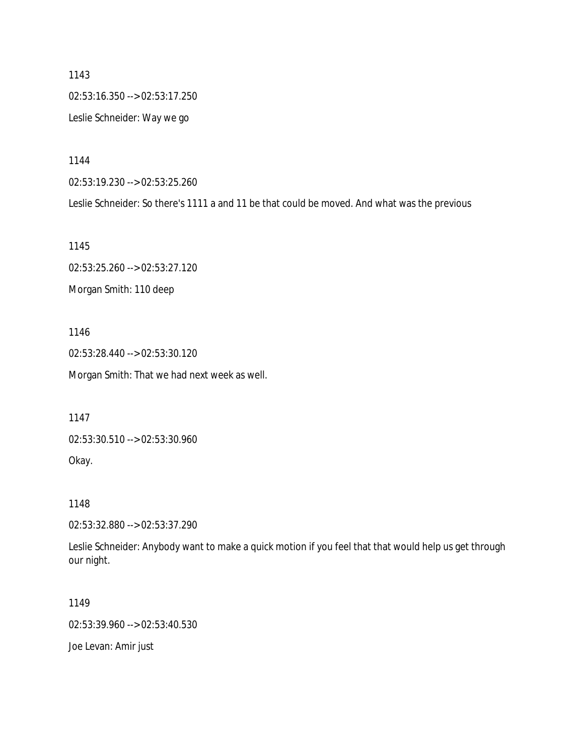1143

02:53:16.350 --> 02:53:17.250

Leslie Schneider: Way we go

1144

02:53:19.230 --> 02:53:25.260

Leslie Schneider: So there's 1111 a and 11 be that could be moved. And what was the previous

1145

02:53:25.260 --> 02:53:27.120

Morgan Smith: 110 deep

1146

02:53:28.440 --> 02:53:30.120

Morgan Smith: That we had next week as well.

1147

02:53:30.510 --> 02:53:30.960

Okay.

1148

02:53:32.880 --> 02:53:37.290

Leslie Schneider: Anybody want to make a quick motion if you feel that that would help us get through our night.

1149

02:53:39.960 --> 02:53:40.530

Joe Levan: Amir just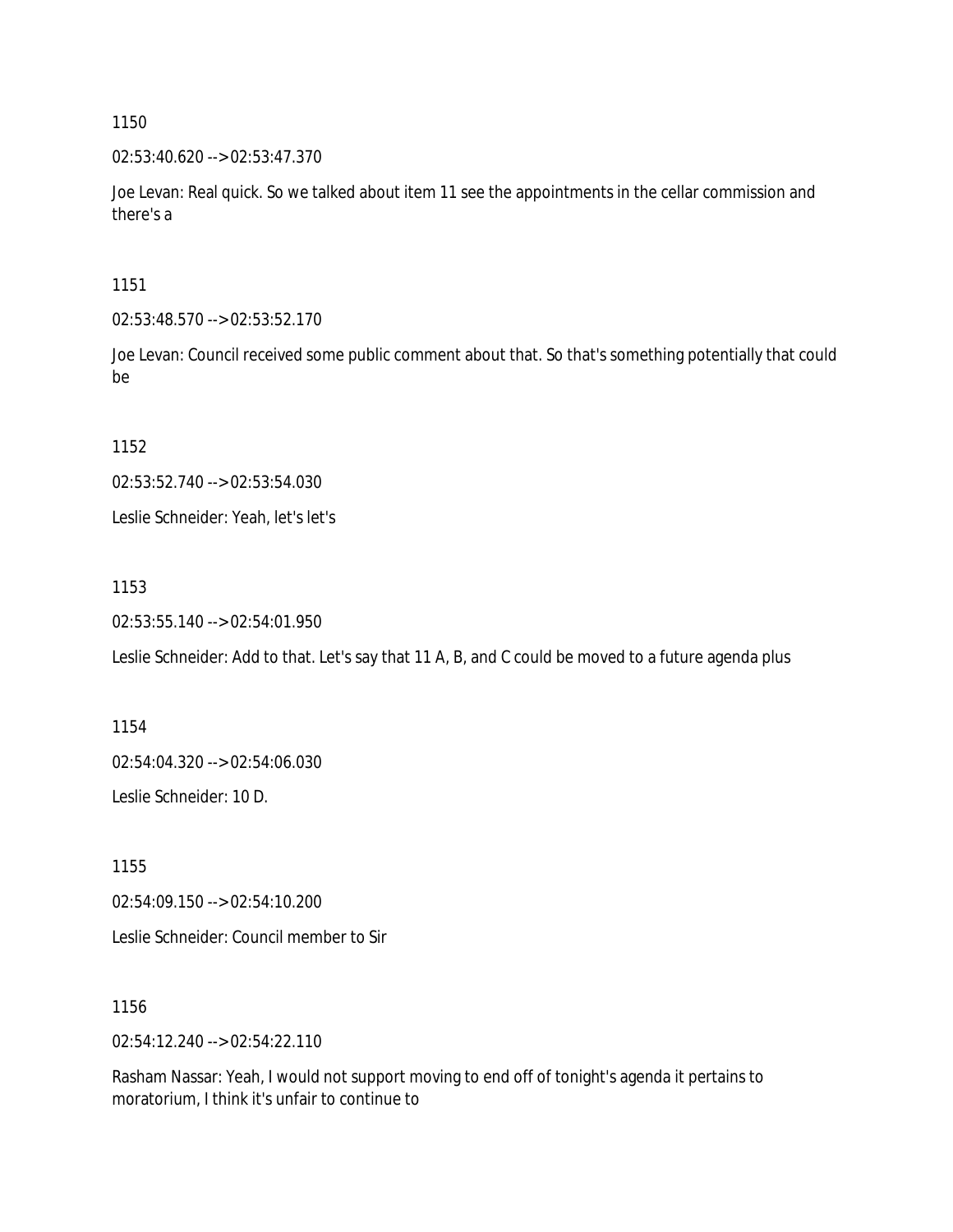1150

02:53:40.620 --> 02:53:47.370

Joe Levan: Real quick. So we talked about item 11 see the appointments in the cellar commission and there's a

1151

02:53:48.570 --> 02:53:52.170

Joe Levan: Council received some public comment about that. So that's something potentially that could be

1152

02:53:52.740 --> 02:53:54.030

Leslie Schneider: Yeah, let's let's

1153

02:53:55.140 --> 02:54:01.950

Leslie Schneider: Add to that. Let's say that 11 A, B, and C could be moved to a future agenda plus

1154

02:54:04.320 --> 02:54:06.030

Leslie Schneider: 10 D.

1155

02:54:09.150 --> 02:54:10.200

Leslie Schneider: Council member to Sir

1156

02:54:12.240 --> 02:54:22.110

Rasham Nassar: Yeah, I would not support moving to end off of tonight's agenda it pertains to moratorium, I think it's unfair to continue to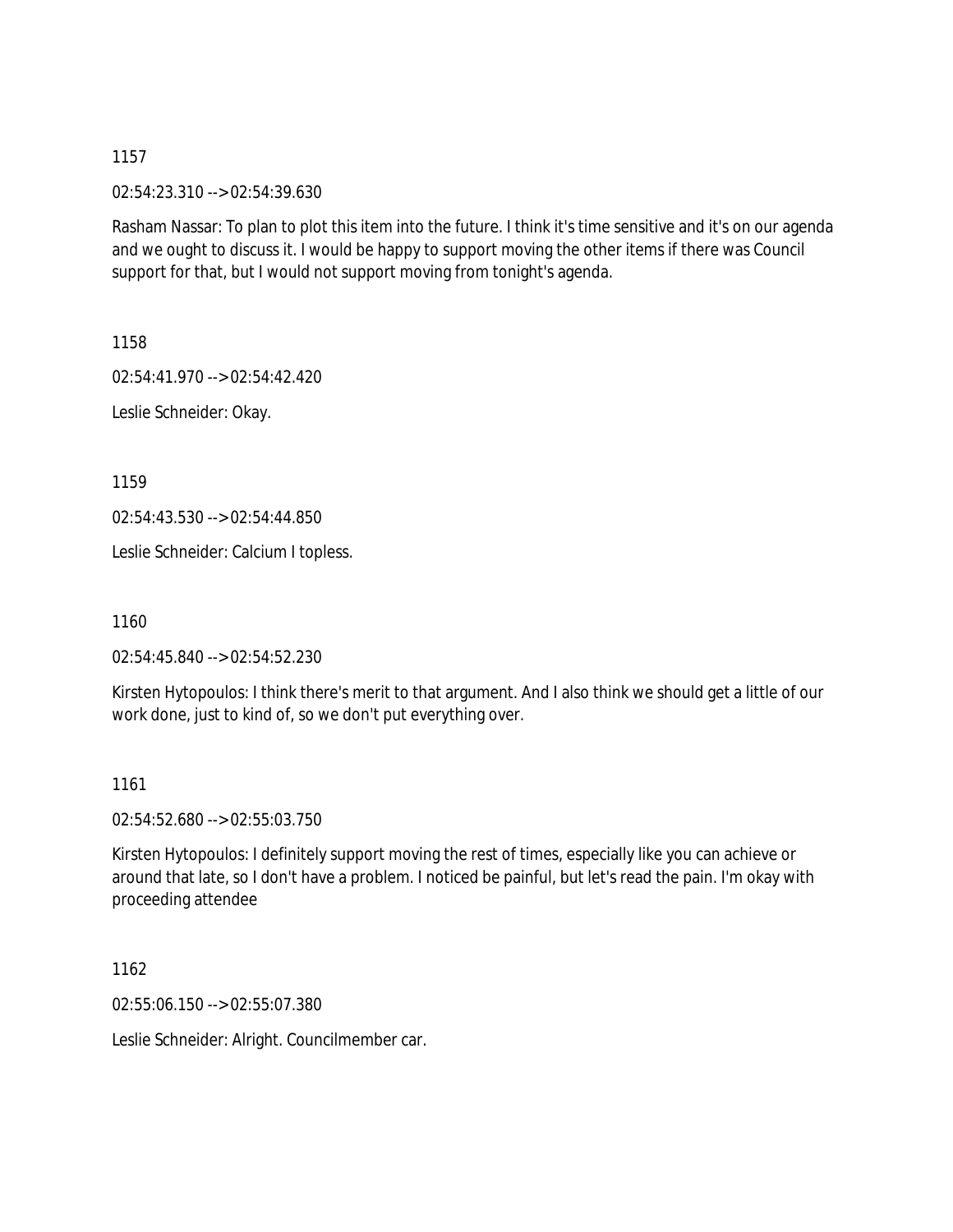1157

02:54:23.310 --> 02:54:39.630

Rasham Nassar: To plan to plot this item into the future. I think it's time sensitive and it's on our agenda and we ought to discuss it. I would be happy to support moving the other items if there was Council support for that, but I would not support moving from tonight's agenda.

1158

02:54:41.970 --> 02:54:42.420

Leslie Schneider: Okay.

1159

02:54:43.530 --> 02:54:44.850

Leslie Schneider: Calcium I topless.

1160

02:54:45.840 --> 02:54:52.230

Kirsten Hytopoulos: I think there's merit to that argument. And I also think we should get a little of our work done, just to kind of, so we don't put everything over.

1161

02:54:52.680 --> 02:55:03.750

Kirsten Hytopoulos: I definitely support moving the rest of times, especially like you can achieve or around that late, so I don't have a problem. I noticed be painful, but let's read the pain. I'm okay with proceeding attendee

1162

02:55:06.150 --> 02:55:07.380

Leslie Schneider: Alright. Councilmember car.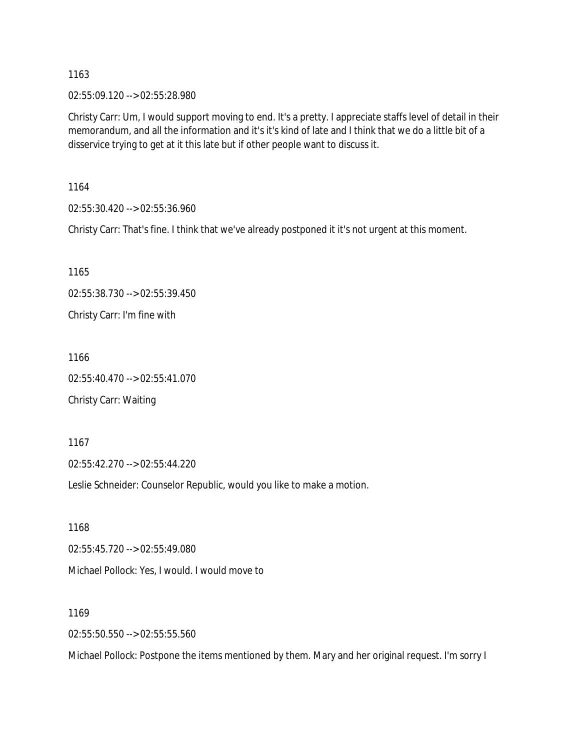1163

02:55:09.120 --> 02:55:28.980

Christy Carr: Um, I would support moving to end. It's a pretty. I appreciate staffs level of detail in their memorandum, and all the information and it's it's kind of late and I think that we do a little bit of a disservice trying to get at it this late but if other people want to discuss it.

1164

02:55:30.420 --> 02:55:36.960

Christy Carr: That's fine. I think that we've already postponed it it's not urgent at this moment.

1165

02:55:38.730 --> 02:55:39.450

Christy Carr: I'm fine with

1166

02:55:40.470 --> 02:55:41.070

Christy Carr: Waiting

1167

02:55:42.270 --> 02:55:44.220

Leslie Schneider: Counselor Republic, would you like to make a motion.

1168

02:55:45.720 --> 02:55:49.080

Michael Pollock: Yes, I would. I would move to

1169

02:55:50.550 --> 02:55:55.560

Michael Pollock: Postpone the items mentioned by them. Mary and her original request. I'm sorry I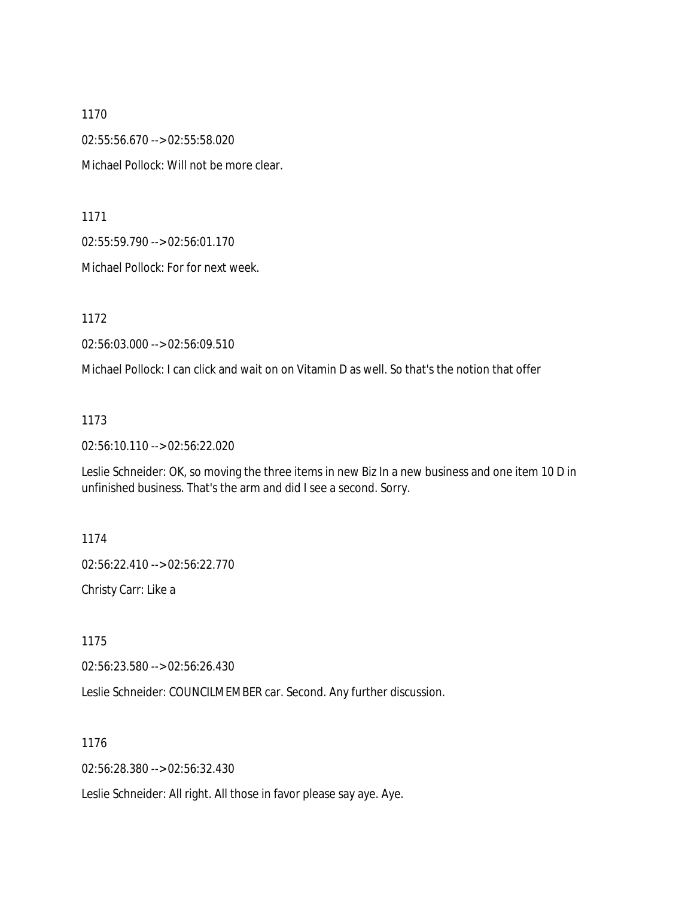1170

02:55:56.670 --> 02:55:58.020

Michael Pollock: Will not be more clear.

1171

02:55:59.790 --> 02:56:01.170

Michael Pollock: For for next week.

1172

02:56:03.000 --> 02:56:09.510

Michael Pollock: I can click and wait on on Vitamin D as well. So that's the notion that offer

1173

02:56:10.110 --> 02:56:22.020

Leslie Schneider: OK, so moving the three items in new Biz In a new business and one item 10 D in unfinished business. That's the arm and did I see a second. Sorry.

1174

02:56:22.410 --> 02:56:22.770

Christy Carr: Like a

1175

02:56:23.580 --> 02:56:26.430

Leslie Schneider: COUNCILMEMBER car. Second. Any further discussion.

1176

02:56:28.380 --> 02:56:32.430

Leslie Schneider: All right. All those in favor please say aye. Aye.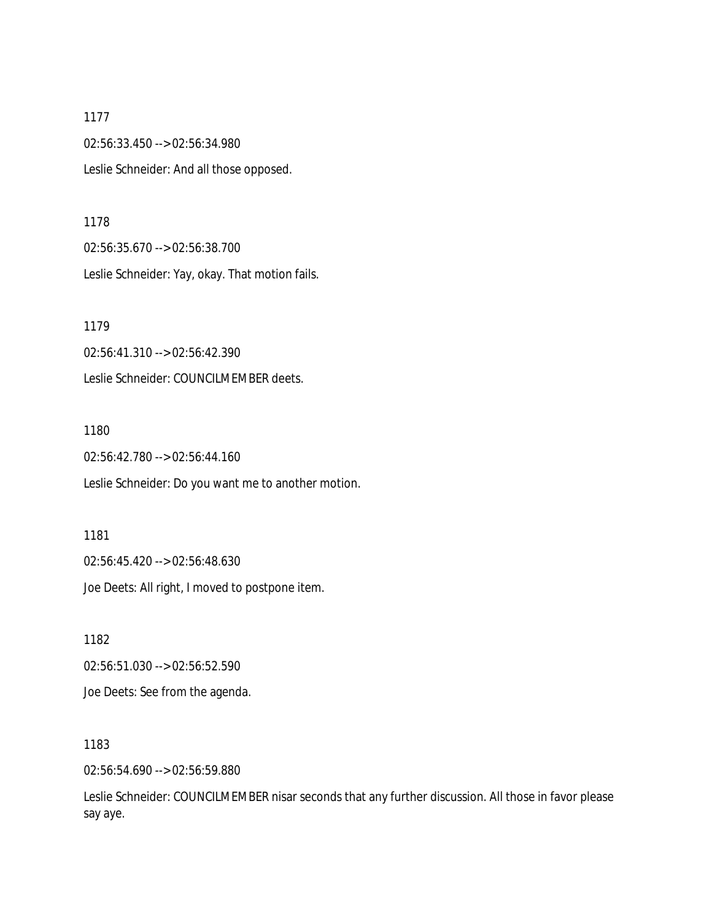1177

02:56:33.450 --> 02:56:34.980

Leslie Schneider: And all those opposed.

1178

02:56:35.670 --> 02:56:38.700

Leslie Schneider: Yay, okay. That motion fails.

1179

02:56:41.310 --> 02:56:42.390

Leslie Schneider: COUNCILMEMBER deets.

1180

02:56:42.780 --> 02:56:44.160

Leslie Schneider: Do you want me to another motion.

1181

02:56:45.420 --> 02:56:48.630

Joe Deets: All right, I moved to postpone item.

1182

02:56:51.030 --> 02:56:52.590

Joe Deets: See from the agenda.

1183

02:56:54.690 --> 02:56:59.880

Leslie Schneider: COUNCILMEMBER nisar seconds that any further discussion. All those in favor please say aye.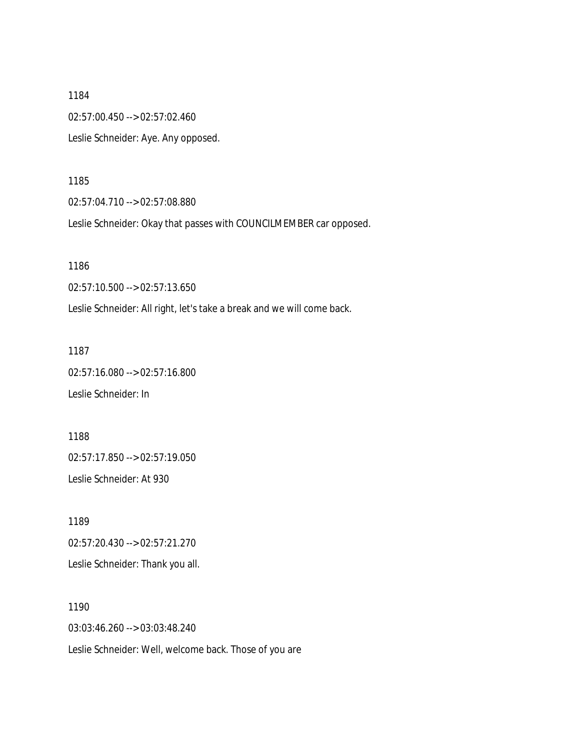1184

02:57:00.450 --> 02:57:02.460

Leslie Schneider: Aye. Any opposed.

1185

02:57:04.710 --> 02:57:08.880

Leslie Schneider: Okay that passes with COUNCILMEMBER car opposed.

1186

02:57:10.500 --> 02:57:13.650

Leslie Schneider: All right, let's take a break and we will come back.

1187

02:57:16.080 --> 02:57:16.800

Leslie Schneider: In

1188

02:57:17.850 --> 02:57:19.050

Leslie Schneider: At 930

1189

02:57:20.430 --> 02:57:21.270

Leslie Schneider: Thank you all.

1190

03:03:46.260 --> 03:03:48.240

Leslie Schneider: Well, welcome back. Those of you are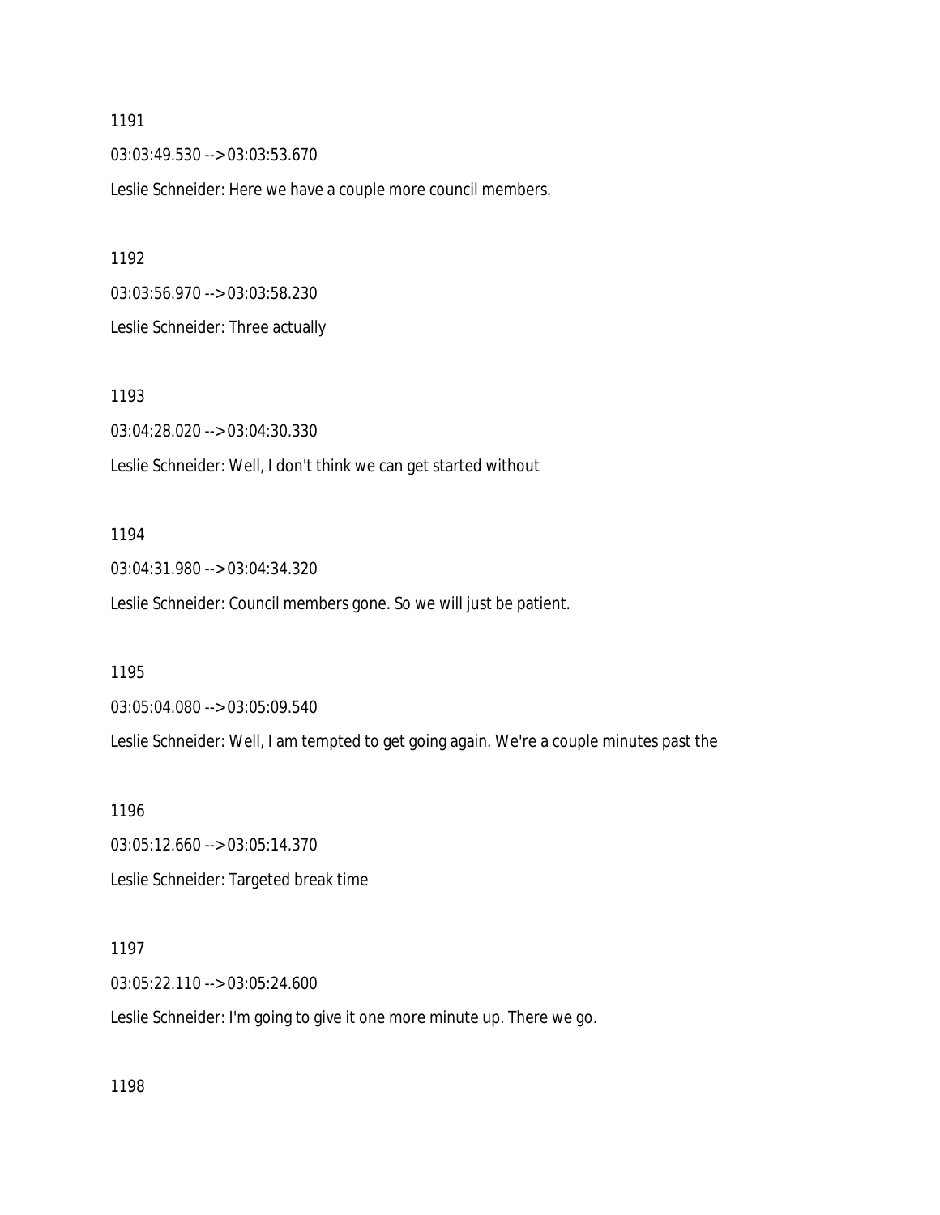1191

03:03:49.530 --> 03:03:53.670

Leslie Schneider: Here we have a couple more council members.

1192

03:03:56.970 --> 03:03:58.230

Leslie Schneider: Three actually

1193

03:04:28.020 --> 03:04:30.330

Leslie Schneider: Well, I don't think we can get started without

1194

03:04:31.980 --> 03:04:34.320

Leslie Schneider: Council members gone. So we will just be patient.

1195

03:05:04.080 --> 03:05:09.540

Leslie Schneider: Well, I am tempted to get going again. We're a couple minutes past the

1196

03:05:12.660 --> 03:05:14.370

Leslie Schneider: Targeted break time

1197

03:05:22.110 --> 03:05:24.600

Leslie Schneider: I'm going to give it one more minute up. There we go.

1198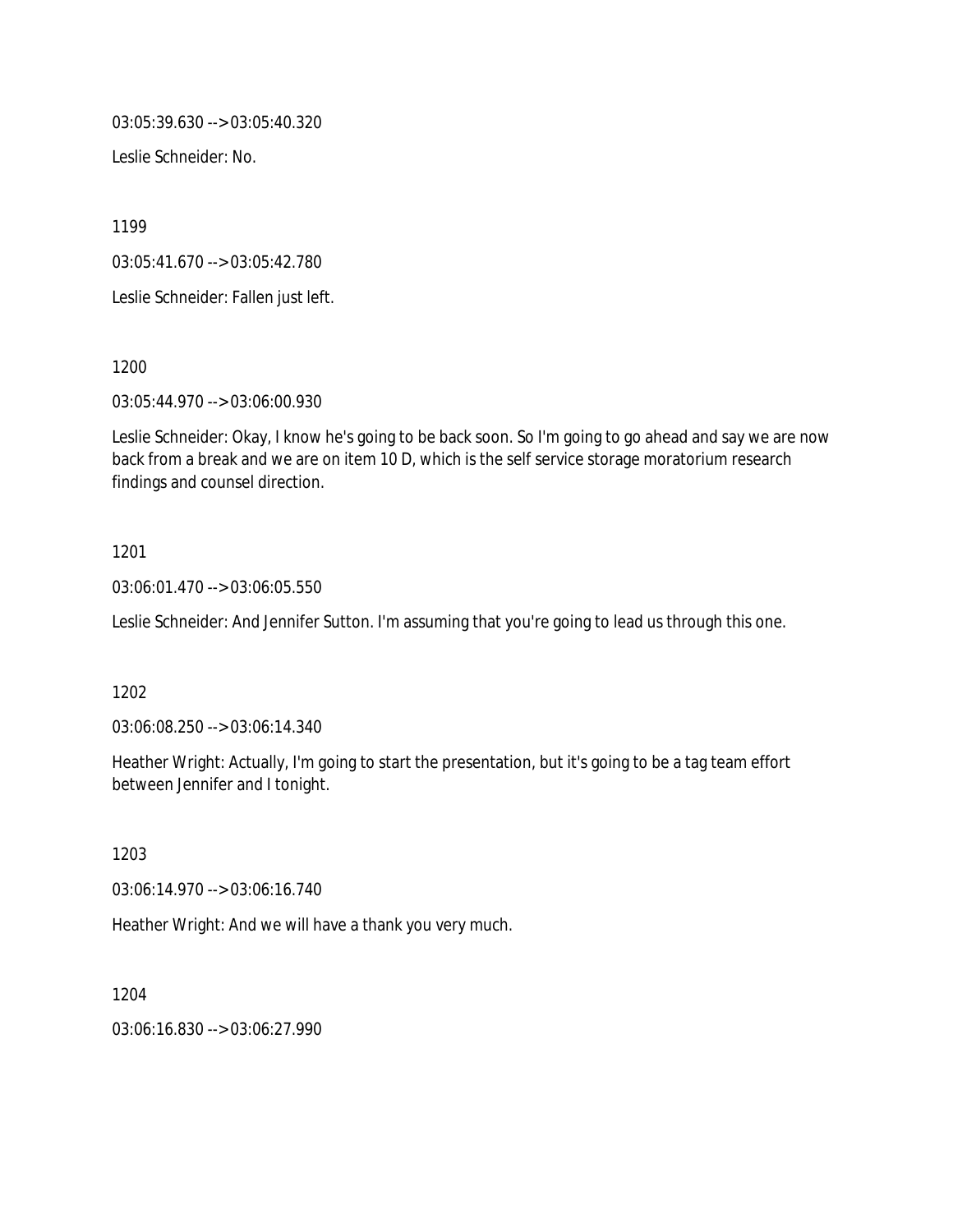03:05:39.630 --> 03:05:40.320

Leslie Schneider: No.

1199

03:05:41.670 --> 03:05:42.780

Leslie Schneider: Fallen just left.

1200

03:05:44.970 --> 03:06:00.930

Leslie Schneider: Okay, I know he's going to be back soon. So I'm going to go ahead and say we are now back from a break and we are on item 10 D, which is the self service storage moratorium research findings and counsel direction.

1201

03:06:01.470 --> 03:06:05.550

Leslie Schneider: And Jennifer Sutton. I'm assuming that you're going to lead us through this one.

1202

03:06:08.250 --> 03:06:14.340

Heather Wright: Actually, I'm going to start the presentation, but it's going to be a tag team effort between Jennifer and I tonight.

1203

03:06:14.970 --> 03:06:16.740

Heather Wright: And we will have a thank you very much.

1204

03:06:16.830 --> 03:06:27.990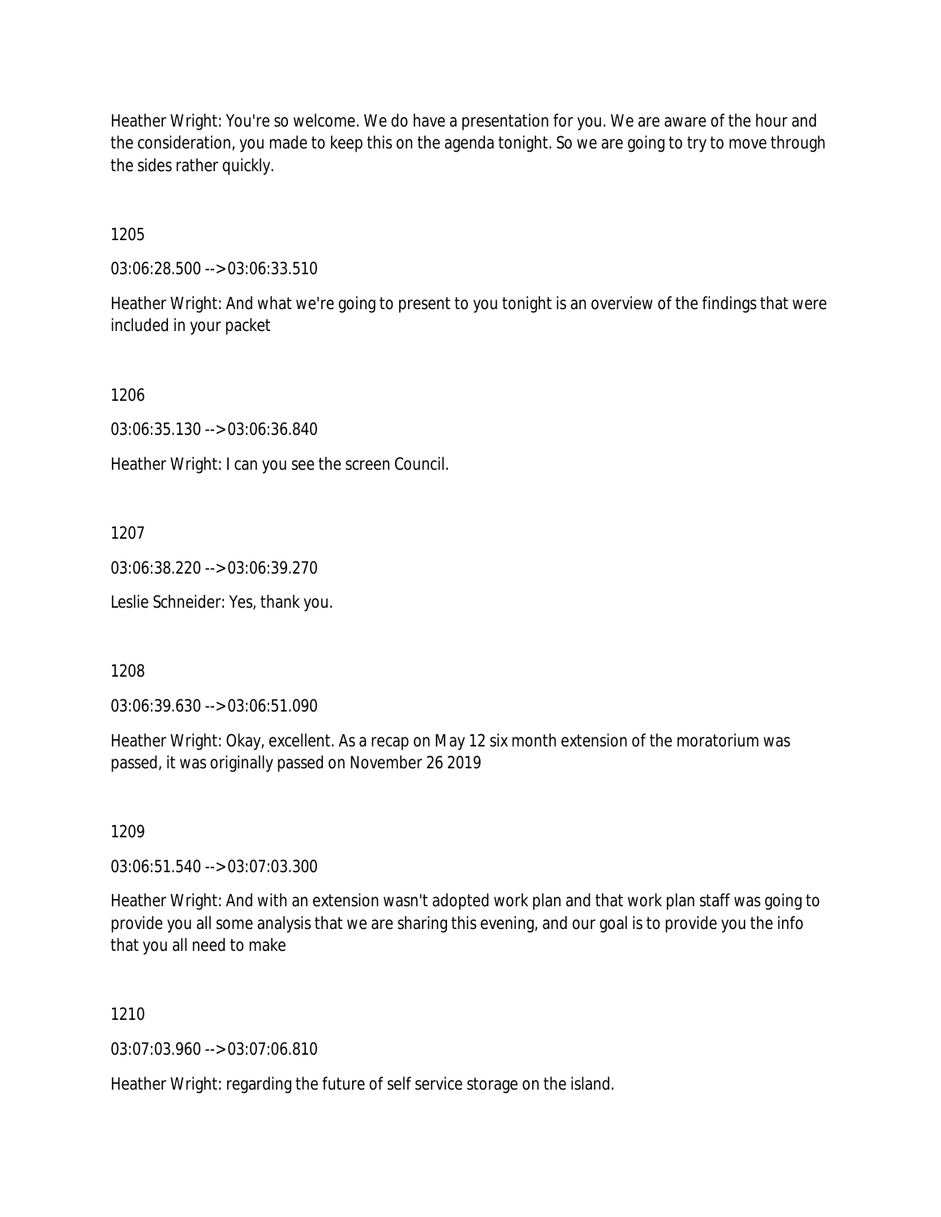Heather Wright: You're so welcome. We do have a presentation for you. We are aware of the hour and the consideration, you made to keep this on the agenda tonight. So we are going to try to move through the sides rather quickly.

1205

03:06:28.500 --> 03:06:33.510

Heather Wright: And what we're going to present to you tonight is an overview of the findings that were included in your packet

1206

03:06:35.130 --> 03:06:36.840

Heather Wright: I can you see the screen Council.

1207

03:06:38.220 --> 03:06:39.270

Leslie Schneider: Yes, thank you.

1208

03:06:39.630 --> 03:06:51.090

Heather Wright: Okay, excellent. As a recap on May 12 six month extension of the moratorium was passed, it was originally passed on November 26 2019

1209

03:06:51.540 --> 03:07:03.300

Heather Wright: And with an extension wasn't adopted work plan and that work plan staff was going to provide you all some analysis that we are sharing this evening, and our goal is to provide you the info that you all need to make

1210

03:07:03.960 --> 03:07:06.810

Heather Wright: regarding the future of self service storage on the island.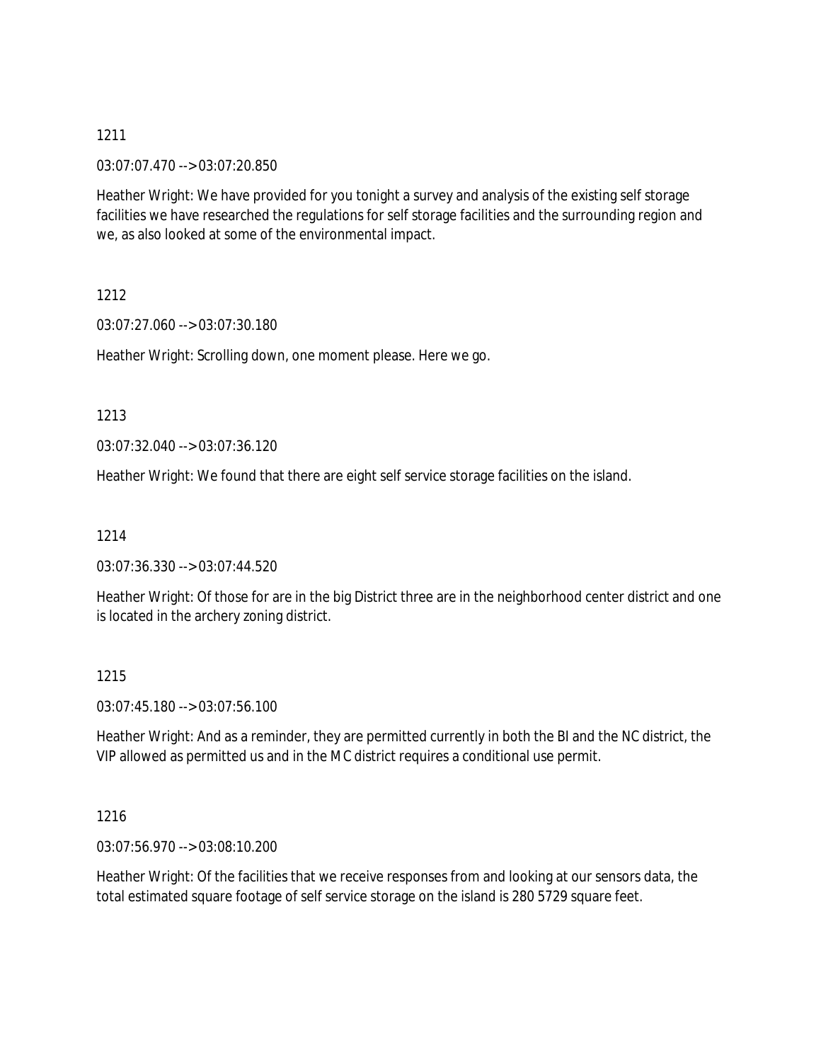1211

03:07:07.470 --> 03:07:20.850

Heather Wright: We have provided for you tonight a survey and analysis of the existing self storage facilities we have researched the regulations for self storage facilities and the surrounding region and we, as also looked at some of the environmental impact.

1212

03:07:27.060 --> 03:07:30.180

Heather Wright: Scrolling down, one moment please. Here we go.

1213

03:07:32.040 --> 03:07:36.120

Heather Wright: We found that there are eight self service storage facilities on the island.

1214

03:07:36.330 --> 03:07:44.520

Heather Wright: Of those for are in the big District three are in the neighborhood center district and one is located in the archery zoning district.

1215

03:07:45.180 --> 03:07:56.100

Heather Wright: And as a reminder, they are permitted currently in both the BI and the NC district, the VIP allowed as permitted us and in the MC district requires a conditional use permit.

1216

03:07:56.970 --> 03:08:10.200

Heather Wright: Of the facilities that we receive responses from and looking at our sensors data, the total estimated square footage of self service storage on the island is 280 5729 square feet.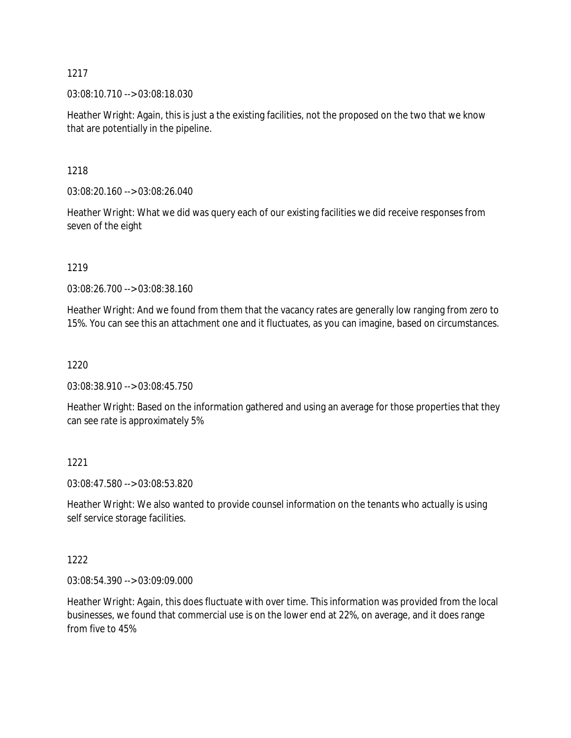1217

03:08:10.710 --> 03:08:18.030

Heather Wright: Again, this is just a the existing facilities, not the proposed on the two that we know that are potentially in the pipeline.

1218

03:08:20.160 --> 03:08:26.040

Heather Wright: What we did was query each of our existing facilities we did receive responses from seven of the eight

1219

03:08:26.700 --> 03:08:38.160

Heather Wright: And we found from them that the vacancy rates are generally low ranging from zero to 15%. You can see this an attachment one and it fluctuates, as you can imagine, based on circumstances.

1220

03:08:38.910 --> 03:08:45.750

Heather Wright: Based on the information gathered and using an average for those properties that they can see rate is approximately 5%

1221

03:08:47.580 --> 03:08:53.820

Heather Wright: We also wanted to provide counsel information on the tenants who actually is using self service storage facilities.

1222

03:08:54.390 --> 03:09:09.000

Heather Wright: Again, this does fluctuate with over time. This information was provided from the local businesses, we found that commercial use is on the lower end at 22%, on average, and it does range from five to 45%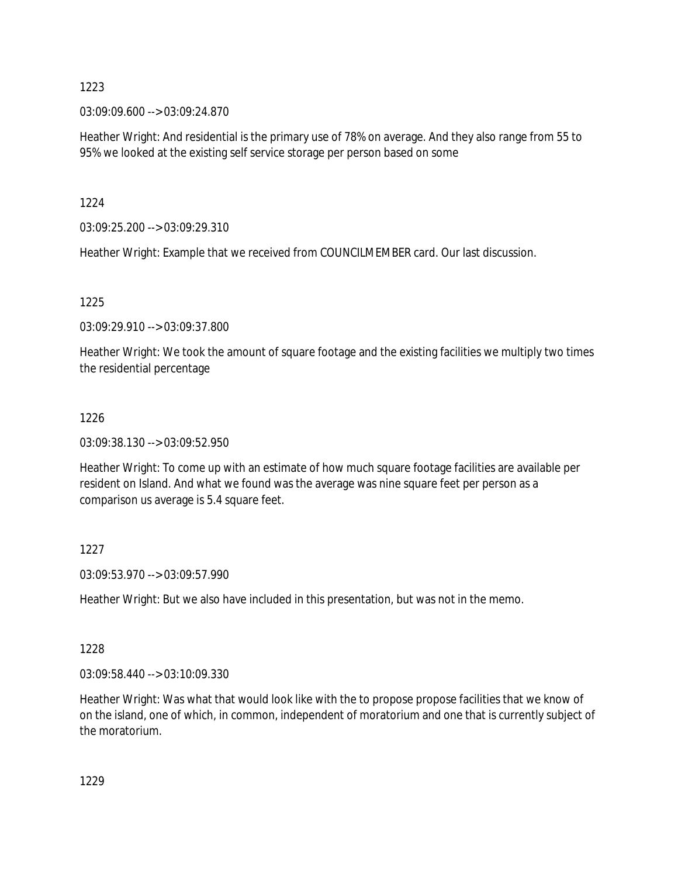1223

03:09:09.600 --> 03:09:24.870

Heather Wright: And residential is the primary use of 78% on average. And they also range from 55 to 95% we looked at the existing self service storage per person based on some

1224

03:09:25.200 --> 03:09:29.310

Heather Wright: Example that we received from COUNCILMEMBER card. Our last discussion.

1225

03:09:29.910 --> 03:09:37.800

Heather Wright: We took the amount of square footage and the existing facilities we multiply two times the residential percentage

1226

03:09:38.130 --> 03:09:52.950

Heather Wright: To come up with an estimate of how much square footage facilities are available per resident on Island. And what we found was the average was nine square feet per person as a comparison us average is 5.4 square feet.

1227

03:09:53.970 --> 03:09:57.990

Heather Wright: But we also have included in this presentation, but was not in the memo.

1228

03:09:58.440 --> 03:10:09.330

Heather Wright: Was what that would look like with the to propose propose facilities that we know of on the island, one of which, in common, independent of moratorium and one that is currently subject of the moratorium.

1229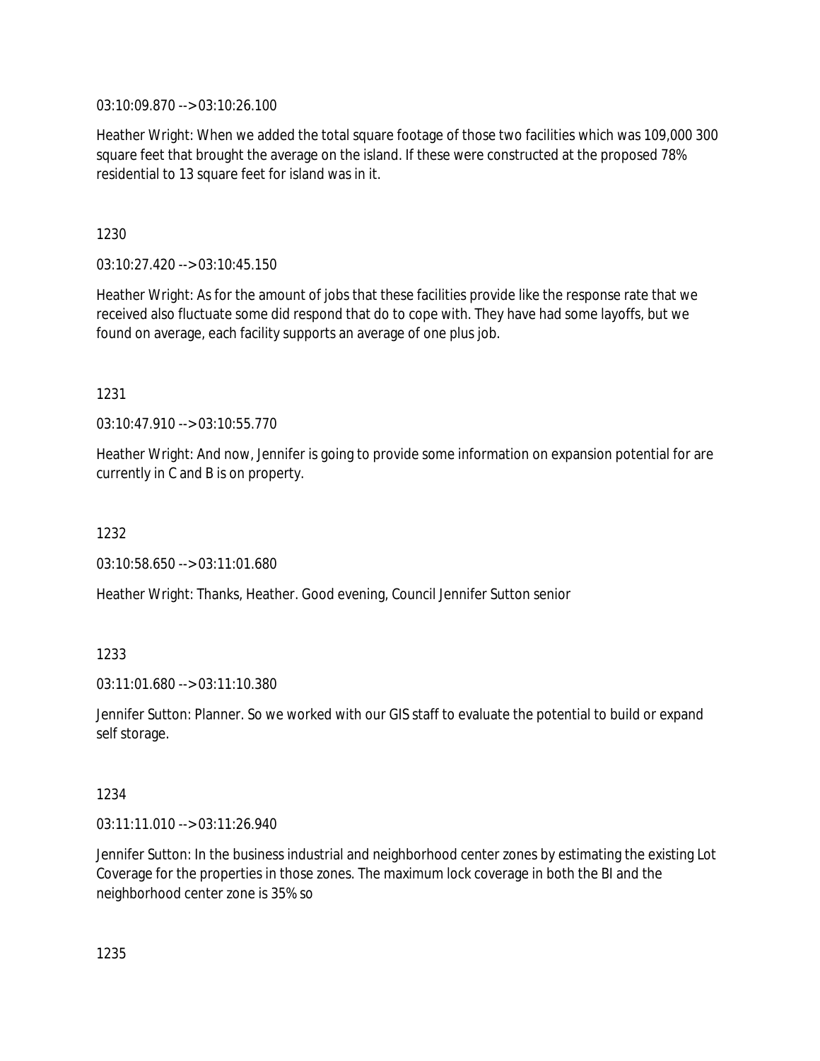03:10:09.870 --> 03:10:26.100

Heather Wright: When we added the total square footage of those two facilities which was 109,000 300 square feet that brought the average on the island. If these were constructed at the proposed 78% residential to 13 square feet for island was in it.

1230

03:10:27.420 --> 03:10:45.150

Heather Wright: As for the amount of jobs that these facilities provide like the response rate that we received also fluctuate some did respond that do to cope with. They have had some layoffs, but we found on average, each facility supports an average of one plus job.

1231

03:10:47.910 --> 03:10:55.770

Heather Wright: And now, Jennifer is going to provide some information on expansion potential for are currently in C and B is on property.

1232

03:10:58.650 --> 03:11:01.680

Heather Wright: Thanks, Heather. Good evening, Council Jennifer Sutton senior

1233

03:11:01.680 --> 03:11:10.380

Jennifer Sutton: Planner. So we worked with our GIS staff to evaluate the potential to build or expand self storage.

1234

03:11:11.010 --> 03:11:26.940

Jennifer Sutton: In the business industrial and neighborhood center zones by estimating the existing Lot Coverage for the properties in those zones. The maximum lock coverage in both the BI and the neighborhood center zone is 35% so

1235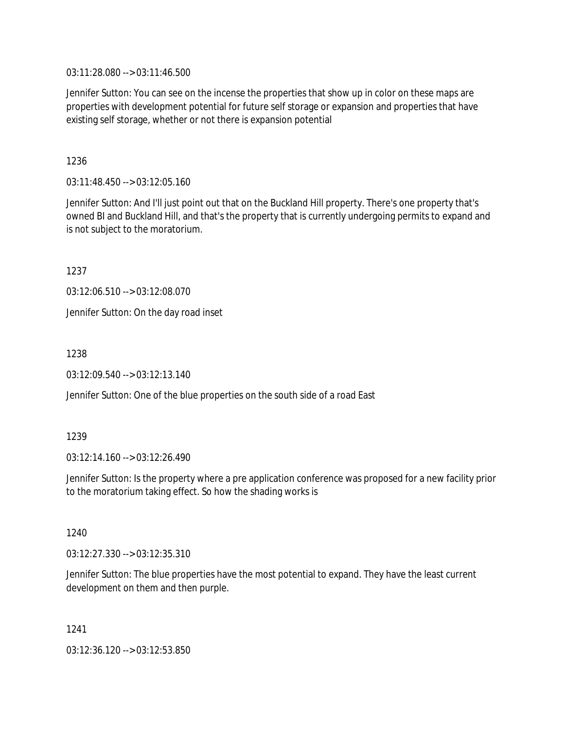03:11:28.080 --> 03:11:46.500

Jennifer Sutton: You can see on the incense the properties that show up in color on these maps are properties with development potential for future self storage or expansion and properties that have existing self storage, whether or not there is expansion potential

1236

03:11:48.450 --> 03:12:05.160

Jennifer Sutton: And I'll just point out that on the Buckland Hill property. There's one property that's owned BI and Buckland Hill, and that's the property that is currently undergoing permits to expand and is not subject to the moratorium.

1237

03:12:06.510 --> 03:12:08.070

Jennifer Sutton: On the day road inset

1238

03:12:09.540 --> 03:12:13.140

Jennifer Sutton: One of the blue properties on the south side of a road East

1239

03:12:14.160 --> 03:12:26.490

Jennifer Sutton: Is the property where a pre application conference was proposed for a new facility prior to the moratorium taking effect. So how the shading works is

1240

03:12:27.330 --> 03:12:35.310

Jennifer Sutton: The blue properties have the most potential to expand. They have the least current development on them and then purple.

1241

03:12:36.120 --> 03:12:53.850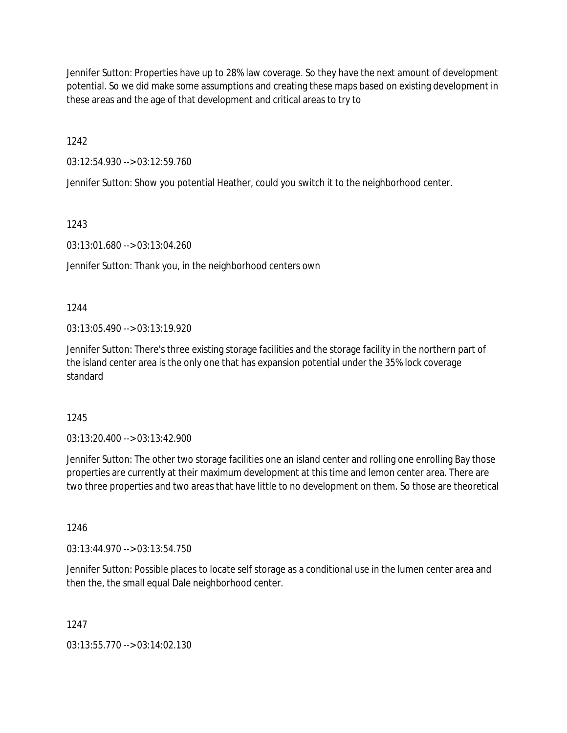Jennifer Sutton: Properties have up to 28% law coverage. So they have the next amount of development potential. So we did make some assumptions and creating these maps based on existing development in these areas and the age of that development and critical areas to try to

1242

03:12:54.930 --> 03:12:59.760

Jennifer Sutton: Show you potential Heather, could you switch it to the neighborhood center.

1243

03:13:01.680 --> 03:13:04.260

Jennifer Sutton: Thank you, in the neighborhood centers own

1244

03:13:05.490 --> 03:13:19.920

Jennifer Sutton: There's three existing storage facilities and the storage facility in the northern part of the island center area is the only one that has expansion potential under the 35% lock coverage standard

1245

03:13:20.400 --> 03:13:42.900

Jennifer Sutton: The other two storage facilities one an island center and rolling one enrolling Bay those properties are currently at their maximum development at this time and lemon center area. There are two three properties and two areas that have little to no development on them. So those are theoretical

1246

03:13:44.970 --> 03:13:54.750

Jennifer Sutton: Possible places to locate self storage as a conditional use in the lumen center area and then the, the small equal Dale neighborhood center.

1247

03:13:55.770 --> 03:14:02.130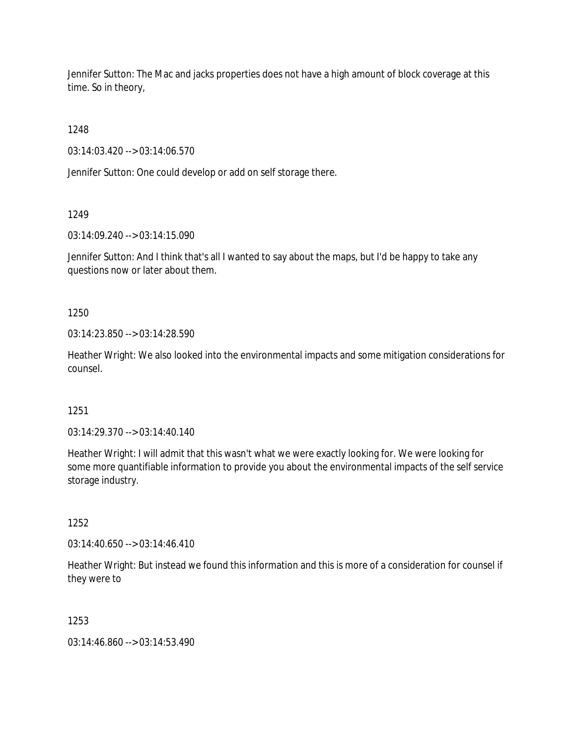Jennifer Sutton: The Mac and jacks properties does not have a high amount of block coverage at this time. So in theory,

1248

03:14:03.420 --> 03:14:06.570

Jennifer Sutton: One could develop or add on self storage there.

1249

03:14:09.240 --> 03:14:15.090

Jennifer Sutton: And I think that's all I wanted to say about the maps, but I'd be happy to take any questions now or later about them.

1250

03:14:23.850 --> 03:14:28.590

Heather Wright: We also looked into the environmental impacts and some mitigation considerations for counsel.

1251

03:14:29.370 --> 03:14:40.140

Heather Wright: I will admit that this wasn't what we were exactly looking for. We were looking for some more quantifiable information to provide you about the environmental impacts of the self service storage industry.

1252

03:14:40.650 --> 03:14:46.410

Heather Wright: But instead we found this information and this is more of a consideration for counsel if they were to

1253

03:14:46.860 --> 03:14:53.490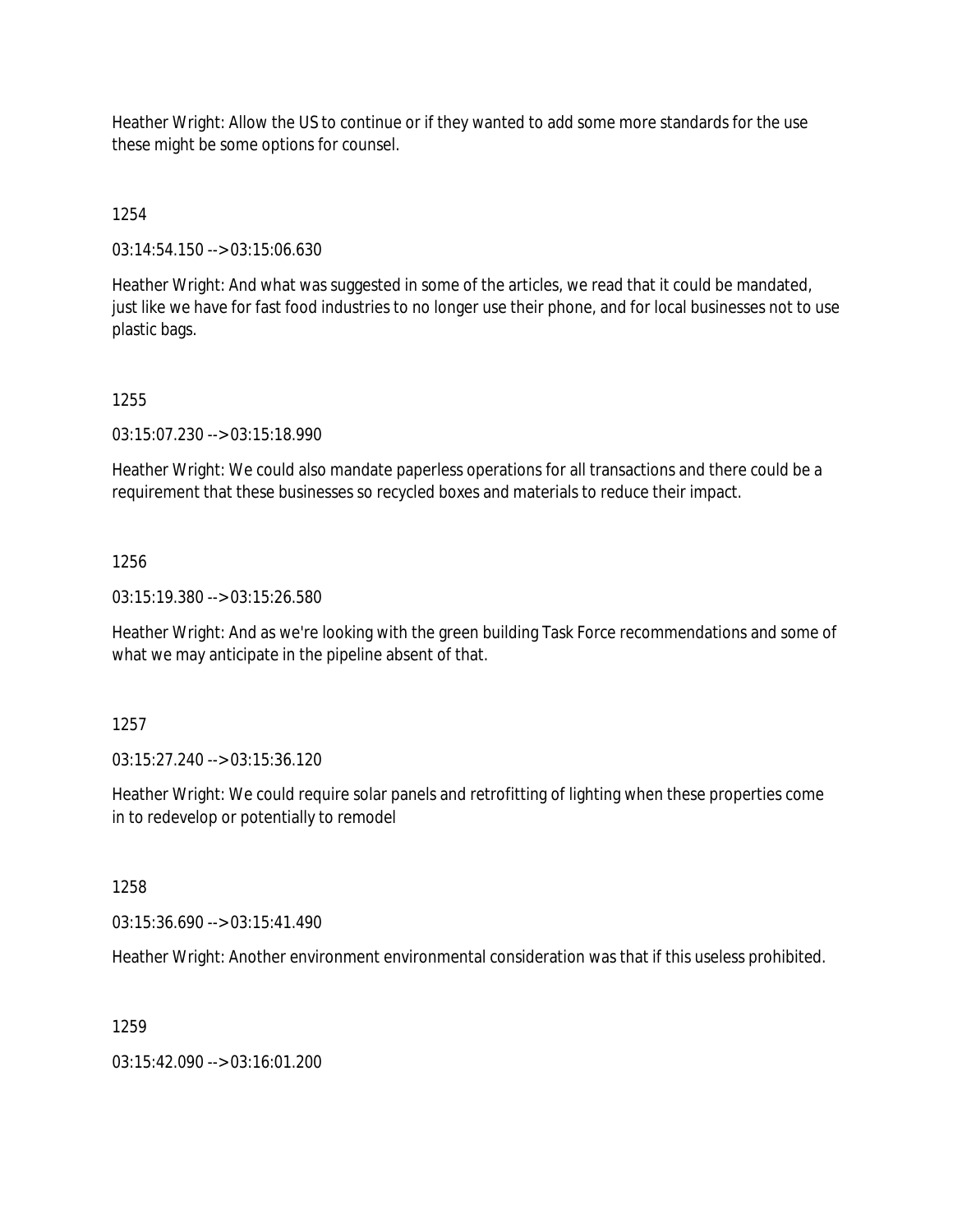Heather Wright: Allow the US to continue or if they wanted to add some more standards for the use these might be some options for counsel.

1254

03:14:54.150 --> 03:15:06.630

Heather Wright: And what was suggested in some of the articles, we read that it could be mandated, just like we have for fast food industries to no longer use their phone, and for local businesses not to use plastic bags.

1255

03:15:07.230 --> 03:15:18.990

Heather Wright: We could also mandate paperless operations for all transactions and there could be a requirement that these businesses so recycled boxes and materials to reduce their impact.

1256

03:15:19.380 --> 03:15:26.580

Heather Wright: And as we're looking with the green building Task Force recommendations and some of what we may anticipate in the pipeline absent of that.

1257

03:15:27.240 --> 03:15:36.120

Heather Wright: We could require solar panels and retrofitting of lighting when these properties come in to redevelop or potentially to remodel

1258

03:15:36.690 --> 03:15:41.490

Heather Wright: Another environment environmental consideration was that if this useless prohibited.

1259

03:15:42.090 --> 03:16:01.200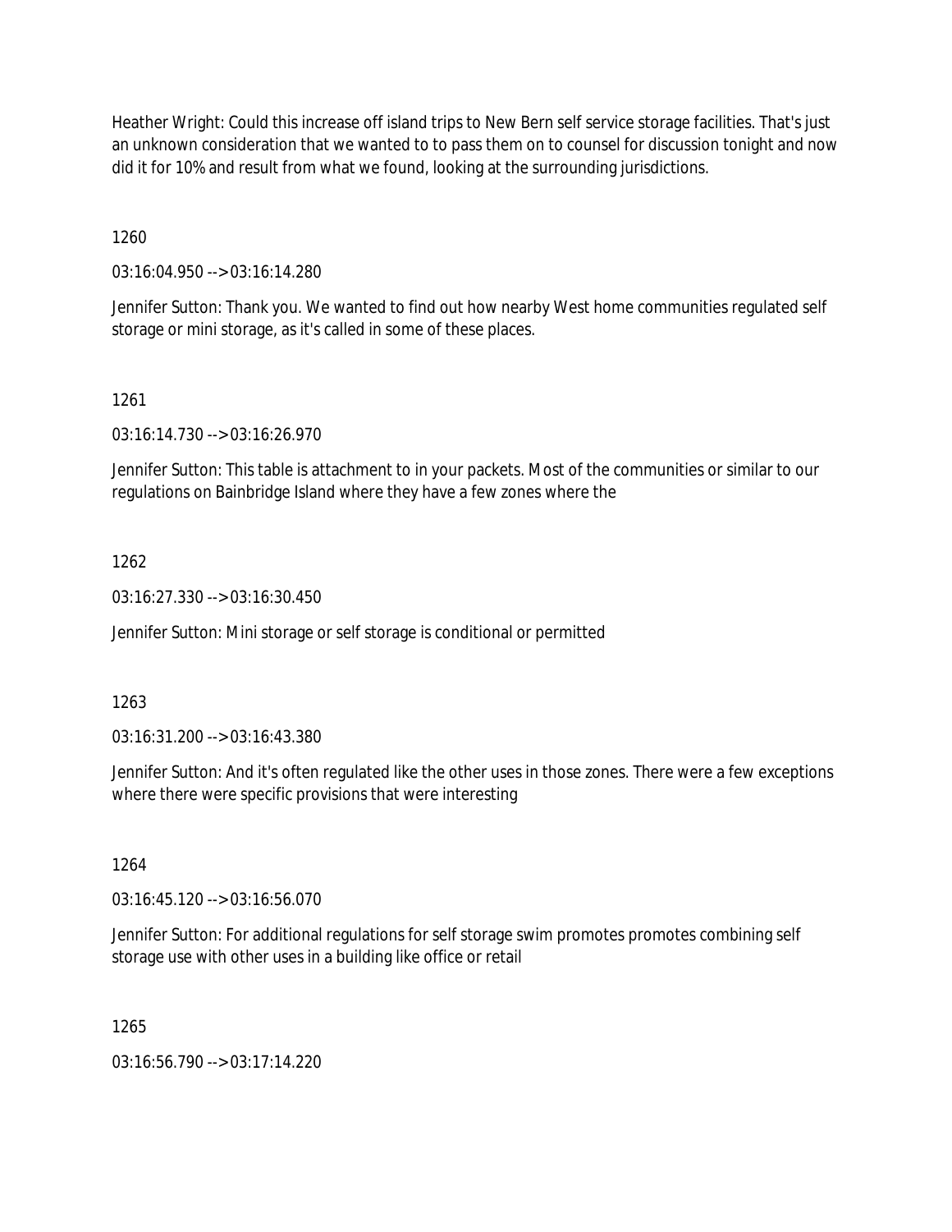Heather Wright: Could this increase off island trips to New Bern self service storage facilities. That's just an unknown consideration that we wanted to to pass them on to counsel for discussion tonight and now did it for 10% and result from what we found, looking at the surrounding jurisdictions.

1260

03:16:04.950 --> 03:16:14.280

Jennifer Sutton: Thank you. We wanted to find out how nearby West home communities regulated self storage or mini storage, as it's called in some of these places.

1261

03:16:14.730 --> 03:16:26.970

Jennifer Sutton: This table is attachment to in your packets. Most of the communities or similar to our regulations on Bainbridge Island where they have a few zones where the

1262

03:16:27.330 --> 03:16:30.450

Jennifer Sutton: Mini storage or self storage is conditional or permitted

1263

03:16:31.200 --> 03:16:43.380

Jennifer Sutton: And it's often regulated like the other uses in those zones. There were a few exceptions where there were specific provisions that were interesting

1264

03:16:45.120 --> 03:16:56.070

Jennifer Sutton: For additional regulations for self storage swim promotes promotes combining self storage use with other uses in a building like office or retail

1265

03:16:56.790 --> 03:17:14.220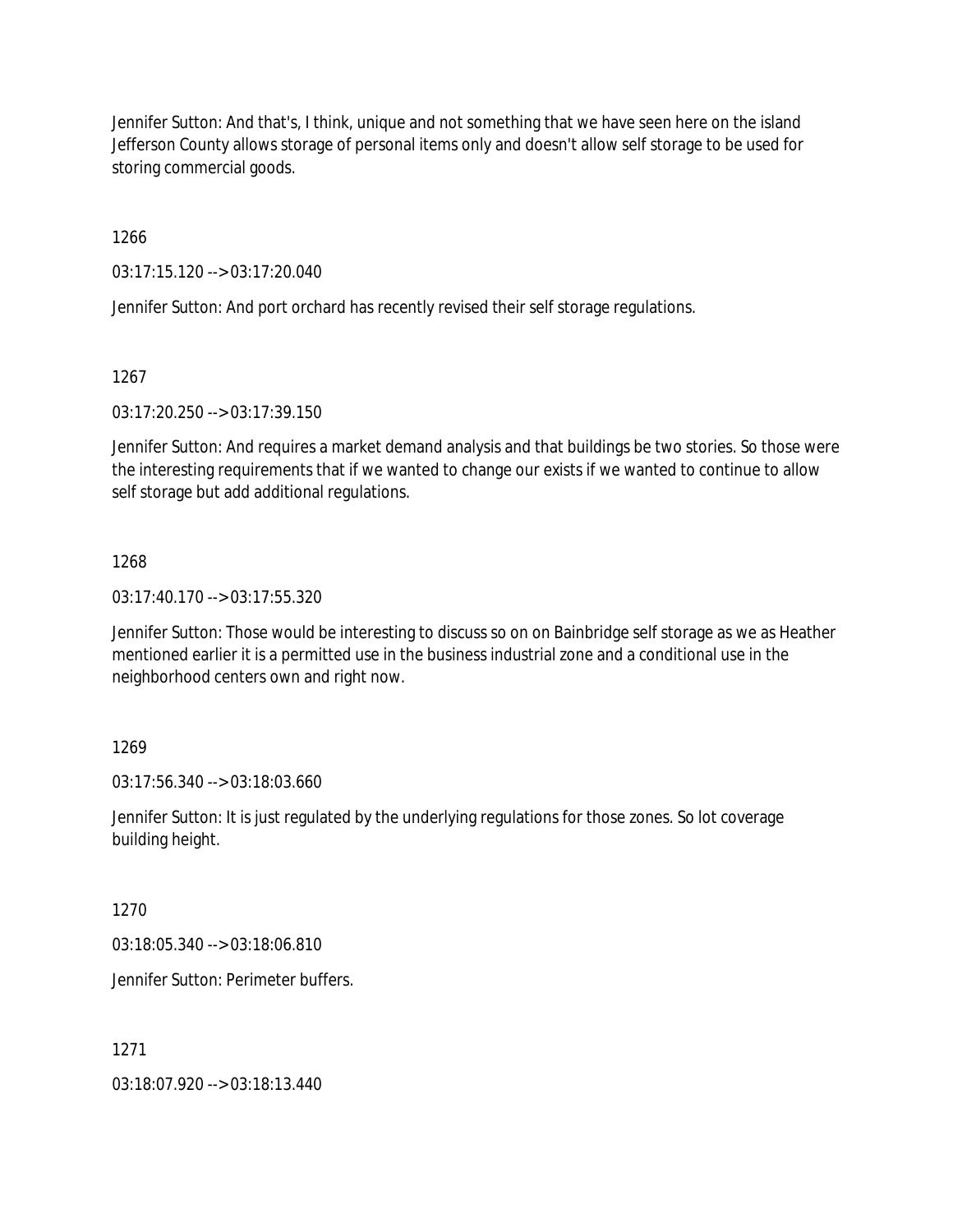Jennifer Sutton: And that's, I think, unique and not something that we have seen here on the island Jefferson County allows storage of personal items only and doesn't allow self storage to be used for storing commercial goods.

1266

03:17:15.120 --> 03:17:20.040

Jennifer Sutton: And port orchard has recently revised their self storage regulations.

1267

03:17:20.250 --> 03:17:39.150

Jennifer Sutton: And requires a market demand analysis and that buildings be two stories. So those were the interesting requirements that if we wanted to change our exists if we wanted to continue to allow self storage but add additional regulations.

1268

03:17:40.170 --> 03:17:55.320

Jennifer Sutton: Those would be interesting to discuss so on on Bainbridge self storage as we as Heather mentioned earlier it is a permitted use in the business industrial zone and a conditional use in the neighborhood centers own and right now.

1269

03:17:56.340 --> 03:18:03.660

Jennifer Sutton: It is just regulated by the underlying regulations for those zones. So lot coverage building height.

1270

03:18:05.340 --> 03:18:06.810

Jennifer Sutton: Perimeter buffers.

1271

03:18:07.920 --> 03:18:13.440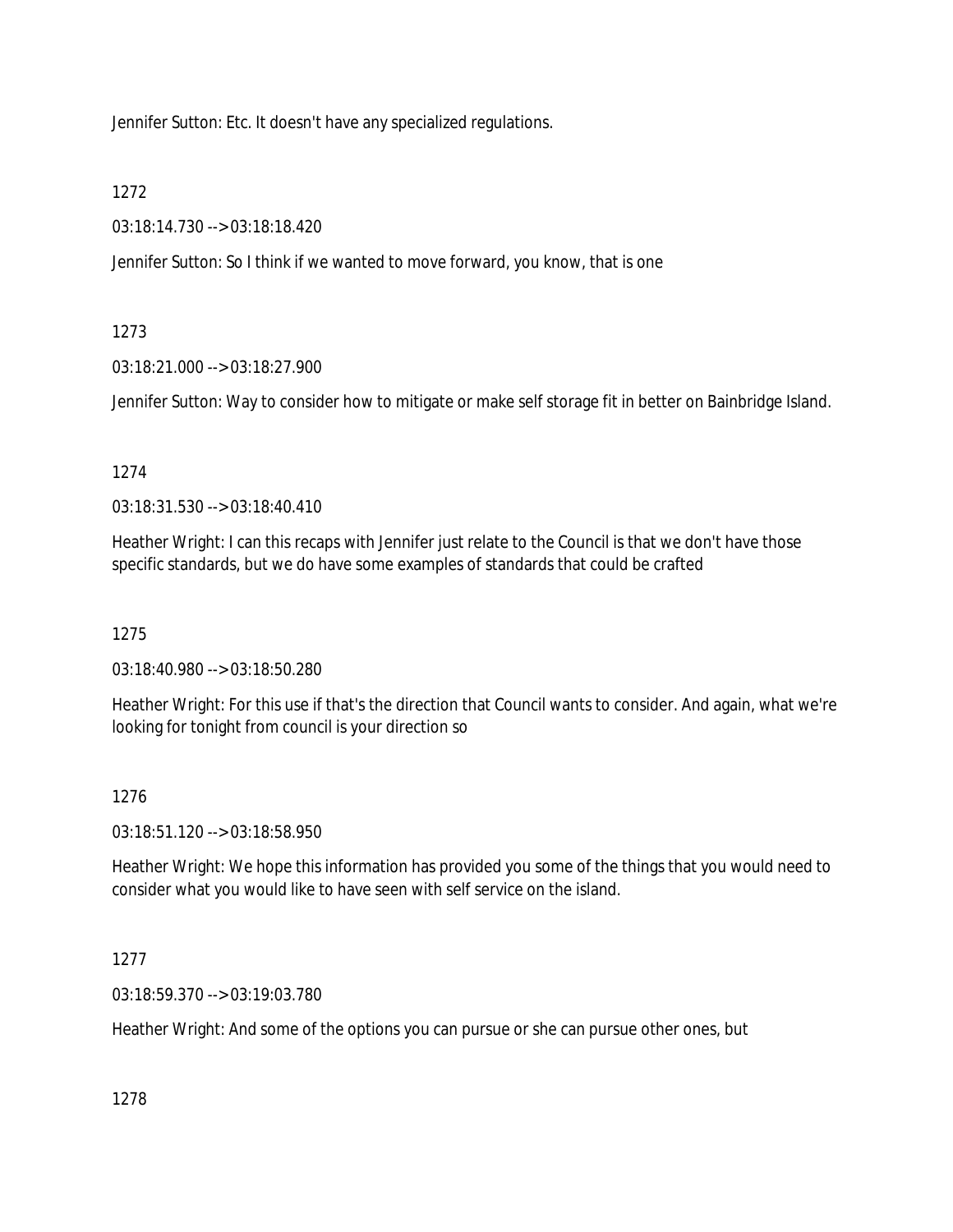Jennifer Sutton: Etc. It doesn't have any specialized regulations.

1272

03:18:14.730 --> 03:18:18.420

Jennifer Sutton: So I think if we wanted to move forward, you know, that is one

1273

03:18:21.000 --> 03:18:27.900

Jennifer Sutton: Way to consider how to mitigate or make self storage fit in better on Bainbridge Island.

1274

03:18:31.530 --> 03:18:40.410

Heather Wright: I can this recaps with Jennifer just relate to the Council is that we don't have those specific standards, but we do have some examples of standards that could be crafted

1275

03:18:40.980 --> 03:18:50.280

Heather Wright: For this use if that's the direction that Council wants to consider. And again, what we're looking for tonight from council is your direction so

1276

03:18:51.120 --> 03:18:58.950

Heather Wright: We hope this information has provided you some of the things that you would need to consider what you would like to have seen with self service on the island.

1277

03:18:59.370 --> 03:19:03.780

Heather Wright: And some of the options you can pursue or she can pursue other ones, but

1278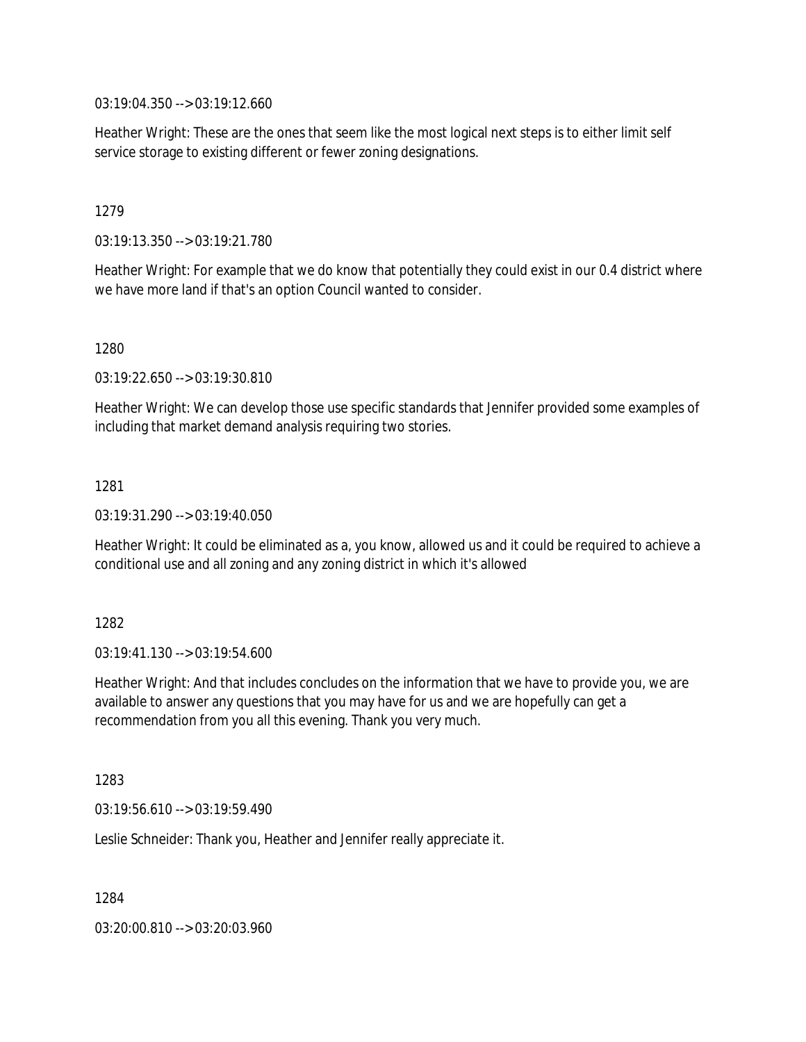03:19:04.350 --> 03:19:12.660

Heather Wright: These are the ones that seem like the most logical next steps is to either limit self service storage to existing different or fewer zoning designations.

1279

03:19:13.350 --> 03:19:21.780

Heather Wright: For example that we do know that potentially they could exist in our 0.4 district where we have more land if that's an option Council wanted to consider.

1280

03:19:22.650 --> 03:19:30.810

Heather Wright: We can develop those use specific standards that Jennifer provided some examples of including that market demand analysis requiring two stories.

1281

03:19:31.290 --> 03:19:40.050

Heather Wright: It could be eliminated as a, you know, allowed us and it could be required to achieve a conditional use and all zoning and any zoning district in which it's allowed

1282

03:19:41.130 --> 03:19:54.600

Heather Wright: And that includes concludes on the information that we have to provide you, we are available to answer any questions that you may have for us and we are hopefully can get a recommendation from you all this evening. Thank you very much.

1283

03:19:56.610 --> 03:19:59.490

Leslie Schneider: Thank you, Heather and Jennifer really appreciate it.

1284

03:20:00.810 --> 03:20:03.960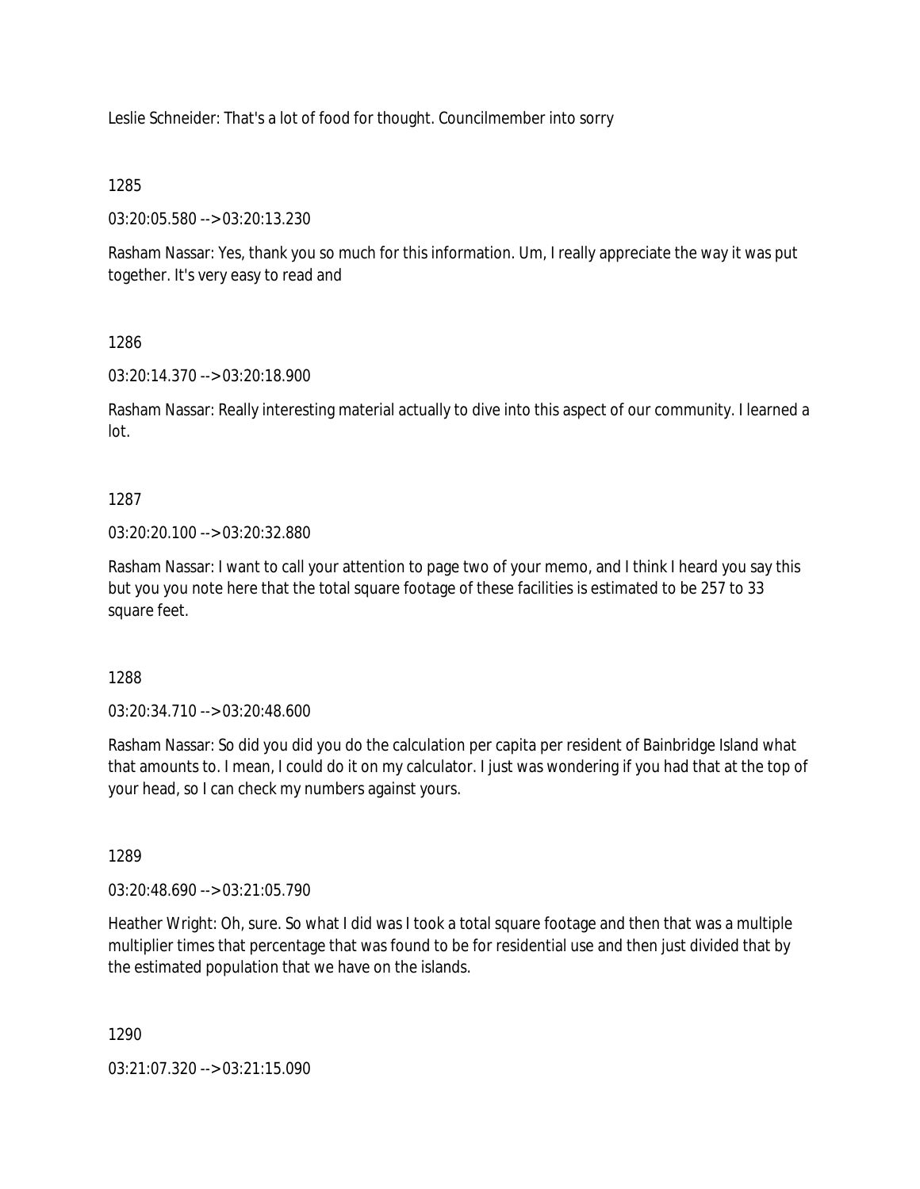Leslie Schneider: That's a lot of food for thought. Councilmember into sorry

1285

03:20:05.580 --> 03:20:13.230

Rasham Nassar: Yes, thank you so much for this information. Um, I really appreciate the way it was put together. It's very easy to read and

1286

03:20:14.370 --> 03:20:18.900

Rasham Nassar: Really interesting material actually to dive into this aspect of our community. I learned a lot.

1287

03:20:20.100 --> 03:20:32.880

Rasham Nassar: I want to call your attention to page two of your memo, and I think I heard you say this but you you note here that the total square footage of these facilities is estimated to be 257 to 33 square feet.

1288

03:20:34.710 --> 03:20:48.600

Rasham Nassar: So did you did you do the calculation per capita per resident of Bainbridge Island what that amounts to. I mean, I could do it on my calculator. I just was wondering if you had that at the top of your head, so I can check my numbers against yours.

1289

03:20:48.690 --> 03:21:05.790

Heather Wright: Oh, sure. So what I did was I took a total square footage and then that was a multiple multiplier times that percentage that was found to be for residential use and then just divided that by the estimated population that we have on the islands.

1290

03:21:07.320 --> 03:21:15.090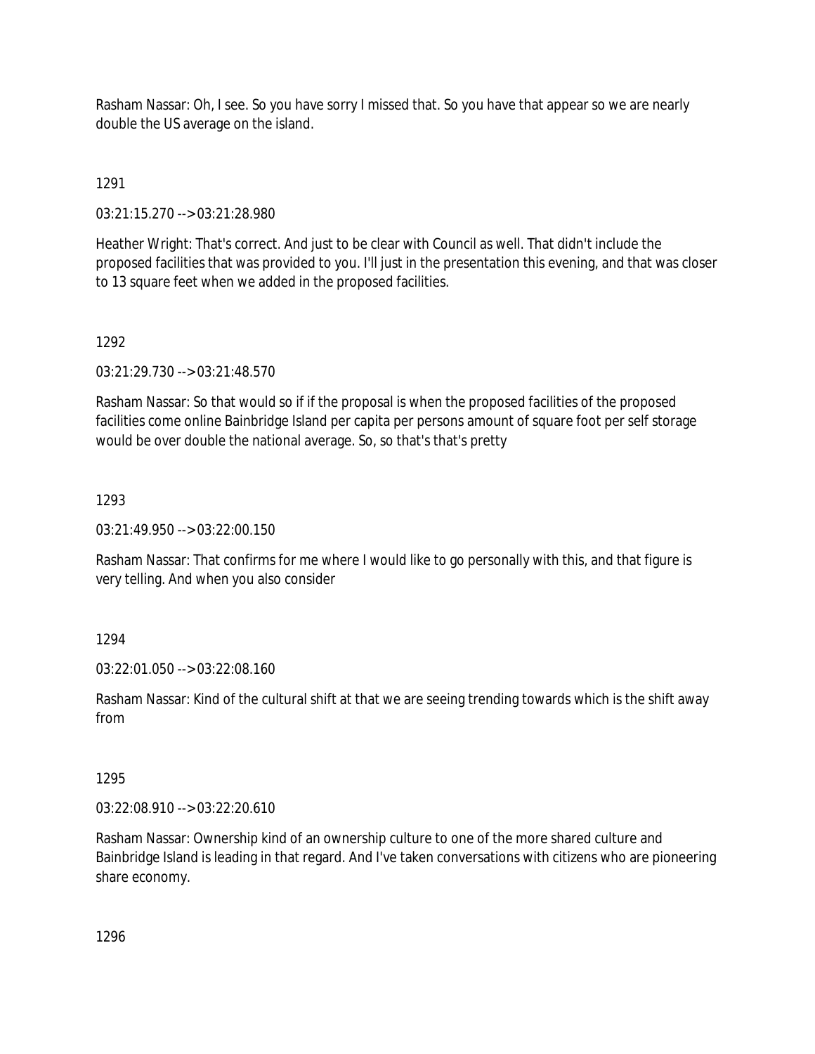Rasham Nassar: Oh, I see. So you have sorry I missed that. So you have that appear so we are nearly double the US average on the island.

1291

03:21:15.270 --> 03:21:28.980

Heather Wright: That's correct. And just to be clear with Council as well. That didn't include the proposed facilities that was provided to you. I'll just in the presentation this evening, and that was closer to 13 square feet when we added in the proposed facilities.

1292

03:21:29.730 --> 03:21:48.570

Rasham Nassar: So that would so if if the proposal is when the proposed facilities of the proposed facilities come online Bainbridge Island per capita per persons amount of square foot per self storage would be over double the national average. So, so that's that's pretty

1293

03:21:49.950 --> 03:22:00.150

Rasham Nassar: That confirms for me where I would like to go personally with this, and that figure is very telling. And when you also consider

1294

03:22:01.050 --> 03:22:08.160

Rasham Nassar: Kind of the cultural shift at that we are seeing trending towards which is the shift away from

1295

03:22:08.910 --> 03:22:20.610

Rasham Nassar: Ownership kind of an ownership culture to one of the more shared culture and Bainbridge Island is leading in that regard. And I've taken conversations with citizens who are pioneering share economy.

1296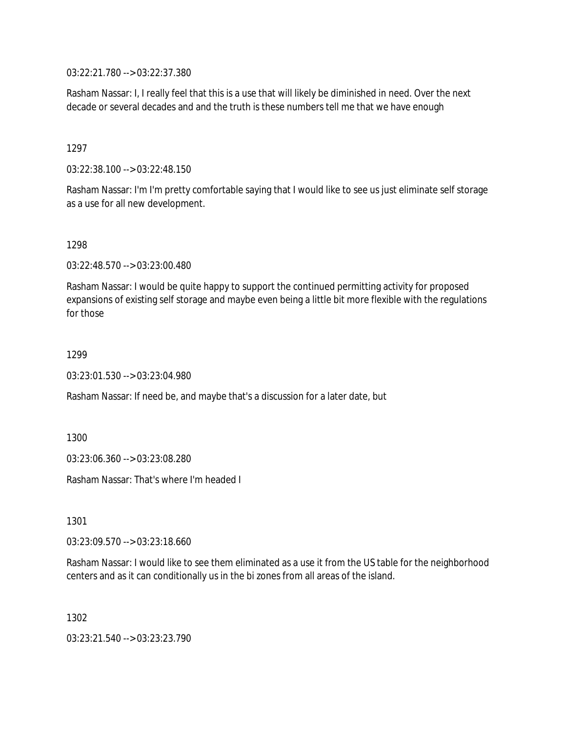03:22:21.780 --> 03:22:37.380

Rasham Nassar: I, I really feel that this is a use that will likely be diminished in need. Over the next decade or several decades and and the truth is these numbers tell me that we have enough

1297

03:22:38.100 --> 03:22:48.150

Rasham Nassar: I'm I'm pretty comfortable saying that I would like to see us just eliminate self storage as a use for all new development.

1298

03:22:48.570 --> 03:23:00.480

Rasham Nassar: I would be quite happy to support the continued permitting activity for proposed expansions of existing self storage and maybe even being a little bit more flexible with the regulations for those

1299

03:23:01.530 --> 03:23:04.980

Rasham Nassar: If need be, and maybe that's a discussion for a later date, but

1300

03:23:06.360 --> 03:23:08.280

Rasham Nassar: That's where I'm headed I

1301

03:23:09.570 --> 03:23:18.660

Rasham Nassar: I would like to see them eliminated as a use it from the US table for the neighborhood centers and as it can conditionally us in the bi zones from all areas of the island.

1302

03:23:21.540 --> 03:23:23.790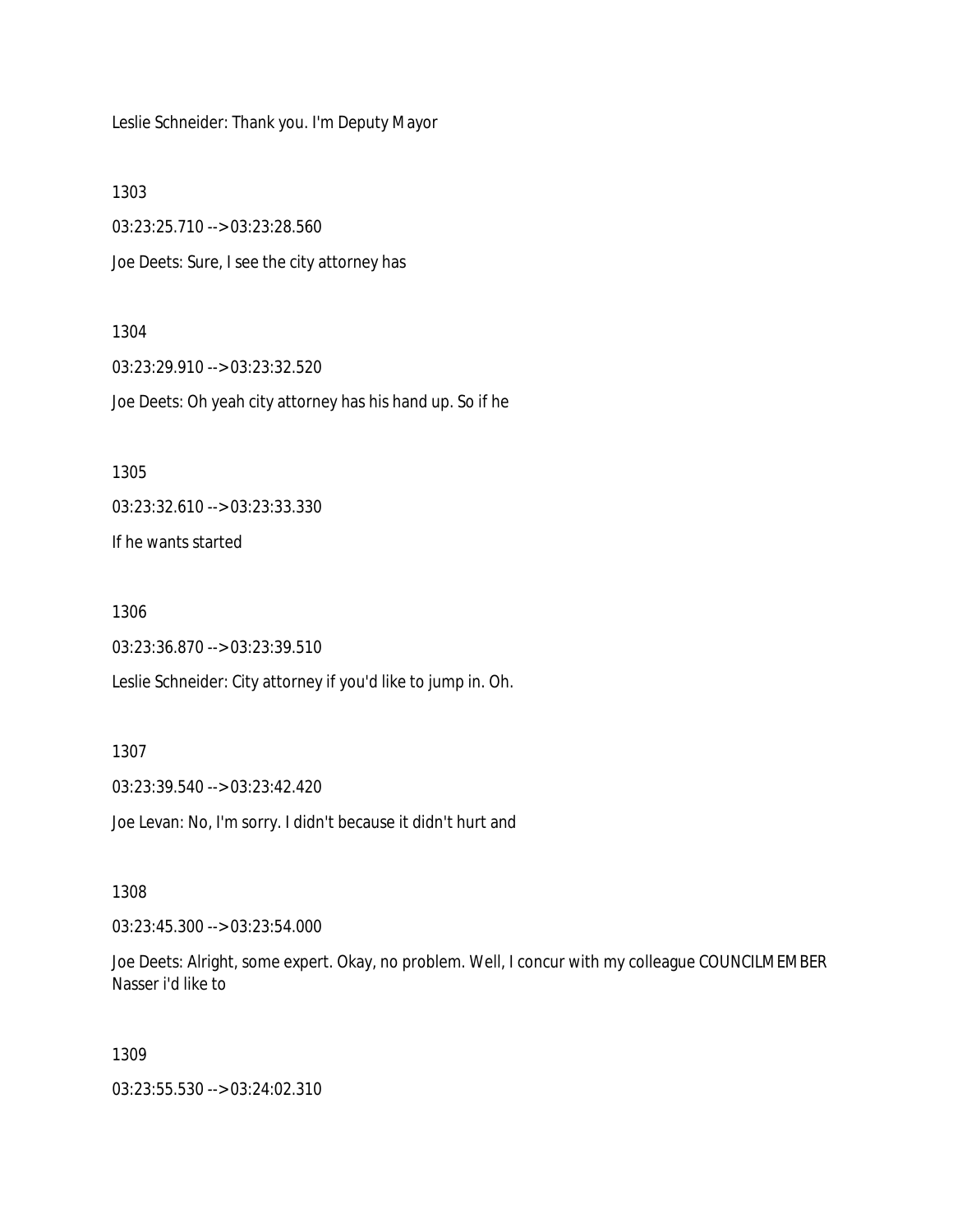Leslie Schneider: Thank you. I'm Deputy Mayor

1303

03:23:25.710 --> 03:23:28.560

Joe Deets: Sure, I see the city attorney has

1304

03:23:29.910 --> 03:23:32.520

Joe Deets: Oh yeah city attorney has his hand up. So if he

1305

03:23:32.610 --> 03:23:33.330

If he wants started

1306

03:23:36.870 --> 03:23:39.510

Leslie Schneider: City attorney if you'd like to jump in. Oh.

1307

03:23:39.540 --> 03:23:42.420

Joe Levan: No, I'm sorry. I didn't because it didn't hurt and

1308

03:23:45.300 --> 03:23:54.000

Joe Deets: Alright, some expert. Okay, no problem. Well, I concur with my colleague COUNCILMEMBER Nasser i'd like to

1309

03:23:55.530 --> 03:24:02.310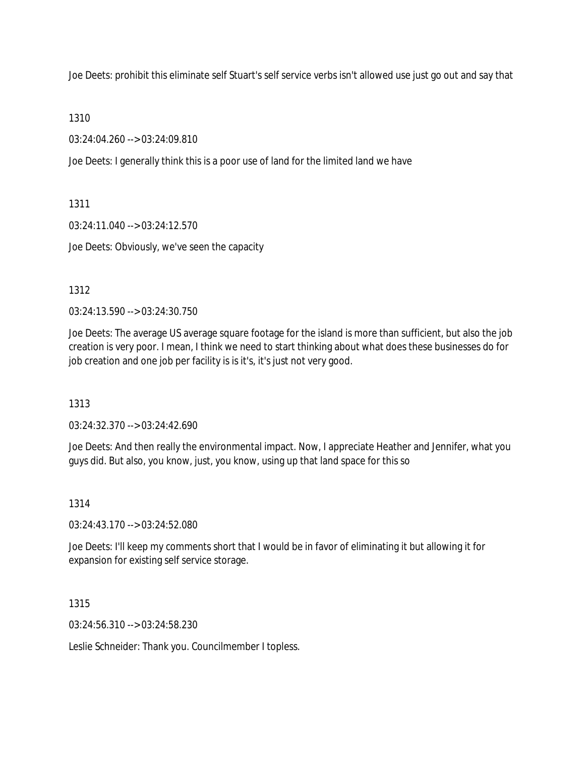Joe Deets: prohibit this eliminate self Stuart's self service verbs isn't allowed use just go out and say that

1310

03:24:04.260 --> 03:24:09.810

Joe Deets: I generally think this is a poor use of land for the limited land we have

1311

03:24:11.040 --> 03:24:12.570

Joe Deets: Obviously, we've seen the capacity

1312

03:24:13.590 --> 03:24:30.750

Joe Deets: The average US average square footage for the island is more than sufficient, but also the job creation is very poor. I mean, I think we need to start thinking about what does these businesses do for job creation and one job per facility is is it's, it's just not very good.

1313

03:24:32.370 --> 03:24:42.690

Joe Deets: And then really the environmental impact. Now, I appreciate Heather and Jennifer, what you guys did. But also, you know, just, you know, using up that land space for this so

1314

03:24:43.170 --> 03:24:52.080

Joe Deets: I'll keep my comments short that I would be in favor of eliminating it but allowing it for expansion for existing self service storage.

1315

03:24:56.310 --> 03:24:58.230

Leslie Schneider: Thank you. Councilmember I topless.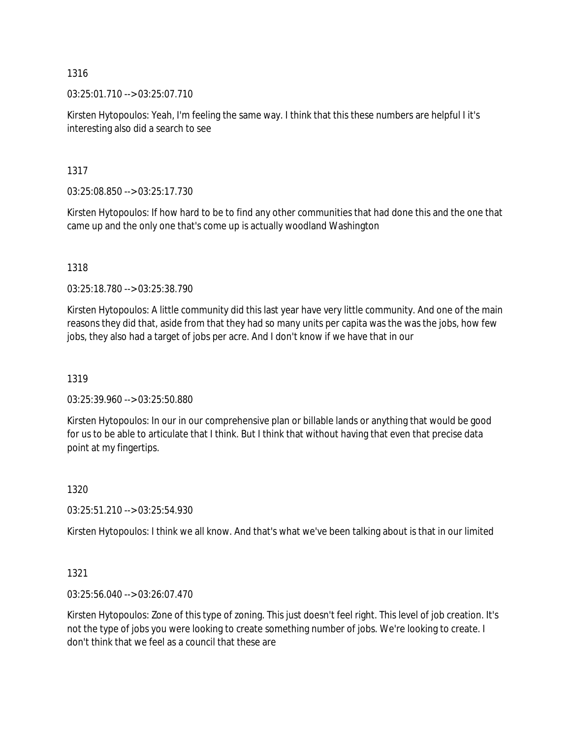1316

03:25:01.710 --> 03:25:07.710

Kirsten Hytopoulos: Yeah, I'm feeling the same way. I think that this these numbers are helpful I it's interesting also did a search to see

1317

03:25:08.850 --> 03:25:17.730

Kirsten Hytopoulos: If how hard to be to find any other communities that had done this and the one that came up and the only one that's come up is actually woodland Washington

1318

03:25:18.780 --> 03:25:38.790

Kirsten Hytopoulos: A little community did this last year have very little community. And one of the main reasons they did that, aside from that they had so many units per capita was the was the jobs, how few jobs, they also had a target of jobs per acre. And I don't know if we have that in our

1319

03:25:39.960 --> 03:25:50.880

Kirsten Hytopoulos: In our in our comprehensive plan or billable lands or anything that would be good for us to be able to articulate that I think. But I think that without having that even that precise data point at my fingertips.

1320

03:25:51.210 --> 03:25:54.930

Kirsten Hytopoulos: I think we all know. And that's what we've been talking about is that in our limited

1321

03:25:56.040 --> 03:26:07.470

Kirsten Hytopoulos: Zone of this type of zoning. This just doesn't feel right. This level of job creation. It's not the type of jobs you were looking to create something number of jobs. We're looking to create. I don't think that we feel as a council that these are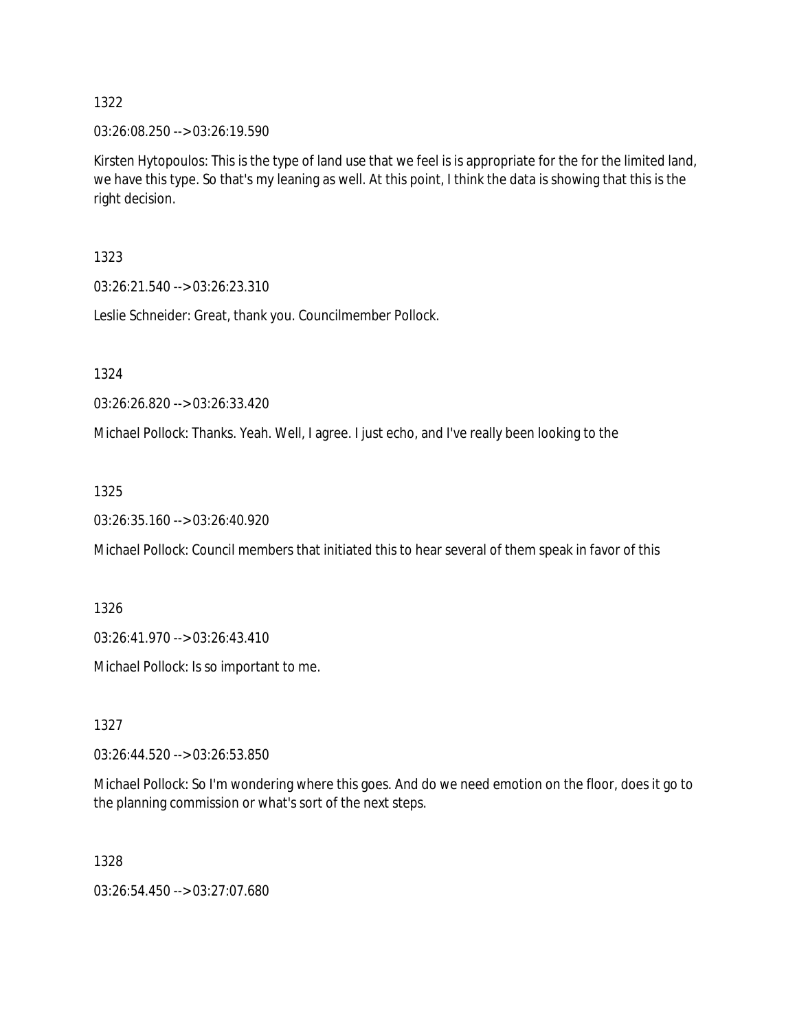1322

03:26:08.250 --> 03:26:19.590

Kirsten Hytopoulos: This is the type of land use that we feel is is appropriate for the for the limited land, we have this type. So that's my leaning as well. At this point, I think the data is showing that this is the right decision.

1323

03:26:21.540 --> 03:26:23.310

Leslie Schneider: Great, thank you. Councilmember Pollock.

1324

03:26:26.820 --> 03:26:33.420

Michael Pollock: Thanks. Yeah. Well, I agree. I just echo, and I've really been looking to the

1325

03:26:35.160 --> 03:26:40.920

Michael Pollock: Council members that initiated this to hear several of them speak in favor of this

1326

03:26:41.970 --> 03:26:43.410

Michael Pollock: Is so important to me.

1327

03:26:44.520 --> 03:26:53.850

Michael Pollock: So I'm wondering where this goes. And do we need emotion on the floor, does it go to the planning commission or what's sort of the next steps.

1328

03:26:54.450 --> 03:27:07.680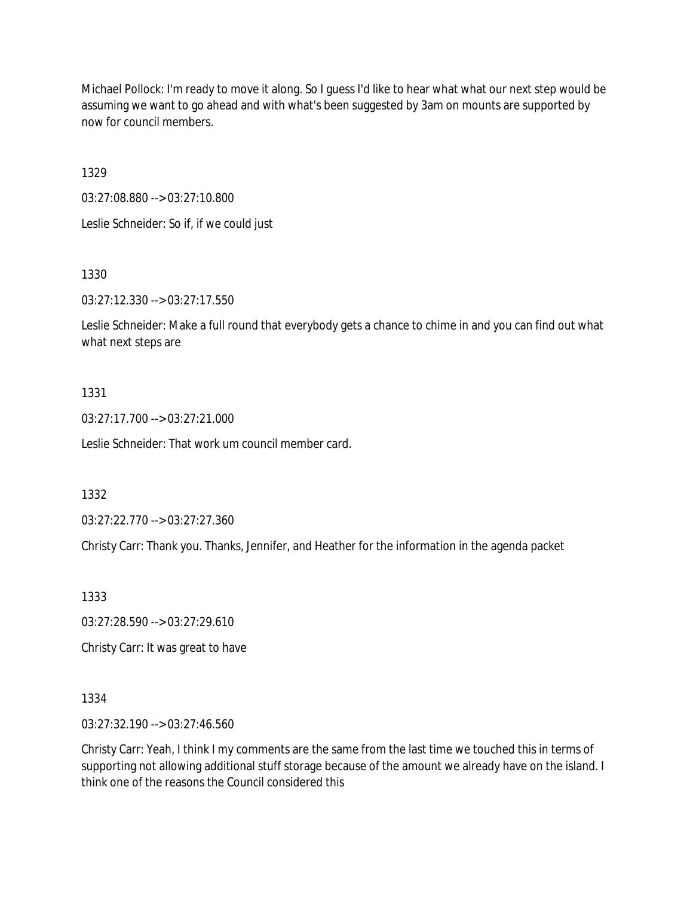Michael Pollock: I'm ready to move it along. So I guess I'd like to hear what what our next step would be assuming we want to go ahead and with what's been suggested by 3am on mounts are supported by now for council members.

1329

03:27:08.880 --> 03:27:10.800

Leslie Schneider: So if, if we could just

1330

03:27:12.330 --> 03:27:17.550

Leslie Schneider: Make a full round that everybody gets a chance to chime in and you can find out what what next steps are

1331

03:27:17.700 --> 03:27:21.000

Leslie Schneider: That work um council member card.

1332

03:27:22.770 --> 03:27:27.360

Christy Carr: Thank you. Thanks, Jennifer, and Heather for the information in the agenda packet

1333

03:27:28.590 --> 03:27:29.610

Christy Carr: It was great to have

1334

03:27:32.190 --> 03:27:46.560

Christy Carr: Yeah, I think I my comments are the same from the last time we touched this in terms of supporting not allowing additional stuff storage because of the amount we already have on the island. I think one of the reasons the Council considered this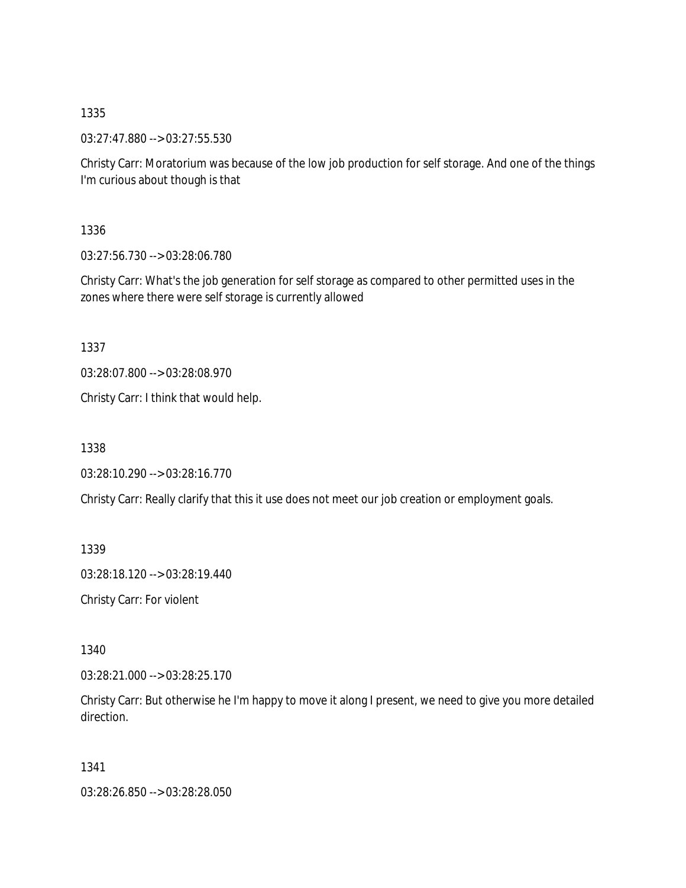1335

03:27:47.880 --> 03:27:55.530

Christy Carr: Moratorium was because of the low job production for self storage. And one of the things I'm curious about though is that

1336

03:27:56.730 --> 03:28:06.780

Christy Carr: What's the job generation for self storage as compared to other permitted uses in the zones where there were self storage is currently allowed

1337

03:28:07.800 --> 03:28:08.970

Christy Carr: I think that would help.

1338

03:28:10.290 --> 03:28:16.770

Christy Carr: Really clarify that this it use does not meet our job creation or employment goals.

1339

03:28:18.120 --> 03:28:19.440

Christy Carr: For violent

1340

03:28:21.000 --> 03:28:25.170

Christy Carr: But otherwise he I'm happy to move it along I present, we need to give you more detailed direction.

1341

03:28:26.850 --> 03:28:28.050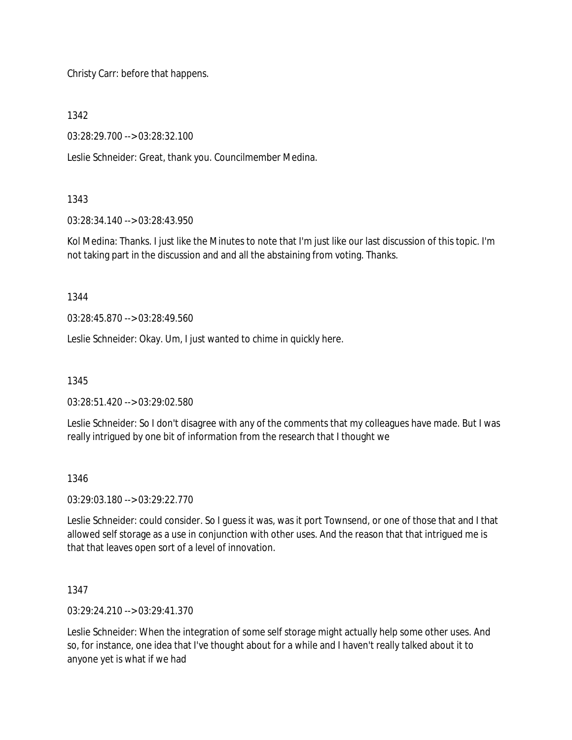Christy Carr: before that happens.

1342

03:28:29.700 --> 03:28:32.100

Leslie Schneider: Great, thank you. Councilmember Medina.

1343

03:28:34.140 --> 03:28:43.950

Kol Medina: Thanks. I just like the Minutes to note that I'm just like our last discussion of this topic. I'm not taking part in the discussion and and all the abstaining from voting. Thanks.

1344

03:28:45.870 --> 03:28:49.560

Leslie Schneider: Okay. Um, I just wanted to chime in quickly here.

1345

03:28:51.420 --> 03:29:02.580

Leslie Schneider: So I don't disagree with any of the comments that my colleagues have made. But I was really intrigued by one bit of information from the research that I thought we

1346

03:29:03.180 --> 03:29:22.770

Leslie Schneider: could consider. So I guess it was, was it port Townsend, or one of those that and I that allowed self storage as a use in conjunction with other uses. And the reason that that intrigued me is that that leaves open sort of a level of innovation.

1347

03:29:24.210 --> 03:29:41.370

Leslie Schneider: When the integration of some self storage might actually help some other uses. And so, for instance, one idea that I've thought about for a while and I haven't really talked about it to anyone yet is what if we had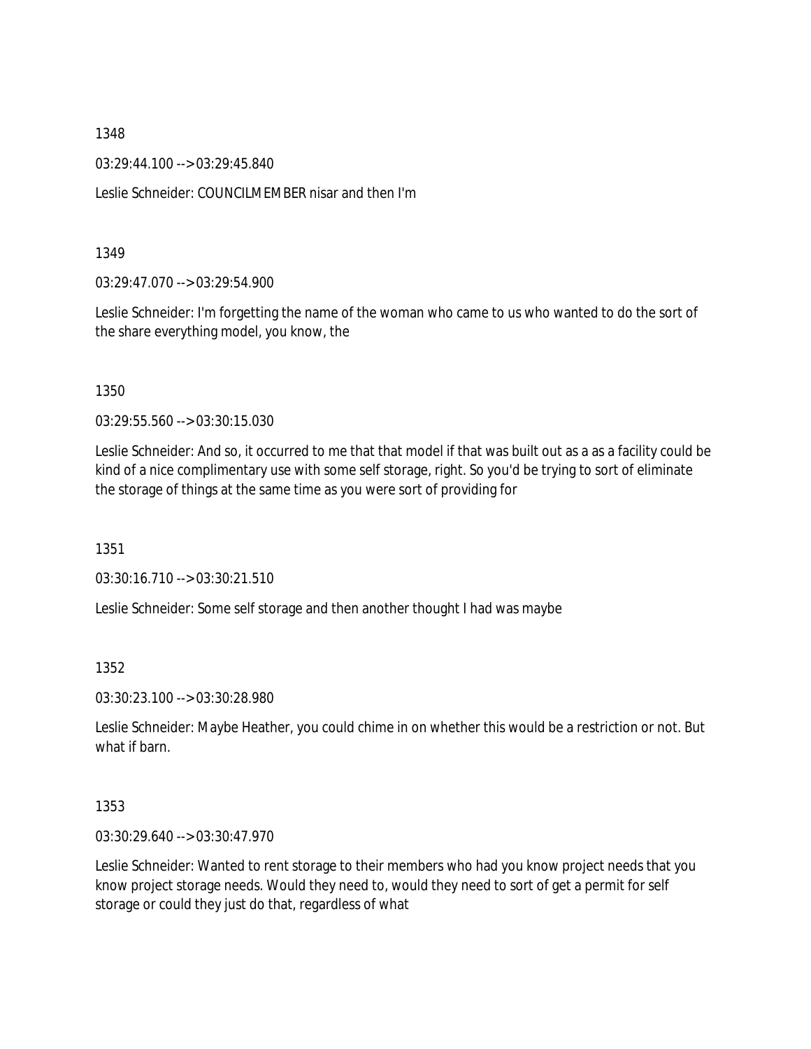1348

03:29:44.100 --> 03:29:45.840

Leslie Schneider: COUNCILMEMBER nisar and then I'm

1349

03:29:47.070 --> 03:29:54.900

Leslie Schneider: I'm forgetting the name of the woman who came to us who wanted to do the sort of the share everything model, you know, the

1350

03:29:55.560 --> 03:30:15.030

Leslie Schneider: And so, it occurred to me that that model if that was built out as a as a facility could be kind of a nice complimentary use with some self storage, right. So you'd be trying to sort of eliminate the storage of things at the same time as you were sort of providing for

1351

03:30:16.710 --> 03:30:21.510

Leslie Schneider: Some self storage and then another thought I had was maybe

1352

03:30:23.100 --> 03:30:28.980

Leslie Schneider: Maybe Heather, you could chime in on whether this would be a restriction or not. But what if barn.

1353

03:30:29.640 --> 03:30:47.970

Leslie Schneider: Wanted to rent storage to their members who had you know project needs that you know project storage needs. Would they need to, would they need to sort of get a permit for self storage or could they just do that, regardless of what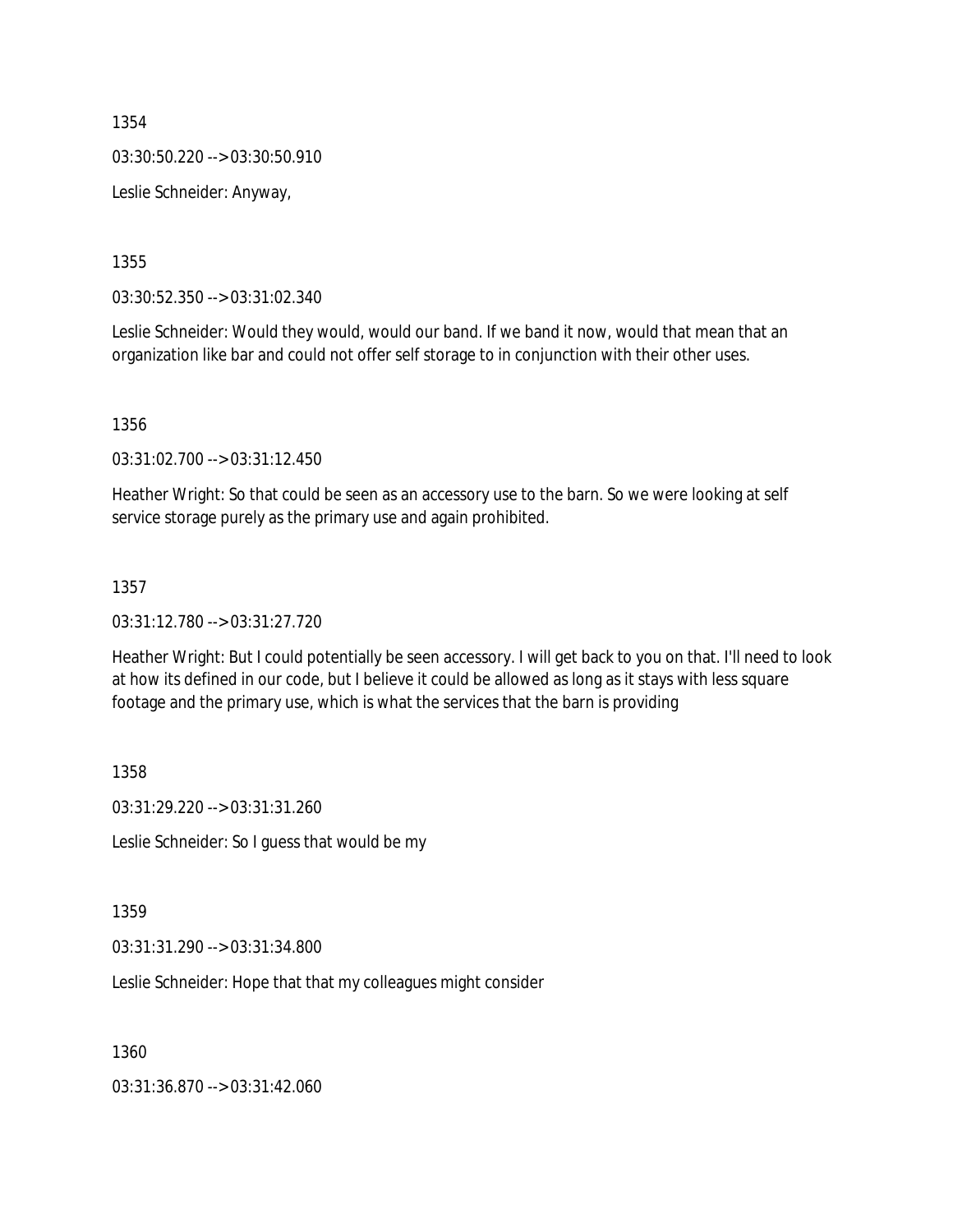1354

03:30:50.220 --> 03:30:50.910

Leslie Schneider: Anyway,

1355

03:30:52.350 --> 03:31:02.340

Leslie Schneider: Would they would, would our band. If we band it now, would that mean that an organization like bar and could not offer self storage to in conjunction with their other uses.

1356

03:31:02.700 --> 03:31:12.450

Heather Wright: So that could be seen as an accessory use to the barn. So we were looking at self service storage purely as the primary use and again prohibited.

1357

03:31:12.780 --> 03:31:27.720

Heather Wright: But I could potentially be seen accessory. I will get back to you on that. I'll need to look at how its defined in our code, but I believe it could be allowed as long as it stays with less square footage and the primary use, which is what the services that the barn is providing

1358

03:31:29.220 --> 03:31:31.260

Leslie Schneider: So I guess that would be my

1359

03:31:31.290 --> 03:31:34.800

Leslie Schneider: Hope that that my colleagues might consider

1360

03:31:36.870 --> 03:31:42.060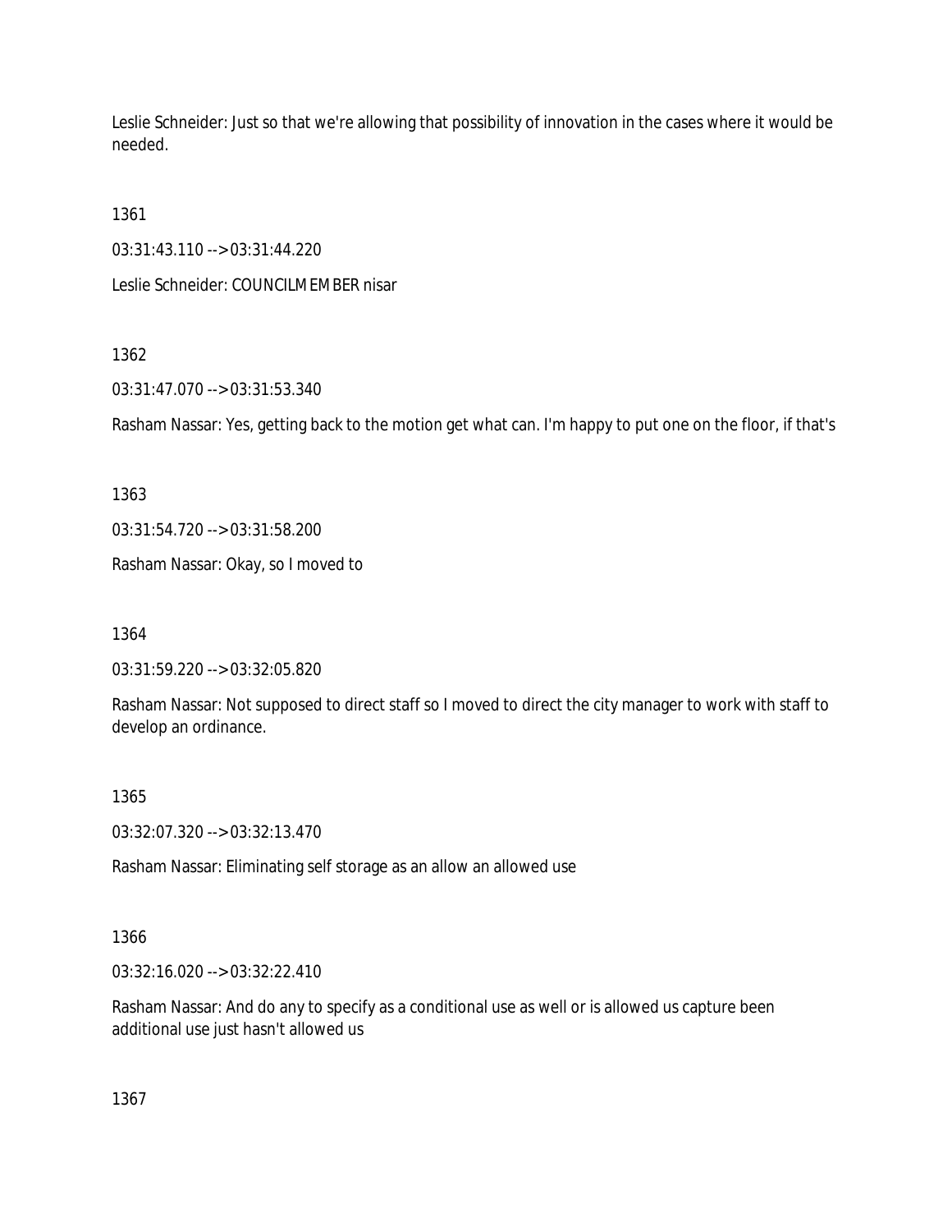Leslie Schneider: Just so that we're allowing that possibility of innovation in the cases where it would be needed.

1361

03:31:43.110 --> 03:31:44.220

Leslie Schneider: COUNCILMEMBER nisar

1362

03:31:47.070 --> 03:31:53.340

Rasham Nassar: Yes, getting back to the motion get what can. I'm happy to put one on the floor, if that's

1363

03:31:54.720 --> 03:31:58.200

Rasham Nassar: Okay, so I moved to

1364

03:31:59.220 --> 03:32:05.820

Rasham Nassar: Not supposed to direct staff so I moved to direct the city manager to work with staff to develop an ordinance.

1365

03:32:07.320 --> 03:32:13.470

Rasham Nassar: Eliminating self storage as an allow an allowed use

1366

03:32:16.020 --> 03:32:22.410

Rasham Nassar: And do any to specify as a conditional use as well or is allowed us capture been additional use just hasn't allowed us

1367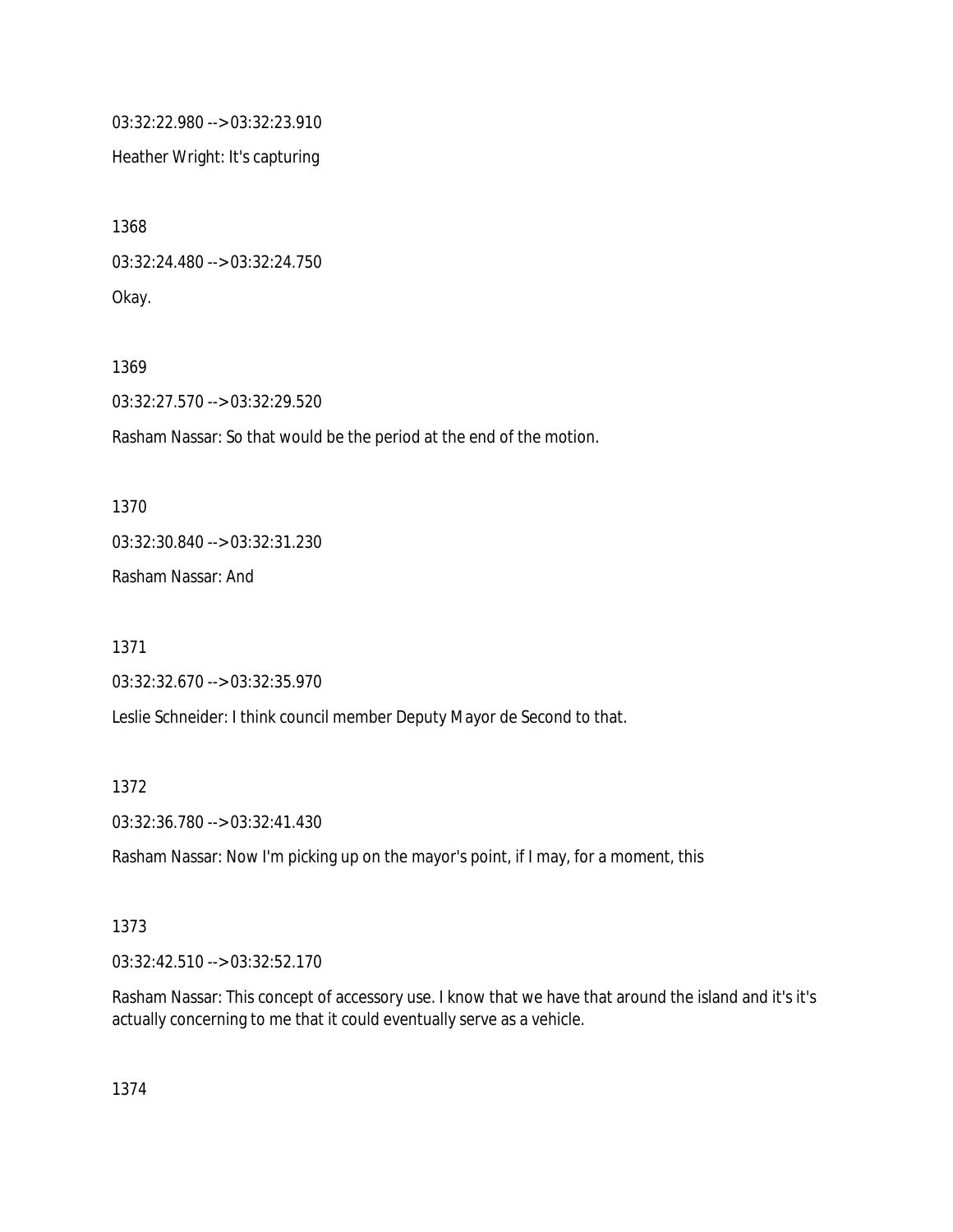03:32:22.980 --> 03:32:23.910

Heather Wright: It's capturing

1368

03:32:24.480 --> 03:32:24.750

Okay.

1369

03:32:27.570 --> 03:32:29.520

Rasham Nassar: So that would be the period at the end of the motion.

1370

03:32:30.840 --> 03:32:31.230

Rasham Nassar: And

1371

03:32:32.670 --> 03:32:35.970

Leslie Schneider: I think council member Deputy Mayor de Second to that.

1372

03:32:36.780 --> 03:32:41.430

Rasham Nassar: Now I'm picking up on the mayor's point, if I may, for a moment, this

1373

03:32:42.510 --> 03:32:52.170

Rasham Nassar: This concept of accessory use. I know that we have that around the island and it's it's actually concerning to me that it could eventually serve as a vehicle.

1374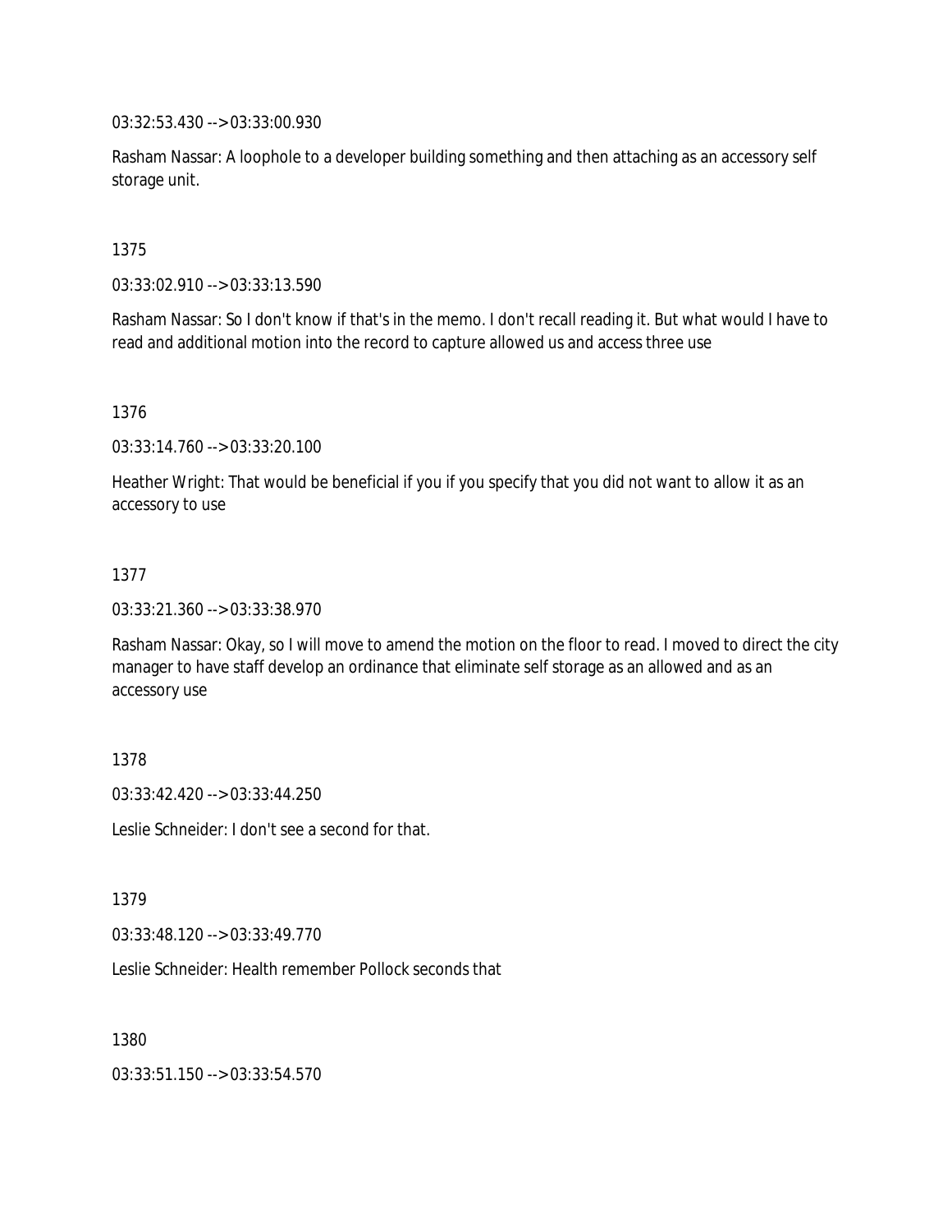03:32:53.430 --> 03:33:00.930

Rasham Nassar: A loophole to a developer building something and then attaching as an accessory self storage unit.

1375

03:33:02.910 --> 03:33:13.590

Rasham Nassar: So I don't know if that's in the memo. I don't recall reading it. But what would I have to read and additional motion into the record to capture allowed us and access three use

1376

03:33:14.760 --> 03:33:20.100

Heather Wright: That would be beneficial if you if you specify that you did not want to allow it as an accessory to use

1377

03:33:21.360 --> 03:33:38.970

Rasham Nassar: Okay, so I will move to amend the motion on the floor to read. I moved to direct the city manager to have staff develop an ordinance that eliminate self storage as an allowed and as an accessory use

1378

03:33:42.420 --> 03:33:44.250

Leslie Schneider: I don't see a second for that.

1379

03:33:48.120 --> 03:33:49.770

Leslie Schneider: Health remember Pollock seconds that

1380

03:33:51.150 --> 03:33:54.570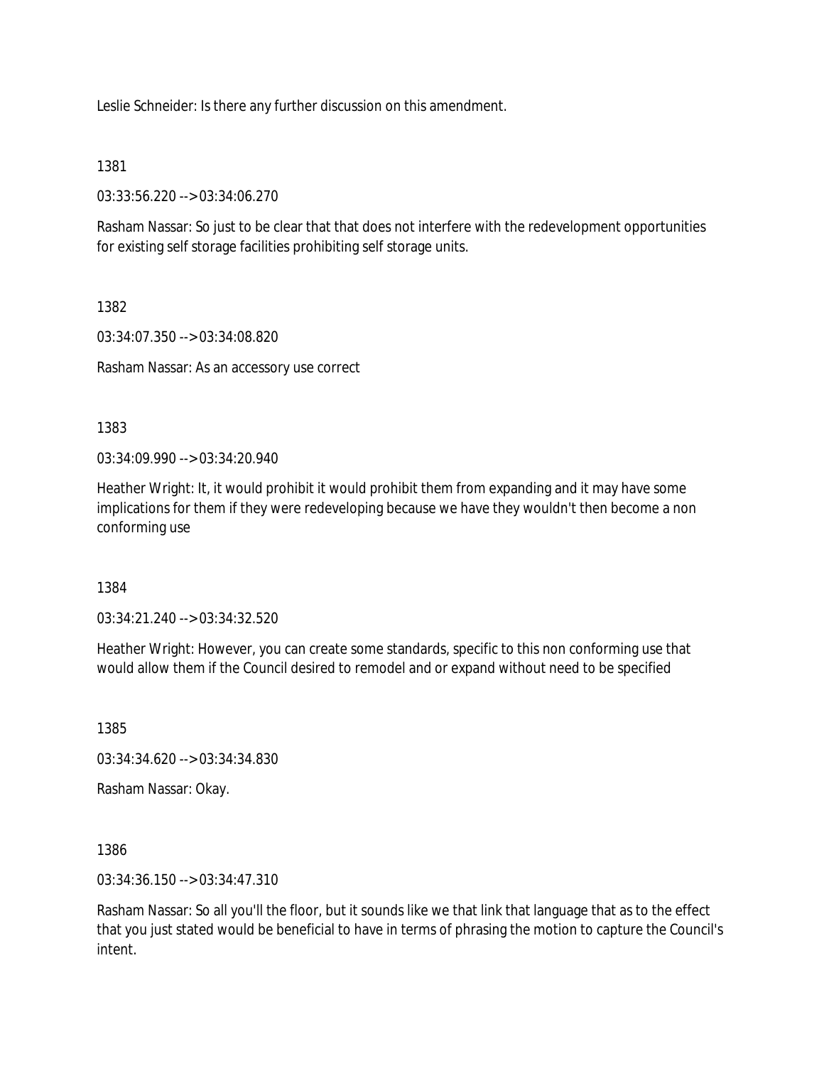Leslie Schneider: Is there any further discussion on this amendment.

1381

03:33:56.220 --> 03:34:06.270

Rasham Nassar: So just to be clear that that does not interfere with the redevelopment opportunities for existing self storage facilities prohibiting self storage units.

1382

03:34:07.350 --> 03:34:08.820

Rasham Nassar: As an accessory use correct

1383

03:34:09.990 --> 03:34:20.940

Heather Wright: It, it would prohibit it would prohibit them from expanding and it may have some implications for them if they were redeveloping because we have they wouldn't then become a non conforming use

1384

03:34:21.240 --> 03:34:32.520

Heather Wright: However, you can create some standards, specific to this non conforming use that would allow them if the Council desired to remodel and or expand without need to be specified

1385

03:34:34.620 --> 03:34:34.830

Rasham Nassar: Okay.

1386

03:34:36.150 --> 03:34:47.310

Rasham Nassar: So all you'll the floor, but it sounds like we that link that language that as to the effect that you just stated would be beneficial to have in terms of phrasing the motion to capture the Council's intent.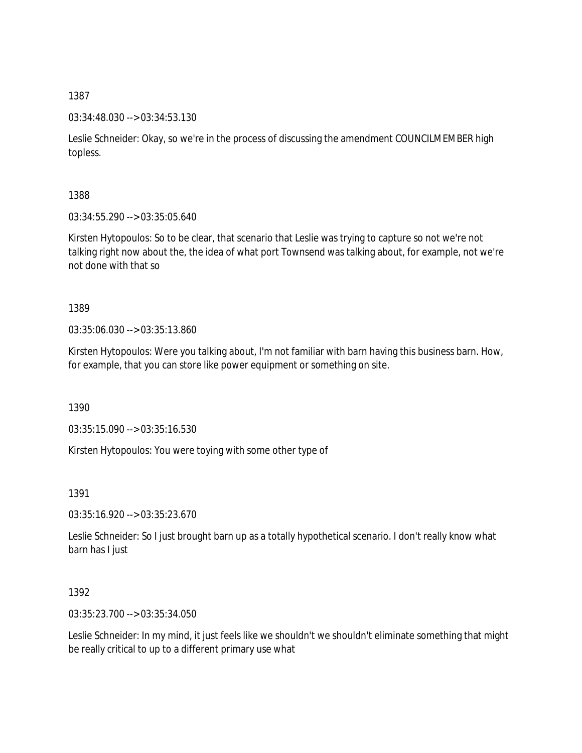1387

03:34:48.030 --> 03:34:53.130

Leslie Schneider: Okay, so we're in the process of discussing the amendment COUNCILMEMBER high topless.

1388

03:34:55.290 --> 03:35:05.640

Kirsten Hytopoulos: So to be clear, that scenario that Leslie was trying to capture so not we're not talking right now about the, the idea of what port Townsend was talking about, for example, not we're not done with that so

1389

03:35:06.030 --> 03:35:13.860

Kirsten Hytopoulos: Were you talking about, I'm not familiar with barn having this business barn. How, for example, that you can store like power equipment or something on site.

1390

03:35:15.090 --> 03:35:16.530

Kirsten Hytopoulos: You were toying with some other type of

1391

03:35:16.920 --> 03:35:23.670

Leslie Schneider: So I just brought barn up as a totally hypothetical scenario. I don't really know what barn has I just

1392

03:35:23.700 --> 03:35:34.050

Leslie Schneider: In my mind, it just feels like we shouldn't we shouldn't eliminate something that might be really critical to up to a different primary use what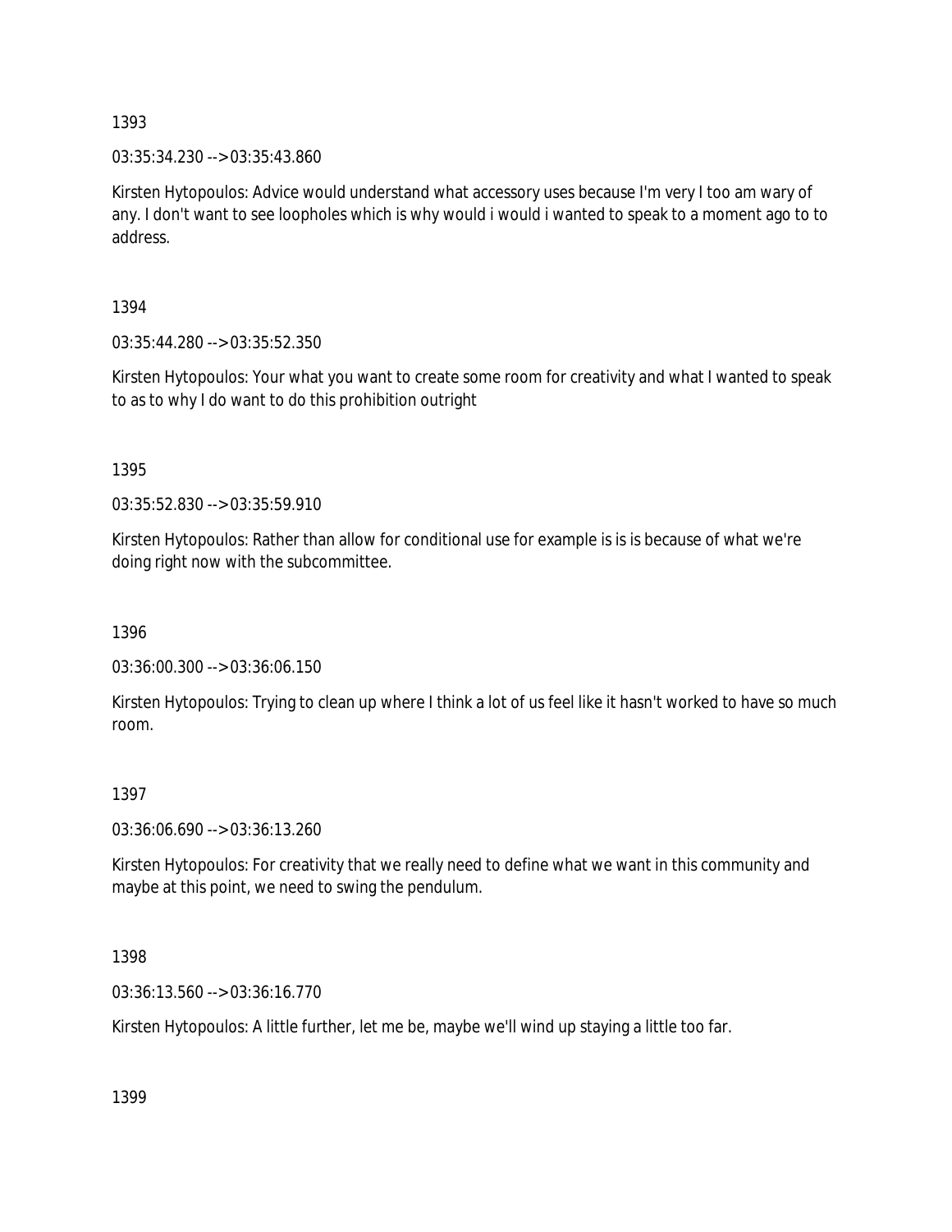1393

03:35:34.230 --> 03:35:43.860

Kirsten Hytopoulos: Advice would understand what accessory uses because I'm very I too am wary of any. I don't want to see loopholes which is why would i would i wanted to speak to a moment ago to to address.

1394

03:35:44.280 --> 03:35:52.350

Kirsten Hytopoulos: Your what you want to create some room for creativity and what I wanted to speak to as to why I do want to do this prohibition outright

1395

03:35:52.830 --> 03:35:59.910

Kirsten Hytopoulos: Rather than allow for conditional use for example is is is because of what we're doing right now with the subcommittee.

1396

03:36:00.300 --> 03:36:06.150

Kirsten Hytopoulos: Trying to clean up where I think a lot of us feel like it hasn't worked to have so much room.

1397

03:36:06.690 --> 03:36:13.260

Kirsten Hytopoulos: For creativity that we really need to define what we want in this community and maybe at this point, we need to swing the pendulum.

1398

03:36:13.560 --> 03:36:16.770

Kirsten Hytopoulos: A little further, let me be, maybe we'll wind up staying a little too far.

1399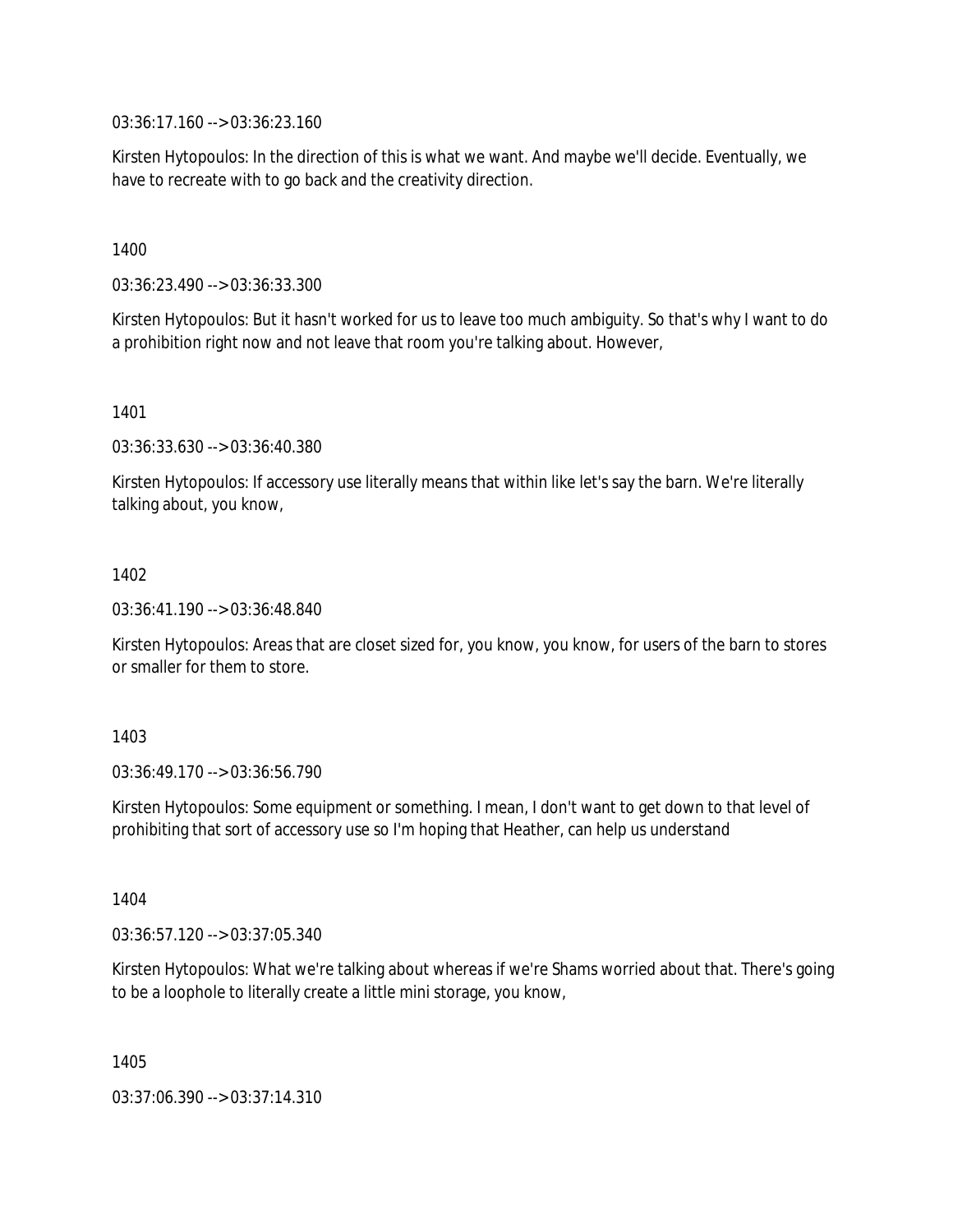03:36:17.160 --> 03:36:23.160

Kirsten Hytopoulos: In the direction of this is what we want. And maybe we'll decide. Eventually, we have to recreate with to go back and the creativity direction.

1400

03:36:23.490 --> 03:36:33.300

Kirsten Hytopoulos: But it hasn't worked for us to leave too much ambiguity. So that's why I want to do a prohibition right now and not leave that room you're talking about. However,

1401

03:36:33.630 --> 03:36:40.380

Kirsten Hytopoulos: If accessory use literally means that within like let's say the barn. We're literally talking about, you know,

1402

03:36:41.190 --> 03:36:48.840

Kirsten Hytopoulos: Areas that are closet sized for, you know, you know, for users of the barn to stores or smaller for them to store.

1403

03:36:49.170 --> 03:36:56.790

Kirsten Hytopoulos: Some equipment or something. I mean, I don't want to get down to that level of prohibiting that sort of accessory use so I'm hoping that Heather, can help us understand

1404

03:36:57.120 --> 03:37:05.340

Kirsten Hytopoulos: What we're talking about whereas if we're Shams worried about that. There's going to be a loophole to literally create a little mini storage, you know,

1405

03:37:06.390 --> 03:37:14.310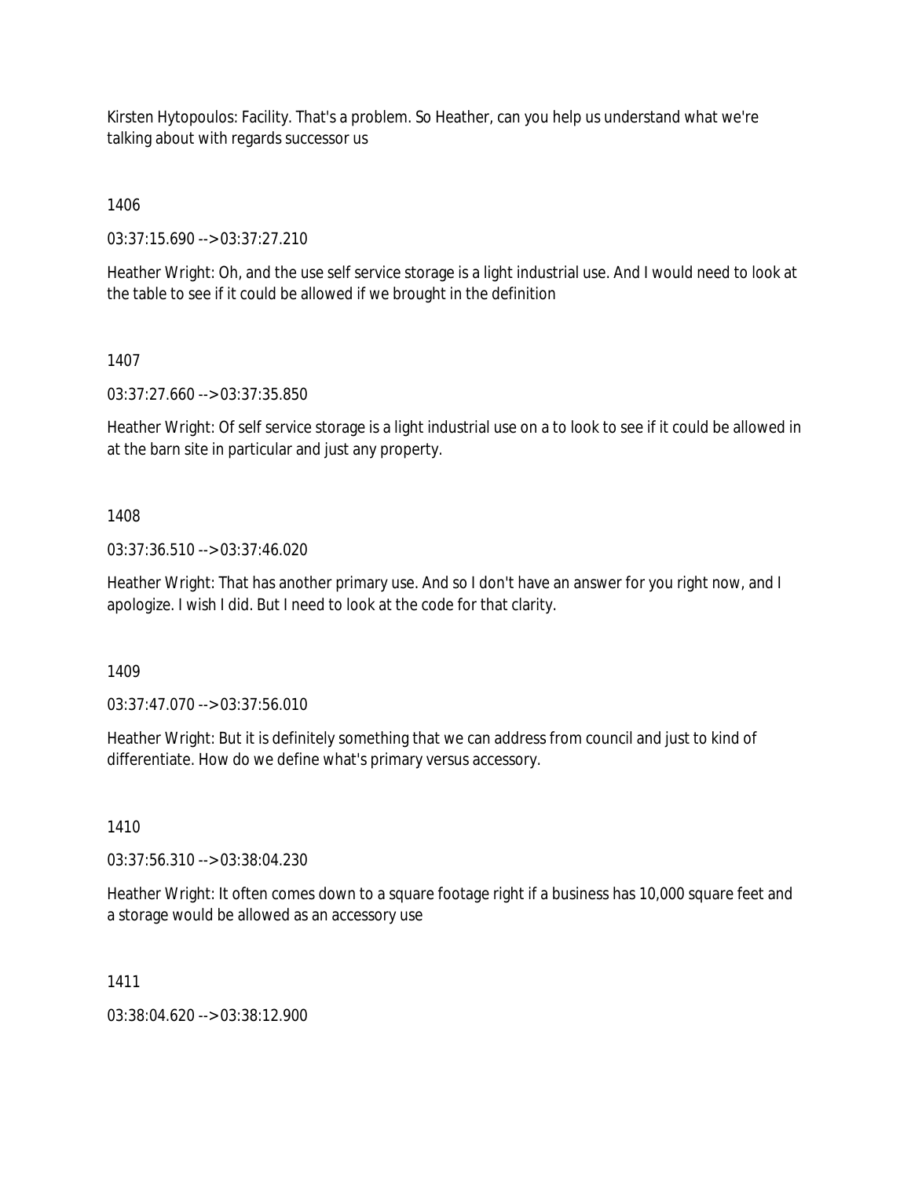Kirsten Hytopoulos: Facility. That's a problem. So Heather, can you help us understand what we're talking about with regards successor us

1406

03:37:15.690 --> 03:37:27.210

Heather Wright: Oh, and the use self service storage is a light industrial use. And I would need to look at the table to see if it could be allowed if we brought in the definition

1407

03:37:27.660 --> 03:37:35.850

Heather Wright: Of self service storage is a light industrial use on a to look to see if it could be allowed in at the barn site in particular and just any property.

1408

03:37:36.510 --> 03:37:46.020

Heather Wright: That has another primary use. And so I don't have an answer for you right now, and I apologize. I wish I did. But I need to look at the code for that clarity.

1409

03:37:47.070 --> 03:37:56.010

Heather Wright: But it is definitely something that we can address from council and just to kind of differentiate. How do we define what's primary versus accessory.

1410

03:37:56.310 --> 03:38:04.230

Heather Wright: It often comes down to a square footage right if a business has 10,000 square feet and a storage would be allowed as an accessory use

1411

03:38:04.620 --> 03:38:12.900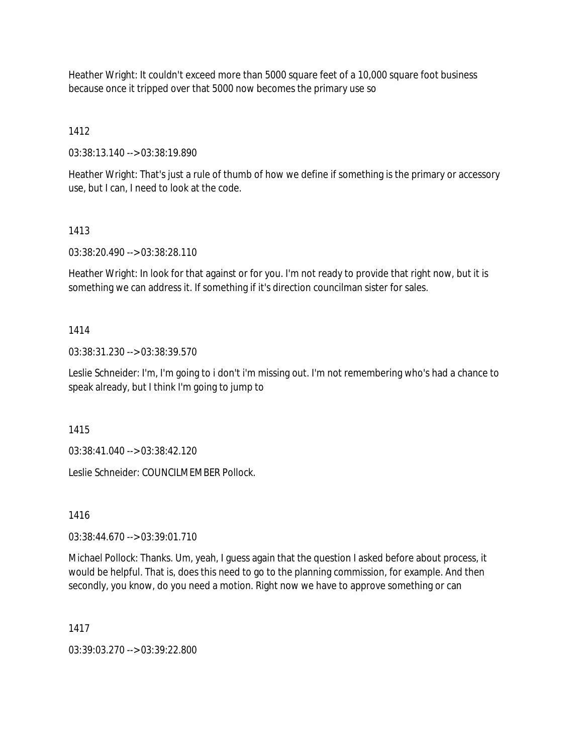Heather Wright: It couldn't exceed more than 5000 square feet of a 10,000 square foot business because once it tripped over that 5000 now becomes the primary use so

1412

03:38:13.140 --> 03:38:19.890

Heather Wright: That's just a rule of thumb of how we define if something is the primary or accessory use, but I can, I need to look at the code.

1413

03:38:20.490 --> 03:38:28.110

Heather Wright: In look for that against or for you. I'm not ready to provide that right now, but it is something we can address it. If something if it's direction councilman sister for sales.

1414

03:38:31.230 --> 03:38:39.570

Leslie Schneider: I'm, I'm going to i don't i'm missing out. I'm not remembering who's had a chance to speak already, but I think I'm going to jump to

1415

03:38:41.040 --> 03:38:42.120

Leslie Schneider: COUNCILMEMBER Pollock.

1416

03:38:44.670 --> 03:39:01.710

Michael Pollock: Thanks. Um, yeah, I guess again that the question I asked before about process, it would be helpful. That is, does this need to go to the planning commission, for example. And then secondly, you know, do you need a motion. Right now we have to approve something or can

1417

03:39:03.270 --> 03:39:22.800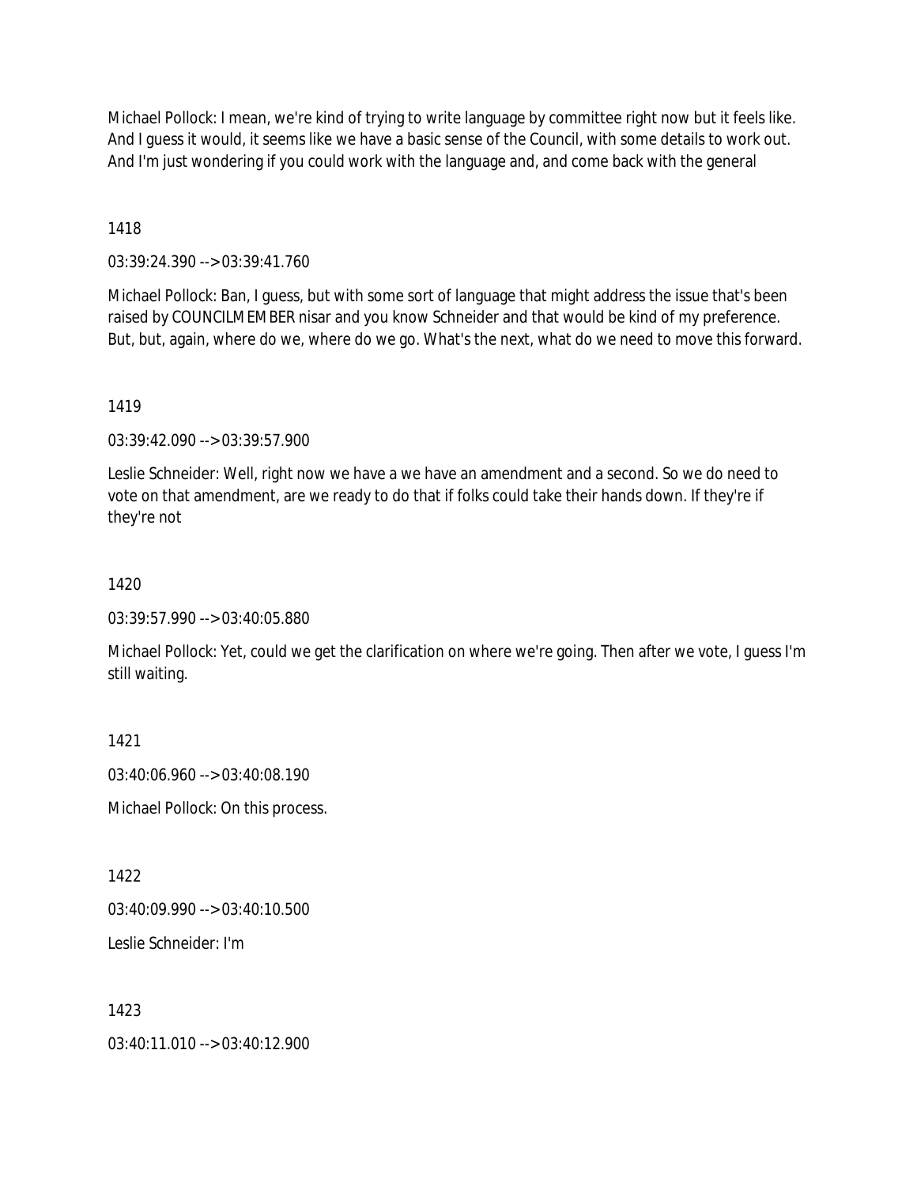Michael Pollock: I mean, we're kind of trying to write language by committee right now but it feels like. And I guess it would, it seems like we have a basic sense of the Council, with some details to work out. And I'm just wondering if you could work with the language and, and come back with the general

1418

03:39:24.390 --> 03:39:41.760

Michael Pollock: Ban, I guess, but with some sort of language that might address the issue that's been raised by COUNCILMEMBER nisar and you know Schneider and that would be kind of my preference. But, but, again, where do we, where do we go. What's the next, what do we need to move this forward.

1419

03:39:42.090 --> 03:39:57.900

Leslie Schneider: Well, right now we have a we have an amendment and a second. So we do need to vote on that amendment, are we ready to do that if folks could take their hands down. If they're if they're not

1420

03:39:57.990 --> 03:40:05.880

Michael Pollock: Yet, could we get the clarification on where we're going. Then after we vote, I guess I'm still waiting.

1421

03:40:06.960 --> 03:40:08.190

Michael Pollock: On this process.

1422

03:40:09.990 --> 03:40:10.500

Leslie Schneider: I'm

1423

03:40:11.010 --> 03:40:12.900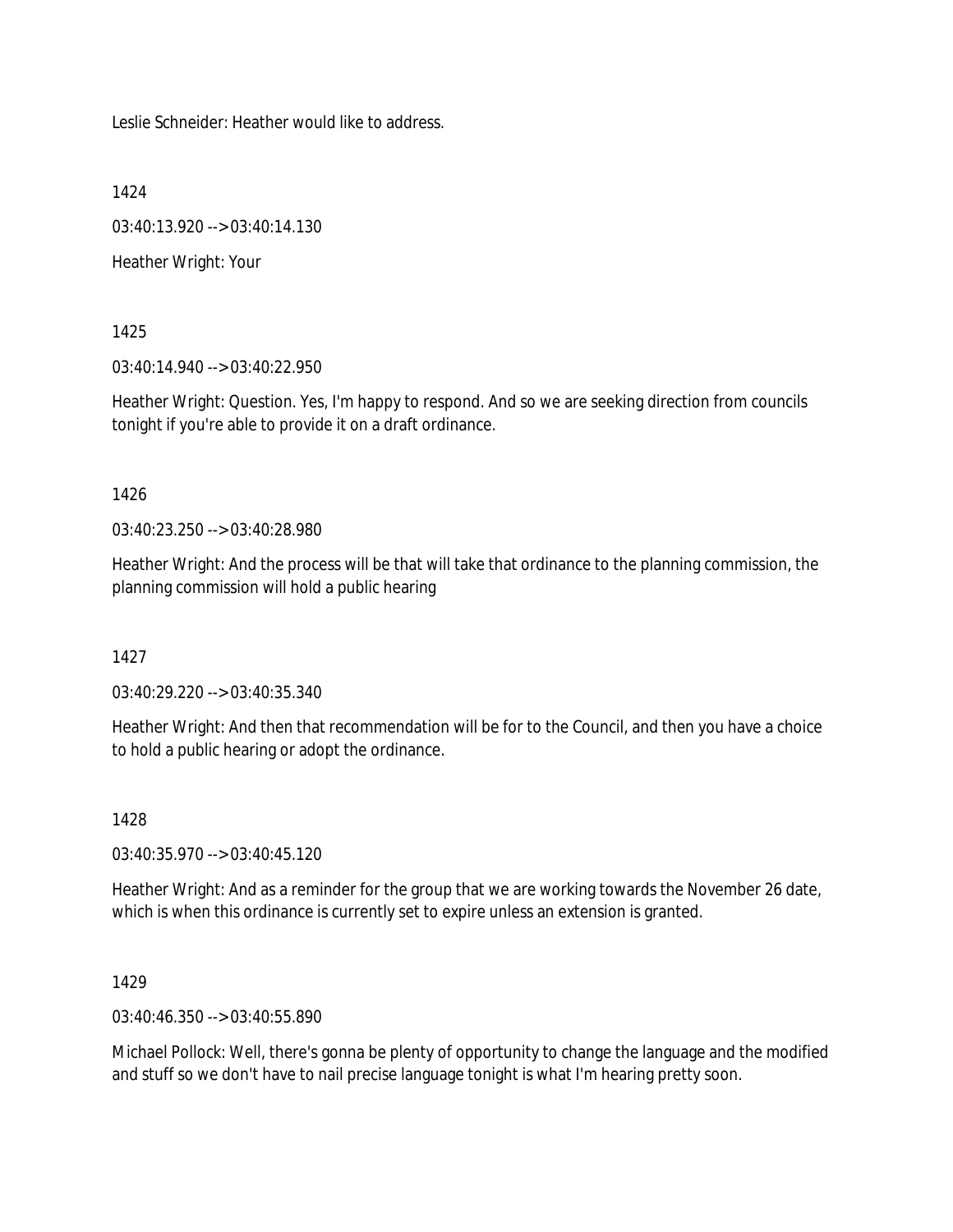Leslie Schneider: Heather would like to address.

1424

03:40:13.920 --> 03:40:14.130

Heather Wright: Your

1425

03:40:14.940 --> 03:40:22.950

Heather Wright: Question. Yes, I'm happy to respond. And so we are seeking direction from councils tonight if you're able to provide it on a draft ordinance.

1426

03:40:23.250 --> 03:40:28.980

Heather Wright: And the process will be that will take that ordinance to the planning commission, the planning commission will hold a public hearing

1427

03:40:29.220 --> 03:40:35.340

Heather Wright: And then that recommendation will be for to the Council, and then you have a choice to hold a public hearing or adopt the ordinance.

1428

03:40:35.970 --> 03:40:45.120

Heather Wright: And as a reminder for the group that we are working towards the November 26 date, which is when this ordinance is currently set to expire unless an extension is granted.

1429

03:40:46.350 --> 03:40:55.890

Michael Pollock: Well, there's gonna be plenty of opportunity to change the language and the modified and stuff so we don't have to nail precise language tonight is what I'm hearing pretty soon.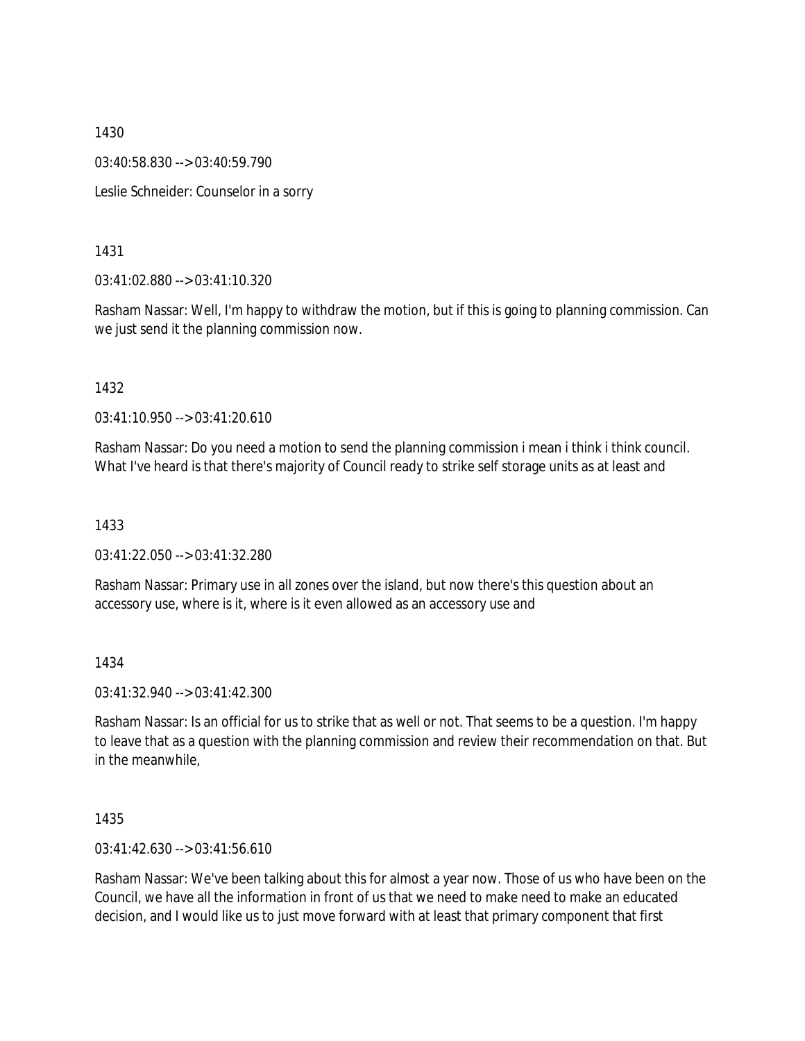1430

03:40:58.830 --> 03:40:59.790

Leslie Schneider: Counselor in a sorry

1431

03:41:02.880 --> 03:41:10.320

Rasham Nassar: Well, I'm happy to withdraw the motion, but if this is going to planning commission. Can we just send it the planning commission now.

1432

03:41:10.950 --> 03:41:20.610

Rasham Nassar: Do you need a motion to send the planning commission i mean i think i think council. What I've heard is that there's majority of Council ready to strike self storage units as at least and

1433

03:41:22.050 --> 03:41:32.280

Rasham Nassar: Primary use in all zones over the island, but now there's this question about an accessory use, where is it, where is it even allowed as an accessory use and

1434

03:41:32.940 --> 03:41:42.300

Rasham Nassar: Is an official for us to strike that as well or not. That seems to be a question. I'm happy to leave that as a question with the planning commission and review their recommendation on that. But in the meanwhile,

1435

03:41:42.630 --> 03:41:56.610

Rasham Nassar: We've been talking about this for almost a year now. Those of us who have been on the Council, we have all the information in front of us that we need to make need to make an educated decision, and I would like us to just move forward with at least that primary component that first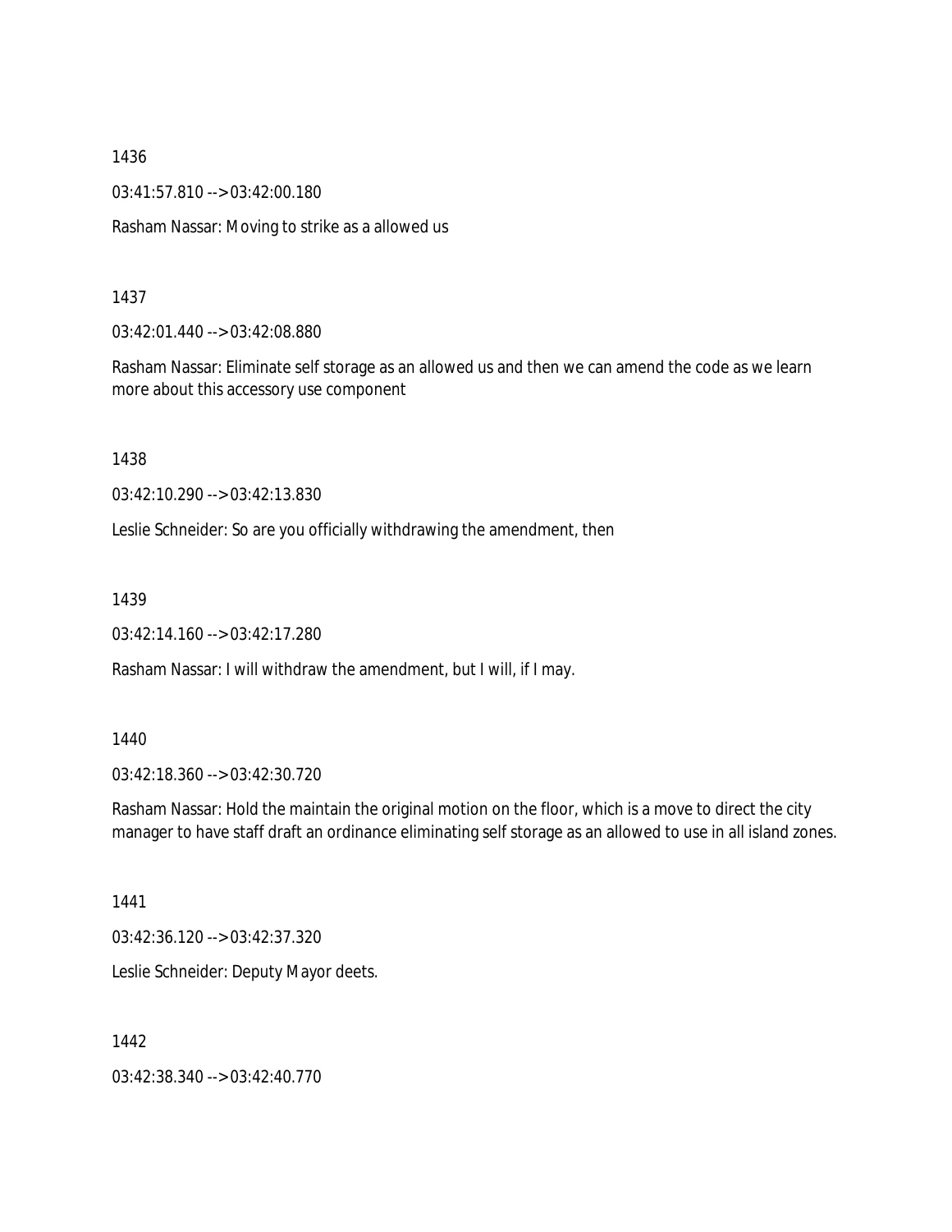1436

03:41:57.810 --> 03:42:00.180

Rasham Nassar: Moving to strike as a allowed us

1437

03:42:01.440 --> 03:42:08.880

Rasham Nassar: Eliminate self storage as an allowed us and then we can amend the code as we learn more about this accessory use component

1438

03:42:10.290 --> 03:42:13.830

Leslie Schneider: So are you officially withdrawing the amendment, then

1439

03:42:14.160 --> 03:42:17.280

Rasham Nassar: I will withdraw the amendment, but I will, if I may.

1440

03:42:18.360 --> 03:42:30.720

Rasham Nassar: Hold the maintain the original motion on the floor, which is a move to direct the city manager to have staff draft an ordinance eliminating self storage as an allowed to use in all island zones.

1441

03:42:36.120 --> 03:42:37.320

Leslie Schneider: Deputy Mayor deets.

1442

03:42:38.340 --> 03:42:40.770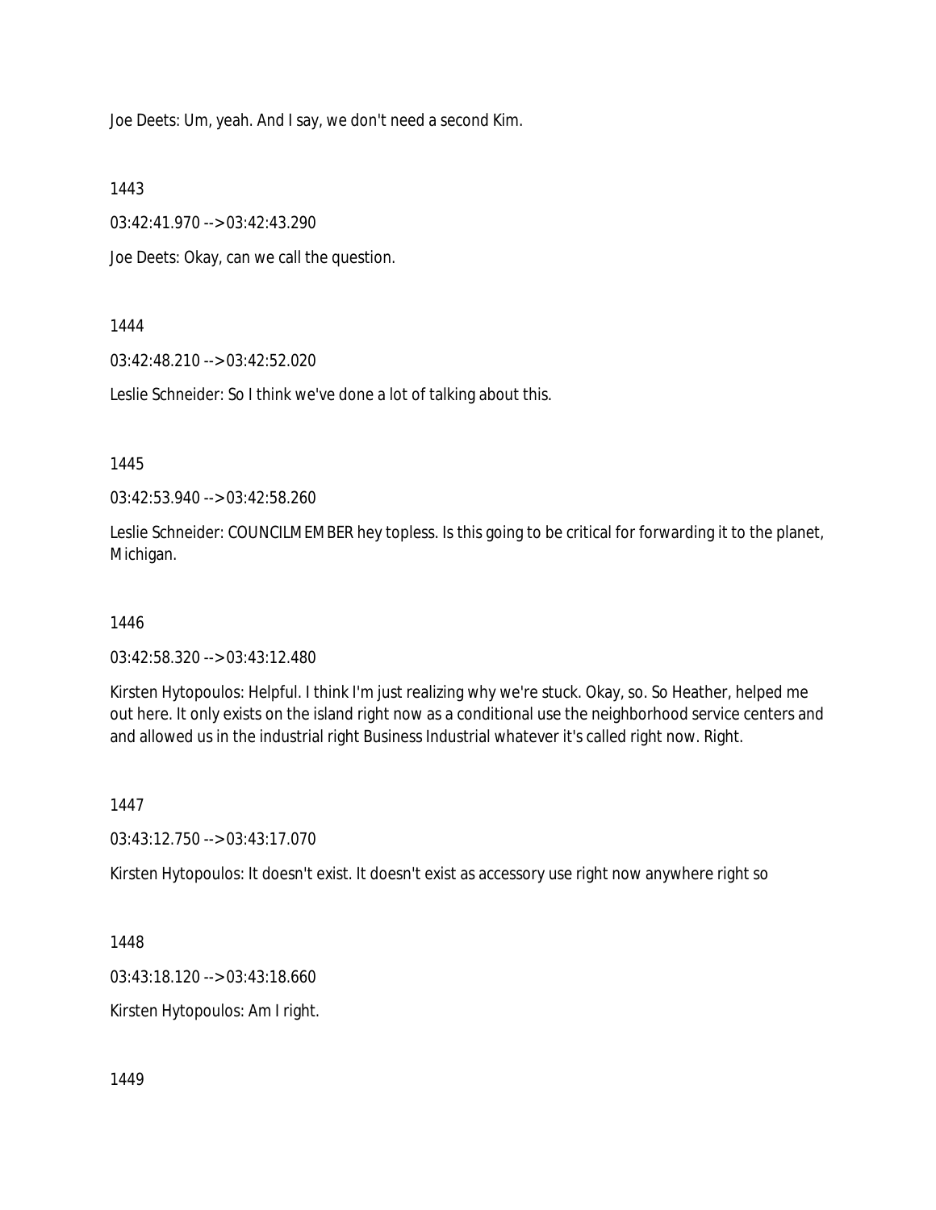Joe Deets: Um, yeah. And I say, we don't need a second Kim.

1443

03:42:41.970 --> 03:42:43.290

Joe Deets: Okay, can we call the question.

1444

03:42:48.210 --> 03:42:52.020

Leslie Schneider: So I think we've done a lot of talking about this.

1445

03:42:53.940 --> 03:42:58.260

Leslie Schneider: COUNCILMEMBER hey topless. Is this going to be critical for forwarding it to the planet, Michigan.

1446

03:42:58.320 --> 03:43:12.480

Kirsten Hytopoulos: Helpful. I think I'm just realizing why we're stuck. Okay, so. So Heather, helped me out here. It only exists on the island right now as a conditional use the neighborhood service centers and and allowed us in the industrial right Business Industrial whatever it's called right now. Right.

1447

03:43:12.750 --> 03:43:17.070

Kirsten Hytopoulos: It doesn't exist. It doesn't exist as accessory use right now anywhere right so

1448

03:43:18.120 --> 03:43:18.660

Kirsten Hytopoulos: Am I right.

1449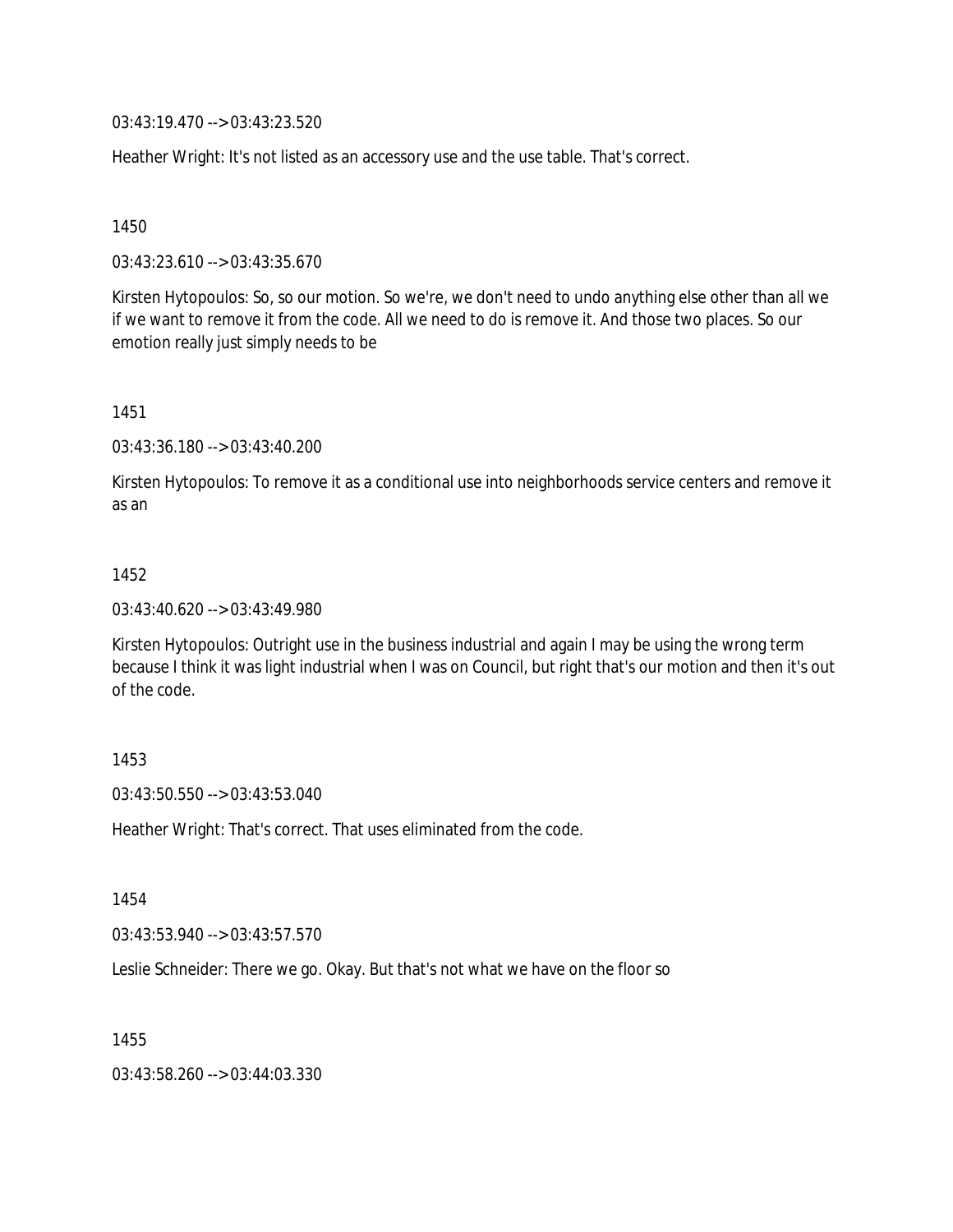03:43:19.470 --> 03:43:23.520

Heather Wright: It's not listed as an accessory use and the use table. That's correct.

1450

03:43:23.610 --> 03:43:35.670

Kirsten Hytopoulos: So, so our motion. So we're, we don't need to undo anything else other than all we if we want to remove it from the code. All we need to do is remove it. And those two places. So our emotion really just simply needs to be

1451

03:43:36.180 --> 03:43:40.200

Kirsten Hytopoulos: To remove it as a conditional use into neighborhoods service centers and remove it as an

1452

03:43:40.620 --> 03:43:49.980

Kirsten Hytopoulos: Outright use in the business industrial and again I may be using the wrong term because I think it was light industrial when I was on Council, but right that's our motion and then it's out of the code.

1453

03:43:50.550 --> 03:43:53.040

Heather Wright: That's correct. That uses eliminated from the code.

1454

03:43:53.940 --> 03:43:57.570

Leslie Schneider: There we go. Okay. But that's not what we have on the floor so

1455

03:43:58.260 --> 03:44:03.330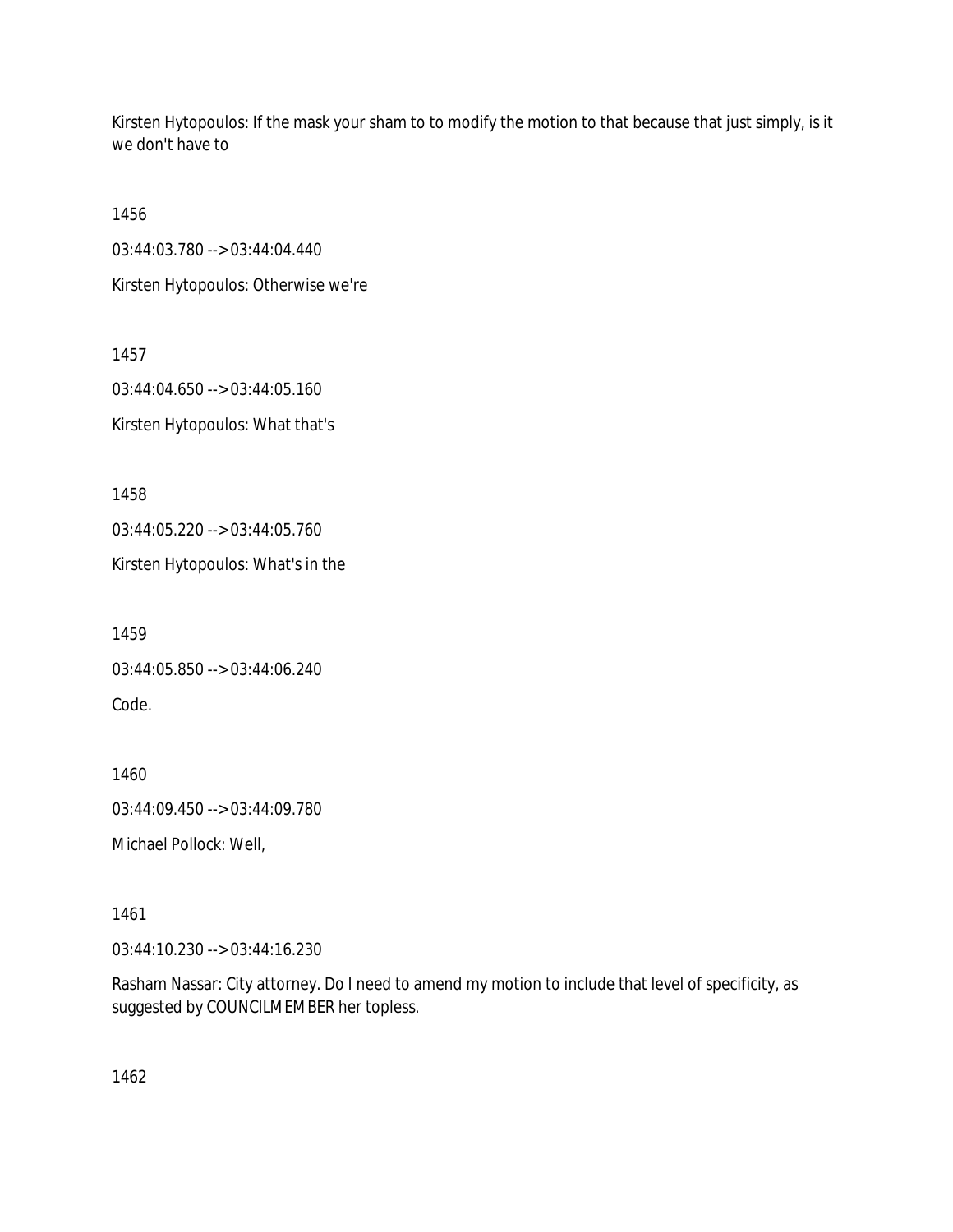Kirsten Hytopoulos: If the mask your sham to to modify the motion to that because that just simply, is it we don't have to

1456

03:44:03.780 --> 03:44:04.440

Kirsten Hytopoulos: Otherwise we're

1457

03:44:04.650 --> 03:44:05.160

Kirsten Hytopoulos: What that's

1458

03:44:05.220 --> 03:44:05.760

Kirsten Hytopoulos: What's in the

1459

03:44:05.850 --> 03:44:06.240

Code.

1460

03:44:09.450 --> 03:44:09.780

Michael Pollock: Well,

1461

03:44:10.230 --> 03:44:16.230

Rasham Nassar: City attorney. Do I need to amend my motion to include that level of specificity, as suggested by COUNCILMEMBER her topless.

1462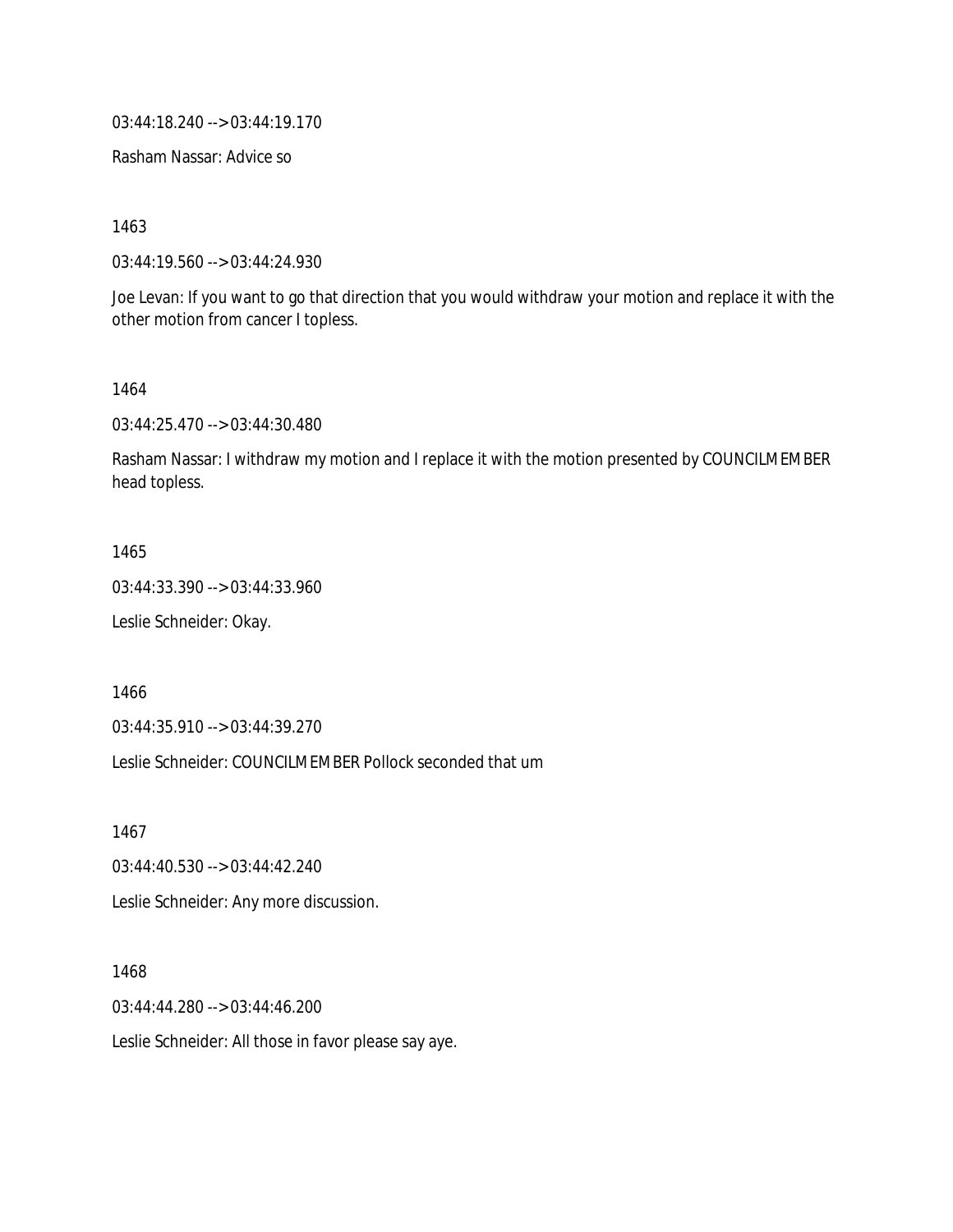03:44:18.240 --> 03:44:19.170

Rasham Nassar: Advice so

1463

03:44:19.560 --> 03:44:24.930

Joe Levan: If you want to go that direction that you would withdraw your motion and replace it with the other motion from cancer I topless.

1464

03:44:25.470 --> 03:44:30.480

Rasham Nassar: I withdraw my motion and I replace it with the motion presented by COUNCILMEMBER head topless.

1465

03:44:33.390 --> 03:44:33.960

Leslie Schneider: Okay.

1466

03:44:35.910 --> 03:44:39.270

Leslie Schneider: COUNCILMEMBER Pollock seconded that um

1467

03:44:40.530 --> 03:44:42.240

Leslie Schneider: Any more discussion.

1468

03:44:44.280 --> 03:44:46.200

Leslie Schneider: All those in favor please say aye.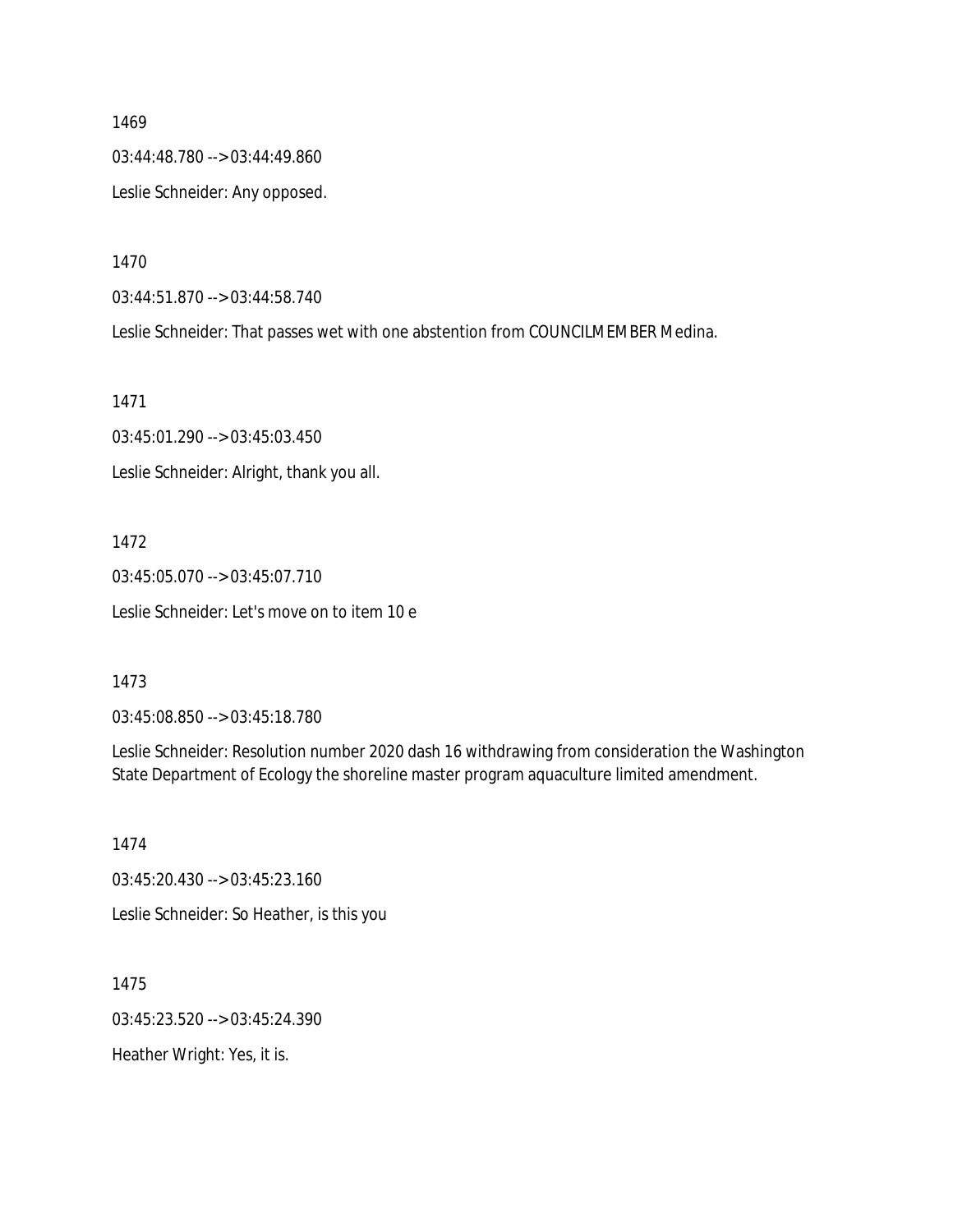1469

03:44:48.780 --> 03:44:49.860

Leslie Schneider: Any opposed.

1470

03:44:51.870 --> 03:44:58.740

Leslie Schneider: That passes wet with one abstention from COUNCILMEMBER Medina.

1471

03:45:01.290 --> 03:45:03.450

Leslie Schneider: Alright, thank you all.

1472

03:45:05.070 --> 03:45:07.710

Leslie Schneider: Let's move on to item 10 e

1473

03:45:08.850 --> 03:45:18.780

Leslie Schneider: Resolution number 2020 dash 16 withdrawing from consideration the Washington State Department of Ecology the shoreline master program aquaculture limited amendment.

1474

03:45:20.430 --> 03:45:23.160

Leslie Schneider: So Heather, is this you

1475

03:45:23.520 --> 03:45:24.390

Heather Wright: Yes, it is.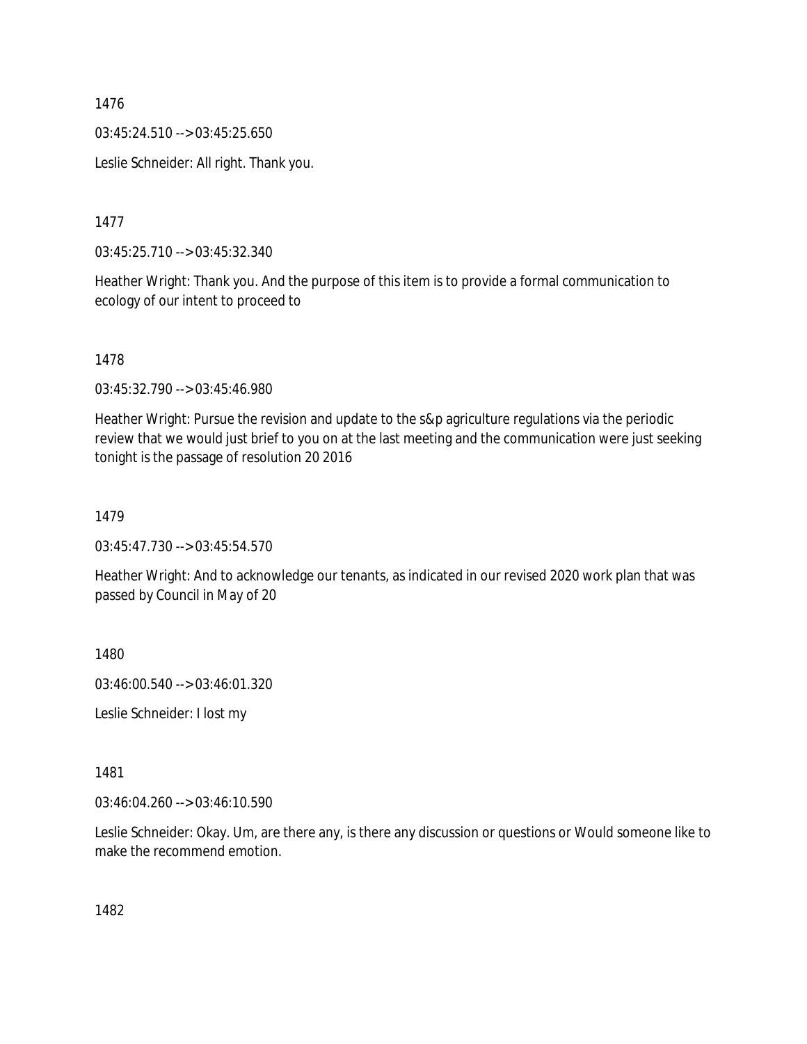1476

03:45:24.510 --> 03:45:25.650

Leslie Schneider: All right. Thank you.

1477

03:45:25.710 --> 03:45:32.340

Heather Wright: Thank you. And the purpose of this item is to provide a formal communication to ecology of our intent to proceed to

1478

03:45:32.790 --> 03:45:46.980

Heather Wright: Pursue the revision and update to the s&p agriculture regulations via the periodic review that we would just brief to you on at the last meeting and the communication were just seeking tonight is the passage of resolution 20 2016

1479

03:45:47.730 --> 03:45:54.570

Heather Wright: And to acknowledge our tenants, as indicated in our revised 2020 work plan that was passed by Council in May of 20

1480

03:46:00.540 --> 03:46:01.320

Leslie Schneider: I lost my

1481

03:46:04.260 --> 03:46:10.590

Leslie Schneider: Okay. Um, are there any, is there any discussion or questions or Would someone like to make the recommend emotion.

1482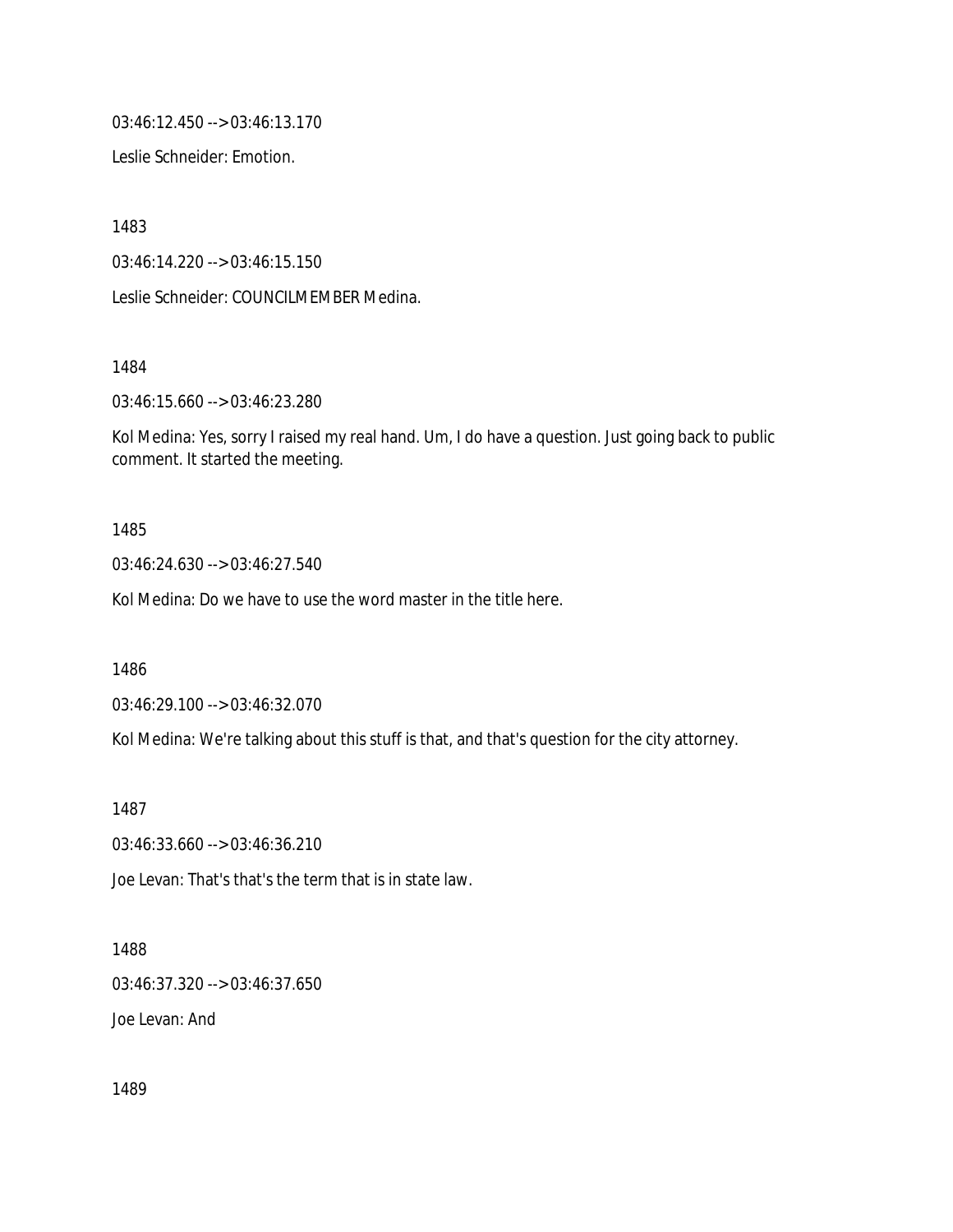03:46:12.450 --> 03:46:13.170

Leslie Schneider: Emotion.

1483

03:46:14.220 --> 03:46:15.150

Leslie Schneider: COUNCILMEMBER Medina.

1484

03:46:15.660 --> 03:46:23.280

Kol Medina: Yes, sorry I raised my real hand. Um, I do have a question. Just going back to public comment. It started the meeting.

1485

03:46:24.630 --> 03:46:27.540

Kol Medina: Do we have to use the word master in the title here.

1486

03:46:29.100 --> 03:46:32.070

Kol Medina: We're talking about this stuff is that, and that's question for the city attorney.

1487

03:46:33.660 --> 03:46:36.210

Joe Levan: That's that's the term that is in state law.

1488

03:46:37.320 --> 03:46:37.650

Joe Levan: And

1489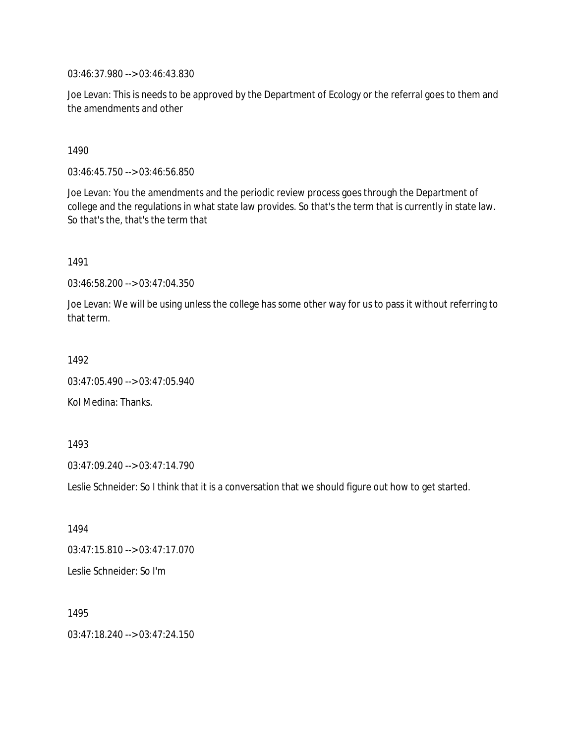03:46:37.980 --> 03:46:43.830

Joe Levan: This is needs to be approved by the Department of Ecology or the referral goes to them and the amendments and other

1490

03:46:45.750 --> 03:46:56.850

Joe Levan: You the amendments and the periodic review process goes through the Department of college and the regulations in what state law provides. So that's the term that is currently in state law. So that's the, that's the term that

1491

03:46:58.200 --> 03:47:04.350

Joe Levan: We will be using unless the college has some other way for us to pass it without referring to that term.

1492

03:47:05.490 --> 03:47:05.940

Kol Medina: Thanks.

1493

03:47:09.240 --> 03:47:14.790

Leslie Schneider: So I think that it is a conversation that we should figure out how to get started.

1494

03:47:15.810 --> 03:47:17.070

Leslie Schneider: So I'm

1495

03:47:18.240 --> 03:47:24.150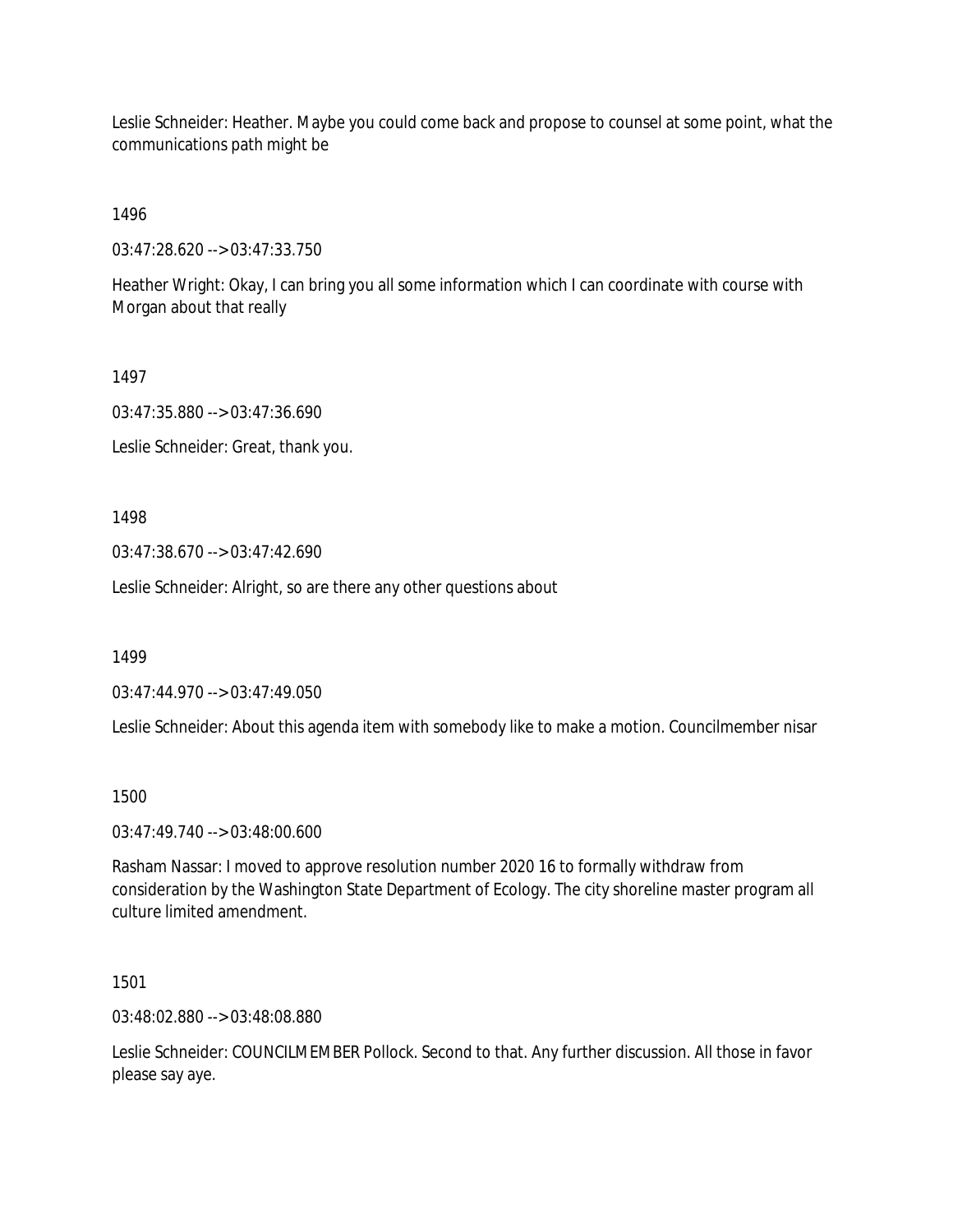Leslie Schneider: Heather. Maybe you could come back and propose to counsel at some point, what the communications path might be

1496

03:47:28.620 --> 03:47:33.750

Heather Wright: Okay, I can bring you all some information which I can coordinate with course with Morgan about that really

1497

03:47:35.880 --> 03:47:36.690

Leslie Schneider: Great, thank you.

1498

03:47:38.670 --> 03:47:42.690

Leslie Schneider: Alright, so are there any other questions about

1499

03:47:44.970 --> 03:47:49.050

Leslie Schneider: About this agenda item with somebody like to make a motion. Councilmember nisar

1500

03:47:49.740 --> 03:48:00.600

Rasham Nassar: I moved to approve resolution number 2020 16 to formally withdraw from consideration by the Washington State Department of Ecology. The city shoreline master program all culture limited amendment.

1501

03:48:02.880 --> 03:48:08.880

Leslie Schneider: COUNCILMEMBER Pollock. Second to that. Any further discussion. All those in favor please say aye.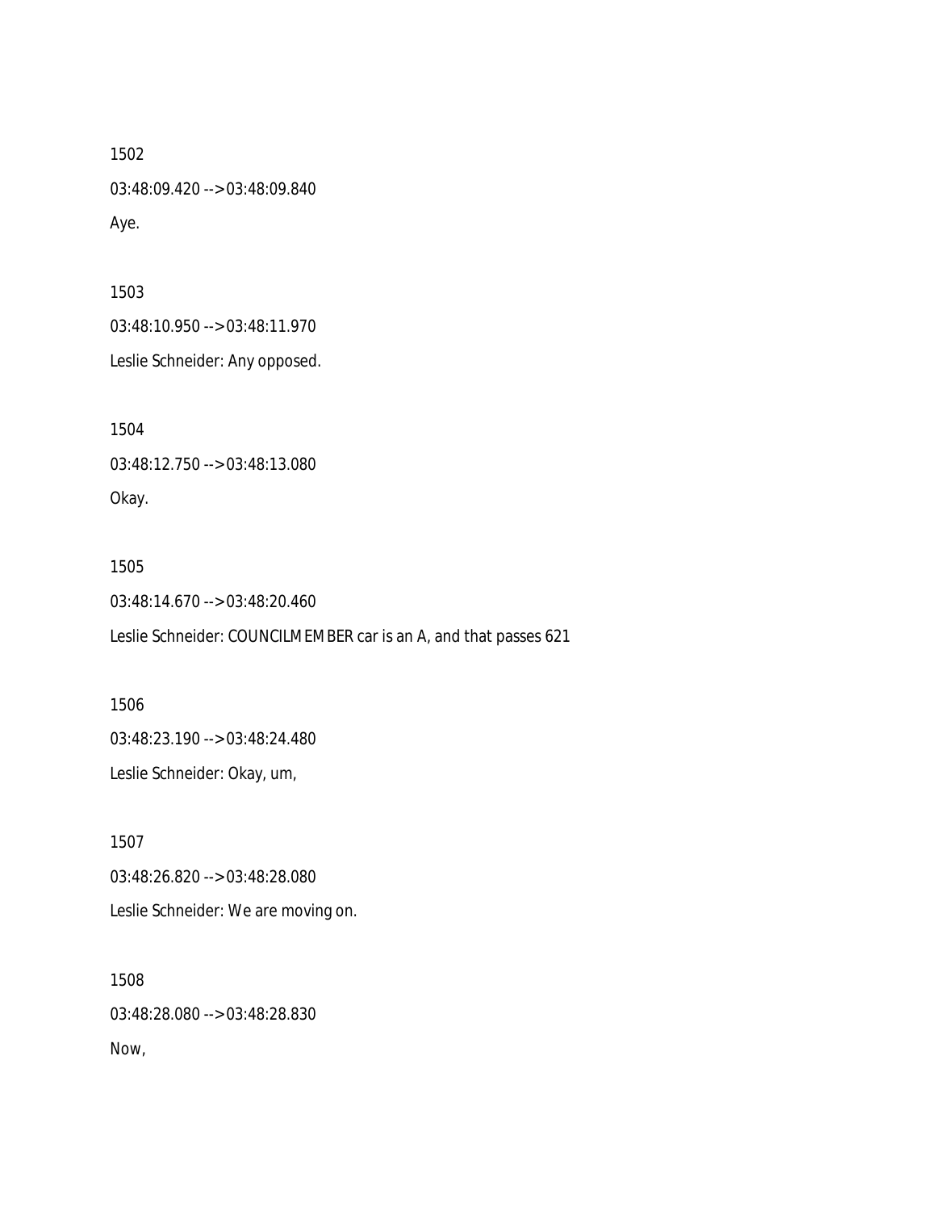1502

03:48:09.420 --> 03:48:09.840

Aye.

1503

03:48:10.950 --> 03:48:11.970

Leslie Schneider: Any opposed.

1504

03:48:12.750 --> 03:48:13.080

Okay.

1505

03:48:14.670 --> 03:48:20.460

Leslie Schneider: COUNCILMEMBER car is an A, and that passes 621

1506

03:48:23.190 --> 03:48:24.480

Leslie Schneider: Okay, um,

1507

03:48:26.820 --> 03:48:28.080

Leslie Schneider: We are moving on.

1508

03:48:28.080 --> 03:48:28.830

Now,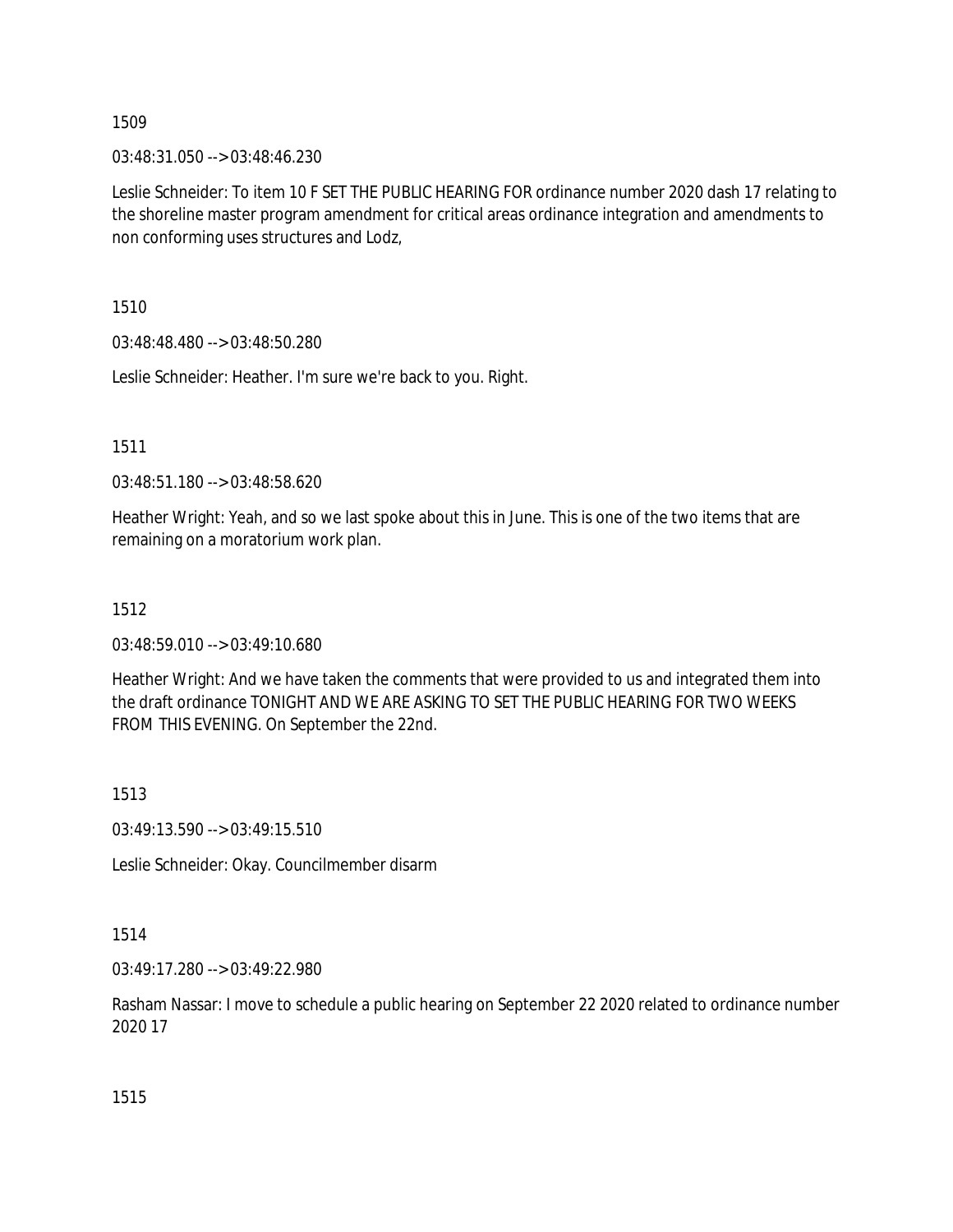1509

03:48:31.050 --> 03:48:46.230

Leslie Schneider: To item 10 F SET THE PUBLIC HEARING FOR ordinance number 2020 dash 17 relating to the shoreline master program amendment for critical areas ordinance integration and amendments to non conforming uses structures and Lodz,

1510

03:48:48.480 --> 03:48:50.280

Leslie Schneider: Heather. I'm sure we're back to you. Right.

1511

03:48:51.180 --> 03:48:58.620

Heather Wright: Yeah, and so we last spoke about this in June. This is one of the two items that are remaining on a moratorium work plan.

1512

03:48:59.010 --> 03:49:10.680

Heather Wright: And we have taken the comments that were provided to us and integrated them into the draft ordinance TONIGHT AND WE ARE ASKING TO SET THE PUBLIC HEARING FOR TWO WEEKS FROM THIS EVENING. On September the 22nd.

1513

03:49:13.590 --> 03:49:15.510

Leslie Schneider: Okay. Councilmember disarm

1514

03:49:17.280 --> 03:49:22.980

Rasham Nassar: I move to schedule a public hearing on September 22 2020 related to ordinance number 2020 17

1515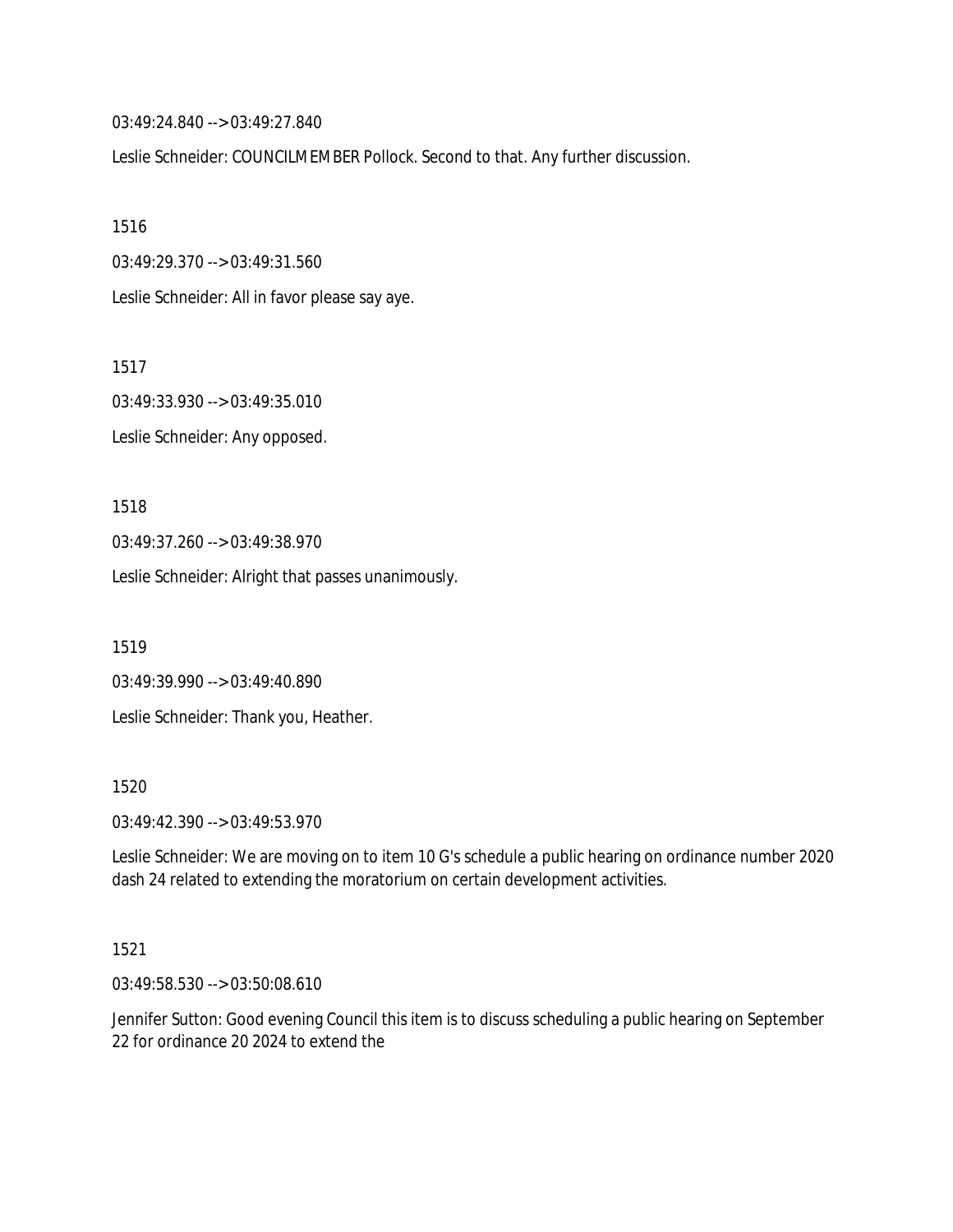03:49:24.840 --> 03:49:27.840

Leslie Schneider: COUNCILMEMBER Pollock. Second to that. Any further discussion.

1516

03:49:29.370 --> 03:49:31.560

Leslie Schneider: All in favor please say aye.

1517

03:49:33.930 --> 03:49:35.010

Leslie Schneider: Any opposed.

1518

03:49:37.260 --> 03:49:38.970

Leslie Schneider: Alright that passes unanimously.

1519

03:49:39.990 --> 03:49:40.890

Leslie Schneider: Thank you, Heather.

1520

03:49:42.390 --> 03:49:53.970

Leslie Schneider: We are moving on to item 10 G's schedule a public hearing on ordinance number 2020 dash 24 related to extending the moratorium on certain development activities.

1521

03:49:58.530 --> 03:50:08.610

Jennifer Sutton: Good evening Council this item is to discuss scheduling a public hearing on September 22 for ordinance 20 2024 to extend the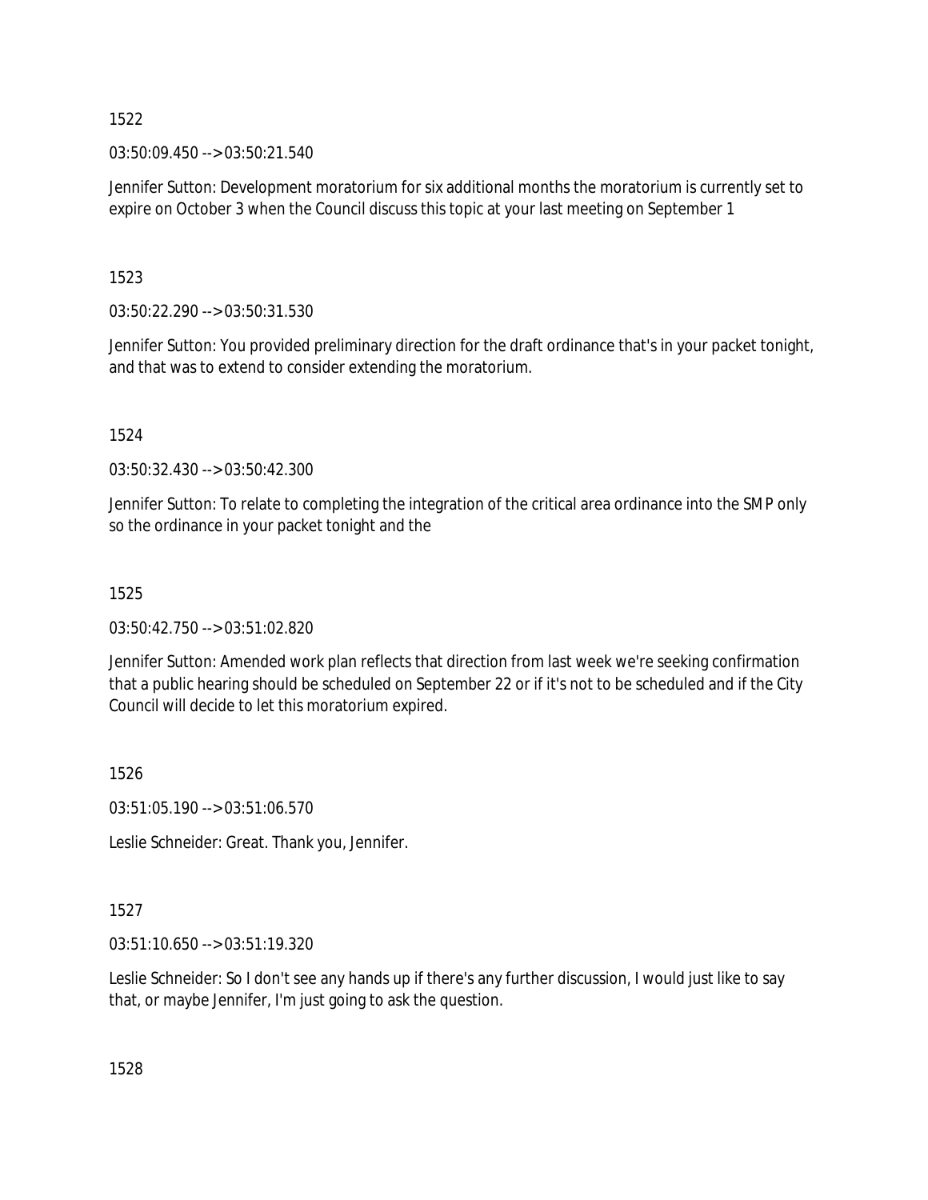1522

03:50:09.450 --> 03:50:21.540

Jennifer Sutton: Development moratorium for six additional months the moratorium is currently set to expire on October 3 when the Council discuss this topic at your last meeting on September 1

1523

03:50:22.290 --> 03:50:31.530

Jennifer Sutton: You provided preliminary direction for the draft ordinance that's in your packet tonight, and that was to extend to consider extending the moratorium.

1524

03:50:32.430 --> 03:50:42.300

Jennifer Sutton: To relate to completing the integration of the critical area ordinance into the SMP only so the ordinance in your packet tonight and the

1525

03:50:42.750 --> 03:51:02.820

Jennifer Sutton: Amended work plan reflects that direction from last week we're seeking confirmation that a public hearing should be scheduled on September 22 or if it's not to be scheduled and if the City Council will decide to let this moratorium expired.

1526

03:51:05.190 --> 03:51:06.570

Leslie Schneider: Great. Thank you, Jennifer.

1527

03:51:10.650 --> 03:51:19.320

Leslie Schneider: So I don't see any hands up if there's any further discussion, I would just like to say that, or maybe Jennifer, I'm just going to ask the question.

1528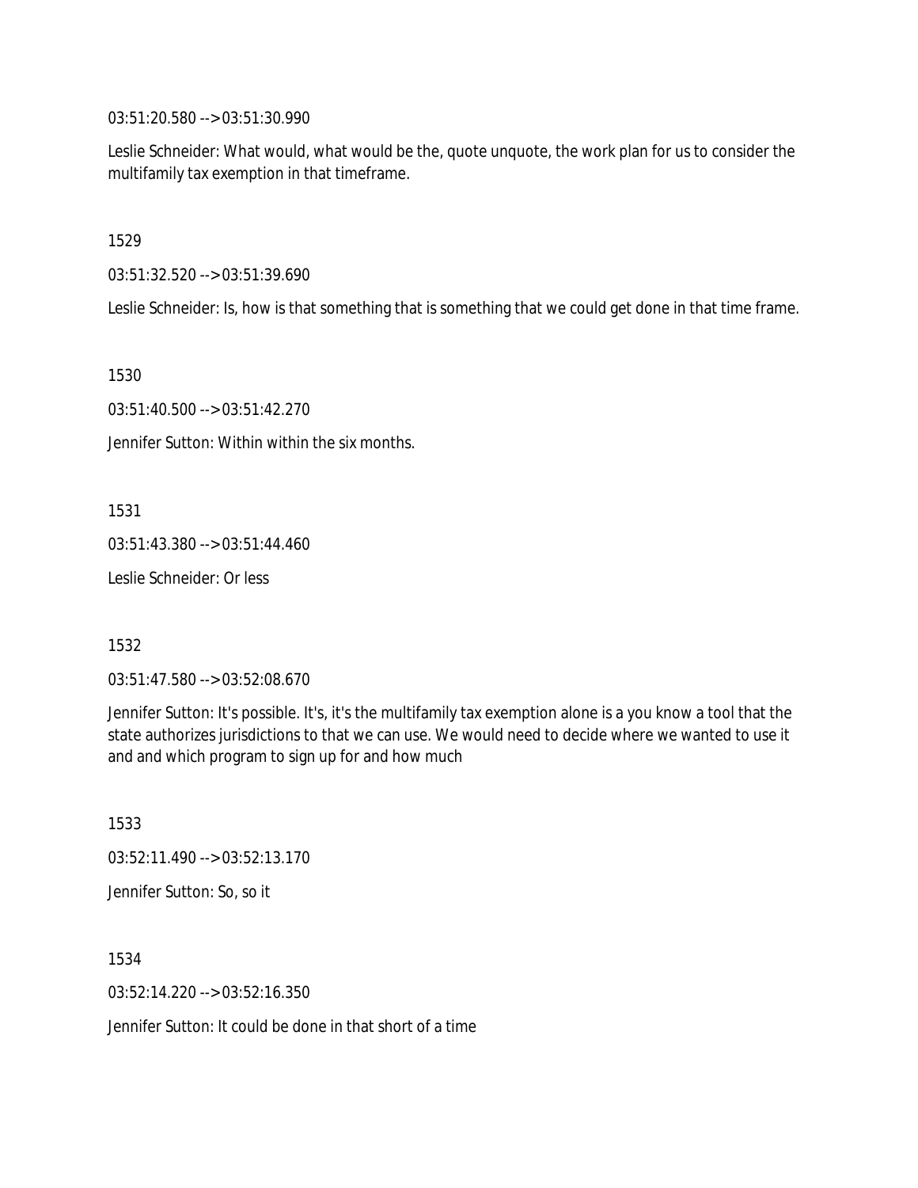03:51:20.580 --> 03:51:30.990

Leslie Schneider: What would, what would be the, quote unquote, the work plan for us to consider the multifamily tax exemption in that timeframe.

1529

03:51:32.520 --> 03:51:39.690

Leslie Schneider: Is, how is that something that is something that we could get done in that time frame.

1530

03:51:40.500 --> 03:51:42.270

Jennifer Sutton: Within within the six months.

1531

03:51:43.380 --> 03:51:44.460

Leslie Schneider: Or less

1532

03:51:47.580 --> 03:52:08.670

Jennifer Sutton: It's possible. It's, it's the multifamily tax exemption alone is a you know a tool that the state authorizes jurisdictions to that we can use. We would need to decide where we wanted to use it and and which program to sign up for and how much

1533

03:52:11.490 --> 03:52:13.170

Jennifer Sutton: So, so it

1534

03:52:14.220 --> 03:52:16.350

Jennifer Sutton: It could be done in that short of a time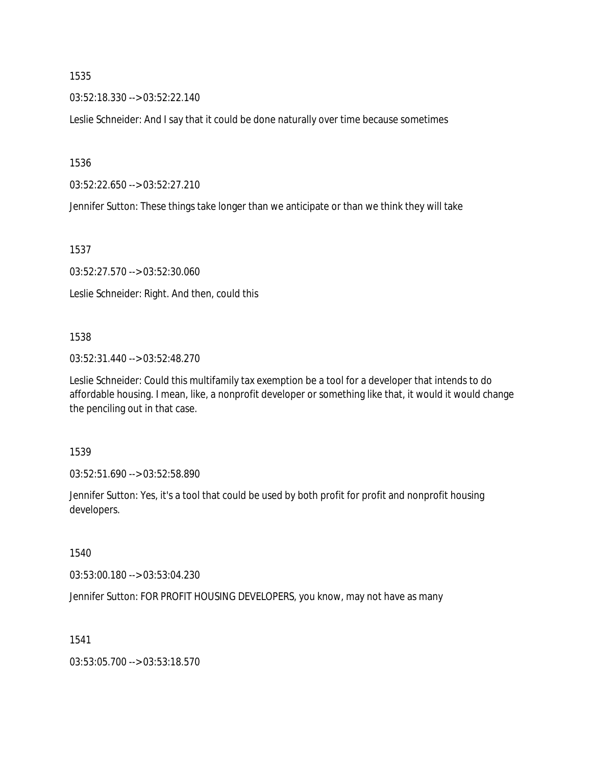1535

03:52:18.330 --> 03:52:22.140

Leslie Schneider: And I say that it could be done naturally over time because sometimes

1536

03:52:22.650 --> 03:52:27.210

Jennifer Sutton: These things take longer than we anticipate or than we think they will take

1537

03:52:27.570 --> 03:52:30.060

Leslie Schneider: Right. And then, could this

1538

03:52:31.440 --> 03:52:48.270

Leslie Schneider: Could this multifamily tax exemption be a tool for a developer that intends to do affordable housing. I mean, like, a nonprofit developer or something like that, it would it would change the penciling out in that case.

1539

03:52:51.690 --> 03:52:58.890

Jennifer Sutton: Yes, it's a tool that could be used by both profit for profit and nonprofit housing developers.

1540

03:53:00.180 --> 03:53:04.230

Jennifer Sutton: FOR PROFIT HOUSING DEVELOPERS, you know, may not have as many

1541

03:53:05.700 --> 03:53:18.570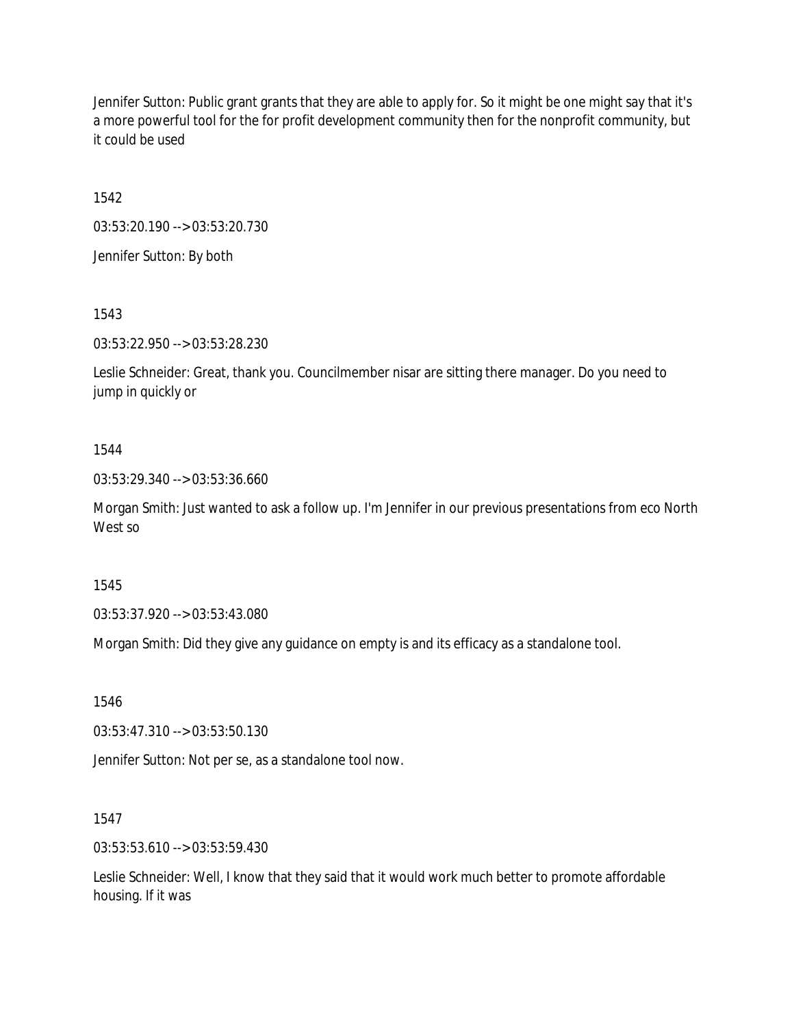Jennifer Sutton: Public grant grants that they are able to apply for. So it might be one might say that it's a more powerful tool for the for profit development community then for the nonprofit community, but it could be used

1542

03:53:20.190 --> 03:53:20.730

Jennifer Sutton: By both

1543

03:53:22.950 --> 03:53:28.230

Leslie Schneider: Great, thank you. Councilmember nisar are sitting there manager. Do you need to jump in quickly or

1544

03:53:29.340 --> 03:53:36.660

Morgan Smith: Just wanted to ask a follow up. I'm Jennifer in our previous presentations from eco North West so

1545

03:53:37.920 --> 03:53:43.080

Morgan Smith: Did they give any guidance on empty is and its efficacy as a standalone tool.

1546

03:53:47.310 --> 03:53:50.130

Jennifer Sutton: Not per se, as a standalone tool now.

1547

03:53:53.610 --> 03:53:59.430

Leslie Schneider: Well, I know that they said that it would work much better to promote affordable housing. If it was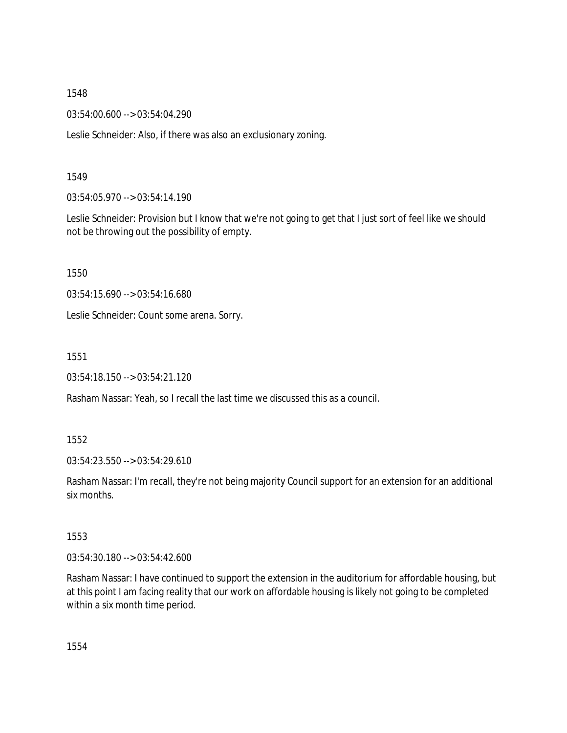1548

03:54:00.600 --> 03:54:04.290

Leslie Schneider: Also, if there was also an exclusionary zoning.

1549

03:54:05.970 --> 03:54:14.190

Leslie Schneider: Provision but I know that we're not going to get that I just sort of feel like we should not be throwing out the possibility of empty.

1550

03:54:15.690 --> 03:54:16.680

Leslie Schneider: Count some arena. Sorry.

1551

03:54:18.150 --> 03:54:21.120

Rasham Nassar: Yeah, so I recall the last time we discussed this as a council.

1552

03:54:23.550 --> 03:54:29.610

Rasham Nassar: I'm recall, they're not being majority Council support for an extension for an additional six months.

1553

03:54:30.180 --> 03:54:42.600

Rasham Nassar: I have continued to support the extension in the auditorium for affordable housing, but at this point I am facing reality that our work on affordable housing is likely not going to be completed within a six month time period.

1554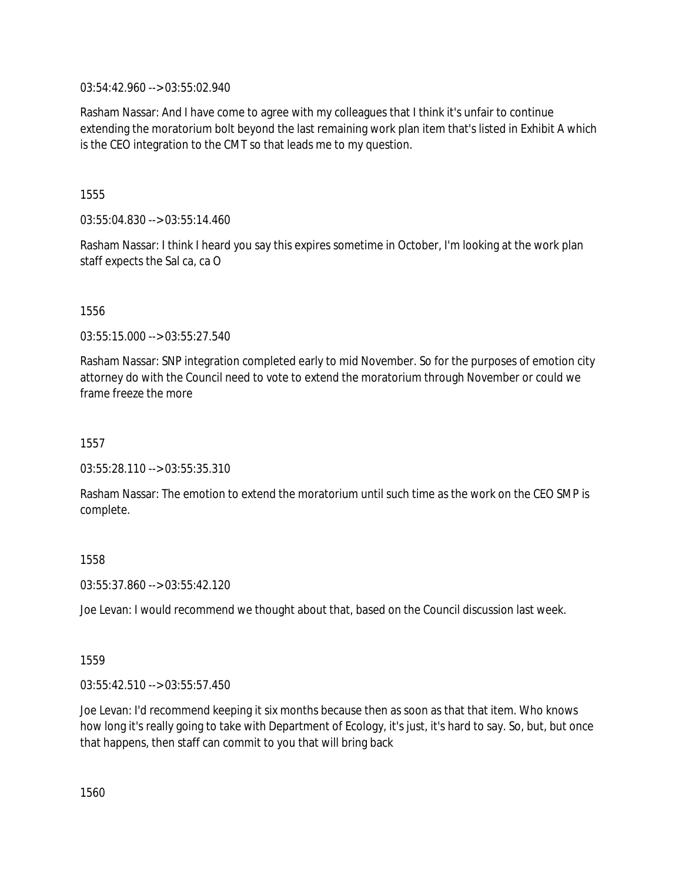03:54:42.960 --> 03:55:02.940

Rasham Nassar: And I have come to agree with my colleagues that I think it's unfair to continue extending the moratorium bolt beyond the last remaining work plan item that's listed in Exhibit A which is the CEO integration to the CMT so that leads me to my question.

1555

03:55:04.830 --> 03:55:14.460

Rasham Nassar: I think I heard you say this expires sometime in October, I'm looking at the work plan staff expects the Sal ca, ca O

1556

03:55:15.000 --> 03:55:27.540

Rasham Nassar: SNP integration completed early to mid November. So for the purposes of emotion city attorney do with the Council need to vote to extend the moratorium through November or could we frame freeze the more

1557

03:55:28.110 --> 03:55:35.310

Rasham Nassar: The emotion to extend the moratorium until such time as the work on the CEO SMP is complete.

1558

03:55:37.860 --> 03:55:42.120

Joe Levan: I would recommend we thought about that, based on the Council discussion last week.

1559

03:55:42.510 --> 03:55:57.450

Joe Levan: I'd recommend keeping it six months because then as soon as that that item. Who knows how long it's really going to take with Department of Ecology, it's just, it's hard to say. So, but, but once that happens, then staff can commit to you that will bring back

1560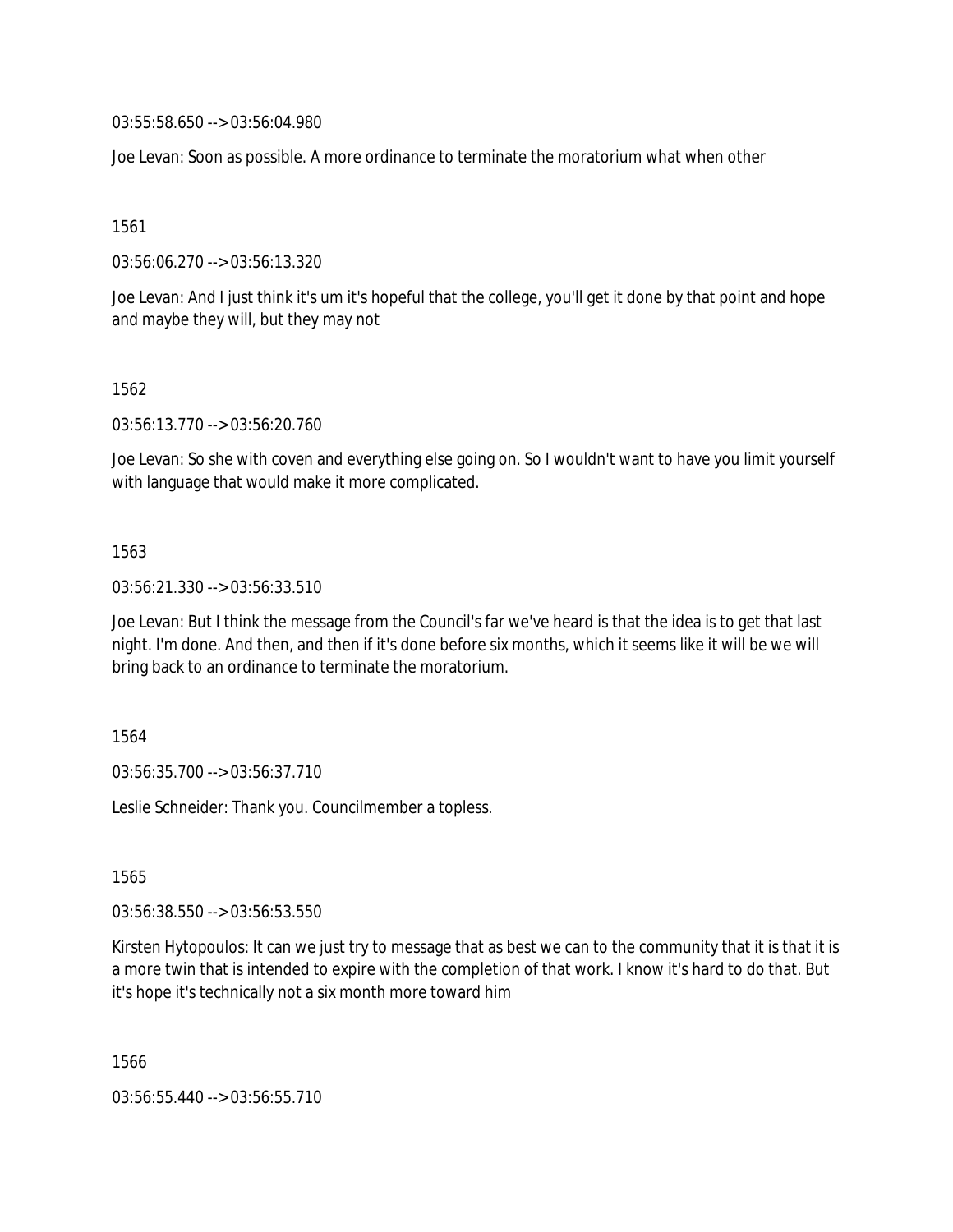03:55:58.650 --> 03:56:04.980

Joe Levan: Soon as possible. A more ordinance to terminate the moratorium what when other

1561

03:56:06.270 --> 03:56:13.320

Joe Levan: And I just think it's um it's hopeful that the college, you'll get it done by that point and hope and maybe they will, but they may not

1562

03:56:13.770 --> 03:56:20.760

Joe Levan: So she with coven and everything else going on. So I wouldn't want to have you limit yourself with language that would make it more complicated.

1563

03:56:21.330 --> 03:56:33.510

Joe Levan: But I think the message from the Council's far we've heard is that the idea is to get that last night. I'm done. And then, and then if it's done before six months, which it seems like it will be we will bring back to an ordinance to terminate the moratorium.

1564

03:56:35.700 --> 03:56:37.710

Leslie Schneider: Thank you. Councilmember a topless.

1565

03:56:38.550 --> 03:56:53.550

Kirsten Hytopoulos: It can we just try to message that as best we can to the community that it is that it is a more twin that is intended to expire with the completion of that work. I know it's hard to do that. But it's hope it's technically not a six month more toward him

1566

03:56:55.440 --> 03:56:55.710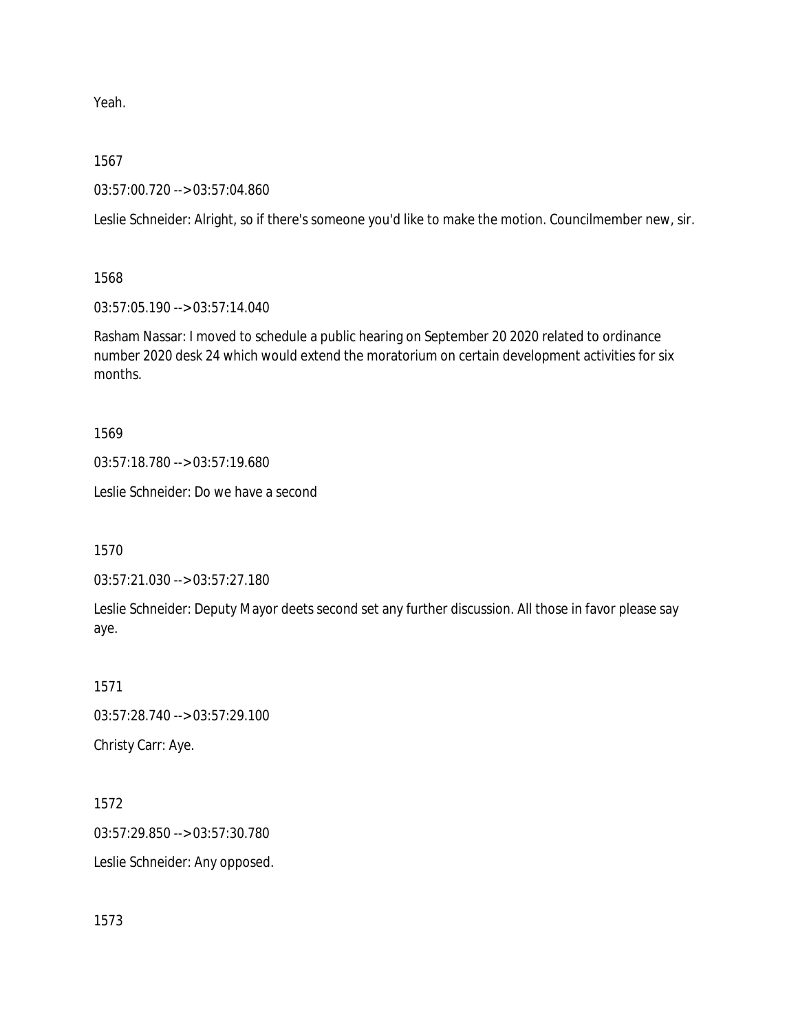Yeah.

1567

03:57:00.720 --> 03:57:04.860

Leslie Schneider: Alright, so if there's someone you'd like to make the motion. Councilmember new, sir.

1568

03:57:05.190 --> 03:57:14.040

Rasham Nassar: I moved to schedule a public hearing on September 20 2020 related to ordinance number 2020 desk 24 which would extend the moratorium on certain development activities for six months.

1569

03:57:18.780 --> 03:57:19.680

Leslie Schneider: Do we have a second

1570

03:57:21.030 --> 03:57:27.180

Leslie Schneider: Deputy Mayor deets second set any further discussion. All those in favor please say aye.

1571

03:57:28.740 --> 03:57:29.100

Christy Carr: Aye.

1572

03:57:29.850 --> 03:57:30.780

Leslie Schneider: Any opposed.

1573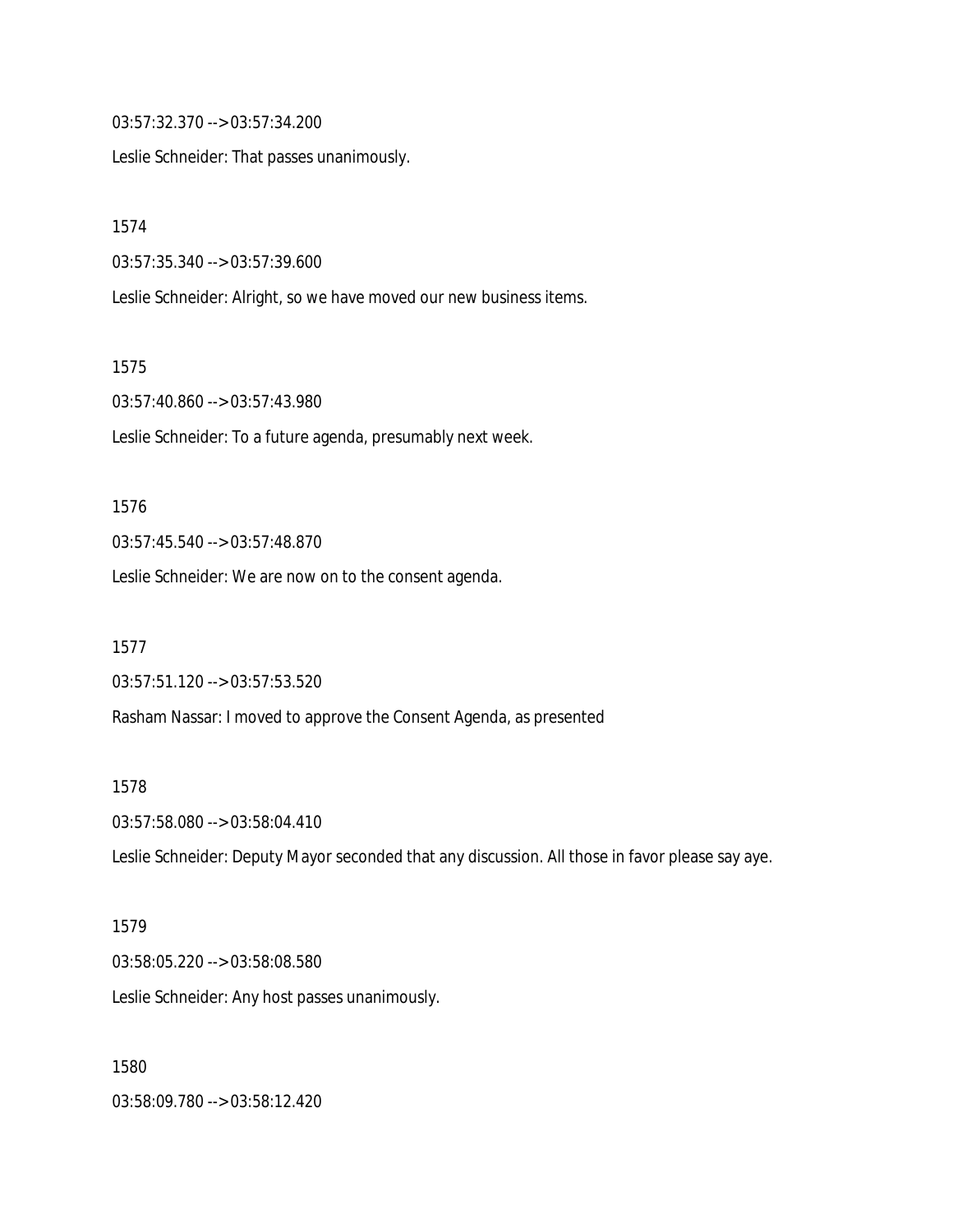03:57:32.370 --> 03:57:34.200

Leslie Schneider: That passes unanimously.

1574

03:57:35.340 --> 03:57:39.600

Leslie Schneider: Alright, so we have moved our new business items.

1575

03:57:40.860 --> 03:57:43.980

Leslie Schneider: To a future agenda, presumably next week.

1576

03:57:45.540 --> 03:57:48.870

Leslie Schneider: We are now on to the consent agenda.

1577

03:57:51.120 --> 03:57:53.520

Rasham Nassar: I moved to approve the Consent Agenda, as presented

1578

03:57:58.080 --> 03:58:04.410

Leslie Schneider: Deputy Mayor seconded that any discussion. All those in favor please say aye.

1579

03:58:05.220 --> 03:58:08.580

Leslie Schneider: Any host passes unanimously.

1580

03:58:09.780 --> 03:58:12.420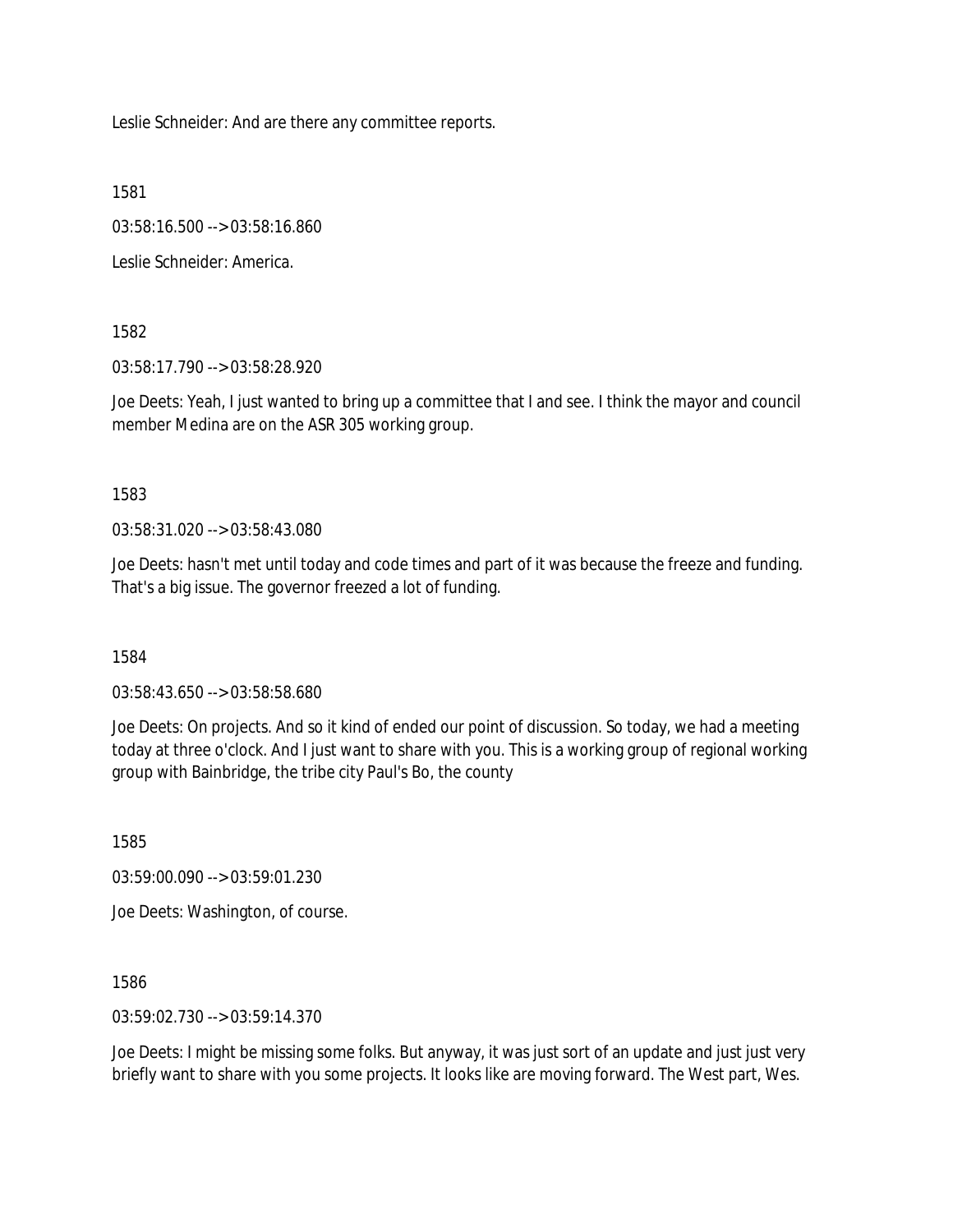Leslie Schneider: And are there any committee reports.

1581

03:58:16.500 --> 03:58:16.860

Leslie Schneider: America.

1582

03:58:17.790 --> 03:58:28.920

Joe Deets: Yeah, I just wanted to bring up a committee that I and see. I think the mayor and council member Medina are on the ASR 305 working group.

1583

03:58:31.020 --> 03:58:43.080

Joe Deets: hasn't met until today and code times and part of it was because the freeze and funding. That's a big issue. The governor freezed a lot of funding.

1584

03:58:43.650 --> 03:58:58.680

Joe Deets: On projects. And so it kind of ended our point of discussion. So today, we had a meeting today at three o'clock. And I just want to share with you. This is a working group of regional working group with Bainbridge, the tribe city Paul's Bo, the county

1585

03:59:00.090 --> 03:59:01.230

Joe Deets: Washington, of course.

1586

03:59:02.730 --> 03:59:14.370

Joe Deets: I might be missing some folks. But anyway, it was just sort of an update and just just very briefly want to share with you some projects. It looks like are moving forward. The West part, Wes.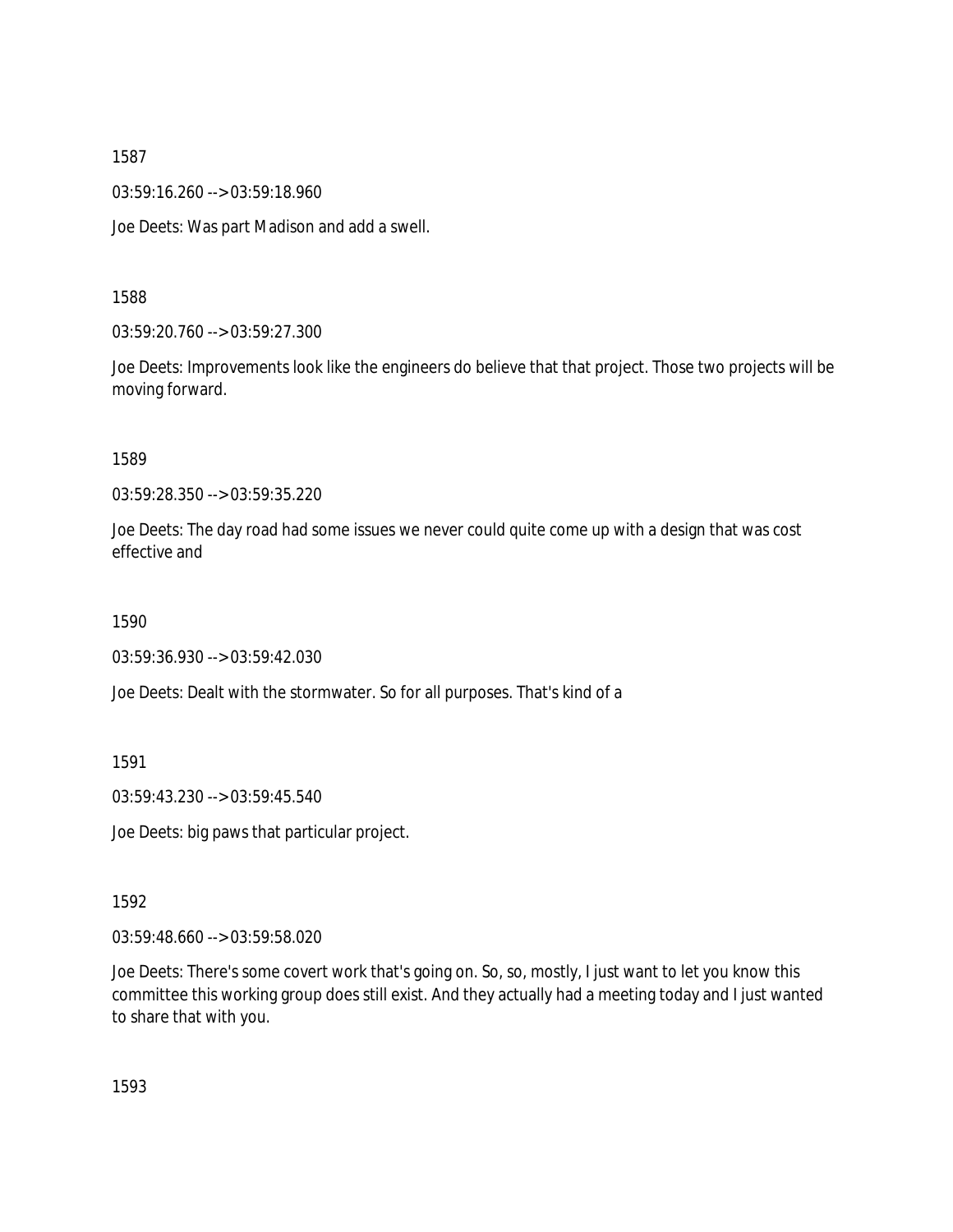1587

03:59:16.260 --> 03:59:18.960

Joe Deets: Was part Madison and add a swell.

1588

03:59:20.760 --> 03:59:27.300

Joe Deets: Improvements look like the engineers do believe that that project. Those two projects will be moving forward.

1589

03:59:28.350 --> 03:59:35.220

Joe Deets: The day road had some issues we never could quite come up with a design that was cost effective and

1590

03:59:36.930 --> 03:59:42.030

Joe Deets: Dealt with the stormwater. So for all purposes. That's kind of a

1591

03:59:43.230 --> 03:59:45.540

Joe Deets: big paws that particular project.

1592

03:59:48.660 --> 03:59:58.020

Joe Deets: There's some covert work that's going on. So, so, mostly, I just want to let you know this committee this working group does still exist. And they actually had a meeting today and I just wanted to share that with you.

1593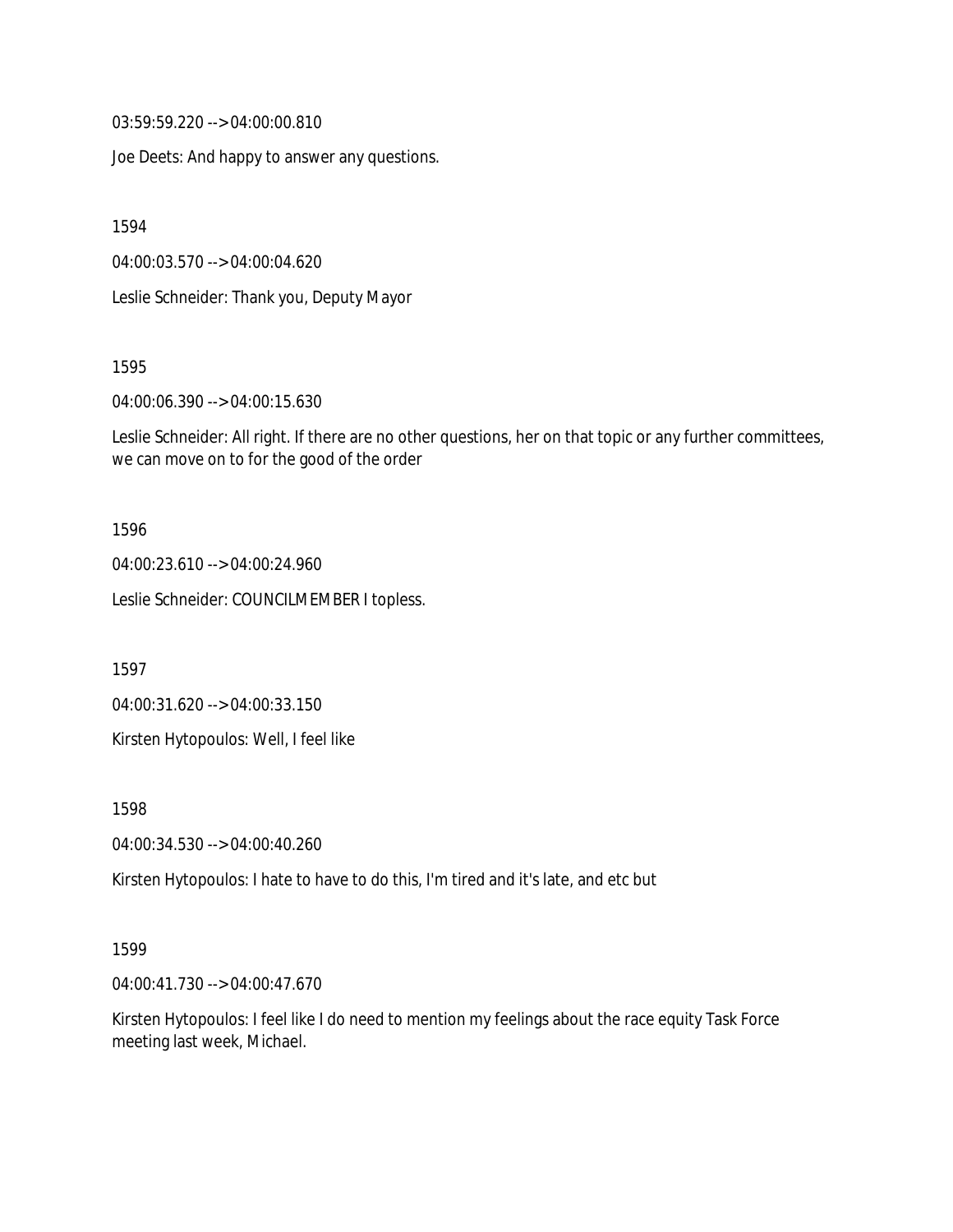03:59:59.220 --> 04:00:00.810

Joe Deets: And happy to answer any questions.

1594

04:00:03.570 --> 04:00:04.620

Leslie Schneider: Thank you, Deputy Mayor

1595

04:00:06.390 --> 04:00:15.630

Leslie Schneider: All right. If there are no other questions, her on that topic or any further committees, we can move on to for the good of the order

1596

04:00:23.610 --> 04:00:24.960

Leslie Schneider: COUNCILMEMBER I topless.

1597

04:00:31.620 --> 04:00:33.150

Kirsten Hytopoulos: Well, I feel like

1598

04:00:34.530 --> 04:00:40.260

Kirsten Hytopoulos: I hate to have to do this, I'm tired and it's late, and etc but

1599

04:00:41.730 --> 04:00:47.670

Kirsten Hytopoulos: I feel like I do need to mention my feelings about the race equity Task Force meeting last week, Michael.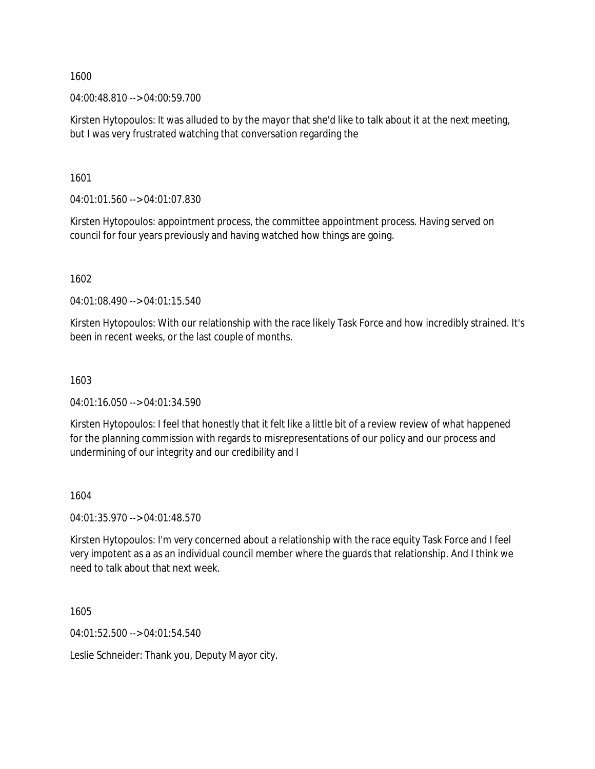1600

04:00:48.810 --> 04:00:59.700

Kirsten Hytopoulos: It was alluded to by the mayor that she'd like to talk about it at the next meeting, but I was very frustrated watching that conversation regarding the

1601

04:01:01.560 --> 04:01:07.830

Kirsten Hytopoulos: appointment process, the committee appointment process. Having served on council for four years previously and having watched how things are going.

1602

04:01:08.490 --> 04:01:15.540

Kirsten Hytopoulos: With our relationship with the race likely Task Force and how incredibly strained. It's been in recent weeks, or the last couple of months.

1603

04:01:16.050 --> 04:01:34.590

Kirsten Hytopoulos: I feel that honestly that it felt like a little bit of a review review of what happened for the planning commission with regards to misrepresentations of our policy and our process and undermining of our integrity and our credibility and I

1604

04:01:35.970 --> 04:01:48.570

Kirsten Hytopoulos: I'm very concerned about a relationship with the race equity Task Force and I feel very impotent as a a as an individual council member where the guards that relationship. And I think we need to talk about that next week.

1605

04:01:52.500 --> 04:01:54.540

Leslie Schneider: Thank you, Deputy Mayor city.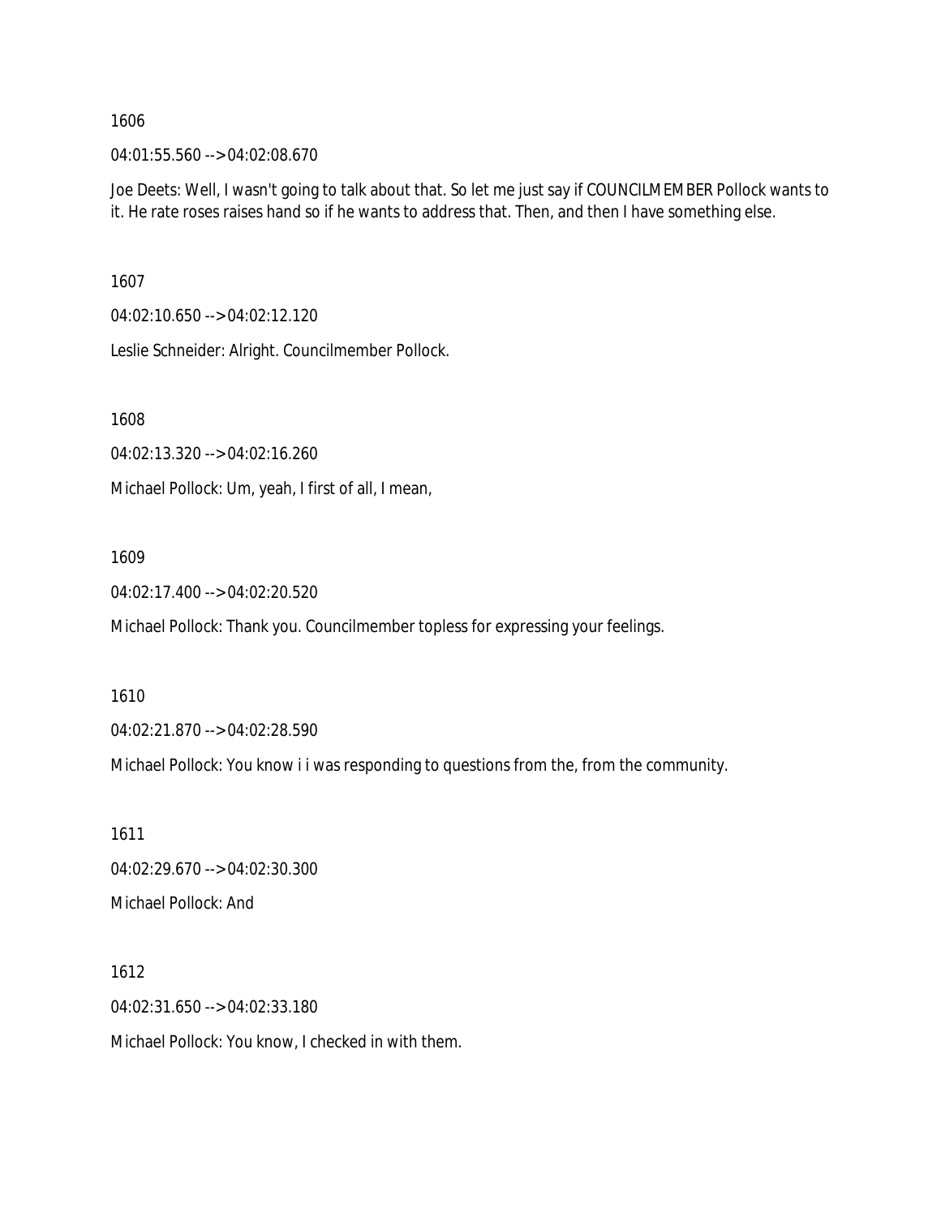1606

04:01:55.560 --> 04:02:08.670

Joe Deets: Well, I wasn't going to talk about that. So let me just say if COUNCILMEMBER Pollock wants to it. He rate roses raises hand so if he wants to address that. Then, and then I have something else.

1607

04:02:10.650 --> 04:02:12.120

Leslie Schneider: Alright. Councilmember Pollock.

1608

04:02:13.320 --> 04:02:16.260

Michael Pollock: Um, yeah, I first of all, I mean,

1609

04:02:17.400 --> 04:02:20.520

Michael Pollock: Thank you. Councilmember topless for expressing your feelings.

1610

04:02:21.870 --> 04:02:28.590

Michael Pollock: You know i i was responding to questions from the, from the community.

1611

04:02:29.670 --> 04:02:30.300

Michael Pollock: And

1612

04:02:31.650 --> 04:02:33.180

Michael Pollock: You know, I checked in with them.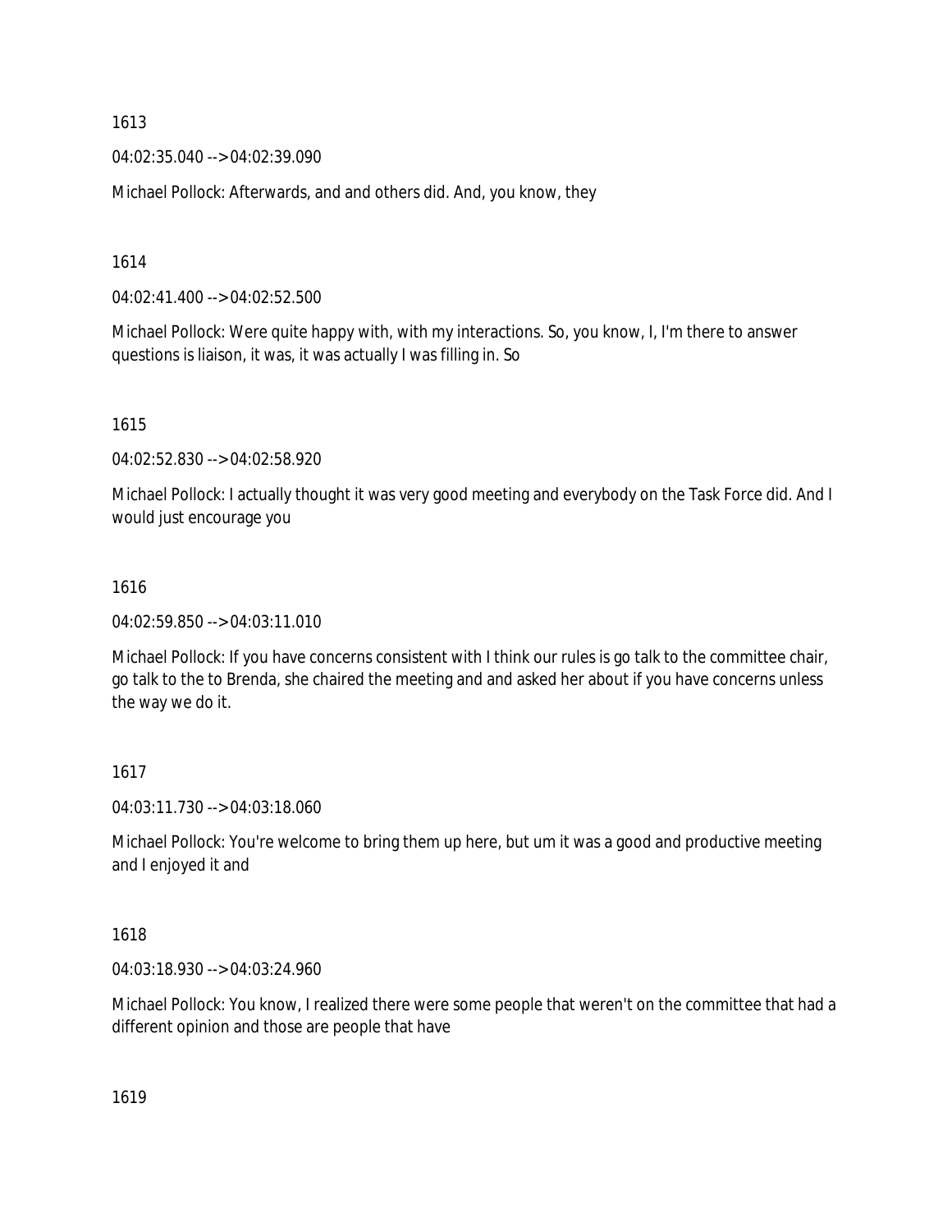1613

04:02:35.040 --> 04:02:39.090

Michael Pollock: Afterwards, and and others did. And, you know, they

1614

04:02:41.400 --> 04:02:52.500

Michael Pollock: Were quite happy with, with my interactions. So, you know, I, I'm there to answer questions is liaison, it was, it was actually I was filling in. So

1615

04:02:52.830 --> 04:02:58.920

Michael Pollock: I actually thought it was very good meeting and everybody on the Task Force did. And I would just encourage you

1616

04:02:59.850 --> 04:03:11.010

Michael Pollock: If you have concerns consistent with I think our rules is go talk to the committee chair, go talk to the to Brenda, she chaired the meeting and and asked her about if you have concerns unless the way we do it.

1617

04:03:11.730 --> 04:03:18.060

Michael Pollock: You're welcome to bring them up here, but um it was a good and productive meeting and I enjoyed it and

1618

04:03:18.930 --> 04:03:24.960

Michael Pollock: You know, I realized there were some people that weren't on the committee that had a different opinion and those are people that have

1619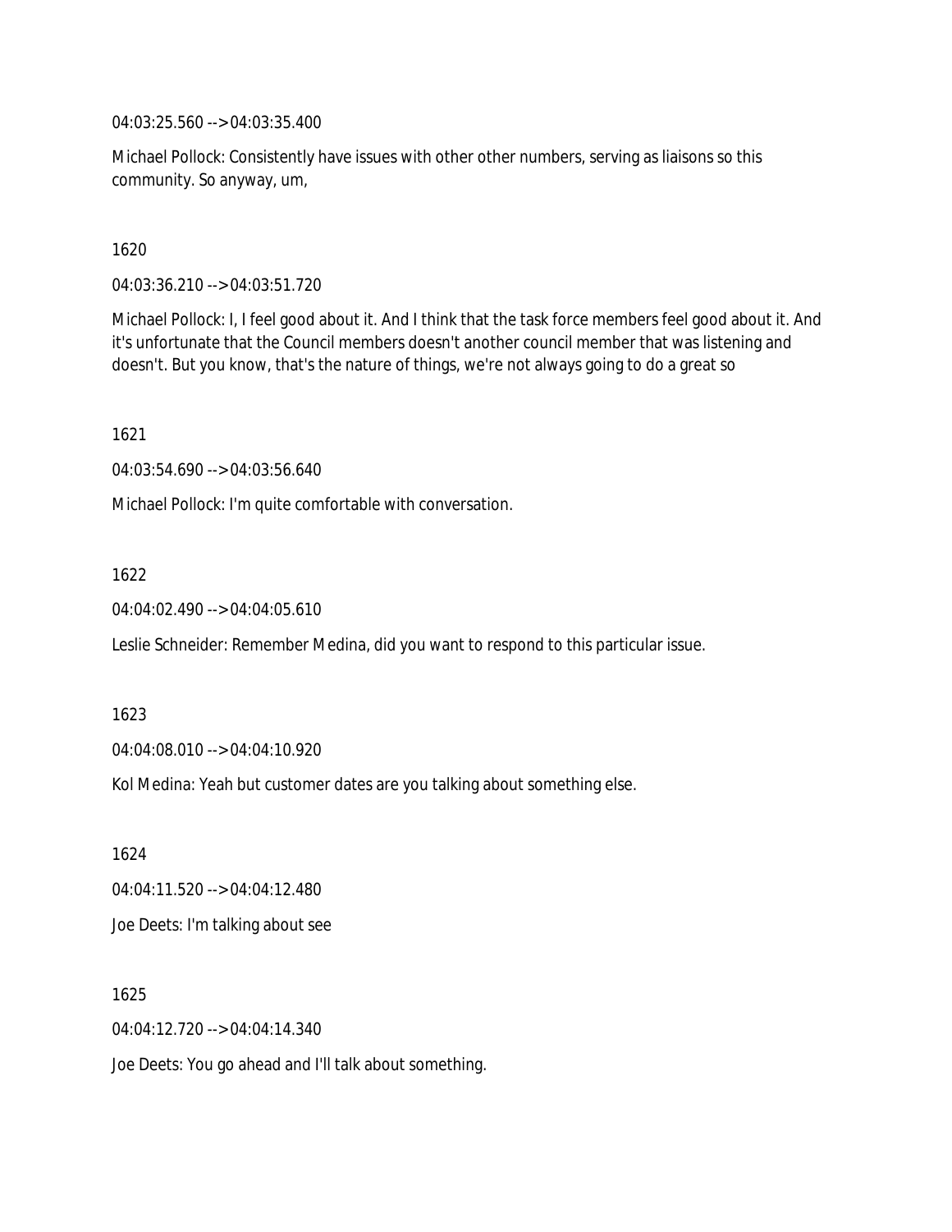04:03:25.560 --> 04:03:35.400

Michael Pollock: Consistently have issues with other other numbers, serving as liaisons so this community. So anyway, um,

1620

04:03:36.210 --> 04:03:51.720

Michael Pollock: I, I feel good about it. And I think that the task force members feel good about it. And it's unfortunate that the Council members doesn't another council member that was listening and doesn't. But you know, that's the nature of things, we're not always going to do a great so

1621

04:03:54.690 --> 04:03:56.640

Michael Pollock: I'm quite comfortable with conversation.

1622

04:04:02.490 --> 04:04:05.610

Leslie Schneider: Remember Medina, did you want to respond to this particular issue.

1623

04:04:08.010 --> 04:04:10.920

Kol Medina: Yeah but customer dates are you talking about something else.

1624

04:04:11.520 --> 04:04:12.480

Joe Deets: I'm talking about see

1625

04:04:12.720 --> 04:04:14.340

Joe Deets: You go ahead and I'll talk about something.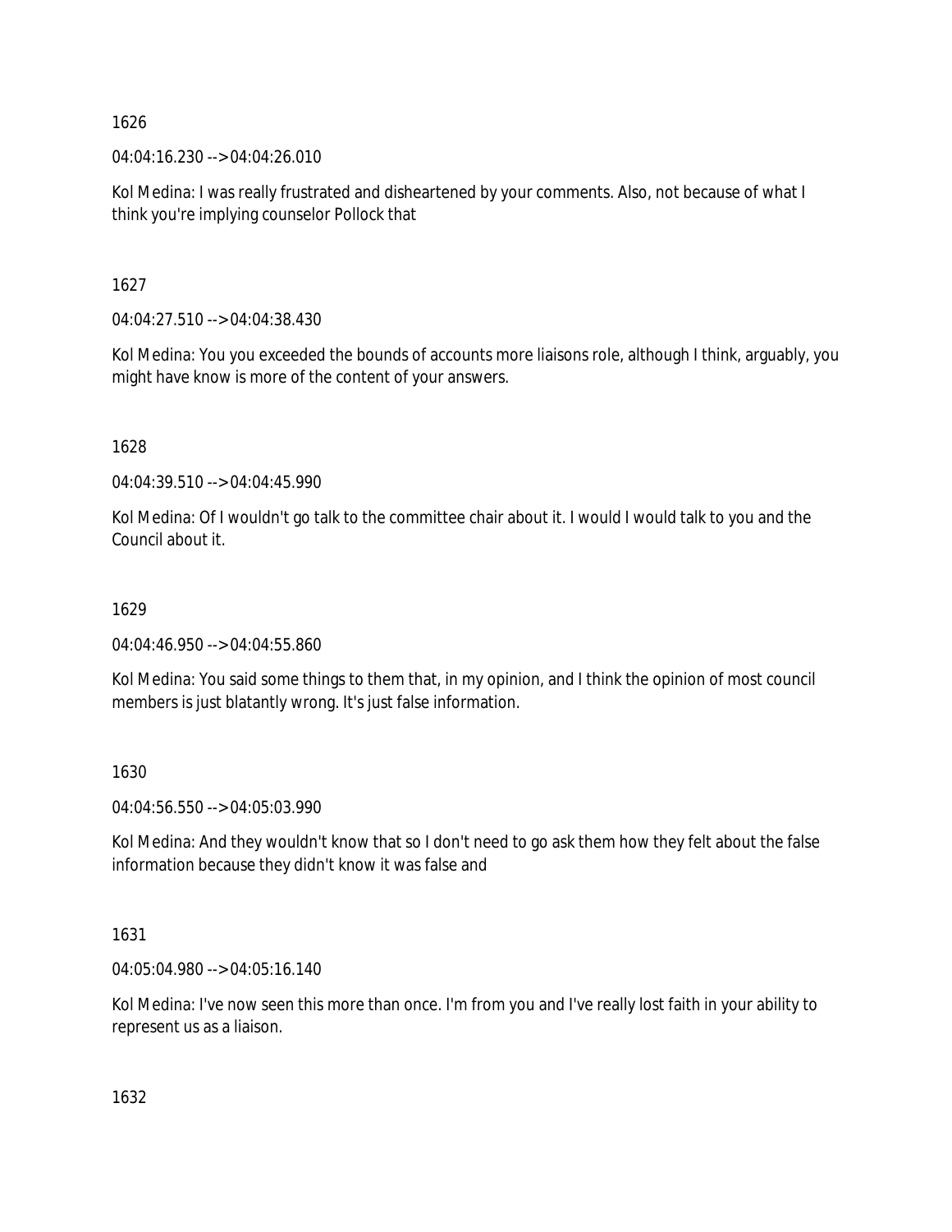1626

04:04:16.230 --> 04:04:26.010

Kol Medina: I was really frustrated and disheartened by your comments. Also, not because of what I think you're implying counselor Pollock that

1627

04:04:27.510 --> 04:04:38.430

Kol Medina: You you exceeded the bounds of accounts more liaisons role, although I think, arguably, you might have know is more of the content of your answers.

1628

04:04:39.510 --> 04:04:45.990

Kol Medina: Of I wouldn't go talk to the committee chair about it. I would I would talk to you and the Council about it.

1629

04:04:46.950 --> 04:04:55.860

Kol Medina: You said some things to them that, in my opinion, and I think the opinion of most council members is just blatantly wrong. It's just false information.

1630

04:04:56.550 --> 04:05:03.990

Kol Medina: And they wouldn't know that so I don't need to go ask them how they felt about the false information because they didn't know it was false and

1631

04:05:04.980 --> 04:05:16.140

Kol Medina: I've now seen this more than once. I'm from you and I've really lost faith in your ability to represent us as a liaison.

1632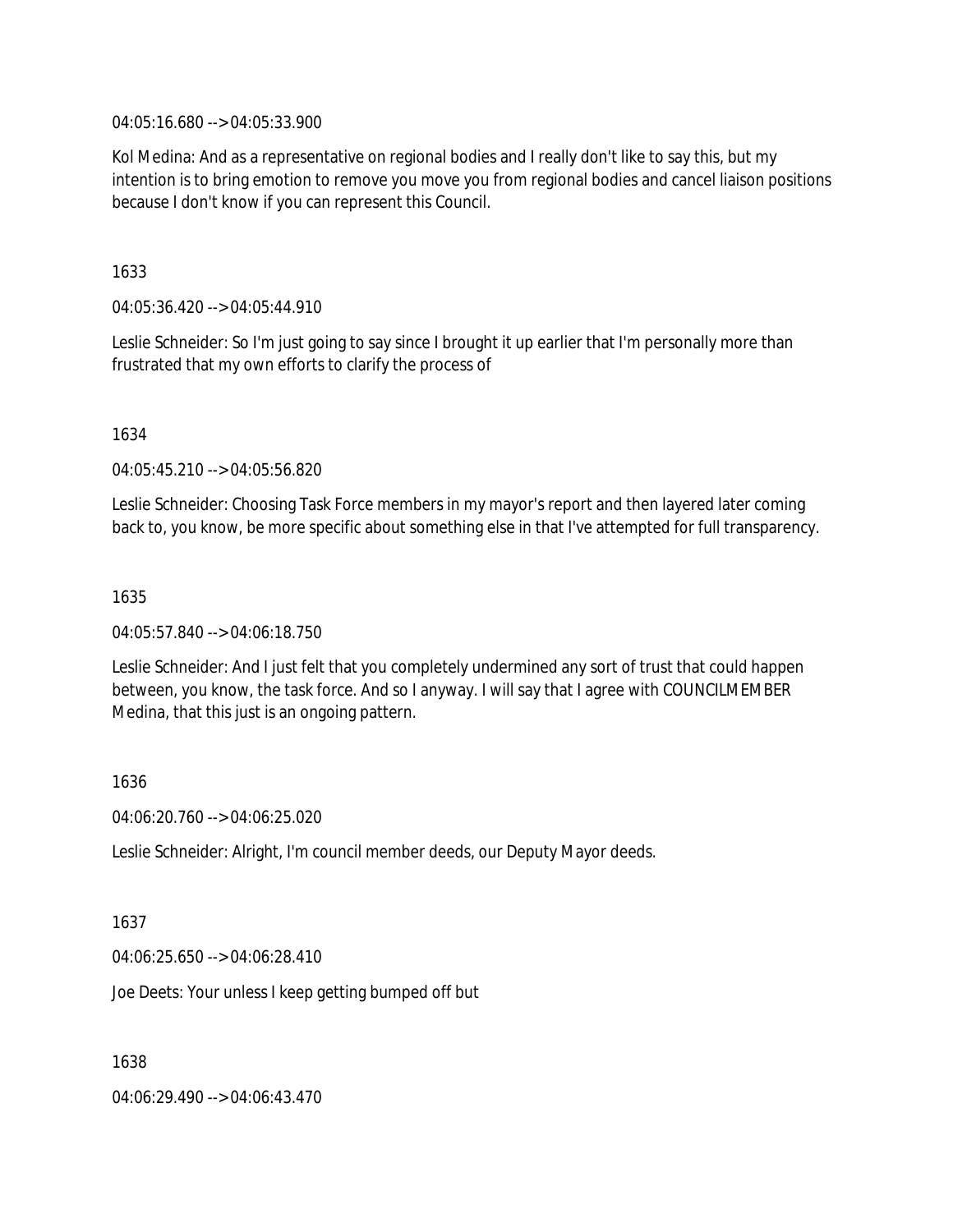04:05:16.680 --> 04:05:33.900

Kol Medina: And as a representative on regional bodies and I really don't like to say this, but my intention is to bring emotion to remove you move you from regional bodies and cancel liaison positions because I don't know if you can represent this Council.

1633

04:05:36.420 --> 04:05:44.910

Leslie Schneider: So I'm just going to say since I brought it up earlier that I'm personally more than frustrated that my own efforts to clarify the process of

1634

04:05:45.210 --> 04:05:56.820

Leslie Schneider: Choosing Task Force members in my mayor's report and then layered later coming back to, you know, be more specific about something else in that I've attempted for full transparency.

1635

04:05:57.840 --> 04:06:18.750

Leslie Schneider: And I just felt that you completely undermined any sort of trust that could happen between, you know, the task force. And so I anyway. I will say that I agree with COUNCILMEMBER Medina, that this just is an ongoing pattern.

1636

04:06:20.760 --> 04:06:25.020

Leslie Schneider: Alright, I'm council member deeds, our Deputy Mayor deeds.

1637

04:06:25.650 --> 04:06:28.410

Joe Deets: Your unless I keep getting bumped off but

1638

04:06:29.490 --> 04:06:43.470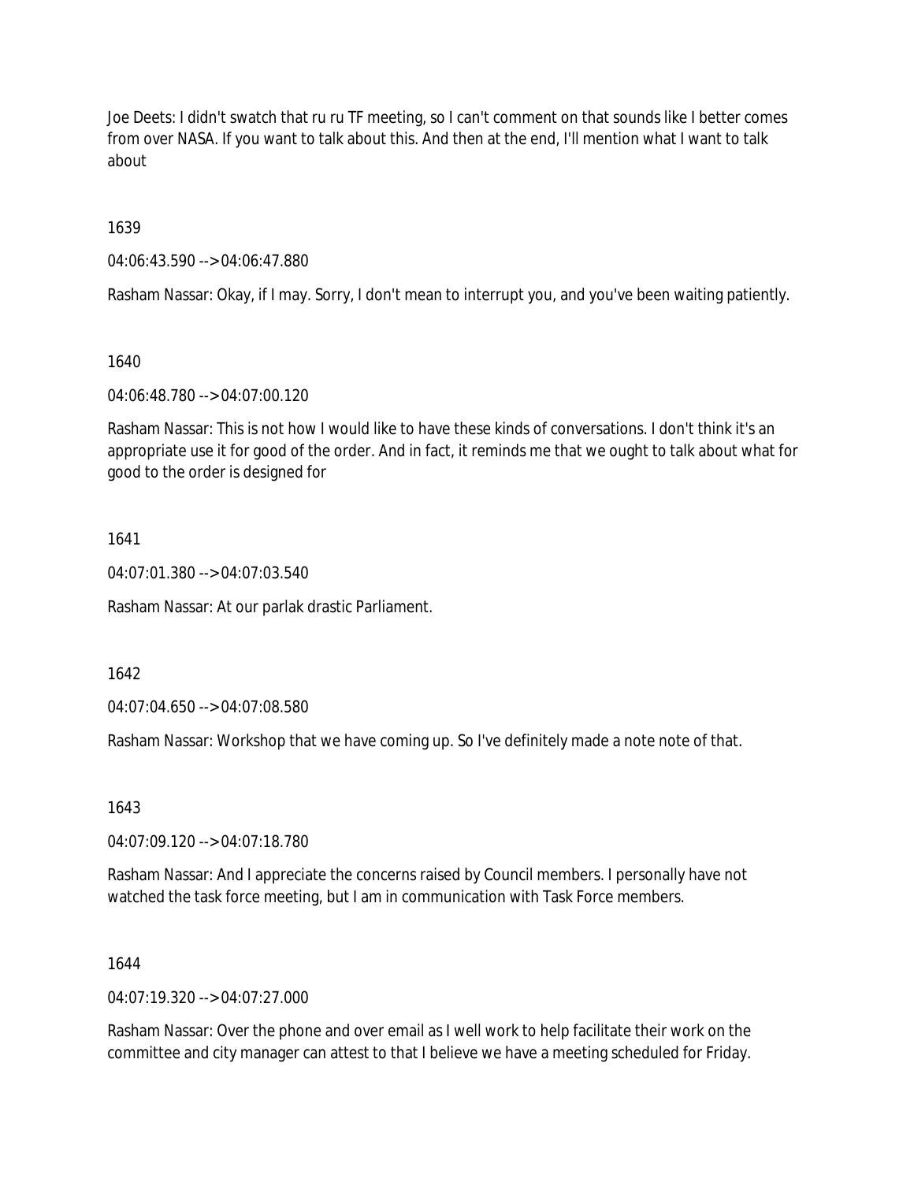Joe Deets: I didn't swatch that ru ru TF meeting, so I can't comment on that sounds like I better comes from over NASA. If you want to talk about this. And then at the end, I'll mention what I want to talk about

1639

04:06:43.590 --> 04:06:47.880

Rasham Nassar: Okay, if I may. Sorry, I don't mean to interrupt you, and you've been waiting patiently.

1640

04:06:48.780 --> 04:07:00.120

Rasham Nassar: This is not how I would like to have these kinds of conversations. I don't think it's an appropriate use it for good of the order. And in fact, it reminds me that we ought to talk about what for good to the order is designed for

1641

04:07:01.380 --> 04:07:03.540

Rasham Nassar: At our parlak drastic Parliament.

1642

04:07:04.650 --> 04:07:08.580

Rasham Nassar: Workshop that we have coming up. So I've definitely made a note note of that.

1643

04:07:09.120 --> 04:07:18.780

Rasham Nassar: And I appreciate the concerns raised by Council members. I personally have not watched the task force meeting, but I am in communication with Task Force members.

1644

04:07:19.320 --> 04:07:27.000

Rasham Nassar: Over the phone and over email as I well work to help facilitate their work on the committee and city manager can attest to that I believe we have a meeting scheduled for Friday.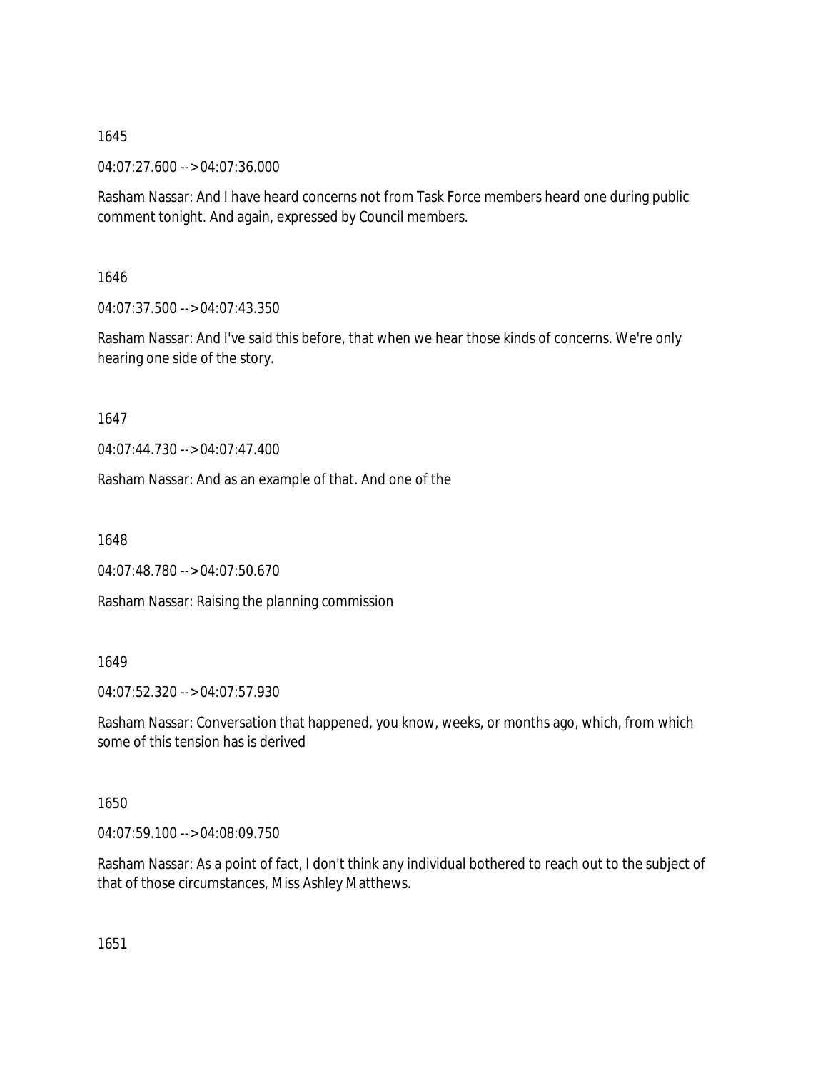1645

04:07:27.600 --> 04:07:36.000

Rasham Nassar: And I have heard concerns not from Task Force members heard one during public comment tonight. And again, expressed by Council members.

1646

04:07:37.500 --> 04:07:43.350

Rasham Nassar: And I've said this before, that when we hear those kinds of concerns. We're only hearing one side of the story.

1647

04:07:44.730 --> 04:07:47.400

Rasham Nassar: And as an example of that. And one of the

1648

04:07:48.780 --> 04:07:50.670

Rasham Nassar: Raising the planning commission

1649

04:07:52.320 --> 04:07:57.930

Rasham Nassar: Conversation that happened, you know, weeks, or months ago, which, from which some of this tension has is derived

1650

04:07:59.100 --> 04:08:09.750

Rasham Nassar: As a point of fact, I don't think any individual bothered to reach out to the subject of that of those circumstances, Miss Ashley Matthews.

1651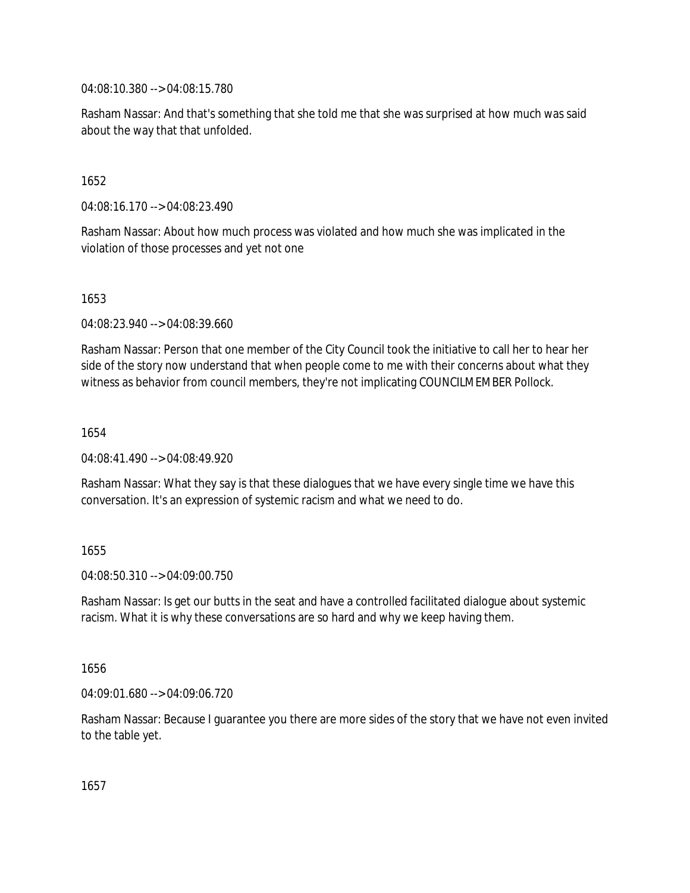04:08:10.380 --> 04:08:15.780

Rasham Nassar: And that's something that she told me that she was surprised at how much was said about the way that that unfolded.

1652

04:08:16.170 --> 04:08:23.490

Rasham Nassar: About how much process was violated and how much she was implicated in the violation of those processes and yet not one

1653

04:08:23.940 --> 04:08:39.660

Rasham Nassar: Person that one member of the City Council took the initiative to call her to hear her side of the story now understand that when people come to me with their concerns about what they witness as behavior from council members, they're not implicating COUNCILMEMBER Pollock.

1654

04:08:41.490 --> 04:08:49.920

Rasham Nassar: What they say is that these dialogues that we have every single time we have this conversation. It's an expression of systemic racism and what we need to do.

1655

04:08:50.310 --> 04:09:00.750

Rasham Nassar: Is get our butts in the seat and have a controlled facilitated dialogue about systemic racism. What it is why these conversations are so hard and why we keep having them.

1656

04:09:01.680 --> 04:09:06.720

Rasham Nassar: Because I guarantee you there are more sides of the story that we have not even invited to the table yet.

1657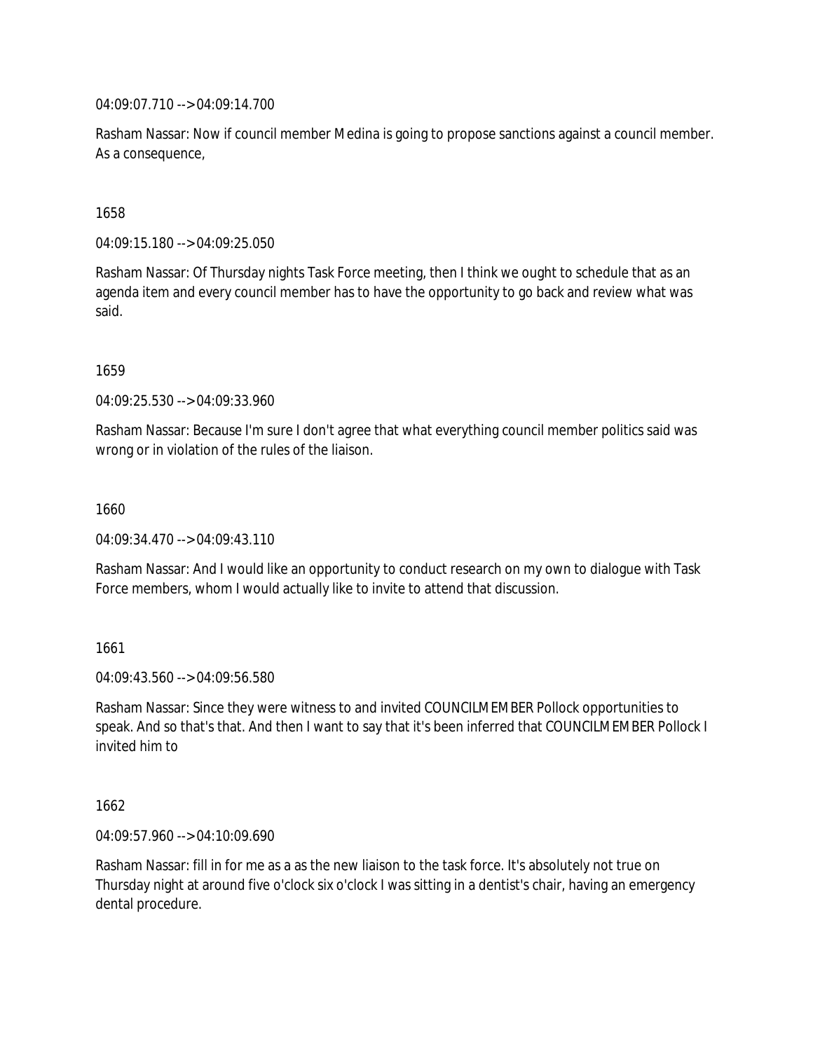04:09:07.710 --> 04:09:14.700

Rasham Nassar: Now if council member Medina is going to propose sanctions against a council member. As a consequence,

1658

04:09:15.180 --> 04:09:25.050

Rasham Nassar: Of Thursday nights Task Force meeting, then I think we ought to schedule that as an agenda item and every council member has to have the opportunity to go back and review what was said.

1659

04:09:25.530 --> 04:09:33.960

Rasham Nassar: Because I'm sure I don't agree that what everything council member politics said was wrong or in violation of the rules of the liaison.

1660

04:09:34.470 --> 04:09:43.110

Rasham Nassar: And I would like an opportunity to conduct research on my own to dialogue with Task Force members, whom I would actually like to invite to attend that discussion.

1661

04:09:43.560 --> 04:09:56.580

Rasham Nassar: Since they were witness to and invited COUNCILMEMBER Pollock opportunities to speak. And so that's that. And then I want to say that it's been inferred that COUNCILMEMBER Pollock I invited him to

1662

04:09:57.960 --> 04:10:09.690

Rasham Nassar: fill in for me as a as the new liaison to the task force. It's absolutely not true on Thursday night at around five o'clock six o'clock I was sitting in a dentist's chair, having an emergency dental procedure.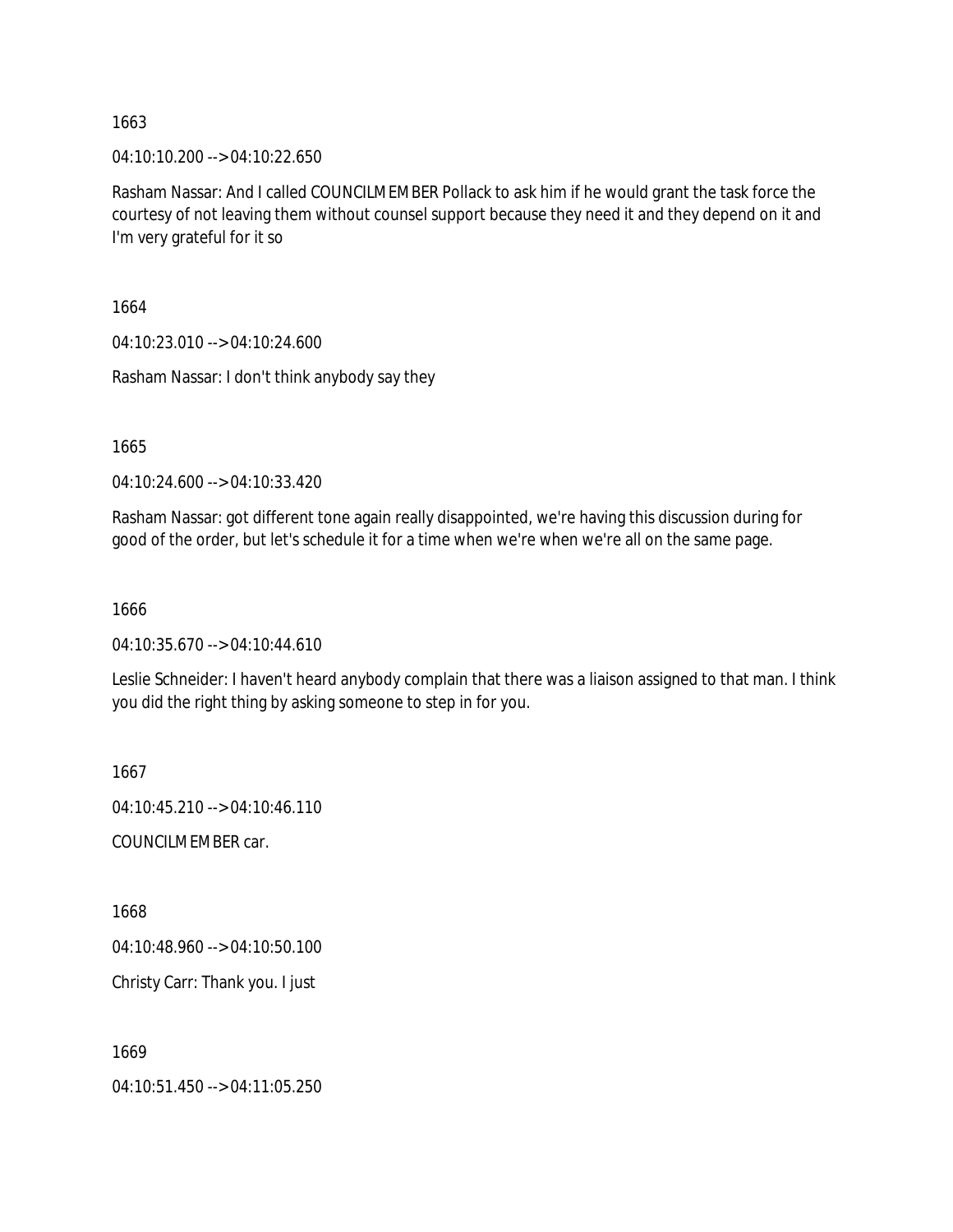1663

04:10:10.200 --> 04:10:22.650

Rasham Nassar: And I called COUNCILMEMBER Pollack to ask him if he would grant the task force the courtesy of not leaving them without counsel support because they need it and they depend on it and I'm very grateful for it so

1664

04:10:23.010 --> 04:10:24.600

Rasham Nassar: I don't think anybody say they

1665

04:10:24.600 --> 04:10:33.420

Rasham Nassar: got different tone again really disappointed, we're having this discussion during for good of the order, but let's schedule it for a time when we're when we're all on the same page.

1666

04:10:35.670 --> 04:10:44.610

Leslie Schneider: I haven't heard anybody complain that there was a liaison assigned to that man. I think you did the right thing by asking someone to step in for you.

1667

04:10:45.210 --> 04:10:46.110

COUNCILMEMBER car.

1668

04:10:48.960 --> 04:10:50.100

Christy Carr: Thank you. I just

1669

04:10:51.450 --> 04:11:05.250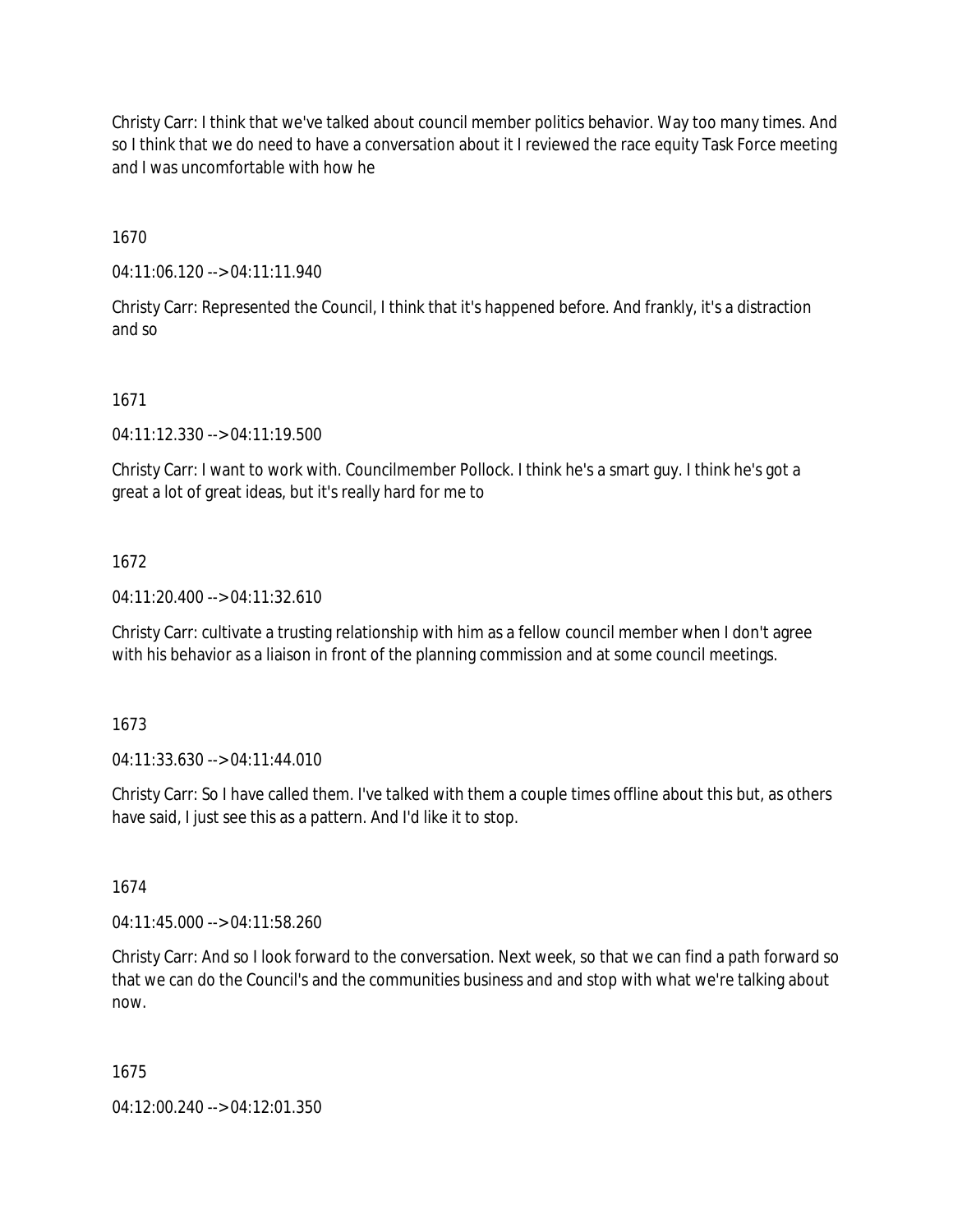Christy Carr: I think that we've talked about council member politics behavior. Way too many times. And so I think that we do need to have a conversation about it I reviewed the race equity Task Force meeting and I was uncomfortable with how he

1670

04:11:06.120 --> 04:11:11.940

Christy Carr: Represented the Council, I think that it's happened before. And frankly, it's a distraction and so

1671

04:11:12.330 --> 04:11:19.500

Christy Carr: I want to work with. Councilmember Pollock. I think he's a smart guy. I think he's got a great a lot of great ideas, but it's really hard for me to

1672

04:11:20.400 --> 04:11:32.610

Christy Carr: cultivate a trusting relationship with him as a fellow council member when I don't agree with his behavior as a liaison in front of the planning commission and at some council meetings.

1673

04:11:33.630 --> 04:11:44.010

Christy Carr: So I have called them. I've talked with them a couple times offline about this but, as others have said, I just see this as a pattern. And I'd like it to stop.

1674

04:11:45.000 --> 04:11:58.260

Christy Carr: And so I look forward to the conversation. Next week, so that we can find a path forward so that we can do the Council's and the communities business and and stop with what we're talking about now.

1675

04:12:00.240 --> 04:12:01.350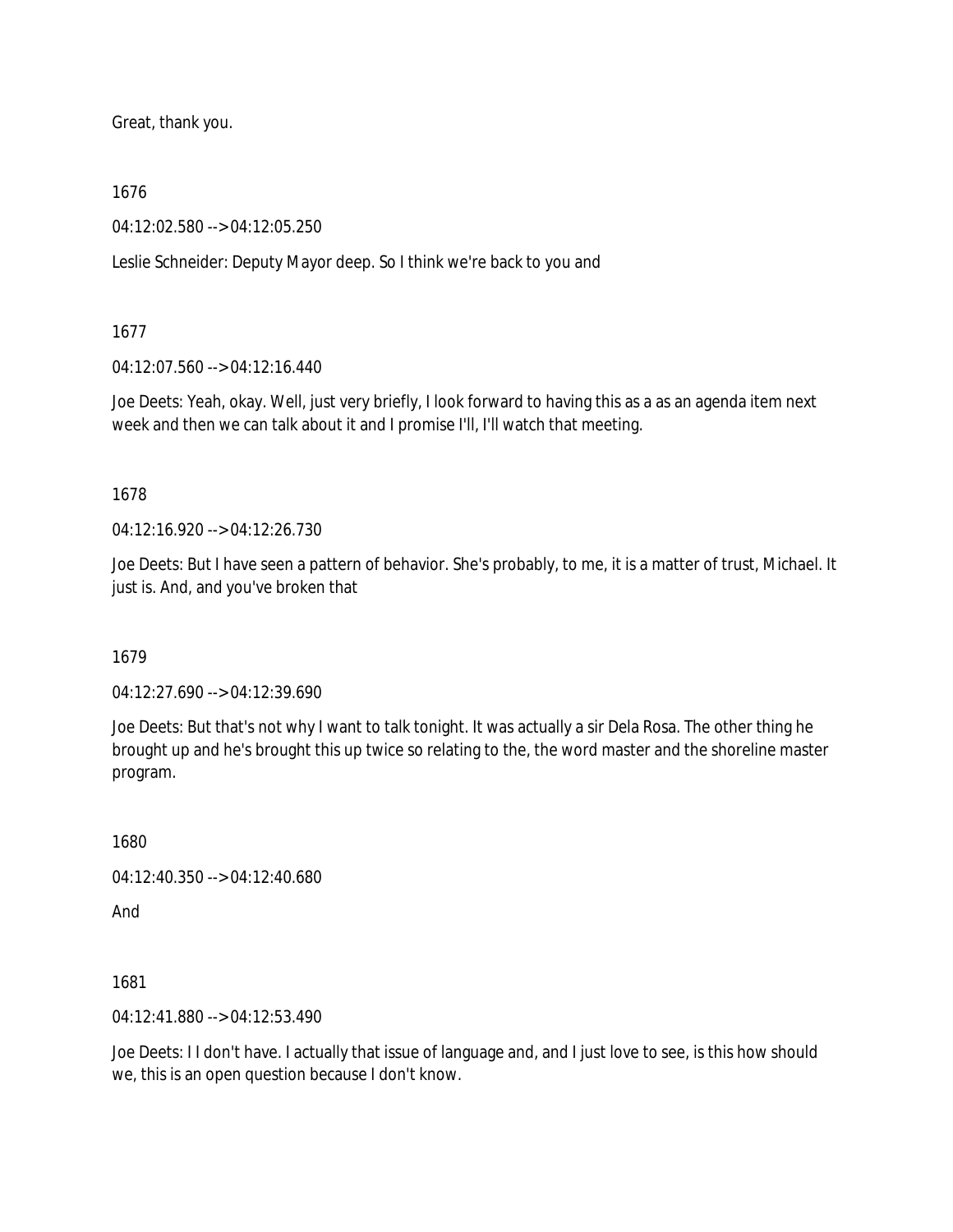Great, thank you.

1676

04:12:02.580 --> 04:12:05.250

Leslie Schneider: Deputy Mayor deep. So I think we're back to you and

1677

04:12:07.560 --> 04:12:16.440

Joe Deets: Yeah, okay. Well, just very briefly, I look forward to having this as a as an agenda item next week and then we can talk about it and I promise I'll, I'll watch that meeting.

1678

04:12:16.920 --> 04:12:26.730

Joe Deets: But I have seen a pattern of behavior. She's probably, to me, it is a matter of trust, Michael. It just is. And, and you've broken that

1679

04:12:27.690 --> 04:12:39.690

Joe Deets: But that's not why I want to talk tonight. It was actually a sir Dela Rosa. The other thing he brought up and he's brought this up twice so relating to the, the word master and the shoreline master program.

1680

04:12:40.350 --> 04:12:40.680

And

1681

04:12:41.880 --> 04:12:53.490

Joe Deets: I I don't have. I actually that issue of language and, and I just love to see, is this how should we, this is an open question because I don't know.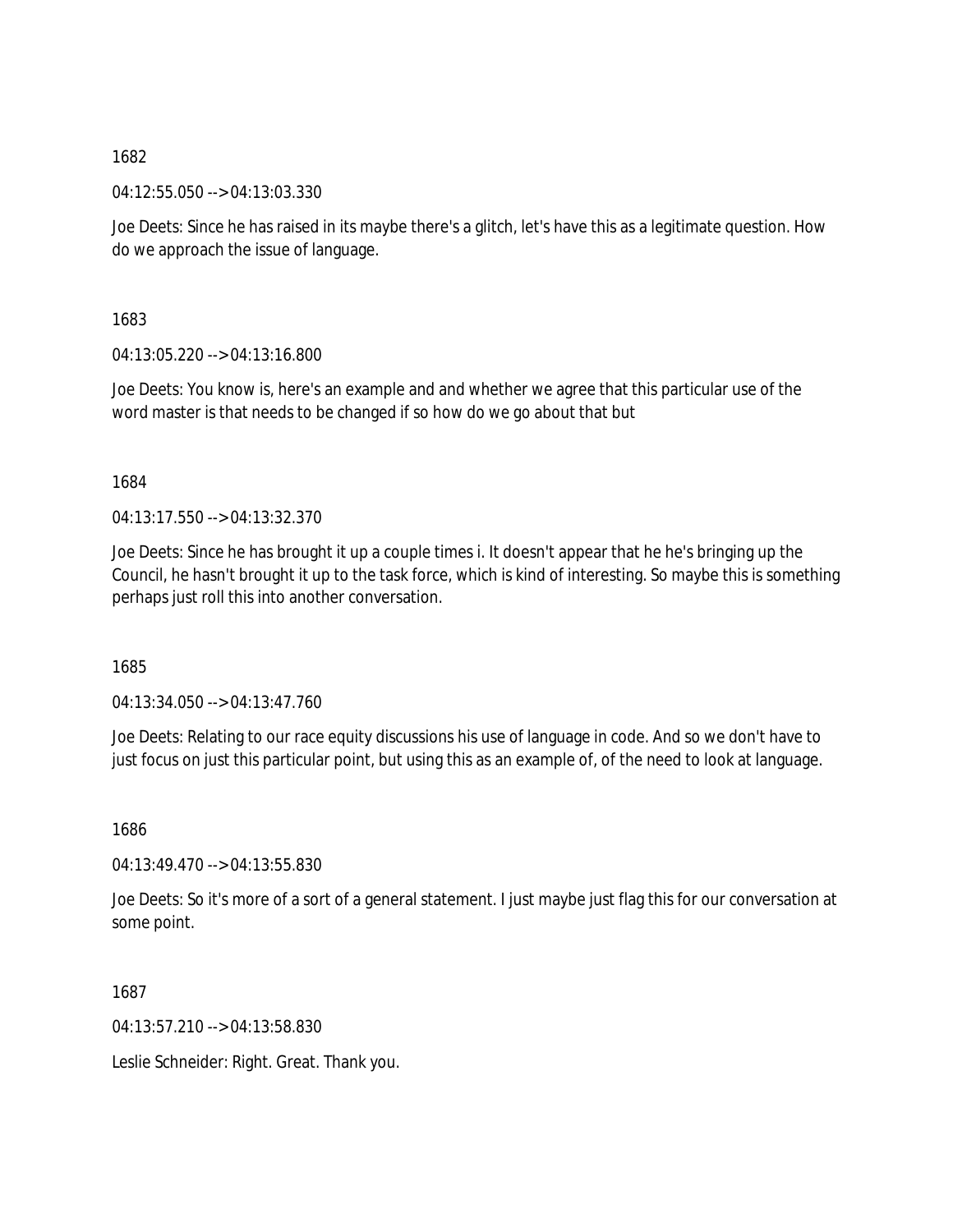1682

04:12:55.050 --> 04:13:03.330

Joe Deets: Since he has raised in its maybe there's a glitch, let's have this as a legitimate question. How do we approach the issue of language.

1683

04:13:05.220 --> 04:13:16.800

Joe Deets: You know is, here's an example and and whether we agree that this particular use of the word master is that needs to be changed if so how do we go about that but

1684

04:13:17.550 --> 04:13:32.370

Joe Deets: Since he has brought it up a couple times i. It doesn't appear that he he's bringing up the Council, he hasn't brought it up to the task force, which is kind of interesting. So maybe this is something perhaps just roll this into another conversation.

1685

04:13:34.050 --> 04:13:47.760

Joe Deets: Relating to our race equity discussions his use of language in code. And so we don't have to just focus on just this particular point, but using this as an example of, of the need to look at language.

1686

04:13:49.470 --> 04:13:55.830

Joe Deets: So it's more of a sort of a general statement. I just maybe just flag this for our conversation at some point.

1687

04:13:57.210 --> 04:13:58.830

Leslie Schneider: Right. Great. Thank you.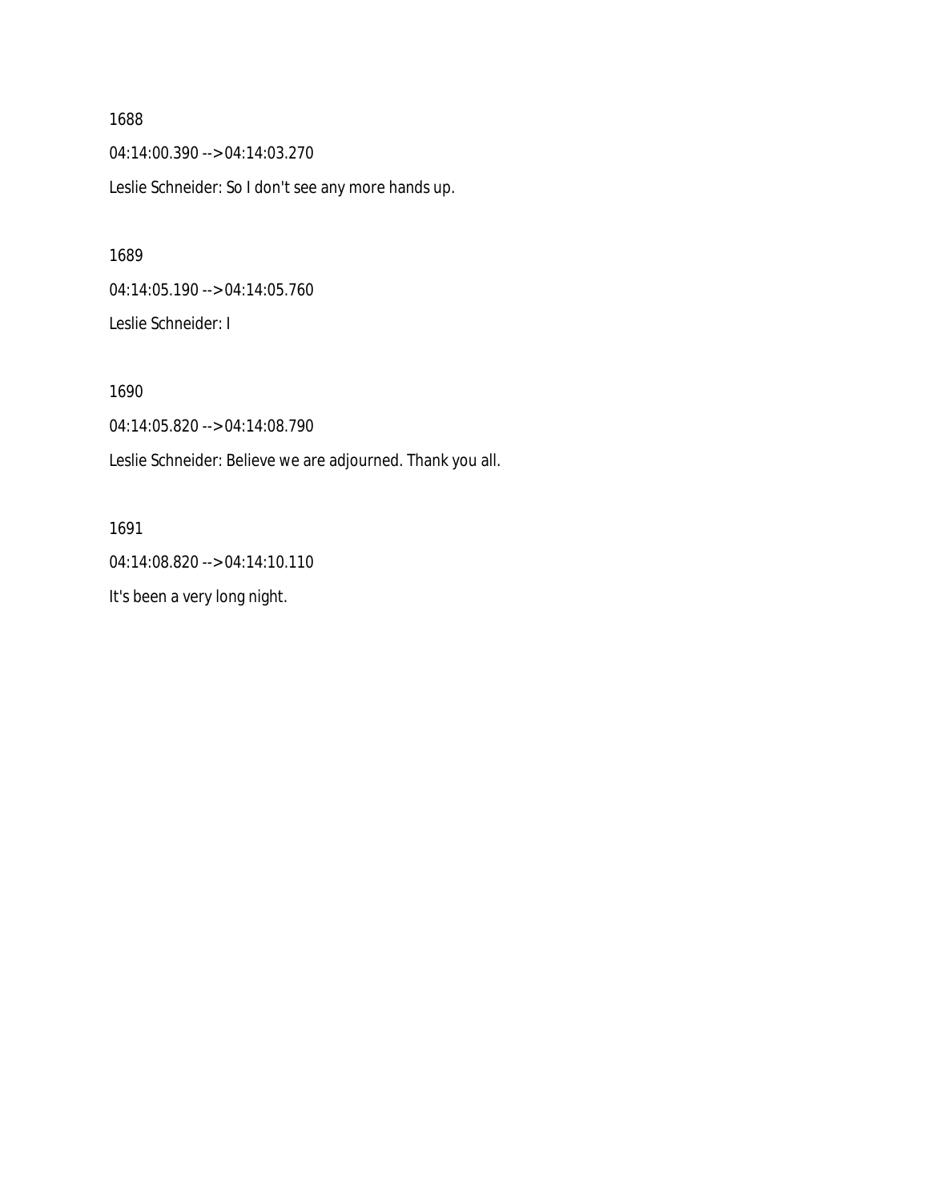1688

04:14:00.390 --> 04:14:03.270

Leslie Schneider: So I don't see any more hands up.

1689

04:14:05.190 --> 04:14:05.760

Leslie Schneider: I

1690

04:14:05.820 --> 04:14:08.790

Leslie Schneider: Believe we are adjourned. Thank you all.

1691

04:14:08.820 --> 04:14:10.110

It's been a very long night.